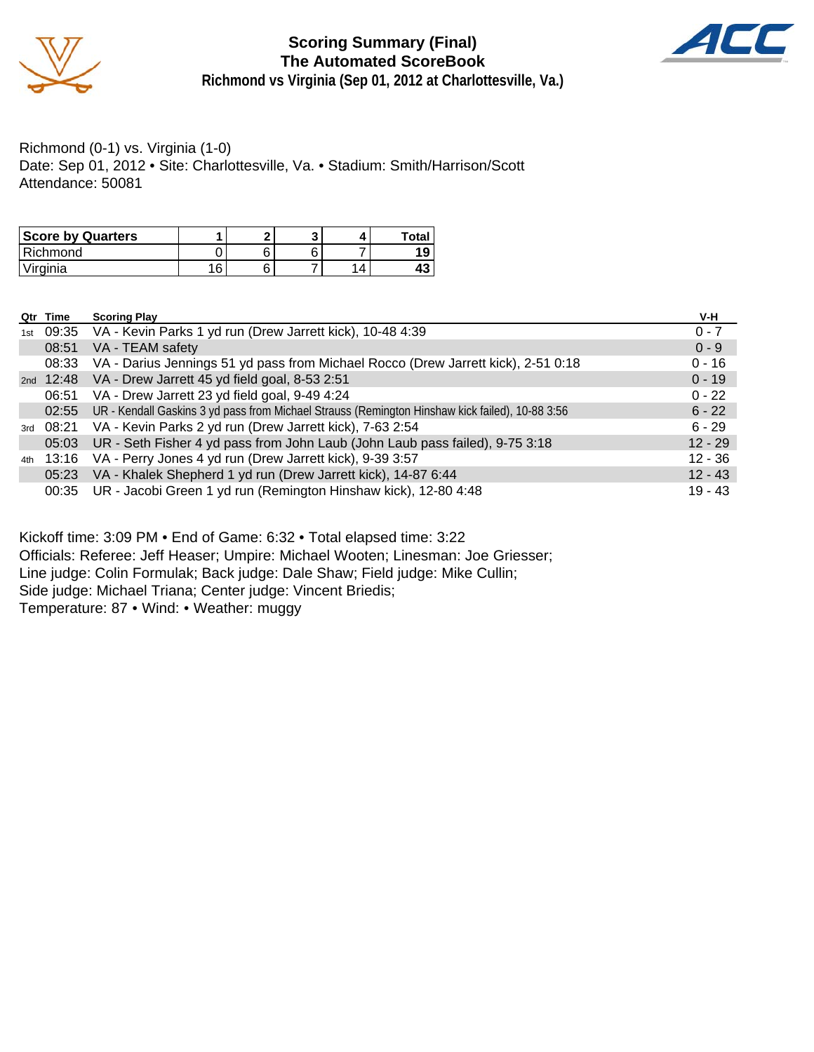# Scoring Summary (Final)
## The Automated ScoreBook
### Richmond vs Virginia (Sep 01, 2012 at Charlottesville, Va.)

Richmond (0-1) vs. Virginia (1-0)
Date: Sep 01, 2012 • Site: Charlottesville, Va. • Stadium: Smith/Harrison/Scott
Attendance: 50081

| Score by Quarters | 1 | 2 | 3 | 4 | Total |
|---|---|---|---|---|---|
| Richmond | 0 | 6 | 6 | 7 | 19 |
| Virginia | 16 | 6 | 7 | 14 | 43 |

| Qtr | Time | Scoring Play | V-H |
|---|---|---|---|
| 1st | 09:35 | VA - Kevin Parks 1 yd run (Drew Jarrett kick), 10-48 4:39 | 0 - 7 |
| | 08:51 | VA - TEAM safety | 0 - 9 |
| | 08:33 | VA - Darius Jennings 51 yd pass from Michael Rocco (Drew Jarrett kick), 2-51 0:18 | 0 - 16 |
| 2nd | 12:48 | VA - Drew Jarrett 45 yd field goal, 8-53 2:51 | 0 - 19 |
| | 06:51 | VA - Drew Jarrett 23 yd field goal, 9-49 4:24 | 0 - 22 |
| | 02:55 | UR - Kendall Gaskins 3 yd pass from Michael Strauss (Remington Hinshaw kick failed), 10-88 3:56 | 6 - 22 |
| 3rd | 08:21 | VA - Kevin Parks 2 yd run (Drew Jarrett kick), 7-63 2:54 | 6 - 29 |
| | 05:03 | UR - Seth Fisher 4 yd pass from John Laub (John Laub pass failed), 9-75 3:18 | 12 - 29 |
| 4th | 13:16 | VA - Perry Jones 4 yd run (Drew Jarrett kick), 9-39 3:57 | 12 - 36 |
| | 05:23 | VA - Khalek Shepherd 1 yd run (Drew Jarrett kick), 14-87 6:44 | 12 - 43 |
| | 00:35 | UR - Jacobi Green 1 yd run (Remington Hinshaw kick), 12-80 4:48 | 19 - 43 |

Kickoff time: 3:09 PM • End of Game: 6:32 • Total elapsed time: 3:22
Officials: Referee: Jeff Heaser; Umpire: Michael Wooten; Linesman: Joe Griesser;
Line judge: Colin Formulak; Back judge: Dale Shaw; Field judge: Mike Cullin;
Side judge: Michael Triana; Center judge: Vincent Briedis;
Temperature: 87 • Wind: • Weather: muggy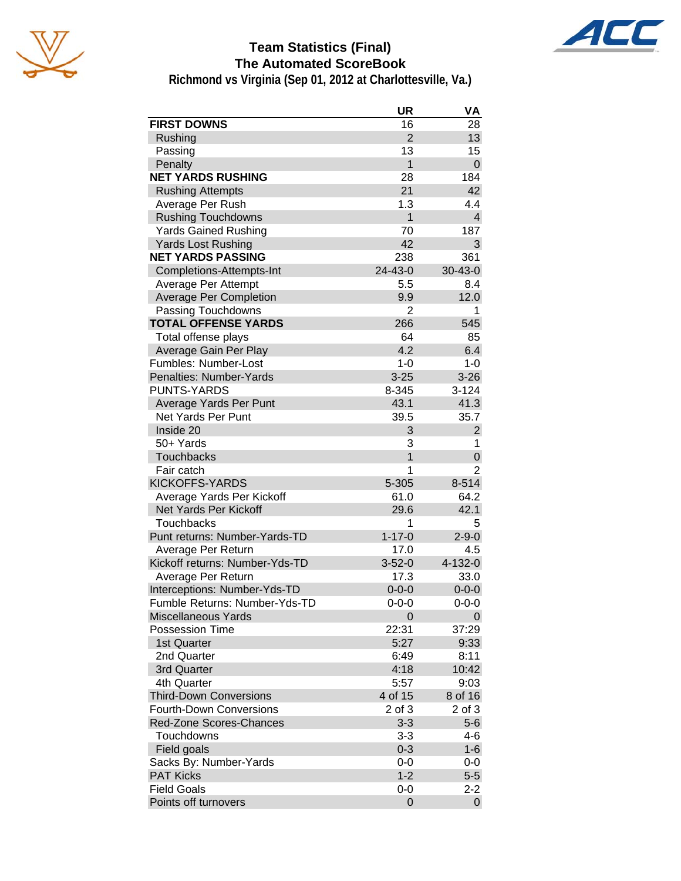# Team Statistics (Final)
## The Automated ScoreBook
### Richmond vs Virginia (Sep 01, 2012 at Charlottesville, Va.)

| | UR | VA |
|---|---|---|
| **FIRST DOWNS** | 16 | 28 |
| Rushing | 2 | 13 |
| Passing | 13 | 15 |
| Penalty | 1 | 0 |
| **NET YARDS RUSHING** | 28 | 184 |
| Rushing Attempts | 21 | 42 |
| Average Per Rush | 1.3 | 4.4 |
| Rushing Touchdowns | 1 | 4 |
| Yards Gained Rushing | 70 | 187 |
| Yards Lost Rushing | 42 | 3 |
| **NET YARDS PASSING** | 238 | 361 |
| Completions-Attempts-Int | 24-43-0 | 30-43-0 |
| Average Per Attempt | 5.5 | 8.4 |
| Average Per Completion | 9.9 | 12.0 |
| Passing Touchdowns | 2 | 1 |
| **TOTAL OFFENSE YARDS** | 266 | 545 |
| Total offense plays | 64 | 85 |
| Average Gain Per Play | 4.2 | 6.4 |
| Fumbles: Number-Lost | 1-0 | 1-0 |
| Penalties: Number-Yards | 3-25 | 3-26 |
| PUNTS-YARDS | 8-345 | 3-124 |
| Average Yards Per Punt | 43.1 | 41.3 |
| Net Yards Per Punt | 39.5 | 35.7 |
| Inside 20 | 3 | 2 |
| 50+ Yards | 3 | 1 |
| Touchbacks | 1 | 0 |
| Fair catch | 1 | 2 |
| KICKOFFS-YARDS | 5-305 | 8-514 |
| Average Yards Per Kickoff | 61.0 | 64.2 |
| Net Yards Per Kickoff | 29.6 | 42.1 |
| Touchbacks | 1 | 5 |
| Punt returns: Number-Yards-TD | 1-17-0 | 2-9-0 |
| Average Per Return | 17.0 | 4.5 |
| Kickoff returns: Number-Yds-TD | 3-52-0 | 4-132-0 |
| Average Per Return | 17.3 | 33.0 |
| Interceptions: Number-Yds-TD | 0-0-0 | 0-0-0 |
| Fumble Returns: Number-Yds-TD | 0-0-0 | 0-0-0 |
| Miscellaneous Yards | 0 | 0 |
| Possession Time | 22:31 | 37:29 |
| 1st Quarter | 5:27 | 9:33 |
| 2nd Quarter | 6:49 | 8:11 |
| 3rd Quarter | 4:18 | 10:42 |
| 4th Quarter | 5:57 | 9:03 |
| Third-Down Conversions | 4 of 15 | 8 of 16 |
| Fourth-Down Conversions | 2 of 3 | 2 of 3 |
| Red-Zone Scores-Chances | 3-3 | 5-6 |
| Touchdowns | 3-3 | 4-6 |
| Field goals | 0-3 | 1-6 |
| Sacks By: Number-Yards | 0-0 | 0-0 |
| PAT Kicks | 1-2 | 5-5 |
| Field Goals | 0-0 | 2-2 |
| Points off turnovers | 0 | 0 |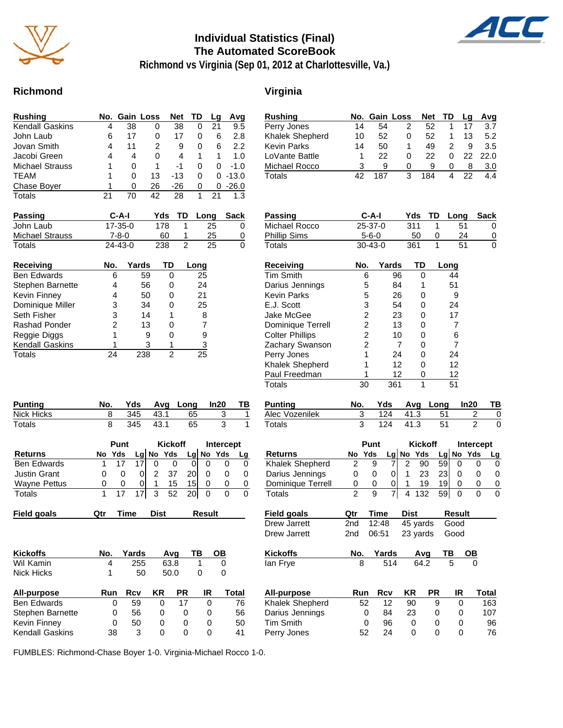# Individual Statistics (Final)
## The Automated ScoreBook
### Richmond vs Virginia (Sep 01, 2012 at Charlottesville, Va.)

## Richmond

| Rushing | No. | Gain | Loss | Net | TD | Lg | Avg |
|---|---|---|---|---|---|---|---|
| Kendall Gaskins | 4 | 38 | 0 | 38 | 0 | 21 | 9.5 |
| John Laub | 6 | 17 | 0 | 17 | 0 | 6 | 2.8 |
| Jovan Smith | 4 | 11 | 2 | 9 | 0 | 6 | 2.2 |
| Jacobi Green | 4 | 4 | 0 | 4 | 1 | 1 | 1.0 |
| Michael Strauss | 1 | 0 | 1 | -1 | 0 | 0 | -1.0 |
| TEAM | 1 | 0 | 13 | -13 | 0 | 0 | -13.0 |
| Chase Boyer | 1 | 0 | 26 | -26 | 0 | 0 | -26.0 |
| Totals | 21 | 70 | 42 | 28 | 1 | 21 | 1.3 |

| Passing | C-A-I | Yds | TD | Long | Sack |
|---|---|---|---|---|---|
| John Laub | 17-35-0 | 178 | 1 | 25 | 0 |
| Michael Strauss | 7-8-0 | 60 | 1 | 25 | 0 |
| Totals | 24-43-0 | 238 | 2 | 25 | 0 |

| Receiving | No. | Yards | TD | Long |
|---|---|---|---|---|
| Ben Edwards | 6 | 59 | 0 | 25 |
| Stephen Barnette | 4 | 56 | 0 | 24 |
| Kevin Finney | 4 | 50 | 0 | 21 |
| Dominique Miller | 3 | 34 | 0 | 25 |
| Seth Fisher | 3 | 14 | 1 | 8 |
| Rashad Ponder | 2 | 13 | 0 | 7 |
| Reggie Diggs | 1 | 9 | 0 | 9 |
| Kendall Gaskins | 1 | 3 | 1 | 3 |
| Totals | 24 | 238 | 2 | 25 |

| Punting | No. | Yds | Avg | Long | In20 | TB |
|---|---|---|---|---|---|---|
| Nick Hicks | 8 | 345 | 43.1 | 65 | 3 | 1 |
| Totals | 8 | 345 | 43.1 | 65 | 3 | 1 |

| | Punt | | | Kickoff | | | Intercept | | |
|---|---|---|---|---|---|---|---|---|---|
| Returns | No | Yds | Lg | No | Yds | Lg | No | Yds | Lg |
| Ben Edwards | 1 | 17 | 17 | 0 | 0 | 0 | 0 | 0 | 0 |
| Justin Grant | 0 | 0 | 0 | 2 | 37 | 20 | 0 | 0 | 0 |
| Wayne Pettus | 0 | 0 | 0 | 1 | 15 | 15 | 0 | 0 | 0 |
| Totals | 1 | 17 | 17 | 3 | 52 | 20 | 0 | 0 | 0 |

| Field goals | Qtr | Time | Dist | Result |
|---|---|---|---|---|

| Kickoffs | No. | Yards | Avg | TB | OB |
|---|---|---|---|---|---|
| Wil Kamin | 4 | 255 | 63.8 | 1 | 0 |
| Nick Hicks | 1 | 50 | 50.0 | 0 | 0 |

| All-purpose | Run | Rcv | KR | PR | IR | Total |
|---|---|---|---|---|---|---|
| Ben Edwards | 0 | 59 | 0 | 17 | 0 | 76 |
| Stephen Barnette | 0 | 56 | 0 | 0 | 0 | 56 |
| Kevin Finney | 0 | 50 | 0 | 0 | 0 | 50 |
| Kendall Gaskins | 38 | 3 | 0 | 0 | 0 | 41 |

## Virginia

| Rushing | No. | Gain | Loss | Net | TD | Lg | Avg |
|---|---|---|---|---|---|---|---|
| Perry Jones | 14 | 54 | 2 | 52 | 1 | 17 | 3.7 |
| Khalek Shepherd | 10 | 52 | 0 | 52 | 1 | 13 | 5.2 |
| Kevin Parks | 14 | 50 | 1 | 49 | 2 | 9 | 3.5 |
| LoVante Battle | 1 | 22 | 0 | 22 | 0 | 22 | 22.0 |
| Michael Rocco | 3 | 9 | 0 | 9 | 0 | 8 | 3.0 |
| Totals | 42 | 187 | 3 | 184 | 4 | 22 | 4.4 |

| Passing | C-A-I | Yds | TD | Long | Sack |
|---|---|---|---|---|---|
| Michael Rocco | 25-37-0 | 311 | 1 | 51 | 0 |
| Phillip Sims | 5-6-0 | 50 | 0 | 24 | 0 |
| Totals | 30-43-0 | 361 | 1 | 51 | 0 |

| Receiving | No. | Yards | TD | Long |
|---|---|---|---|---|
| Tim Smith | 6 | 96 | 0 | 44 |
| Darius Jennings | 5 | 84 | 1 | 51 |
| Kevin Parks | 5 | 26 | 0 | 9 |
| E.J. Scott | 3 | 54 | 0 | 24 |
| Jake McGee | 2 | 23 | 0 | 17 |
| Dominique Terrell | 2 | 13 | 0 | 7 |
| Colter Phillips | 2 | 10 | 0 | 6 |
| Zachary Swanson | 2 | 7 | 0 | 7 |
| Perry Jones | 1 | 24 | 0 | 24 |
| Khalek Shepherd | 1 | 12 | 0 | 12 |
| Paul Freedman | 1 | 12 | 0 | 12 |
| Totals | 30 | 361 | 1 | 51 |

| Punting | No. | Yds | Avg | Long | In20 | TB |
|---|---|---|---|---|---|---|
| Alec Vozenilek | 3 | 124 | 41.3 | 51 | 2 | 0 |
| Totals | 3 | 124 | 41.3 | 51 | 2 | 0 |

| | Punt | | | Kickoff | | | Intercept | | |
|---|---|---|---|---|---|---|---|---|---|
| Returns | No | Yds | Lg | No | Yds | Lg | No | Yds | Lg |
| Khalek Shepherd | 2 | 9 | 7 | 2 | 90 | 59 | 0 | 0 | 0 |
| Darius Jennings | 0 | 0 | 0 | 1 | 23 | 23 | 0 | 0 | 0 |
| Dominique Terrell | 0 | 0 | 0 | 1 | 19 | 19 | 0 | 0 | 0 |
| Totals | 2 | 9 | 7 | 4 | 132 | 59 | 0 | 0 | 0 |

| Field goals | Qtr | Time | Dist | Result |
|---|---|---|---|---|
| Drew Jarrett | 2nd | 12:48 | 45 yards | Good |
| Drew Jarrett | 2nd | 06:51 | 23 yards | Good |

| Kickoffs | No. | Yards | Avg | TB | OB |
|---|---|---|---|---|---|
| Ian Frye | 8 | 514 | 64.2 | 5 | 0 |

| All-purpose | Run | Rcv | KR | PR | IR | Total |
|---|---|---|---|---|---|---|
| Khalek Shepherd | 52 | 12 | 90 | 9 | 0 | 163 |
| Darius Jennings | 0 | 84 | 23 | 0 | 0 | 107 |
| Tim Smith | 0 | 96 | 0 | 0 | 0 | 96 |
| Perry Jones | 52 | 24 | 0 | 0 | 0 | 76 |

FUMBLES: Richmond-Chase Boyer 1-0. Virginia-Michael Rocco 1-0.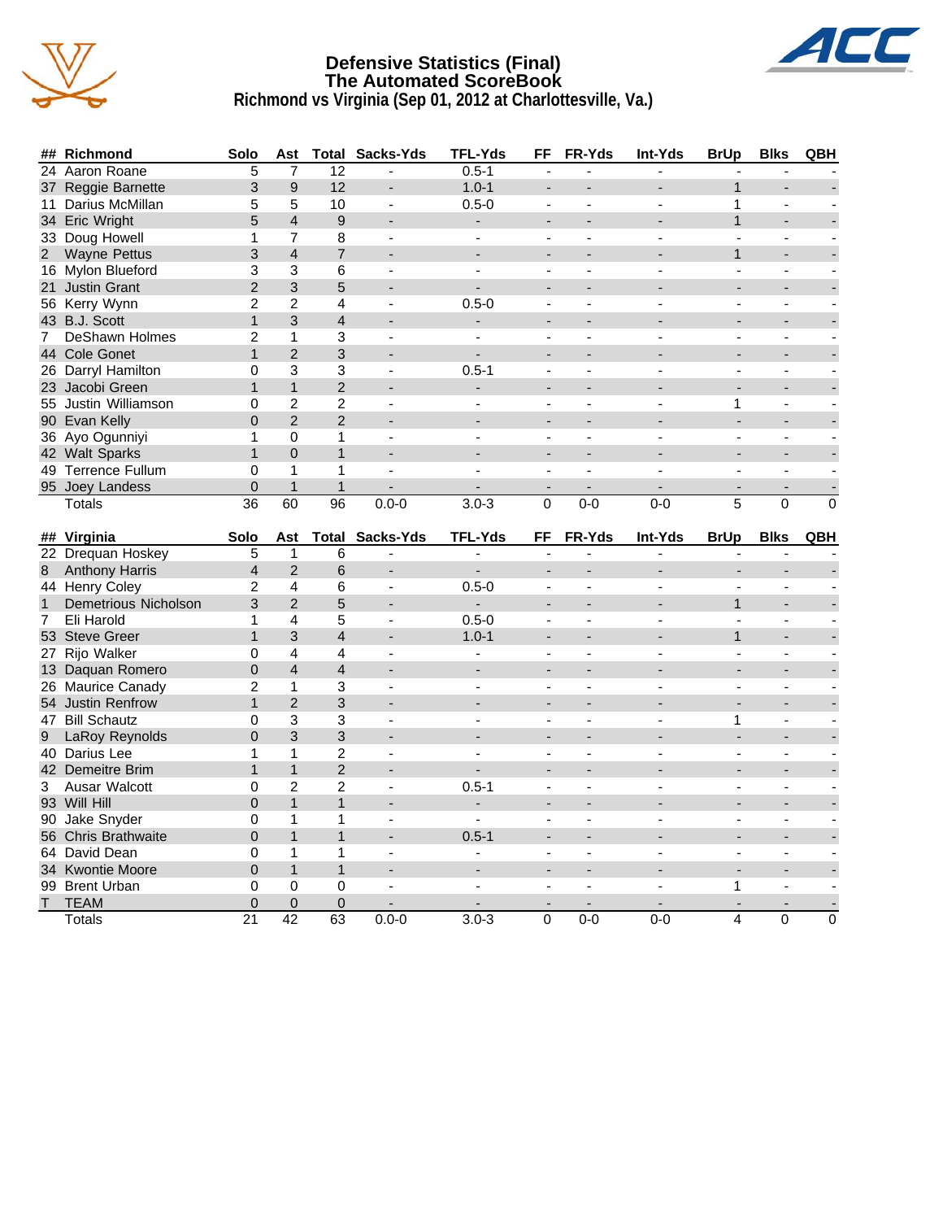# Defensive Statistics (Final)
## The Automated ScoreBook
### Richmond vs Virginia (Sep 01, 2012 at Charlottesville, Va.)

| ## | Richmond | Solo | Ast | Total | Sacks-Yds | TFL-Yds | FF | FR-Yds | Int-Yds | BrUp | Blks | QBH |
|---|---|---|---|---|---|---|---|---|---|---|---|---|
| 24 | Aaron Roane | 5 | 7 | 12 | - | 0.5-1 | - | - | - | - | - | - |
| 37 | Reggie Barnette | 3 | 9 | 12 | - | 1.0-1 | - | - | - | 1 | - | - |
| 11 | Darius McMillan | 5 | 5 | 10 | - | 0.5-0 | - | - | - | 1 | - | - |
| 34 | Eric Wright | 5 | 4 | 9 | - | - | - | - | - | 1 | - | - |
| 33 | Doug Howell | 1 | 7 | 8 | - | - | - | - | - | - | - | - |
| 2 | Wayne Pettus | 3 | 4 | 7 | - | - | - | - | - | 1 | - | - |
| 16 | Mylon Blueford | 3 | 3 | 6 | - | - | - | - | - | - | - | - |
| 21 | Justin Grant | 2 | 3 | 5 | - | - | - | - | - | - | - | - |
| 56 | Kerry Wynn | 2 | 2 | 4 | - | 0.5-0 | - | - | - | - | - | - |
| 43 | B.J. Scott | 1 | 3 | 4 | - | - | - | - | - | - | - | - |
| 7 | DeShawn Holmes | 2 | 1 | 3 | - | - | - | - | - | - | - | - |
| 44 | Cole Gonet | 1 | 2 | 3 | - | - | - | - | - | - | - | - |
| 26 | Darryl Hamilton | 0 | 3 | 3 | - | 0.5-1 | - | - | - | - | - | - |
| 23 | Jacobi Green | 1 | 1 | 2 | - | - | - | - | - | - | - | - |
| 55 | Justin Williamson | 0 | 2 | 2 | - | - | - | - | - | 1 | - | - |
| 90 | Evan Kelly | 0 | 2 | 2 | - | - | - | - | - | - | - | - |
| 36 | Ayo Ogunniyi | 1 | 0 | 1 | - | - | - | - | - | - | - | - |
| 42 | Walt Sparks | 1 | 0 | 1 | - | - | - | - | - | - | - | - |
| 49 | Terrence Fullum | 0 | 1 | 1 | - | - | - | - | - | - | - | - |
| 95 | Joey Landess | 0 | 1 | 1 | - | - | - | - | - | - | - | - |
| | Totals | 36 | 60 | 96 | 0.0-0 | 3.0-3 | 0 | 0-0 | 0-0 | 5 | 0 | 0 |

| ## | Virginia | Solo | Ast | Total | Sacks-Yds | TFL-Yds | FF | FR-Yds | Int-Yds | BrUp | Blks | QBH |
|---|---|---|---|---|---|---|---|---|---|---|---|---|
| 22 | Drequan Hoskey | 5 | 1 | 6 | - | - | - | - | - | - | - | - |
| 8 | Anthony Harris | 4 | 2 | 6 | - | - | - | - | - | - | - | - |
| 44 | Henry Coley | 2 | 4 | 6 | - | 0.5-0 | - | - | - | - | - | - |
| 1 | Demetrious Nicholson | 3 | 2 | 5 | - | - | - | - | - | 1 | - | - |
| 7 | Eli Harold | 1 | 4 | 5 | - | 0.5-0 | - | - | - | - | - | - |
| 53 | Steve Greer | 1 | 3 | 4 | - | 1.0-1 | - | - | - | 1 | - | - |
| 27 | Rijo Walker | 0 | 4 | 4 | - | - | - | - | - | - | - | - |
| 13 | Daquan Romero | 0 | 4 | 4 | - | - | - | - | - | - | - | - |
| 26 | Maurice Canady | 2 | 1 | 3 | - | - | - | - | - | - | - | - |
| 54 | Justin Renfrow | 1 | 2 | 3 | - | - | - | - | - | - | - | - |
| 47 | Bill Schautz | 0 | 3 | 3 | - | - | - | - | - | 1 | - | - |
| 9 | LaRoy Reynolds | 0 | 3 | 3 | - | - | - | - | - | - | - | - |
| 40 | Darius Lee | 1 | 1 | 2 | - | - | - | - | - | - | - | - |
| 42 | Demeitre Brim | 1 | 1 | 2 | - | - | - | - | - | - | - | - |
| 3 | Ausar Walcott | 0 | 2 | 2 | - | 0.5-1 | - | - | - | - | - | - |
| 93 | Will Hill | 0 | 1 | 1 | - | - | - | - | - | - | - | - |
| 90 | Jake Snyder | 0 | 1 | 1 | - | - | - | - | - | - | - | - |
| 56 | Chris Brathwaite | 0 | 1 | 1 | - | 0.5-1 | - | - | - | - | - | - |
| 64 | David Dean | 0 | 1 | 1 | - | - | - | - | - | - | - | - |
| 34 | Kwontie Moore | 0 | 1 | 1 | - | - | - | - | - | - | - | - |
| 99 | Brent Urban | 0 | 0 | 0 | - | - | - | - | - | 1 | - | - |
| T | TEAM | 0 | 0 | 0 | - | - | - | - | - | - | - | - |
| | Totals | 21 | 42 | 63 | 0.0-0 | 3.0-3 | 0 | 0-0 | 0-0 | 4 | 0 | 0 |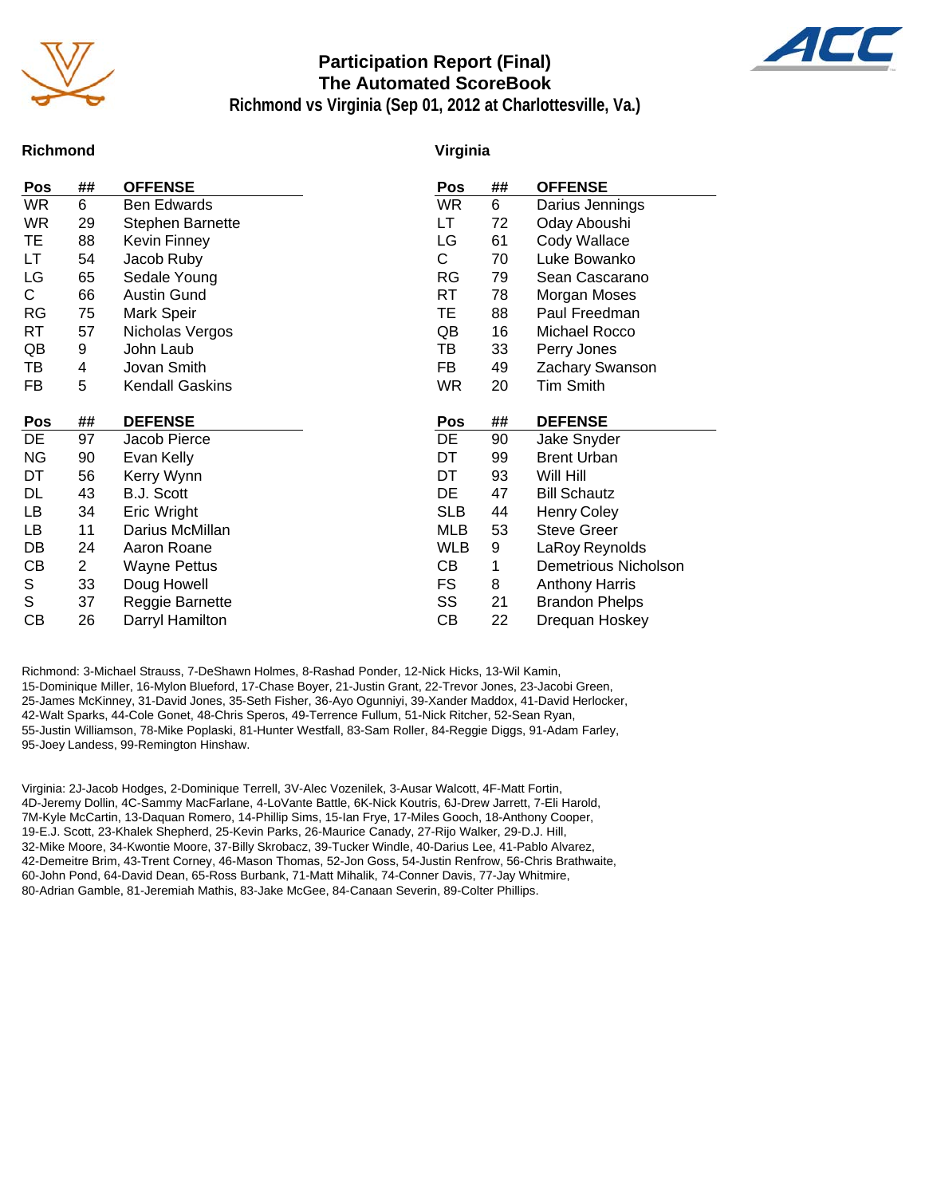# Participation Report (Final)
## The Automated ScoreBook
### Richmond vs Virginia (Sep 01, 2012 at Charlottesville, Va.)

**Richmond**

| Pos | ## | OFFENSE |
|---|---|---|
| WR | 6 | Ben Edwards |
| WR | 29 | Stephen Barnette |
| TE | 88 | Kevin Finney |
| LT | 54 | Jacob Ruby |
| LG | 65 | Sedale Young |
| C | 66 | Austin Gund |
| RG | 75 | Mark Speir |
| RT | 57 | Nicholas Vergos |
| QB | 9 | John Laub |
| TB | 4 | Jovan Smith |
| FB | 5 | Kendall Gaskins |

| Pos | ## | DEFENSE |
|---|---|---|
| DE | 97 | Jacob Pierce |
| NG | 90 | Evan Kelly |
| DT | 56 | Kerry Wynn |
| DL | 43 | B.J. Scott |
| LB | 34 | Eric Wright |
| LB | 11 | Darius McMillan |
| DB | 24 | Aaron Roane |
| CB | 2 | Wayne Pettus |
| S | 33 | Doug Howell |
| S | 37 | Reggie Barnette |
| CB | 26 | Darryl Hamilton |

**Virginia**

| Pos | ## | OFFENSE |
|---|---|---|
| WR | 6 | Darius Jennings |
| LT | 72 | Oday Aboushi |
| LG | 61 | Cody Wallace |
| C | 70 | Luke Bowanko |
| RG | 79 | Sean Cascarano |
| RT | 78 | Morgan Moses |
| TE | 88 | Paul Freedman |
| QB | 16 | Michael Rocco |
| TB | 33 | Perry Jones |
| FB | 49 | Zachary Swanson |
| WR | 20 | Tim Smith |

| Pos | ## | DEFENSE |
|---|---|---|
| DE | 90 | Jake Snyder |
| DT | 99 | Brent Urban |
| DT | 93 | Will Hill |
| DE | 47 | Bill Schautz |
| SLB | 44 | Henry Coley |
| MLB | 53 | Steve Greer |
| WLB | 9 | LaRoy Reynolds |
| CB | 1 | Demetrious Nicholson |
| FS | 8 | Anthony Harris |
| SS | 21 | Brandon Phelps |
| CB | 22 | Drequan Hoskey |

Richmond: 3-Michael Strauss, 7-DeShawn Holmes, 8-Rashad Ponder, 12-Nick Hicks, 13-Wil Kamin, 15-Dominique Miller, 16-Mylon Blueford, 17-Chase Boyer, 21-Justin Grant, 22-Trevor Jones, 23-Jacobi Green, 25-James McKinney, 31-David Jones, 35-Seth Fisher, 36-Ayo Ogunniyi, 39-Xander Maddox, 41-David Herlocker, 42-Walt Sparks, 44-Cole Gonet, 48-Chris Speros, 49-Terrence Fullum, 51-Nick Ritcher, 52-Sean Ryan, 55-Justin Williamson, 78-Mike Poplaski, 81-Hunter Westfall, 83-Sam Roller, 84-Reggie Diggs, 91-Adam Farley, 95-Joey Landess, 99-Remington Hinshaw.

Virginia: 2J-Jacob Hodges, 2-Dominique Terrell, 3V-Alec Vozenilek, 3-Ausar Walcott, 4F-Matt Fortin, 4D-Jeremy Dollin, 4C-Sammy MacFarlane, 4-LoVante Battle, 6K-Nick Koutris, 6J-Drew Jarrett, 7-Eli Harold, 7M-Kyle McCartin, 13-Daquan Romero, 14-Phillip Sims, 15-Ian Frye, 17-Miles Gooch, 18-Anthony Cooper, 19-E.J. Scott, 23-Khalek Shepherd, 25-Kevin Parks, 26-Maurice Canady, 27-Rijo Walker, 29-D.J. Hill, 32-Mike Moore, 34-Kwontie Moore, 37-Billy Skrobacz, 39-Tucker Windle, 40-Darius Lee, 41-Pablo Alvarez, 42-Demeitre Brim, 43-Trent Corney, 46-Mason Thomas, 52-Jon Goss, 54-Justin Renfrow, 56-Chris Brathwaite, 60-John Pond, 64-David Dean, 65-Ross Burbank, 71-Matt Mihalik, 74-Conner Davis, 77-Jay Whitmire, 80-Adrian Gamble, 81-Jeremiah Mathis, 83-Jake McGee, 84-Canaan Severin, 89-Colter Phillips.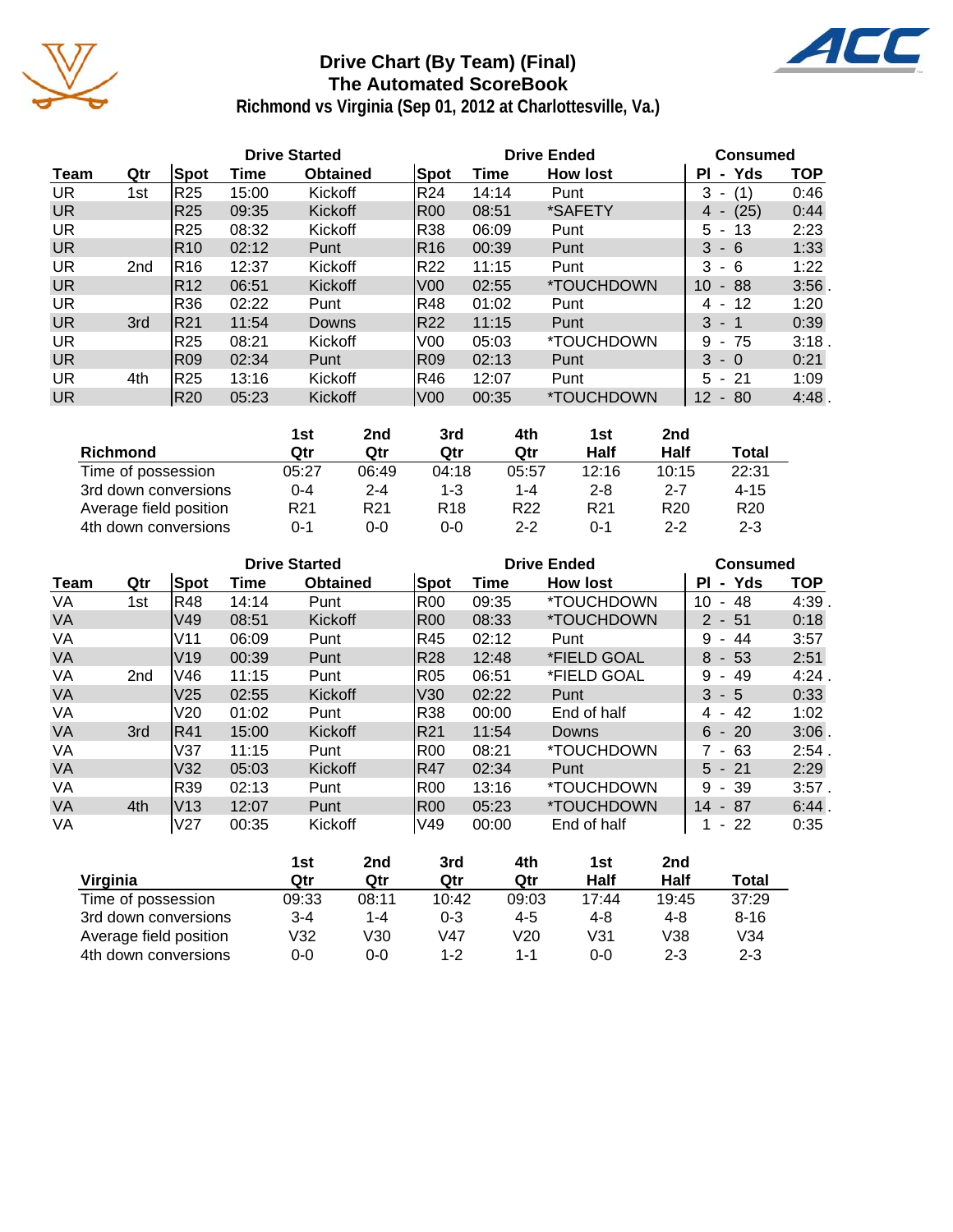# Drive Chart (By Team) (Final)
## The Automated ScoreBook
### Richmond vs Virginia (Sep 01, 2012 at Charlottesville, Va.)

| | | Drive Started | | | Drive Ended | | | Consumed | |
|---|---|---|---|---|---|---|---|---|---|
| Team | Qtr | Spot | Time | Obtained | Spot | Time | How lost | Pl - Yds | TOP |
| UR | 1st | R25 | 15:00 | Kickoff | R24 | 14:14 | Punt | 3 - (1) | 0:46 |
| UR | | R25 | 09:35 | Kickoff | R00 | 08:51 | *SAFETY | 4 - (25) | 0:44 |
| UR | | R25 | 08:32 | Kickoff | R38 | 06:09 | Punt | 5 - 13 | 2:23 |
| UR | | R10 | 02:12 | Punt | R16 | 00:39 | Punt | 3 - 6 | 1:33 |
| UR | 2nd | R16 | 12:37 | Kickoff | R22 | 11:15 | Punt | 3 - 6 | 1:22 |
| UR | | R12 | 06:51 | Kickoff | V00 | 02:55 | *TOUCHDOWN | 10 - 88 | 3:56 . |
| UR | | R36 | 02:22 | Punt | R48 | 01:02 | Punt | 4 - 12 | 1:20 |
| UR | 3rd | R21 | 11:54 | Downs | R22 | 11:15 | Punt | 3 - 1 | 0:39 |
| UR | | R25 | 08:21 | Kickoff | V00 | 05:03 | *TOUCHDOWN | 9 - 75 | 3:18 . |
| UR | | R09 | 02:34 | Punt | R09 | 02:13 | Punt | 3 - 0 | 0:21 |
| UR | 4th | R25 | 13:16 | Kickoff | R46 | 12:07 | Punt | 5 - 21 | 1:09 |
| UR | | R20 | 05:23 | Kickoff | V00 | 00:35 | *TOUCHDOWN | 12 - 80 | 4:48 . |

| Richmond | 1st Qtr | 2nd Qtr | 3rd Qtr | 4th Qtr | 1st Half | 2nd Half | Total |
|---|---|---|---|---|---|---|---|
| Time of possession | 05:27 | 06:49 | 04:18 | 05:57 | 12:16 | 10:15 | 22:31 |
| 3rd down conversions | 0-4 | 2-4 | 1-3 | 1-4 | 2-8 | 2-7 | 4-15 |
| Average field position | R21 | R21 | R18 | R22 | R21 | R20 | R20 |
| 4th down conversions | 0-1 | 0-0 | 0-0 | 2-2 | 0-1 | 2-2 | 2-3 |

| | | Drive Started | | | Drive Ended | | | Consumed | |
|---|---|---|---|---|---|---|---|---|---|
| Team | Qtr | Spot | Time | Obtained | Spot | Time | How lost | Pl - Yds | TOP |
| VA | 1st | R48 | 14:14 | Punt | R00 | 09:35 | *TOUCHDOWN | 10 - 48 | 4:39 . |
| VA | | V49 | 08:51 | Kickoff | R00 | 08:33 | *TOUCHDOWN | 2 - 51 | 0:18 |
| VA | | V11 | 06:09 | Punt | R45 | 02:12 | Punt | 9 - 44 | 3:57 |
| VA | | V19 | 00:39 | Punt | R28 | 12:48 | *FIELD GOAL | 8 - 53 | 2:51 |
| VA | 2nd | V46 | 11:15 | Punt | R05 | 06:51 | *FIELD GOAL | 9 - 49 | 4:24 . |
| VA | | V25 | 02:55 | Kickoff | V30 | 02:22 | Punt | 3 - 5 | 0:33 |
| VA | | V20 | 01:02 | Punt | R38 | 00:00 | End of half | 4 - 42 | 1:02 |
| VA | 3rd | R41 | 15:00 | Kickoff | R21 | 11:54 | Downs | 6 - 20 | 3:06 . |
| VA | | V37 | 11:15 | Punt | R00 | 08:21 | *TOUCHDOWN | 7 - 63 | 2:54 . |
| VA | | V32 | 05:03 | Kickoff | R47 | 02:34 | Punt | 5 - 21 | 2:29 |
| VA | | R39 | 02:13 | Punt | R00 | 13:16 | *TOUCHDOWN | 9 - 39 | 3:57 . |
| VA | 4th | V13 | 12:07 | Punt | R00 | 05:23 | *TOUCHDOWN | 14 - 87 | 6:44 . |
| VA | | V27 | 00:35 | Kickoff | V49 | 00:00 | End of half | 1 - 22 | 0:35 |

| Virginia | 1st Qtr | 2nd Qtr | 3rd Qtr | 4th Qtr | 1st Half | 2nd Half | Total |
|---|---|---|---|---|---|---|---|
| Time of possession | 09:33 | 08:11 | 10:42 | 09:03 | 17:44 | 19:45 | 37:29 |
| 3rd down conversions | 3-4 | 1-4 | 0-3 | 4-5 | 4-8 | 4-8 | 8-16 |
| Average field position | V32 | V30 | V47 | V20 | V31 | V38 | V34 |
| 4th down conversions | 0-0 | 0-0 | 1-2 | 1-1 | 0-0 | 2-3 | 2-3 |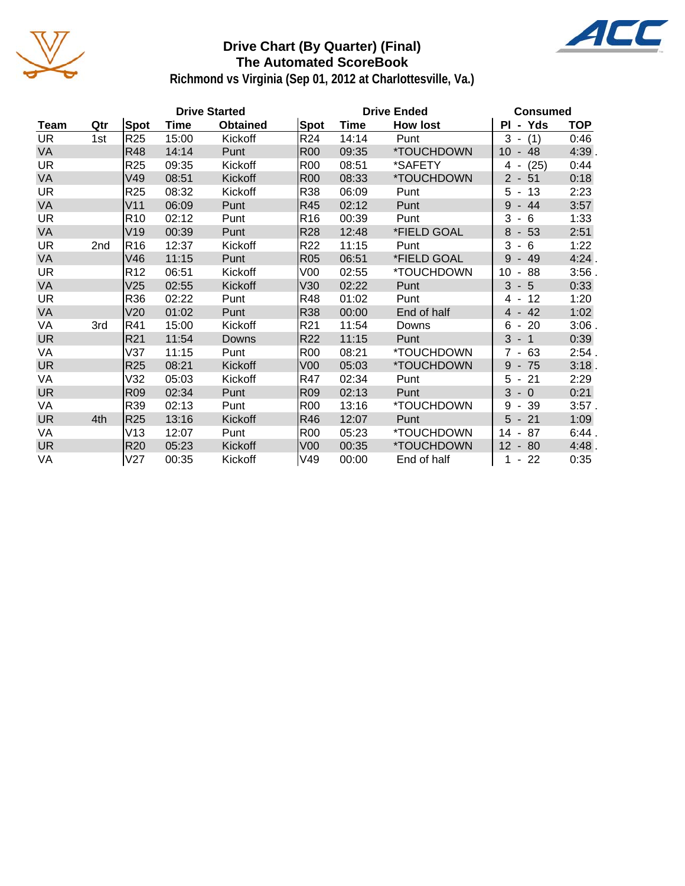# Drive Chart (By Quarter) (Final)
## The Automated ScoreBook
### Richmond vs Virginia (Sep 01, 2012 at Charlottesville, Va.)

| Team | Qtr | Drive Started Spot | Drive Started Time | Drive Started Obtained | Drive Ended Spot | Drive Ended Time | How lost | Consumed Pl - Yds | Consumed TOP |
|---|---|---|---|---|---|---|---|---|---|
| UR | 1st | R25 | 15:00 | Kickoff | R24 | 14:14 | Punt | 3 - (1) | 0:46 |
| VA | | R48 | 14:14 | Punt | R00 | 09:35 | *TOUCHDOWN | 10 - 48 | 4:39 . |
| UR | | R25 | 09:35 | Kickoff | R00 | 08:51 | *SAFETY | 4 - (25) | 0:44 |
| VA | | V49 | 08:51 | Kickoff | R00 | 08:33 | *TOUCHDOWN | 2 - 51 | 0:18 |
| UR | | R25 | 08:32 | Kickoff | R38 | 06:09 | Punt | 5 - 13 | 2:23 |
| VA | | V11 | 06:09 | Punt | R45 | 02:12 | Punt | 9 - 44 | 3:57 |
| UR | | R10 | 02:12 | Punt | R16 | 00:39 | Punt | 3 - 6 | 1:33 |
| VA | | V19 | 00:39 | Punt | R28 | 12:48 | *FIELD GOAL | 8 - 53 | 2:51 |
| UR | 2nd | R16 | 12:37 | Kickoff | R22 | 11:15 | Punt | 3 - 6 | 1:22 |
| VA | | V46 | 11:15 | Punt | R05 | 06:51 | *FIELD GOAL | 9 - 49 | 4:24 . |
| UR | | R12 | 06:51 | Kickoff | V00 | 02:55 | *TOUCHDOWN | 10 - 88 | 3:56 . |
| VA | | V25 | 02:55 | Kickoff | V30 | 02:22 | Punt | 3 - 5 | 0:33 |
| UR | | R36 | 02:22 | Punt | R48 | 01:02 | Punt | 4 - 12 | 1:20 |
| VA | | V20 | 01:02 | Punt | R38 | 00:00 | End of half | 4 - 42 | 1:02 |
| VA | 3rd | R41 | 15:00 | Kickoff | R21 | 11:54 | Downs | 6 - 20 | 3:06 . |
| UR | | R21 | 11:54 | Downs | R22 | 11:15 | Punt | 3 - 1 | 0:39 |
| VA | | V37 | 11:15 | Punt | R00 | 08:21 | *TOUCHDOWN | 7 - 63 | 2:54 . |
| UR | | R25 | 08:21 | Kickoff | V00 | 05:03 | *TOUCHDOWN | 9 - 75 | 3:18 . |
| VA | | V32 | 05:03 | Kickoff | R47 | 02:34 | Punt | 5 - 21 | 2:29 |
| UR | | R09 | 02:34 | Punt | R09 | 02:13 | Punt | 3 - 0 | 0:21 |
| VA | | R39 | 02:13 | Punt | R00 | 13:16 | *TOUCHDOWN | 9 - 39 | 3:57 . |
| UR | 4th | R25 | 13:16 | Kickoff | R46 | 12:07 | Punt | 5 - 21 | 1:09 |
| VA | | V13 | 12:07 | Punt | R00 | 05:23 | *TOUCHDOWN | 14 - 87 | 6:44 . |
| UR | | R20 | 05:23 | Kickoff | V00 | 00:35 | *TOUCHDOWN | 12 - 80 | 4:48 . |
| VA | | V27 | 00:35 | Kickoff | V49 | 00:00 | End of half | 1 - 22 | 0:35 |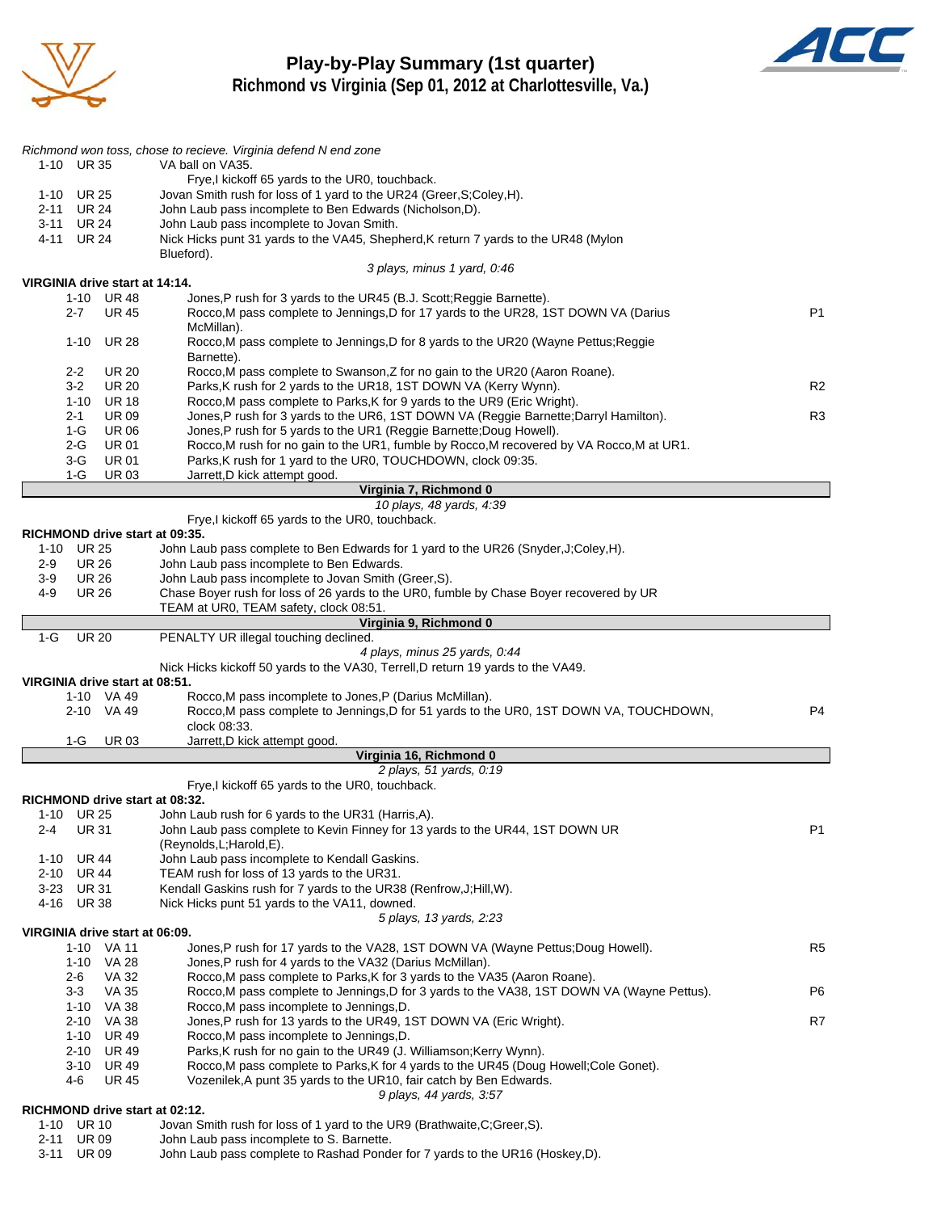# Play-by-Play Summary (1st quarter)
## Richmond vs Virginia (Sep 01, 2012 at Charlottesville, Va.)

*Richmond won toss, chose to recieve. Virginia defend N end zone*

| Down | Spot | Play | |
|---|---|---|---|
| 1-10 | UR 35 | VA ball on VA35. | |
| | | Frye,I kickoff 65 yards to the UR0, touchback. | |
| 1-10 | UR 25 | Jovan Smith rush for loss of 1 yard to the UR24 (Greer,S;Coley,H). | |
| 2-11 | UR 24 | John Laub pass incomplete to Ben Edwards (Nicholson,D). | |
| 3-11 | UR 24 | John Laub pass incomplete to Jovan Smith. | |
| 4-11 | UR 24 | Nick Hicks punt 31 yards to the VA45, Shepherd,K return 7 yards to the UR48 (Mylon Blueford). | |
| | | *3 plays, minus 1 yard, 0:46* | |

**VIRGINIA drive start at 14:14.**

| Down | Spot | Play | |
|---|---|---|---|
| 1-10 | UR 48 | Jones,P rush for 3 yards to the UR45 (B.J. Scott;Reggie Barnette). | |
| 2-7 | UR 45 | Rocco,M pass complete to Jennings,D for 17 yards to the UR28, 1ST DOWN VA (Darius McMillan). | P1 |
| 1-10 | UR 28 | Rocco,M pass complete to Jennings,D for 8 yards to the UR20 (Wayne Pettus;Reggie Barnette). | |
| 2-2 | UR 20 | Rocco,M pass complete to Swanson,Z for no gain to the UR20 (Aaron Roane). | |
| 3-2 | UR 20 | Parks,K rush for 2 yards to the UR18, 1ST DOWN VA (Kerry Wynn). | R2 |
| 1-10 | UR 18 | Rocco,M pass complete to Parks,K for 9 yards to the UR9 (Eric Wright). | |
| 2-1 | UR 09 | Jones,P rush for 3 yards to the UR6, 1ST DOWN VA (Reggie Barnette;Darryl Hamilton). | R3 |
| 1-G | UR 06 | Jones,P rush for 5 yards to the UR1 (Reggie Barnette;Doug Howell). | |
| 2-G | UR 01 | Rocco,M rush for no gain to the UR1, fumble by Rocco,M recovered by VA Rocco,M at UR1. | |
| 3-G | UR 01 | Parks,K rush for 1 yard to the UR0, TOUCHDOWN, clock 09:35. | |
| 1-G | UR 03 | Jarrett,D kick attempt good. | |

**Virginia 7, Richmond 0**

*10 plays, 48 yards, 4:39*

Frye,I kickoff 65 yards to the UR0, touchback.

**RICHMOND drive start at 09:35.**

| Down | Spot | Play | |
|---|---|---|---|
| 1-10 | UR 25 | John Laub pass complete to Ben Edwards for 1 yard to the UR26 (Snyder,J;Coley,H). | |
| 2-9 | UR 26 | John Laub pass incomplete to Ben Edwards. | |
| 3-9 | UR 26 | John Laub pass incomplete to Jovan Smith (Greer,S). | |
| 4-9 | UR 26 | Chase Boyer rush for loss of 26 yards to the UR0, fumble by Chase Boyer recovered by UR TEAM at UR0, TEAM safety, clock 08:51. | |

**Virginia 9, Richmond 0**

| Down | Spot | Play | |
|---|---|---|---|
| 1-G | UR 20 | PENALTY UR illegal touching declined. | |
| | | *4 plays, minus 25 yards, 0:44* | |
| | | Nick Hicks kickoff 50 yards to the VA30, Terrell,D return 19 yards to the VA49. | |

**VIRGINIA drive start at 08:51.**

| Down | Spot | Play | |
|---|---|---|---|
| 1-10 | VA 49 | Rocco,M pass incomplete to Jones,P (Darius McMillan). | |
| 2-10 | VA 49 | Rocco,M pass complete to Jennings,D for 51 yards to the UR0, 1ST DOWN VA, TOUCHDOWN, clock 08:33. | P4 |
| 1-G | UR 03 | Jarrett,D kick attempt good. | |

**Virginia 16, Richmond 0**

*2 plays, 51 yards, 0:19*

Frye,I kickoff 65 yards to the UR0, touchback.

**RICHMOND drive start at 08:32.**

| Down | Spot | Play | |
|---|---|---|---|
| 1-10 | UR 25 | John Laub rush for 6 yards to the UR31 (Harris,A). | |
| 2-4 | UR 31 | John Laub pass complete to Kevin Finney for 13 yards to the UR44, 1ST DOWN UR (Reynolds,L;Harold,E). | P1 |
| 1-10 | UR 44 | John Laub pass incomplete to Kendall Gaskins. | |
| 2-10 | UR 44 | TEAM rush for loss of 13 yards to the UR31. | |
| 3-23 | UR 31 | Kendall Gaskins rush for 7 yards to the UR38 (Renfrow,J;Hill,W). | |
| 4-16 | UR 38 | Nick Hicks punt 51 yards to the VA11, downed. | |
| | | *5 plays, 13 yards, 2:23* | |

**VIRGINIA drive start at 06:09.**

| Down | Spot | Play | |
|---|---|---|---|
| 1-10 | VA 11 | Jones,P rush for 17 yards to the VA28, 1ST DOWN VA (Wayne Pettus;Doug Howell). | R5 |
| 1-10 | VA 28 | Jones,P rush for 4 yards to the VA32 (Darius McMillan). | |
| 2-6 | VA 32 | Rocco,M pass complete to Parks,K for 3 yards to the VA35 (Aaron Roane). | |
| 3-3 | VA 35 | Rocco,M pass complete to Jennings,D for 3 yards to the VA38, 1ST DOWN VA (Wayne Pettus). | P6 |
| 1-10 | VA 38 | Rocco,M pass incomplete to Jennings,D. | |
| 2-10 | VA 38 | Jones,P rush for 13 yards to the UR49, 1ST DOWN VA (Eric Wright). | R7 |
| 1-10 | UR 49 | Rocco,M pass incomplete to Jennings,D. | |
| 2-10 | UR 49 | Parks,K rush for no gain to the UR49 (J. Williamson;Kerry Wynn). | |
| 3-10 | UR 49 | Rocco,M pass complete to Parks,K for 4 yards to the UR45 (Doug Howell;Cole Gonet). | |
| 4-6 | UR 45 | Vozenilek,A punt 35 yards to the UR10, fair catch by Ben Edwards. | |
| | | *9 plays, 44 yards, 3:57* | |

**RICHMOND drive start at 02:12.**

| Down | Spot | Play | |
|---|---|---|---|
| 1-10 | UR 10 | Jovan Smith rush for loss of 1 yard to the UR9 (Brathwaite,C;Greer,S). | |
| 2-11 | UR 09 | John Laub pass incomplete to S. Barnette. | |
| 3-11 | UR 09 | John Laub pass complete to Rashad Ponder for 7 yards to the UR16 (Hoskey,D). | |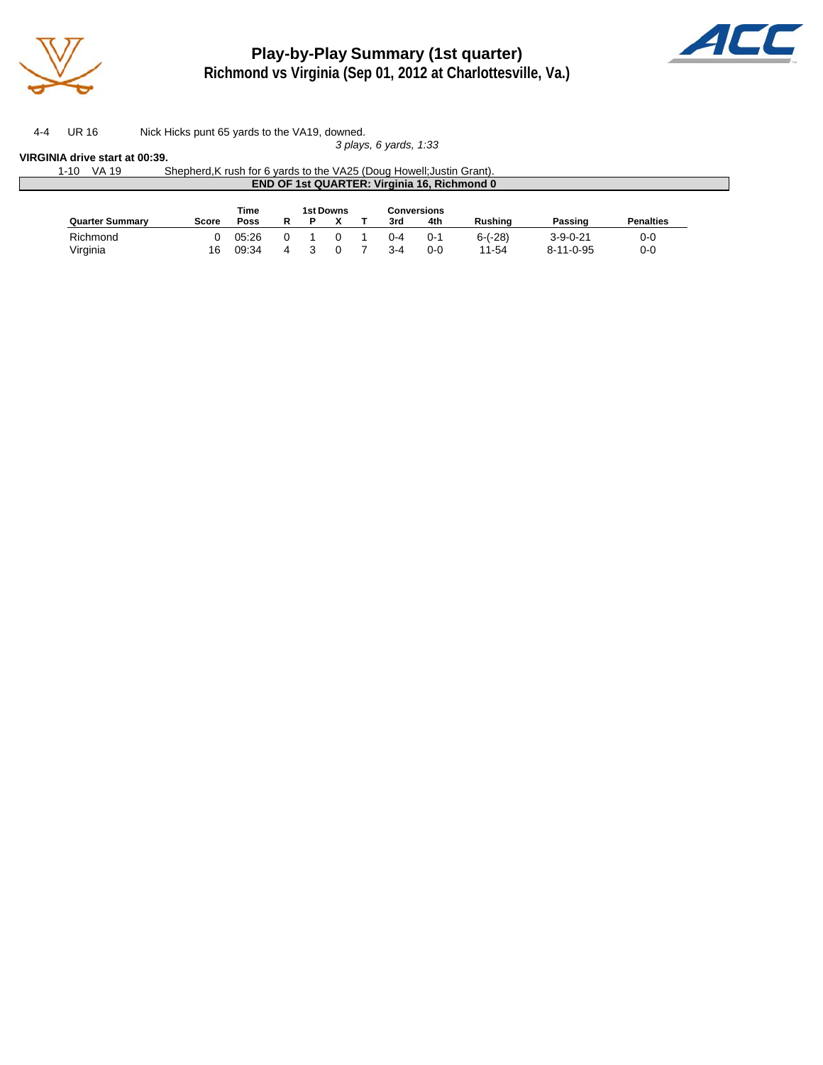# Play-by-Play Summary (1st quarter)
## Richmond vs Virginia (Sep 01, 2012 at Charlottesville, Va.)

| | | |
|---|---|---|
| 4-4 | UR 16 | Nick Hicks punt 65 yards to the VA19, downed. |

*3 plays, 6 yards, 1:33*

**VIRGINIA drive start at 00:39.**

| | | |
|---|---|---|
| 1-10 | VA 19 | Shepherd,K rush for 6 yards to the VA25 (Doug Howell;Justin Grant). |

**END OF 1st QUARTER: Virginia 16, Richmond 0**

| Quarter Summary | Score | Time Poss | 1st Downs R | P | X | T | Conversions 3rd | 4th | Rushing | Passing | Penalties |
|---|---|---|---|---|---|---|---|---|---|---|---|
| Richmond | 0 | 05:26 | 0 | 1 | 0 | 1 | 0-4 | 0-1 | 6-(-28) | 3-9-0-21 | 0-0 |
| Virginia | 16 | 09:34 | 4 | 3 | 0 | 7 | 3-4 | 0-0 | 11-54 | 8-11-0-95 | 0-0 |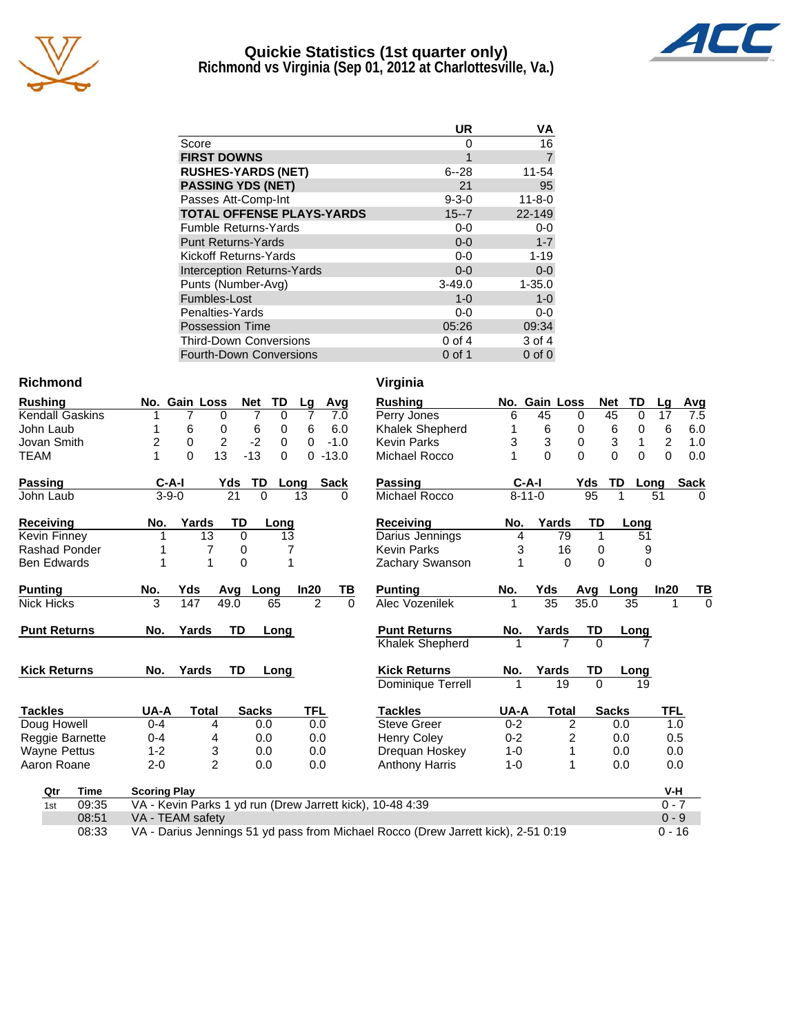# Quickie Statistics (1st quarter only)

## Richmond vs Virginia (Sep 01, 2012 at Charlottesville, Va.)

| | UR | VA |
|---|---|---|
| Score | 0 | 16 |
| **FIRST DOWNS** | 1 | 7 |
| **RUSHES-YARDS (NET)** | 6--28 | 11-54 |
| **PASSING YDS (NET)** | 21 | 95 |
| Passes Att-Comp-Int | 9-3-0 | 11-8-0 |
| **TOTAL OFFENSE PLAYS-YARDS** | 15--7 | 22-149 |
| Fumble Returns-Yards | 0-0 | 0-0 |
| Punt Returns-Yards | 0-0 | 1-7 |
| Kickoff Returns-Yards | 0-0 | 1-19 |
| Interception Returns-Yards | 0-0 | 0-0 |
| Punts (Number-Avg) | 3-49.0 | 1-35.0 |
| Fumbles-Lost | 1-0 | 1-0 |
| Penalties-Yards | 0-0 | 0-0 |
| Possession Time | 05:26 | 09:34 |
| Third-Down Conversions | 0 of 4 | 3 of 4 |
| Fourth-Down Conversions | 0 of 1 | 0 of 0 |

### Richmond

| Rushing | No. | Gain | Loss | Net | TD | Lg | Avg |
|---|---|---|---|---|---|---|---|
| Kendall Gaskins | 1 | 7 | 0 | 7 | 0 | 7 | 7.0 |
| John Laub | 1 | 6 | 0 | 6 | 0 | 6 | 6.0 |
| Jovan Smith | 2 | 0 | 2 | -2 | 0 | 0 | -1.0 |
| TEAM | 1 | 0 | 13 | -13 | 0 | 0 | -13.0 |

| Passing | C-A-I | Yds | TD | Long | Sack |
|---|---|---|---|---|---|
| John Laub | 3-9-0 | 21 | 0 | 13 | 0 |

| Receiving | No. | Yards | TD | Long |
|---|---|---|---|---|
| Kevin Finney | 1 | 13 | 0 | 13 |
| Rashad Ponder | 1 | 7 | 0 | 7 |
| Ben Edwards | 1 | 1 | 0 | 1 |

| Punting | No. | Yds | Avg | Long | In20 | TB |
|---|---|---|---|---|---|---|
| Nick Hicks | 3 | 147 | 49.0 | 65 | 2 | 0 |

| Punt Returns | No. | Yards | TD | Long |
|---|---|---|---|---|

| Kick Returns | No. | Yards | TD | Long |
|---|---|---|---|---|

| Tackles | UA-A | Total | Sacks | TFL |
|---|---|---|---|---|
| Doug Howell | 0-4 | 4 | 0.0 | 0.0 |
| Reggie Barnette | 0-4 | 4 | 0.0 | 0.0 |
| Wayne Pettus | 1-2 | 3 | 0.0 | 0.0 |
| Aaron Roane | 2-0 | 2 | 0.0 | 0.0 |

### Virginia

| Rushing | No. | Gain | Loss | Net | TD | Lg | Avg |
|---|---|---|---|---|---|---|---|
| Perry Jones | 6 | 45 | 0 | 45 | 0 | 17 | 7.5 |
| Khalek Shepherd | 1 | 6 | 0 | 6 | 0 | 6 | 6.0 |
| Kevin Parks | 3 | 3 | 0 | 3 | 1 | 2 | 1.0 |
| Michael Rocco | 1 | 0 | 0 | 0 | 0 | 0 | 0.0 |

| Passing | C-A-I | Yds | TD | Long | Sack |
|---|---|---|---|---|---|
| Michael Rocco | 8-11-0 | 95 | 1 | 51 | 0 |

| Receiving | No. | Yards | TD | Long |
|---|---|---|---|---|
| Darius Jennings | 4 | 79 | 1 | 51 |
| Kevin Parks | 3 | 16 | 0 | 9 |
| Zachary Swanson | 1 | 0 | 0 | 0 |

| Punting | No. | Yds | Avg | Long | In20 | TB |
|---|---|---|---|---|---|---|
| Alec Vozenilek | 1 | 35 | 35.0 | 35 | 1 | 0 |

| Punt Returns | No. | Yards | TD | Long |
|---|---|---|---|---|
| Khalek Shepherd | 1 | 7 | 0 | 7 |

| Kick Returns | No. | Yards | TD | Long |
|---|---|---|---|---|
| Dominique Terrell | 1 | 19 | 0 | 19 |

| Tackles | UA-A | Total | Sacks | TFL |
|---|---|---|---|---|
| Steve Greer | 0-2 | 2 | 0.0 | 1.0 |
| Henry Coley | 0-2 | 2 | 0.0 | 0.5 |
| Drequan Hoskey | 1-0 | 1 | 0.0 | 0.0 |
| Anthony Harris | 1-0 | 1 | 0.0 | 0.0 |

| Qtr | Time | Scoring Play | V-H |
|---|---|---|---|
| 1st | 09:35 | VA - Kevin Parks 1 yd run (Drew Jarrett kick), 10-48 4:39 | 0 - 7 |
| | 08:51 | VA - TEAM safety | 0 - 9 |
| | 08:33 | VA - Darius Jennings 51 yd pass from Michael Rocco (Drew Jarrett kick), 2-51 0:19 | 0 - 16 |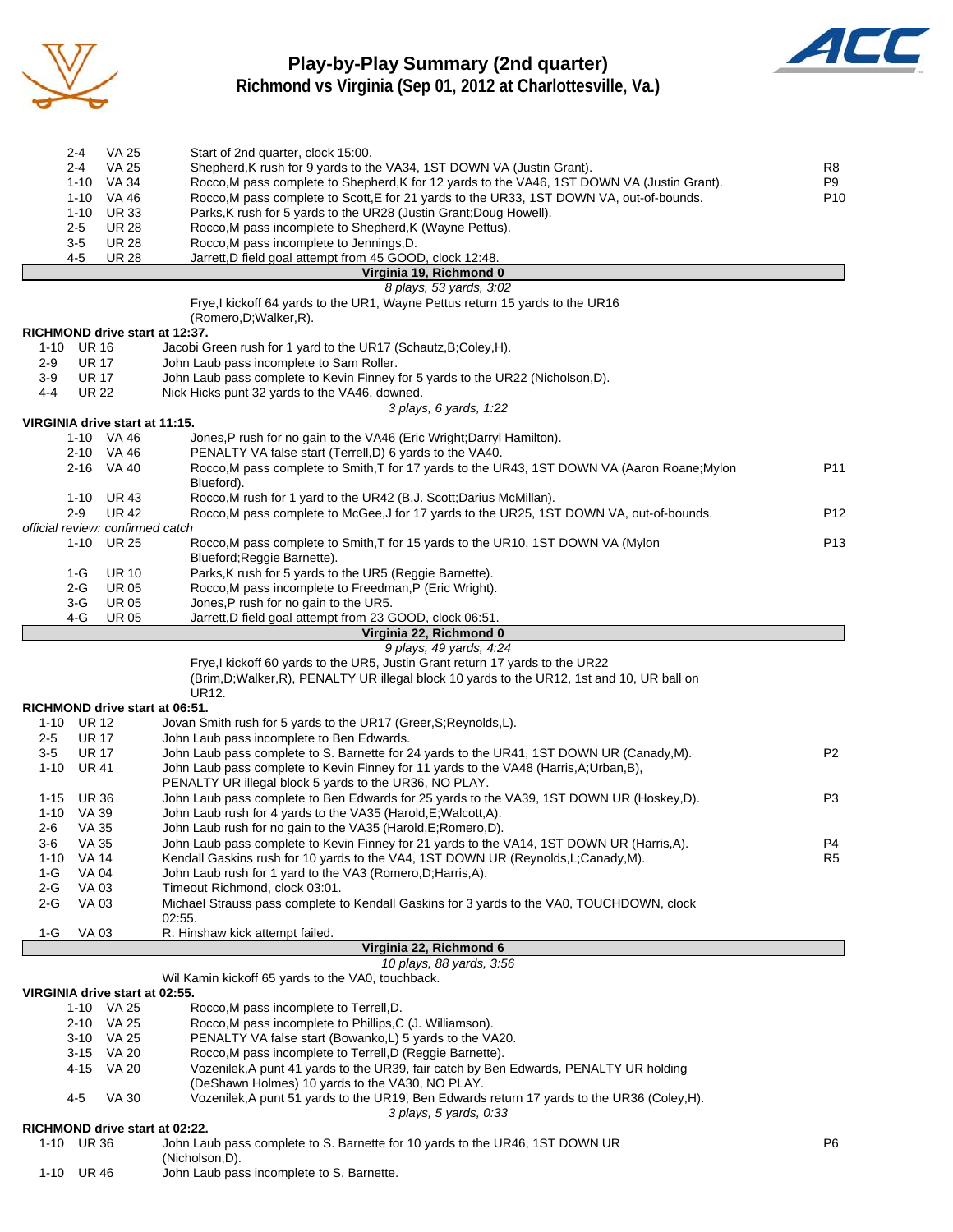# Play-by-Play Summary (2nd quarter)

## Richmond vs Virginia (Sep 01, 2012 at Charlottesville, Va.)

| Down | Spot | Play | |
|---|---|---|---|
| 2-4 | VA 25 | Start of 2nd quarter, clock 15:00. | |
| 2-4 | VA 25 | Shepherd,K rush for 9 yards to the VA34, 1ST DOWN VA (Justin Grant). | R8 |
| 1-10 | VA 34 | Rocco,M pass complete to Shepherd,K for 12 yards to the VA46, 1ST DOWN VA (Justin Grant). | P9 |
| 1-10 | VA 46 | Rocco,M pass complete to Scott,E for 21 yards to the UR33, 1ST DOWN VA, out-of-bounds. | P10 |
| 1-10 | UR 33 | Parks,K rush for 5 yards to the UR28 (Justin Grant;Doug Howell). | |
| 2-5 | UR 28 | Rocco,M pass incomplete to Shepherd,K (Wayne Pettus). | |
| 3-5 | UR 28 | Rocco,M pass incomplete to Jennings,D. | |
| 4-5 | UR 28 | Jarrett,D field goal attempt from 45 GOOD, clock 12:48. | |

**Virginia 19, Richmond 0**

*8 plays, 53 yards, 3:02*

Frye,I kickoff 64 yards to the UR1, Wayne Pettus return 15 yards to the UR16 (Romero,D;Walker,R).

**RICHMOND drive start at 12:37.**

| Down | Spot | Play | |
|---|---|---|---|
| 1-10 | UR 16 | Jacobi Green rush for 1 yard to the UR17 (Schautz,B;Coley,H). | |
| 2-9 | UR 17 | John Laub pass incomplete to Sam Roller. | |
| 3-9 | UR 17 | John Laub pass complete to Kevin Finney for 5 yards to the UR22 (Nicholson,D). | |
| 4-4 | UR 22 | Nick Hicks punt 32 yards to the VA46, downed. | |

*3 plays, 6 yards, 1:22*

**VIRGINIA drive start at 11:15.**

| Down | Spot | Play | |
|---|---|---|---|
| 1-10 | VA 46 | Jones,P rush for no gain to the VA46 (Eric Wright;Darryl Hamilton). | |
| 2-10 | VA 46 | PENALTY VA false start (Terrell,D) 6 yards to the VA40. | |
| 2-16 | VA 40 | Rocco,M pass complete to Smith,T for 17 yards to the UR43, 1ST DOWN VA (Aaron Roane;Mylon Blueford). | P11 |
| 1-10 | UR 43 | Rocco,M rush for 1 yard to the UR42 (B.J. Scott;Darius McMillan). | |
| 2-9 | UR 42 | Rocco,M pass complete to McGee,J for 17 yards to the UR25, 1ST DOWN VA, out-of-bounds. | P12 |

*official review: confirmed catch*

| Down | Spot | Play | |
|---|---|---|---|
| 1-10 | UR 25 | Rocco,M pass complete to Smith,T for 15 yards to the UR10, 1ST DOWN VA (Mylon Blueford;Reggie Barnette). | P13 |
| 1-G | UR 10 | Parks,K rush for 5 yards to the UR5 (Reggie Barnette). | |
| 2-G | UR 05 | Rocco,M pass incomplete to Freedman,P (Eric Wright). | |
| 3-G | UR 05 | Jones,P rush for no gain to the UR5. | |
| 4-G | UR 05 | Jarrett,D field goal attempt from 23 GOOD, clock 06:51. | |

**Virginia 22, Richmond 0**

*9 plays, 49 yards, 4:24*

Frye,I kickoff 60 yards to the UR5, Justin Grant return 17 yards to the UR22 (Brim,D;Walker,R), PENALTY UR illegal block 10 yards to the UR12, 1st and 10, UR ball on UR12.

**RICHMOND drive start at 06:51.**

| Down | Spot | Play | |
|---|---|---|---|
| 1-10 | UR 12 | Jovan Smith rush for 5 yards to the UR17 (Greer,S;Reynolds,L). | |
| 2-5 | UR 17 | John Laub pass incomplete to Ben Edwards. | |
| 3-5 | UR 17 | John Laub pass complete to S. Barnette for 24 yards to the UR41, 1ST DOWN UR (Canady,M). | P2 |
| 1-10 | UR 41 | John Laub pass complete to Kevin Finney for 11 yards to the VA48 (Harris,A;Urban,B), PENALTY UR illegal block 5 yards to the UR36, NO PLAY. | |
| 1-15 | UR 36 | John Laub pass complete to Ben Edwards for 25 yards to the VA39, 1ST DOWN UR (Hoskey,D). | P3 |
| 1-10 | VA 39 | John Laub rush for 4 yards to the VA35 (Harold,E;Walcott,A). | |
| 2-6 | VA 35 | John Laub rush for no gain to the VA35 (Harold,E;Romero,D). | |
| 3-6 | VA 35 | John Laub pass complete to Kevin Finney for 21 yards to the VA14, 1ST DOWN UR (Harris,A). | P4 |
| 1-10 | VA 14 | Kendall Gaskins rush for 10 yards to the VA4, 1ST DOWN UR (Reynolds,L;Canady,M). | R5 |
| 1-G | VA 04 | John Laub rush for 1 yard to the VA3 (Romero,D;Harris,A). | |
| 2-G | VA 03 | Timeout Richmond, clock 03:01. | |
| 2-G | VA 03 | Michael Strauss pass complete to Kendall Gaskins for 3 yards to the VA0, TOUCHDOWN, clock 02:55. | |
| 1-G | VA 03 | R. Hinshaw kick attempt failed. | |

**Virginia 22, Richmond 6**

*10 plays, 88 yards, 3:56*

Wil Kamin kickoff 65 yards to the VA0, touchback.

**VIRGINIA drive start at 02:55.**

| Down | Spot | Play | |
|---|---|---|---|
| 1-10 | VA 25 | Rocco,M pass incomplete to Terrell,D. | |
| 2-10 | VA 25 | Rocco,M pass incomplete to Phillips,C (J. Williamson). | |
| 3-10 | VA 25 | PENALTY VA false start (Bowanko,L) 5 yards to the VA20. | |
| 3-15 | VA 20 | Rocco,M pass incomplete to Terrell,D (Reggie Barnette). | |
| 4-15 | VA 20 | Vozenilek,A punt 41 yards to the UR39, fair catch by Ben Edwards, PENALTY UR holding (DeShawn Holmes) 10 yards to the VA30, NO PLAY. | |
| 4-5 | VA 30 | Vozenilek,A punt 51 yards to the UR19, Ben Edwards return 17 yards to the UR36 (Coley,H). | |

*3 plays, 5 yards, 0:33*

**RICHMOND drive start at 02:22.**

| Down | Spot | Play | |
|---|---|---|---|
| 1-10 | UR 36 | John Laub pass complete to S. Barnette for 10 yards to the UR46, 1ST DOWN UR (Nicholson,D). | P6 |
| 1-10 | UR 46 | John Laub pass incomplete to S. Barnette. | |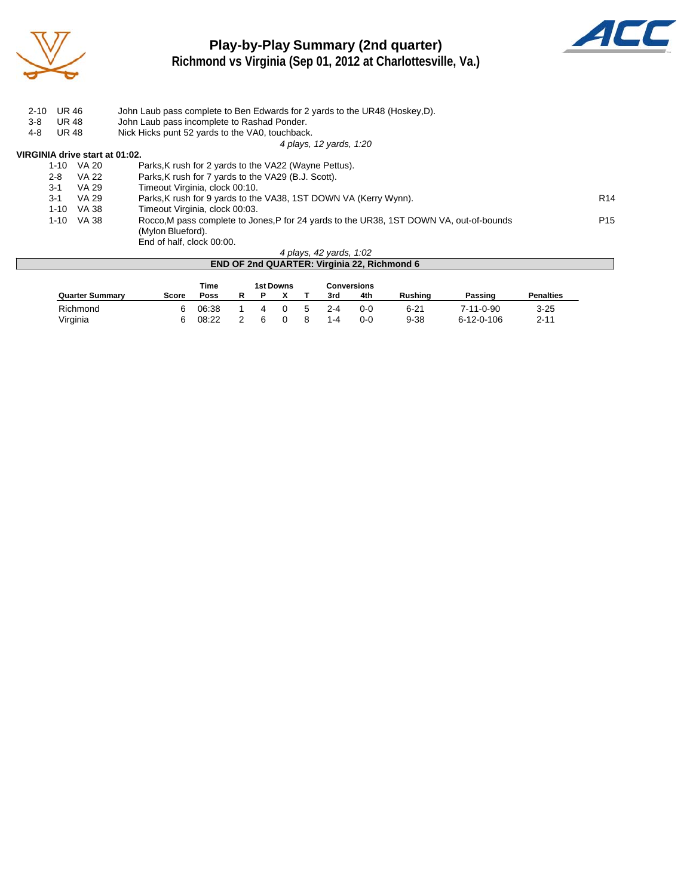# Play-by-Play Summary (2nd quarter)
## Richmond vs Virginia (Sep 01, 2012 at Charlottesville, Va.)

| | | |
|---|---|---|
| 2-10 | UR 46 | John Laub pass complete to Ben Edwards for 2 yards to the UR48 (Hoskey,D). |
| 3-8 | UR 48 | John Laub pass incomplete to Rashad Ponder. |
| 4-8 | UR 48 | Nick Hicks punt 52 yards to the VA0, touchback. |

*4 plays, 12 yards, 1:20*

**VIRGINIA drive start at 01:02.**

| | | | |
|---|---|---|---|
| 1-10 | VA 20 | Parks,K rush for 2 yards to the VA22 (Wayne Pettus). | |
| 2-8 | VA 22 | Parks,K rush for 7 yards to the VA29 (B.J. Scott). | |
| 3-1 | VA 29 | Timeout Virginia, clock 00:10. | |
| 3-1 | VA 29 | Parks,K rush for 9 yards to the VA38, 1ST DOWN VA (Kerry Wynn). | R14 |
| 1-10 | VA 38 | Timeout Virginia, clock 00:03. | |
| 1-10 | VA 38 | Rocco,M pass complete to Jones,P for 24 yards to the UR38, 1ST DOWN VA, out-of-bounds (Mylon Blueford). | P15 |
| | | End of half, clock 00:00. | |

*4 plays, 42 yards, 1:02*

**END OF 2nd QUARTER: Virginia 22, Richmond 6**

| Quarter Summary | Score | Time Poss | 1st Downs R | P | X | T | Conversions 3rd | 4th | Rushing | Passing | Penalties |
|---|---|---|---|---|---|---|---|---|---|---|---|
| Richmond | 6 | 06:38 | 1 | 4 | 0 | 5 | 2-4 | 0-0 | 6-21 | 7-11-0-90 | 3-25 |
| Virginia | 6 | 08:22 | 2 | 6 | 0 | 8 | 1-4 | 0-0 | 9-38 | 6-12-0-106 | 2-11 |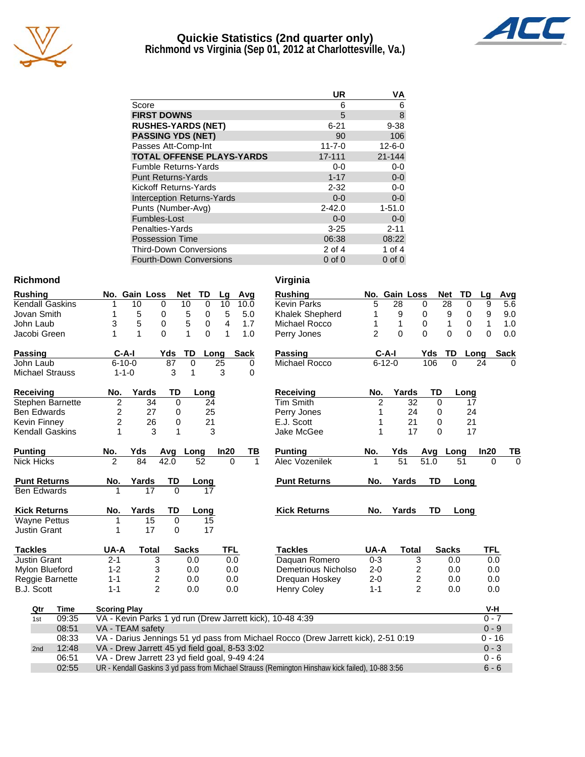# Quickie Statistics (2nd quarter only)
## Richmond vs Virginia (Sep 01, 2012 at Charlottesville, Va.)

| | UR | VA |
|---|---|---|
| Score | 6 | 6 |
| **FIRST DOWNS** | 5 | 8 |
| **RUSHES-YARDS (NET)** | 6-21 | 9-38 |
| **PASSING YDS (NET)** | 90 | 106 |
| Passes Att-Comp-Int | 11-7-0 | 12-6-0 |
| **TOTAL OFFENSE PLAYS-YARDS** | 17-111 | 21-144 |
| Fumble Returns-Yards | 0-0 | 0-0 |
| Punt Returns-Yards | 1-17 | 0-0 |
| Kickoff Returns-Yards | 2-32 | 0-0 |
| Interception Returns-Yards | 0-0 | 0-0 |
| Punts (Number-Avg) | 2-42.0 | 1-51.0 |
| Fumbles-Lost | 0-0 | 0-0 |
| Penalties-Yards | 3-25 | 2-11 |
| Possession Time | 06:38 | 08:22 |
| Third-Down Conversions | 2 of 4 | 1 of 4 |
| Fourth-Down Conversions | 0 of 0 | 0 of 0 |

## Richmond

| Rushing | No. | Gain | Loss | Net | TD | Lg | Avg |
|---|---|---|---|---|---|---|---|
| Kendall Gaskins | 1 | 10 | 0 | 10 | 0 | 10 | 10.0 |
| Jovan Smith | 1 | 5 | 0 | 5 | 0 | 5 | 5.0 |
| John Laub | 3 | 5 | 0 | 5 | 0 | 4 | 1.7 |
| Jacobi Green | 1 | 1 | 0 | 1 | 0 | 1 | 1.0 |

| Passing | C-A-I | Yds | TD | Long | Sack |
|---|---|---|---|---|---|
| John Laub | 6-10-0 | 87 | 0 | 25 | 0 |
| Michael Strauss | 1-1-0 | 3 | 1 | 3 | 0 |

| Receiving | No. | Yards | TD | Long |
|---|---|---|---|---|
| Stephen Barnette | 2 | 34 | 0 | 24 |
| Ben Edwards | 2 | 27 | 0 | 25 |
| Kevin Finney | 2 | 26 | 0 | 21 |
| Kendall Gaskins | 1 | 3 | 1 | 3 |

| Punting | No. | Yds | Avg | Long | In20 | TB |
|---|---|---|---|---|---|---|
| Nick Hicks | 2 | 84 | 42.0 | 52 | 0 | 1 |

| Punt Returns | No. | Yards | TD | Long |
|---|---|---|---|---|
| Ben Edwards | 1 | 17 | 0 | 17 |

| Kick Returns | No. | Yards | TD | Long |
|---|---|---|---|---|
| Wayne Pettus | 1 | 15 | 0 | 15 |
| Justin Grant | 1 | 17 | 0 | 17 |

| Tackles | UA-A | Total | Sacks | TFL |
|---|---|---|---|---|
| Justin Grant | 2-1 | 3 | 0.0 | 0.0 |
| Mylon Blueford | 1-2 | 3 | 0.0 | 0.0 |
| Reggie Barnette | 1-1 | 2 | 0.0 | 0.0 |
| B.J. Scott | 1-1 | 2 | 0.0 | 0.0 |

## Virginia

| Rushing | No. | Gain | Loss | Net | TD | Lg | Avg |
|---|---|---|---|---|---|---|---|
| Kevin Parks | 5 | 28 | 0 | 28 | 0 | 9 | 5.6 |
| Khalek Shepherd | 1 | 9 | 0 | 9 | 0 | 9 | 9.0 |
| Michael Rocco | 1 | 1 | 0 | 1 | 0 | 1 | 1.0 |
| Perry Jones | 2 | 0 | 0 | 0 | 0 | 0 | 0.0 |

| Passing | C-A-I | Yds | TD | Long | Sack |
|---|---|---|---|---|---|
| Michael Rocco | 6-12-0 | 106 | 0 | 24 | 0 |

| Receiving | No. | Yards | TD | Long |
|---|---|---|---|---|
| Tim Smith | 2 | 32 | 0 | 17 |
| Perry Jones | 1 | 24 | 0 | 24 |
| E.J. Scott | 1 | 21 | 0 | 21 |
| Jake McGee | 1 | 17 | 0 | 17 |

| Punting | No. | Yds | Avg | Long | In20 | TB |
|---|---|---|---|---|---|---|
| Alec Vozenilek | 1 | 51 | 51.0 | 51 | 0 | 0 |

| Punt Returns | No. | Yards | TD | Long |
|---|---|---|---|---|

| Kick Returns | No. | Yards | TD | Long |
|---|---|---|---|---|

| Tackles | UA-A | Total | Sacks | TFL |
|---|---|---|---|---|
| Daquan Romero | 0-3 | 3 | 0.0 | 0.0 |
| Demetrious Nicholso | 2-0 | 2 | 0.0 | 0.0 |
| Drequan Hoskey | 2-0 | 2 | 0.0 | 0.0 |
| Henry Coley | 1-1 | 2 | 0.0 | 0.0 |

## Scoring Summary

| Qtr | Time | Scoring Play | V-H |
|---|---|---|---|
| 1st | 09:35 | VA - Kevin Parks 1 yd run (Drew Jarrett kick), 10-48 4:39 | 0 - 7 |
| | 08:51 | VA - TEAM safety | 0 - 9 |
| | 08:33 | VA - Darius Jennings 51 yd pass from Michael Rocco (Drew Jarrett kick), 2-51 0:19 | 0 - 16 |
| 2nd | 12:48 | VA - Drew Jarrett 45 yd field goal, 8-53 3:02 | 0 - 3 |
| | 06:51 | VA - Drew Jarrett 23 yd field goal, 9-49 4:24 | 0 - 6 |
| | 02:55 | UR - Kendall Gaskins 3 yd pass from Michael Strauss (Remington Hinshaw kick failed), 10-88 3:56 | 6 - 6 |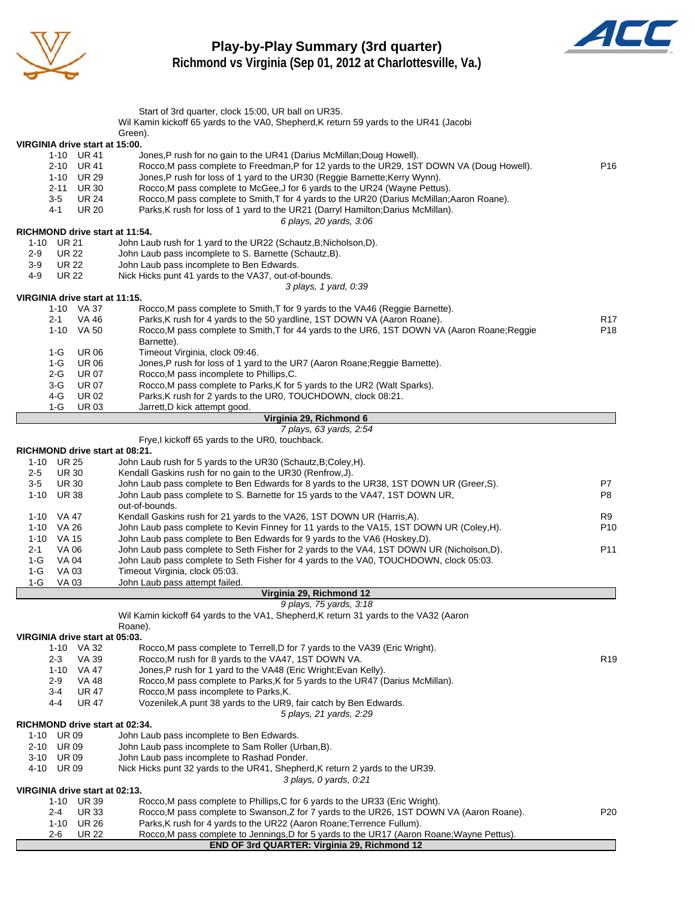# Play-by-Play Summary (3rd quarter)

## Richmond vs Virginia (Sep 01, 2012 at Charlottesville, Va.)

Start of 3rd quarter, clock 15:00, UR ball on UR35.

Wil Kamin kickoff 65 yards to the VA0, Shepherd,K return 59 yards to the UR41 (Jacobi Green).

**VIRGINIA drive start at 15:00.**

| Down | Spot | Play | |
|---|---|---|---|
| 1-10 | UR 41 | Jones,P rush for no gain to the UR41 (Darius McMillan;Doug Howell). | |
| 2-10 | UR 41 | Rocco,M pass complete to Freedman,P for 12 yards to the UR29, 1ST DOWN VA (Doug Howell). | P16 |
| 1-10 | UR 29 | Jones,P rush for loss of 1 yard to the UR30 (Reggie Barnette;Kerry Wynn). | |
| 2-11 | UR 30 | Rocco,M pass complete to McGee,J for 6 yards to the UR24 (Wayne Pettus). | |
| 3-5 | UR 24 | Rocco,M pass complete to Smith,T for 4 yards to the UR20 (Darius McMillan;Aaron Roane). | |
| 4-1 | UR 20 | Parks,K rush for loss of 1 yard to the UR21 (Darryl Hamilton;Darius McMillan). | |

*6 plays, 20 yards, 3:06*

**RICHMOND drive start at 11:54.**

| Down | Spot | Play | |
|---|---|---|---|
| 1-10 | UR 21 | John Laub rush for 1 yard to the UR22 (Schautz,B;Nicholson,D). | |
| 2-9 | UR 22 | John Laub pass incomplete to S. Barnette (Schautz,B). | |
| 3-9 | UR 22 | John Laub pass incomplete to Ben Edwards. | |
| 4-9 | UR 22 | Nick Hicks punt 41 yards to the VA37, out-of-bounds. | |

*3 plays, 1 yard, 0:39*

**VIRGINIA drive start at 11:15.**

| Down | Spot | Play | |
|---|---|---|---|
| 1-10 | VA 37 | Rocco,M pass complete to Smith,T for 9 yards to the VA46 (Reggie Barnette). | |
| 2-1 | VA 46 | Parks,K rush for 4 yards to the 50 yardline, 1ST DOWN VA (Aaron Roane). | R17 |
| 1-10 | VA 50 | Rocco,M pass complete to Smith,T for 44 yards to the UR6, 1ST DOWN VA (Aaron Roane;Reggie Barnette). | P18 |
| 1-G | UR 06 | Timeout Virginia, clock 09:46. | |
| 1-G | UR 06 | Jones,P rush for loss of 1 yard to the UR7 (Aaron Roane;Reggie Barnette). | |
| 2-G | UR 07 | Rocco,M pass incomplete to Phillips,C. | |
| 3-G | UR 07 | Rocco,M pass complete to Parks,K for 5 yards to the UR2 (Walt Sparks). | |
| 4-G | UR 02 | Parks,K rush for 2 yards to the UR0, TOUCHDOWN, clock 08:21. | |
| 1-G | UR 03 | Jarrett,D kick attempt good. | |

**Virginia 29, Richmond 6**

*7 plays, 63 yards, 2:54*

Frye,I kickoff 65 yards to the UR0, touchback.

**RICHMOND drive start at 08:21.**

| Down | Spot | Play | |
|---|---|---|---|
| 1-10 | UR 25 | John Laub rush for 5 yards to the UR30 (Schautz,B;Coley,H). | |
| 2-5 | UR 30 | Kendall Gaskins rush for no gain to the UR30 (Renfrow,J). | |
| 3-5 | UR 30 | John Laub pass complete to Ben Edwards for 8 yards to the UR38, 1ST DOWN UR (Greer,S). | P7 |
| 1-10 | UR 38 | John Laub pass complete to S. Barnette for 15 yards to the VA47, 1ST DOWN UR, out-of-bounds. | P8 |
| 1-10 | VA 47 | Kendall Gaskins rush for 21 yards to the VA26, 1ST DOWN UR (Harris,A). | R9 |
| 1-10 | VA 26 | John Laub pass complete to Kevin Finney for 11 yards to the VA15, 1ST DOWN UR (Coley,H). | P10 |
| 1-10 | VA 15 | John Laub pass complete to Ben Edwards for 9 yards to the VA6 (Hoskey,D). | |
| 2-1 | VA 06 | John Laub pass complete to Seth Fisher for 2 yards to the VA4, 1ST DOWN UR (Nicholson,D). | P11 |
| 1-G | VA 04 | John Laub pass complete to Seth Fisher for 4 yards to the VA0, TOUCHDOWN, clock 05:03. | |
| 1-G | VA 03 | Timeout Virginia, clock 05:03. | |
| 1-G | VA 03 | John Laub pass attempt failed. | |

**Virginia 29, Richmond 12**

*9 plays, 75 yards, 3:18*

Wil Kamin kickoff 64 yards to the VA1, Shepherd,K return 31 yards to the VA32 (Aaron Roane).

**VIRGINIA drive start at 05:03.**

| Down | Spot | Play | |
|---|---|---|---|
| 1-10 | VA 32 | Rocco,M pass complete to Terrell,D for 7 yards to the VA39 (Eric Wright). | |
| 2-3 | VA 39 | Rocco,M rush for 8 yards to the VA47, 1ST DOWN VA. | R19 |
| 1-10 | VA 47 | Jones,P rush for 1 yard to the VA48 (Eric Wright;Evan Kelly). | |
| 2-9 | VA 48 | Rocco,M pass complete to Parks,K for 5 yards to the UR47 (Darius McMillan). | |
| 3-4 | UR 47 | Rocco,M pass incomplete to Parks,K. | |
| 4-4 | UR 47 | Vozenilek,A punt 38 yards to the UR9, fair catch by Ben Edwards. | |

*5 plays, 21 yards, 2:29*

**RICHMOND drive start at 02:34.**

| Down | Spot | Play | |
|---|---|---|---|
| 1-10 | UR 09 | John Laub pass incomplete to Ben Edwards. | |
| 2-10 | UR 09 | John Laub pass incomplete to Sam Roller (Urban,B). | |
| 3-10 | UR 09 | John Laub pass incomplete to Rashad Ponder. | |
| 4-10 | UR 09 | Nick Hicks punt 32 yards to the UR41, Shepherd,K return 2 yards to the UR39. | |

*3 plays, 0 yards, 0:21*

**VIRGINIA drive start at 02:13.**

| Down | Spot | Play | |
|---|---|---|---|
| 1-10 | UR 39 | Rocco,M pass complete to Phillips,C for 6 yards to the UR33 (Eric Wright). | |
| 2-4 | UR 33 | Rocco,M pass complete to Swanson,Z for 7 yards to the UR26, 1ST DOWN VA (Aaron Roane). | P20 |
| 1-10 | UR 26 | Parks,K rush for 4 yards to the UR22 (Aaron Roane;Terrence Fullum). | |
| 2-6 | UR 22 | Rocco,M pass complete to Jennings,D for 5 yards to the UR17 (Aaron Roane;Wayne Pettus). | |

**END OF 3rd QUARTER: Virginia 29, Richmond 12**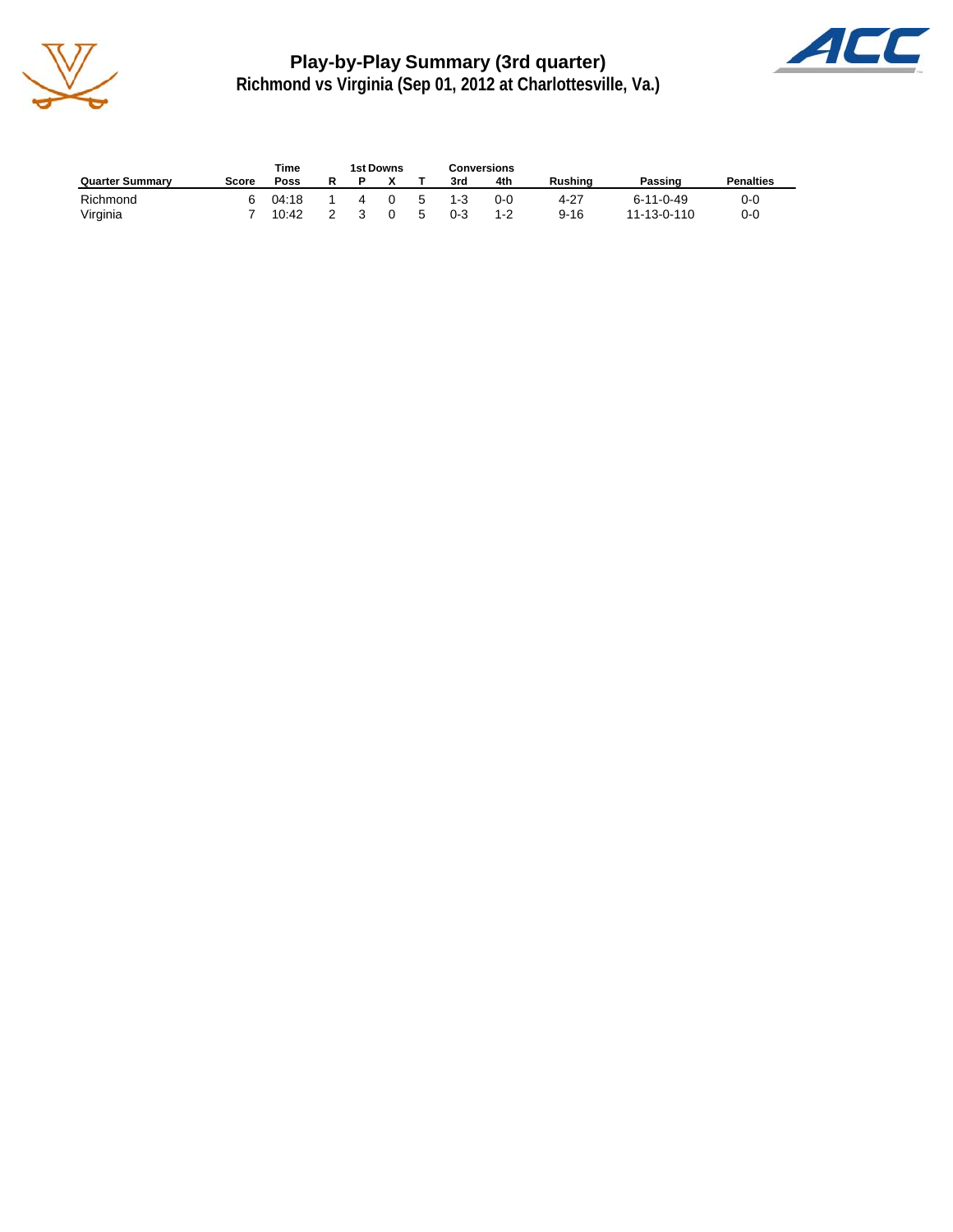# Play-by-Play Summary (3rd quarter)

## Richmond vs Virginia (Sep 01, 2012 at Charlottesville, Va.)

| | | Time | 1st Downs | | | | Conversions | | | | |
|---|---|---|---|---|---|---|---|---|---|---|---|
| **Quarter Summary** | **Score** | **Poss** | **R** | **P** | **X** | **T** | **3rd** | **4th** | **Rushing** | **Passing** | **Penalties** |
| Richmond | 6 | 04:18 | 1 | 4 | 0 | 5 | 1-3 | 0-0 | 4-27 | 6-11-0-49 | 0-0 |
| Virginia | 7 | 10:42 | 2 | 3 | 0 | 5 | 0-3 | 1-2 | 9-16 | 11-13-0-110 | 0-0 |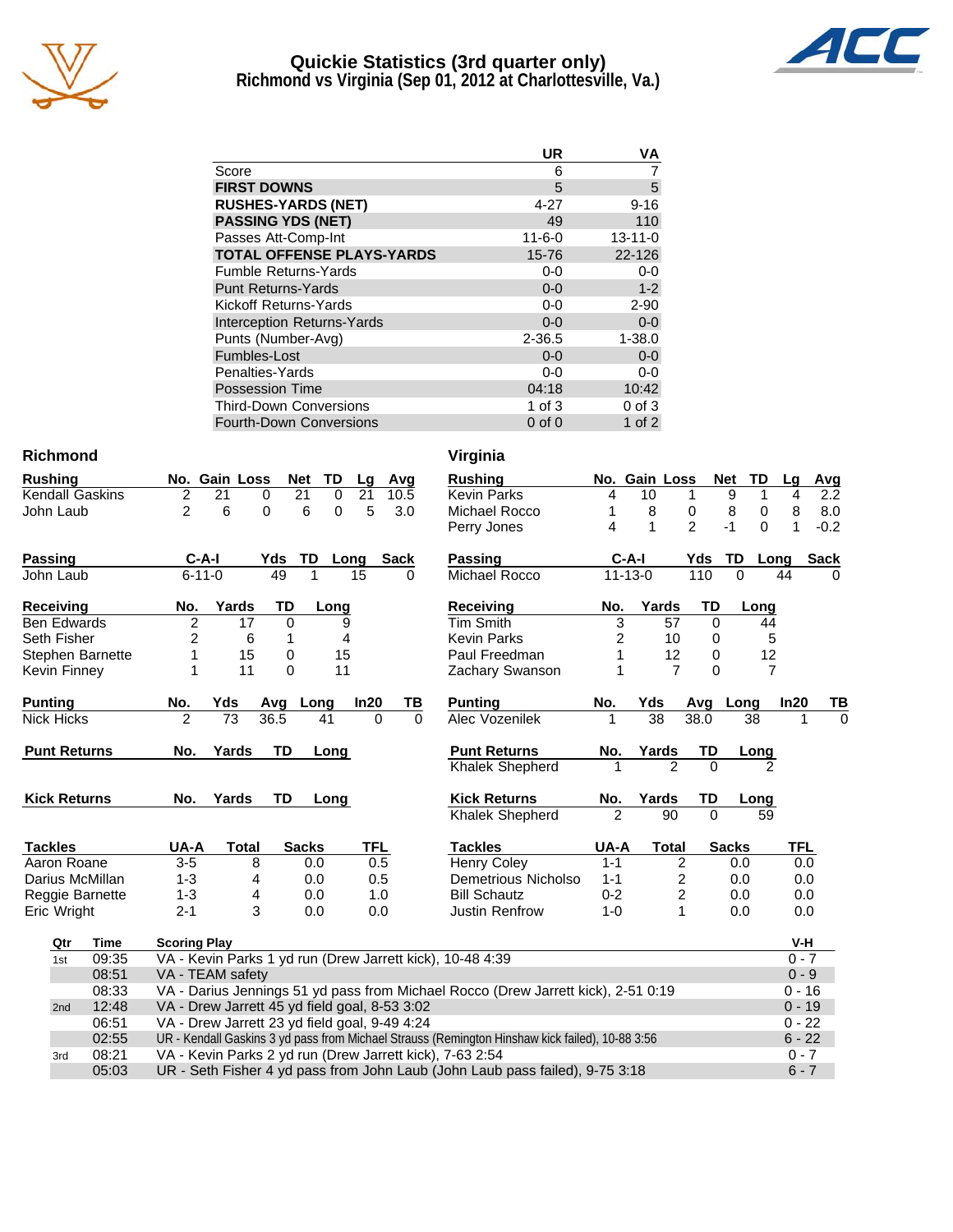# Quickie Statistics (3rd quarter only)

## Richmond vs Virginia (Sep 01, 2012 at Charlottesville, Va.)

| | UR | VA |
|---|---|---|
| Score | 6 | 7 |
| **FIRST DOWNS** | 5 | 5 |
| **RUSHES-YARDS (NET)** | 4-27 | 9-16 |
| **PASSING YDS (NET)** | 49 | 110 |
| Passes Att-Comp-Int | 11-6-0 | 13-11-0 |
| **TOTAL OFFENSE PLAYS-YARDS** | 15-76 | 22-126 |
| Fumble Returns-Yards | 0-0 | 0-0 |
| Punt Returns-Yards | 0-0 | 1-2 |
| Kickoff Returns-Yards | 0-0 | 2-90 |
| Interception Returns-Yards | 0-0 | 0-0 |
| Punts (Number-Avg) | 2-36.5 | 1-38.0 |
| Fumbles-Lost | 0-0 | 0-0 |
| Penalties-Yards | 0-0 | 0-0 |
| Possession Time | 04:18 | 10:42 |
| Third-Down Conversions | 1 of 3 | 0 of 3 |
| Fourth-Down Conversions | 0 of 0 | 1 of 2 |

## Richmond

| Rushing | No. | Gain | Loss | Net | TD | Lg | Avg |
|---|---|---|---|---|---|---|---|
| Kendall Gaskins | 2 | 21 | 0 | 21 | 0 | 21 | 10.5 |
| John Laub | 2 | 6 | 0 | 6 | 0 | 5 | 3.0 |

| Passing | C-A-I | Yds | TD | Long | Sack |
|---|---|---|---|---|---|
| John Laub | 6-11-0 | 49 | 1 | 15 | 0 |

| Receiving | No. | Yards | TD | Long |
|---|---|---|---|---|
| Ben Edwards | 2 | 17 | 0 | 9 |
| Seth Fisher | 2 | 6 | 1 | 4 |
| Stephen Barnette | 1 | 15 | 0 | 15 |
| Kevin Finney | 1 | 11 | 0 | 11 |

| Punting | No. | Yds | Avg | Long | In20 | TB |
|---|---|---|---|---|---|---|
| Nick Hicks | 2 | 73 | 36.5 | 41 | 0 | 0 |

| Punt Returns | No. | Yards | TD | Long |
|---|---|---|---|---|

| Kick Returns | No. | Yards | TD | Long |
|---|---|---|---|---|

| Tackles | UA-A | Total | Sacks | TFL |
|---|---|---|---|---|
| Aaron Roane | 3-5 | 8 | 0.0 | 0.5 |
| Darius McMillan | 1-3 | 4 | 0.0 | 0.5 |
| Reggie Barnette | 1-3 | 4 | 0.0 | 1.0 |
| Eric Wright | 2-1 | 3 | 0.0 | 0.0 |

## Virginia

| Rushing | No. | Gain | Loss | Net | TD | Lg | Avg |
|---|---|---|---|---|---|---|---|
| Kevin Parks | 4 | 10 | 1 | 9 | 1 | 4 | 2.2 |
| Michael Rocco | 1 | 8 | 0 | 8 | 0 | 8 | 8.0 |
| Perry Jones | 4 | 1 | 2 | -1 | 0 | 1 | -0.2 |

| Passing | C-A-I | Yds | TD | Long | Sack |
|---|---|---|---|---|---|
| Michael Rocco | 11-13-0 | 110 | 0 | 44 | 0 |

| Receiving | No. | Yards | TD | Long |
|---|---|---|---|---|
| Tim Smith | 3 | 57 | 0 | 44 |
| Kevin Parks | 2 | 10 | 0 | 5 |
| Paul Freedman | 1 | 12 | 0 | 12 |
| Zachary Swanson | 1 | 7 | 0 | 7 |

| Punting | No. | Yds | Avg | Long | In20 | TB |
|---|---|---|---|---|---|---|
| Alec Vozenilek | 1 | 38 | 38.0 | 38 | 1 | 0 |

| Punt Returns | No. | Yards | TD | Long |
|---|---|---|---|---|
| Khalek Shepherd | 1 | 2 | 0 | 2 |

| Kick Returns | No. | Yards | TD | Long |
|---|---|---|---|---|
| Khalek Shepherd | 2 | 90 | 0 | 59 |

| Tackles | UA-A | Total | Sacks | TFL |
|---|---|---|---|---|
| Henry Coley | 1-1 | 2 | 0.0 | 0.0 |
| Demetrious Nicholso | 1-1 | 2 | 0.0 | 0.0 |
| Bill Schautz | 0-2 | 2 | 0.0 | 0.0 |
| Justin Renfrow | 1-0 | 1 | 0.0 | 0.0 |

## Scoring Summary

| Qtr | Time | Scoring Play | V-H |
|---|---|---|---|
| 1st | 09:35 | VA - Kevin Parks 1 yd run (Drew Jarrett kick), 10-48 4:39 | 0 - 7 |
| | 08:51 | VA - TEAM safety | 0 - 9 |
| | 08:33 | VA - Darius Jennings 51 yd pass from Michael Rocco (Drew Jarrett kick), 2-51 0:19 | 0 - 16 |
| 2nd | 12:48 | VA - Drew Jarrett 45 yd field goal, 8-53 3:02 | 0 - 19 |
| | 06:51 | VA - Drew Jarrett 23 yd field goal, 9-49 4:24 | 0 - 22 |
| | 02:55 | UR - Kendall Gaskins 3 yd pass from Michael Strauss (Remington Hinshaw kick failed), 10-88 3:56 | 6 - 22 |
| 3rd | 08:21 | VA - Kevin Parks 2 yd run (Drew Jarrett kick), 7-63 2:54 | 0 - 7 |
| | 05:03 | UR - Seth Fisher 4 yd pass from John Laub (John Laub pass failed), 9-75 3:18 | 6 - 7 |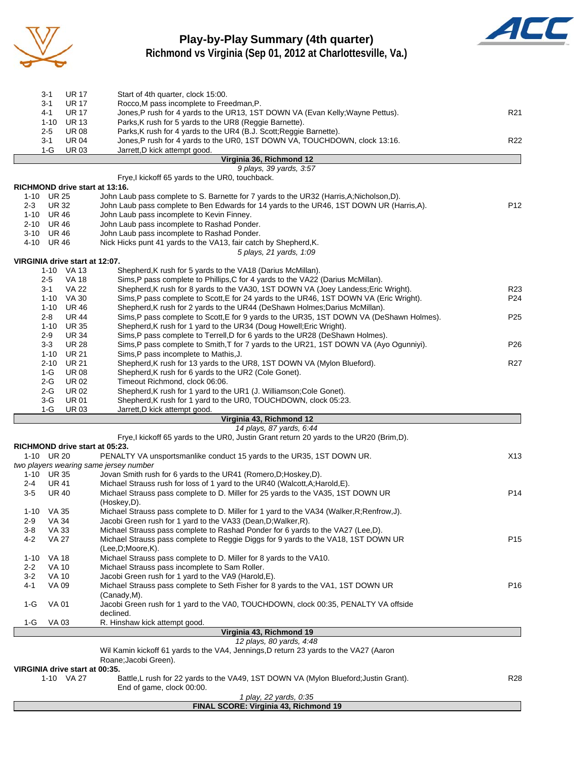# Play-by-Play Summary (4th quarter)
## Richmond vs Virginia (Sep 01, 2012 at Charlottesville, Va.)

| Down | Spot | Play | |
|---|---|---|---|
| 3-1 | UR 17 | Start of 4th quarter, clock 15:00. | |
| 3-1 | UR 17 | Rocco,M pass incomplete to Freedman,P. | |
| 4-1 | UR 17 | Jones,P rush for 4 yards to the UR13, 1ST DOWN VA (Evan Kelly;Wayne Pettus). | R21 |
| 1-10 | UR 13 | Parks,K rush for 5 yards to the UR8 (Reggie Barnette). | |
| 2-5 | UR 08 | Parks,K rush for 4 yards to the UR4 (B.J. Scott;Reggie Barnette). | |
| 3-1 | UR 04 | Jones,P rush for 4 yards to the UR0, 1ST DOWN VA, TOUCHDOWN, clock 13:16. | R22 |
| 1-G | UR 03 | Jarrett,D kick attempt good. | |

**Virginia 36, Richmond 12**

*9 plays, 39 yards, 3:57*

Frye,I kickoff 65 yards to the UR0, touchback.

**RICHMOND drive start at 13:16.**

| Down | Spot | Play | |
|---|---|---|---|
| 1-10 | UR 25 | John Laub pass complete to S. Barnette for 7 yards to the UR32 (Harris,A;Nicholson,D). | |
| 2-3 | UR 32 | John Laub pass complete to Ben Edwards for 14 yards to the UR46, 1ST DOWN UR (Harris,A). | P12 |
| 1-10 | UR 46 | John Laub pass incomplete to Kevin Finney. | |
| 2-10 | UR 46 | John Laub pass incomplete to Rashad Ponder. | |
| 3-10 | UR 46 | John Laub pass incomplete to Rashad Ponder. | |
| 4-10 | UR 46 | Nick Hicks punt 41 yards to the VA13, fair catch by Shepherd,K. | |

*5 plays, 21 yards, 1:09*

**VIRGINIA drive start at 12:07.**

| Down | Spot | Play | |
|---|---|---|---|
| 1-10 | VA 13 | Shepherd,K rush for 5 yards to the VA18 (Darius McMillan). | |
| 2-5 | VA 18 | Sims,P pass complete to Phillips,C for 4 yards to the VA22 (Darius McMillan). | |
| 3-1 | VA 22 | Shepherd,K rush for 8 yards to the VA30, 1ST DOWN VA (Joey Landess;Eric Wright). | R23 |
| 1-10 | VA 30 | Sims,P pass complete to Scott,E for 24 yards to the UR46, 1ST DOWN VA (Eric Wright). | P24 |
| 1-10 | UR 46 | Shepherd,K rush for 2 yards to the UR44 (DeShawn Holmes;Darius McMillan). | |
| 2-8 | UR 44 | Sims,P pass complete to Scott,E for 9 yards to the UR35, 1ST DOWN VA (DeShawn Holmes). | P25 |
| 1-10 | UR 35 | Shepherd,K rush for 1 yard to the UR34 (Doug Howell;Eric Wright). | |
| 2-9 | UR 34 | Sims,P pass complete to Terrell,D for 6 yards to the UR28 (DeShawn Holmes). | |
| 3-3 | UR 28 | Sims,P pass complete to Smith,T for 7 yards to the UR21, 1ST DOWN VA (Ayo Ogunniyi). | P26 |
| 1-10 | UR 21 | Sims,P pass incomplete to Mathis,J. | |
| 2-10 | UR 21 | Shepherd,K rush for 13 yards to the UR8, 1ST DOWN VA (Mylon Blueford). | R27 |
| 1-G | UR 08 | Shepherd,K rush for 6 yards to the UR2 (Cole Gonet). | |
| 2-G | UR 02 | Timeout Richmond, clock 06:06. | |
| 2-G | UR 02 | Shepherd,K rush for 1 yard to the UR1 (J. Williamson;Cole Gonet). | |
| 3-G | UR 01 | Shepherd,K rush for 1 yard to the UR0, TOUCHDOWN, clock 05:23. | |
| 1-G | UR 03 | Jarrett,D kick attempt good. | |

**Virginia 43, Richmond 12**

*14 plays, 87 yards, 6:44*

Frye,I kickoff 65 yards to the UR0, Justin Grant return 20 yards to the UR20 (Brim,D).

**RICHMOND drive start at 05:23.**

| Down | Spot | Play | |
|---|---|---|---|
| 1-10 | UR 20 | PENALTY VA unsportsmanlike conduct 15 yards to the UR35, 1ST DOWN UR. *two players wearing same jersey number* | X13 |
| 1-10 | UR 35 | Jovan Smith rush for 6 yards to the UR41 (Romero,D;Hoskey,D). | |
| 2-4 | UR 41 | Michael Strauss rush for loss of 1 yard to the UR40 (Walcott,A;Harold,E). | |
| 3-5 | UR 40 | Michael Strauss pass complete to D. Miller for 25 yards to the VA35, 1ST DOWN UR (Hoskey,D). | P14 |
| 1-10 | VA 35 | Michael Strauss pass complete to D. Miller for 1 yard to the VA34 (Walker,R;Renfrow,J). | |
| 2-9 | VA 34 | Jacobi Green rush for 1 yard to the VA33 (Dean,D;Walker,R). | |
| 3-8 | VA 33 | Michael Strauss pass complete to Rashad Ponder for 6 yards to the VA27 (Lee,D). | |
| 4-2 | VA 27 | Michael Strauss pass complete to Reggie Diggs for 9 yards to the VA18, 1ST DOWN UR (Lee,D;Moore,K). | P15 |
| 1-10 | VA 18 | Michael Strauss pass complete to D. Miller for 8 yards to the VA10. | |
| 2-2 | VA 10 | Michael Strauss pass incomplete to Sam Roller. | |
| 3-2 | VA 10 | Jacobi Green rush for 1 yard to the VA9 (Harold,E). | |
| 4-1 | VA 09 | Michael Strauss pass complete to Seth Fisher for 8 yards to the VA1, 1ST DOWN UR (Canady,M). | P16 |
| 1-G | VA 01 | Jacobi Green rush for 1 yard to the VA0, TOUCHDOWN, clock 00:35, PENALTY VA offside declined. | |
| 1-G | VA 03 | R. Hinshaw kick attempt good. | |

**Virginia 43, Richmond 19**

*12 plays, 80 yards, 4:48*

Wil Kamin kickoff 61 yards to the VA4, Jennings,D return 23 yards to the VA27 (Aaron Roane;Jacobi Green).

**VIRGINIA drive start at 00:35.**

| Down | Spot | Play | |
|---|---|---|---|
| 1-10 | VA 27 | Battle,L rush for 22 yards to the VA49, 1ST DOWN VA (Mylon Blueford;Justin Grant). | R28 |
| | | End of game, clock 00:00. | |

*1 play, 22 yards, 0:35*

**FINAL SCORE: Virginia 43, Richmond 19**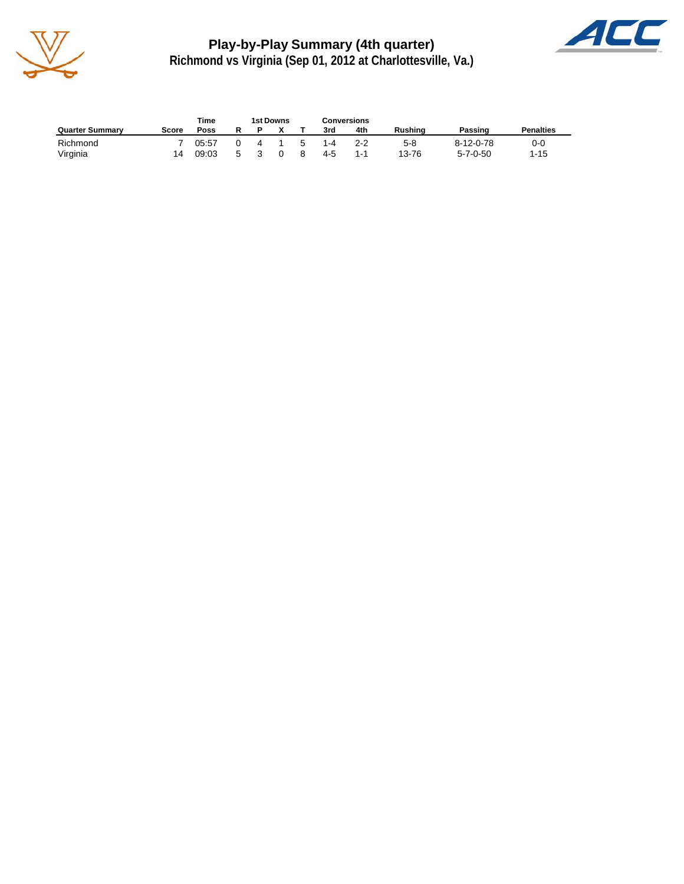# Play-by-Play Summary (4th quarter)

## Richmond vs Virginia (Sep 01, 2012 at Charlottesville, Va.)

| Quarter Summary | Score | Time Poss | 1st Downs R | P | X | T | Conversions 3rd | 4th | Rushing | Passing | Penalties |
|---|---|---|---|---|---|---|---|---|---|---|---|
| Richmond | 7 | 05:57 | 0 | 4 | 1 | 5 | 1-4 | 2-2 | 5-8 | 8-12-0-78 | 0-0 |
| Virginia | 14 | 09:03 | 5 | 3 | 0 | 8 | 4-5 | 1-1 | 13-76 | 5-7-0-50 | 1-15 |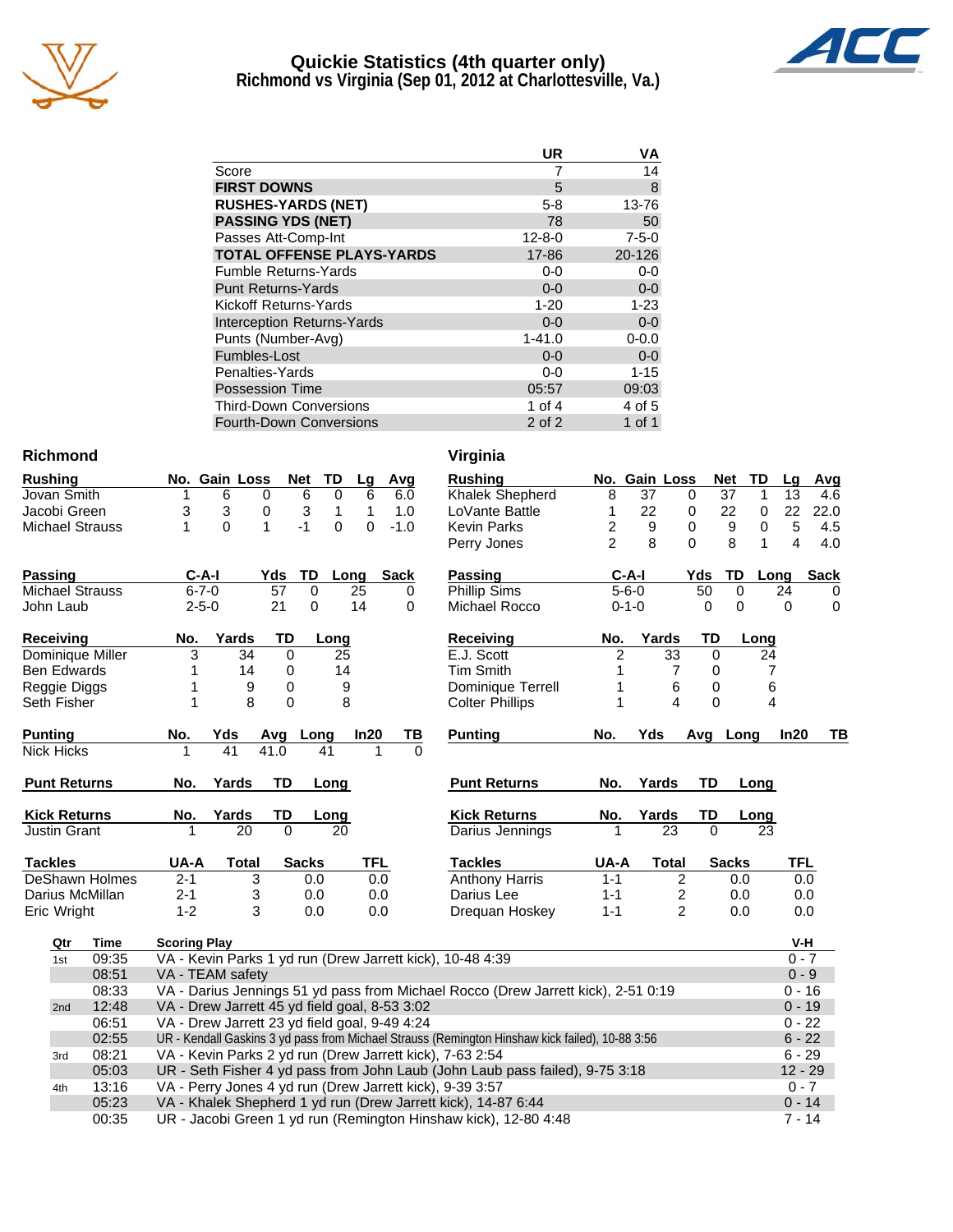# Quickie Statistics (4th quarter only)
## Richmond vs Virginia (Sep 01, 2012 at Charlottesville, Va.)

| | UR | VA |
|---|---|---|
| Score | 7 | 14 |
| **FIRST DOWNS** | 5 | 8 |
| **RUSHES-YARDS (NET)** | 5-8 | 13-76 |
| **PASSING YDS (NET)** | 78 | 50 |
| Passes Att-Comp-Int | 12-8-0 | 7-5-0 |
| **TOTAL OFFENSE PLAYS-YARDS** | 17-86 | 20-126 |
| Fumble Returns-Yards | 0-0 | 0-0 |
| Punt Returns-Yards | 0-0 | 0-0 |
| Kickoff Returns-Yards | 1-20 | 1-23 |
| Interception Returns-Yards | 0-0 | 0-0 |
| Punts (Number-Avg) | 1-41.0 | 0-0.0 |
| Fumbles-Lost | 0-0 | 0-0 |
| Penalties-Yards | 0-0 | 1-15 |
| Possession Time | 05:57 | 09:03 |
| Third-Down Conversions | 1 of 4 | 4 of 5 |
| Fourth-Down Conversions | 2 of 2 | 1 of 1 |

### Richmond

| Rushing | No. | Gain | Loss | Net | TD | Lg | Avg |
|---|---|---|---|---|---|---|---|
| Jovan Smith | 1 | 6 | 0 | 6 | 0 | 6 | 6.0 |
| Jacobi Green | 3 | 3 | 0 | 3 | 1 | 1 | 1.0 |
| Michael Strauss | 1 | 0 | 1 | -1 | 0 | 0 | -1.0 |

| Passing | C-A-I | Yds | TD | Long | Sack |
|---|---|---|---|---|---|
| Michael Strauss | 6-7-0 | 57 | 0 | 25 | 0 |
| John Laub | 2-5-0 | 21 | 0 | 14 | 0 |

| Receiving | No. | Yards | TD | Long |
|---|---|---|---|---|
| Dominique Miller | 3 | 34 | 0 | 25 |
| Ben Edwards | 1 | 14 | 0 | 14 |
| Reggie Diggs | 1 | 9 | 0 | 9 |
| Seth Fisher | 1 | 8 | 0 | 8 |

| Punting | No. | Yds | Avg | Long | In20 | TB |
|---|---|---|---|---|---|---|
| Nick Hicks | 1 | 41 | 41.0 | 41 | 1 | 0 |

| Punt Returns | No. | Yards | TD | Long |
|---|---|---|---|---|

| Kick Returns | No. | Yards | TD | Long |
|---|---|---|---|---|
| Justin Grant | 1 | 20 | 0 | 20 |

| Tackles | UA-A | Total | Sacks | TFL |
|---|---|---|---|---|
| DeShawn Holmes | 2-1 | 3 | 0.0 | 0.0 |
| Darius McMillan | 2-1 | 3 | 0.0 | 0.0 |
| Eric Wright | 1-2 | 3 | 0.0 | 0.0 |

### Virginia

| Rushing | No. | Gain | Loss | Net | TD | Lg | Avg |
|---|---|---|---|---|---|---|---|
| Khalek Shepherd | 8 | 37 | 0 | 37 | 1 | 13 | 4.6 |
| LoVante Battle | 1 | 22 | 0 | 22 | 0 | 22 | 22.0 |
| Kevin Parks | 2 | 9 | 0 | 9 | 0 | 5 | 4.5 |
| Perry Jones | 2 | 8 | 0 | 8 | 1 | 4 | 4.0 |

| Passing | C-A-I | Yds | TD | Long | Sack |
|---|---|---|---|---|---|
| Phillip Sims | 5-6-0 | 50 | 0 | 24 | 0 |
| Michael Rocco | 0-1-0 | 0 | 0 | 0 | 0 |

| Receiving | No. | Yards | TD | Long |
|---|---|---|---|---|
| E.J. Scott | 2 | 33 | 0 | 24 |
| Tim Smith | 1 | 7 | 0 | 7 |
| Dominique Terrell | 1 | 6 | 0 | 6 |
| Colter Phillips | 1 | 4 | 0 | 4 |

| Punting | No. | Yds | Avg | Long | In20 | TB |
|---|---|---|---|---|---|---|

| Punt Returns | No. | Yards | TD | Long |
|---|---|---|---|---|

| Kick Returns | No. | Yards | TD | Long |
|---|---|---|---|---|
| Darius Jennings | 1 | 23 | 0 | 23 |

| Tackles | UA-A | Total | Sacks | TFL |
|---|---|---|---|---|
| Anthony Harris | 1-1 | 2 | 0.0 | 0.0 |
| Darius Lee | 1-1 | 2 | 0.0 | 0.0 |
| Drequan Hoskey | 1-1 | 2 | 0.0 | 0.0 |

| Qtr | Time | Scoring Play | V-H |
|---|---|---|---|
| 1st | 09:35 | VA - Kevin Parks 1 yd run (Drew Jarrett kick), 10-48 4:39 | 0 - 7 |
| | 08:51 | VA - TEAM safety | 0 - 9 |
| | 08:33 | VA - Darius Jennings 51 yd pass from Michael Rocco (Drew Jarrett kick), 2-51 0:19 | 0 - 16 |
| 2nd | 12:48 | VA - Drew Jarrett 45 yd field goal, 8-53 3:02 | 0 - 19 |
| | 06:51 | VA - Drew Jarrett 23 yd field goal, 9-49 4:24 | 0 - 22 |
| | 02:55 | UR - Kendall Gaskins 3 yd pass from Michael Strauss (Remington Hinshaw kick failed), 10-88 3:56 | 6 - 22 |
| 3rd | 08:21 | VA - Kevin Parks 2 yd run (Drew Jarrett kick), 7-63 2:54 | 6 - 29 |
| | 05:03 | UR - Seth Fisher 4 yd pass from John Laub (John Laub pass failed), 9-75 3:18 | 12 - 29 |
| 4th | 13:16 | VA - Perry Jones 4 yd run (Drew Jarrett kick), 9-39 3:57 | 0 - 7 |
| | 05:23 | VA - Khalek Shepherd 1 yd run (Drew Jarrett kick), 14-87 6:44 | 0 - 14 |
| | 00:35 | UR - Jacobi Green 1 yd run (Remington Hinshaw kick), 12-80 4:48 | 7 - 14 |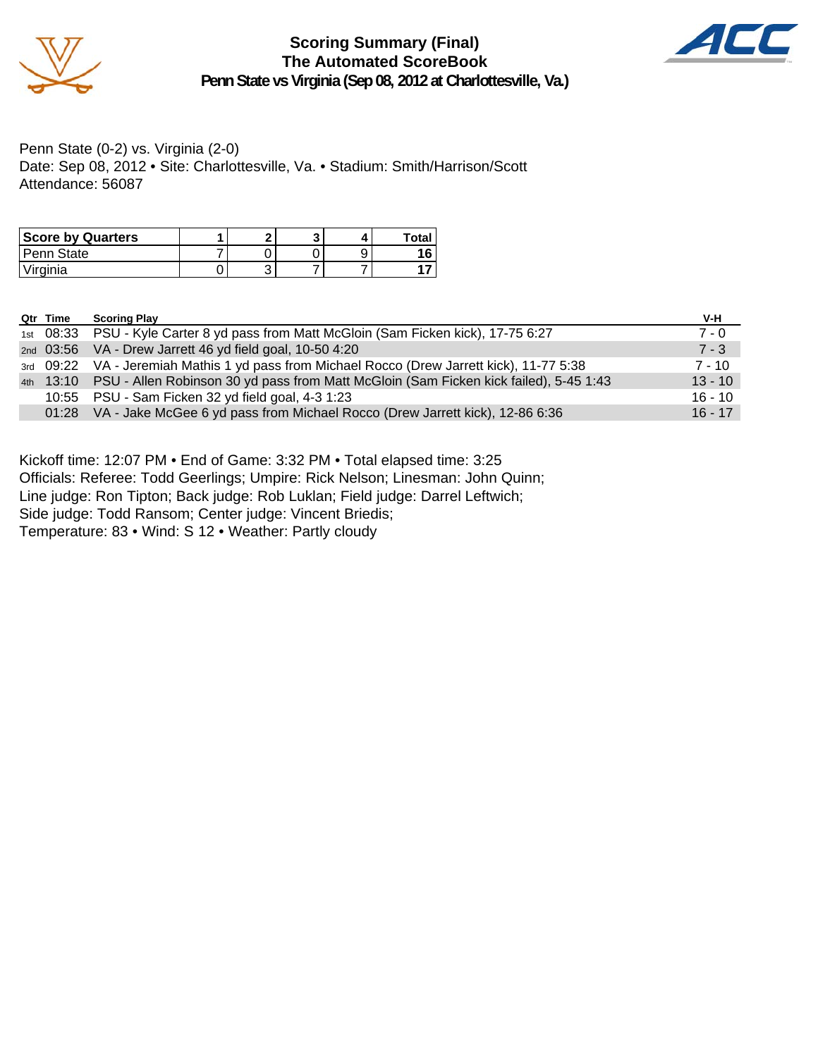# Scoring Summary (Final)
## The Automated ScoreBook
### Penn State vs Virginia (Sep 08, 2012 at Charlottesville, Va.)

Penn State (0-2) vs. Virginia (2-0)
Date: Sep 08, 2012 • Site: Charlottesville, Va. • Stadium: Smith/Harrison/Scott
Attendance: 56087

| Score by Quarters | 1 | 2 | 3 | 4 | Total |
|---|---|---|---|---|---|
| Penn State | 7 | 0 | 0 | 9 | **16** |
| Virginia | 0 | 3 | 7 | 7 | **17** |

| Qtr | Time | Scoring Play | V-H |
|---|---|---|---|
| 1st | 08:33 | PSU - Kyle Carter 8 yd pass from Matt McGloin (Sam Ficken kick), 17-75 6:27 | 7 - 0 |
| 2nd | 03:56 | VA - Drew Jarrett 46 yd field goal, 10-50 4:20 | 7 - 3 |
| 3rd | 09:22 | VA - Jeremiah Mathis 1 yd pass from Michael Rocco (Drew Jarrett kick), 11-77 5:38 | 7 - 10 |
| 4th | 13:10 | PSU - Allen Robinson 30 yd pass from Matt McGloin (Sam Ficken kick failed), 5-45 1:43 | 13 - 10 |
| | 10:55 | PSU - Sam Ficken 32 yd field goal, 4-3 1:23 | 16 - 10 |
| | 01:28 | VA - Jake McGee 6 yd pass from Michael Rocco (Drew Jarrett kick), 12-86 6:36 | 16 - 17 |

Kickoff time: 12:07 PM • End of Game: 3:32 PM • Total elapsed time: 3:25
Officials: Referee: Todd Geerlings; Umpire: Rick Nelson; Linesman: John Quinn;
Line judge: Ron Tipton; Back judge: Rob Luklan; Field judge: Darrel Leftwich;
Side judge: Todd Ransom; Center judge: Vincent Briedis;
Temperature: 83 • Wind: S 12 • Weather: Partly cloudy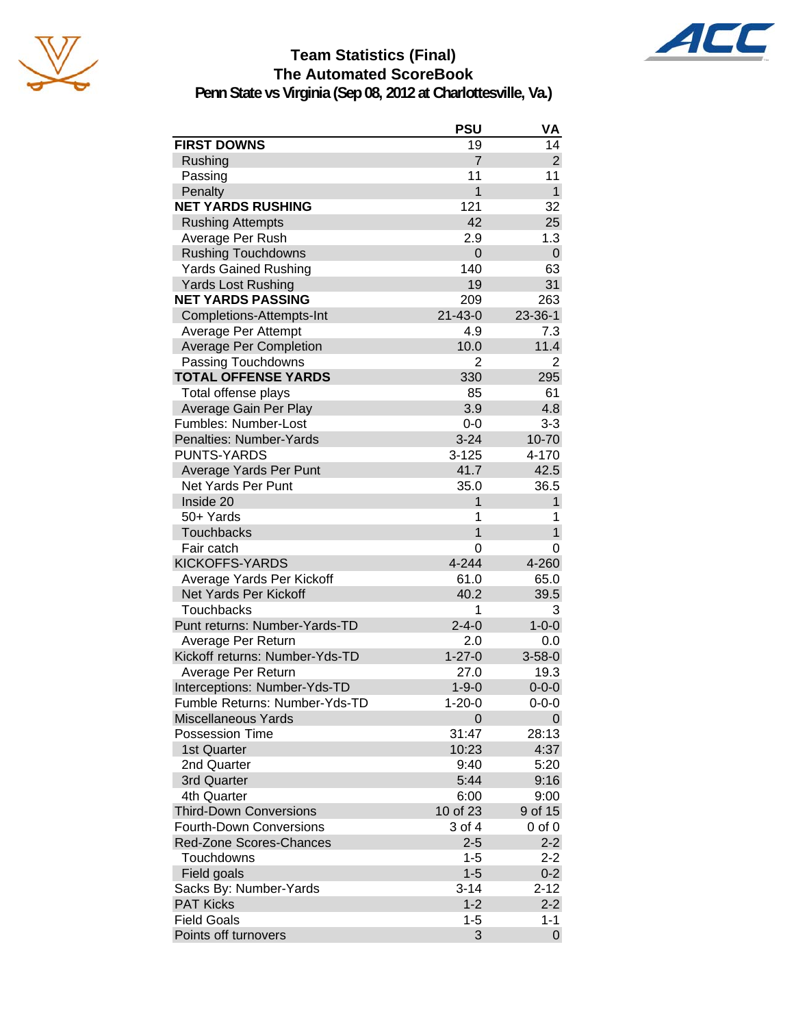# Team Statistics (Final)
## The Automated ScoreBook
### Penn State vs Virginia (Sep 08, 2012 at Charlottesville, Va.)

| | PSU | VA |
|---|---|---|
| **FIRST DOWNS** | 19 | 14 |
| Rushing | 7 | 2 |
| Passing | 11 | 11 |
| Penalty | 1 | 1 |
| **NET YARDS RUSHING** | 121 | 32 |
| Rushing Attempts | 42 | 25 |
| Average Per Rush | 2.9 | 1.3 |
| Rushing Touchdowns | 0 | 0 |
| Yards Gained Rushing | 140 | 63 |
| Yards Lost Rushing | 19 | 31 |
| **NET YARDS PASSING** | 209 | 263 |
| Completions-Attempts-Int | 21-43-0 | 23-36-1 |
| Average Per Attempt | 4.9 | 7.3 |
| Average Per Completion | 10.0 | 11.4 |
| Passing Touchdowns | 2 | 2 |
| **TOTAL OFFENSE YARDS** | 330 | 295 |
| Total offense plays | 85 | 61 |
| Average Gain Per Play | 3.9 | 4.8 |
| Fumbles: Number-Lost | 0-0 | 3-3 |
| Penalties: Number-Yards | 3-24 | 10-70 |
| PUNTS-YARDS | 3-125 | 4-170 |
| Average Yards Per Punt | 41.7 | 42.5 |
| Net Yards Per Punt | 35.0 | 36.5 |
| Inside 20 | 1 | 1 |
| 50+ Yards | 1 | 1 |
| Touchbacks | 1 | 1 |
| Fair catch | 0 | 0 |
| KICKOFFS-YARDS | 4-244 | 4-260 |
| Average Yards Per Kickoff | 61.0 | 65.0 |
| Net Yards Per Kickoff | 40.2 | 39.5 |
| Touchbacks | 1 | 3 |
| Punt returns: Number-Yards-TD | 2-4-0 | 1-0-0 |
| Average Per Return | 2.0 | 0.0 |
| Kickoff returns: Number-Yds-TD | 1-27-0 | 3-58-0 |
| Average Per Return | 27.0 | 19.3 |
| Interceptions: Number-Yds-TD | 1-9-0 | 0-0-0 |
| Fumble Returns: Number-Yds-TD | 1-20-0 | 0-0-0 |
| Miscellaneous Yards | 0 | 0 |
| Possession Time | 31:47 | 28:13 |
| 1st Quarter | 10:23 | 4:37 |
| 2nd Quarter | 9:40 | 5:20 |
| 3rd Quarter | 5:44 | 9:16 |
| 4th Quarter | 6:00 | 9:00 |
| Third-Down Conversions | 10 of 23 | 9 of 15 |
| Fourth-Down Conversions | 3 of 4 | 0 of 0 |
| Red-Zone Scores-Chances | 2-5 | 2-2 |
| Touchdowns | 1-5 | 2-2 |
| Field goals | 1-5 | 0-2 |
| Sacks By: Number-Yards | 3-14 | 2-12 |
| PAT Kicks | 1-2 | 2-2 |
| Field Goals | 1-5 | 1-1 |
| Points off turnovers | 3 | 0 |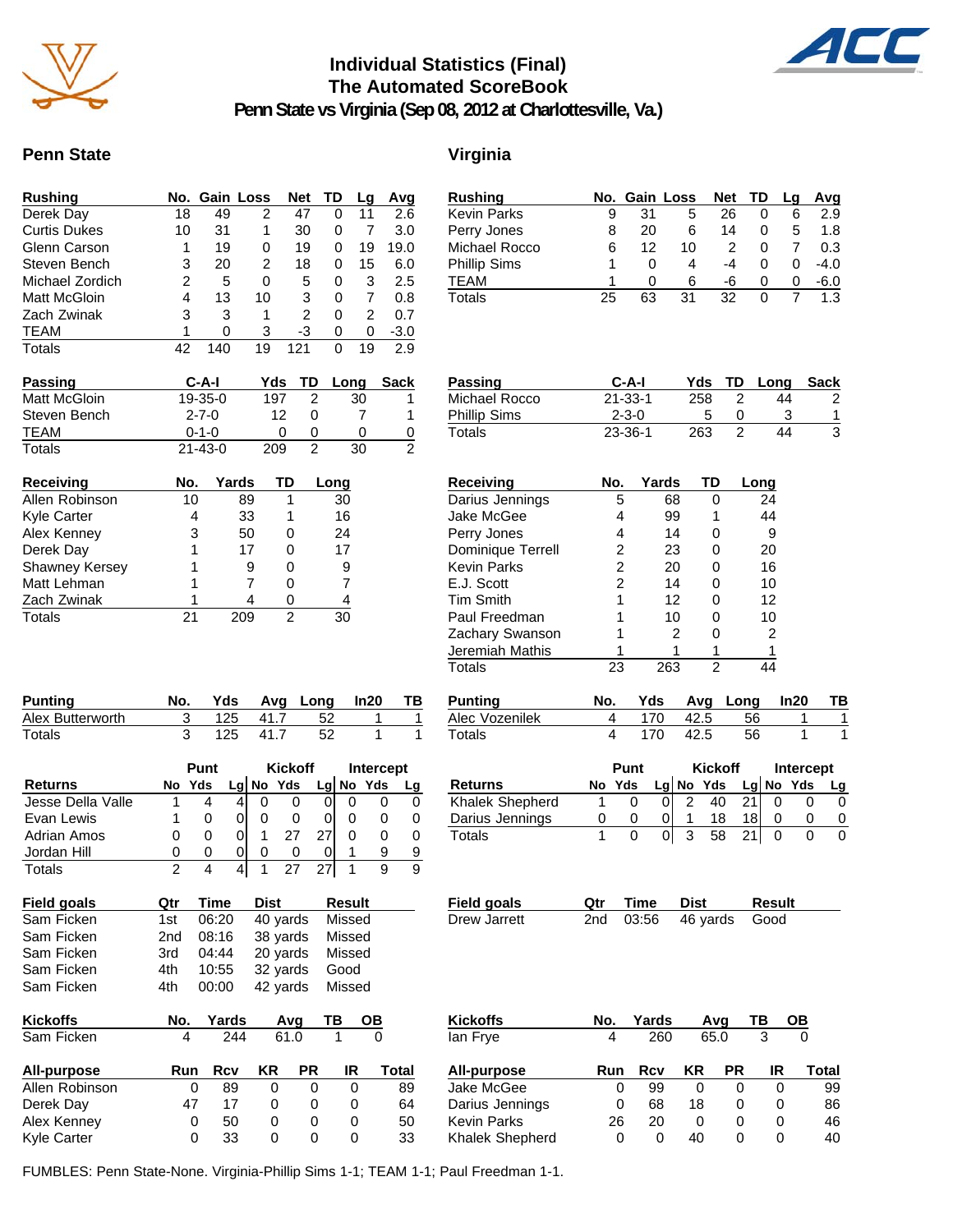# Individual Statistics (Final)
## The Automated ScoreBook
### Penn State vs Virginia (Sep 08, 2012 at Charlottesville, Va.)

## Penn State

| Rushing | No. | Gain | Loss | Net | TD | Lg | Avg |
|---|---|---|---|---|---|---|---|
| Derek Day | 18 | 49 | 2 | 47 | 0 | 11 | 2.6 |
| Curtis Dukes | 10 | 31 | 1 | 30 | 0 | 7 | 3.0 |
| Glenn Carson | 1 | 19 | 0 | 19 | 0 | 19 | 19.0 |
| Steven Bench | 3 | 20 | 2 | 18 | 0 | 15 | 6.0 |
| Michael Zordich | 2 | 5 | 0 | 5 | 0 | 3 | 2.5 |
| Matt McGloin | 4 | 13 | 10 | 3 | 0 | 7 | 0.8 |
| Zach Zwinak | 3 | 3 | 1 | 2 | 0 | 2 | 0.7 |
| TEAM | 1 | 0 | 3 | -3 | 0 | 0 | -3.0 |
| Totals | 42 | 140 | 19 | 121 | 0 | 19 | 2.9 |

| Passing | C-A-I | Yds | TD | Long | Sack |
|---|---|---|---|---|---|
| Matt McGloin | 19-35-0 | 197 | 2 | 30 | 1 |
| Steven Bench | 2-7-0 | 12 | 0 | 7 | 1 |
| TEAM | 0-1-0 | 0 | 0 | 0 | 0 |
| Totals | 21-43-0 | 209 | 2 | 30 | 2 |

| Receiving | No. | Yards | TD | Long |
|---|---|---|---|---|
| Allen Robinson | 10 | 89 | 1 | 30 |
| Kyle Carter | 4 | 33 | 1 | 16 |
| Alex Kenney | 3 | 50 | 0 | 24 |
| Derek Day | 1 | 17 | 0 | 17 |
| Shawney Kersey | 1 | 9 | 0 | 9 |
| Matt Lehman | 1 | 7 | 0 | 7 |
| Zach Zwinak | 1 | 4 | 0 | 4 |
| Totals | 21 | 209 | 2 | 30 |

| Punting | No. | Yds | Avg | Long | In20 | TB |
|---|---|---|---|---|---|---|
| Alex Butterworth | 3 | 125 | 41.7 | 52 | 1 | 1 |
| Totals | 3 | 125 | 41.7 | 52 | 1 | 1 |

| | Punt | | | Kickoff | | | Intercept | | |
|---|---|---|---|---|---|---|---|---|---|
| Returns | No | Yds | Lg | No | Yds | Lg | No | Yds | Lg |
| Jesse Della Valle | 1 | 4 | 4 | 0 | 0 | 0 | 0 | 0 | 0 |
| Evan Lewis | 1 | 0 | 0 | 0 | 0 | 0 | 0 | 0 | 0 |
| Adrian Amos | 0 | 0 | 0 | 1 | 27 | 27 | 0 | 0 | 0 |
| Jordan Hill | 0 | 0 | 0 | 0 | 0 | 0 | 1 | 9 | 9 |
| Totals | 2 | 4 | 4 | 1 | 27 | 27 | 1 | 9 | 9 |

| Field goals | Qtr | Time | Dist | Result |
|---|---|---|---|---|
| Sam Ficken | 1st | 06:20 | 40 yards | Missed |
| Sam Ficken | 2nd | 08:16 | 38 yards | Missed |
| Sam Ficken | 3rd | 04:44 | 20 yards | Missed |
| Sam Ficken | 4th | 10:55 | 32 yards | Good |
| Sam Ficken | 4th | 00:00 | 42 yards | Missed |

| Kickoffs | No. | Yards | Avg | TB | OB |
|---|---|---|---|---|---|
| Sam Ficken | 4 | 244 | 61.0 | 1 | 0 |

| All-purpose | Run | Rcv | KR | PR | IR | Total |
|---|---|---|---|---|---|---|
| Allen Robinson | 0 | 89 | 0 | 0 | 0 | 89 |
| Derek Day | 47 | 17 | 0 | 0 | 0 | 64 |
| Alex Kenney | 0 | 50 | 0 | 0 | 0 | 50 |
| Kyle Carter | 0 | 33 | 0 | 0 | 0 | 33 |

## Virginia

| Rushing | No. | Gain | Loss | Net | TD | Lg | Avg |
|---|---|---|---|---|---|---|---|
| Kevin Parks | 9 | 31 | 5 | 26 | 0 | 6 | 2.9 |
| Perry Jones | 8 | 20 | 6 | 14 | 0 | 5 | 1.8 |
| Michael Rocco | 6 | 12 | 10 | 2 | 0 | 7 | 0.3 |
| Phillip Sims | 1 | 0 | 4 | -4 | 0 | 0 | -4.0 |
| TEAM | 1 | 0 | 6 | -6 | 0 | 0 | -6.0 |
| Totals | 25 | 63 | 31 | 32 | 0 | 7 | 1.3 |

| Passing | C-A-I | Yds | TD | Long | Sack |
|---|---|---|---|---|---|
| Michael Rocco | 21-33-1 | 258 | 2 | 44 | 2 |
| Phillip Sims | 2-3-0 | 5 | 0 | 3 | 1 |
| Totals | 23-36-1 | 263 | 2 | 44 | 3 |

| Receiving | No. | Yards | TD | Long |
|---|---|---|---|---|
| Darius Jennings | 5 | 68 | 0 | 24 |
| Jake McGee | 4 | 99 | 1 | 44 |
| Perry Jones | 4 | 14 | 0 | 9 |
| Dominique Terrell | 2 | 23 | 0 | 20 |
| Kevin Parks | 2 | 20 | 0 | 16 |
| E.J. Scott | 2 | 14 | 0 | 10 |
| Tim Smith | 1 | 12 | 0 | 12 |
| Paul Freedman | 1 | 10 | 0 | 10 |
| Zachary Swanson | 1 | 2 | 0 | 2 |
| Jeremiah Mathis | 1 | 1 | 1 | 1 |
| Totals | 23 | 263 | 2 | 44 |

| Punting | No. | Yds | Avg | Long | In20 | TB |
|---|---|---|---|---|---|---|
| Alec Vozenilek | 4 | 170 | 42.5 | 56 | 1 | 1 |
| Totals | 4 | 170 | 42.5 | 56 | 1 | 1 |

| | Punt | | | Kickoff | | | Intercept | | |
|---|---|---|---|---|---|---|---|---|---|
| Returns | No | Yds | Lg | No | Yds | Lg | No | Yds | Lg |
| Khalek Shepherd | 1 | 0 | 0 | 2 | 40 | 21 | 0 | 0 | 0 |
| Darius Jennings | 0 | 0 | 0 | 1 | 18 | 18 | 0 | 0 | 0 |
| Totals | 1 | 0 | 0 | 3 | 58 | 21 | 0 | 0 | 0 |

| Field goals | Qtr | Time | Dist | Result |
|---|---|---|---|---|
| Drew Jarrett | 2nd | 03:56 | 46 yards | Good |

| Kickoffs | No. | Yards | Avg | TB | OB |
|---|---|---|---|---|---|
| Ian Frye | 4 | 260 | 65.0 | 3 | 0 |

| All-purpose | Run | Rcv | KR | PR | IR | Total |
|---|---|---|---|---|---|---|
| Jake McGee | 0 | 99 | 0 | 0 | 0 | 99 |
| Darius Jennings | 0 | 68 | 18 | 0 | 0 | 86 |
| Kevin Parks | 26 | 20 | 0 | 0 | 0 | 46 |
| Khalek Shepherd | 0 | 0 | 40 | 0 | 0 | 40 |

FUMBLES: Penn State-None. Virginia-Phillip Sims 1-1; TEAM 1-1; Paul Freedman 1-1.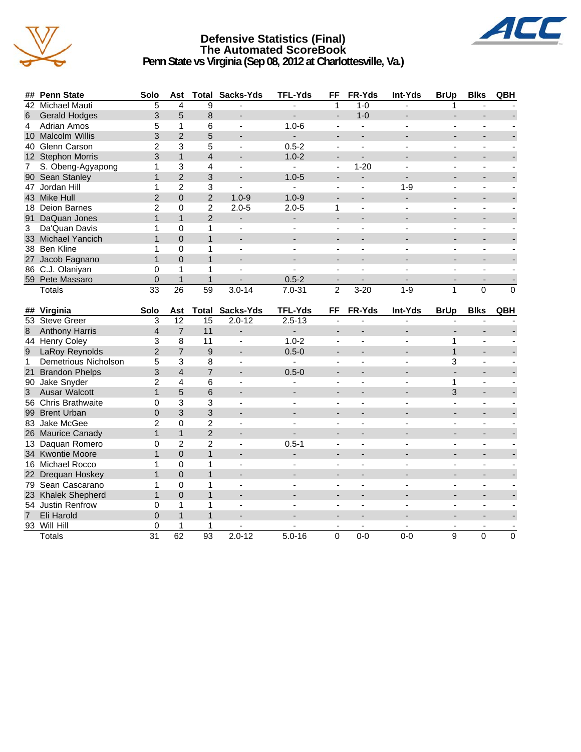# Defensive Statistics (Final)
## The Automated ScoreBook
### Penn State vs Virginia (Sep 08, 2012 at Charlottesville, Va.)

| ## | Penn State | Solo | Ast | Total | Sacks-Yds | TFL-Yds | FF | FR-Yds | Int-Yds | BrUp | Blks | QBH |
|---|---|---|---|---|---|---|---|---|---|---|---|---|
| 42 | Michael Mauti | 5 | 4 | 9 | - | - | 1 | 1-0 | - | 1 | - | - |
| 6 | Gerald Hodges | 3 | 5 | 8 | - | - | - | 1-0 | - | - | - | - |
| 4 | Adrian Amos | 5 | 1 | 6 | - | 1.0-6 | - | - | - | - | - | - |
| 10 | Malcolm Willis | 3 | 2 | 5 | - | - | - | - | - | - | - | - |
| 40 | Glenn Carson | 2 | 3 | 5 | - | 0.5-2 | - | - | - | - | - | - |
| 12 | Stephon Morris | 3 | 1 | 4 | - | 1.0-2 | - | - | - | - | - | - |
| 7 | S. Obeng-Agyapong | 1 | 3 | 4 | - | - | - | 1-20 | - | - | - | - |
| 90 | Sean Stanley | 1 | 2 | 3 | - | 1.0-5 | - | - | - | - | - | - |
| 47 | Jordan Hill | 1 | 2 | 3 | - | - | - | - | 1-9 | - | - | - |
| 43 | Mike Hull | 2 | 0 | 2 | 1.0-9 | 1.0-9 | - | - | - | - | - | - |
| 18 | Deion Barnes | 2 | 0 | 2 | 2.0-5 | 2.0-5 | 1 | - | - | - | - | - |
| 91 | DaQuan Jones | 1 | 1 | 2 | - | - | - | - | - | - | - | - |
| 3 | Da'Quan Davis | 1 | 0 | 1 | - | - | - | - | - | - | - | - |
| 33 | Michael Yancich | 1 | 0 | 1 | - | - | - | - | - | - | - | - |
| 38 | Ben Kline | 1 | 0 | 1 | - | - | - | - | - | - | - | - |
| 27 | Jacob Fagnano | 1 | 0 | 1 | - | - | - | - | - | - | - | - |
| 86 | C.J. Olaniyan | 0 | 1 | 1 | - | - | - | - | - | - | - | - |
| 59 | Pete Massaro | 0 | 1 | 1 | - | 0.5-2 | - | - | - | - | - | - |
| | Totals | 33 | 26 | 59 | 3.0-14 | 7.0-31 | 2 | 3-20 | 1-9 | 1 | 0 | 0 |

| ## | Virginia | Solo | Ast | Total | Sacks-Yds | TFL-Yds | FF | FR-Yds | Int-Yds | BrUp | Blks | QBH |
|---|---|---|---|---|---|---|---|---|---|---|---|---|
| 53 | Steve Greer | 3 | 12 | 15 | 2.0-12 | 2.5-13 | - | - | - | - | - | - |
| 8 | Anthony Harris | 4 | 7 | 11 | - | - | - | - | - | - | - | - |
| 44 | Henry Coley | 3 | 8 | 11 | - | 1.0-2 | - | - | - | 1 | - | - |
| 9 | LaRoy Reynolds | 2 | 7 | 9 | - | 0.5-0 | - | - | - | 1 | - | - |
| 1 | Demetrious Nicholson | 5 | 3 | 8 | - | - | - | - | - | 3 | - | - |
| 21 | Brandon Phelps | 3 | 4 | 7 | - | 0.5-0 | - | - | - | - | - | - |
| 90 | Jake Snyder | 2 | 4 | 6 | - | - | - | - | - | 1 | - | - |
| 3 | Ausar Walcott | 1 | 5 | 6 | - | - | - | - | - | 3 | - | - |
| 56 | Chris Brathwaite | 0 | 3 | 3 | - | - | - | - | - | - | - | - |
| 99 | Brent Urban | 0 | 3 | 3 | - | - | - | - | - | - | - | - |
| 83 | Jake McGee | 2 | 0 | 2 | - | - | - | - | - | - | - | - |
| 26 | Maurice Canady | 1 | 1 | 2 | - | - | - | - | - | - | - | - |
| 13 | Daquan Romero | 0 | 2 | 2 | - | 0.5-1 | - | - | - | - | - | - |
| 34 | Kwontie Moore | 1 | 0 | 1 | - | - | - | - | - | - | - | - |
| 16 | Michael Rocco | 1 | 0 | 1 | - | - | - | - | - | - | - | - |
| 22 | Drequan Hoskey | 1 | 0 | 1 | - | - | - | - | - | - | - | - |
| 79 | Sean Cascarano | 1 | 0 | 1 | - | - | - | - | - | - | - | - |
| 23 | Khalek Shepherd | 1 | 0 | 1 | - | - | - | - | - | - | - | - |
| 54 | Justin Renfrow | 0 | 1 | 1 | - | - | - | - | - | - | - | - |
| 7 | Eli Harold | 0 | 1 | 1 | - | - | - | - | - | - | - | - |
| 93 | Will Hill | 0 | 1 | 1 | - | - | - | - | - | - | - | - |
| | Totals | 31 | 62 | 93 | 2.0-12 | 5.0-16 | 0 | 0-0 | 0-0 | 9 | 0 | 0 |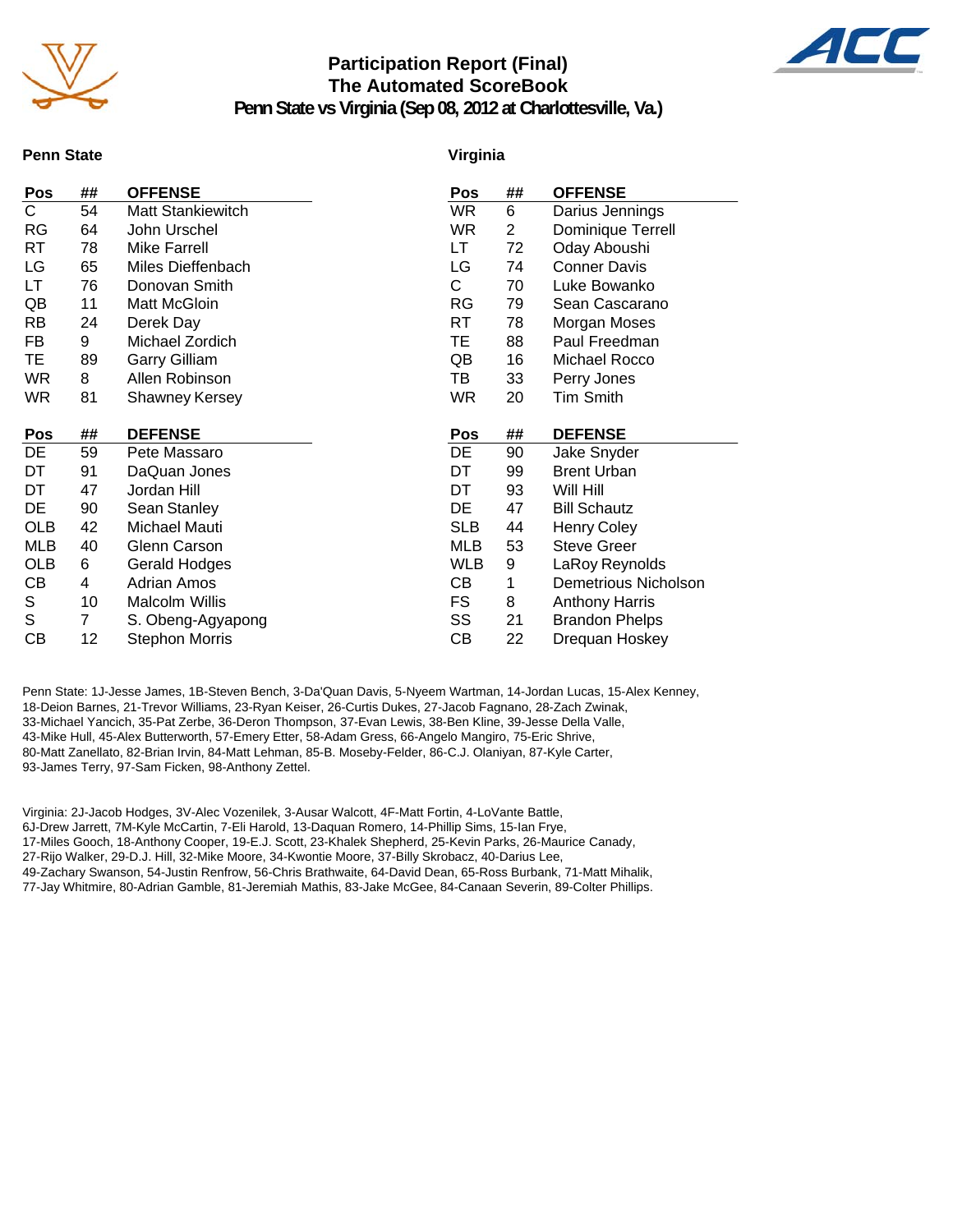# Participation Report (Final)
## The Automated ScoreBook
### Penn State vs Virginia (Sep 08, 2012 at Charlottesville, Va.)

**Penn State**

| Pos | ## | OFFENSE |
|---|---|---|
| C | 54 | Matt Stankiewitch |
| RG | 64 | John Urschel |
| RT | 78 | Mike Farrell |
| LG | 65 | Miles Dieffenbach |
| LT | 76 | Donovan Smith |
| QB | 11 | Matt McGloin |
| RB | 24 | Derek Day |
| FB | 9 | Michael Zordich |
| TE | 89 | Garry Gilliam |
| WR | 8 | Allen Robinson |
| WR | 81 | Shawney Kersey |

| Pos | ## | DEFENSE |
|---|---|---|
| DE | 59 | Pete Massaro |
| DT | 91 | DaQuan Jones |
| DT | 47 | Jordan Hill |
| DE | 90 | Sean Stanley |
| OLB | 42 | Michael Mauti |
| MLB | 40 | Glenn Carson |
| OLB | 6 | Gerald Hodges |
| CB | 4 | Adrian Amos |
| S | 10 | Malcolm Willis |
| S | 7 | S. Obeng-Agyapong |
| CB | 12 | Stephon Morris |

**Virginia**

| Pos | ## | OFFENSE |
|---|---|---|
| WR | 6 | Darius Jennings |
| WR | 2 | Dominique Terrell |
| LT | 72 | Oday Aboushi |
| LG | 74 | Conner Davis |
| C | 70 | Luke Bowanko |
| RG | 79 | Sean Cascarano |
| RT | 78 | Morgan Moses |
| TE | 88 | Paul Freedman |
| QB | 16 | Michael Rocco |
| TB | 33 | Perry Jones |
| WR | 20 | Tim Smith |

| Pos | ## | DEFENSE |
|---|---|---|
| DE | 90 | Jake Snyder |
| DT | 99 | Brent Urban |
| DT | 93 | Will Hill |
| DE | 47 | Bill Schautz |
| SLB | 44 | Henry Coley |
| MLB | 53 | Steve Greer |
| WLB | 9 | LaRoy Reynolds |
| CB | 1 | Demetrious Nicholson |
| FS | 8 | Anthony Harris |
| SS | 21 | Brandon Phelps |
| CB | 22 | Drequan Hoskey |

Penn State: 1J-Jesse James, 1B-Steven Bench, 3-Da'Quan Davis, 5-Nyeem Wartman, 14-Jordan Lucas, 15-Alex Kenney, 18-Deion Barnes, 21-Trevor Williams, 23-Ryan Keiser, 26-Curtis Dukes, 27-Jacob Fagnano, 28-Zach Zwinak, 33-Michael Yancich, 35-Pat Zerbe, 36-Deron Thompson, 37-Evan Lewis, 38-Ben Kline, 39-Jesse Della Valle, 43-Mike Hull, 45-Alex Butterworth, 57-Emery Etter, 58-Adam Gress, 66-Angelo Mangiro, 75-Eric Shrive, 80-Matt Zanellato, 82-Brian Irvin, 84-Matt Lehman, 85-B. Moseby-Felder, 86-C.J. Olaniyan, 87-Kyle Carter, 93-James Terry, 97-Sam Ficken, 98-Anthony Zettel.

Virginia: 2J-Jacob Hodges, 3V-Alec Vozenilek, 3-Ausar Walcott, 4F-Matt Fortin, 4-LoVante Battle, 6J-Drew Jarrett, 7M-Kyle McCartin, 7-Eli Harold, 13-Daquan Romero, 14-Phillip Sims, 15-Ian Frye, 17-Miles Gooch, 18-Anthony Cooper, 19-E.J. Scott, 23-Khalek Shepherd, 25-Kevin Parks, 26-Maurice Canady, 27-Rijo Walker, 29-D.J. Hill, 32-Mike Moore, 34-Kwontie Moore, 37-Billy Skrobacz, 40-Darius Lee, 49-Zachary Swanson, 54-Justin Renfrow, 56-Chris Brathwaite, 64-David Dean, 65-Ross Burbank, 71-Matt Mihalik, 77-Jay Whitmire, 80-Adrian Gamble, 81-Jeremiah Mathis, 83-Jake McGee, 84-Canaan Severin, 89-Colter Phillips.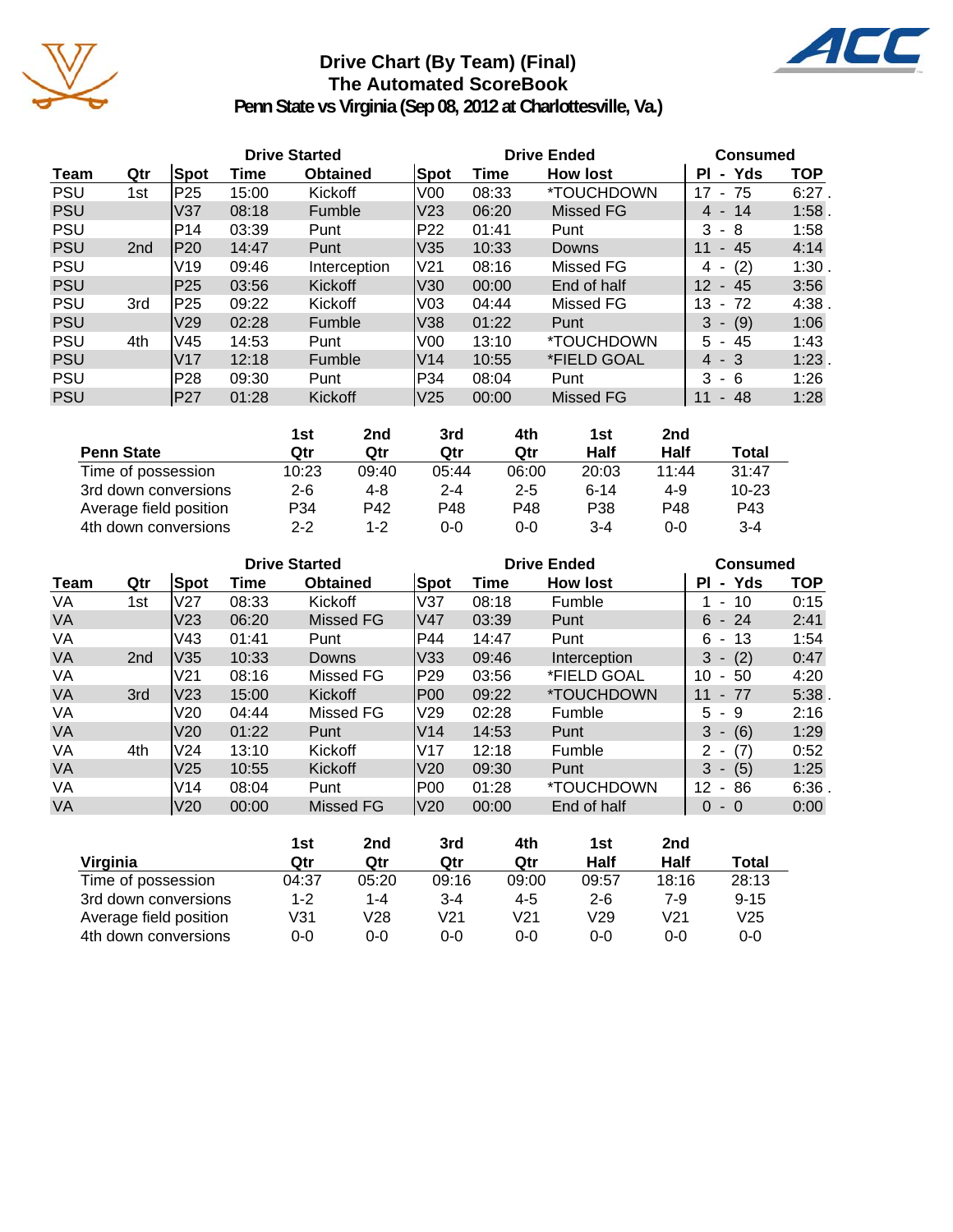# Drive Chart (By Team) (Final)
## The Automated ScoreBook
### Penn State vs Virginia (Sep 08, 2012 at Charlottesville, Va.)

| | | Drive Started | | | Drive Ended | | | Consumed | |
|---|---|---|---|---|---|---|---|---|---|
| Team | Qtr | Spot | Time | Obtained | Spot | Time | How lost | Pl - Yds | TOP |
| PSU | 1st | P25 | 15:00 | Kickoff | V00 | 08:33 | *TOUCHDOWN | 17 - 75 | 6:27 . |
| PSU | | V37 | 08:18 | Fumble | V23 | 06:20 | Missed FG | 4 - 14 | 1:58 . |
| PSU | | P14 | 03:39 | Punt | P22 | 01:41 | Punt | 3 - 8 | 1:58 |
| PSU | 2nd | P20 | 14:47 | Punt | V35 | 10:33 | Downs | 11 - 45 | 4:14 |
| PSU | | V19 | 09:46 | Interception | V21 | 08:16 | Missed FG | 4 - (2) | 1:30 . |
| PSU | | P25 | 03:56 | Kickoff | V30 | 00:00 | End of half | 12 - 45 | 3:56 |
| PSU | 3rd | P25 | 09:22 | Kickoff | V03 | 04:44 | Missed FG | 13 - 72 | 4:38 . |
| PSU | | V29 | 02:28 | Fumble | V38 | 01:22 | Punt | 3 - (9) | 1:06 |
| PSU | 4th | V45 | 14:53 | Punt | V00 | 13:10 | *TOUCHDOWN | 5 - 45 | 1:43 |
| PSU | | V17 | 12:18 | Fumble | V14 | 10:55 | *FIELD GOAL | 4 - 3 | 1:23 . |
| PSU | | P28 | 09:30 | Punt | P34 | 08:04 | Punt | 3 - 6 | 1:26 |
| PSU | | P27 | 01:28 | Kickoff | V25 | 00:00 | Missed FG | 11 - 48 | 1:28 |

| Penn State | 1st Qtr | 2nd Qtr | 3rd Qtr | 4th Qtr | 1st Half | 2nd Half | Total |
|---|---|---|---|---|---|---|---|
| Time of possession | 10:23 | 09:40 | 05:44 | 06:00 | 20:03 | 11:44 | 31:47 |
| 3rd down conversions | 2-6 | 4-8 | 2-4 | 2-5 | 6-14 | 4-9 | 10-23 |
| Average field position | P34 | P42 | P48 | P48 | P38 | P48 | P43 |
| 4th down conversions | 2-2 | 1-2 | 0-0 | 0-0 | 3-4 | 0-0 | 3-4 |

| | | Drive Started | | | Drive Ended | | | Consumed | |
|---|---|---|---|---|---|---|---|---|---|
| Team | Qtr | Spot | Time | Obtained | Spot | Time | How lost | Pl - Yds | TOP |
| VA | 1st | V27 | 08:33 | Kickoff | V37 | 08:18 | Fumble | 1 - 10 | 0:15 |
| VA | | V23 | 06:20 | Missed FG | V47 | 03:39 | Punt | 6 - 24 | 2:41 |
| VA | | V43 | 01:41 | Punt | P44 | 14:47 | Punt | 6 - 13 | 1:54 |
| VA | 2nd | V35 | 10:33 | Downs | V33 | 09:46 | Interception | 3 - (2) | 0:47 |
| VA | | V21 | 08:16 | Missed FG | P29 | 03:56 | *FIELD GOAL | 10 - 50 | 4:20 |
| VA | 3rd | V23 | 15:00 | Kickoff | P00 | 09:22 | *TOUCHDOWN | 11 - 77 | 5:38 . |
| VA | | V20 | 04:44 | Missed FG | V29 | 02:28 | Fumble | 5 - 9 | 2:16 |
| VA | | V20 | 01:22 | Punt | V14 | 14:53 | Punt | 3 - (6) | 1:29 |
| VA | 4th | V24 | 13:10 | Kickoff | V17 | 12:18 | Fumble | 2 - (7) | 0:52 |
| VA | | V25 | 10:55 | Kickoff | V20 | 09:30 | Punt | 3 - (5) | 1:25 |
| VA | | V14 | 08:04 | Punt | P00 | 01:28 | *TOUCHDOWN | 12 - 86 | 6:36 . |
| VA | | V20 | 00:00 | Missed FG | V20 | 00:00 | End of half | 0 - 0 | 0:00 |

| Virginia | 1st Qtr | 2nd Qtr | 3rd Qtr | 4th Qtr | 1st Half | 2nd Half | Total |
|---|---|---|---|---|---|---|---|
| Time of possession | 04:37 | 05:20 | 09:16 | 09:00 | 09:57 | 18:16 | 28:13 |
| 3rd down conversions | 1-2 | 1-4 | 3-4 | 4-5 | 2-6 | 7-9 | 9-15 |
| Average field position | V31 | V28 | V21 | V21 | V29 | V21 | V25 |
| 4th down conversions | 0-0 | 0-0 | 0-0 | 0-0 | 0-0 | 0-0 | 0-0 |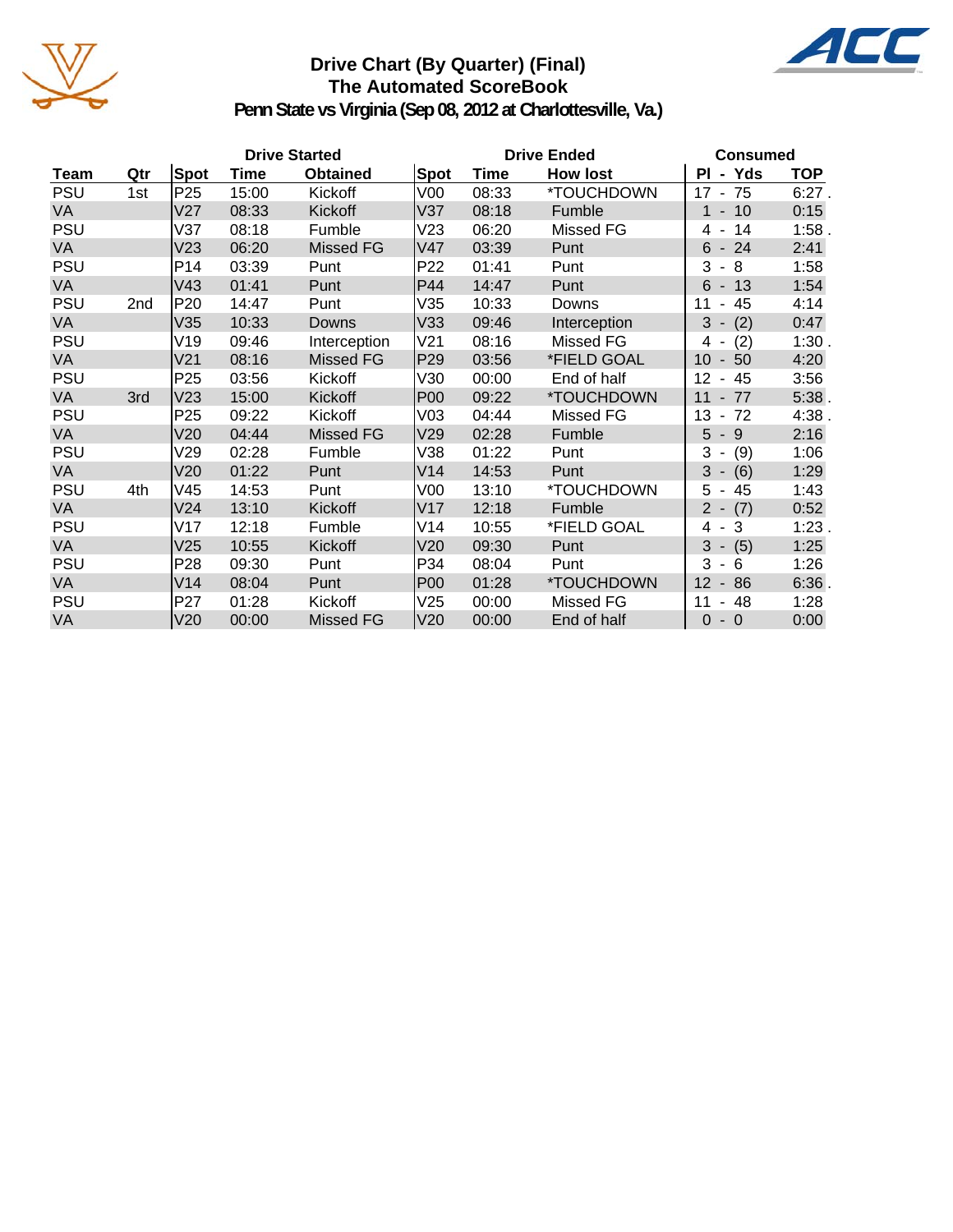# Drive Chart (By Quarter) (Final)
## The Automated ScoreBook
### Penn State vs Virginia (Sep 08, 2012 at Charlottesville, Va.)

| | | Drive Started | | | Drive Ended | | | Consumed | |
|---|---|---|---|---|---|---|---|---|---|
| **Team** | **Qtr** | **Spot** | **Time** | **Obtained** | **Spot** | **Time** | **How lost** | **Pl - Yds** | **TOP** |
| PSU | 1st | P25 | 15:00 | Kickoff | V00 | 08:33 | *TOUCHDOWN | 17 - 75 | 6:27 . |
| VA | | V27 | 08:33 | Kickoff | V37 | 08:18 | Fumble | 1 - 10 | 0:15 |
| PSU | | V37 | 08:18 | Fumble | V23 | 06:20 | Missed FG | 4 - 14 | 1:58 . |
| VA | | V23 | 06:20 | Missed FG | V47 | 03:39 | Punt | 6 - 24 | 2:41 |
| PSU | | P14 | 03:39 | Punt | P22 | 01:41 | Punt | 3 - 8 | 1:58 |
| VA | | V43 | 01:41 | Punt | P44 | 14:47 | Punt | 6 - 13 | 1:54 |
| PSU | 2nd | P20 | 14:47 | Punt | V35 | 10:33 | Downs | 11 - 45 | 4:14 |
| VA | | V35 | 10:33 | Downs | V33 | 09:46 | Interception | 3 - (2) | 0:47 |
| PSU | | V19 | 09:46 | Interception | V21 | 08:16 | Missed FG | 4 - (2) | 1:30 . |
| VA | | V21 | 08:16 | Missed FG | P29 | 03:56 | *FIELD GOAL | 10 - 50 | 4:20 |
| PSU | | P25 | 03:56 | Kickoff | V30 | 00:00 | End of half | 12 - 45 | 3:56 |
| VA | 3rd | V23 | 15:00 | Kickoff | P00 | 09:22 | *TOUCHDOWN | 11 - 77 | 5:38 . |
| PSU | | P25 | 09:22 | Kickoff | V03 | 04:44 | Missed FG | 13 - 72 | 4:38 . |
| VA | | V20 | 04:44 | Missed FG | V29 | 02:28 | Fumble | 5 - 9 | 2:16 |
| PSU | | V29 | 02:28 | Fumble | V38 | 01:22 | Punt | 3 - (9) | 1:06 |
| VA | | V20 | 01:22 | Punt | V14 | 14:53 | Punt | 3 - (6) | 1:29 |
| PSU | 4th | V45 | 14:53 | Punt | V00 | 13:10 | *TOUCHDOWN | 5 - 45 | 1:43 |
| VA | | V24 | 13:10 | Kickoff | V17 | 12:18 | Fumble | 2 - (7) | 0:52 |
| PSU | | V17 | 12:18 | Fumble | V14 | 10:55 | *FIELD GOAL | 4 - 3 | 1:23 . |
| VA | | V25 | 10:55 | Kickoff | V20 | 09:30 | Punt | 3 - (5) | 1:25 |
| PSU | | P28 | 09:30 | Punt | P34 | 08:04 | Punt | 3 - 6 | 1:26 |
| VA | | V14 | 08:04 | Punt | P00 | 01:28 | *TOUCHDOWN | 12 - 86 | 6:36 . |
| PSU | | P27 | 01:28 | Kickoff | V25 | 00:00 | Missed FG | 11 - 48 | 1:28 |
| VA | | V20 | 00:00 | Missed FG | V20 | 00:00 | End of half | 0 - 0 | 0:00 |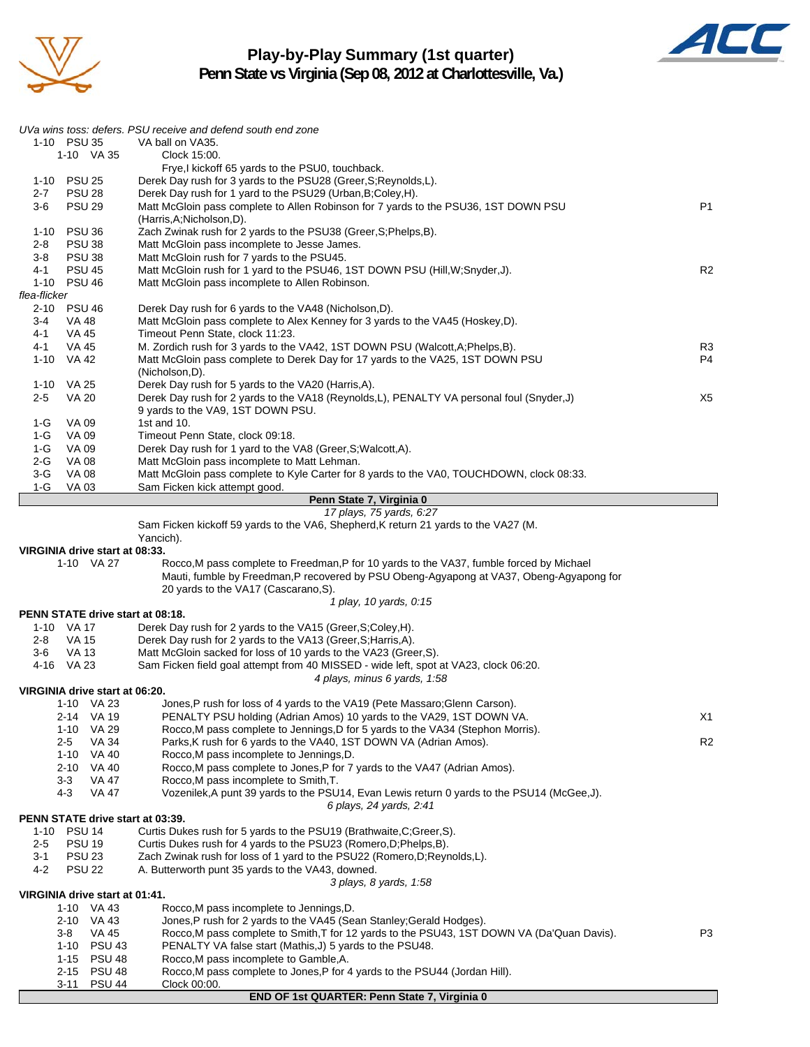# Play-by-Play Summary (1st quarter)
## Penn State vs Virginia (Sep 08, 2012 at Charlottesville, Va.)

*UVa wins toss: defers. PSU receive and defend south end zone*

| Down | Spot | Play | |
|---|---|---|---|
| 1-10 | PSU 35 | VA ball on VA35. | |
| 1-10 | VA 35 | Clock 15:00. | |
| | | Frye,I kickoff 65 yards to the PSU0, touchback. | |
| 1-10 | PSU 25 | Derek Day rush for 3 yards to the PSU28 (Greer,S;Reynolds,L). | |
| 2-7 | PSU 28 | Derek Day rush for 1 yard to the PSU29 (Urban,B;Coley,H). | |
| 3-6 | PSU 29 | Matt McGloin pass complete to Allen Robinson for 7 yards to the PSU36, 1ST DOWN PSU (Harris,A;Nicholson,D). | P1 |
| 1-10 | PSU 36 | Zach Zwinak rush for 2 yards to the PSU38 (Greer,S;Phelps,B). | |
| 2-8 | PSU 38 | Matt McGloin pass incomplete to Jesse James. | |
| 3-8 | PSU 38 | Matt McGloin rush for 7 yards to the PSU45. | |
| 4-1 | PSU 45 | Matt McGloin rush for 1 yard to the PSU46, 1ST DOWN PSU (Hill,W;Snyder,J). | R2 |
| 1-10 | PSU 46 | Matt McGloin pass incomplete to Allen Robinson. | |
| *flea-flicker* | | | |
| 2-10 | PSU 46 | Derek Day rush for 6 yards to the VA48 (Nicholson,D). | |
| 3-4 | VA 48 | Matt McGloin pass complete to Alex Kenney for 3 yards to the VA45 (Hoskey,D). | |
| 4-1 | VA 45 | Timeout Penn State, clock 11:23. | |
| 4-1 | VA 45 | M. Zordich rush for 3 yards to the VA42, 1ST DOWN PSU (Walcott,A;Phelps,B). | R3 |
| 1-10 | VA 42 | Matt McGloin pass complete to Derek Day for 17 yards to the VA25, 1ST DOWN PSU (Nicholson,D). | P4 |
| 1-10 | VA 25 | Derek Day rush for 5 yards to the VA20 (Harris,A). | |
| 2-5 | VA 20 | Derek Day rush for 2 yards to the VA18 (Reynolds,L), PENALTY VA personal foul (Snyder,J) 9 yards to the VA9, 1ST DOWN PSU. | X5 |
| 1-G | VA 09 | 1st and 10. | |
| 1-G | VA 09 | Timeout Penn State, clock 09:18. | |
| 1-G | VA 09 | Derek Day rush for 1 yard to the VA8 (Greer,S;Walcott,A). | |
| 2-G | VA 08 | Matt McGloin pass incomplete to Matt Lehman. | |
| 3-G | VA 08 | Matt McGloin pass complete to Kyle Carter for 8 yards to the VA0, TOUCHDOWN, clock 08:33. | |
| 1-G | VA 03 | Sam Ficken kick attempt good. | |

**Penn State 7, Virginia 0**

*17 plays, 75 yards, 6:27*

Sam Ficken kickoff 59 yards to the VA6, Shepherd,K return 21 yards to the VA27 (M. Yancich).

**VIRGINIA drive start at 08:33.**

| Down | Spot | Play | |
|---|---|---|---|
| 1-10 | VA 27 | Rocco,M pass complete to Freedman,P for 10 yards to the VA37, fumble forced by Michael Mauti, fumble by Freedman,P recovered by PSU Obeng-Agyapong at VA37, Obeng-Agyapong for 20 yards to the VA17 (Cascarano,S). | |

*1 play, 10 yards, 0:15*

**PENN STATE drive start at 08:18.**

| Down | Spot | Play | |
|---|---|---|---|
| 1-10 | VA 17 | Derek Day rush for 2 yards to the VA15 (Greer,S;Coley,H). | |
| 2-8 | VA 15 | Derek Day rush for 2 yards to the VA13 (Greer,S;Harris,A). | |
| 3-6 | VA 13 | Matt McGloin sacked for loss of 10 yards to the VA23 (Greer,S). | |
| 4-16 | VA 23 | Sam Ficken field goal attempt from 40 MISSED - wide left, spot at VA23, clock 06:20. | |

*4 plays, minus 6 yards, 1:58*

**VIRGINIA drive start at 06:20.**

| Down | Spot | Play | |
|---|---|---|---|
| 1-10 | VA 23 | Jones,P rush for loss of 4 yards to the VA19 (Pete Massaro;Glenn Carson). | |
| 2-14 | VA 19 | PENALTY PSU holding (Adrian Amos) 10 yards to the VA29, 1ST DOWN VA. | X1 |
| 1-10 | VA 29 | Rocco,M pass complete to Jennings,D for 5 yards to the VA34 (Stephon Morris). | |
| 2-5 | VA 34 | Parks,K rush for 6 yards to the VA40, 1ST DOWN VA (Adrian Amos). | R2 |
| 1-10 | VA 40 | Rocco,M pass incomplete to Jennings,D. | |
| 2-10 | VA 40 | Rocco,M pass complete to Jones,P for 7 yards to the VA47 (Adrian Amos). | |
| 3-3 | VA 47 | Rocco,M pass incomplete to Smith,T. | |
| 4-3 | VA 47 | Vozenilek,A punt 39 yards to the PSU14, Evan Lewis return 0 yards to the PSU14 (McGee,J). | |

*6 plays, 24 yards, 2:41*

**PENN STATE drive start at 03:39.**

| Down | Spot | Play | |
|---|---|---|---|
| 1-10 | PSU 14 | Curtis Dukes rush for 5 yards to the PSU19 (Brathwaite,C;Greer,S). | |
| 2-5 | PSU 19 | Curtis Dukes rush for 4 yards to the PSU23 (Romero,D;Phelps,B). | |
| 3-1 | PSU 23 | Zach Zwinak rush for loss of 1 yard to the PSU22 (Romero,D;Reynolds,L). | |
| 4-2 | PSU 22 | A. Butterworth punt 35 yards to the VA43, downed. | |

*3 plays, 8 yards, 1:58*

**VIRGINIA drive start at 01:41.**

| Down | Spot | Play | |
|---|---|---|---|
| 1-10 | VA 43 | Rocco,M pass incomplete to Jennings,D. | |
| 2-10 | VA 43 | Jones,P rush for 2 yards to the VA45 (Sean Stanley;Gerald Hodges). | |
| 3-8 | VA 45 | Rocco,M pass complete to Smith,T for 12 yards to the PSU43, 1ST DOWN VA (Da'Quan Davis). | P3 |
| 1-10 | PSU 43 | PENALTY VA false start (Mathis,J) 5 yards to the PSU48. | |
| 1-15 | PSU 48 | Rocco,M pass incomplete to Gamble,A. | |
| 2-15 | PSU 48 | Rocco,M pass complete to Jones,P for 4 yards to the PSU44 (Jordan Hill). | |
| 3-11 | PSU 44 | Clock 00:00. | |

**END OF 1st QUARTER: Penn State 7, Virginia 0**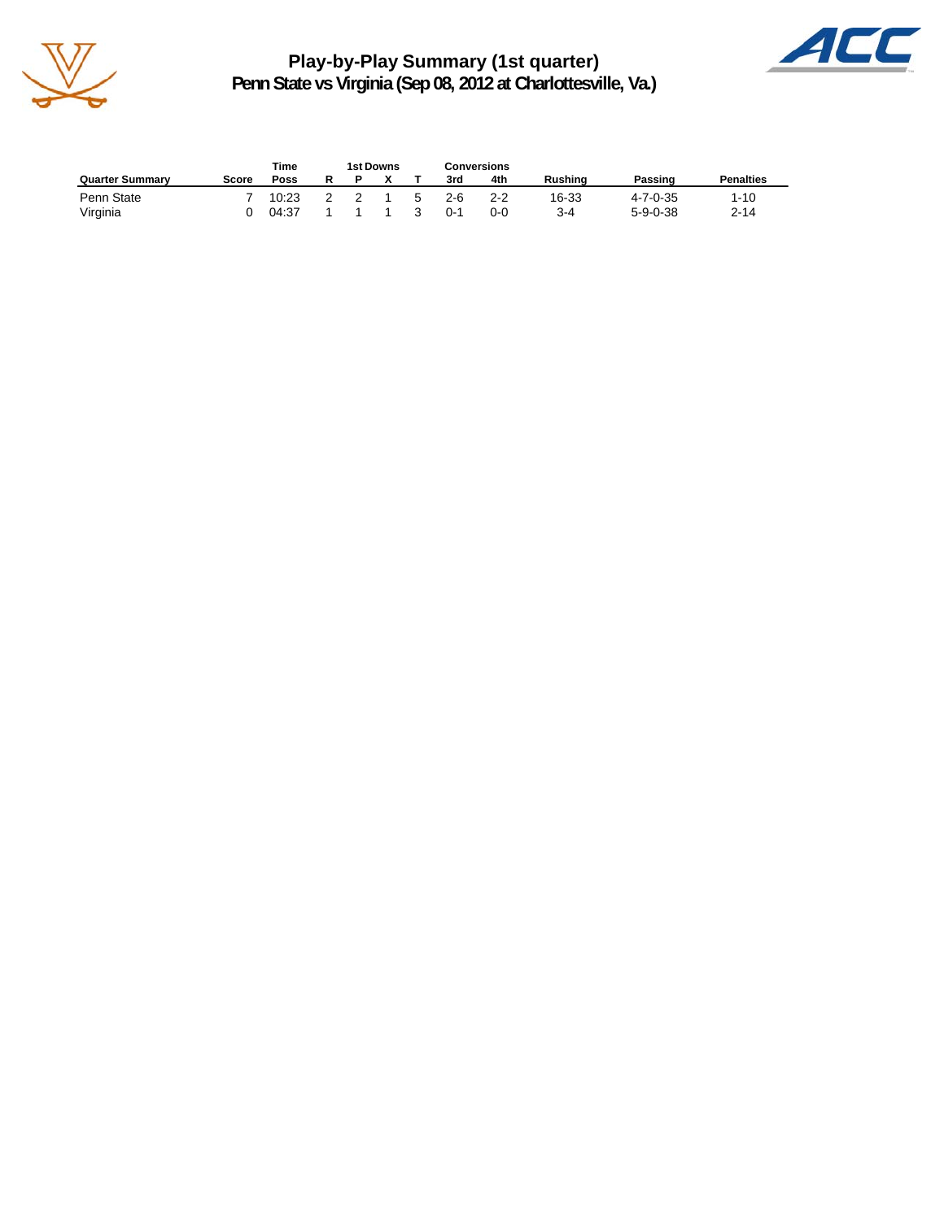# Play-by-Play Summary (1st quarter)

## Penn State vs Virginia (Sep 08, 2012 at Charlottesville, Va.)

| Quarter Summary | Score | Time Poss | 1st Downs R | 1st Downs P | 1st Downs X | 1st Downs T | Conversions 3rd | Conversions 4th | Rushing | Passing | Penalties |
|---|---|---|---|---|---|---|---|---|---|---|---|
| Penn State | 7 | 10:23 | 2 | 2 | 1 | 5 | 2-6 | 2-2 | 16-33 | 4-7-0-35 | 1-10 |
| Virginia | 0 | 04:37 | 1 | 1 | 1 | 3 | 0-1 | 0-0 | 3-4 | 5-9-0-38 | 2-14 |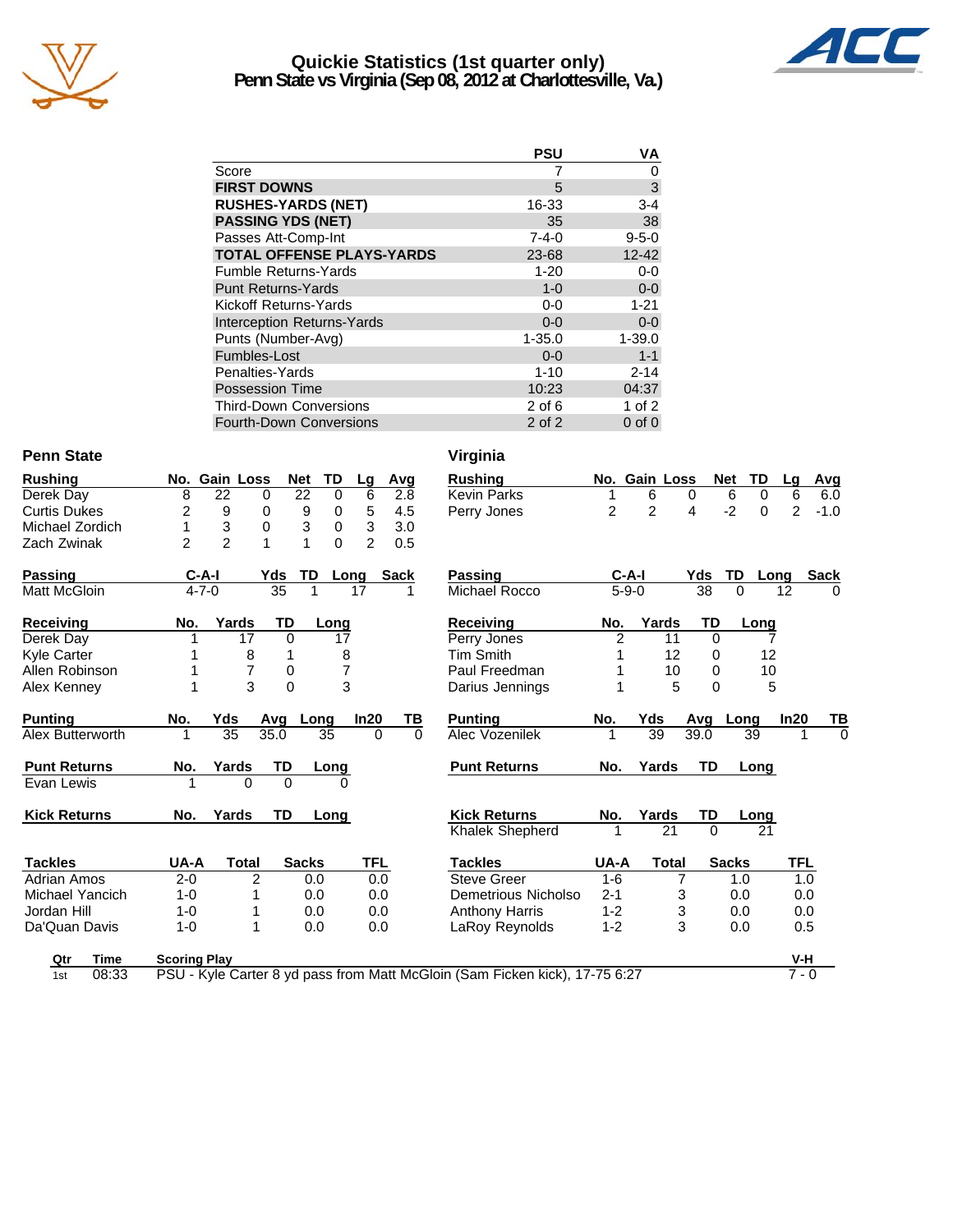# Quickie Statistics (1st quarter only)
## Penn State vs Virginia (Sep 08, 2012 at Charlottesville, Va.)

| | PSU | VA |
|---|---|---|
| Score | 7 | 0 |
| **FIRST DOWNS** | 5 | 3 |
| **RUSHES-YARDS (NET)** | 16-33 | 3-4 |
| **PASSING YDS (NET)** | 35 | 38 |
| Passes Att-Comp-Int | 7-4-0 | 9-5-0 |
| **TOTAL OFFENSE PLAYS-YARDS** | 23-68 | 12-42 |
| Fumble Returns-Yards | 1-20 | 0-0 |
| Punt Returns-Yards | 1-0 | 0-0 |
| Kickoff Returns-Yards | 0-0 | 1-21 |
| Interception Returns-Yards | 0-0 | 0-0 |
| Punts (Number-Avg) | 1-35.0 | 1-39.0 |
| Fumbles-Lost | 0-0 | 1-1 |
| Penalties-Yards | 1-10 | 2-14 |
| Possession Time | 10:23 | 04:37 |
| Third-Down Conversions | 2 of 6 | 1 of 2 |
| Fourth-Down Conversions | 2 of 2 | 0 of 0 |

## Penn State

| Rushing | No. | Gain | Loss | Net | TD | Lg | Avg |
|---|---|---|---|---|---|---|---|
| Derek Day | 8 | 22 | 0 | 22 | 0 | 6 | 2.8 |
| Curtis Dukes | 2 | 9 | 0 | 9 | 0 | 5 | 4.5 |
| Michael Zordich | 1 | 3 | 0 | 3 | 0 | 3 | 3.0 |
| Zach Zwinak | 2 | 2 | 1 | 1 | 0 | 2 | 0.5 |

| Passing | C-A-I | Yds | TD | Long | Sack |
|---|---|---|---|---|---|
| Matt McGloin | 4-7-0 | 35 | 1 | 17 | 1 |

| Receiving | No. | Yards | TD | Long |
|---|---|---|---|---|
| Derek Day | 1 | 17 | 0 | 17 |
| Kyle Carter | 1 | 8 | 1 | 8 |
| Allen Robinson | 1 | 7 | 0 | 7 |
| Alex Kenney | 1 | 3 | 0 | 3 |

| Punting | No. | Yds | Avg | Long | In20 | TB |
|---|---|---|---|---|---|---|
| Alex Butterworth | 1 | 35 | 35.0 | 35 | 0 | 0 |

| Punt Returns | No. | Yards | TD | Long |
|---|---|---|---|---|
| Evan Lewis | 1 | 0 | 0 | 0 |

| Kick Returns | No. | Yards | TD | Long |
|---|---|---|---|---|

| Tackles | UA-A | Total | Sacks | TFL |
|---|---|---|---|---|
| Adrian Amos | 2-0 | 2 | 0.0 | 0.0 |
| Michael Yancich | 1-0 | 1 | 0.0 | 0.0 |
| Jordan Hill | 1-0 | 1 | 0.0 | 0.0 |
| Da'Quan Davis | 1-0 | 1 | 0.0 | 0.0 |

## Virginia

| Rushing | No. | Gain | Loss | Net | TD | Lg | Avg |
|---|---|---|---|---|---|---|---|
| Kevin Parks | 1 | 6 | 0 | 6 | 0 | 6 | 6.0 |
| Perry Jones | 2 | 2 | 4 | -2 | 0 | 2 | -1.0 |

| Passing | C-A-I | Yds | TD | Long | Sack |
|---|---|---|---|---|---|
| Michael Rocco | 5-9-0 | 38 | 0 | 12 | 0 |

| Receiving | No. | Yards | TD | Long |
|---|---|---|---|---|
| Perry Jones | 2 | 11 | 0 | 7 |
| Tim Smith | 1 | 12 | 0 | 12 |
| Paul Freedman | 1 | 10 | 0 | 10 |
| Darius Jennings | 1 | 5 | 0 | 5 |

| Punting | No. | Yds | Avg | Long | In20 | TB |
|---|---|---|---|---|---|---|
| Alec Vozenilek | 1 | 39 | 39.0 | 39 | 1 | 0 |

| Punt Returns | No. | Yards | TD | Long |
|---|---|---|---|---|

| Kick Returns | No. | Yards | TD | Long |
|---|---|---|---|---|
| Khalek Shepherd | 1 | 21 | 0 | 21 |

| Tackles | UA-A | Total | Sacks | TFL |
|---|---|---|---|---|
| Steve Greer | 1-6 | 7 | 1.0 | 1.0 |
| Demetrious Nicholso | 2-1 | 3 | 0.0 | 0.0 |
| Anthony Harris | 1-2 | 3 | 0.0 | 0.0 |
| LaRoy Reynolds | 1-2 | 3 | 0.0 | 0.5 |

| Qtr | Time | Scoring Play | V-H |
|---|---|---|---|
| 1st | 08:33 | PSU - Kyle Carter 8 yd pass from Matt McGloin (Sam Ficken kick), 17-75 6:27 | 7 - 0 |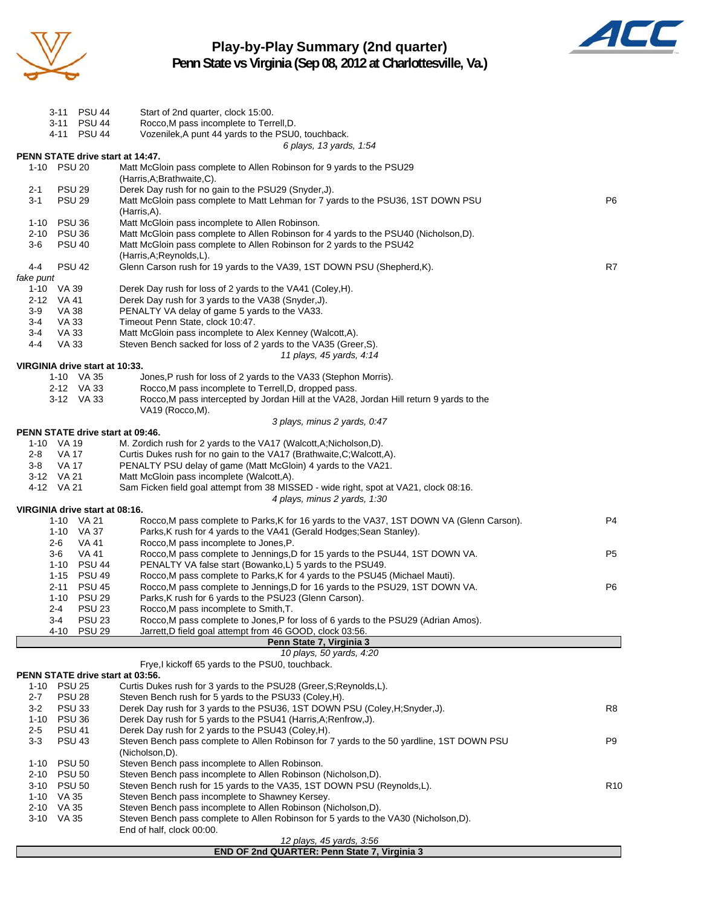# Play-by-Play Summary (2nd quarter)
## Penn State vs Virginia (Sep 08, 2012 at Charlottesville, Va.)

| Down | Spot | Play | |
|---|---|---|---|
| 3-11 | PSU 44 | Start of 2nd quarter, clock 15:00. | |
| 3-11 | PSU 44 | Rocco,M pass incomplete to Terrell,D. | |
| 4-11 | PSU 44 | Vozenilek,A punt 44 yards to the PSU0, touchback. | |
| | | *6 plays, 13 yards, 1:54* | |

**PENN STATE drive start at 14:47.**

| Down | Spot | Play | |
|---|---|---|---|
| 1-10 | PSU 20 | Matt McGloin pass complete to Allen Robinson for 9 yards to the PSU29 (Harris,A;Brathwaite,C). | |
| 2-1 | PSU 29 | Derek Day rush for no gain to the PSU29 (Snyder,J). | |
| 3-1 | PSU 29 | Matt McGloin pass complete to Matt Lehman for 7 yards to the PSU36, 1ST DOWN PSU (Harris,A). | P6 |
| 1-10 | PSU 36 | Matt McGloin pass incomplete to Allen Robinson. | |
| 2-10 | PSU 36 | Matt McGloin pass complete to Allen Robinson for 4 yards to the PSU40 (Nicholson,D). | |
| 3-6 | PSU 40 | Matt McGloin pass complete to Allen Robinson for 2 yards to the PSU42 (Harris,A;Reynolds,L). | |
| 4-4 | PSU 42 | Glenn Carson rush for 19 yards to the VA39, 1ST DOWN PSU (Shepherd,K). | R7 |
| *fake punt* | | | |
| 1-10 | VA 39 | Derek Day rush for loss of 2 yards to the VA41 (Coley,H). | |
| 2-12 | VA 41 | Derek Day rush for 3 yards to the VA38 (Snyder,J). | |
| 3-9 | VA 38 | PENALTY VA delay of game 5 yards to the VA33. | |
| 3-4 | VA 33 | Timeout Penn State, clock 10:47. | |
| 3-4 | VA 33 | Matt McGloin pass incomplete to Alex Kenney (Walcott,A). | |
| 4-4 | VA 33 | Steven Bench sacked for loss of 2 yards to the VA35 (Greer,S). | |
| | | *11 plays, 45 yards, 4:14* | |

**VIRGINIA drive start at 10:33.**

| Down | Spot | Play | |
|---|---|---|---|
| 1-10 | VA 35 | Jones,P rush for loss of 2 yards to the VA33 (Stephon Morris). | |
| 2-12 | VA 33 | Rocco,M pass incomplete to Terrell,D, dropped pass. | |
| 3-12 | VA 33 | Rocco,M pass intercepted by Jordan Hill at the VA28, Jordan Hill return 9 yards to the VA19 (Rocco,M). | |
| | | *3 plays, minus 2 yards, 0:47* | |

**PENN STATE drive start at 09:46.**

| Down | Spot | Play | |
|---|---|---|---|
| 1-10 | VA 19 | M. Zordich rush for 2 yards to the VA17 (Walcott,A;Nicholson,D). | |
| 2-8 | VA 17 | Curtis Dukes rush for no gain to the VA17 (Brathwaite,C;Walcott,A). | |
| 3-8 | VA 17 | PENALTY PSU delay of game (Matt McGloin) 4 yards to the VA21. | |
| 3-12 | VA 21 | Matt McGloin pass incomplete (Walcott,A). | |
| 4-12 | VA 21 | Sam Ficken field goal attempt from 38 MISSED - wide right, spot at VA21, clock 08:16. | |
| | | *4 plays, minus 2 yards, 1:30* | |

**VIRGINIA drive start at 08:16.**

| Down | Spot | Play | |
|---|---|---|---|
| 1-10 | VA 21 | Rocco,M pass complete to Parks,K for 16 yards to the VA37, 1ST DOWN VA (Glenn Carson). | P4 |
| 1-10 | VA 37 | Parks,K rush for 4 yards to the VA41 (Gerald Hodges;Sean Stanley). | |
| 2-6 | VA 41 | Rocco,M pass incomplete to Jones,P. | |
| 3-6 | VA 41 | Rocco,M pass complete to Jennings,D for 15 yards to the PSU44, 1ST DOWN VA. | P5 |
| 1-10 | PSU 44 | PENALTY VA false start (Bowanko,L) 5 yards to the PSU49. | |
| 1-15 | PSU 49 | Rocco,M pass complete to Parks,K for 4 yards to the PSU45 (Michael Mauti). | |
| 2-11 | PSU 45 | Rocco,M pass complete to Jennings,D for 16 yards to the PSU29, 1ST DOWN VA. | P6 |
| 1-10 | PSU 29 | Parks,K rush for 6 yards to the PSU23 (Glenn Carson). | |
| 2-4 | PSU 23 | Rocco,M pass incomplete to Smith,T. | |
| 3-4 | PSU 23 | Rocco,M pass complete to Jones,P for loss of 6 yards to the PSU29 (Adrian Amos). | |
| 4-10 | PSU 29 | Jarrett,D field goal attempt from 46 GOOD, clock 03:56. | |
| | | **Penn State 7, Virginia 3** | |
| | | *10 plays, 50 yards, 4:20* | |
| | | Frye,I kickoff 65 yards to the PSU0, touchback. | |

**PENN STATE drive start at 03:56.**

| Down | Spot | Play | |
|---|---|---|---|
| 1-10 | PSU 25 | Curtis Dukes rush for 3 yards to the PSU28 (Greer,S;Reynolds,L). | |
| 2-7 | PSU 28 | Steven Bench rush for 5 yards to the PSU33 (Coley,H). | |
| 3-2 | PSU 33 | Derek Day rush for 3 yards to the PSU36, 1ST DOWN PSU (Coley,H;Snyder,J). | R8 |
| 1-10 | PSU 36 | Derek Day rush for 5 yards to the PSU41 (Harris,A;Renfrow,J). | |
| 2-5 | PSU 41 | Derek Day rush for 2 yards to the PSU43 (Coley,H). | |
| 3-3 | PSU 43 | Steven Bench pass complete to Allen Robinson for 7 yards to the 50 yardline, 1ST DOWN PSU (Nicholson,D). | P9 |
| 1-10 | PSU 50 | Steven Bench pass incomplete to Allen Robinson. | |
| 2-10 | PSU 50 | Steven Bench pass incomplete to Allen Robinson (Nicholson,D). | |
| 3-10 | PSU 50 | Steven Bench rush for 15 yards to the VA35, 1ST DOWN PSU (Reynolds,L). | R10 |
| 1-10 | VA 35 | Steven Bench pass incomplete to Shawney Kersey. | |
| 2-10 | VA 35 | Steven Bench pass incomplete to Allen Robinson (Nicholson,D). | |
| 3-10 | VA 35 | Steven Bench pass complete to Allen Robinson for 5 yards to the VA30 (Nicholson,D). End of half, clock 00:00. | |
| | | *12 plays, 45 yards, 3:56* | |

**END OF 2nd QUARTER: Penn State 7, Virginia 3**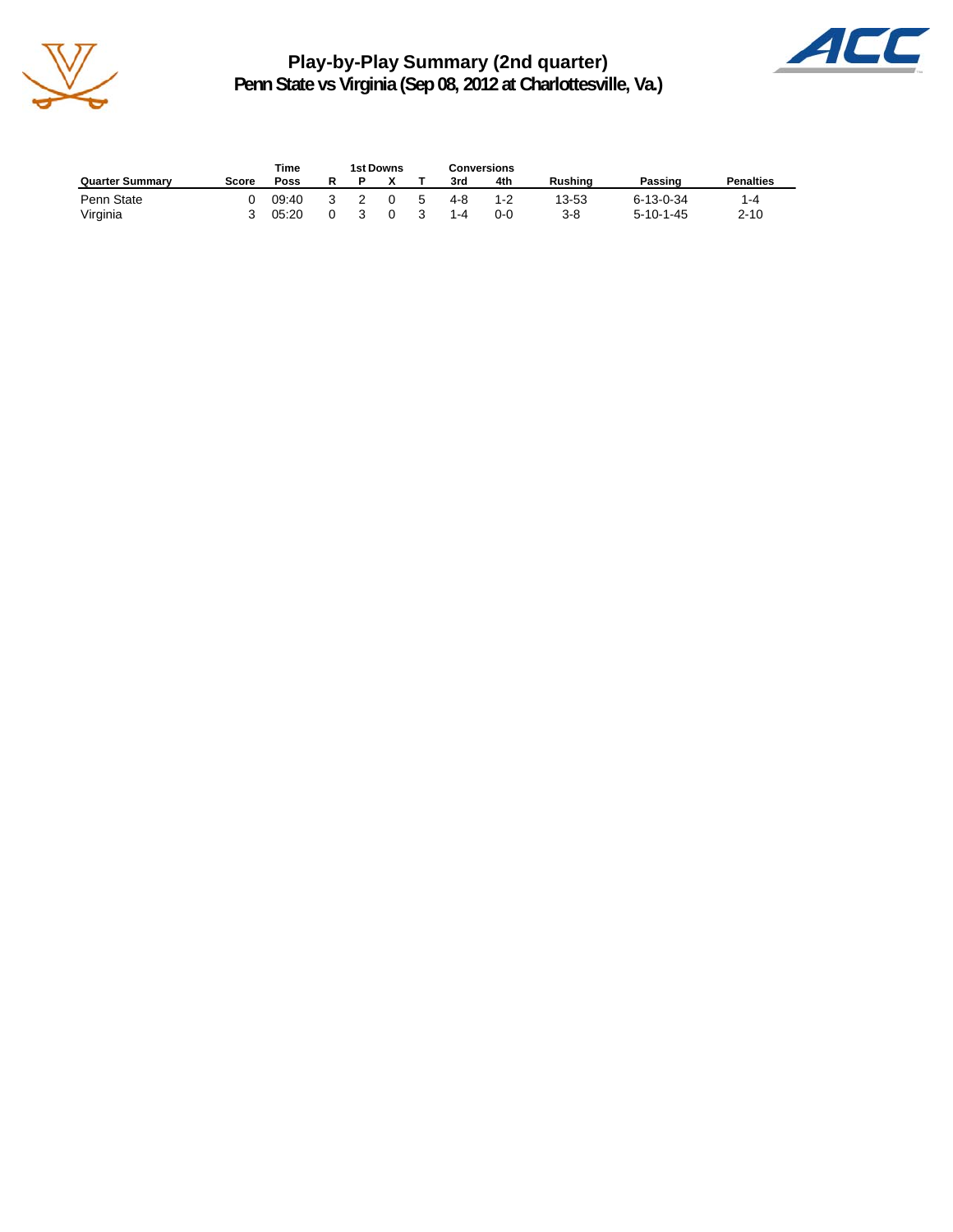# Play-by-Play Summary (2nd quarter)
## Penn State vs Virginia (Sep 08, 2012 at Charlottesville, Va.)

| Quarter Summary | Score | Time Poss | 1st Downs R | 1st Downs P | 1st Downs X | 1st Downs T | Conversions 3rd | Conversions 4th | Rushing | Passing | Penalties |
|---|---|---|---|---|---|---|---|---|---|---|---|
| Penn State | 0 | 09:40 | 3 | 2 | 0 | 5 | 4-8 | 1-2 | 13-53 | 6-13-0-34 | 1-4 |
| Virginia | 3 | 05:20 | 0 | 3 | 0 | 3 | 1-4 | 0-0 | 3-8 | 5-10-1-45 | 2-10 |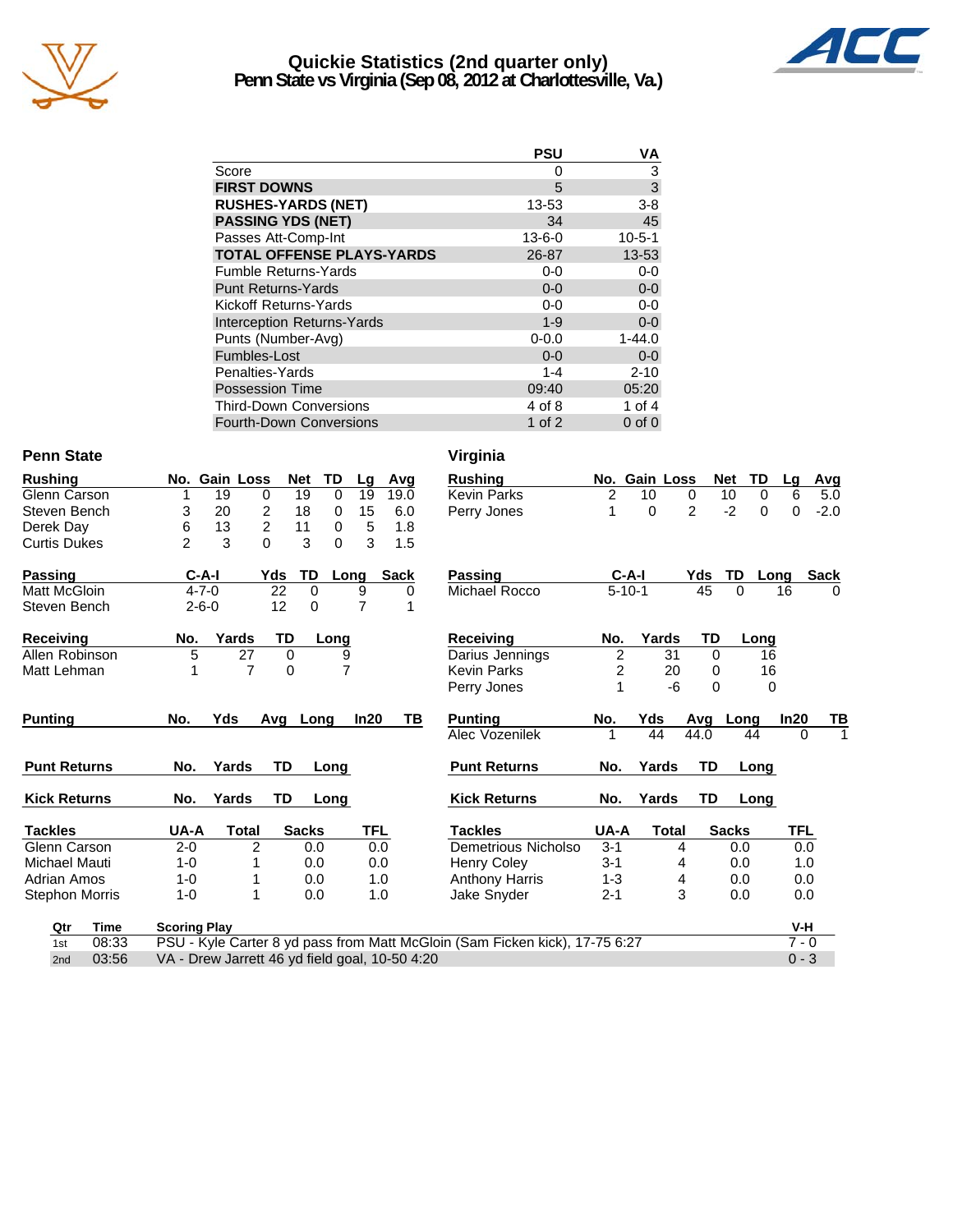# Quickie Statistics (2nd quarter only)
## Penn State vs Virginia (Sep 08, 2012 at Charlottesville, Va.)

| | PSU | VA |
|---|---|---|
| Score | 0 | 3 |
| **FIRST DOWNS** | 5 | 3 |
| **RUSHES-YARDS (NET)** | 13-53 | 3-8 |
| **PASSING YDS (NET)** | 34 | 45 |
| Passes Att-Comp-Int | 13-6-0 | 10-5-1 |
| **TOTAL OFFENSE PLAYS-YARDS** | 26-87 | 13-53 |
| Fumble Returns-Yards | 0-0 | 0-0 |
| Punt Returns-Yards | 0-0 | 0-0 |
| Kickoff Returns-Yards | 0-0 | 0-0 |
| Interception Returns-Yards | 1-9 | 0-0 |
| Punts (Number-Avg) | 0-0.0 | 1-44.0 |
| Fumbles-Lost | 0-0 | 0-0 |
| Penalties-Yards | 1-4 | 2-10 |
| Possession Time | 09:40 | 05:20 |
| Third-Down Conversions | 4 of 8 | 1 of 4 |
| Fourth-Down Conversions | 1 of 2 | 0 of 0 |

## Penn State

| Rushing | No. | Gain | Loss | Net | TD | Lg | Avg |
|---|---|---|---|---|---|---|---|
| Glenn Carson | 1 | 19 | 0 | 19 | 0 | 19 | 19.0 |
| Steven Bench | 3 | 20 | 2 | 18 | 0 | 15 | 6.0 |
| Derek Day | 6 | 13 | 2 | 11 | 0 | 5 | 1.8 |
| Curtis Dukes | 2 | 3 | 0 | 3 | 0 | 3 | 1.5 |

| Passing | C-A-I | Yds | TD | Long | Sack |
|---|---|---|---|---|---|
| Matt McGloin | 4-7-0 | 22 | 0 | 9 | 0 |
| Steven Bench | 2-6-0 | 12 | 0 | 7 | 1 |

| Receiving | No. | Yards | TD | Long |
|---|---|---|---|---|
| Allen Robinson | 5 | 27 | 0 | 9 |
| Matt Lehman | 1 | 7 | 0 | 7 |

| Punting | No. | Yds | Avg | Long | In20 | TB |
|---|---|---|---|---|---|---|

| Punt Returns | No. | Yards | TD | Long |
|---|---|---|---|---|

| Kick Returns | No. | Yards | TD | Long |
|---|---|---|---|---|

| Tackles | UA-A | Total | Sacks | TFL |
|---|---|---|---|---|
| Glenn Carson | 2-0 | 2 | 0.0 | 0.0 |
| Michael Mauti | 1-0 | 1 | 0.0 | 0.0 |
| Adrian Amos | 1-0 | 1 | 0.0 | 1.0 |
| Stephon Morris | 1-0 | 1 | 0.0 | 1.0 |

## Virginia

| Rushing | No. | Gain | Loss | Net | TD | Lg | Avg |
|---|---|---|---|---|---|---|---|
| Kevin Parks | 2 | 10 | 0 | 10 | 0 | 6 | 5.0 |
| Perry Jones | 1 | 0 | 2 | -2 | 0 | 0 | -2.0 |

| Passing | C-A-I | Yds | TD | Long | Sack |
|---|---|---|---|---|---|
| Michael Rocco | 5-10-1 | 45 | 0 | 16 | 0 |

| Receiving | No. | Yards | TD | Long |
|---|---|---|---|---|
| Darius Jennings | 2 | 31 | 0 | 16 |
| Kevin Parks | 2 | 20 | 0 | 16 |
| Perry Jones | 1 | -6 | 0 | 0 |

| Punting | No. | Yds | Avg | Long | In20 | TB |
|---|---|---|---|---|---|---|
| Alec Vozenilek | 1 | 44 | 44.0 | 44 | 0 | 1 |

| Punt Returns | No. | Yards | TD | Long |
|---|---|---|---|---|

| Kick Returns | No. | Yards | TD | Long |
|---|---|---|---|---|

| Tackles | UA-A | Total | Sacks | TFL |
|---|---|---|---|---|
| Demetrious Nicholso | 3-1 | 4 | 0.0 | 0.0 |
| Henry Coley | 3-1 | 4 | 0.0 | 1.0 |
| Anthony Harris | 1-3 | 4 | 0.0 | 0.0 |
| Jake Snyder | 2-1 | 3 | 0.0 | 0.0 |

| Qtr | Time | Scoring Play | V-H |
|---|---|---|---|
| 1st | 08:33 | PSU - Kyle Carter 8 yd pass from Matt McGloin (Sam Ficken kick), 17-75 6:27 | 7 - 0 |
| 2nd | 03:56 | VA - Drew Jarrett 46 yd field goal, 10-50 4:20 | 0 - 3 |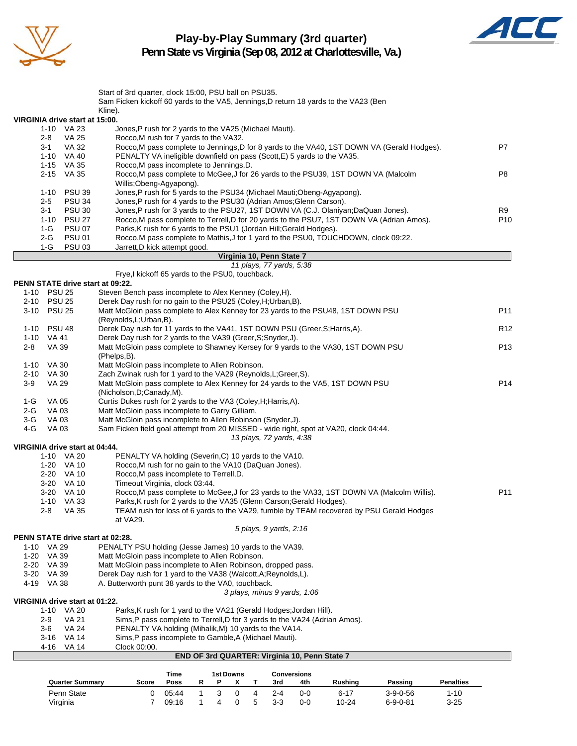# Play-by-Play Summary (3rd quarter)
## Penn State vs Virginia (Sep 08, 2012 at Charlottesville, Va.)

Start of 3rd quarter, clock 15:00, PSU ball on PSU35.
Sam Ficken kickoff 60 yards to the VA5, Jennings,D return 18 yards to the VA23 (Ben Kline).

**VIRGINIA drive start at 15:00.**

| Down | Spot | Play | |
|---|---|---|---|
| 1-10 | VA 23 | Jones,P rush for 2 yards to the VA25 (Michael Mauti). | |
| 2-8 | VA 25 | Rocco,M rush for 7 yards to the VA32. | |
| 3-1 | VA 32 | Rocco,M pass complete to Jennings,D for 8 yards to the VA40, 1ST DOWN VA (Gerald Hodges). | P7 |
| 1-10 | VA 40 | PENALTY VA ineligible downfield on pass (Scott,E) 5 yards to the VA35. | |
| 1-15 | VA 35 | Rocco,M pass incomplete to Jennings,D. | |
| 2-15 | VA 35 | Rocco,M pass complete to McGee,J for 26 yards to the PSU39, 1ST DOWN VA (Malcolm Willis;Obeng-Agyapong). | P8 |
| 1-10 | PSU 39 | Jones,P rush for 5 yards to the PSU34 (Michael Mauti;Obeng-Agyapong). | |
| 2-5 | PSU 34 | Jones,P rush for 4 yards to the PSU30 (Adrian Amos;Glenn Carson). | |
| 3-1 | PSU 30 | Jones,P rush for 3 yards to the PSU27, 1ST DOWN VA (C.J. Olaniyan;DaQuan Jones). | R9 |
| 1-10 | PSU 27 | Rocco,M pass complete to Terrell,D for 20 yards to the PSU7, 1ST DOWN VA (Adrian Amos). | P10 |
| 1-G | PSU 07 | Parks,K rush for 6 yards to the PSU1 (Jordan Hill;Gerald Hodges). | |
| 2-G | PSU 01 | Rocco,M pass complete to Mathis,J for 1 yard to the PSU0, TOUCHDOWN, clock 09:22. | |
| 1-G | PSU 03 | Jarrett,D kick attempt good. | |

**Virginia 10, Penn State 7**

*11 plays, 77 yards, 5:38*

Frye,I kickoff 65 yards to the PSU0, touchback.

**PENN STATE drive start at 09:22.**

| Down | Spot | Play | |
|---|---|---|---|
| 1-10 | PSU 25 | Steven Bench pass incomplete to Alex Kenney (Coley,H). | |
| 2-10 | PSU 25 | Derek Day rush for no gain to the PSU25 (Coley,H;Urban,B). | |
| 3-10 | PSU 25 | Matt McGloin pass complete to Alex Kenney for 23 yards to the PSU48, 1ST DOWN PSU (Reynolds,L;Urban,B). | P11 |
| 1-10 | PSU 48 | Derek Day rush for 11 yards to the VA41, 1ST DOWN PSU (Greer,S;Harris,A). | R12 |
| 1-10 | VA 41 | Derek Day rush for 2 yards to the VA39 (Greer,S;Snyder,J). | |
| 2-8 | VA 39 | Matt McGloin pass complete to Shawney Kersey for 9 yards to the VA30, 1ST DOWN PSU (Phelps,B). | P13 |
| 1-10 | VA 30 | Matt McGloin pass incomplete to Allen Robinson. | |
| 2-10 | VA 30 | Zach Zwinak rush for 1 yard to the VA29 (Reynolds,L;Greer,S). | |
| 3-9 | VA 29 | Matt McGloin pass complete to Alex Kenney for 24 yards to the VA5, 1ST DOWN PSU (Nicholson,D;Canady,M). | P14 |
| 1-G | VA 05 | Curtis Dukes rush for 2 yards to the VA3 (Coley,H;Harris,A). | |
| 2-G | VA 03 | Matt McGloin pass incomplete to Garry Gilliam. | |
| 3-G | VA 03 | Matt McGloin pass incomplete to Allen Robinson (Snyder,J). | |
| 4-G | VA 03 | Sam Ficken field goal attempt from 20 MISSED - wide right, spot at VA20, clock 04:44. | |

*13 plays, 72 yards, 4:38*

**VIRGINIA drive start at 04:44.**

| Down | Spot | Play | |
|---|---|---|---|
| 1-10 | VA 20 | PENALTY VA holding (Severin,C) 10 yards to the VA10. | |
| 1-20 | VA 10 | Rocco,M rush for no gain to the VA10 (DaQuan Jones). | |
| 2-20 | VA 10 | Rocco,M pass incomplete to Terrell,D. | |
| 3-20 | VA 10 | Timeout Virginia, clock 03:44. | |
| 3-20 | VA 10 | Rocco,M pass complete to McGee,J for 23 yards to the VA33, 1ST DOWN VA (Malcolm Willis). | P11 |
| 1-10 | VA 33 | Parks,K rush for 2 yards to the VA35 (Glenn Carson;Gerald Hodges). | |
| 2-8 | VA 35 | TEAM rush for loss of 6 yards to the VA29, fumble by TEAM recovered by PSU Gerald Hodges at VA29. | |

*5 plays, 9 yards, 2:16*

**PENN STATE drive start at 02:28.**

| Down | Spot | Play |
|---|---|---|
| 1-10 | VA 29 | PENALTY PSU holding (Jesse James) 10 yards to the VA39. |
| 1-20 | VA 39 | Matt McGloin pass incomplete to Allen Robinson. |
| 2-20 | VA 39 | Matt McGloin pass incomplete to Allen Robinson, dropped pass. |
| 3-20 | VA 39 | Derek Day rush for 1 yard to the VA38 (Walcott,A;Reynolds,L). |
| 4-19 | VA 38 | A. Butterworth punt 38 yards to the VA0, touchback. |

*3 plays, minus 9 yards, 1:06*

**VIRGINIA drive start at 01:22.**

| Down | Spot | Play |
|---|---|---|
| 1-10 | VA 20 | Parks,K rush for 1 yard to the VA21 (Gerald Hodges;Jordan Hill). |
| 2-9 | VA 21 | Sims,P pass complete to Terrell,D for 3 yards to the VA24 (Adrian Amos). |
| 3-6 | VA 24 | PENALTY VA holding (Mihalik,M) 10 yards to the VA14. |
| 3-16 | VA 14 | Sims,P pass incomplete to Gamble,A (Michael Mauti). |
| 4-16 | VA 14 | Clock 00:00. |

**END OF 3rd QUARTER: Virginia 10, Penn State 7**

| Quarter Summary | Score | Time Poss | 1st Downs R | P | X | T | Conversions 3rd | 4th | Rushing | Passing | Penalties |
|---|---|---|---|---|---|---|---|---|---|---|---|
| Penn State | 0 | 05:44 | 1 | 3 | 0 | 4 | 2-4 | 0-0 | 6-17 | 3-9-0-56 | 1-10 |
| Virginia | 7 | 09:16 | 1 | 4 | 0 | 5 | 3-3 | 0-0 | 10-24 | 6-9-0-81 | 3-25 |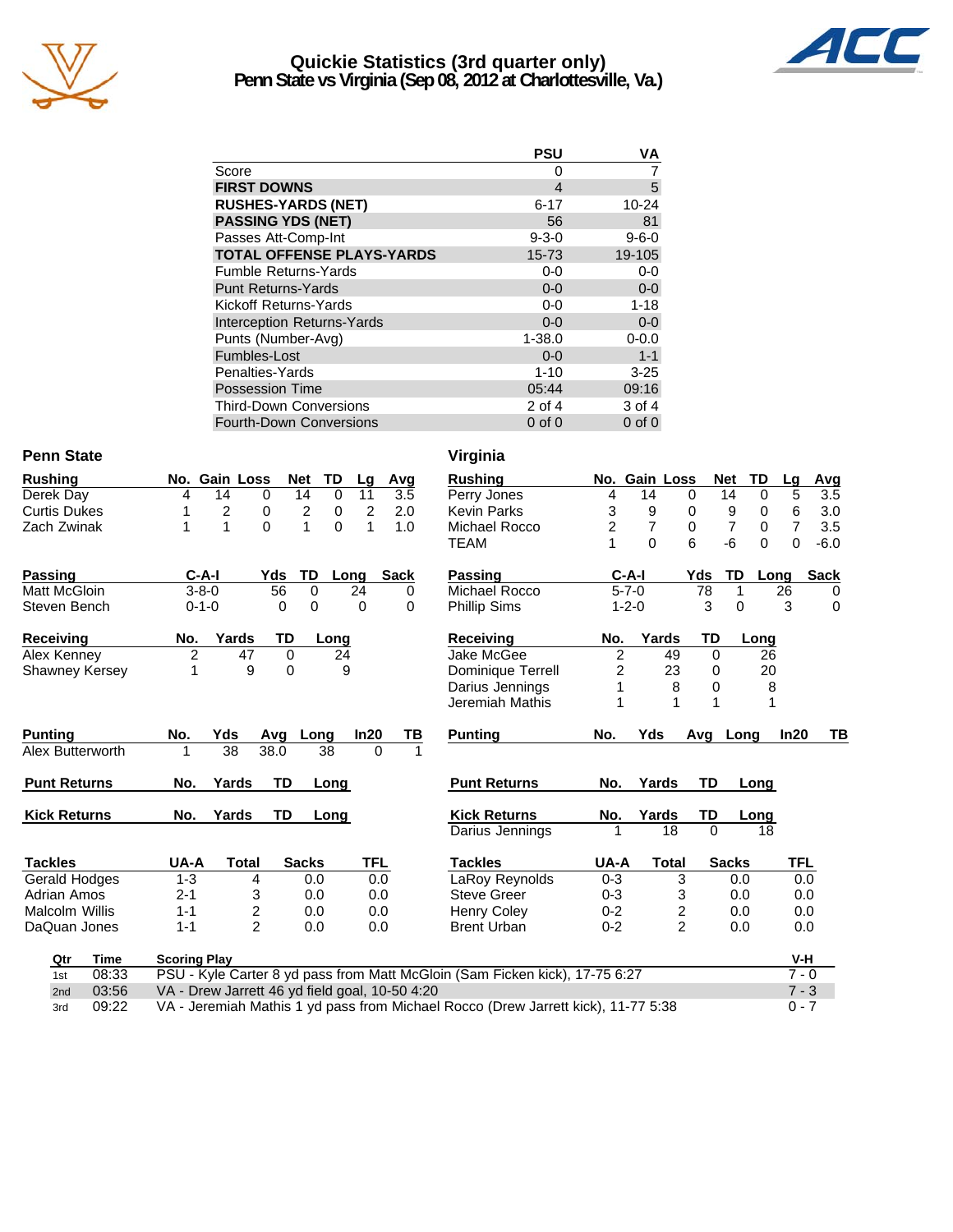# Quickie Statistics (3rd quarter only)
## Penn State vs Virginia (Sep 08, 2012 at Charlottesville, Va.)

| | PSU | VA |
|---|---|---|
| Score | 0 | 7 |
| **FIRST DOWNS** | 4 | 5 |
| **RUSHES-YARDS (NET)** | 6-17 | 10-24 |
| **PASSING YDS (NET)** | 56 | 81 |
| Passes Att-Comp-Int | 9-3-0 | 9-6-0 |
| **TOTAL OFFENSE PLAYS-YARDS** | 15-73 | 19-105 |
| Fumble Returns-Yards | 0-0 | 0-0 |
| Punt Returns-Yards | 0-0 | 0-0 |
| Kickoff Returns-Yards | 0-0 | 1-18 |
| Interception Returns-Yards | 0-0 | 0-0 |
| Punts (Number-Avg) | 1-38.0 | 0-0.0 |
| Fumbles-Lost | 0-0 | 1-1 |
| Penalties-Yards | 1-10 | 3-25 |
| Possession Time | 05:44 | 09:16 |
| Third-Down Conversions | 2 of 4 | 3 of 4 |
| Fourth-Down Conversions | 0 of 0 | 0 of 0 |

### Penn State

| Rushing | No. | Gain | Loss | Net | TD | Lg | Avg |
|---|---|---|---|---|---|---|---|
| Derek Day | 4 | 14 | 0 | 14 | 0 | 11 | 3.5 |
| Curtis Dukes | 1 | 2 | 0 | 2 | 0 | 2 | 2.0 |
| Zach Zwinak | 1 | 1 | 0 | 1 | 0 | 1 | 1.0 |

| Passing | C-A-I | Yds | TD | Long | Sack |
|---|---|---|---|---|---|
| Matt McGloin | 3-8-0 | 56 | 0 | 24 | 0 |
| Steven Bench | 0-1-0 | 0 | 0 | 0 | 0 |

| Receiving | No. | Yards | TD | Long |
|---|---|---|---|---|
| Alex Kenney | 2 | 47 | 0 | 24 |
| Shawney Kersey | 1 | 9 | 0 | 9 |

| Punting | No. | Yds | Avg | Long | In20 | TB |
|---|---|---|---|---|---|---|
| Alex Butterworth | 1 | 38 | 38.0 | 38 | 0 | 1 |

| Punt Returns | No. | Yards | TD | Long |
|---|---|---|---|---|

| Kick Returns | No. | Yards | TD | Long |
|---|---|---|---|---|

| Tackles | UA-A | Total | Sacks | TFL |
|---|---|---|---|---|
| Gerald Hodges | 1-3 | 4 | 0.0 | 0.0 |
| Adrian Amos | 2-1 | 3 | 0.0 | 0.0 |
| Malcolm Willis | 1-1 | 2 | 0.0 | 0.0 |
| DaQuan Jones | 1-1 | 2 | 0.0 | 0.0 |

### Virginia

| Rushing | No. | Gain | Loss | Net | TD | Lg | Avg |
|---|---|---|---|---|---|---|---|
| Perry Jones | 4 | 14 | 0 | 14 | 0 | 5 | 3.5 |
| Kevin Parks | 3 | 9 | 0 | 9 | 0 | 6 | 3.0 |
| Michael Rocco | 2 | 7 | 0 | 7 | 0 | 7 | 3.5 |
| TEAM | 1 | 0 | 6 | -6 | 0 | 0 | -6.0 |

| Passing | C-A-I | Yds | TD | Long | Sack |
|---|---|---|---|---|---|
| Michael Rocco | 5-7-0 | 78 | 1 | 26 | 0 |
| Phillip Sims | 1-2-0 | 3 | 0 | 3 | 0 |

| Receiving | No. | Yards | TD | Long |
|---|---|---|---|---|
| Jake McGee | 2 | 49 | 0 | 26 |
| Dominique Terrell | 2 | 23 | 0 | 20 |
| Darius Jennings | 1 | 8 | 0 | 8 |
| Jeremiah Mathis | 1 | 1 | 1 | 1 |

| Punting | No. | Yds | Avg | Long | In20 | TB |
|---|---|---|---|---|---|---|

| Punt Returns | No. | Yards | TD | Long |
|---|---|---|---|---|

| Kick Returns | No. | Yards | TD | Long |
|---|---|---|---|---|
| Darius Jennings | 1 | 18 | 0 | 18 |

| Tackles | UA-A | Total | Sacks | TFL |
|---|---|---|---|---|
| LaRoy Reynolds | 0-3 | 3 | 0.0 | 0.0 |
| Steve Greer | 0-3 | 3 | 0.0 | 0.0 |
| Henry Coley | 0-2 | 2 | 0.0 | 0.0 |
| Brent Urban | 0-2 | 2 | 0.0 | 0.0 |

| Qtr | Time | Scoring Play | V-H |
|---|---|---|---|
| 1st | 08:33 | PSU - Kyle Carter 8 yd pass from Matt McGloin (Sam Ficken kick), 17-75 6:27 | 7 - 0 |
| 2nd | 03:56 | VA - Drew Jarrett 46 yd field goal, 10-50 4:20 | 7 - 3 |
| 3rd | 09:22 | VA - Jeremiah Mathis 1 yd pass from Michael Rocco (Drew Jarrett kick), 11-77 5:38 | 0 - 7 |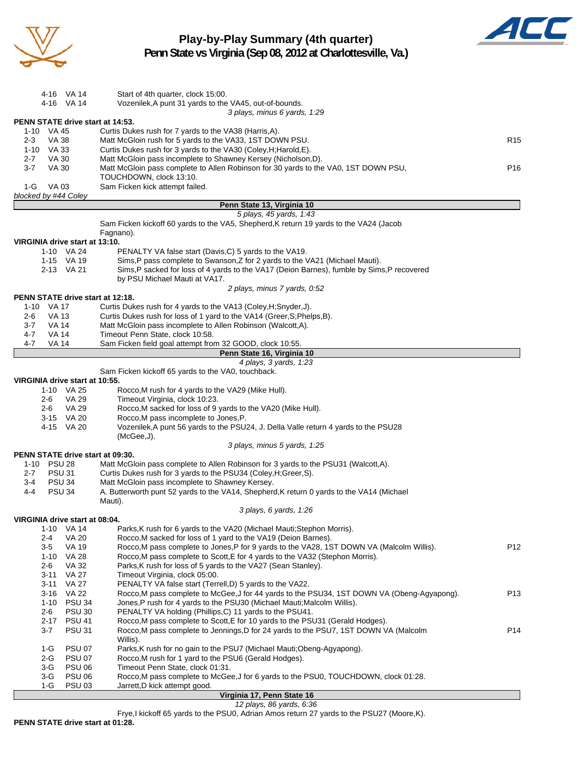# Play-by-Play Summary (4th quarter)

## Penn State vs Virginia (Sep 08, 2012 at Charlottesville, Va.)

| Down | Spot | Play | |
|---|---|---|---|
| 4-16 | VA 14 | Start of 4th quarter, clock 15:00. | |
| 4-16 | VA 14 | Vozenilek,A punt 31 yards to the VA45, out-of-bounds. | |
| | | *3 plays, minus 6 yards, 1:29* | |

**PENN STATE drive start at 14:53.**

| Down | Spot | Play | |
|---|---|---|---|
| 1-10 | VA 45 | Curtis Dukes rush for 7 yards to the VA38 (Harris,A). | |
| 2-3 | VA 38 | Matt McGloin rush for 5 yards to the VA33, 1ST DOWN PSU. | R15 |
| 1-10 | VA 33 | Curtis Dukes rush for 3 yards to the VA30 (Coley,H;Harold,E). | |
| 2-7 | VA 30 | Matt McGloin pass incomplete to Shawney Kersey (Nicholson,D). | |
| 3-7 | VA 30 | Matt McGloin pass complete to Allen Robinson for 30 yards to the VA0, 1ST DOWN PSU, TOUCHDOWN, clock 13:10. | P16 |
| 1-G | VA 03 | Sam Ficken kick attempt failed. | |

*blocked by #44 Coley*

**Penn State 13, Virginia 10**

*5 plays, 45 yards, 1:43*

Sam Ficken kickoff 60 yards to the VA5, Shepherd,K return 19 yards to the VA24 (Jacob Fagnano).

**VIRGINIA drive start at 13:10.**

| Down | Spot | Play | |
|---|---|---|---|
| 1-10 | VA 24 | PENALTY VA false start (Davis,C) 5 yards to the VA19. | |
| 1-15 | VA 19 | Sims,P pass complete to Swanson,Z for 2 yards to the VA21 (Michael Mauti). | |
| 2-13 | VA 21 | Sims,P sacked for loss of 4 yards to the VA17 (Deion Barnes), fumble by Sims,P recovered by PSU Michael Mauti at VA17. | |
| | | *2 plays, minus 7 yards, 0:52* | |

**PENN STATE drive start at 12:18.**

| Down | Spot | Play | |
|---|---|---|---|
| 1-10 | VA 17 | Curtis Dukes rush for 4 yards to the VA13 (Coley,H;Snyder,J). | |
| 2-6 | VA 13 | Curtis Dukes rush for loss of 1 yard to the VA14 (Greer,S;Phelps,B). | |
| 3-7 | VA 14 | Matt McGloin pass incomplete to Allen Robinson (Walcott,A). | |
| 4-7 | VA 14 | Timeout Penn State, clock 10:58. | |
| 4-7 | VA 14 | Sam Ficken field goal attempt from 32 GOOD, clock 10:55. | |

**Penn State 16, Virginia 10**

*4 plays, 3 yards, 1:23*

Sam Ficken kickoff 65 yards to the VA0, touchback.

**VIRGINIA drive start at 10:55.**

| Down | Spot | Play | |
|---|---|---|---|
| 1-10 | VA 25 | Rocco,M rush for 4 yards to the VA29 (Mike Hull). | |
| 2-6 | VA 29 | Timeout Virginia, clock 10:23. | |
| 2-6 | VA 29 | Rocco,M sacked for loss of 9 yards to the VA20 (Mike Hull). | |
| 3-15 | VA 20 | Rocco,M pass incomplete to Jones,P. | |
| 4-15 | VA 20 | Vozenilek,A punt 56 yards to the PSU24, J. Della Valle return 4 yards to the PSU28 (McGee,J). | |
| | | *3 plays, minus 5 yards, 1:25* | |

**PENN STATE drive start at 09:30.**

| Down | Spot | Play | |
|---|---|---|---|
| 1-10 | PSU 28 | Matt McGloin pass complete to Allen Robinson for 3 yards to the PSU31 (Walcott,A). | |
| 2-7 | PSU 31 | Curtis Dukes rush for 3 yards to the PSU34 (Coley,H;Greer,S). | |
| 3-4 | PSU 34 | Matt McGloin pass incomplete to Shawney Kersey. | |
| 4-4 | PSU 34 | A. Butterworth punt 52 yards to the VA14, Shepherd,K return 0 yards to the VA14 (Michael Mauti). | |
| | | *3 plays, 6 yards, 1:26* | |

**VIRGINIA drive start at 08:04.**

| Down | Spot | Play | |
|---|---|---|---|
| 1-10 | VA 14 | Parks,K rush for 6 yards to the VA20 (Michael Mauti;Stephon Morris). | |
| 2-4 | VA 20 | Rocco,M sacked for loss of 1 yard to the VA19 (Deion Barnes). | |
| 3-5 | VA 19 | Rocco,M pass complete to Jones,P for 9 yards to the VA28, 1ST DOWN VA (Malcolm Willis). | P12 |
| 1-10 | VA 28 | Rocco,M pass complete to Scott,E for 4 yards to the VA32 (Stephon Morris). | |
| 2-6 | VA 32 | Parks,K rush for loss of 5 yards to the VA27 (Sean Stanley). | |
| 3-11 | VA 27 | Timeout Virginia, clock 05:00. | |
| 3-11 | VA 27 | PENALTY VA false start (Terrell,D) 5 yards to the VA22. | |
| 3-16 | VA 22 | Rocco,M pass complete to McGee,J for 44 yards to the PSU34, 1ST DOWN VA (Obeng-Agyapong). | P13 |
| 1-10 | PSU 34 | Jones,P rush for 4 yards to the PSU30 (Michael Mauti;Malcolm Willis). | |
| 2-6 | PSU 30 | PENALTY VA holding (Phillips,C) 11 yards to the PSU41. | |
| 2-17 | PSU 41 | Rocco,M pass complete to Scott,E for 10 yards to the PSU31 (Gerald Hodges). | |
| 3-7 | PSU 31 | Rocco,M pass complete to Jennings,D for 24 yards to the PSU7, 1ST DOWN VA (Malcolm Willis). | P14 |
| 1-G | PSU 07 | Parks,K rush for no gain to the PSU7 (Michael Mauti;Obeng-Agyapong). | |
| 2-G | PSU 07 | Rocco,M rush for 1 yard to the PSU6 (Gerald Hodges). | |
| 3-G | PSU 06 | Timeout Penn State, clock 01:31. | |
| 3-G | PSU 06 | Rocco,M pass complete to McGee,J for 6 yards to the PSU0, TOUCHDOWN, clock 01:28. | |
| 1-G | PSU 03 | Jarrett,D kick attempt good. | |

**Virginia 17, Penn State 16**

*12 plays, 86 yards, 6:36*

Frye,I kickoff 65 yards to the PSU0, Adrian Amos return 27 yards to the PSU27 (Moore,K).

**PENN STATE drive start at 01:28.**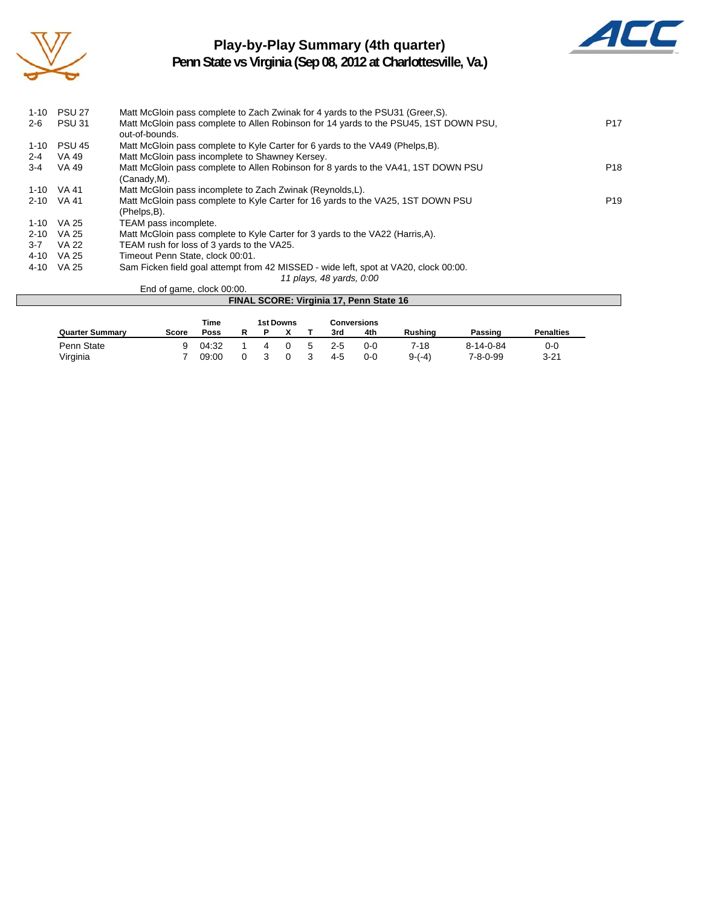# Play-by-Play Summary (4th quarter)

## Penn State vs Virginia (Sep 08, 2012 at Charlottesville, Va.)

| Down | Spot | Play | |
|---|---|---|---|
| 1-10 | PSU 27 | Matt McGloin pass complete to Zach Zwinak for 4 yards to the PSU31 (Greer,S). | |
| 2-6 | PSU 31 | Matt McGloin pass complete to Allen Robinson for 14 yards to the PSU45, 1ST DOWN PSU, out-of-bounds. | P17 |
| 1-10 | PSU 45 | Matt McGloin pass complete to Kyle Carter for 6 yards to the VA49 (Phelps,B). | |
| 2-4 | VA 49 | Matt McGloin pass incomplete to Shawney Kersey. | |
| 3-4 | VA 49 | Matt McGloin pass complete to Allen Robinson for 8 yards to the VA41, 1ST DOWN PSU (Canady,M). | P18 |
| 1-10 | VA 41 | Matt McGloin pass incomplete to Zach Zwinak (Reynolds,L). | |
| 2-10 | VA 41 | Matt McGloin pass complete to Kyle Carter for 16 yards to the VA25, 1ST DOWN PSU (Phelps,B). | P19 |
| 1-10 | VA 25 | TEAM pass incomplete. | |
| 2-10 | VA 25 | Matt McGloin pass complete to Kyle Carter for 3 yards to the VA22 (Harris,A). | |
| 3-7 | VA 22 | TEAM rush for loss of 3 yards to the VA25. | |
| 4-10 | VA 25 | Timeout Penn State, clock 00:01. | |
| 4-10 | VA 25 | Sam Ficken field goal attempt from 42 MISSED - wide left, spot at VA20, clock 00:00. | |

*11 plays, 48 yards, 0:00*

End of game, clock 00:00.

**FINAL SCORE: Virginia 17, Penn State 16**

| Quarter Summary | Score | Time Poss | 1st Downs R | 1st Downs P | 1st Downs X | 1st Downs T | Conversions 3rd | Conversions 4th | Rushing | Passing | Penalties |
|---|---|---|---|---|---|---|---|---|---|---|---|
| Penn State | 9 | 04:32 | 1 | 4 | 0 | 5 | 2-5 | 0-0 | 7-18 | 8-14-0-84 | 0-0 |
| Virginia | 7 | 09:00 | 0 | 3 | 0 | 3 | 4-5 | 0-0 | 9-(-4) | 7-8-0-99 | 3-21 |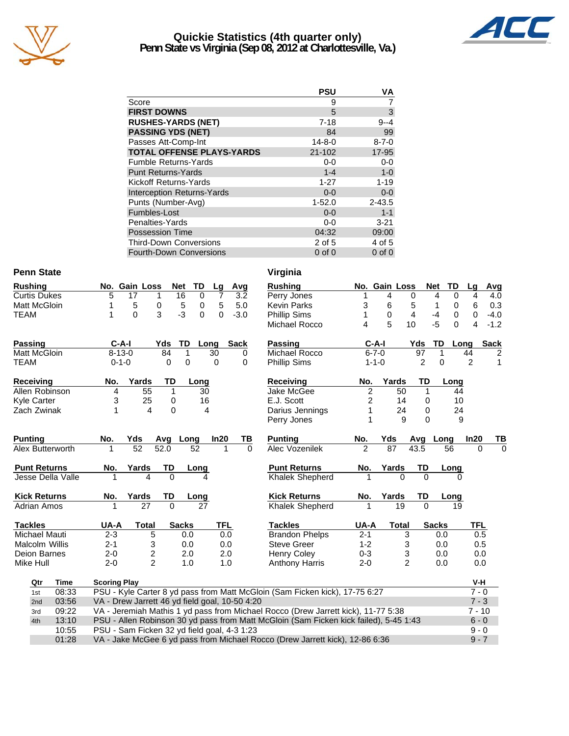# Quickie Statistics (4th quarter only)
## Penn State vs Virginia (Sep 08, 2012 at Charlottesville, Va.)

| | PSU | VA |
|---|---|---|
| Score | 9 | 7 |
| **FIRST DOWNS** | 5 | 3 |
| **RUSHES-YARDS (NET)** | 7-18 | 9--4 |
| **PASSING YDS (NET)** | 84 | 99 |
| Passes Att-Comp-Int | 14-8-0 | 8-7-0 |
| **TOTAL OFFENSE PLAYS-YARDS** | 21-102 | 17-95 |
| Fumble Returns-Yards | 0-0 | 0-0 |
| Punt Returns-Yards | 1-4 | 1-0 |
| Kickoff Returns-Yards | 1-27 | 1-19 |
| Interception Returns-Yards | 0-0 | 0-0 |
| Punts (Number-Avg) | 1-52.0 | 2-43.5 |
| Fumbles-Lost | 0-0 | 1-1 |
| Penalties-Yards | 0-0 | 3-21 |
| Possession Time | 04:32 | 09:00 |
| Third-Down Conversions | 2 of 5 | 4 of 5 |
| Fourth-Down Conversions | 0 of 0 | 0 of 0 |

## Penn State

| Rushing | No. | Gain | Loss | Net | TD | Lg | Avg |
|---|---|---|---|---|---|---|---|
| Curtis Dukes | 5 | 17 | 1 | 16 | 0 | 7 | 3.2 |
| Matt McGloin | 1 | 5 | 0 | 5 | 0 | 5 | 5.0 |
| TEAM | 1 | 0 | 3 | -3 | 0 | 0 | -3.0 |

| Passing | C-A-I | Yds | TD | Long | Sack |
|---|---|---|---|---|---|
| Matt McGloin | 8-13-0 | 84 | 1 | 30 | 0 |
| TEAM | 0-1-0 | 0 | 0 | 0 | 0 |

| Receiving | No. | Yards | TD | Long |
|---|---|---|---|---|
| Allen Robinson | 4 | 55 | 1 | 30 |
| Kyle Carter | 3 | 25 | 0 | 16 |
| Zach Zwinak | 1 | 4 | 0 | 4 |

| Punting | No. | Yds | Avg | Long | In20 | TB |
|---|---|---|---|---|---|---|
| Alex Butterworth | 1 | 52 | 52.0 | 52 | 1 | 0 |

| Punt Returns | No. | Yards | TD | Long |
|---|---|---|---|---|
| Jesse Della Valle | 1 | 4 | 0 | 4 |

| Kick Returns | No. | Yards | TD | Long |
|---|---|---|---|---|
| Adrian Amos | 1 | 27 | 0 | 27 |

| Tackles | UA-A | Total | Sacks | TFL |
|---|---|---|---|---|
| Michael Mauti | 2-3 | 5 | 0.0 | 0.0 |
| Malcolm Willis | 2-1 | 3 | 0.0 | 0.0 |
| Deion Barnes | 2-0 | 2 | 2.0 | 2.0 |
| Mike Hull | 2-0 | 2 | 1.0 | 1.0 |

## Virginia

| Rushing | No. | Gain | Loss | Net | TD | Lg | Avg |
|---|---|---|---|---|---|---|---|
| Perry Jones | 1 | 4 | 0 | 4 | 0 | 4 | 4.0 |
| Kevin Parks | 3 | 6 | 5 | 1 | 0 | 6 | 0.3 |
| Phillip Sims | 1 | 0 | 4 | -4 | 0 | 0 | -4.0 |
| Michael Rocco | 4 | 5 | 10 | -5 | 0 | 4 | -1.2 |

| Passing | C-A-I | Yds | TD | Long | Sack |
|---|---|---|---|---|---|
| Michael Rocco | 6-7-0 | 97 | 1 | 44 | 2 |
| Phillip Sims | 1-1-0 | 2 | 0 | 2 | 1 |

| Receiving | No. | Yards | TD | Long |
|---|---|---|---|---|
| Jake McGee | 2 | 50 | 1 | 44 |
| E.J. Scott | 2 | 14 | 0 | 10 |
| Darius Jennings | 1 | 24 | 0 | 24 |
| Perry Jones | 1 | 9 | 0 | 9 |

| Punting | No. | Yds | Avg | Long | In20 | TB |
|---|---|---|---|---|---|---|
| Alec Vozenilek | 2 | 87 | 43.5 | 56 | 0 | 0 |

| Punt Returns | No. | Yards | TD | Long |
|---|---|---|---|---|
| Khalek Shepherd | 1 | 0 | 0 | 0 |

| Kick Returns | No. | Yards | TD | Long |
|---|---|---|---|---|
| Khalek Shepherd | 1 | 19 | 0 | 19 |

| Tackles | UA-A | Total | Sacks | TFL |
|---|---|---|---|---|
| Brandon Phelps | 2-1 | 3 | 0.0 | 0.5 |
| Steve Greer | 1-2 | 3 | 0.0 | 0.5 |
| Henry Coley | 0-3 | 3 | 0.0 | 0.0 |
| Anthony Harris | 2-0 | 2 | 0.0 | 0.0 |

## Scoring

| Qtr | Time | Scoring Play | V-H |
|---|---|---|---|
| 1st | 08:33 | PSU - Kyle Carter 8 yd pass from Matt McGloin (Sam Ficken kick), 17-75 6:27 | 7 - 0 |
| 2nd | 03:56 | VA - Drew Jarrett 46 yd field goal, 10-50 4:20 | 7 - 3 |
| 3rd | 09:22 | VA - Jeremiah Mathis 1 yd pass from Michael Rocco (Drew Jarrett kick), 11-77 5:38 | 7 - 10 |
| 4th | 13:10 | PSU - Allen Robinson 30 yd pass from Matt McGloin (Sam Ficken kick failed), 5-45 1:43 | 6 - 0 |
| | 10:55 | PSU - Sam Ficken 32 yd field goal, 4-3 1:23 | 9 - 0 |
| | 01:28 | VA - Jake McGee 6 yd pass from Michael Rocco (Drew Jarrett kick), 12-86 6:36 | 9 - 7 |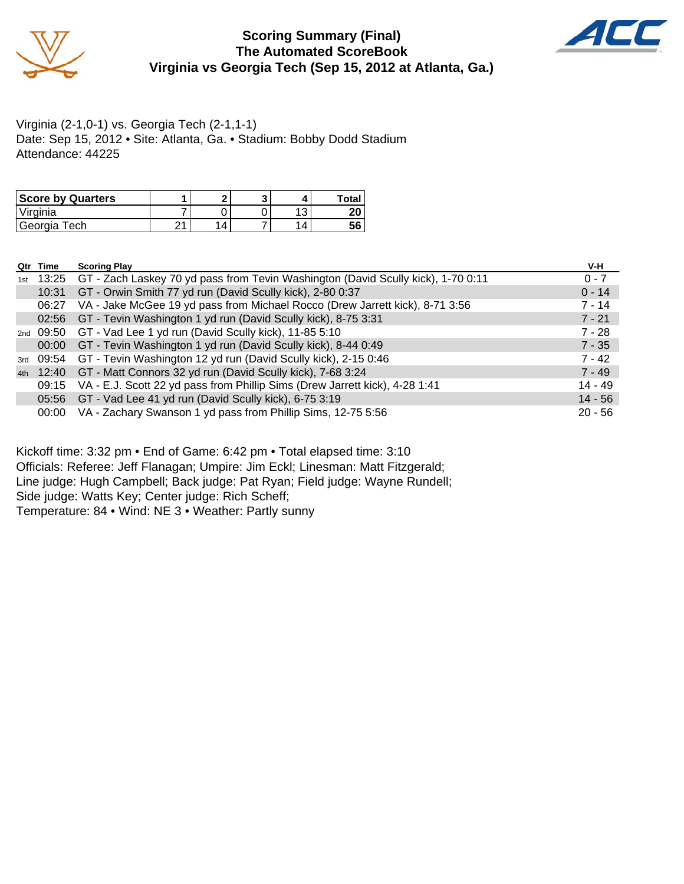# Scoring Summary (Final)
## The Automated ScoreBook
## Virginia vs Georgia Tech (Sep 15, 2012 at Atlanta, Ga.)

Virginia (2-1,0-1) vs. Georgia Tech (2-1,1-1)
Date: Sep 15, 2012 • Site: Atlanta, Ga. • Stadium: Bobby Dodd Stadium
Attendance: 44225

| Score by Quarters | 1 | 2 | 3 | 4 | Total |
|---|---|---|---|---|---|
| Virginia | 7 | 0 | 0 | 13 | **20** |
| Georgia Tech | 21 | 14 | 7 | 14 | **56** |

| Qtr | Time | Scoring Play | V-H |
|---|---|---|---|
| 1st | 13:25 | GT - Zach Laskey 70 yd pass from Tevin Washington (David Scully kick), 1-70 0:11 | 0 - 7 |
| | 10:31 | GT - Orwin Smith 77 yd run (David Scully kick), 2-80 0:37 | 0 - 14 |
| | 06:27 | VA - Jake McGee 19 yd pass from Michael Rocco (Drew Jarrett kick), 8-71 3:56 | 7 - 14 |
| | 02:56 | GT - Tevin Washington 1 yd run (David Scully kick), 8-75 3:31 | 7 - 21 |
| 2nd | 09:50 | GT - Vad Lee 1 yd run (David Scully kick), 11-85 5:10 | 7 - 28 |
| | 00:00 | GT - Tevin Washington 1 yd run (David Scully kick), 8-44 0:49 | 7 - 35 |
| 3rd | 09:54 | GT - Tevin Washington 12 yd run (David Scully kick), 2-15 0:46 | 7 - 42 |
| 4th | 12:40 | GT - Matt Connors 32 yd run (David Scully kick), 7-68 3:24 | 7 - 49 |
| | 09:15 | VA - E.J. Scott 22 yd pass from Phillip Sims (Drew Jarrett kick), 4-28 1:41 | 14 - 49 |
| | 05:56 | GT - Vad Lee 41 yd run (David Scully kick), 6-75 3:19 | 14 - 56 |
| | 00:00 | VA - Zachary Swanson 1 yd pass from Phillip Sims, 12-75 5:56 | 20 - 56 |

Kickoff time: 3:32 pm • End of Game: 6:42 pm • Total elapsed time: 3:10
Officials: Referee: Jeff Flanagan; Umpire: Jim Eckl; Linesman: Matt Fitzgerald;
Line judge: Hugh Campbell; Back judge: Pat Ryan; Field judge: Wayne Rundell;
Side judge: Watts Key; Center judge: Rich Scheff;
Temperature: 84 • Wind: NE 3 • Weather: Partly sunny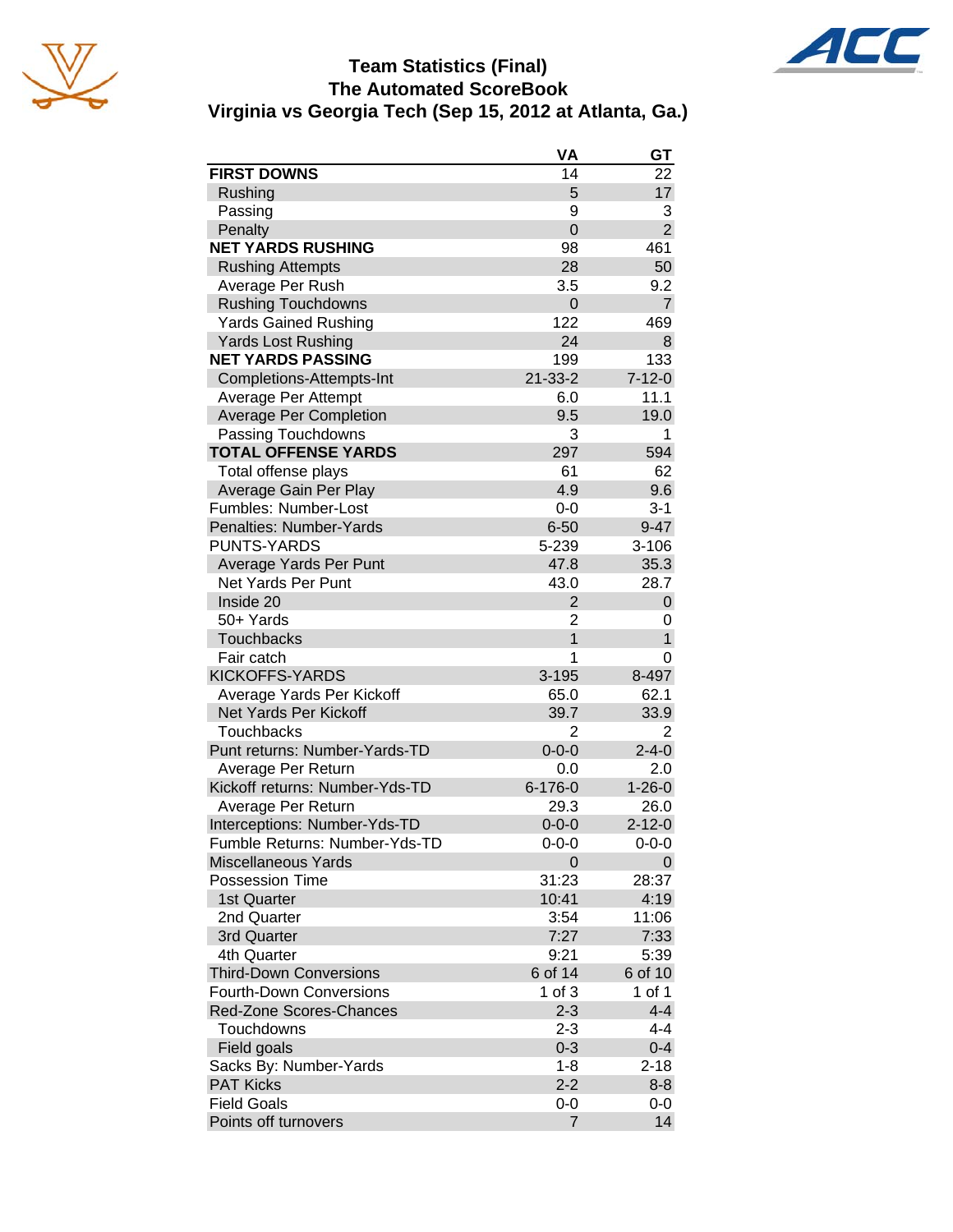# Team Statistics (Final)
## The Automated ScoreBook
## Virginia vs Georgia Tech (Sep 15, 2012 at Atlanta, Ga.)

| | VA | GT |
|---|---|---|
| **FIRST DOWNS** | 14 | 22 |
| Rushing | 5 | 17 |
| Passing | 9 | 3 |
| Penalty | 0 | 2 |
| **NET YARDS RUSHING** | 98 | 461 |
| Rushing Attempts | 28 | 50 |
| Average Per Rush | 3.5 | 9.2 |
| Rushing Touchdowns | 0 | 7 |
| Yards Gained Rushing | 122 | 469 |
| Yards Lost Rushing | 24 | 8 |
| **NET YARDS PASSING** | 199 | 133 |
| Completions-Attempts-Int | 21-33-2 | 7-12-0 |
| Average Per Attempt | 6.0 | 11.1 |
| Average Per Completion | 9.5 | 19.0 |
| Passing Touchdowns | 3 | 1 |
| **TOTAL OFFENSE YARDS** | 297 | 594 |
| Total offense plays | 61 | 62 |
| Average Gain Per Play | 4.9 | 9.6 |
| Fumbles: Number-Lost | 0-0 | 3-1 |
| Penalties: Number-Yards | 6-50 | 9-47 |
| PUNTS-YARDS | 5-239 | 3-106 |
| Average Yards Per Punt | 47.8 | 35.3 |
| Net Yards Per Punt | 43.0 | 28.7 |
| Inside 20 | 2 | 0 |
| 50+ Yards | 2 | 0 |
| Touchbacks | 1 | 1 |
| Fair catch | 1 | 0 |
| KICKOFFS-YARDS | 3-195 | 8-497 |
| Average Yards Per Kickoff | 65.0 | 62.1 |
| Net Yards Per Kickoff | 39.7 | 33.9 |
| Touchbacks | 2 | 2 |
| Punt returns: Number-Yards-TD | 0-0-0 | 2-4-0 |
| Average Per Return | 0.0 | 2.0 |
| Kickoff returns: Number-Yds-TD | 6-176-0 | 1-26-0 |
| Average Per Return | 29.3 | 26.0 |
| Interceptions: Number-Yds-TD | 0-0-0 | 2-12-0 |
| Fumble Returns: Number-Yds-TD | 0-0-0 | 0-0-0 |
| Miscellaneous Yards | 0 | 0 |
| Possession Time | 31:23 | 28:37 |
| 1st Quarter | 10:41 | 4:19 |
| 2nd Quarter | 3:54 | 11:06 |
| 3rd Quarter | 7:27 | 7:33 |
| 4th Quarter | 9:21 | 5:39 |
| Third-Down Conversions | 6 of 14 | 6 of 10 |
| Fourth-Down Conversions | 1 of 3 | 1 of 1 |
| Red-Zone Scores-Chances | 2-3 | 4-4 |
| Touchdowns | 2-3 | 4-4 |
| Field goals | 0-3 | 0-4 |
| Sacks By: Number-Yards | 1-8 | 2-18 |
| PAT Kicks | 2-2 | 8-8 |
| Field Goals | 0-0 | 0-0 |
| Points off turnovers | 7 | 14 |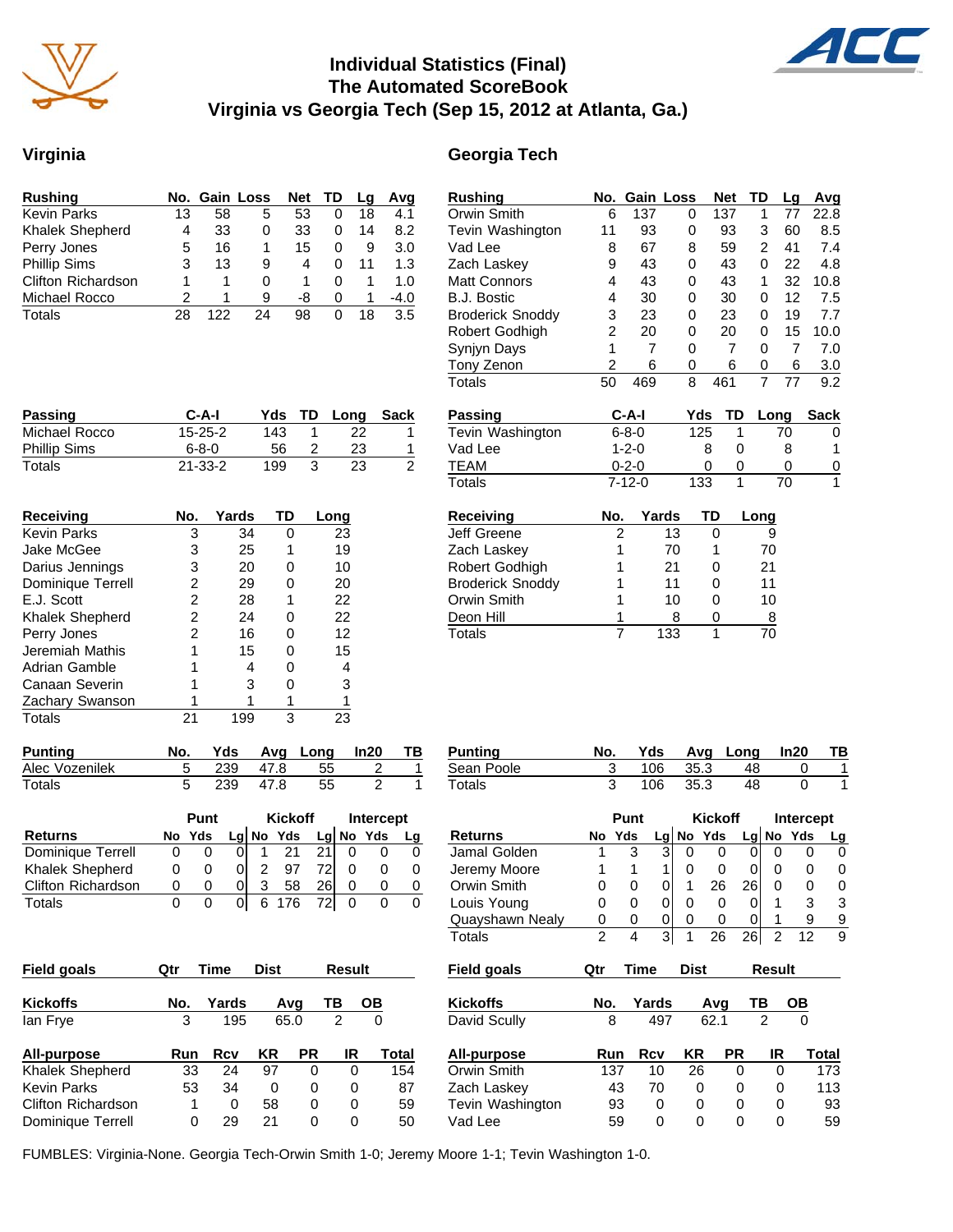# Individual Statistics (Final)
## The Automated ScoreBook
## Virginia vs Georgia Tech (Sep 15, 2012 at Atlanta, Ga.)

## Virginia

| Rushing | No. | Gain | Loss | Net | TD | Lg | Avg |
|---|---|---|---|---|---|---|---|
| Kevin Parks | 13 | 58 | 5 | 53 | 0 | 18 | 4.1 |
| Khalek Shepherd | 4 | 33 | 0 | 33 | 0 | 14 | 8.2 |
| Perry Jones | 5 | 16 | 1 | 15 | 0 | 9 | 3.0 |
| Phillip Sims | 3 | 13 | 9 | 4 | 0 | 11 | 1.3 |
| Clifton Richardson | 1 | 1 | 0 | 1 | 0 | 1 | 1.0 |
| Michael Rocco | 2 | 1 | 9 | -8 | 0 | 1 | -4.0 |
| Totals | 28 | 122 | 24 | 98 | 0 | 18 | 3.5 |

| Passing | C-A-I | Yds | TD | Long | Sack |
|---|---|---|---|---|---|
| Michael Rocco | 15-25-2 | 143 | 1 | 22 | 1 |
| Phillip Sims | 6-8-0 | 56 | 2 | 23 | 1 |
| Totals | 21-33-2 | 199 | 3 | 23 | 2 |

| Receiving | No. | Yards | TD | Long |
|---|---|---|---|---|
| Kevin Parks | 3 | 34 | 0 | 23 |
| Jake McGee | 3 | 25 | 1 | 19 |
| Darius Jennings | 3 | 20 | 0 | 10 |
| Dominique Terrell | 2 | 29 | 0 | 20 |
| E.J. Scott | 2 | 28 | 1 | 22 |
| Khalek Shepherd | 2 | 24 | 0 | 22 |
| Perry Jones | 2 | 16 | 0 | 12 |
| Jeremiah Mathis | 1 | 15 | 0 | 15 |
| Adrian Gamble | 1 | 4 | 0 | 4 |
| Canaan Severin | 1 | 3 | 0 | 3 |
| Zachary Swanson | 1 | 1 | 1 | 1 |
| Totals | 21 | 199 | 3 | 23 |

| Punting | No. | Yds | Avg | Long | In20 | TB |
|---|---|---|---|---|---|---|
| Alec Vozenilek | 5 | 239 | 47.8 | 55 | 2 | 1 |
| Totals | 5 | 239 | 47.8 | 55 | 2 | 1 |

| | Punt | | | Kickoff | | | Intercept | | |
|---|---|---|---|---|---|---|---|---|---|
| Returns | No | Yds | Lg | No | Yds | Lg | No | Yds | Lg |
| Dominique Terrell | 0 | 0 | 0 | 1 | 21 | 21 | 0 | 0 | 0 |
| Khalek Shepherd | 0 | 0 | 0 | 2 | 97 | 72 | 0 | 0 | 0 |
| Clifton Richardson | 0 | 0 | 0 | 3 | 58 | 26 | 0 | 0 | 0 |
| Totals | 0 | 0 | 0 | 6 | 176 | 72 | 0 | 0 | 0 |

| Field goals | Qtr | Time | Dist | Result |
|---|---|---|---|---|

| Kickoffs | No. | Yards | Avg | TB | OB |
|---|---|---|---|---|---|
| Ian Frye | 3 | 195 | 65.0 | 2 | 0 |

| All-purpose | Run | Rcv | KR | PR | IR | Total |
|---|---|---|---|---|---|---|
| Khalek Shepherd | 33 | 24 | 97 | 0 | 0 | 154 |
| Kevin Parks | 53 | 34 | 0 | 0 | 0 | 87 |
| Clifton Richardson | 1 | 0 | 58 | 0 | 0 | 59 |
| Dominique Terrell | 0 | 29 | 21 | 0 | 0 | 50 |

## Georgia Tech

| Rushing | No. | Gain | Loss | Net | TD | Lg | Avg |
|---|---|---|---|---|---|---|---|
| Orwin Smith | 6 | 137 | 0 | 137 | 1 | 77 | 22.8 |
| Tevin Washington | 11 | 93 | 0 | 93 | 3 | 60 | 8.5 |
| Vad Lee | 8 | 67 | 8 | 59 | 2 | 41 | 7.4 |
| Zach Laskey | 9 | 43 | 0 | 43 | 0 | 22 | 4.8 |
| Matt Connors | 4 | 43 | 0 | 43 | 1 | 32 | 10.8 |
| B.J. Bostic | 4 | 30 | 0 | 30 | 0 | 12 | 7.5 |
| Broderick Snoddy | 3 | 23 | 0 | 23 | 0 | 19 | 7.7 |
| Robert Godhigh | 2 | 20 | 0 | 20 | 0 | 15 | 10.0 |
| Synjyn Days | 1 | 7 | 0 | 7 | 0 | 7 | 7.0 |
| Tony Zenon | 2 | 6 | 0 | 6 | 0 | 6 | 3.0 |
| Totals | 50 | 469 | 8 | 461 | 7 | 77 | 9.2 |

| Passing | C-A-I | Yds | TD | Long | Sack |
|---|---|---|---|---|---|
| Tevin Washington | 6-8-0 | 125 | 1 | 70 | 0 |
| Vad Lee | 1-2-0 | 8 | 0 | 8 | 1 |
| TEAM | 0-2-0 | 0 | 0 | 0 | 0 |
| Totals | 7-12-0 | 133 | 1 | 70 | 1 |

| Receiving | No. | Yards | TD | Long |
|---|---|---|---|---|
| Jeff Greene | 2 | 13 | 0 | 9 |
| Zach Laskey | 1 | 70 | 1 | 70 |
| Robert Godhigh | 1 | 21 | 0 | 21 |
| Broderick Snoddy | 1 | 11 | 0 | 11 |
| Orwin Smith | 1 | 10 | 0 | 10 |
| Deon Hill | 1 | 8 | 0 | 8 |
| Totals | 7 | 133 | 1 | 70 |

| Punting | No. | Yds | Avg | Long | In20 | TB |
|---|---|---|---|---|---|---|
| Sean Poole | 3 | 106 | 35.3 | 48 | 0 | 1 |
| Totals | 3 | 106 | 35.3 | 48 | 0 | 1 |

| | Punt | | | Kickoff | | | Intercept | | |
|---|---|---|---|---|---|---|---|---|---|
| Returns | No | Yds | Lg | No | Yds | Lg | No | Yds | Lg |
| Jamal Golden | 1 | 3 | 3 | 0 | 0 | 0 | 0 | 0 | 0 |
| Jeremy Moore | 1 | 1 | 1 | 0 | 0 | 0 | 0 | 0 | 0 |
| Orwin Smith | 0 | 0 | 0 | 1 | 26 | 26 | 0 | 0 | 0 |
| Louis Young | 0 | 0 | 0 | 0 | 0 | 0 | 1 | 3 | 3 |
| Quayshawn Nealy | 0 | 0 | 0 | 0 | 0 | 0 | 1 | 9 | 9 |
| Totals | 2 | 4 | 3 | 1 | 26 | 26 | 2 | 12 | 9 |

| Field goals | Qtr | Time | Dist | Result |
|---|---|---|---|---|

| Kickoffs | No. | Yards | Avg | TB | OB |
|---|---|---|---|---|---|
| David Scully | 8 | 497 | 62.1 | 2 | 0 |

| All-purpose | Run | Rcv | KR | PR | IR | Total |
|---|---|---|---|---|---|---|
| Orwin Smith | 137 | 10 | 26 | 0 | 0 | 173 |
| Zach Laskey | 43 | 70 | 0 | 0 | 0 | 113 |
| Tevin Washington | 93 | 0 | 0 | 0 | 0 | 93 |
| Vad Lee | 59 | 0 | 0 | 0 | 0 | 59 |

FUMBLES: Virginia-None. Georgia Tech-Orwin Smith 1-0; Jeremy Moore 1-1; Tevin Washington 1-0.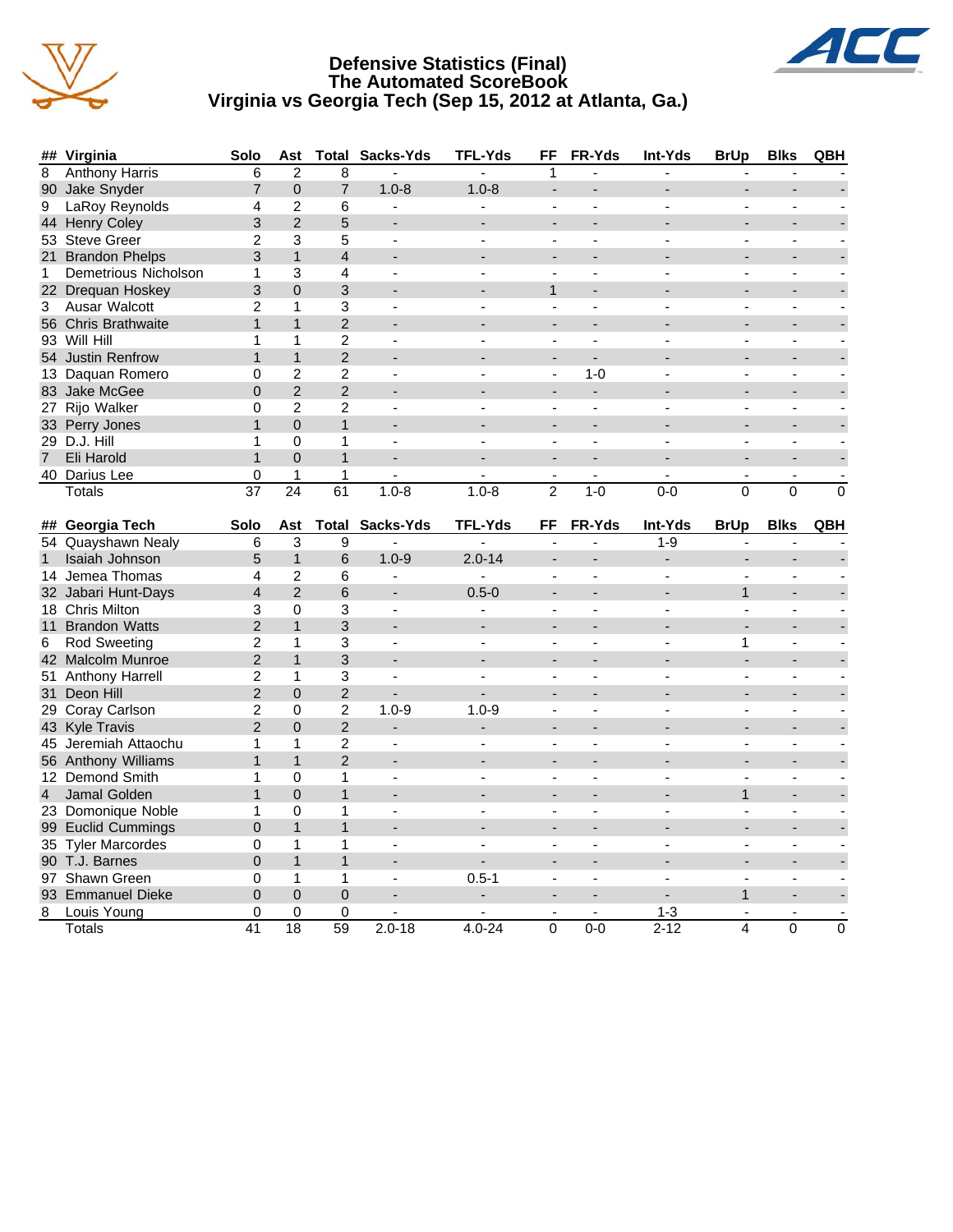# Defensive Statistics (Final)
## The Automated ScoreBook
## Virginia vs Georgia Tech (Sep 15, 2012 at Atlanta, Ga.)

| ## | Virginia | Solo | Ast | Total | Sacks-Yds | TFL-Yds | FF | FR-Yds | Int-Yds | BrUp | Blks | QBH |
|---|---|---|---|---|---|---|---|---|---|---|---|---|
| 8 | Anthony Harris | 6 | 2 | 8 | - | - | 1 | - | - | - | - | - |
| 90 | Jake Snyder | 7 | 0 | 7 | 1.0-8 | 1.0-8 | - | - | - | - | - | - |
| 9 | LaRoy Reynolds | 4 | 2 | 6 | - | - | - | - | - | - | - | - |
| 44 | Henry Coley | 3 | 2 | 5 | - | - | - | - | - | - | - | - |
| 53 | Steve Greer | 2 | 3 | 5 | - | - | - | - | - | - | - | - |
| 21 | Brandon Phelps | 3 | 1 | 4 | - | - | - | - | - | - | - | - |
| 1 | Demetrious Nicholson | 1 | 3 | 4 | - | - | - | - | - | - | - | - |
| 22 | Drequan Hoskey | 3 | 0 | 3 | - | - | 1 | - | - | - | - | - |
| 3 | Ausar Walcott | 2 | 1 | 3 | - | - | - | - | - | - | - | - |
| 56 | Chris Brathwaite | 1 | 1 | 2 | - | - | - | - | - | - | - | - |
| 93 | Will Hill | 1 | 1 | 2 | - | - | - | - | - | - | - | - |
| 54 | Justin Renfrow | 1 | 1 | 2 | - | - | - | - | - | - | - | - |
| 13 | Daquan Romero | 0 | 2 | 2 | - | - | - | 1-0 | - | - | - | - |
| 83 | Jake McGee | 0 | 2 | 2 | - | - | - | - | - | - | - | - |
| 27 | Rijo Walker | 0 | 2 | 2 | - | - | - | - | - | - | - | - |
| 33 | Perry Jones | 1 | 0 | 1 | - | - | - | - | - | - | - | - |
| 29 | D.J. Hill | 1 | 0 | 1 | - | - | - | - | - | - | - | - |
| 7 | Eli Harold | 1 | 0 | 1 | - | - | - | - | - | - | - | - |
| 40 | Darius Lee | 0 | 1 | 1 | - | - | - | - | - | - | - | - |
| | Totals | 37 | 24 | 61 | 1.0-8 | 1.0-8 | 2 | 1-0 | 0-0 | 0 | 0 | 0 |

| ## | Georgia Tech | Solo | Ast | Total | Sacks-Yds | TFL-Yds | FF | FR-Yds | Int-Yds | BrUp | Blks | QBH |
|---|---|---|---|---|---|---|---|---|---|---|---|---|
| 54 | Quayshawn Nealy | 6 | 3 | 9 | - | - | - | - | 1-9 | - | - | - |
| 1 | Isaiah Johnson | 5 | 1 | 6 | 1.0-9 | 2.0-14 | - | - | - | - | - | - |
| 14 | Jemea Thomas | 4 | 2 | 6 | - | - | - | - | - | - | - | - |
| 32 | Jabari Hunt-Days | 4 | 2 | 6 | - | 0.5-0 | - | - | - | 1 | - | - |
| 18 | Chris Milton | 3 | 0 | 3 | - | - | - | - | - | - | - | - |
| 11 | Brandon Watts | 2 | 1 | 3 | - | - | - | - | - | - | - | - |
| 6 | Rod Sweeting | 2 | 1 | 3 | - | - | - | - | - | 1 | - | - |
| 42 | Malcolm Munroe | 2 | 1 | 3 | - | - | - | - | - | - | - | - |
| 51 | Anthony Harrell | 2 | 1 | 3 | - | - | - | - | - | - | - | - |
| 31 | Deon Hill | 2 | 0 | 2 | - | - | - | - | - | - | - | - |
| 29 | Coray Carlson | 2 | 0 | 2 | 1.0-9 | 1.0-9 | - | - | - | - | - | - |
| 43 | Kyle Travis | 2 | 0 | 2 | - | - | - | - | - | - | - | - |
| 45 | Jeremiah Attaochu | 1 | 1 | 2 | - | - | - | - | - | - | - | - |
| 56 | Anthony Williams | 1 | 1 | 2 | - | - | - | - | - | - | - | - |
| 12 | Demond Smith | 1 | 0 | 1 | - | - | - | - | - | - | - | - |
| 4 | Jamal Golden | 1 | 0 | 1 | - | - | - | - | - | 1 | - | - |
| 23 | Domonique Noble | 1 | 0 | 1 | - | - | - | - | - | - | - | - |
| 99 | Euclid Cummings | 0 | 1 | 1 | - | - | - | - | - | - | - | - |
| 35 | Tyler Marcordes | 0 | 1 | 1 | - | - | - | - | - | - | - | - |
| 90 | T.J. Barnes | 0 | 1 | 1 | - | - | - | - | - | - | - | - |
| 97 | Shawn Green | 0 | 1 | 1 | - | 0.5-1 | - | - | - | - | - | - |
| 93 | Emmanuel Dieke | 0 | 0 | 0 | - | - | - | - | - | 1 | - | - |
| 8 | Louis Young | 0 | 0 | 0 | - | - | - | - | 1-3 | - | - | - |
| | Totals | 41 | 18 | 59 | 2.0-18 | 4.0-24 | 0 | 0-0 | 2-12 | 4 | 0 | 0 |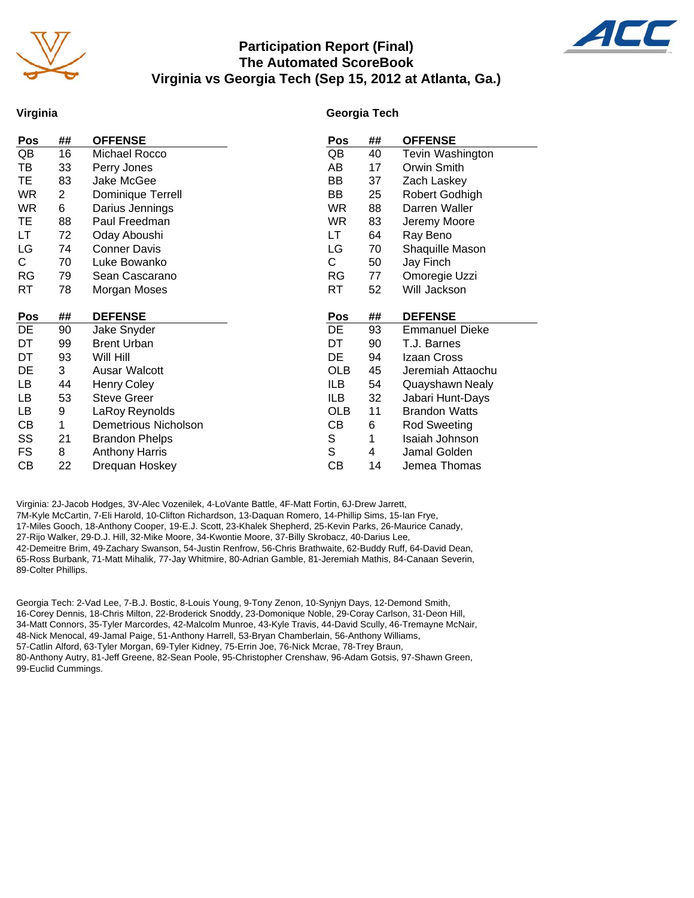# Participation Report (Final)
## The Automated ScoreBook
## Virginia vs Georgia Tech (Sep 15, 2012 at Atlanta, Ga.)

### Virginia

| Pos | ## | OFFENSE |
|---|---|---|
| QB | 16 | Michael Rocco |
| TB | 33 | Perry Jones |
| TE | 83 | Jake McGee |
| WR | 2 | Dominique Terrell |
| WR | 6 | Darius Jennings |
| TE | 88 | Paul Freedman |
| LT | 72 | Oday Aboushi |
| LG | 74 | Conner Davis |
| C | 70 | Luke Bowanko |
| RG | 79 | Sean Cascarano |
| RT | 78 | Morgan Moses |

| Pos | ## | DEFENSE |
|---|---|---|
| DE | 90 | Jake Snyder |
| DT | 99 | Brent Urban |
| DT | 93 | Will Hill |
| DE | 3 | Ausar Walcott |
| LB | 44 | Henry Coley |
| LB | 53 | Steve Greer |
| LB | 9 | LaRoy Reynolds |
| CB | 1 | Demetrious Nicholson |
| SS | 21 | Brandon Phelps |
| FS | 8 | Anthony Harris |
| CB | 22 | Drequan Hoskey |

### Georgia Tech

| Pos | ## | OFFENSE |
|---|---|---|
| QB | 40 | Tevin Washington |
| AB | 17 | Orwin Smith |
| BB | 37 | Zach Laskey |
| BB | 25 | Robert Godhigh |
| WR | 88 | Darren Waller |
| WR | 83 | Jeremy Moore |
| LT | 64 | Ray Beno |
| LG | 70 | Shaquille Mason |
| C | 50 | Jay Finch |
| RG | 77 | Omoregie Uzzi |
| RT | 52 | Will Jackson |

| Pos | ## | DEFENSE |
|---|---|---|
| DE | 93 | Emmanuel Dieke |
| DT | 90 | T.J. Barnes |
| DE | 94 | Izaan Cross |
| OLB | 45 | Jeremiah Attaochu |
| ILB | 54 | Quayshawn Nealy |
| ILB | 32 | Jabari Hunt-Days |
| OLB | 11 | Brandon Watts |
| CB | 6 | Rod Sweeting |
| S | 1 | Isaiah Johnson |
| S | 4 | Jamal Golden |
| CB | 14 | Jemea Thomas |

Virginia: 2J-Jacob Hodges, 3V-Alec Vozenilek, 4-LoVante Battle, 4F-Matt Fortin, 6J-Drew Jarrett, 7M-Kyle McCartin, 7-Eli Harold, 10-Clifton Richardson, 13-Daquan Romero, 14-Phillip Sims, 15-Ian Frye, 17-Miles Gooch, 18-Anthony Cooper, 19-E.J. Scott, 23-Khalek Shepherd, 25-Kevin Parks, 26-Maurice Canady, 27-Rijo Walker, 29-D.J. Hill, 32-Mike Moore, 34-Kwontie Moore, 37-Billy Skrobacz, 40-Darius Lee, 42-Demeitre Brim, 49-Zachary Swanson, 54-Justin Renfrow, 56-Chris Brathwaite, 62-Buddy Ruff, 64-David Dean, 65-Ross Burbank, 71-Matt Mihalik, 77-Jay Whitmire, 80-Adrian Gamble, 81-Jeremiah Mathis, 84-Canaan Severin, 89-Colter Phillips.

Georgia Tech: 2-Vad Lee, 7-B.J. Bostic, 8-Louis Young, 9-Tony Zenon, 10-Synjyn Days, 12-Demond Smith, 16-Corey Dennis, 18-Chris Milton, 22-Broderick Snoddy, 23-Domonique Noble, 29-Coray Carlson, 31-Deon Hill, 34-Matt Connors, 35-Tyler Marcordes, 42-Malcolm Munroe, 43-Kyle Travis, 44-David Scully, 46-Tremayne McNair, 48-Nick Menocal, 49-Jamal Paige, 51-Anthony Harrell, 53-Bryan Chamberlain, 56-Anthony Williams, 57-Catlin Alford, 63-Tyler Morgan, 69-Tyler Kidney, 75-Errin Joe, 76-Nick Mcrae, 78-Trey Braun, 80-Anthony Autry, 81-Jeff Greene, 82-Sean Poole, 95-Christopher Crenshaw, 96-Adam Gotsis, 97-Shawn Green, 99-Euclid Cummings.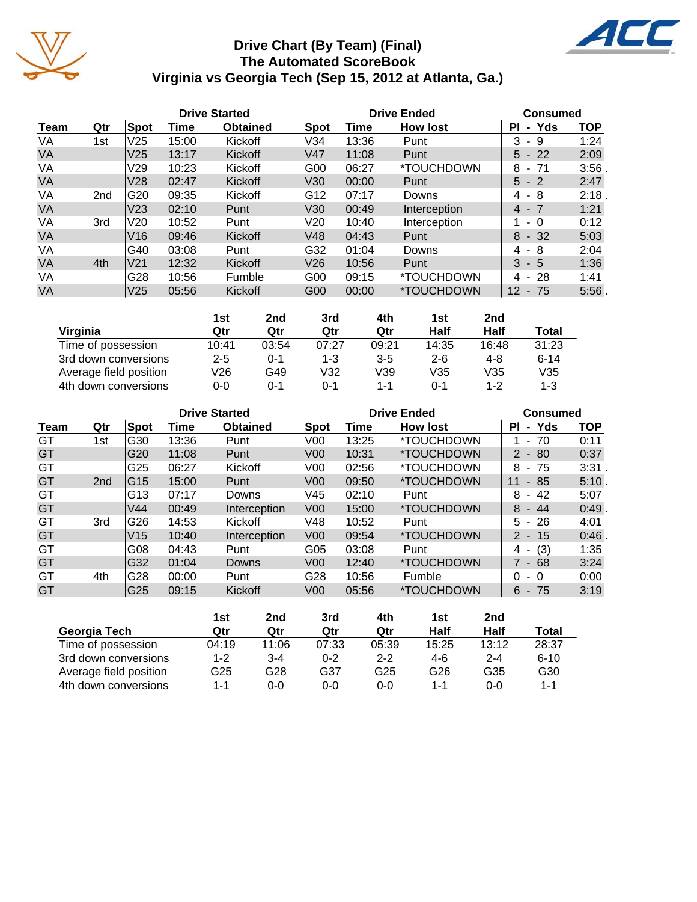# Drive Chart (By Team) (Final)
## The Automated ScoreBook
## Virginia vs Georgia Tech (Sep 15, 2012 at Atlanta, Ga.)

| | | Drive Started | | | Drive Ended | | | Consumed | |
|---|---|---|---|---|---|---|---|---|---|
| Team | Qtr | Spot | Time | Obtained | Spot | Time | How lost | Pl - Yds | TOP |
| VA | 1st | V25 | 15:00 | Kickoff | V34 | 13:36 | Punt | 3 - 9 | 1:24 |
| VA | | V25 | 13:17 | Kickoff | V47 | 11:08 | Punt | 5 - 22 | 2:09 |
| VA | | V29 | 10:23 | Kickoff | G00 | 06:27 | *TOUCHDOWN | 8 - 71 | 3:56 . |
| VA | | V28 | 02:47 | Kickoff | V30 | 00:00 | Punt | 5 - 2 | 2:47 |
| VA | 2nd | G20 | 09:35 | Kickoff | G12 | 07:17 | Downs | 4 - 8 | 2:18 . |
| VA | | V23 | 02:10 | Punt | V30 | 00:49 | Interception | 4 - 7 | 1:21 |
| VA | 3rd | V20 | 10:52 | Punt | V20 | 10:40 | Interception | 1 - 0 | 0:12 |
| VA | | V16 | 09:46 | Kickoff | V48 | 04:43 | Punt | 8 - 32 | 5:03 |
| VA | | G40 | 03:08 | Punt | G32 | 01:04 | Downs | 4 - 8 | 2:04 |
| VA | 4th | V21 | 12:32 | Kickoff | V26 | 10:56 | Punt | 3 - 5 | 1:36 |
| VA | | G28 | 10:56 | Fumble | G00 | 09:15 | *TOUCHDOWN | 4 - 28 | 1:41 |
| VA | | V25 | 05:56 | Kickoff | G00 | 00:00 | *TOUCHDOWN | 12 - 75 | 5:56 . |

| Virginia | 1st Qtr | 2nd Qtr | 3rd Qtr | 4th Qtr | 1st Half | 2nd Half | Total |
|---|---|---|---|---|---|---|---|
| Time of possession | 10:41 | 03:54 | 07:27 | 09:21 | 14:35 | 16:48 | 31:23 |
| 3rd down conversions | 2-5 | 0-1 | 1-3 | 3-5 | 2-6 | 4-8 | 6-14 |
| Average field position | V26 | G49 | V32 | V39 | V35 | V35 | V35 |
| 4th down conversions | 0-0 | 0-1 | 0-1 | 1-1 | 0-1 | 1-2 | 1-3 |

| | | Drive Started | | | Drive Ended | | | Consumed | |
|---|---|---|---|---|---|---|---|---|---|
| Team | Qtr | Spot | Time | Obtained | Spot | Time | How lost | Pl - Yds | TOP |
| GT | 1st | G30 | 13:36 | Punt | V00 | 13:25 | *TOUCHDOWN | 1 - 70 | 0:11 |
| GT | | G20 | 11:08 | Punt | V00 | 10:31 | *TOUCHDOWN | 2 - 80 | 0:37 |
| GT | | G25 | 06:27 | Kickoff | V00 | 02:56 | *TOUCHDOWN | 8 - 75 | 3:31 . |
| GT | 2nd | G15 | 15:00 | Punt | V00 | 09:50 | *TOUCHDOWN | 11 - 85 | 5:10 . |
| GT | | G13 | 07:17 | Downs | V45 | 02:10 | Punt | 8 - 42 | 5:07 |
| GT | | V44 | 00:49 | Interception | V00 | 15:00 | *TOUCHDOWN | 8 - 44 | 0:49 . |
| GT | 3rd | G26 | 14:53 | Kickoff | V48 | 10:52 | Punt | 5 - 26 | 4:01 |
| GT | | V15 | 10:40 | Interception | V00 | 09:54 | *TOUCHDOWN | 2 - 15 | 0:46 . |
| GT | | G08 | 04:43 | Punt | G05 | 03:08 | Punt | 4 - (3) | 1:35 |
| GT | | G32 | 01:04 | Downs | V00 | 12:40 | *TOUCHDOWN | 7 - 68 | 3:24 |
| GT | 4th | G28 | 00:00 | Punt | G28 | 10:56 | Fumble | 0 - 0 | 0:00 |
| GT | | G25 | 09:15 | Kickoff | V00 | 05:56 | *TOUCHDOWN | 6 - 75 | 3:19 |

| Georgia Tech | 1st Qtr | 2nd Qtr | 3rd Qtr | 4th Qtr | 1st Half | 2nd Half | Total |
|---|---|---|---|---|---|---|---|
| Time of possession | 04:19 | 11:06 | 07:33 | 05:39 | 15:25 | 13:12 | 28:37 |
| 3rd down conversions | 1-2 | 3-4 | 0-2 | 2-2 | 4-6 | 2-4 | 6-10 |
| Average field position | G25 | G28 | G37 | G25 | G26 | G35 | G30 |
| 4th down conversions | 1-1 | 0-0 | 0-0 | 0-0 | 1-1 | 0-0 | 1-1 |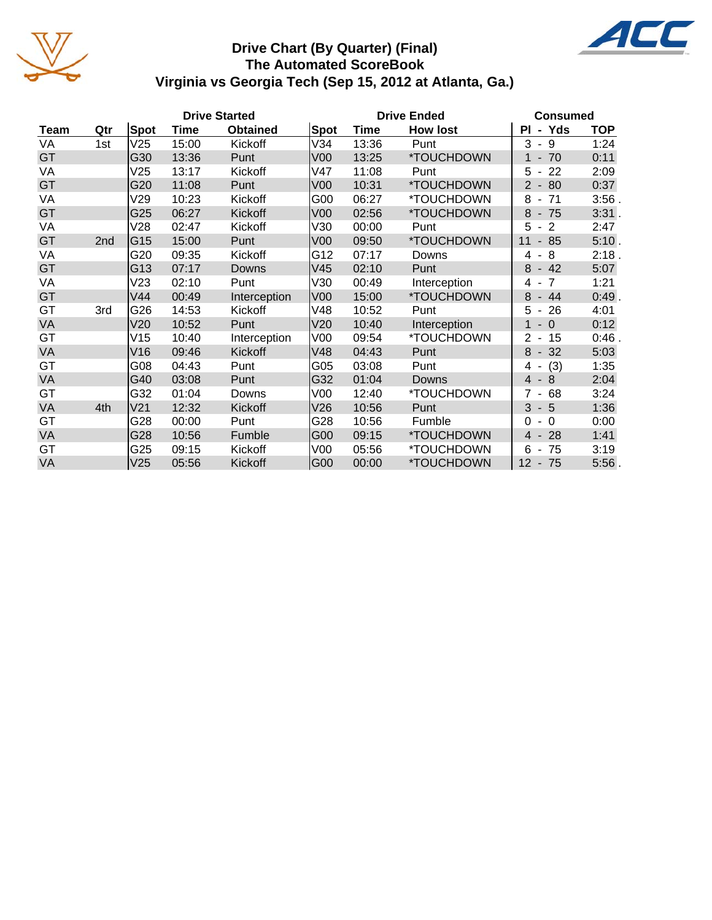# Drive Chart (By Quarter) (Final)
## The Automated ScoreBook
## Virginia vs Georgia Tech (Sep 15, 2012 at Atlanta, Ga.)

| | | Drive Started | | | Drive Ended | | | Consumed | |
|---|---|---|---|---|---|---|---|---|---|
| Team | Qtr | Spot | Time | Obtained | Spot | Time | How lost | Pl - Yds | TOP |
| VA | 1st | V25 | 15:00 | Kickoff | V34 | 13:36 | Punt | 3 - 9 | 1:24 |
| GT | | G30 | 13:36 | Punt | V00 | 13:25 | *TOUCHDOWN | 1 - 70 | 0:11 |
| VA | | V25 | 13:17 | Kickoff | V47 | 11:08 | Punt | 5 - 22 | 2:09 |
| GT | | G20 | 11:08 | Punt | V00 | 10:31 | *TOUCHDOWN | 2 - 80 | 0:37 |
| VA | | V29 | 10:23 | Kickoff | G00 | 06:27 | *TOUCHDOWN | 8 - 71 | 3:56 . |
| GT | | G25 | 06:27 | Kickoff | V00 | 02:56 | *TOUCHDOWN | 8 - 75 | 3:31 . |
| VA | | V28 | 02:47 | Kickoff | V30 | 00:00 | Punt | 5 - 2 | 2:47 |
| GT | 2nd | G15 | 15:00 | Punt | V00 | 09:50 | *TOUCHDOWN | 11 - 85 | 5:10 . |
| VA | | G20 | 09:35 | Kickoff | G12 | 07:17 | Downs | 4 - 8 | 2:18 . |
| GT | | G13 | 07:17 | Downs | V45 | 02:10 | Punt | 8 - 42 | 5:07 |
| VA | | V23 | 02:10 | Punt | V30 | 00:49 | Interception | 4 - 7 | 1:21 |
| GT | | V44 | 00:49 | Interception | V00 | 15:00 | *TOUCHDOWN | 8 - 44 | 0:49 . |
| GT | 3rd | G26 | 14:53 | Kickoff | V48 | 10:52 | Punt | 5 - 26 | 4:01 |
| VA | | V20 | 10:52 | Punt | V20 | 10:40 | Interception | 1 - 0 | 0:12 |
| GT | | V15 | 10:40 | Interception | V00 | 09:54 | *TOUCHDOWN | 2 - 15 | 0:46 . |
| VA | | V16 | 09:46 | Kickoff | V48 | 04:43 | Punt | 8 - 32 | 5:03 |
| GT | | G08 | 04:43 | Punt | G05 | 03:08 | Punt | 4 - (3) | 1:35 |
| VA | | G40 | 03:08 | Punt | G32 | 01:04 | Downs | 4 - 8 | 2:04 |
| GT | | G32 | 01:04 | Downs | V00 | 12:40 | *TOUCHDOWN | 7 - 68 | 3:24 |
| VA | 4th | V21 | 12:32 | Kickoff | V26 | 10:56 | Punt | 3 - 5 | 1:36 |
| GT | | G28 | 00:00 | Punt | G28 | 10:56 | Fumble | 0 - 0 | 0:00 |
| VA | | G28 | 10:56 | Fumble | G00 | 09:15 | *TOUCHDOWN | 4 - 28 | 1:41 |
| GT | | G25 | 09:15 | Kickoff | V00 | 05:56 | *TOUCHDOWN | 6 - 75 | 3:19 |
| VA | | V25 | 05:56 | Kickoff | G00 | 00:00 | *TOUCHDOWN | 12 - 75 | 5:56 . |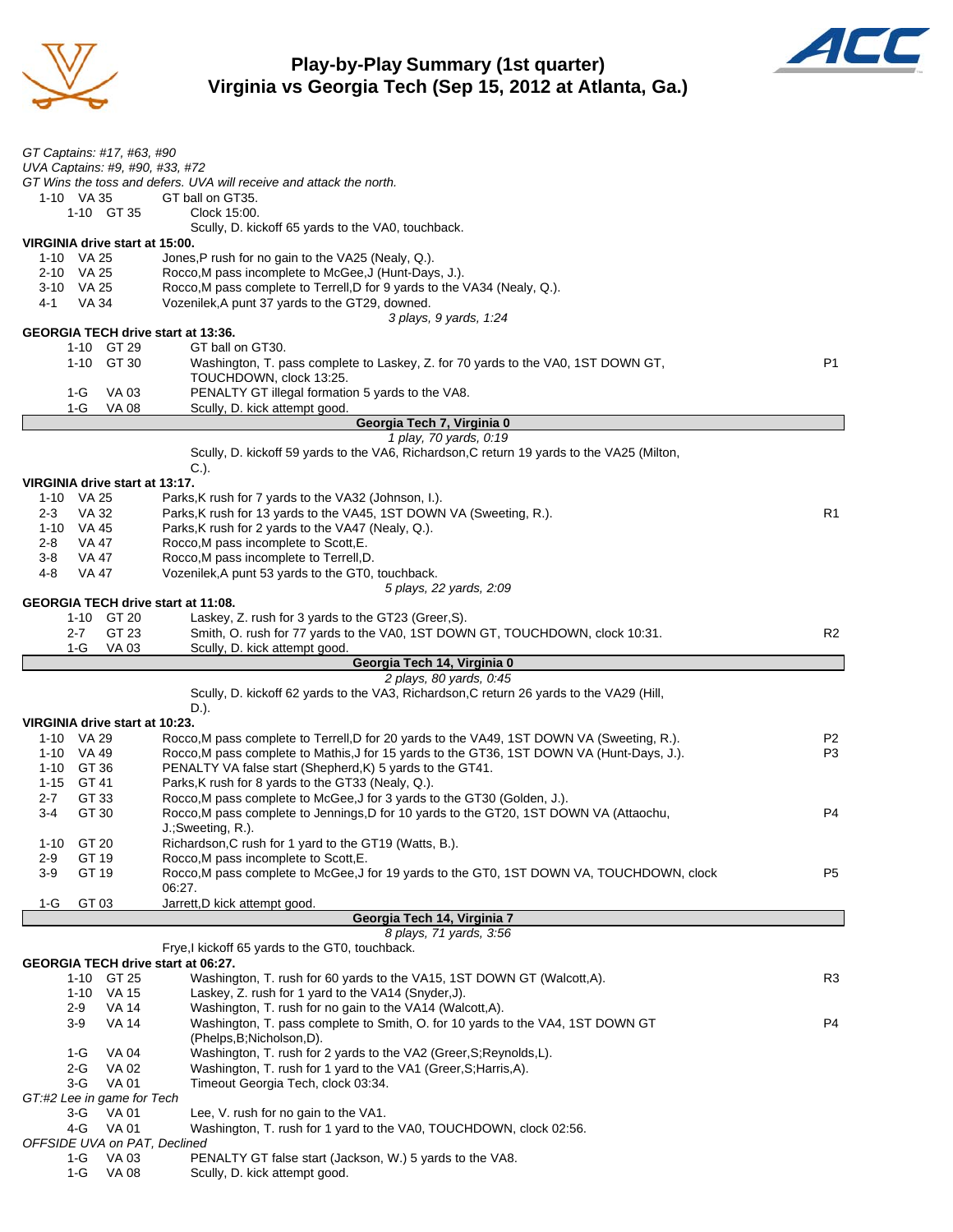# Play-by-Play Summary (1st quarter)
## Virginia vs Georgia Tech (Sep 15, 2012 at Atlanta, Ga.)

*GT Captains: #17, #63, #90*
*UVA Captains: #9, #90, #33, #72*
*GT Wins the toss and defers. UVA will receive and attack the north.*

| Down | Spot | Play | |
|---|---|---|---|
| 1-10 | VA 35 | GT ball on GT35. | |
| 1-10 | GT 35 | Clock 15:00. | |
| | | Scully, D. kickoff 65 yards to the VA0, touchback. | |

**VIRGINIA drive start at 15:00.**

| Down | Spot | Play | |
|---|---|---|---|
| 1-10 | VA 25 | Jones,P rush for no gain to the VA25 (Nealy, Q.). | |
| 2-10 | VA 25 | Rocco,M pass incomplete to McGee,J (Hunt-Days, J.). | |
| 3-10 | VA 25 | Rocco,M pass complete to Terrell,D for 9 yards to the VA34 (Nealy, Q.). | |
| 4-1 | VA 34 | Vozenilek,A punt 37 yards to the GT29, downed. | |

*3 plays, 9 yards, 1:24*

**GEORGIA TECH drive start at 13:36.**

| Down | Spot | Play | |
|---|---|---|---|
| 1-10 | GT 29 | GT ball on GT30. | |
| 1-10 | GT 30 | Washington, T. pass complete to Laskey, Z. for 70 yards to the VA0, 1ST DOWN GT, TOUCHDOWN, clock 13:25. | P1 |
| 1-G | VA 03 | PENALTY GT illegal formation 5 yards to the VA8. | |
| 1-G | VA 08 | Scully, D. kick attempt good. | |

**Georgia Tech 7, Virginia 0**

*1 play, 70 yards, 0:19*

Scully, D. kickoff 59 yards to the VA6, Richardson,C return 19 yards to the VA25 (Milton, C.).

**VIRGINIA drive start at 13:17.**

| Down | Spot | Play | |
|---|---|---|---|
| 1-10 | VA 25 | Parks,K rush for 7 yards to the VA32 (Johnson, I.). | |
| 2-3 | VA 32 | Parks,K rush for 13 yards to the VA45, 1ST DOWN VA (Sweeting, R.). | R1 |
| 1-10 | VA 45 | Parks,K rush for 2 yards to the VA47 (Nealy, Q.). | |
| 2-8 | VA 47 | Rocco,M pass incomplete to Scott,E. | |
| 3-8 | VA 47 | Rocco,M pass incomplete to Terrell,D. | |
| 4-8 | VA 47 | Vozenilek,A punt 53 yards to the GT0, touchback. | |

*5 plays, 22 yards, 2:09*

**GEORGIA TECH drive start at 11:08.**

| Down | Spot | Play | |
|---|---|---|---|
| 1-10 | GT 20 | Laskey, Z. rush for 3 yards to the GT23 (Greer,S). | |
| 2-7 | GT 23 | Smith, O. rush for 77 yards to the VA0, 1ST DOWN GT, TOUCHDOWN, clock 10:31. | R2 |
| 1-G | VA 03 | Scully, D. kick attempt good. | |

**Georgia Tech 14, Virginia 0**

*2 plays, 80 yards, 0:45*

Scully, D. kickoff 62 yards to the VA3, Richardson,C return 26 yards to the VA29 (Hill, D.).

**VIRGINIA drive start at 10:23.**

| Down | Spot | Play | |
|---|---|---|---|
| 1-10 | VA 29 | Rocco,M pass complete to Terrell,D for 20 yards to the VA49, 1ST DOWN VA (Sweeting, R.). | P2 |
| 1-10 | VA 49 | Rocco,M pass complete to Mathis,J for 15 yards to the GT36, 1ST DOWN VA (Hunt-Days, J.). | P3 |
| 1-10 | GT 36 | PENALTY VA false start (Shepherd,K) 5 yards to the GT41. | |
| 1-15 | GT 41 | Parks,K rush for 8 yards to the GT33 (Nealy, Q.). | |
| 2-7 | GT 33 | Rocco,M pass complete to McGee,J for 3 yards to the GT30 (Golden, J.). | |
| 3-4 | GT 30 | Rocco,M pass complete to Jennings,D for 10 yards to the GT20, 1ST DOWN VA (Attaochu, J.;Sweeting, R.). | P4 |
| 1-10 | GT 20 | Richardson,C rush for 1 yard to the GT19 (Watts, B.). | |
| 2-9 | GT 19 | Rocco,M pass incomplete to Scott,E. | |
| 3-9 | GT 19 | Rocco,M pass complete to McGee,J for 19 yards to the GT0, 1ST DOWN VA, TOUCHDOWN, clock 06:27. | P5 |
| 1-G | GT 03 | Jarrett,D kick attempt good. | |

**Georgia Tech 14, Virginia 7**

*8 plays, 71 yards, 3:56*

Frye,I kickoff 65 yards to the GT0, touchback.

**GEORGIA TECH drive start at 06:27.**

| Down | Spot | Play | |
|---|---|---|---|
| 1-10 | GT 25 | Washington, T. rush for 60 yards to the VA15, 1ST DOWN GT (Walcott,A). | R3 |
| 1-10 | VA 15 | Laskey, Z. rush for 1 yard to the VA14 (Snyder,J). | |
| 2-9 | VA 14 | Washington, T. rush for no gain to the VA14 (Walcott,A). | |
| 3-9 | VA 14 | Washington, T. pass complete to Smith, O. for 10 yards to the VA4, 1ST DOWN GT (Phelps,B;Nicholson,D). | P4 |
| 1-G | VA 04 | Washington, T. rush for 2 yards to the VA2 (Greer,S;Reynolds,L). | |
| 2-G | VA 02 | Washington, T. rush for 1 yard to the VA1 (Greer,S;Harris,A). | |
| 3-G | VA 01 | Timeout Georgia Tech, clock 03:34. | |

*GT:#2 Lee in game for Tech*

| Down | Spot | Play | |
|---|---|---|---|
| 3-G | VA 01 | Lee, V. rush for no gain to the VA1. | |
| 4-G | VA 01 | Washington, T. rush for 1 yard to the VA0, TOUCHDOWN, clock 02:56. | |

*OFFSIDE UVA on PAT, Declined*

| Down | Spot | Play | |
|---|---|---|---|
| 1-G | VA 03 | PENALTY GT false start (Jackson, W.) 5 yards to the VA8. | |
| 1-G | VA 08 | Scully, D. kick attempt good. | |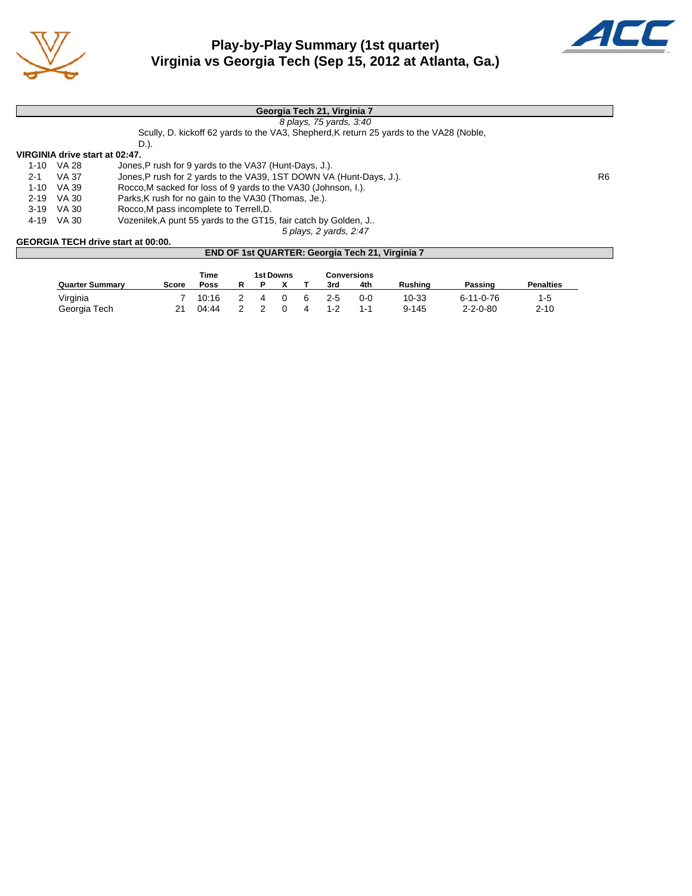# Play-by-Play Summary (1st quarter)
## Virginia vs Georgia Tech (Sep 15, 2012 at Atlanta, Ga.)

**Georgia Tech 21, Virginia 7**

*8 plays, 75 yards, 3:40*

Scully, D. kickoff 62 yards to the VA3, Shepherd,K return 25 yards to the VA28 (Noble, D.).

**VIRGINIA drive start at 02:47.**

| | | | |
|---|---|---|---|
| 1-10 | VA 28 | Jones,P rush for 9 yards to the VA37 (Hunt-Days, J.). | |
| 2-1 | VA 37 | Jones,P rush for 2 yards to the VA39, 1ST DOWN VA (Hunt-Days, J.). | R6 |
| 1-10 | VA 39 | Rocco,M sacked for loss of 9 yards to the VA30 (Johnson, I.). | |
| 2-19 | VA 30 | Parks,K rush for no gain to the VA30 (Thomas, Je.). | |
| 3-19 | VA 30 | Rocco,M pass incomplete to Terrell,D. | |
| 4-19 | VA 30 | Vozenilek,A punt 55 yards to the GT15, fair catch by Golden, J.. | |

*5 plays, 2 yards, 2:47*

**GEORGIA TECH drive start at 00:00.**

**END OF 1st QUARTER: Georgia Tech 21, Virginia 7**

| Quarter Summary | Score | Time Poss | 1st Downs R | P | X | T | Conversions 3rd | 4th | Rushing | Passing | Penalties |
|---|---|---|---|---|---|---|---|---|---|---|---|
| Virginia | 7 | 10:16 | 2 | 4 | 0 | 6 | 2-5 | 0-0 | 10-33 | 6-11-0-76 | 1-5 |
| Georgia Tech | 21 | 04:44 | 2 | 2 | 0 | 4 | 1-2 | 1-1 | 9-145 | 2-2-0-80 | 2-10 |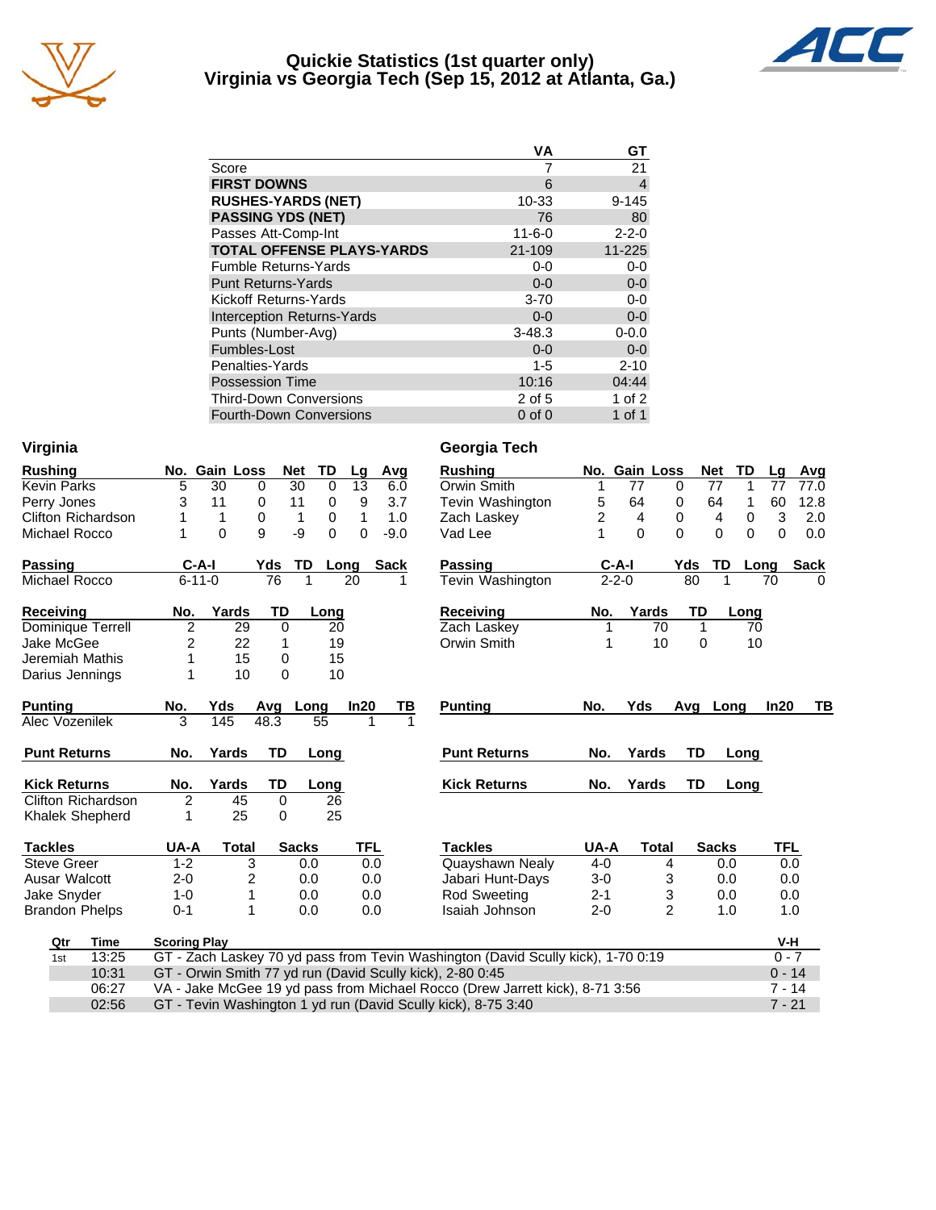# Quickie Statistics (1st quarter only)
## Virginia vs Georgia Tech (Sep 15, 2012 at Atlanta, Ga.)

| | VA | GT |
|---|---|---|
| Score | 7 | 21 |
| **FIRST DOWNS** | 6 | 4 |
| **RUSHES-YARDS (NET)** | 10-33 | 9-145 |
| **PASSING YDS (NET)** | 76 | 80 |
| Passes Att-Comp-Int | 11-6-0 | 2-2-0 |
| **TOTAL OFFENSE PLAYS-YARDS** | 21-109 | 11-225 |
| Fumble Returns-Yards | 0-0 | 0-0 |
| Punt Returns-Yards | 0-0 | 0-0 |
| Kickoff Returns-Yards | 3-70 | 0-0 |
| Interception Returns-Yards | 0-0 | 0-0 |
| Punts (Number-Avg) | 3-48.3 | 0-0.0 |
| Fumbles-Lost | 0-0 | 0-0 |
| Penalties-Yards | 1-5 | 2-10 |
| Possession Time | 10:16 | 04:44 |
| Third-Down Conversions | 2 of 5 | 1 of 2 |
| Fourth-Down Conversions | 0 of 0 | 1 of 1 |

### Virginia

| Rushing | No. | Gain | Loss | Net | TD | Lg | Avg |
|---|---|---|---|---|---|---|---|
| Kevin Parks | 5 | 30 | 0 | 30 | 0 | 13 | 6.0 |
| Perry Jones | 3 | 11 | 0 | 11 | 0 | 9 | 3.7 |
| Clifton Richardson | 1 | 1 | 0 | 1 | 0 | 1 | 1.0 |
| Michael Rocco | 1 | 0 | 9 | -9 | 0 | 0 | -9.0 |

| Passing | C-A-I | Yds | TD | Long | Sack |
|---|---|---|---|---|---|
| Michael Rocco | 6-11-0 | 76 | 1 | 20 | 1 |

| Receiving | No. | Yards | TD | Long |
|---|---|---|---|---|
| Dominique Terrell | 2 | 29 | 0 | 20 |
| Jake McGee | 2 | 22 | 1 | 19 |
| Jeremiah Mathis | 1 | 15 | 0 | 15 |
| Darius Jennings | 1 | 10 | 0 | 10 |

| Punting | No. | Yds | Avg | Long | In20 | TB |
|---|---|---|---|---|---|---|
| Alec Vozenilek | 3 | 145 | 48.3 | 55 | 1 | 1 |

| Punt Returns | No. | Yards | TD | Long |
|---|---|---|---|---|

| Kick Returns | No. | Yards | TD | Long |
|---|---|---|---|---|
| Clifton Richardson | 2 | 45 | 0 | 26 |
| Khalek Shepherd | 1 | 25 | 0 | 25 |

| Tackles | UA-A | Total | Sacks | TFL |
|---|---|---|---|---|
| Steve Greer | 1-2 | 3 | 0.0 | 0.0 |
| Ausar Walcott | 2-0 | 2 | 0.0 | 0.0 |
| Jake Snyder | 1-0 | 1 | 0.0 | 0.0 |
| Brandon Phelps | 0-1 | 1 | 0.0 | 0.0 |

### Georgia Tech

| Rushing | No. | Gain | Loss | Net | TD | Lg | Avg |
|---|---|---|---|---|---|---|---|
| Orwin Smith | 1 | 77 | 0 | 77 | 1 | 77 | 77.0 |
| Tevin Washington | 5 | 64 | 0 | 64 | 1 | 60 | 12.8 |
| Zach Laskey | 2 | 4 | 0 | 4 | 0 | 3 | 2.0 |
| Vad Lee | 1 | 0 | 0 | 0 | 0 | 0 | 0.0 |

| Passing | C-A-I | Yds | TD | Long | Sack |
|---|---|---|---|---|---|
| Tevin Washington | 2-2-0 | 80 | 1 | 70 | 0 |

| Receiving | No. | Yards | TD | Long |
|---|---|---|---|---|
| Zach Laskey | 1 | 70 | 1 | 70 |
| Orwin Smith | 1 | 10 | 0 | 10 |

| Punting | No. | Yds | Avg | Long | In20 | TB |
|---|---|---|---|---|---|---|

| Punt Returns | No. | Yards | TD | Long |
|---|---|---|---|---|

| Kick Returns | No. | Yards | TD | Long |
|---|---|---|---|---|

| Tackles | UA-A | Total | Sacks | TFL |
|---|---|---|---|---|
| Quayshawn Nealy | 4-0 | 4 | 0.0 | 0.0 |
| Jabari Hunt-Days | 3-0 | 3 | 0.0 | 0.0 |
| Rod Sweeting | 2-1 | 3 | 0.0 | 0.0 |
| Isaiah Johnson | 2-0 | 2 | 1.0 | 1.0 |

| Qtr | Time | Scoring Play | V-H |
|---|---|---|---|
| 1st | 13:25 | GT - Zach Laskey 70 yd pass from Tevin Washington (David Scully kick), 1-70 0:19 | 0 - 7 |
| | 10:31 | GT - Orwin Smith 77 yd run (David Scully kick), 2-80 0:45 | 0 - 14 |
| | 06:27 | VA - Jake McGee 19 yd pass from Michael Rocco (Drew Jarrett kick), 8-71 3:56 | 7 - 14 |
| | 02:56 | GT - Tevin Washington 1 yd run (David Scully kick), 8-75 3:40 | 7 - 21 |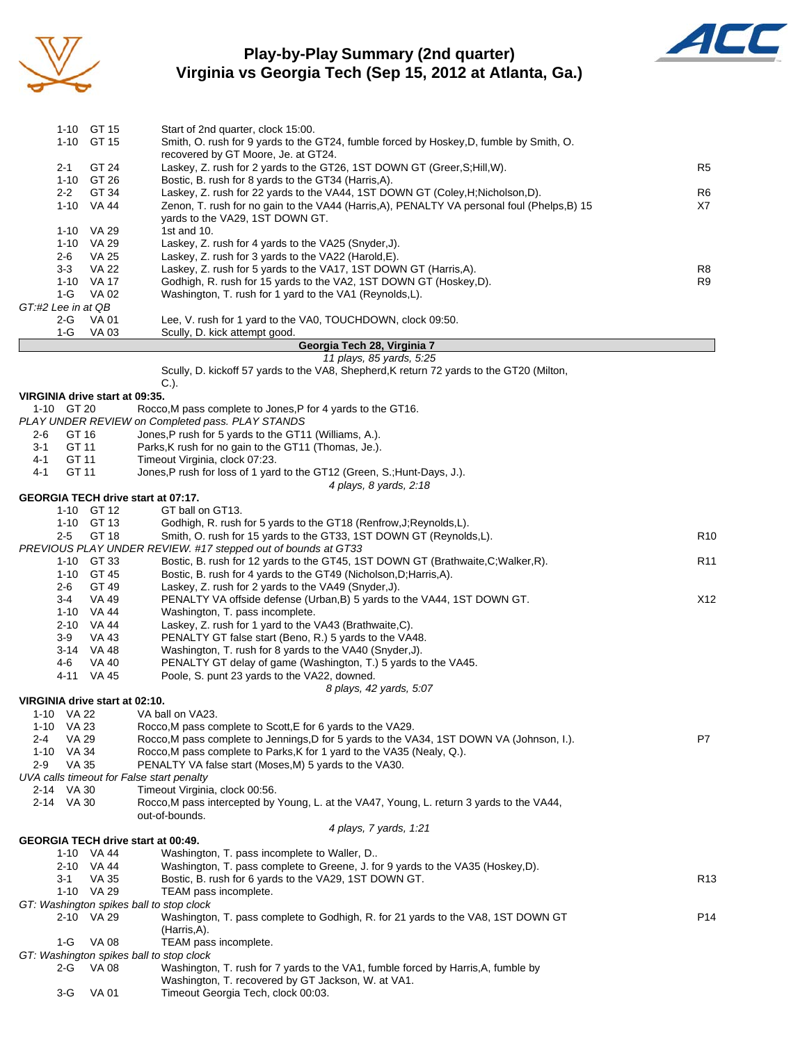# Play-by-Play Summary (2nd quarter)
## Virginia vs Georgia Tech (Sep 15, 2012 at Atlanta, Ga.)

| Down | Spot | Play | |
|---|---|---|---|
| 1-10 | GT 15 | Start of 2nd quarter, clock 15:00. | |
| 1-10 | GT 15 | Smith, O. rush for 9 yards to the GT24, fumble forced by Hoskey,D, fumble by Smith, O. recovered by GT Moore, Je. at GT24. | |
| 2-1 | GT 24 | Laskey, Z. rush for 2 yards to the GT26, 1ST DOWN GT (Greer,S;Hill,W). | R5 |
| 1-10 | GT 26 | Bostic, B. rush for 8 yards to the GT34 (Harris,A). | |
| 2-2 | GT 34 | Laskey, Z. rush for 22 yards to the VA44, 1ST DOWN GT (Coley,H;Nicholson,D). | R6 |
| 1-10 | VA 44 | Zenon, T. rush for no gain to the VA44 (Harris,A), PENALTY VA personal foul (Phelps,B) 15 yards to the VA29, 1ST DOWN GT. | X7 |
| 1-10 | VA 29 | 1st and 10. | |
| 1-10 | VA 29 | Laskey, Z. rush for 4 yards to the VA25 (Snyder,J). | |
| 2-6 | VA 25 | Laskey, Z. rush for 3 yards to the VA22 (Harold,E). | |
| 3-3 | VA 22 | Laskey, Z. rush for 5 yards to the VA17, 1ST DOWN GT (Harris,A). | R8 |
| 1-10 | VA 17 | Godhigh, R. rush for 15 yards to the VA2, 1ST DOWN GT (Hoskey,D). | R9 |
| 1-G | VA 02 | Washington, T. rush for 1 yard to the VA1 (Reynolds,L). | |

*GT:#2 Lee in at QB*

| Down | Spot | Play | |
|---|---|---|---|
| 2-G | VA 01 | Lee, V. rush for 1 yard to the VA0, TOUCHDOWN, clock 09:50. | |
| 1-G | VA 03 | Scully, D. kick attempt good. | |

**Georgia Tech 28, Virginia 7**

*11 plays, 85 yards, 5:25*

Scully, D. kickoff 57 yards to the VA8, Shepherd,K return 72 yards to the GT20 (Milton, C.).

**VIRGINIA drive start at 09:35.**

| Down | Spot | Play | |
|---|---|---|---|
| 1-10 | GT 20 | Rocco,M pass complete to Jones,P for 4 yards to the GT16. | |

*PLAY UNDER REVIEW on Completed pass. PLAY STANDS*

| Down | Spot | Play | |
|---|---|---|---|
| 2-6 | GT 16 | Jones,P rush for 5 yards to the GT11 (Williams, A.). | |
| 3-1 | GT 11 | Parks,K rush for no gain to the GT11 (Thomas, Je.). | |
| 4-1 | GT 11 | Timeout Virginia, clock 07:23. | |
| 4-1 | GT 11 | Jones,P rush for loss of 1 yard to the GT12 (Green, S.;Hunt-Days, J.). | |

*4 plays, 8 yards, 2:18*

**GEORGIA TECH drive start at 07:17.**

| Down | Spot | Play | |
|---|---|---|---|
| 1-10 | GT 12 | GT ball on GT13. | |
| 1-10 | GT 13 | Godhigh, R. rush for 5 yards to the GT18 (Renfrow,J;Reynolds,L). | |
| 2-5 | GT 18 | Smith, O. rush for 15 yards to the GT33, 1ST DOWN GT (Reynolds,L). | R10 |

*PREVIOUS PLAY UNDER REVIEW. #17 stepped out of bounds at GT33*

| Down | Spot | Play | |
|---|---|---|---|
| 1-10 | GT 33 | Bostic, B. rush for 12 yards to the GT45, 1ST DOWN GT (Brathwaite,C;Walker,R). | R11 |
| 1-10 | GT 45 | Bostic, B. rush for 4 yards to the GT49 (Nicholson,D;Harris,A). | |
| 2-6 | GT 49 | Laskey, Z. rush for 2 yards to the VA49 (Snyder,J). | |
| 3-4 | VA 49 | PENALTY VA offside defense (Urban,B) 5 yards to the VA44, 1ST DOWN GT. | X12 |
| 1-10 | VA 44 | Washington, T. pass incomplete. | |
| 2-10 | VA 44 | Laskey, Z. rush for 1 yard to the VA43 (Brathwaite,C). | |
| 3-9 | VA 43 | PENALTY GT false start (Beno, R.) 5 yards to the VA48. | |
| 3-14 | VA 48 | Washington, T. rush for 8 yards to the VA40 (Snyder,J). | |
| 4-6 | VA 40 | PENALTY GT delay of game (Washington, T.) 5 yards to the VA45. | |
| 4-11 | VA 45 | Poole, S. punt 23 yards to the VA22, downed. | |

*8 plays, 42 yards, 5:07*

**VIRGINIA drive start at 02:10.**

| Down | Spot | Play | |
|---|---|---|---|
| 1-10 | VA 22 | VA ball on VA23. | |
| 1-10 | VA 23 | Rocco,M pass complete to Scott,E for 6 yards to the VA29. | |
| 2-4 | VA 29 | Rocco,M pass complete to Jennings,D for 5 yards to the VA34, 1ST DOWN VA (Johnson, I.). | P7 |
| 1-10 | VA 34 | Rocco,M pass complete to Parks,K for 1 yard to the VA35 (Nealy, Q.). | |
| 2-9 | VA 35 | PENALTY VA false start (Moses,M) 5 yards to the VA30. | |

*UVA calls timeout for False start penalty*

| Down | Spot | Play | |
|---|---|---|---|
| 2-14 | VA 30 | Timeout Virginia, clock 00:56. | |
| 2-14 | VA 30 | Rocco,M pass intercepted by Young, L. at the VA47, Young, L. return 3 yards to the VA44, out-of-bounds. | |

*4 plays, 7 yards, 1:21*

**GEORGIA TECH drive start at 00:49.**

| Down | Spot | Play | |
|---|---|---|---|
| 1-10 | VA 44 | Washington, T. pass incomplete to Waller, D.. | |
| 2-10 | VA 44 | Washington, T. pass complete to Greene, J. for 9 yards to the VA35 (Hoskey,D). | |
| 3-1 | VA 35 | Bostic, B. rush for 6 yards to the VA29, 1ST DOWN GT. | R13 |
| 1-10 | VA 29 | TEAM pass incomplete. | |

*GT: Washington spikes ball to stop clock*

| Down | Spot | Play | |
|---|---|---|---|
| 2-10 | VA 29 | Washington, T. pass complete to Godhigh, R. for 21 yards to the VA8, 1ST DOWN GT (Harris,A). | P14 |
| 1-G | VA 08 | TEAM pass incomplete. | |

*GT: Washington spikes ball to stop clock*

| Down | Spot | Play | |
|---|---|---|---|
| 2-G | VA 08 | Washington, T. rush for 7 yards to the VA1, fumble forced by Harris,A, fumble by Washington, T. recovered by GT Jackson, W. at VA1. | |
| 3-G | VA 01 | Timeout Georgia Tech, clock 00:03. | |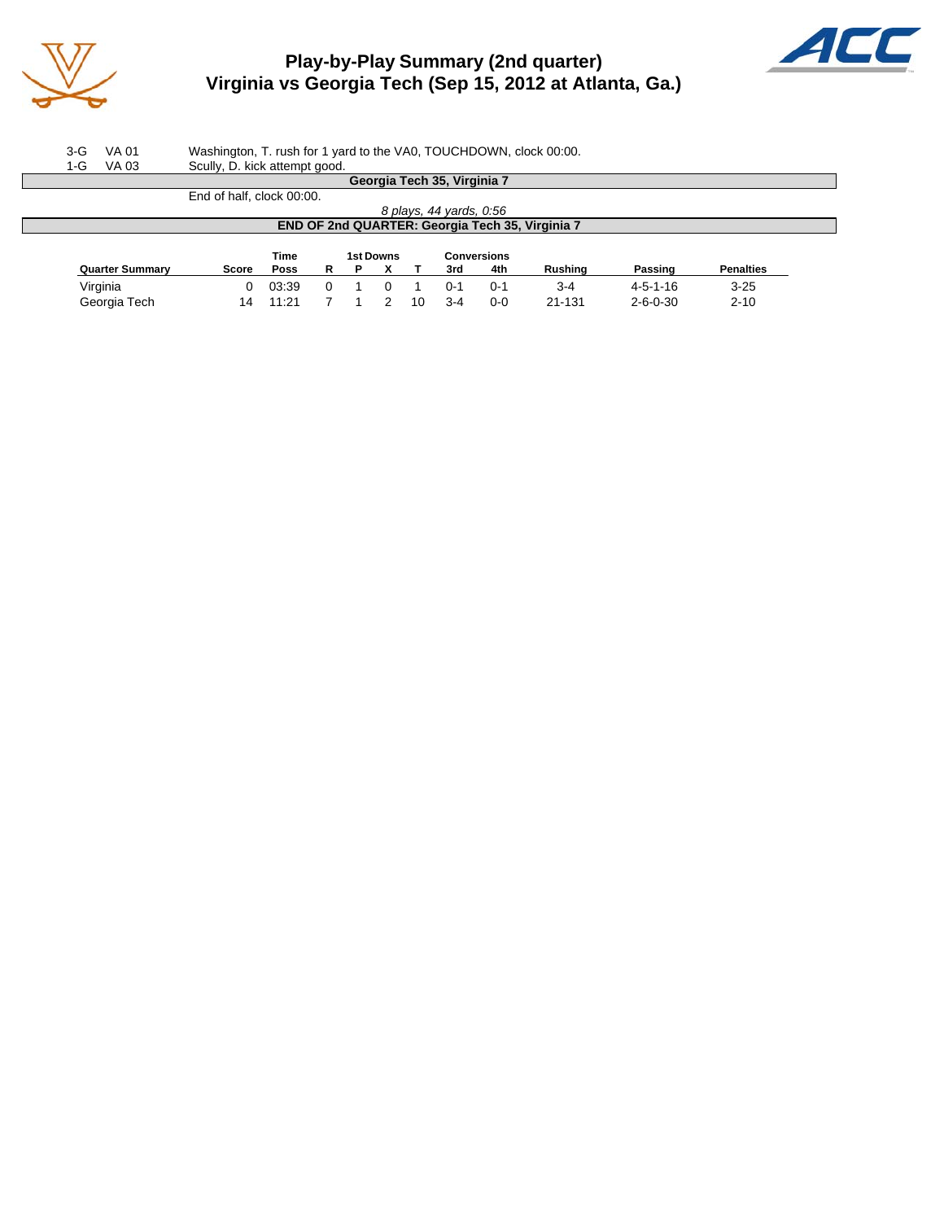# Play-by-Play Summary (2nd quarter)
## Virginia vs Georgia Tech (Sep 15, 2012 at Atlanta, Ga.)

| | | |
|---|---|---|
| 3-G | VA 01 | Washington, T. rush for 1 yard to the VA0, TOUCHDOWN, clock 00:00. |
| 1-G | VA 03 | Scully, D. kick attempt good. |

**Georgia Tech 35, Virginia 7**

End of half, clock 00:00.

*8 plays, 44 yards, 0:56*

**END OF 2nd QUARTER: Georgia Tech 35, Virginia 7**

| Quarter Summary | Score | Time Poss | 1st Downs R | P | X | T | Conversions 3rd | 4th | Rushing | Passing | Penalties |
|---|---|---|---|---|---|---|---|---|---|---|---|
| Virginia | 0 | 03:39 | 0 | 1 | 0 | 1 | 0-1 | 0-1 | 3-4 | 4-5-1-16 | 3-25 |
| Georgia Tech | 14 | 11:21 | 7 | 1 | 2 | 10 | 3-4 | 0-0 | 21-131 | 2-6-0-30 | 2-10 |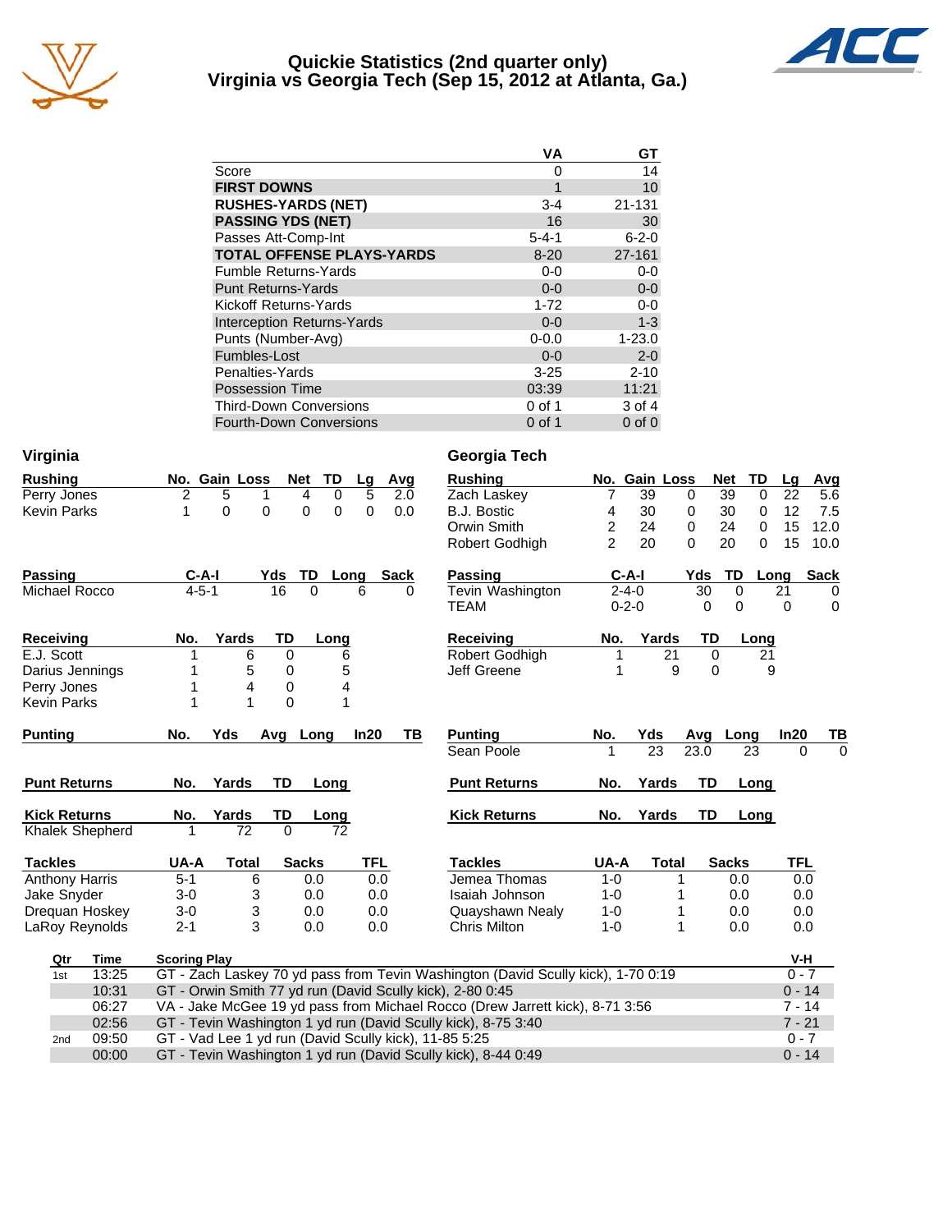# Quickie Statistics (2nd quarter only)
## Virginia vs Georgia Tech (Sep 15, 2012 at Atlanta, Ga.)

| | VA | GT |
|---|---|---|
| Score | 0 | 14 |
| **FIRST DOWNS** | 1 | 10 |
| **RUSHES-YARDS (NET)** | 3-4 | 21-131 |
| **PASSING YDS (NET)** | 16 | 30 |
| Passes Att-Comp-Int | 5-4-1 | 6-2-0 |
| **TOTAL OFFENSE PLAYS-YARDS** | 8-20 | 27-161 |
| Fumble Returns-Yards | 0-0 | 0-0 |
| Punt Returns-Yards | 0-0 | 0-0 |
| Kickoff Returns-Yards | 1-72 | 0-0 |
| Interception Returns-Yards | 0-0 | 1-3 |
| Punts (Number-Avg) | 0-0.0 | 1-23.0 |
| Fumbles-Lost | 0-0 | 2-0 |
| Penalties-Yards | 3-25 | 2-10 |
| Possession Time | 03:39 | 11:21 |
| Third-Down Conversions | 0 of 1 | 3 of 4 |
| Fourth-Down Conversions | 0 of 1 | 0 of 0 |

### Virginia

| Rushing | No. | Gain | Loss | Net | TD | Lg | Avg |
|---|---|---|---|---|---|---|---|
| Perry Jones | 2 | 5 | 1 | 4 | 0 | 5 | 2.0 |
| Kevin Parks | 1 | 0 | 0 | 0 | 0 | 0 | 0.0 |

| Passing | C-A-I | Yds | TD | Long | Sack |
|---|---|---|---|---|---|
| Michael Rocco | 4-5-1 | 16 | 0 | 6 | 0 |

| Receiving | No. | Yards | TD | Long |
|---|---|---|---|---|
| E.J. Scott | 1 | 6 | 0 | 6 |
| Darius Jennings | 1 | 5 | 0 | 5 |
| Perry Jones | 1 | 4 | 0 | 4 |
| Kevin Parks | 1 | 1 | 0 | 1 |

| Punting | No. | Yds | Avg | Long | In20 | TB |
|---|---|---|---|---|---|---|

| Punt Returns | No. | Yards | TD | Long |
|---|---|---|---|---|

| Kick Returns | No. | Yards | TD | Long |
|---|---|---|---|---|
| Khalek Shepherd | 1 | 72 | 0 | 72 |

| Tackles | UA-A | Total | Sacks | TFL |
|---|---|---|---|---|
| Anthony Harris | 5-1 | 6 | 0.0 | 0.0 |
| Jake Snyder | 3-0 | 3 | 0.0 | 0.0 |
| Drequan Hoskey | 3-0 | 3 | 0.0 | 0.0 |
| LaRoy Reynolds | 2-1 | 3 | 0.0 | 0.0 |

### Georgia Tech

| Rushing | No. | Gain | Loss | Net | TD | Lg | Avg |
|---|---|---|---|---|---|---|---|
| Zach Laskey | 7 | 39 | 0 | 39 | 0 | 22 | 5.6 |
| B.J. Bostic | 4 | 30 | 0 | 30 | 0 | 12 | 7.5 |
| Orwin Smith | 2 | 24 | 0 | 24 | 0 | 15 | 12.0 |
| Robert Godhigh | 2 | 20 | 0 | 20 | 0 | 15 | 10.0 |

| Passing | C-A-I | Yds | TD | Long | Sack |
|---|---|---|---|---|---|
| Tevin Washington | 2-4-0 | 30 | 0 | 21 | 0 |
| TEAM | 0-2-0 | 0 | 0 | 0 | 0 |

| Receiving | No. | Yards | TD | Long |
|---|---|---|---|---|
| Robert Godhigh | 1 | 21 | 0 | 21 |
| Jeff Greene | 1 | 9 | 0 | 9 |

| Punting | No. | Yds | Avg | Long | In20 | TB |
|---|---|---|---|---|---|---|
| Sean Poole | 1 | 23 | 23.0 | 23 | 0 | 0 |

| Punt Returns | No. | Yards | TD | Long |
|---|---|---|---|---|

| Kick Returns | No. | Yards | TD | Long |
|---|---|---|---|---|

| Tackles | UA-A | Total | Sacks | TFL |
|---|---|---|---|---|
| Jemea Thomas | 1-0 | 1 | 0.0 | 0.0 |
| Isaiah Johnson | 1-0 | 1 | 0.0 | 0.0 |
| Quayshawn Nealy | 1-0 | 1 | 0.0 | 0.0 |
| Chris Milton | 1-0 | 1 | 0.0 | 0.0 |

| Qtr | Time | Scoring Play | V-H |
|---|---|---|---|
| 1st | 13:25 | GT - Zach Laskey 70 yd pass from Tevin Washington (David Scully kick), 1-70 0:19 | 0 - 7 |
| | 10:31 | GT - Orwin Smith 77 yd run (David Scully kick), 2-80 0:45 | 0 - 14 |
| | 06:27 | VA - Jake McGee 19 yd pass from Michael Rocco (Drew Jarrett kick), 8-71 3:56 | 7 - 14 |
| | 02:56 | GT - Tevin Washington 1 yd run (David Scully kick), 8-75 3:40 | 7 - 21 |
| 2nd | 09:50 | GT - Vad Lee 1 yd run (David Scully kick), 11-85 5:25 | 0 - 7 |
| | 00:00 | GT - Tevin Washington 1 yd run (David Scully kick), 8-44 0:49 | 0 - 14 |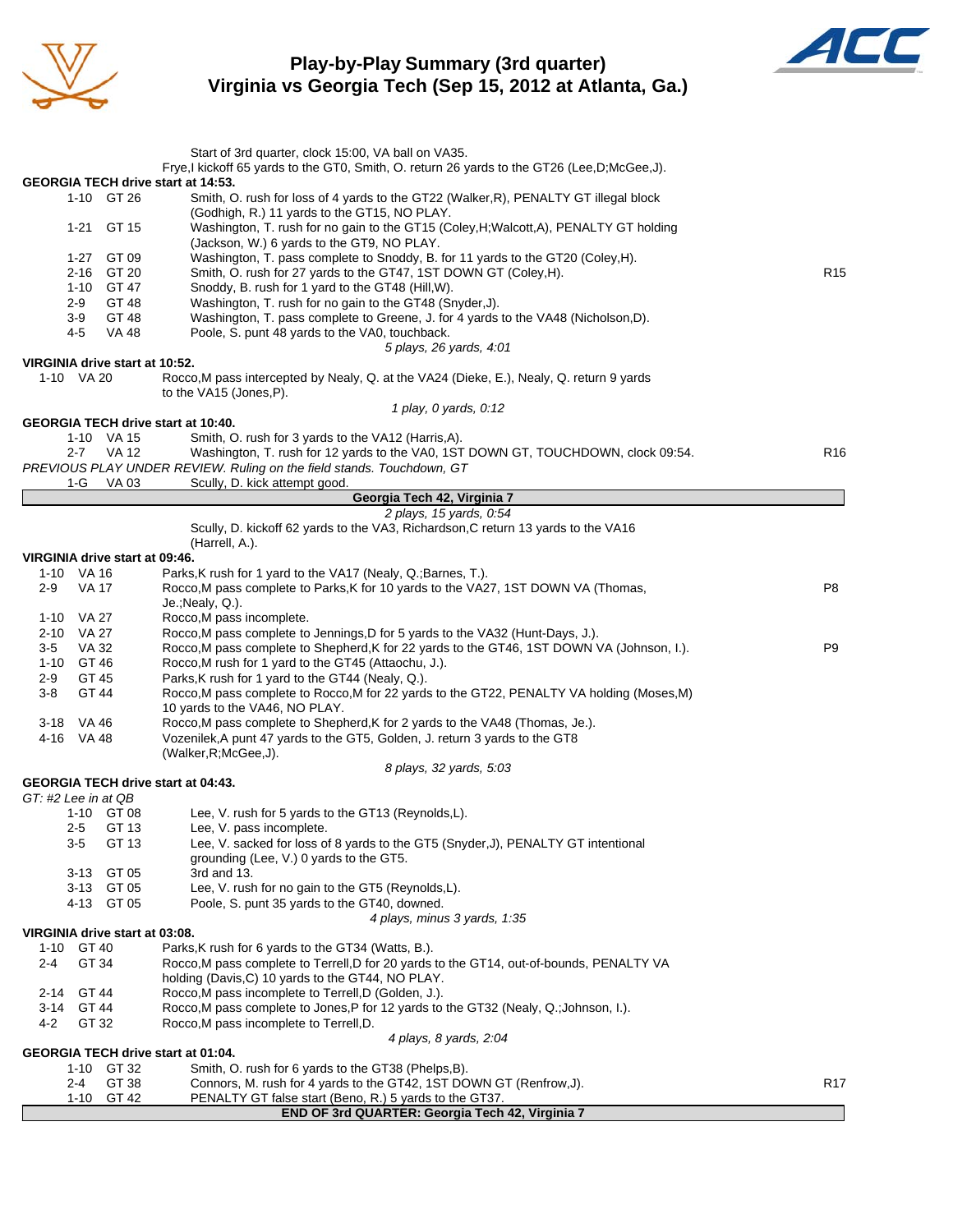# Play-by-Play Summary (3rd quarter)
## Virginia vs Georgia Tech (Sep 15, 2012 at Atlanta, Ga.)

Start of 3rd quarter, clock 15:00, VA ball on VA35.
Frye,I kickoff 65 yards to the GT0, Smith, O. return 26 yards to the GT26 (Lee,D;McGee,J).

**GEORGIA TECH drive start at 14:53.**

| Down | Spot | Play | |
|---|---|---|---|
| 1-10 | GT 26 | Smith, O. rush for loss of 4 yards to the GT22 (Walker,R), PENALTY GT illegal block (Godhigh, R.) 11 yards to the GT15, NO PLAY. | |
| 1-21 | GT 15 | Washington, T. rush for no gain to the GT15 (Coley,H;Walcott,A), PENALTY GT holding (Jackson, W.) 6 yards to the GT9, NO PLAY. | |
| 1-27 | GT 09 | Washington, T. pass complete to Snoddy, B. for 11 yards to the GT20 (Coley,H). | |
| 2-16 | GT 20 | Smith, O. rush for 27 yards to the GT47, 1ST DOWN GT (Coley,H). | R15 |
| 1-10 | GT 47 | Snoddy, B. rush for 1 yard to the GT48 (Hill,W). | |
| 2-9 | GT 48 | Washington, T. rush for no gain to the GT48 (Snyder,J). | |
| 3-9 | GT 48 | Washington, T. pass complete to Greene, J. for 4 yards to the VA48 (Nicholson,D). | |
| 4-5 | VA 48 | Poole, S. punt 48 yards to the VA0, touchback. | |

*5 plays, 26 yards, 4:01*

**VIRGINIA drive start at 10:52.**

| Down | Spot | Play |
|---|---|---|
| 1-10 | VA 20 | Rocco,M pass intercepted by Nealy, Q. at the VA24 (Dieke, E.), Nealy, Q. return 9 yards to the VA15 (Jones,P). |

*1 play, 0 yards, 0:12*

**GEORGIA TECH drive start at 10:40.**

| Down | Spot | Play | |
|---|---|---|---|
| 1-10 | VA 15 | Smith, O. rush for 3 yards to the VA12 (Harris,A). | |
| 2-7 | VA 12 | Washington, T. rush for 12 yards to the VA0, 1ST DOWN GT, TOUCHDOWN, clock 09:54. | R16 |

*PREVIOUS PLAY UNDER REVIEW. Ruling on the field stands. Touchdown, GT*

| Down | Spot | Play |
|---|---|---|
| 1-G | VA 03 | Scully, D. kick attempt good. |

**Georgia Tech 42, Virginia 7**

*2 plays, 15 yards, 0:54*

Scully, D. kickoff 62 yards to the VA3, Richardson,C return 13 yards to the VA16 (Harrell, A.).

**VIRGINIA drive start at 09:46.**

| Down | Spot | Play | |
|---|---|---|---|
| 1-10 | VA 16 | Parks,K rush for 1 yard to the VA17 (Nealy, Q.;Barnes, T.). | |
| 2-9 | VA 17 | Rocco,M pass complete to Parks,K for 10 yards to the VA27, 1ST DOWN VA (Thomas, Je.;Nealy, Q.). | P8 |
| 1-10 | VA 27 | Rocco,M pass incomplete. | |
| 2-10 | VA 27 | Rocco,M pass complete to Jennings,D for 5 yards to the VA32 (Hunt-Days, J.). | |
| 3-5 | VA 32 | Rocco,M pass complete to Shepherd,K for 22 yards to the GT46, 1ST DOWN VA (Johnson, I.). | P9 |
| 1-10 | GT 46 | Rocco,M rush for 1 yard to the GT45 (Attaochu, J.). | |
| 2-9 | GT 45 | Parks,K rush for 1 yard to the GT44 (Nealy, Q.). | |
| 3-8 | GT 44 | Rocco,M pass complete to Rocco,M for 22 yards to the GT22, PENALTY VA holding (Moses,M) 10 yards to the VA46, NO PLAY. | |
| 3-18 | VA 46 | Rocco,M pass complete to Shepherd,K for 2 yards to the VA48 (Thomas, Je.). | |
| 4-16 | VA 48 | Vozenilek,A punt 47 yards to the GT5, Golden, J. return 3 yards to the GT8 (Walker,R;McGee,J). | |

*8 plays, 32 yards, 5:03*

**GEORGIA TECH drive start at 04:43.**

*GT: #2 Lee in at QB*

| Down | Spot | Play |
|---|---|---|
| 1-10 | GT 08 | Lee, V. rush for 5 yards to the GT13 (Reynolds,L). |
| 2-5 | GT 13 | Lee, V. pass incomplete. |
| 3-5 | GT 13 | Lee, V. sacked for loss of 8 yards to the GT5 (Snyder,J), PENALTY GT intentional grounding (Lee, V.) 0 yards to the GT5. |
| 3-13 | GT 05 | 3rd and 13. |
| 3-13 | GT 05 | Lee, V. rush for no gain to the GT5 (Reynolds,L). |
| 4-13 | GT 05 | Poole, S. punt 35 yards to the GT40, downed. |

*4 plays, minus 3 yards, 1:35*

**VIRGINIA drive start at 03:08.**

| Down | Spot | Play |
|---|---|---|
| 1-10 | GT 40 | Parks,K rush for 6 yards to the GT34 (Watts, B.). |
| 2-4 | GT 34 | Rocco,M pass complete to Terrell,D for 20 yards to the GT14, out-of-bounds, PENALTY VA holding (Davis,C) 10 yards to the GT44, NO PLAY. |
| 2-14 | GT 44 | Rocco,M pass incomplete to Terrell,D (Golden, J.). |
| 3-14 | GT 44 | Rocco,M pass complete to Jones,P for 12 yards to the GT32 (Nealy, Q.;Johnson, I.). |
| 4-2 | GT 32 | Rocco,M pass incomplete to Terrell,D. |

*4 plays, 8 yards, 2:04*

**GEORGIA TECH drive start at 01:04.**

| Down | Spot | Play | |
|---|---|---|---|
| 1-10 | GT 32 | Smith, O. rush for 6 yards to the GT38 (Phelps,B). | |
| 2-4 | GT 38 | Connors, M. rush for 4 yards to the GT42, 1ST DOWN GT (Renfrow,J). | R17 |
| 1-10 | GT 42 | PENALTY GT false start (Beno, R.) 5 yards to the GT37. | |

**END OF 3rd QUARTER: Georgia Tech 42, Virginia 7**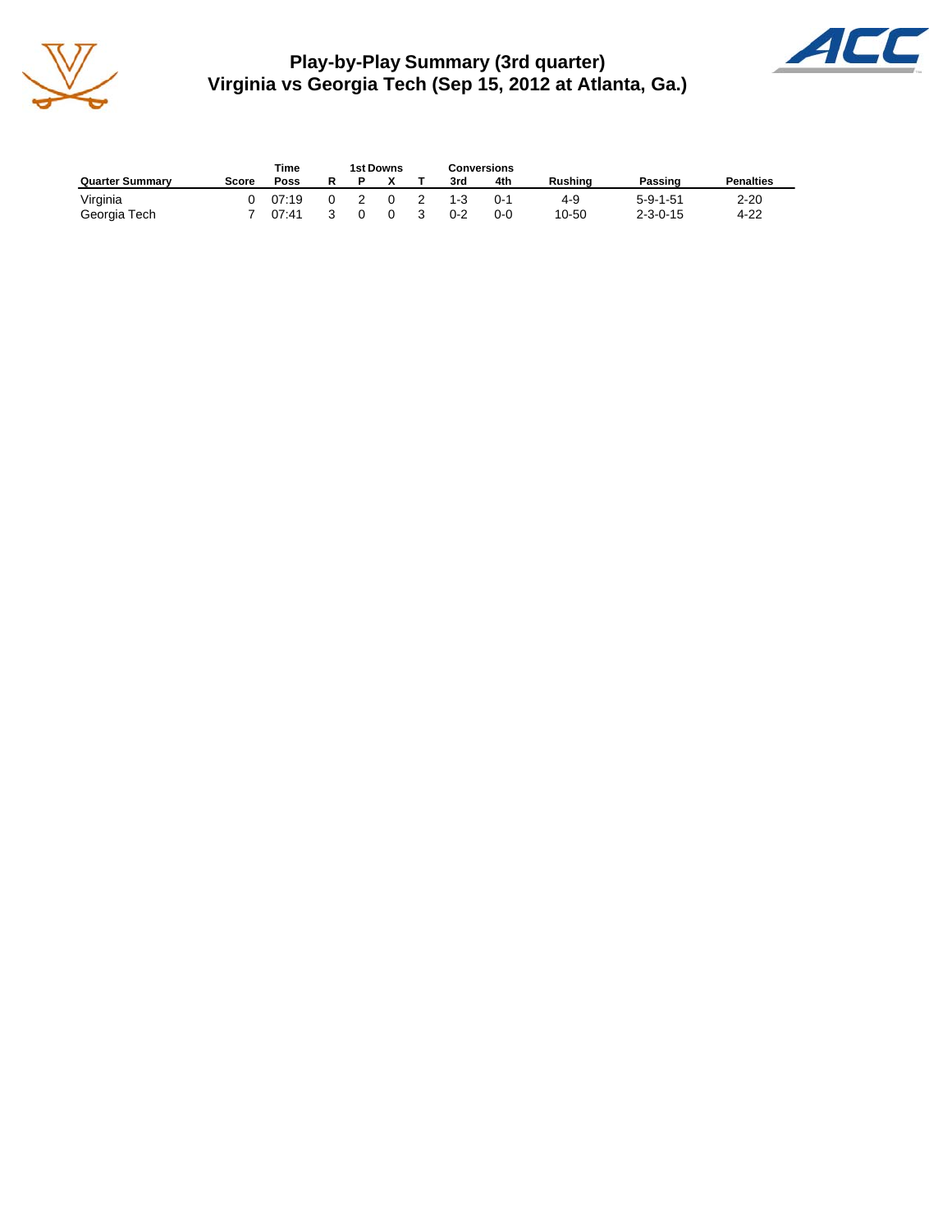# Play-by-Play Summary (3rd quarter)
## Virginia vs Georgia Tech (Sep 15, 2012 at Atlanta, Ga.)

| Quarter Summary | Score | Time Poss | 1st Downs R | P | X | T | Conversions 3rd | 4th | Rushing | Passing | Penalties |
|---|---|---|---|---|---|---|---|---|---|---|---|
| Virginia | 0 | 07:19 | 0 | 2 | 0 | 2 | 1-3 | 0-1 | 4-9 | 5-9-1-51 | 2-20 |
| Georgia Tech | 7 | 07:41 | 3 | 0 | 0 | 3 | 0-2 | 0-0 | 10-50 | 2-3-0-15 | 4-22 |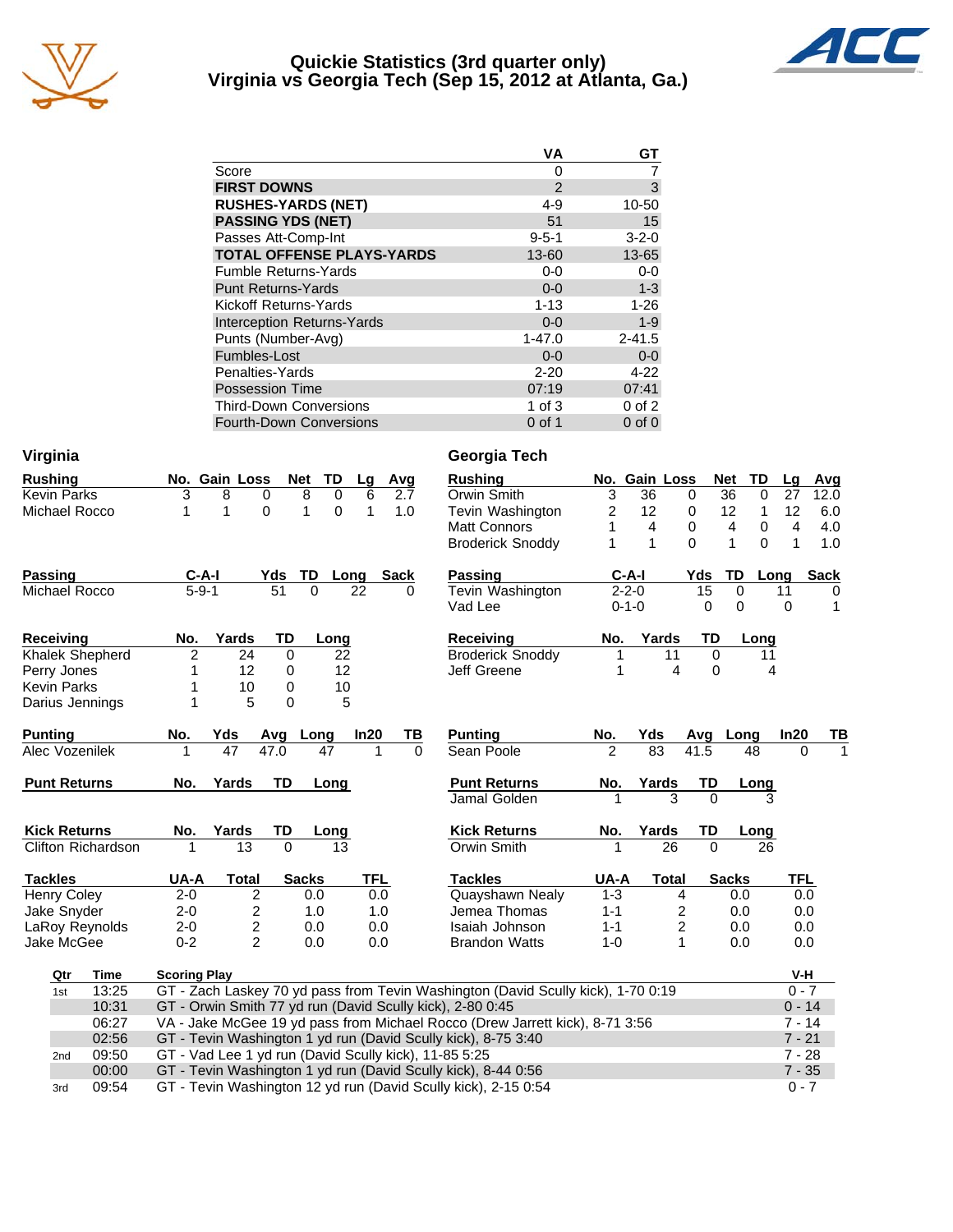# Quickie Statistics (3rd quarter only)
## Virginia vs Georgia Tech (Sep 15, 2012 at Atlanta, Ga.)

| | VA | GT |
|---|---|---|
| Score | 0 | 7 |
| **FIRST DOWNS** | 2 | 3 |
| **RUSHES-YARDS (NET)** | 4-9 | 10-50 |
| **PASSING YDS (NET)** | 51 | 15 |
| Passes Att-Comp-Int | 9-5-1 | 3-2-0 |
| **TOTAL OFFENSE PLAYS-YARDS** | 13-60 | 13-65 |
| Fumble Returns-Yards | 0-0 | 0-0 |
| Punt Returns-Yards | 0-0 | 1-3 |
| Kickoff Returns-Yards | 1-13 | 1-26 |
| Interception Returns-Yards | 0-0 | 1-9 |
| Punts (Number-Avg) | 1-47.0 | 2-41.5 |
| Fumbles-Lost | 0-0 | 0-0 |
| Penalties-Yards | 2-20 | 4-22 |
| Possession Time | 07:19 | 07:41 |
| Third-Down Conversions | 1 of 3 | 0 of 2 |
| Fourth-Down Conversions | 0 of 1 | 0 of 0 |

## Virginia

| Rushing | No. | Gain | Loss | Net | TD | Lg | Avg |
|---|---|---|---|---|---|---|---|
| Kevin Parks | 3 | 8 | 0 | 8 | 0 | 6 | 2.7 |
| Michael Rocco | 1 | 1 | 0 | 1 | 0 | 1 | 1.0 |

| Passing | C-A-I | Yds | TD | Long | Sack |
|---|---|---|---|---|---|
| Michael Rocco | 5-9-1 | 51 | 0 | 22 | 0 |

| Receiving | No. | Yards | TD | Long |
|---|---|---|---|---|
| Khalek Shepherd | 2 | 24 | 0 | 22 |
| Perry Jones | 1 | 12 | 0 | 12 |
| Kevin Parks | 1 | 10 | 0 | 10 |
| Darius Jennings | 1 | 5 | 0 | 5 |

| Punting | No. | Yds | Avg | Long | In20 | TB |
|---|---|---|---|---|---|---|
| Alec Vozenilek | 1 | 47 | 47.0 | 47 | 1 | 0 |

| Punt Returns | No. | Yards | TD | Long |
|---|---|---|---|---|

| Kick Returns | No. | Yards | TD | Long |
|---|---|---|---|---|
| Clifton Richardson | 1 | 13 | 0 | 13 |

| Tackles | UA-A | Total | Sacks | TFL |
|---|---|---|---|---|
| Henry Coley | 2-0 | 2 | 0.0 | 0.0 |
| Jake Snyder | 2-0 | 2 | 1.0 | 1.0 |
| LaRoy Reynolds | 2-0 | 2 | 0.0 | 0.0 |
| Jake McGee | 0-2 | 2 | 0.0 | 0.0 |

## Georgia Tech

| Rushing | No. | Gain | Loss | Net | TD | Lg | Avg |
|---|---|---|---|---|---|---|---|
| Orwin Smith | 3 | 36 | 0 | 36 | 0 | 27 | 12.0 |
| Tevin Washington | 2 | 12 | 0 | 12 | 1 | 12 | 6.0 |
| Matt Connors | 1 | 4 | 0 | 4 | 0 | 4 | 4.0 |
| Broderick Snoddy | 1 | 1 | 0 | 1 | 0 | 1 | 1.0 |

| Passing | C-A-I | Yds | TD | Long | Sack |
|---|---|---|---|---|---|
| Tevin Washington | 2-2-0 | 15 | 0 | 11 | 0 |
| Vad Lee | 0-1-0 | 0 | 0 | 0 | 1 |

| Receiving | No. | Yards | TD | Long |
|---|---|---|---|---|
| Broderick Snoddy | 1 | 11 | 0 | 11 |
| Jeff Greene | 1 | 4 | 0 | 4 |

| Punting | No. | Yds | Avg | Long | In20 | TB |
|---|---|---|---|---|---|---|
| Sean Poole | 2 | 83 | 41.5 | 48 | 0 | 1 |

| Punt Returns | No. | Yards | TD | Long |
|---|---|---|---|---|
| Jamal Golden | 1 | 3 | 0 | 3 |

| Kick Returns | No. | Yards | TD | Long |
|---|---|---|---|---|
| Orwin Smith | 1 | 26 | 0 | 26 |

| Tackles | UA-A | Total | Sacks | TFL |
|---|---|---|---|---|
| Quayshawn Nealy | 1-3 | 4 | 0.0 | 0.0 |
| Jemea Thomas | 1-1 | 2 | 0.0 | 0.0 |
| Isaiah Johnson | 1-1 | 2 | 0.0 | 0.0 |
| Brandon Watts | 1-0 | 1 | 0.0 | 0.0 |

## Scoring

| Qtr | Time | Scoring Play | V-H |
|---|---|---|---|
| 1st | 13:25 | GT - Zach Laskey 70 yd pass from Tevin Washington (David Scully kick), 1-70 0:19 | 0 - 7 |
| | 10:31 | GT - Orwin Smith 77 yd run (David Scully kick), 2-80 0:45 | 0 - 14 |
| | 06:27 | VA - Jake McGee 19 yd pass from Michael Rocco (Drew Jarrett kick), 8-71 3:56 | 7 - 14 |
| | 02:56 | GT - Tevin Washington 1 yd run (David Scully kick), 8-75 3:40 | 7 - 21 |
| 2nd | 09:50 | GT - Vad Lee 1 yd run (David Scully kick), 11-85 5:25 | 7 - 28 |
| | 00:00 | GT - Tevin Washington 1 yd run (David Scully kick), 8-44 0:56 | 7 - 35 |
| 3rd | 09:54 | GT - Tevin Washington 12 yd run (David Scully kick), 2-15 0:54 | 0 - 7 |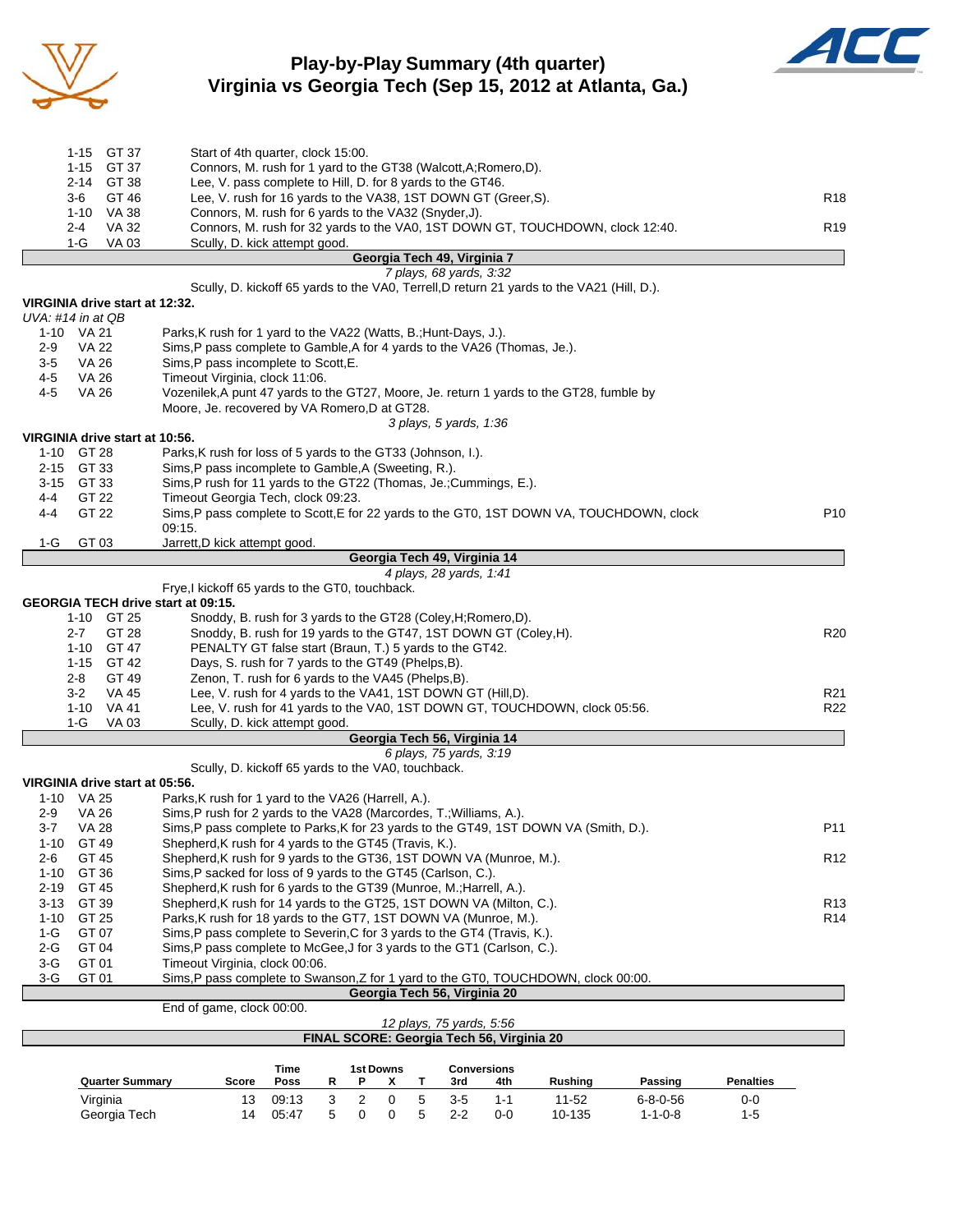# Play-by-Play Summary (4th quarter)
## Virginia vs Georgia Tech (Sep 15, 2012 at Atlanta, Ga.)

| Down | Spot | Play | |
|---|---|---|---|
| 1-15 | GT 37 | Start of 4th quarter, clock 15:00. | |
| 1-15 | GT 37 | Connors, M. rush for 1 yard to the GT38 (Walcott,A;Romero,D). | |
| 2-14 | GT 38 | Lee, V. pass complete to Hill, D. for 8 yards to the GT46. | |
| 3-6 | GT 46 | Lee, V. rush for 16 yards to the VA38, 1ST DOWN GT (Greer,S). | R18 |
| 1-10 | VA 38 | Connors, M. rush for 6 yards to the VA32 (Snyder,J). | |
| 2-4 | VA 32 | Connors, M. rush for 32 yards to the VA0, 1ST DOWN GT, TOUCHDOWN, clock 12:40. | R19 |
| 1-G | VA 03 | Scully, D. kick attempt good. | |

**Georgia Tech 49, Virginia 7**

*7 plays, 68 yards, 3:32*

Scully, D. kickoff 65 yards to the VA0, Terrell,D return 21 yards to the VA21 (Hill, D.).

**VIRGINIA drive start at 12:32.**

*UVA: #14 in at QB*

| Down | Spot | Play | |
|---|---|---|---|
| 1-10 | VA 21 | Parks,K rush for 1 yard to the VA22 (Watts, B.;Hunt-Days, J.). | |
| 2-9 | VA 22 | Sims,P pass complete to Gamble,A for 4 yards to the VA26 (Thomas, Je.). | |
| 3-5 | VA 26 | Sims,P pass incomplete to Scott,E. | |
| 4-5 | VA 26 | Timeout Virginia, clock 11:06. | |
| 4-5 | VA 26 | Vozenilek,A punt 47 yards to the GT27, Moore, Je. return 1 yards to the GT28, fumble by Moore, Je. recovered by VA Romero,D at GT28. | |

*3 plays, 5 yards, 1:36*

**VIRGINIA drive start at 10:56.**

| Down | Spot | Play | |
|---|---|---|---|
| 1-10 | GT 28 | Parks,K rush for loss of 5 yards to the GT33 (Johnson, I.). | |
| 2-15 | GT 33 | Sims,P pass incomplete to Gamble,A (Sweeting, R.). | |
| 3-15 | GT 33 | Sims,P rush for 11 yards to the GT22 (Thomas, Je.;Cummings, E.). | |
| 4-4 | GT 22 | Timeout Georgia Tech, clock 09:23. | |
| 4-4 | GT 22 | Sims,P pass complete to Scott,E for 22 yards to the GT0, 1ST DOWN VA, TOUCHDOWN, clock 09:15. | P10 |
| 1-G | GT 03 | Jarrett,D kick attempt good. | |

**Georgia Tech 49, Virginia 14**

*4 plays, 28 yards, 1:41*

Frye,I kickoff 65 yards to the GT0, touchback.

**GEORGIA TECH drive start at 09:15.**

| Down | Spot | Play | |
|---|---|---|---|
| 1-10 | GT 25 | Snoddy, B. rush for 3 yards to the GT28 (Coley,H;Romero,D). | |
| 2-7 | GT 28 | Snoddy, B. rush for 19 yards to the GT47, 1ST DOWN GT (Coley,H). | R20 |
| 1-10 | GT 47 | PENALTY GT false start (Braun, T.) 5 yards to the GT42. | |
| 1-15 | GT 42 | Days, S. rush for 7 yards to the GT49 (Phelps,B). | |
| 2-8 | GT 49 | Zenon, T. rush for 6 yards to the VA45 (Phelps,B). | |
| 3-2 | VA 45 | Lee, V. rush for 4 yards to the VA41, 1ST DOWN GT (Hill,D). | R21 |
| 1-10 | VA 41 | Lee, V. rush for 41 yards to the VA0, 1ST DOWN GT, TOUCHDOWN, clock 05:56. | R22 |
| 1-G | VA 03 | Scully, D. kick attempt good. | |

**Georgia Tech 56, Virginia 14**

*6 plays, 75 yards, 3:19*

Scully, D. kickoff 65 yards to the VA0, touchback.

**VIRGINIA drive start at 05:56.**

| Down | Spot | Play | |
|---|---|---|---|
| 1-10 | VA 25 | Parks,K rush for 1 yard to the VA26 (Harrell, A.). | |
| 2-9 | VA 26 | Sims,P rush for 2 yards to the VA28 (Marcordes, T.;Williams, A.). | |
| 3-7 | VA 28 | Sims,P pass complete to Parks,K for 23 yards to the GT49, 1ST DOWN VA (Smith, D.). | P11 |
| 1-10 | GT 49 | Shepherd,K rush for 4 yards to the GT45 (Travis, K.). | |
| 2-6 | GT 45 | Shepherd,K rush for 9 yards to the GT36, 1ST DOWN VA (Munroe, M.). | R12 |
| 1-10 | GT 36 | Sims,P sacked for loss of 9 yards to the GT45 (Carlson, C.). | |
| 2-19 | GT 45 | Shepherd,K rush for 6 yards to the GT39 (Munroe, M.;Harrell, A.). | |
| 3-13 | GT 39 | Shepherd,K rush for 14 yards to the GT25, 1ST DOWN VA (Milton, C.). | R13 |
| 1-10 | GT 25 | Parks,K rush for 18 yards to the GT7, 1ST DOWN VA (Munroe, M.). | R14 |
| 1-G | GT 07 | Sims,P pass complete to Severin,C for 3 yards to the GT4 (Travis, K.). | |
| 2-G | GT 04 | Sims,P pass complete to McGee,J for 3 yards to the GT1 (Carlson, C.). | |
| 3-G | GT 01 | Timeout Virginia, clock 00:06. | |
| 3-G | GT 01 | Sims,P pass complete to Swanson,Z for 1 yard to the GT0, TOUCHDOWN, clock 00:00. | |

**Georgia Tech 56, Virginia 20**

End of game, clock 00:00.

*12 plays, 75 yards, 5:56*

**FINAL SCORE: Georgia Tech 56, Virginia 20**

| Quarter Summary | Score | Time Poss | 1st Downs R | 1st Downs P | 1st Downs X | 1st Downs T | Conversions 3rd | Conversions 4th | Rushing | Passing | Penalties |
|---|---|---|---|---|---|---|---|---|---|---|---|
| Virginia | 13 | 09:13 | 3 | 2 | 0 | 5 | 3-5 | 1-1 | 11-52 | 6-8-0-56 | 0-0 |
| Georgia Tech | 14 | 05:47 | 5 | 0 | 0 | 5 | 2-2 | 0-0 | 10-135 | 1-1-0-8 | 1-5 |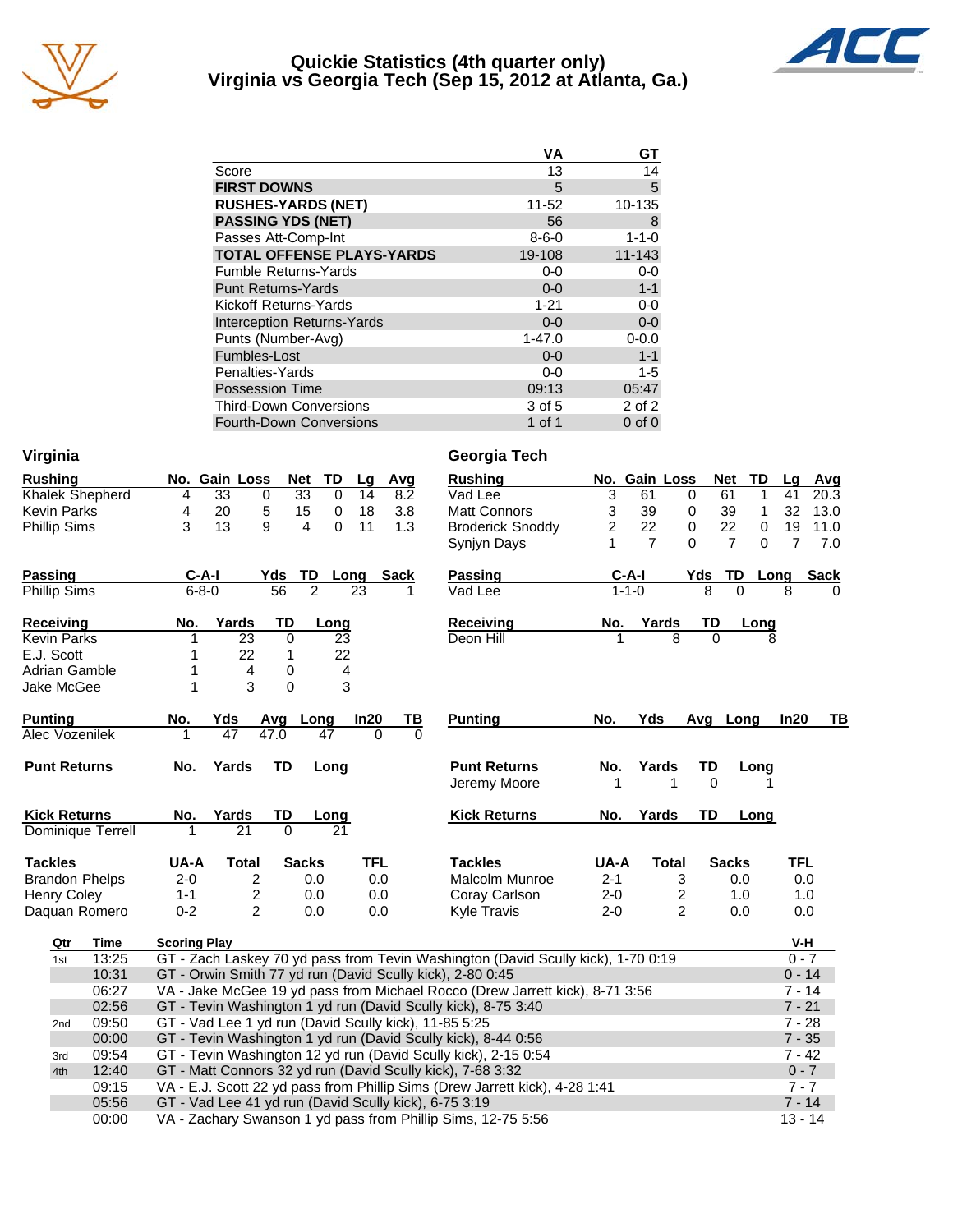# Quickie Statistics (4th quarter only)
## Virginia vs Georgia Tech (Sep 15, 2012 at Atlanta, Ga.)

| | VA | GT |
|---|---|---|
| Score | 13 | 14 |
| **FIRST DOWNS** | 5 | 5 |
| **RUSHES-YARDS (NET)** | 11-52 | 10-135 |
| **PASSING YDS (NET)** | 56 | 8 |
| Passes Att-Comp-Int | 8-6-0 | 1-1-0 |
| **TOTAL OFFENSE PLAYS-YARDS** | 19-108 | 11-143 |
| Fumble Returns-Yards | 0-0 | 0-0 |
| Punt Returns-Yards | 0-0 | 1-1 |
| Kickoff Returns-Yards | 1-21 | 0-0 |
| Interception Returns-Yards | 0-0 | 0-0 |
| Punts (Number-Avg) | 1-47.0 | 0-0.0 |
| Fumbles-Lost | 0-0 | 1-1 |
| Penalties-Yards | 0-0 | 1-5 |
| Possession Time | 09:13 | 05:47 |
| Third-Down Conversions | 3 of 5 | 2 of 2 |
| Fourth-Down Conversions | 1 of 1 | 0 of 0 |

## Virginia

| Rushing | No. | Gain | Loss | Net | TD | Lg | Avg |
|---|---|---|---|---|---|---|---|
| Khalek Shepherd | 4 | 33 | 0 | 33 | 0 | 14 | 8.2 |
| Kevin Parks | 4 | 20 | 5 | 15 | 0 | 18 | 3.8 |
| Phillip Sims | 3 | 13 | 9 | 4 | 0 | 11 | 1.3 |

| Passing | C-A-I | Yds | TD | Long | Sack |
|---|---|---|---|---|---|
| Phillip Sims | 6-8-0 | 56 | 2 | 23 | 1 |

| Receiving | No. | Yards | TD | Long |
|---|---|---|---|---|
| Kevin Parks | 1 | 23 | 0 | 23 |
| E.J. Scott | 1 | 22 | 1 | 22 |
| Adrian Gamble | 1 | 4 | 0 | 4 |
| Jake McGee | 1 | 3 | 0 | 3 |

| Punting | No. | Yds | Avg | Long | In20 | TB |
|---|---|---|---|---|---|---|
| Alec Vozenilek | 1 | 47 | 47.0 | 47 | 0 | 0 |

| Punt Returns | No. | Yards | TD | Long |
|---|---|---|---|---|

| Kick Returns | No. | Yards | TD | Long |
|---|---|---|---|---|
| Dominique Terrell | 1 | 21 | 0 | 21 |

| Tackles | UA-A | Total | Sacks | TFL |
|---|---|---|---|---|
| Brandon Phelps | 2-0 | 2 | 0.0 | 0.0 |
| Henry Coley | 1-1 | 2 | 0.0 | 0.0 |
| Daquan Romero | 0-2 | 2 | 0.0 | 0.0 |

## Georgia Tech

| Rushing | No. | Gain | Loss | Net | TD | Lg | Avg |
|---|---|---|---|---|---|---|---|
| Vad Lee | 3 | 61 | 0 | 61 | 1 | 41 | 20.3 |
| Matt Connors | 3 | 39 | 0 | 39 | 1 | 32 | 13.0 |
| Broderick Snoddy | 2 | 22 | 0 | 22 | 0 | 19 | 11.0 |
| Synjyn Days | 1 | 7 | 0 | 7 | 0 | 7 | 7.0 |

| Passing | C-A-I | Yds | TD | Long | Sack |
|---|---|---|---|---|---|
| Vad Lee | 1-1-0 | 8 | 0 | 8 | 0 |

| Receiving | No. | Yards | TD | Long |
|---|---|---|---|---|
| Deon Hill | 1 | 8 | 0 | 8 |

| Punting | No. | Yds | Avg | Long | In20 | TB |
|---|---|---|---|---|---|---|

| Punt Returns | No. | Yards | TD | Long |
|---|---|---|---|---|
| Jeremy Moore | 1 | 1 | 0 | 1 |

| Kick Returns | No. | Yards | TD | Long |
|---|---|---|---|---|

| Tackles | UA-A | Total | Sacks | TFL |
|---|---|---|---|---|
| Malcolm Munroe | 2-1 | 3 | 0.0 | 0.0 |
| Coray Carlson | 2-0 | 2 | 1.0 | 1.0 |
| Kyle Travis | 2-0 | 2 | 0.0 | 0.0 |

| Qtr | Time | Scoring Play | V-H |
|---|---|---|---|
| 1st | 13:25 | GT - Zach Laskey 70 yd pass from Tevin Washington (David Scully kick), 1-70 0:19 | 0 - 7 |
| | 10:31 | GT - Orwin Smith 77 yd run (David Scully kick), 2-80 0:45 | 0 - 14 |
| | 06:27 | VA - Jake McGee 19 yd pass from Michael Rocco (Drew Jarrett kick), 8-71 3:56 | 7 - 14 |
| | 02:56 | GT - Tevin Washington 1 yd run (David Scully kick), 8-75 3:40 | 7 - 21 |
| 2nd | 09:50 | GT - Vad Lee 1 yd run (David Scully kick), 11-85 5:25 | 7 - 28 |
| | 00:00 | GT - Tevin Washington 1 yd run (David Scully kick), 8-44 0:56 | 7 - 35 |
| 3rd | 09:54 | GT - Tevin Washington 12 yd run (David Scully kick), 2-15 0:54 | 7 - 42 |
| 4th | 12:40 | GT - Matt Connors 32 yd run (David Scully kick), 7-68 3:32 | 0 - 7 |
| | 09:15 | VA - E.J. Scott 22 yd pass from Phillip Sims (Drew Jarrett kick), 4-28 1:41 | 7 - 7 |
| | 05:56 | GT - Vad Lee 41 yd run (David Scully kick), 6-75 3:19 | 7 - 14 |
| | 00:00 | VA - Zachary Swanson 1 yd pass from Phillip Sims, 12-75 5:56 | 13 - 14 |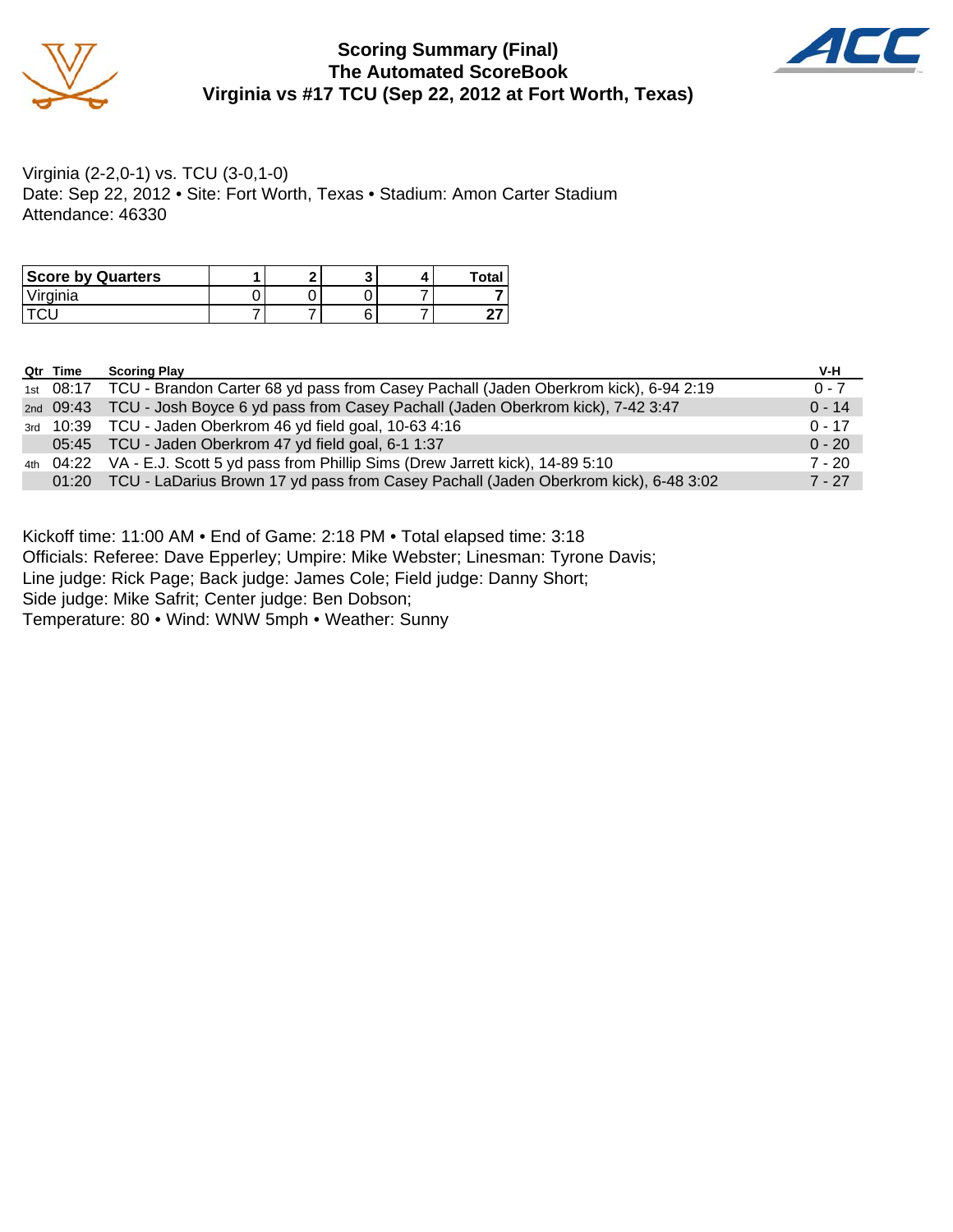# Scoring Summary (Final)
## The Automated ScoreBook
## Virginia vs #17 TCU (Sep 22, 2012 at Fort Worth, Texas)

Virginia (2-2,0-1) vs. TCU (3-0,1-0)
Date: Sep 22, 2012 • Site: Fort Worth, Texas • Stadium: Amon Carter Stadium
Attendance: 46330

| Score by Quarters | 1 | 2 | 3 | 4 | Total |
|---|---|---|---|---|---|
| Virginia | 0 | 0 | 0 | 7 | **7** |
| TCU | 7 | 7 | 6 | 7 | **27** |

| Qtr | Time | Scoring Play | V-H |
|---|---|---|---|
| 1st | 08:17 | TCU - Brandon Carter 68 yd pass from Casey Pachall (Jaden Oberkrom kick), 6-94 2:19 | 0 - 7 |
| 2nd | 09:43 | TCU - Josh Boyce 6 yd pass from Casey Pachall (Jaden Oberkrom kick), 7-42 3:47 | 0 - 14 |
| 3rd | 10:39 | TCU - Jaden Oberkrom 46 yd field goal, 10-63 4:16 | 0 - 17 |
| | 05:45 | TCU - Jaden Oberkrom 47 yd field goal, 6-1 1:37 | 0 - 20 |
| 4th | 04:22 | VA - E.J. Scott 5 yd pass from Phillip Sims (Drew Jarrett kick), 14-89 5:10 | 7 - 20 |
| | 01:20 | TCU - LaDarius Brown 17 yd pass from Casey Pachall (Jaden Oberkrom kick), 6-48 3:02 | 7 - 27 |

Kickoff time: 11:00 AM • End of Game: 2:18 PM • Total elapsed time: 3:18
Officials: Referee: Dave Epperley; Umpire: Mike Webster; Linesman: Tyrone Davis;
Line judge: Rick Page; Back judge: James Cole; Field judge: Danny Short;
Side judge: Mike Safrit; Center judge: Ben Dobson;
Temperature: 80 • Wind: WNW 5mph • Weather: Sunny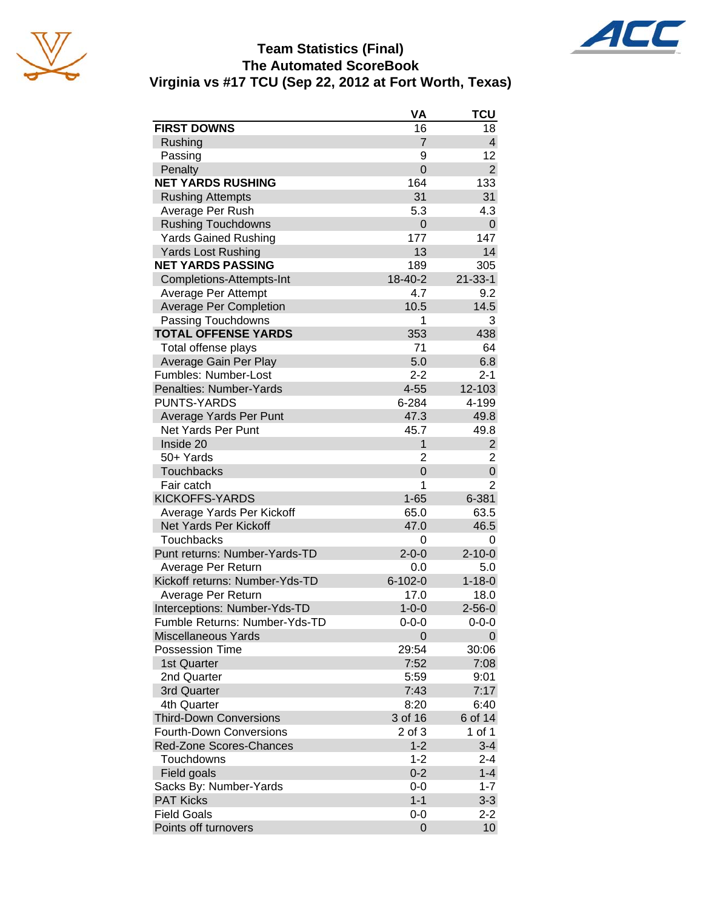# Team Statistics (Final)
## The Automated ScoreBook
## Virginia vs #17 TCU (Sep 22, 2012 at Fort Worth, Texas)

| | VA | TCU |
|---|---|---|
| **FIRST DOWNS** | 16 | 18 |
| Rushing | 7 | 4 |
| Passing | 9 | 12 |
| Penalty | 0 | 2 |
| **NET YARDS RUSHING** | 164 | 133 |
| Rushing Attempts | 31 | 31 |
| Average Per Rush | 5.3 | 4.3 |
| Rushing Touchdowns | 0 | 0 |
| Yards Gained Rushing | 177 | 147 |
| Yards Lost Rushing | 13 | 14 |
| **NET YARDS PASSING** | 189 | 305 |
| Completions-Attempts-Int | 18-40-2 | 21-33-1 |
| Average Per Attempt | 4.7 | 9.2 |
| Average Per Completion | 10.5 | 14.5 |
| Passing Touchdowns | 1 | 3 |
| **TOTAL OFFENSE YARDS** | 353 | 438 |
| Total offense plays | 71 | 64 |
| Average Gain Per Play | 5.0 | 6.8 |
| Fumbles: Number-Lost | 2-2 | 2-1 |
| Penalties: Number-Yards | 4-55 | 12-103 |
| PUNTS-YARDS | 6-284 | 4-199 |
| Average Yards Per Punt | 47.3 | 49.8 |
| Net Yards Per Punt | 45.7 | 49.8 |
| Inside 20 | 1 | 2 |
| 50+ Yards | 2 | 2 |
| Touchbacks | 0 | 0 |
| Fair catch | 1 | 2 |
| KICKOFFS-YARDS | 1-65 | 6-381 |
| Average Yards Per Kickoff | 65.0 | 63.5 |
| Net Yards Per Kickoff | 47.0 | 46.5 |
| Touchbacks | 0 | 0 |
| Punt returns: Number-Yards-TD | 2-0-0 | 2-10-0 |
| Average Per Return | 0.0 | 5.0 |
| Kickoff returns: Number-Yds-TD | 6-102-0 | 1-18-0 |
| Average Per Return | 17.0 | 18.0 |
| Interceptions: Number-Yds-TD | 1-0-0 | 2-56-0 |
| Fumble Returns: Number-Yds-TD | 0-0-0 | 0-0-0 |
| Miscellaneous Yards | 0 | 0 |
| Possession Time | 29:54 | 30:06 |
| 1st Quarter | 7:52 | 7:08 |
| 2nd Quarter | 5:59 | 9:01 |
| 3rd Quarter | 7:43 | 7:17 |
| 4th Quarter | 8:20 | 6:40 |
| Third-Down Conversions | 3 of 16 | 6 of 14 |
| Fourth-Down Conversions | 2 of 3 | 1 of 1 |
| Red-Zone Scores-Chances | 1-2 | 3-4 |
| Touchdowns | 1-2 | 2-4 |
| Field goals | 0-2 | 1-4 |
| Sacks By: Number-Yards | 0-0 | 1-7 |
| PAT Kicks | 1-1 | 3-3 |
| Field Goals | 0-0 | 2-2 |
| Points off turnovers | 0 | 10 |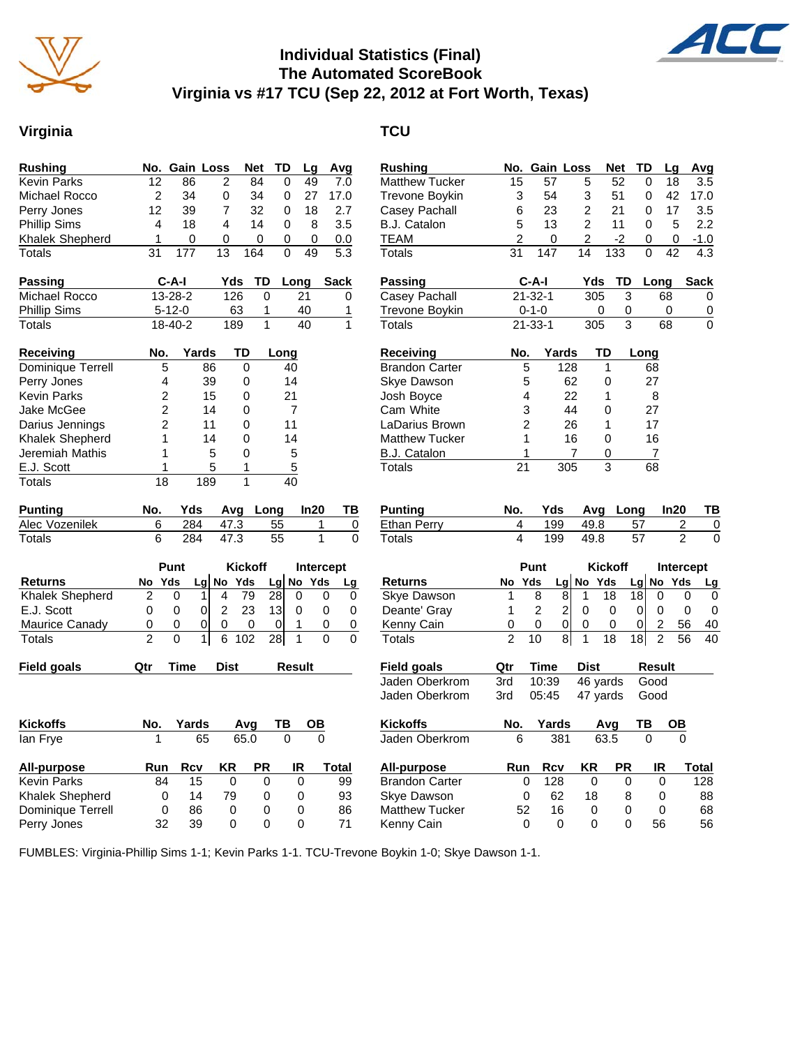# Individual Statistics (Final)
## The Automated ScoreBook
## Virginia vs #17 TCU (Sep 22, 2012 at Fort Worth, Texas)

## Virginia

| Rushing | No. | Gain | Loss | Net | TD | Lg | Avg |
|---|---|---|---|---|---|---|---|
| Kevin Parks | 12 | 86 | 2 | 84 | 0 | 49 | 7.0 |
| Michael Rocco | 2 | 34 | 0 | 34 | 0 | 27 | 17.0 |
| Perry Jones | 12 | 39 | 7 | 32 | 0 | 18 | 2.7 |
| Phillip Sims | 4 | 18 | 4 | 14 | 0 | 8 | 3.5 |
| Khalek Shepherd | 1 | 0 | 0 | 0 | 0 | 0 | 0.0 |
| Totals | 31 | 177 | 13 | 164 | 0 | 49 | 5.3 |

| Passing | C-A-I | Yds | TD | Long | Sack |
|---|---|---|---|---|---|
| Michael Rocco | 13-28-2 | 126 | 0 | 21 | 0 |
| Phillip Sims | 5-12-0 | 63 | 1 | 40 | 1 |
| Totals | 18-40-2 | 189 | 1 | 40 | 1 |

| Receiving | No. | Yards | TD | Long |
|---|---|---|---|---|
| Dominique Terrell | 5 | 86 | 0 | 40 |
| Perry Jones | 4 | 39 | 0 | 14 |
| Kevin Parks | 2 | 15 | 0 | 21 |
| Jake McGee | 2 | 14 | 0 | 7 |
| Darius Jennings | 2 | 11 | 0 | 11 |
| Khalek Shepherd | 1 | 14 | 0 | 14 |
| Jeremiah Mathis | 1 | 5 | 0 | 5 |
| E.J. Scott | 1 | 5 | 1 | 5 |
| Totals | 18 | 189 | 1 | 40 |

| Punting | No. | Yds | Avg | Long | In20 | TB |
|---|---|---|---|---|---|---|
| Alec Vozenilek | 6 | 284 | 47.3 | 55 | 1 | 0 |
| Totals | 6 | 284 | 47.3 | 55 | 1 | 0 |

| | Punt | | | Kickoff | | | Intercept | | |
|---|---|---|---|---|---|---|---|---|---|
| Returns | No | Yds | Lg | No | Yds | Lg | No | Yds | Lg |
| Khalek Shepherd | 2 | 0 | 1 | 4 | 79 | 28 | 0 | 0 | 0 |
| E.J. Scott | 0 | 0 | 0 | 2 | 23 | 13 | 0 | 0 | 0 |
| Maurice Canady | 0 | 0 | 0 | 0 | 0 | 0 | 1 | 0 | 0 |
| Totals | 2 | 0 | 1 | 6 | 102 | 28 | 1 | 0 | 0 |

| Field goals | Qtr | Time | Dist | Result |
|---|---|---|---|---|

| Kickoffs | No. | Yards | Avg | TB | OB |
|---|---|---|---|---|---|
| Ian Frye | 1 | 65 | 65.0 | 0 | 0 |

| All-purpose | Run | Rcv | KR | PR | IR | Total |
|---|---|---|---|---|---|---|
| Kevin Parks | 84 | 15 | 0 | 0 | 0 | 99 |
| Khalek Shepherd | 0 | 14 | 79 | 0 | 0 | 93 |
| Dominique Terrell | 0 | 86 | 0 | 0 | 0 | 86 |
| Perry Jones | 32 | 39 | 0 | 0 | 0 | 71 |

## TCU

| Rushing | No. | Gain | Loss | Net | TD | Lg | Avg |
|---|---|---|---|---|---|---|---|
| Matthew Tucker | 15 | 57 | 5 | 52 | 0 | 18 | 3.5 |
| Trevone Boykin | 3 | 54 | 3 | 51 | 0 | 42 | 17.0 |
| Casey Pachall | 6 | 23 | 2 | 21 | 0 | 17 | 3.5 |
| B.J. Catalon | 5 | 13 | 2 | 11 | 0 | 5 | 2.2 |
| TEAM | 2 | 0 | 2 | -2 | 0 | 0 | -1.0 |
| Totals | 31 | 147 | 14 | 133 | 0 | 42 | 4.3 |

| Passing | C-A-I | Yds | TD | Long | Sack |
|---|---|---|---|---|---|
| Casey Pachall | 21-32-1 | 305 | 3 | 68 | 0 |
| Trevone Boykin | 0-1-0 | 0 | 0 | 0 | 0 |
| Totals | 21-33-1 | 305 | 3 | 68 | 0 |

| Receiving | No. | Yards | TD | Long |
|---|---|---|---|---|
| Brandon Carter | 5 | 128 | 1 | 68 |
| Skye Dawson | 5 | 62 | 0 | 27 |
| Josh Boyce | 4 | 22 | 1 | 8 |
| Cam White | 3 | 44 | 0 | 27 |
| LaDarius Brown | 2 | 26 | 1 | 17 |
| Matthew Tucker | 1 | 16 | 0 | 16 |
| B.J. Catalon | 1 | 7 | 0 | 7 |
| Totals | 21 | 305 | 3 | 68 |

| Punting | No. | Yds | Avg | Long | In20 | TB |
|---|---|---|---|---|---|---|
| Ethan Perry | 4 | 199 | 49.8 | 57 | 2 | 0 |
| Totals | 4 | 199 | 49.8 | 57 | 2 | 0 |

| | Punt | | | Kickoff | | | Intercept | | |
|---|---|---|---|---|---|---|---|---|---|
| Returns | No | Yds | Lg | No | Yds | Lg | No | Yds | Lg |
| Skye Dawson | 1 | 8 | 8 | 1 | 18 | 18 | 0 | 0 | 0 |
| Deante' Gray | 1 | 2 | 2 | 0 | 0 | 0 | 0 | 0 | 0 |
| Kenny Cain | 0 | 0 | 0 | 0 | 0 | 0 | 2 | 56 | 40 |
| Totals | 2 | 10 | 8 | 1 | 18 | 18 | 2 | 56 | 40 |

| Field goals | Qtr | Time | Dist | Result |
|---|---|---|---|---|
| Jaden Oberkrom | 3rd | 10:39 | 46 yards | Good |
| Jaden Oberkrom | 3rd | 05:45 | 47 yards | Good |

| Kickoffs | No. | Yards | Avg | TB | OB |
|---|---|---|---|---|---|
| Jaden Oberkrom | 6 | 381 | 63.5 | 0 | 0 |

| All-purpose | Run | Rcv | KR | PR | IR | Total |
|---|---|---|---|---|---|---|
| Brandon Carter | 0 | 128 | 0 | 0 | 0 | 128 |
| Skye Dawson | 0 | 62 | 18 | 8 | 0 | 88 |
| Matthew Tucker | 52 | 16 | 0 | 0 | 0 | 68 |
| Kenny Cain | 0 | 0 | 0 | 0 | 56 | 56 |

FUMBLES: Virginia-Phillip Sims 1-1; Kevin Parks 1-1. TCU-Trevone Boykin 1-0; Skye Dawson 1-1.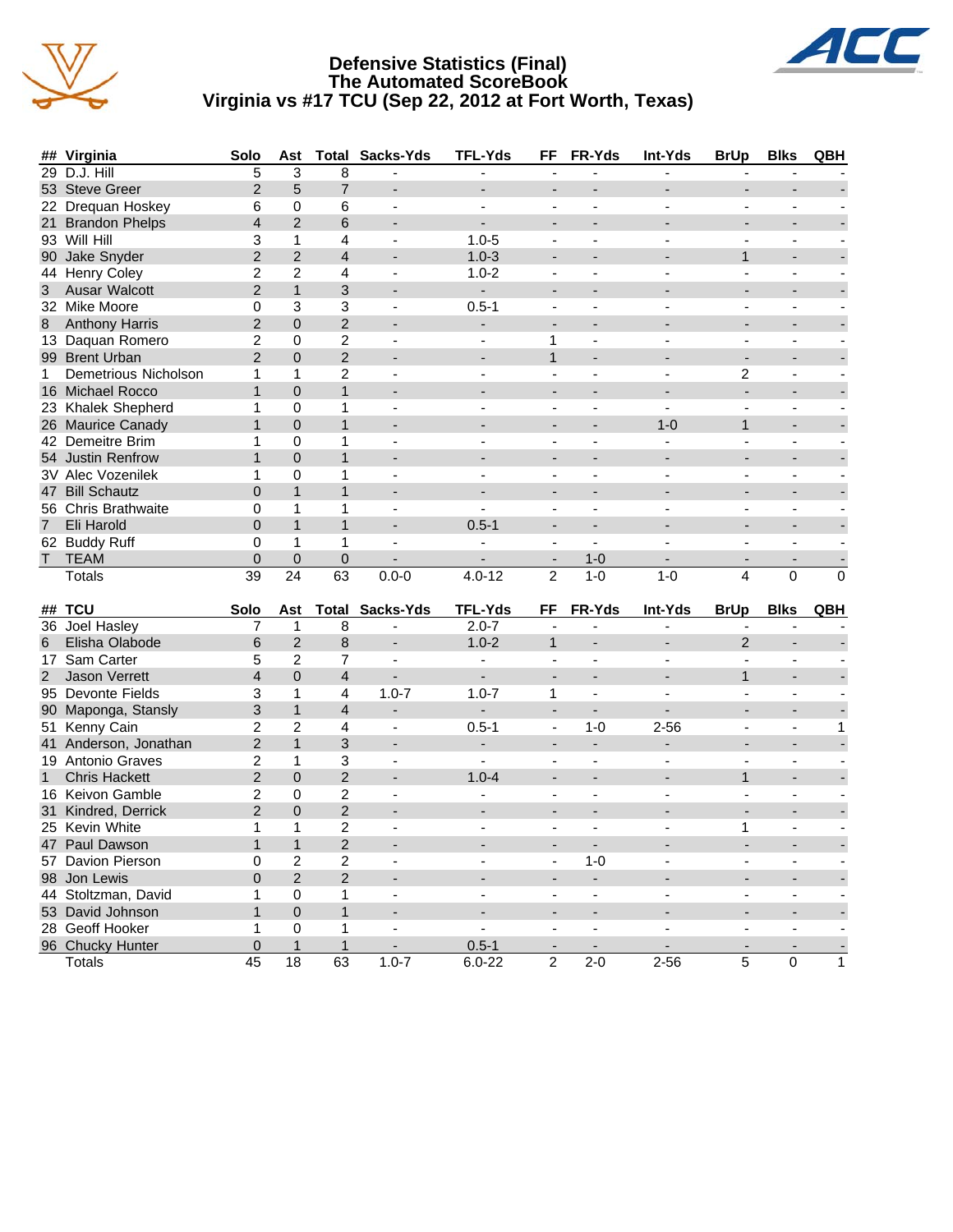# Defensive Statistics (Final)
## The Automated ScoreBook
## Virginia vs #17 TCU (Sep 22, 2012 at Fort Worth, Texas)

| ## | Virginia | Solo | Ast | Total | Sacks-Yds | TFL-Yds | FF | FR-Yds | Int-Yds | BrUp | Blks | QBH |
|---|---|---|---|---|---|---|---|---|---|---|---|---|
| 29 | D.J. Hill | 5 | 3 | 8 | - | - | - | - | - | - | - | - |
| 53 | Steve Greer | 2 | 5 | 7 | - | - | - | - | - | - | - | - |
| 22 | Drequan Hoskey | 6 | 0 | 6 | - | - | - | - | - | - | - | - |
| 21 | Brandon Phelps | 4 | 2 | 6 | - | - | - | - | - | - | - | - |
| 93 | Will Hill | 3 | 1 | 4 | - | 1.0-5 | - | - | - | - | - | - |
| 90 | Jake Snyder | 2 | 2 | 4 | - | 1.0-3 | - | - | - | 1 | - | - |
| 44 | Henry Coley | 2 | 2 | 4 | - | 1.0-2 | - | - | - | - | - | - |
| 3 | Ausar Walcott | 2 | 1 | 3 | - | - | - | - | - | - | - | - |
| 32 | Mike Moore | 0 | 3 | 3 | - | 0.5-1 | - | - | - | - | - | - |
| 8 | Anthony Harris | 2 | 0 | 2 | - | - | - | - | - | - | - | - |
| 13 | Daquan Romero | 2 | 0 | 2 | - | - | 1 | - | - | - | - | - |
| 99 | Brent Urban | 2 | 0 | 2 | - | - | 1 | - | - | - | - | - |
| 1 | Demetrious Nicholson | 1 | 1 | 2 | - | - | - | - | - | 2 | - | - |
| 16 | Michael Rocco | 1 | 0 | 1 | - | - | - | - | - | - | - | - |
| 23 | Khalek Shepherd | 1 | 0 | 1 | - | - | - | - | - | - | - | - |
| 26 | Maurice Canady | 1 | 0 | 1 | - | - | - | - | 1-0 | 1 | - | - |
| 42 | Demeitre Brim | 1 | 0 | 1 | - | - | - | - | - | - | - | - |
| 54 | Justin Renfrow | 1 | 0 | 1 | - | - | - | - | - | - | - | - |
| 3V | Alec Vozenilek | 1 | 0 | 1 | - | - | - | - | - | - | - | - |
| 47 | Bill Schautz | 0 | 1 | 1 | - | - | - | - | - | - | - | - |
| 56 | Chris Brathwaite | 0 | 1 | 1 | - | - | - | - | - | - | - | - |
| 7 | Eli Harold | 0 | 1 | 1 | - | 0.5-1 | - | - | - | - | - | - |
| 62 | Buddy Ruff | 0 | 1 | 1 | - | - | - | - | - | - | - | - |
| T | TEAM | 0 | 0 | 0 | - | - | - | 1-0 | - | - | - | - |
| | Totals | 39 | 24 | 63 | 0.0-0 | 4.0-12 | 2 | 1-0 | 1-0 | 4 | 0 | 0 |

| ## | TCU | Solo | Ast | Total | Sacks-Yds | TFL-Yds | FF | FR-Yds | Int-Yds | BrUp | Blks | QBH |
|---|---|---|---|---|---|---|---|---|---|---|---|---|
| 36 | Joel Hasley | 7 | 1 | 8 | - | 2.0-7 | - | - | - | - | - | - |
| 6 | Elisha Olabode | 6 | 2 | 8 | - | 1.0-2 | 1 | - | - | 2 | - | - |
| 17 | Sam Carter | 5 | 2 | 7 | - | - | - | - | - | - | - | - |
| 2 | Jason Verrett | 4 | 0 | 4 | - | - | - | - | - | 1 | - | - |
| 95 | Devonte Fields | 3 | 1 | 4 | 1.0-7 | 1.0-7 | 1 | - | - | - | - | - |
| 90 | Maponga, Stansly | 3 | 1 | 4 | - | - | - | - | - | - | - | - |
| 51 | Kenny Cain | 2 | 2 | 4 | - | 0.5-1 | - | 1-0 | 2-56 | - | - | 1 |
| 41 | Anderson, Jonathan | 2 | 1 | 3 | - | - | - | - | - | - | - | - |
| 19 | Antonio Graves | 2 | 1 | 3 | - | - | - | - | - | - | - | - |
| 1 | Chris Hackett | 2 | 0 | 2 | - | 1.0-4 | - | - | - | 1 | - | - |
| 16 | Keivon Gamble | 2 | 0 | 2 | - | - | - | - | - | - | - | - |
| 31 | Kindred, Derrick | 2 | 0 | 2 | - | - | - | - | - | - | - | - |
| 25 | Kevin White | 1 | 1 | 2 | - | - | - | - | - | 1 | - | - |
| 47 | Paul Dawson | 1 | 1 | 2 | - | - | - | - | - | - | - | - |
| 57 | Davion Pierson | 0 | 2 | 2 | - | - | - | 1-0 | - | - | - | - |
| 98 | Jon Lewis | 0 | 2 | 2 | - | - | - | - | - | - | - | - |
| 44 | Stoltzman, David | 1 | 0 | 1 | - | - | - | - | - | - | - | - |
| 53 | David Johnson | 1 | 0 | 1 | - | - | - | - | - | - | - | - |
| 28 | Geoff Hooker | 1 | 0 | 1 | - | - | - | - | - | - | - | - |
| 96 | Chucky Hunter | 0 | 1 | 1 | - | 0.5-1 | - | - | - | - | - | - |
| | Totals | 45 | 18 | 63 | 1.0-7 | 6.0-22 | 2 | 2-0 | 2-56 | 5 | 0 | 1 |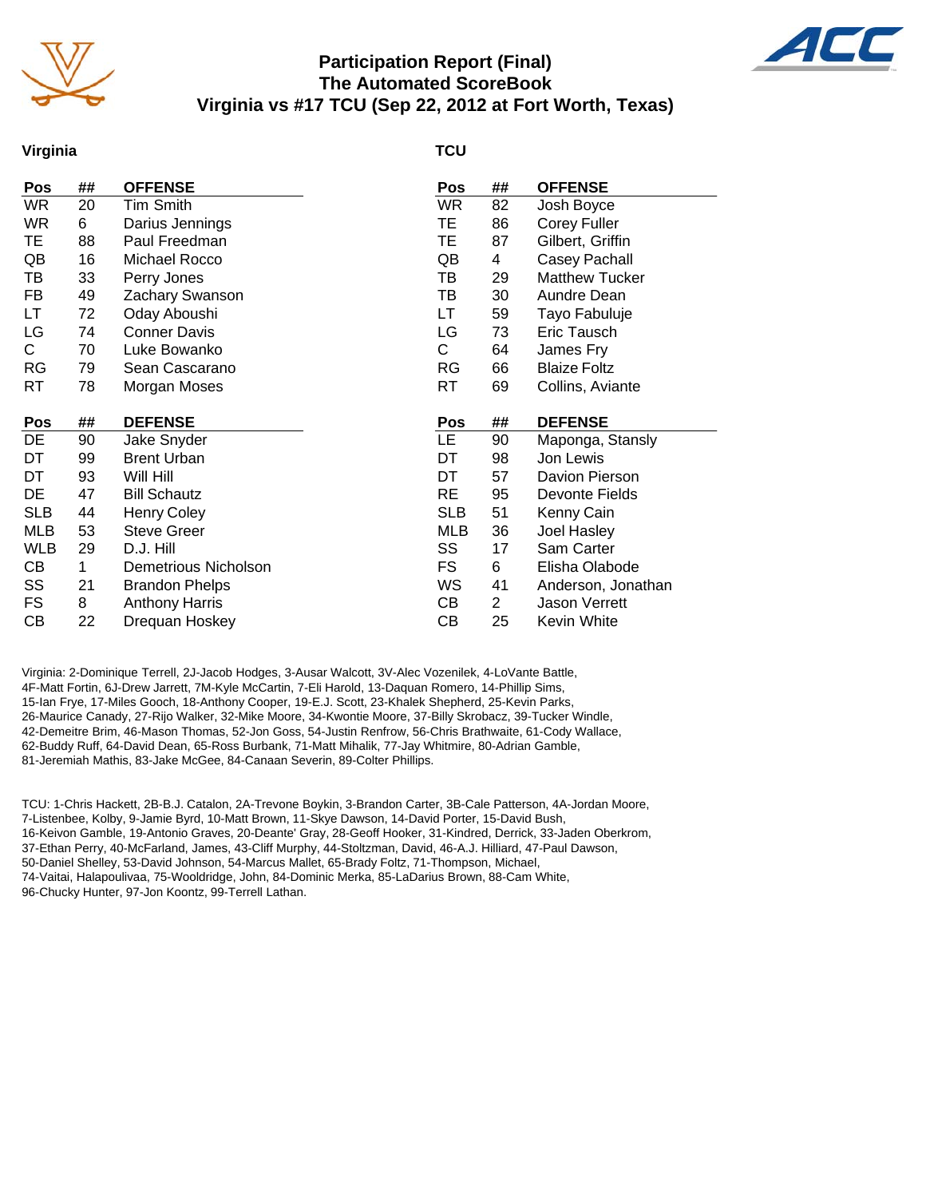# Participation Report (Final)
## The Automated ScoreBook
## Virginia vs #17 TCU (Sep 22, 2012 at Fort Worth, Texas)

### Virginia

| Pos | ## | OFFENSE |
|---|---|---|
| WR | 20 | Tim Smith |
| WR | 6 | Darius Jennings |
| TE | 88 | Paul Freedman |
| QB | 16 | Michael Rocco |
| TB | 33 | Perry Jones |
| FB | 49 | Zachary Swanson |
| LT | 72 | Oday Aboushi |
| LG | 74 | Conner Davis |
| C | 70 | Luke Bowanko |
| RG | 79 | Sean Cascarano |
| RT | 78 | Morgan Moses |

| Pos | ## | DEFENSE |
|---|---|---|
| DE | 90 | Jake Snyder |
| DT | 99 | Brent Urban |
| DT | 93 | Will Hill |
| DE | 47 | Bill Schautz |
| SLB | 44 | Henry Coley |
| MLB | 53 | Steve Greer |
| WLB | 29 | D.J. Hill |
| CB | 1 | Demetrious Nicholson |
| SS | 21 | Brandon Phelps |
| FS | 8 | Anthony Harris |
| CB | 22 | Drequan Hoskey |

### TCU

| Pos | ## | OFFENSE |
|---|---|---|
| WR | 82 | Josh Boyce |
| TE | 86 | Corey Fuller |
| TE | 87 | Gilbert, Griffin |
| QB | 4 | Casey Pachall |
| TB | 29 | Matthew Tucker |
| TB | 30 | Aundre Dean |
| LT | 59 | Tayo Fabuluje |
| LG | 73 | Eric Tausch |
| C | 64 | James Fry |
| RG | 66 | Blaize Foltz |
| RT | 69 | Collins, Aviante |

| Pos | ## | DEFENSE |
|---|---|---|
| LE | 90 | Maponga, Stansly |
| DT | 98 | Jon Lewis |
| DT | 57 | Davion Pierson |
| RE | 95 | Devonte Fields |
| SLB | 51 | Kenny Cain |
| MLB | 36 | Joel Hasley |
| SS | 17 | Sam Carter |
| FS | 6 | Elisha Olabode |
| WS | 41 | Anderson, Jonathan |
| CB | 2 | Jason Verrett |
| CB | 25 | Kevin White |

Virginia: 2-Dominique Terrell, 2J-Jacob Hodges, 3-Ausar Walcott, 3V-Alec Vozenilek, 4-LoVante Battle, 4F-Matt Fortin, 6J-Drew Jarrett, 7M-Kyle McCartin, 7-Eli Harold, 13-Daquan Romero, 14-Phillip Sims, 15-Ian Frye, 17-Miles Gooch, 18-Anthony Cooper, 19-E.J. Scott, 23-Khalek Shepherd, 25-Kevin Parks, 26-Maurice Canady, 27-Rijo Walker, 32-Mike Moore, 34-Kwontie Moore, 37-Billy Skrobacz, 39-Tucker Windle, 42-Demeitre Brim, 46-Mason Thomas, 52-Jon Goss, 54-Justin Renfrow, 56-Chris Brathwaite, 61-Cody Wallace, 62-Buddy Ruff, 64-David Dean, 65-Ross Burbank, 71-Matt Mihalik, 77-Jay Whitmire, 80-Adrian Gamble, 81-Jeremiah Mathis, 83-Jake McGee, 84-Canaan Severin, 89-Colter Phillips.

TCU: 1-Chris Hackett, 2B-B.J. Catalon, 2A-Trevone Boykin, 3-Brandon Carter, 3B-Cale Patterson, 4A-Jordan Moore, 7-Listenbee, Kolby, 9-Jamie Byrd, 10-Matt Brown, 11-Skye Dawson, 14-David Porter, 15-David Bush, 16-Keivon Gamble, 19-Antonio Graves, 20-Deante' Gray, 28-Geoff Hooker, 31-Kindred, Derrick, 33-Jaden Oberkrom, 37-Ethan Perry, 40-McFarland, James, 43-Cliff Murphy, 44-Stoltzman, David, 46-A.J. Hilliard, 47-Paul Dawson, 50-Daniel Shelley, 53-David Johnson, 54-Marcus Mallet, 65-Brady Foltz, 71-Thompson, Michael, 74-Vaitai, Halapoulivaa, 75-Wooldridge, John, 84-Dominic Merka, 85-LaDarius Brown, 88-Cam White, 96-Chucky Hunter, 97-Jon Koontz, 99-Terrell Lathan.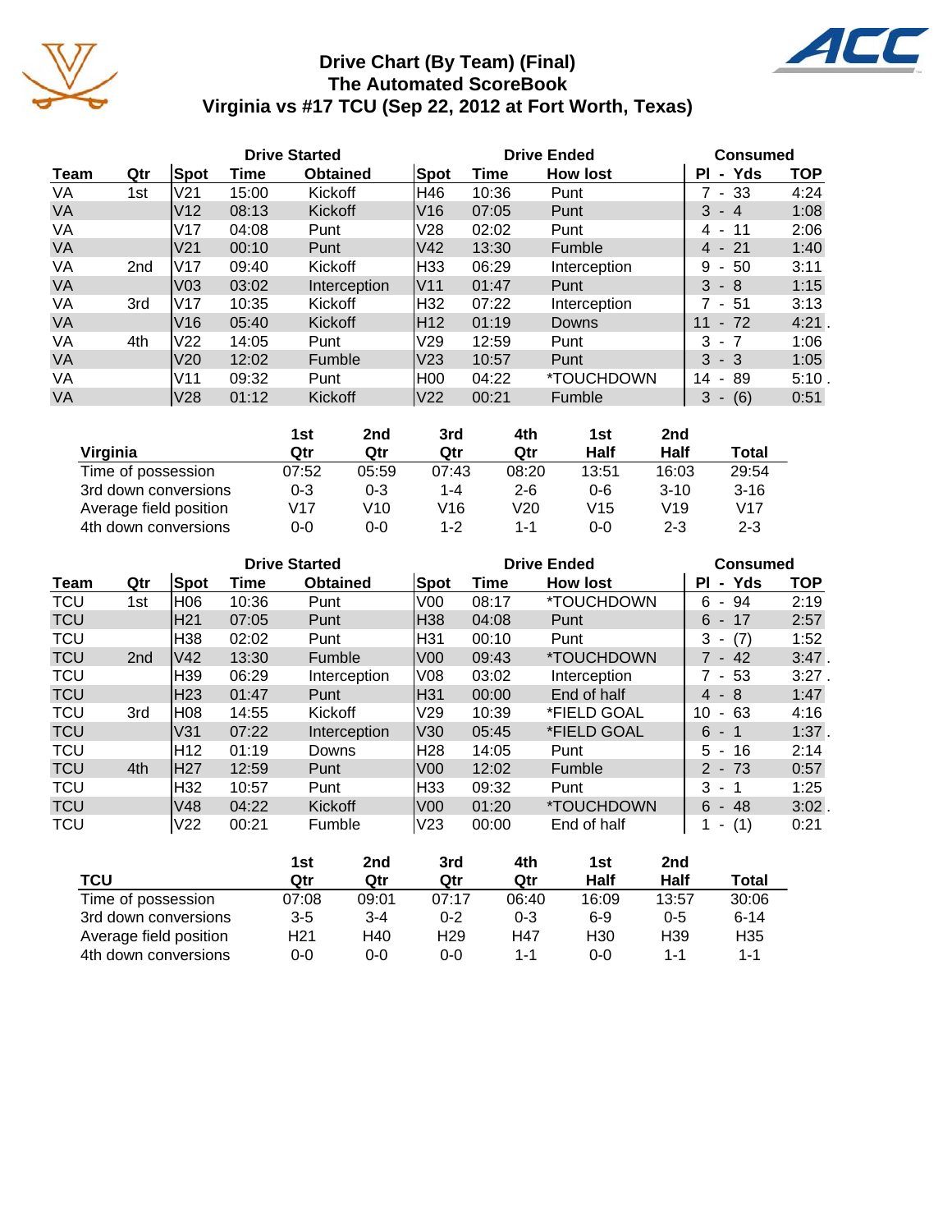# Drive Chart (By Team) (Final)
## The Automated ScoreBook
## Virginia vs #17 TCU (Sep 22, 2012 at Fort Worth, Texas)

| | | Drive Started | | | Drive Ended | | | Consumed | |
|---|---|---|---|---|---|---|---|---|---|
| Team | Qtr | Spot | Time | Obtained | Spot | Time | How lost | Pl - Yds | TOP |
| VA | 1st | V21 | 15:00 | Kickoff | H46 | 10:36 | Punt | 7 - 33 | 4:24 |
| VA | | V12 | 08:13 | Kickoff | V16 | 07:05 | Punt | 3 - 4 | 1:08 |
| VA | | V17 | 04:08 | Punt | V28 | 02:02 | Punt | 4 - 11 | 2:06 |
| VA | | V21 | 00:10 | Punt | V42 | 13:30 | Fumble | 4 - 21 | 1:40 |
| VA | 2nd | V17 | 09:40 | Kickoff | H33 | 06:29 | Interception | 9 - 50 | 3:11 |
| VA | | V03 | 03:02 | Interception | V11 | 01:47 | Punt | 3 - 8 | 1:15 |
| VA | 3rd | V17 | 10:35 | Kickoff | H32 | 07:22 | Interception | 7 - 51 | 3:13 |
| VA | | V16 | 05:40 | Kickoff | H12 | 01:19 | Downs | 11 - 72 | 4:21 . |
| VA | 4th | V22 | 14:05 | Punt | V29 | 12:59 | Punt | 3 - 7 | 1:06 |
| VA | | V20 | 12:02 | Fumble | V23 | 10:57 | Punt | 3 - 3 | 1:05 |
| VA | | V11 | 09:32 | Punt | H00 | 04:22 | *TOUCHDOWN | 14 - 89 | 5:10 . |
| VA | | V28 | 01:12 | Kickoff | V22 | 00:21 | Fumble | 3 - (6) | 0:51 |

| Virginia | 1st Qtr | 2nd Qtr | 3rd Qtr | 4th Qtr | 1st Half | 2nd Half | Total |
|---|---|---|---|---|---|---|---|
| Time of possession | 07:52 | 05:59 | 07:43 | 08:20 | 13:51 | 16:03 | 29:54 |
| 3rd down conversions | 0-3 | 0-3 | 1-4 | 2-6 | 0-6 | 3-10 | 3-16 |
| Average field position | V17 | V10 | V16 | V20 | V15 | V19 | V17 |
| 4th down conversions | 0-0 | 0-0 | 1-2 | 1-1 | 0-0 | 2-3 | 2-3 |

| | | Drive Started | | | Drive Ended | | | Consumed | |
|---|---|---|---|---|---|---|---|---|---|
| Team | Qtr | Spot | Time | Obtained | Spot | Time | How lost | Pl - Yds | TOP |
| TCU | 1st | H06 | 10:36 | Punt | V00 | 08:17 | *TOUCHDOWN | 6 - 94 | 2:19 |
| TCU | | H21 | 07:05 | Punt | H38 | 04:08 | Punt | 6 - 17 | 2:57 |
| TCU | | H38 | 02:02 | Punt | H31 | 00:10 | Punt | 3 - (7) | 1:52 |
| TCU | 2nd | V42 | 13:30 | Fumble | V00 | 09:43 | *TOUCHDOWN | 7 - 42 | 3:47 . |
| TCU | | H39 | 06:29 | Interception | V08 | 03:02 | Interception | 7 - 53 | 3:27 . |
| TCU | | H23 | 01:47 | Punt | H31 | 00:00 | End of half | 4 - 8 | 1:47 |
| TCU | 3rd | H08 | 14:55 | Kickoff | V29 | 10:39 | *FIELD GOAL | 10 - 63 | 4:16 |
| TCU | | V31 | 07:22 | Interception | V30 | 05:45 | *FIELD GOAL | 6 - 1 | 1:37 . |
| TCU | | H12 | 01:19 | Downs | H28 | 14:05 | Punt | 5 - 16 | 2:14 |
| TCU | 4th | H27 | 12:59 | Punt | V00 | 12:02 | Fumble | 2 - 73 | 0:57 |
| TCU | | H32 | 10:57 | Punt | H33 | 09:32 | Punt | 3 - 1 | 1:25 |
| TCU | | V48 | 04:22 | Kickoff | V00 | 01:20 | *TOUCHDOWN | 6 - 48 | 3:02 . |
| TCU | | V22 | 00:21 | Fumble | V23 | 00:00 | End of half | 1 - (1) | 0:21 |

| TCU | 1st Qtr | 2nd Qtr | 3rd Qtr | 4th Qtr | 1st Half | 2nd Half | Total |
|---|---|---|---|---|---|---|---|
| Time of possession | 07:08 | 09:01 | 07:17 | 06:40 | 16:09 | 13:57 | 30:06 |
| 3rd down conversions | 3-5 | 3-4 | 0-2 | 0-3 | 6-9 | 0-5 | 6-14 |
| Average field position | H21 | H40 | H29 | H47 | H30 | H39 | H35 |
| 4th down conversions | 0-0 | 0-0 | 0-0 | 1-1 | 0-0 | 1-1 | 1-1 |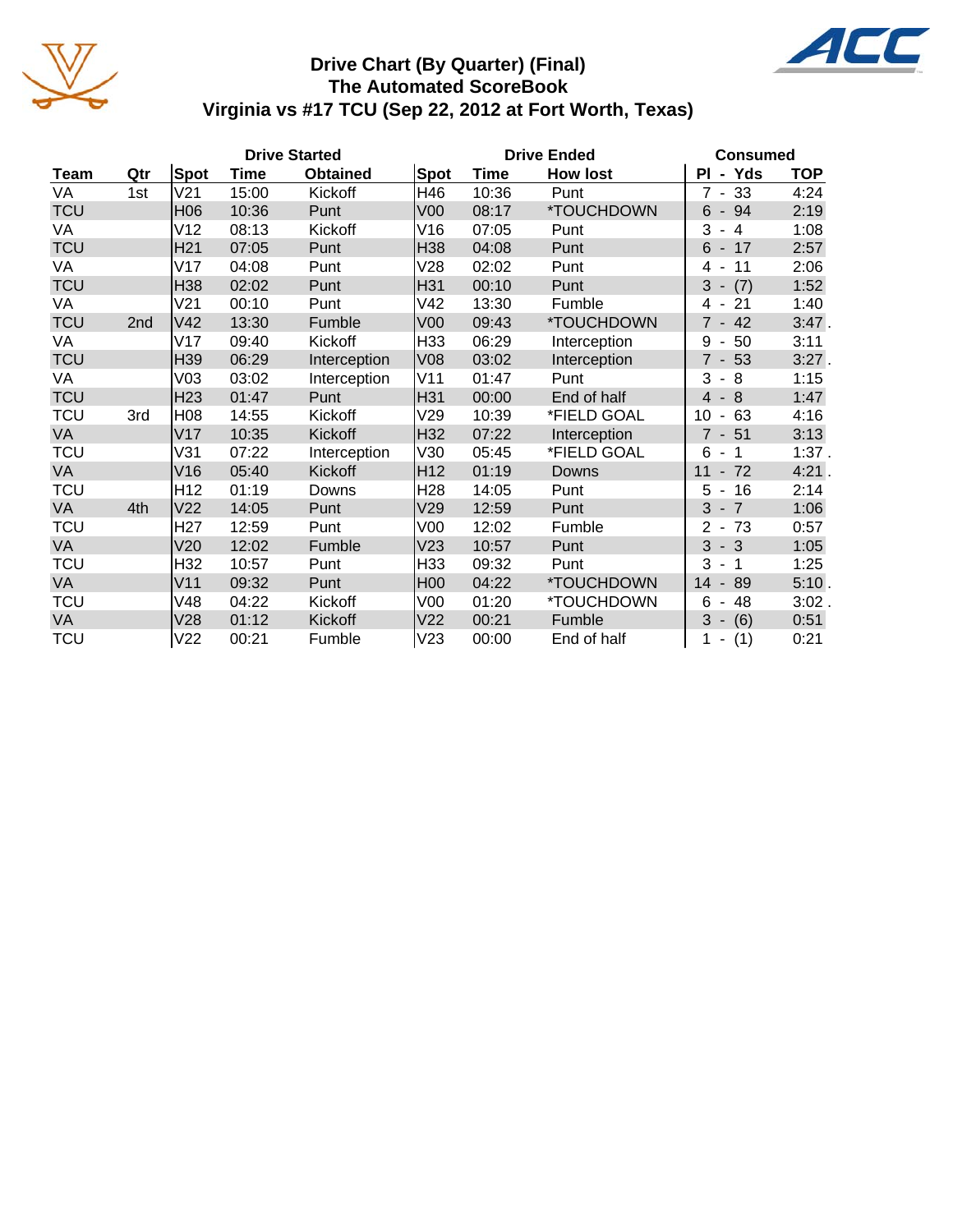# Drive Chart (By Quarter) (Final)
## The Automated ScoreBook
## Virginia vs #17 TCU (Sep 22, 2012 at Fort Worth, Texas)

| | | Drive Started | | | Drive Ended | | | Consumed | |
|---|---|---|---|---|---|---|---|---|---|
| Team | Qtr | Spot | Time | Obtained | Spot | Time | How lost | Pl - Yds | TOP |
| VA | 1st | V21 | 15:00 | Kickoff | H46 | 10:36 | Punt | 7 - 33 | 4:24 |
| TCU | | H06 | 10:36 | Punt | V00 | 08:17 | *TOUCHDOWN | 6 - 94 | 2:19 |
| VA | | V12 | 08:13 | Kickoff | V16 | 07:05 | Punt | 3 - 4 | 1:08 |
| TCU | | H21 | 07:05 | Punt | H38 | 04:08 | Punt | 6 - 17 | 2:57 |
| VA | | V17 | 04:08 | Punt | V28 | 02:02 | Punt | 4 - 11 | 2:06 |
| TCU | | H38 | 02:02 | Punt | H31 | 00:10 | Punt | 3 - (7) | 1:52 |
| VA | | V21 | 00:10 | Punt | V42 | 13:30 | Fumble | 4 - 21 | 1:40 |
| TCU | 2nd | V42 | 13:30 | Fumble | V00 | 09:43 | *TOUCHDOWN | 7 - 42 | 3:47 . |
| VA | | V17 | 09:40 | Kickoff | H33 | 06:29 | Interception | 9 - 50 | 3:11 |
| TCU | | H39 | 06:29 | Interception | V08 | 03:02 | Interception | 7 - 53 | 3:27 . |
| VA | | V03 | 03:02 | Interception | V11 | 01:47 | Punt | 3 - 8 | 1:15 |
| TCU | | H23 | 01:47 | Punt | H31 | 00:00 | End of half | 4 - 8 | 1:47 |
| TCU | 3rd | H08 | 14:55 | Kickoff | V29 | 10:39 | *FIELD GOAL | 10 - 63 | 4:16 |
| VA | | V17 | 10:35 | Kickoff | H32 | 07:22 | Interception | 7 - 51 | 3:13 |
| TCU | | V31 | 07:22 | Interception | V30 | 05:45 | *FIELD GOAL | 6 - 1 | 1:37 . |
| VA | | V16 | 05:40 | Kickoff | H12 | 01:19 | Downs | 11 - 72 | 4:21 . |
| TCU | | H12 | 01:19 | Downs | H28 | 14:05 | Punt | 5 - 16 | 2:14 |
| VA | 4th | V22 | 14:05 | Punt | V29 | 12:59 | Punt | 3 - 7 | 1:06 |
| TCU | | H27 | 12:59 | Punt | V00 | 12:02 | Fumble | 2 - 73 | 0:57 |
| VA | | V20 | 12:02 | Fumble | V23 | 10:57 | Punt | 3 - 3 | 1:05 |
| TCU | | H32 | 10:57 | Punt | H33 | 09:32 | Punt | 3 - 1 | 1:25 |
| VA | | V11 | 09:32 | Punt | H00 | 04:22 | *TOUCHDOWN | 14 - 89 | 5:10 . |
| TCU | | V48 | 04:22 | Kickoff | V00 | 01:20 | *TOUCHDOWN | 6 - 48 | 3:02 . |
| VA | | V28 | 01:12 | Kickoff | V22 | 00:21 | Fumble | 3 - (6) | 0:51 |
| TCU | | V22 | 00:21 | Fumble | V23 | 00:00 | End of half | 1 - (1) | 0:21 |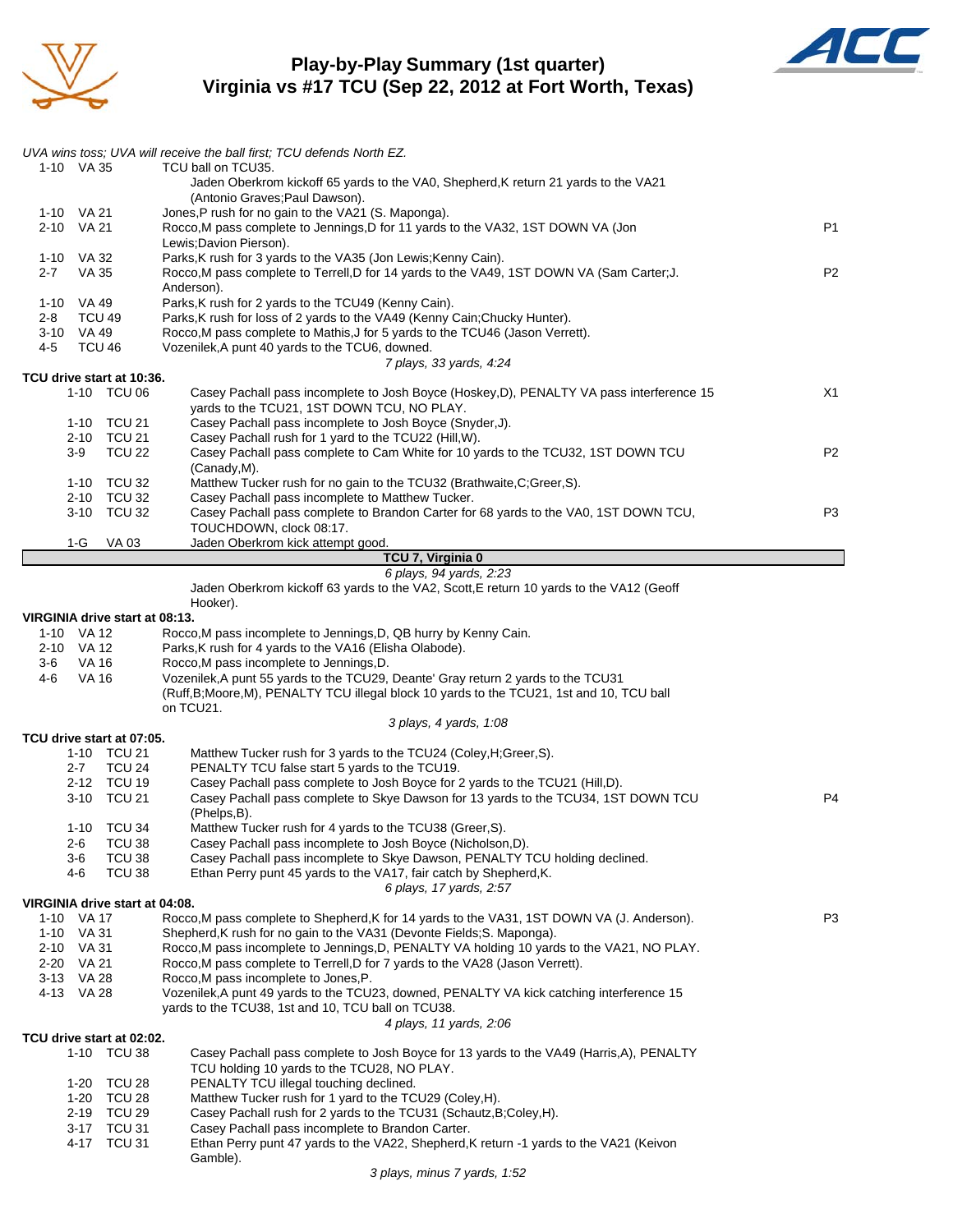# Play-by-Play Summary (1st quarter)
## Virginia vs #17 TCU (Sep 22, 2012 at Fort Worth, Texas)

*UVA wins toss; UVA will receive the ball first; TCU defends North EZ.*

| Down | Spot | Play | |
|---|---|---|---|
| 1-10 | VA 35 | TCU ball on TCU35. | |
| | | Jaden Oberkrom kickoff 65 yards to the VA0, Shepherd,K return 21 yards to the VA21 (Antonio Graves;Paul Dawson). | |
| 1-10 | VA 21 | Jones,P rush for no gain to the VA21 (S. Maponga). | |
| 2-10 | VA 21 | Rocco,M pass complete to Jennings,D for 11 yards to the VA32, 1ST DOWN VA (Jon Lewis;Davion Pierson). | P1 |
| 1-10 | VA 32 | Parks,K rush for 3 yards to the VA35 (Jon Lewis;Kenny Cain). | |
| 2-7 | VA 35 | Rocco,M pass complete to Terrell,D for 14 yards to the VA49, 1ST DOWN VA (Sam Carter;J. Anderson). | P2 |
| 1-10 | VA 49 | Parks,K rush for 2 yards to the TCU49 (Kenny Cain). | |
| 2-8 | TCU 49 | Parks,K rush for loss of 2 yards to the VA49 (Kenny Cain;Chucky Hunter). | |
| 3-10 | VA 49 | Rocco,M pass complete to Mathis,J for 5 yards to the TCU46 (Jason Verrett). | |
| 4-5 | TCU 46 | Vozenilek,A punt 40 yards to the TCU6, downed. | |
| | | *7 plays, 33 yards, 4:24* | |

**TCU drive start at 10:36.**

| Down | Spot | Play | |
|---|---|---|---|
| 1-10 | TCU 06 | Casey Pachall pass incomplete to Josh Boyce (Hoskey,D), PENALTY VA pass interference 15 yards to the TCU21, 1ST DOWN TCU, NO PLAY. | X1 |
| 1-10 | TCU 21 | Casey Pachall pass incomplete to Josh Boyce (Snyder,J). | |
| 2-10 | TCU 21 | Casey Pachall rush for 1 yard to the TCU22 (Hill,W). | |
| 3-9 | TCU 22 | Casey Pachall pass complete to Cam White for 10 yards to the TCU32, 1ST DOWN TCU (Canady,M). | P2 |
| 1-10 | TCU 32 | Matthew Tucker rush for no gain to the TCU32 (Brathwaite,C;Greer,S). | |
| 2-10 | TCU 32 | Casey Pachall pass incomplete to Matthew Tucker. | |
| 3-10 | TCU 32 | Casey Pachall pass complete to Brandon Carter for 68 yards to the VA0, 1ST DOWN TCU, TOUCHDOWN, clock 08:17. | P3 |
| 1-G | VA 03 | Jaden Oberkrom kick attempt good. | |

**TCU 7, Virginia 0**

*6 plays, 94 yards, 2:23*

Jaden Oberkrom kickoff 63 yards to the VA2, Scott,E return 10 yards to the VA12 (Geoff Hooker).

**VIRGINIA drive start at 08:13.**

| Down | Spot | Play | |
|---|---|---|---|
| 1-10 | VA 12 | Rocco,M pass incomplete to Jennings,D, QB hurry by Kenny Cain. | |
| 2-10 | VA 12 | Parks,K rush for 4 yards to the VA16 (Elisha Olabode). | |
| 3-6 | VA 16 | Rocco,M pass incomplete to Jennings,D. | |
| 4-6 | VA 16 | Vozenilek,A punt 55 yards to the TCU29, Deante' Gray return 2 yards to the TCU31 (Ruff,B;Moore,M), PENALTY TCU illegal block 10 yards to the TCU21, 1st and 10, TCU ball on TCU21. | |
| | | *3 plays, 4 yards, 1:08* | |

**TCU drive start at 07:05.**

| Down | Spot | Play | |
|---|---|---|---|
| 1-10 | TCU 21 | Matthew Tucker rush for 3 yards to the TCU24 (Coley,H;Greer,S). | |
| 2-7 | TCU 24 | PENALTY TCU false start 5 yards to the TCU19. | |
| 2-12 | TCU 19 | Casey Pachall pass complete to Josh Boyce for 2 yards to the TCU21 (Hill,D). | |
| 3-10 | TCU 21 | Casey Pachall pass complete to Skye Dawson for 13 yards to the TCU34, 1ST DOWN TCU (Phelps,B). | P4 |
| 1-10 | TCU 34 | Matthew Tucker rush for 4 yards to the TCU38 (Greer,S). | |
| 2-6 | TCU 38 | Casey Pachall pass incomplete to Josh Boyce (Nicholson,D). | |
| 3-6 | TCU 38 | Casey Pachall pass incomplete to Skye Dawson, PENALTY TCU holding declined. | |
| 4-6 | TCU 38 | Ethan Perry punt 45 yards to the VA17, fair catch by Shepherd,K. | |
| | | *6 plays, 17 yards, 2:57* | |

**VIRGINIA drive start at 04:08.**

| Down | Spot | Play | |
|---|---|---|---|
| 1-10 | VA 17 | Rocco,M pass complete to Shepherd,K for 14 yards to the VA31, 1ST DOWN VA (J. Anderson). | P3 |
| 1-10 | VA 31 | Shepherd,K rush for no gain to the VA31 (Devonte Fields;S. Maponga). | |
| 2-10 | VA 31 | Rocco,M pass incomplete to Jennings,D, PENALTY VA holding 10 yards to the VA21, NO PLAY. | |
| 2-20 | VA 21 | Rocco,M pass complete to Terrell,D for 7 yards to the VA28 (Jason Verrett). | |
| 3-13 | VA 28 | Rocco,M pass incomplete to Jones,P. | |
| 4-13 | VA 28 | Vozenilek,A punt 49 yards to the TCU23, downed, PENALTY VA kick catching interference 15 yards to the TCU38, 1st and 10, TCU ball on TCU38. | |
| | | *4 plays, 11 yards, 2:06* | |

**TCU drive start at 02:02.**

| Down | Spot | Play | |
|---|---|---|---|
| 1-10 | TCU 38 | Casey Pachall pass complete to Josh Boyce for 13 yards to the VA49 (Harris,A), PENALTY TCU holding 10 yards to the TCU28, NO PLAY. | |
| 1-20 | TCU 28 | PENALTY TCU illegal touching declined. | |
| 1-20 | TCU 28 | Matthew Tucker rush for 1 yard to the TCU29 (Coley,H). | |
| 2-19 | TCU 29 | Casey Pachall rush for 2 yards to the TCU31 (Schautz,B;Coley,H). | |
| 3-17 | TCU 31 | Casey Pachall pass incomplete to Brandon Carter. | |
| 4-17 | TCU 31 | Ethan Perry punt 47 yards to the VA22, Shepherd,K return -1 yards to the VA21 (Keivon Gamble). | |
| | | *3 plays, minus 7 yards, 1:52* | |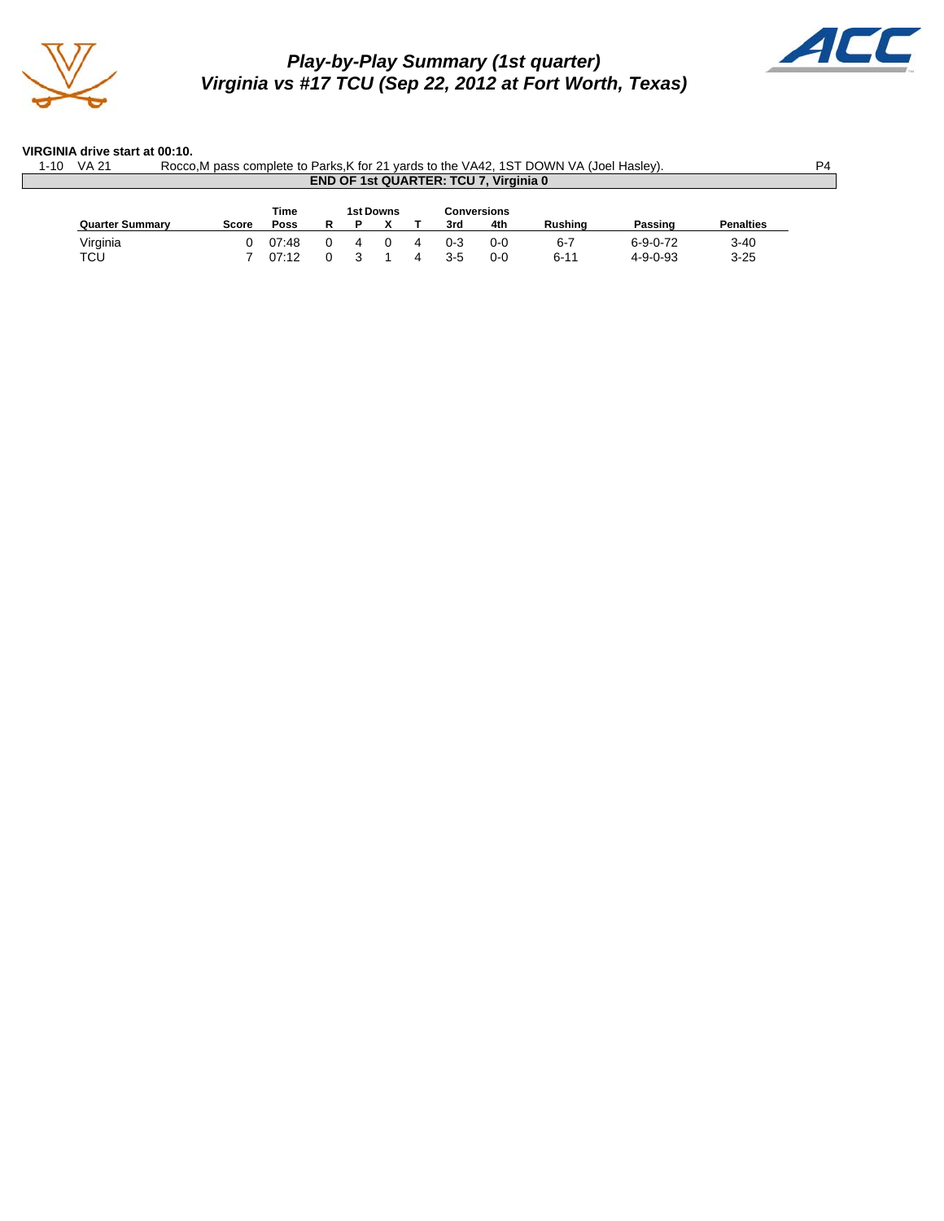## Play-by-Play Summary (1st quarter)
## Virginia vs #17 TCU (Sep 22, 2012 at Fort Worth, Texas)

**VIRGINIA drive start at 00:10.**

| | | | |
|---|---|---|---|
| 1-10 | VA 21 | Rocco,M pass complete to Parks,K for 21 yards to the VA42, 1ST DOWN VA (Joel Hasley). | P4 |

**END OF 1st QUARTER: TCU 7, Virginia 0**

| Quarter Summary | Score | Time Poss | 1st Downs R | P | X | T | Conversions 3rd | 4th | Rushing | Passing | Penalties |
|---|---|---|---|---|---|---|---|---|---|---|---|
| Virginia | 0 | 07:48 | 0 | 4 | 0 | 4 | 0-3 | 0-0 | 6-7 | 6-9-0-72 | 3-40 |
| TCU | 7 | 07:12 | 0 | 3 | 1 | 4 | 3-5 | 0-0 | 6-11 | 4-9-0-93 | 3-25 |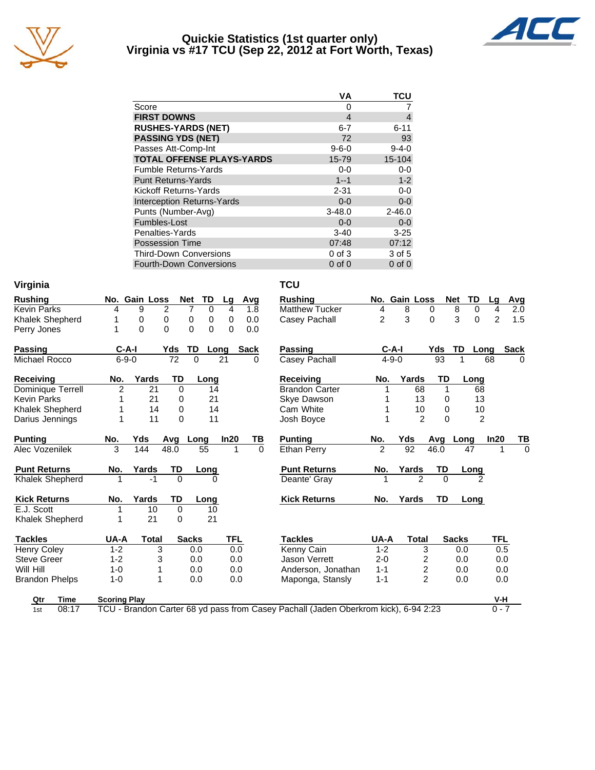# Quickie Statistics (1st quarter only)
## Virginia vs #17 TCU (Sep 22, 2012 at Fort Worth, Texas)

| | VA | TCU |
|---|---|---|
| Score | 0 | 7 |
| **FIRST DOWNS** | 4 | 4 |
| **RUSHES-YARDS (NET)** | 6-7 | 6-11 |
| **PASSING YDS (NET)** | 72 | 93 |
| Passes Att-Comp-Int | 9-6-0 | 9-4-0 |
| **TOTAL OFFENSE PLAYS-YARDS** | 15-79 | 15-104 |
| Fumble Returns-Yards | 0-0 | 0-0 |
| Punt Returns-Yards | 1--1 | 1-2 |
| Kickoff Returns-Yards | 2-31 | 0-0 |
| Interception Returns-Yards | 0-0 | 0-0 |
| Punts (Number-Avg) | 3-48.0 | 2-46.0 |
| Fumbles-Lost | 0-0 | 0-0 |
| Penalties-Yards | 3-40 | 3-25 |
| Possession Time | 07:48 | 07:12 |
| Third-Down Conversions | 0 of 3 | 3 of 5 |
| Fourth-Down Conversions | 0 of 0 | 0 of 0 |

## Virginia

| Rushing | No. | Gain | Loss | Net | TD | Lg | Avg |
|---|---|---|---|---|---|---|---|
| Kevin Parks | 4 | 9 | 2 | 7 | 0 | 4 | 1.8 |
| Khalek Shepherd | 1 | 0 | 0 | 0 | 0 | 0 | 0.0 |
| Perry Jones | 1 | 0 | 0 | 0 | 0 | 0 | 0.0 |

| Passing | C-A-I | Yds | TD | Long | Sack |
|---|---|---|---|---|---|
| Michael Rocco | 6-9-0 | 72 | 0 | 21 | 0 |

| Receiving | No. | Yards | TD | Long |
|---|---|---|---|---|
| Dominique Terrell | 2 | 21 | 0 | 14 |
| Kevin Parks | 1 | 21 | 0 | 21 |
| Khalek Shepherd | 1 | 14 | 0 | 14 |
| Darius Jennings | 1 | 11 | 0 | 11 |

| Punting | No. | Yds | Avg | Long | In20 | TB |
|---|---|---|---|---|---|---|
| Alec Vozenilek | 3 | 144 | 48.0 | 55 | 1 | 0 |

| Punt Returns | No. | Yards | TD | Long |
|---|---|---|---|---|
| Khalek Shepherd | 1 | -1 | 0 | 0 |

| Kick Returns | No. | Yards | TD | Long |
|---|---|---|---|---|
| E.J. Scott | 1 | 10 | 0 | 10 |
| Khalek Shepherd | 1 | 21 | 0 | 21 |

| Tackles | UA-A | Total | Sacks | TFL |
|---|---|---|---|---|
| Henry Coley | 1-2 | 3 | 0.0 | 0.0 |
| Steve Greer | 1-2 | 3 | 0.0 | 0.0 |
| Will Hill | 1-0 | 1 | 0.0 | 0.0 |
| Brandon Phelps | 1-0 | 1 | 0.0 | 0.0 |

## TCU

| Rushing | No. | Gain | Loss | Net | TD | Lg | Avg |
|---|---|---|---|---|---|---|---|
| Matthew Tucker | 4 | 8 | 0 | 8 | 0 | 4 | 2.0 |
| Casey Pachall | 2 | 3 | 0 | 3 | 0 | 2 | 1.5 |

| Passing | C-A-I | Yds | TD | Long | Sack |
|---|---|---|---|---|---|
| Casey Pachall | 4-9-0 | 93 | 1 | 68 | 0 |

| Receiving | No. | Yards | TD | Long |
|---|---|---|---|---|
| Brandon Carter | 1 | 68 | 1 | 68 |
| Skye Dawson | 1 | 13 | 0 | 13 |
| Cam White | 1 | 10 | 0 | 10 |
| Josh Boyce | 1 | 2 | 0 | 2 |

| Punting | No. | Yds | Avg | Long | In20 | TB |
|---|---|---|---|---|---|---|
| Ethan Perry | 2 | 92 | 46.0 | 47 | 1 | 0 |

| Punt Returns | No. | Yards | TD | Long |
|---|---|---|---|---|
| Deante' Gray | 1 | 2 | 0 | 2 |

| Kick Returns | No. | Yards | TD | Long |
|---|---|---|---|---|

| Tackles | UA-A | Total | Sacks | TFL |
|---|---|---|---|---|
| Kenny Cain | 1-2 | 3 | 0.0 | 0.5 |
| Jason Verrett | 2-0 | 2 | 0.0 | 0.0 |
| Anderson, Jonathan | 1-1 | 2 | 0.0 | 0.0 |
| Maponga, Stansly | 1-1 | 2 | 0.0 | 0.0 |

| Qtr | Time | Scoring Play | V-H |
|---|---|---|---|
| 1st | 08:17 | TCU - Brandon Carter 68 yd pass from Casey Pachall (Jaden Oberkrom kick), 6-94 2:23 | 0 - 7 |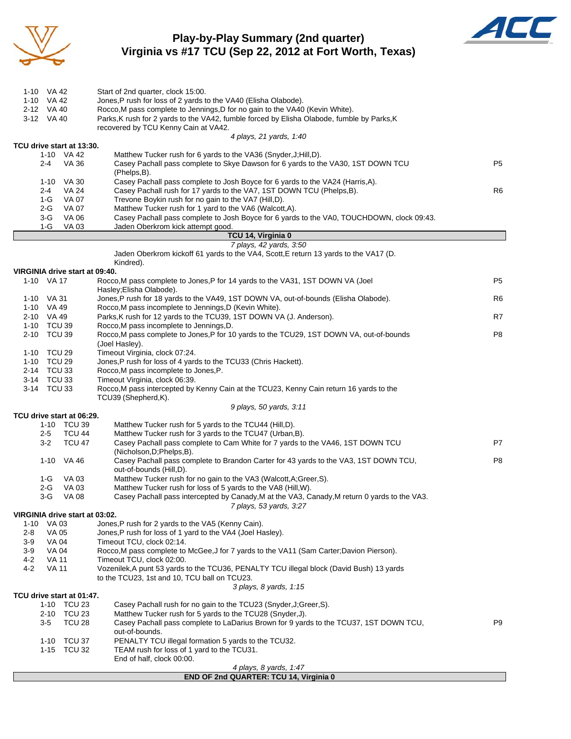# Play-by-Play Summary (2nd quarter)
## Virginia vs #17 TCU (Sep 22, 2012 at Fort Worth, Texas)

| Down | Spot | Play | |
|---|---|---|---|
| 1-10 | VA 42 | Start of 2nd quarter, clock 15:00. | |
| 1-10 | VA 42 | Jones,P rush for loss of 2 yards to the VA40 (Elisha Olabode). | |
| 2-12 | VA 40 | Rocco,M pass complete to Jennings,D for no gain to the VA40 (Kevin White). | |
| 3-12 | VA 40 | Parks,K rush for 2 yards to the VA42, fumble forced by Elisha Olabode, fumble by Parks,K recovered by TCU Kenny Cain at VA42. | |
| | | *4 plays, 21 yards, 1:40* | |

**TCU drive start at 13:30.**

| Down | Spot | Play | |
|---|---|---|---|
| 1-10 | VA 42 | Matthew Tucker rush for 6 yards to the VA36 (Snyder,J;Hill,D). | |
| 2-4 | VA 36 | Casey Pachall pass complete to Skye Dawson for 6 yards to the VA30, 1ST DOWN TCU (Phelps,B). | P5 |
| 1-10 | VA 30 | Casey Pachall pass complete to Josh Boyce for 6 yards to the VA24 (Harris,A). | |
| 2-4 | VA 24 | Casey Pachall rush for 17 yards to the VA7, 1ST DOWN TCU (Phelps,B). | R6 |
| 1-G | VA 07 | Trevone Boykin rush for no gain to the VA7 (Hill,D). | |
| 2-G | VA 07 | Matthew Tucker rush for 1 yard to the VA6 (Walcott,A). | |
| 3-G | VA 06 | Casey Pachall pass complete to Josh Boyce for 6 yards to the VA0, TOUCHDOWN, clock 09:43. | |
| 1-G | VA 03 | Jaden Oberkrom kick attempt good. | |

**TCU 14, Virginia 0**

*7 plays, 42 yards, 3:50*

Jaden Oberkrom kickoff 61 yards to the VA4, Scott,E return 13 yards to the VA17 (D. Kindred).

**VIRGINIA drive start at 09:40.**

| Down | Spot | Play | |
|---|---|---|---|
| 1-10 | VA 17 | Rocco,M pass complete to Jones,P for 14 yards to the VA31, 1ST DOWN VA (Joel Hasley;Elisha Olabode). | P5 |
| 1-10 | VA 31 | Jones,P rush for 18 yards to the VA49, 1ST DOWN VA, out-of-bounds (Elisha Olabode). | R6 |
| 1-10 | VA 49 | Rocco,M pass incomplete to Jennings,D (Kevin White). | |
| 2-10 | VA 49 | Parks,K rush for 12 yards to the TCU39, 1ST DOWN VA (J. Anderson). | R7 |
| 1-10 | TCU 39 | Rocco,M pass incomplete to Jennings,D. | |
| 2-10 | TCU 39 | Rocco,M pass complete to Jones,P for 10 yards to the TCU29, 1ST DOWN VA, out-of-bounds (Joel Hasley). | P8 |
| 1-10 | TCU 29 | Timeout Virginia, clock 07:24. | |
| 1-10 | TCU 29 | Jones,P rush for loss of 4 yards to the TCU33 (Chris Hackett). | |
| 2-14 | TCU 33 | Rocco,M pass incomplete to Jones,P. | |
| 3-14 | TCU 33 | Timeout Virginia, clock 06:39. | |
| 3-14 | TCU 33 | Rocco,M pass intercepted by Kenny Cain at the TCU23, Kenny Cain return 16 yards to the TCU39 (Shepherd,K). | |
| | | *9 plays, 50 yards, 3:11* | |

**TCU drive start at 06:29.**

| Down | Spot | Play | |
|---|---|---|---|
| 1-10 | TCU 39 | Matthew Tucker rush for 5 yards to the TCU44 (Hill,D). | |
| 2-5 | TCU 44 | Matthew Tucker rush for 3 yards to the TCU47 (Urban,B). | |
| 3-2 | TCU 47 | Casey Pachall pass complete to Cam White for 7 yards to the VA46, 1ST DOWN TCU (Nicholson,D;Phelps,B). | P7 |
| 1-10 | VA 46 | Casey Pachall pass complete to Brandon Carter for 43 yards to the VA3, 1ST DOWN TCU, out-of-bounds (Hill,D). | P8 |
| 1-G | VA 03 | Matthew Tucker rush for no gain to the VA3 (Walcott,A;Greer,S). | |
| 2-G | VA 03 | Matthew Tucker rush for loss of 5 yards to the VA8 (Hill,W). | |
| 3-G | VA 08 | Casey Pachall pass intercepted by Canady,M at the VA3, Canady,M return 0 yards to the VA3. | |
| | | *7 plays, 53 yards, 3:27* | |

**VIRGINIA drive start at 03:02.**

| Down | Spot | Play | |
|---|---|---|---|
| 1-10 | VA 03 | Jones,P rush for 2 yards to the VA5 (Kenny Cain). | |
| 2-8 | VA 05 | Jones,P rush for loss of 1 yard to the VA4 (Joel Hasley). | |
| 3-9 | VA 04 | Timeout TCU, clock 02:14. | |
| 3-9 | VA 04 | Rocco,M pass complete to McGee,J for 7 yards to the VA11 (Sam Carter;Davion Pierson). | |
| 4-2 | VA 11 | Timeout TCU, clock 02:00. | |
| 4-2 | VA 11 | Vozenilek,A punt 53 yards to the TCU36, PENALTY TCU illegal block (David Bush) 13 yards to the TCU23, 1st and 10, TCU ball on TCU23. | |
| | | *3 plays, 8 yards, 1:15* | |

**TCU drive start at 01:47.**

| Down | Spot | Play | |
|---|---|---|---|
| 1-10 | TCU 23 | Casey Pachall rush for no gain to the TCU23 (Snyder,J;Greer,S). | |
| 2-10 | TCU 23 | Matthew Tucker rush for 5 yards to the TCU28 (Snyder,J). | |
| 3-5 | TCU 28 | Casey Pachall pass complete to LaDarius Brown for 9 yards to the TCU37, 1ST DOWN TCU, out-of-bounds. | P9 |
| 1-10 | TCU 37 | PENALTY TCU illegal formation 5 yards to the TCU32. | |
| 1-15 | TCU 32 | TEAM rush for loss of 1 yard to the TCU31. | |
| | | End of half, clock 00:00. | |
| | | *4 plays, 8 yards, 1:47* | |

**END OF 2nd QUARTER: TCU 14, Virginia 0**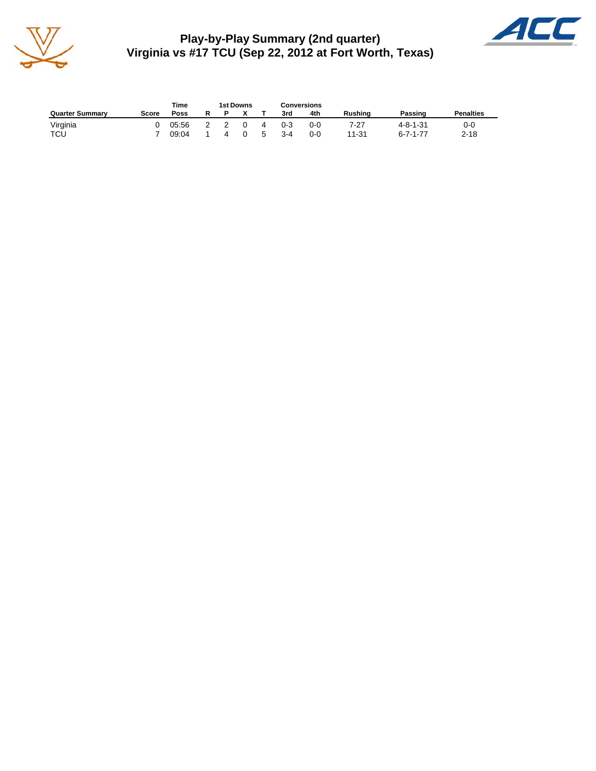# Play-by-Play Summary (2nd quarter)
## Virginia vs #17 TCU (Sep 22, 2012 at Fort Worth, Texas)

| Quarter Summary | Score | Time Poss | 1st Downs R | P | X | T | Conversions 3rd | 4th | Rushing | Passing | Penalties |
|---|---|---|---|---|---|---|---|---|---|---|---|
| Virginia | 0 | 05:56 | 2 | 2 | 0 | 4 | 0-3 | 0-0 | 7-27 | 4-8-1-31 | 0-0 |
| TCU | 7 | 09:04 | 1 | 4 | 0 | 5 | 3-4 | 0-0 | 11-31 | 6-7-1-77 | 2-18 |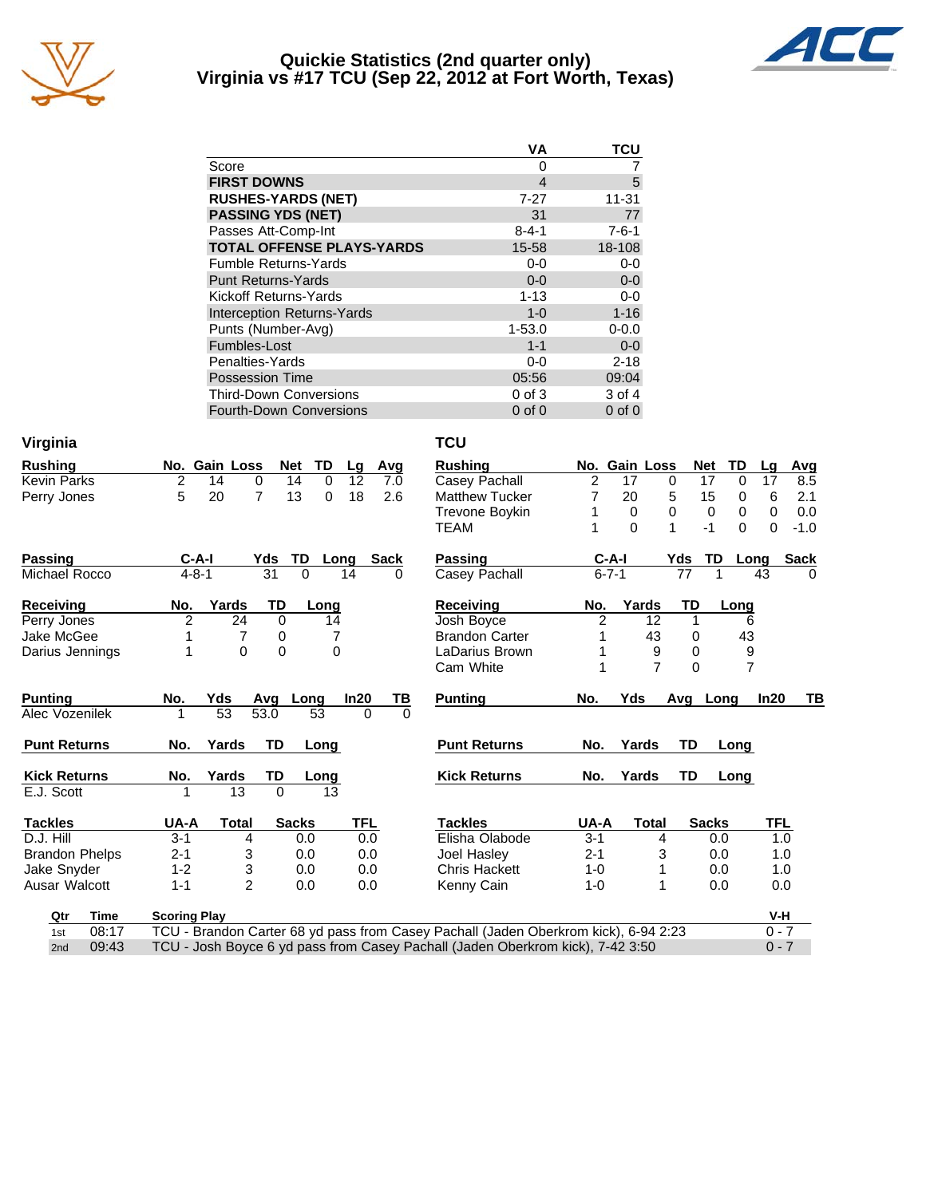# Quickie Statistics (2nd quarter only)
## Virginia vs #17 TCU (Sep 22, 2012 at Fort Worth, Texas)

| | VA | TCU |
|---|---|---|
| Score | 0 | 7 |
| **FIRST DOWNS** | 4 | 5 |
| **RUSHES-YARDS (NET)** | 7-27 | 11-31 |
| **PASSING YDS (NET)** | 31 | 77 |
| Passes Att-Comp-Int | 8-4-1 | 7-6-1 |
| **TOTAL OFFENSE PLAYS-YARDS** | 15-58 | 18-108 |
| Fumble Returns-Yards | 0-0 | 0-0 |
| Punt Returns-Yards | 0-0 | 0-0 |
| Kickoff Returns-Yards | 1-13 | 0-0 |
| Interception Returns-Yards | 1-0 | 1-16 |
| Punts (Number-Avg) | 1-53.0 | 0-0.0 |
| Fumbles-Lost | 1-1 | 0-0 |
| Penalties-Yards | 0-0 | 2-18 |
| Possession Time | 05:56 | 09:04 |
| Third-Down Conversions | 0 of 3 | 3 of 4 |
| Fourth-Down Conversions | 0 of 0 | 0 of 0 |

### Virginia

| Rushing | No. | Gain | Loss | Net | TD | Lg | Avg |
|---|---|---|---|---|---|---|---|
| Kevin Parks | 2 | 14 | 0 | 14 | 0 | 12 | 7.0 |
| Perry Jones | 5 | 20 | 7 | 13 | 0 | 18 | 2.6 |

| Passing | C-A-I | Yds | TD | Long | Sack |
|---|---|---|---|---|---|
| Michael Rocco | 4-8-1 | 31 | 0 | 14 | 0 |

| Receiving | No. | Yards | TD | Long |
|---|---|---|---|---|
| Perry Jones | 2 | 24 | 0 | 14 |
| Jake McGee | 1 | 7 | 0 | 7 |
| Darius Jennings | 1 | 0 | 0 | 0 |

| Punting | No. | Yds | Avg | Long | In20 | TB |
|---|---|---|---|---|---|---|
| Alec Vozenilek | 1 | 53 | 53.0 | 53 | 0 | 0 |

| Punt Returns | No. | Yards | TD | Long |
|---|---|---|---|---|

| Kick Returns | No. | Yards | TD | Long |
|---|---|---|---|---|
| E.J. Scott | 1 | 13 | 0 | 13 |

| Tackles | UA-A | Total | Sacks | TFL |
|---|---|---|---|---|
| D.J. Hill | 3-1 | 4 | 0.0 | 0.0 |
| Brandon Phelps | 2-1 | 3 | 0.0 | 0.0 |
| Jake Snyder | 1-2 | 3 | 0.0 | 0.0 |
| Ausar Walcott | 1-1 | 2 | 0.0 | 0.0 |

### TCU

| Rushing | No. | Gain | Loss | Net | TD | Lg | Avg |
|---|---|---|---|---|---|---|---|
| Casey Pachall | 2 | 17 | 0 | 17 | 0 | 17 | 8.5 |
| Matthew Tucker | 7 | 20 | 5 | 15 | 0 | 6 | 2.1 |
| Trevone Boykin | 1 | 0 | 0 | 0 | 0 | 0 | 0.0 |
| TEAM | 1 | 0 | 1 | -1 | 0 | 0 | -1.0 |

| Passing | C-A-I | Yds | TD | Long | Sack |
|---|---|---|---|---|---|
| Casey Pachall | 6-7-1 | 77 | 1 | 43 | 0 |

| Receiving | No. | Yards | TD | Long |
|---|---|---|---|---|
| Josh Boyce | 2 | 12 | 1 | 6 |
| Brandon Carter | 1 | 43 | 0 | 43 |
| LaDarius Brown | 1 | 9 | 0 | 9 |
| Cam White | 1 | 7 | 0 | 7 |

| Punting | No. | Yds | Avg | Long | In20 | TB |
|---|---|---|---|---|---|---|

| Punt Returns | No. | Yards | TD | Long |
|---|---|---|---|---|

| Kick Returns | No. | Yards | TD | Long |
|---|---|---|---|---|

| Tackles | UA-A | Total | Sacks | TFL |
|---|---|---|---|---|
| Elisha Olabode | 3-1 | 4 | 0.0 | 1.0 |
| Joel Hasley | 2-1 | 3 | 0.0 | 1.0 |
| Chris Hackett | 1-0 | 1 | 0.0 | 1.0 |
| Kenny Cain | 1-0 | 1 | 0.0 | 0.0 |

| Qtr | Time | Scoring Play | V-H |
|---|---|---|---|
| 1st | 08:17 | TCU - Brandon Carter 68 yd pass from Casey Pachall (Jaden Oberkrom kick), 6-94 2:23 | 0 - 7 |
| 2nd | 09:43 | TCU - Josh Boyce 6 yd pass from Casey Pachall (Jaden Oberkrom kick), 7-42 3:50 | 0 - 7 |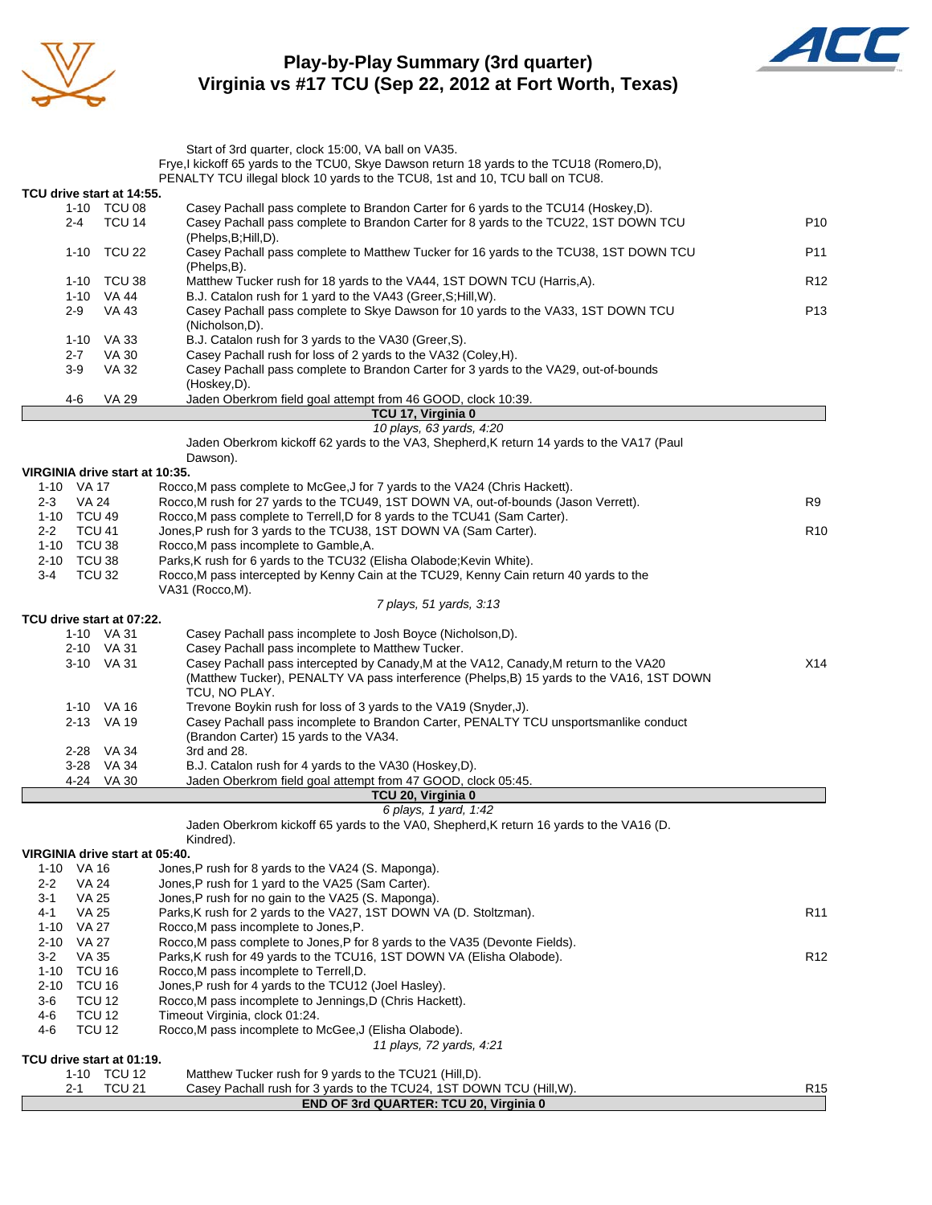# Play-by-Play Summary (3rd quarter)
## Virginia vs #17 TCU (Sep 22, 2012 at Fort Worth, Texas)

Start of 3rd quarter, clock 15:00, VA ball on VA35.
Frye,I kickoff 65 yards to the TCU0, Skye Dawson return 18 yards to the TCU18 (Romero,D), PENALTY TCU illegal block 10 yards to the TCU8, 1st and 10, TCU ball on TCU8.

**TCU drive start at 14:55.**

| Down | Spot | Play | |
|---|---|---|---|
| 1-10 | TCU 08 | Casey Pachall pass complete to Brandon Carter for 6 yards to the TCU14 (Hoskey,D). | |
| 2-4 | TCU 14 | Casey Pachall pass complete to Brandon Carter for 8 yards to the TCU22, 1ST DOWN TCU (Phelps,B;Hill,D). | P10 |
| 1-10 | TCU 22 | Casey Pachall pass complete to Matthew Tucker for 16 yards to the TCU38, 1ST DOWN TCU (Phelps,B). | P11 |
| 1-10 | TCU 38 | Matthew Tucker rush for 18 yards to the VA44, 1ST DOWN TCU (Harris,A). | R12 |
| 1-10 | VA 44 | B.J. Catalon rush for 1 yard to the VA43 (Greer,S;Hill,W). | |
| 2-9 | VA 43 | Casey Pachall pass complete to Skye Dawson for 10 yards to the VA33, 1ST DOWN TCU (Nicholson,D). | P13 |
| 1-10 | VA 33 | B.J. Catalon rush for 3 yards to the VA30 (Greer,S). | |
| 2-7 | VA 30 | Casey Pachall rush for loss of 2 yards to the VA32 (Coley,H). | |
| 3-9 | VA 32 | Casey Pachall pass complete to Brandon Carter for 3 yards to the VA29, out-of-bounds (Hoskey,D). | |
| 4-6 | VA 29 | Jaden Oberkrom field goal attempt from 46 GOOD, clock 10:39. | |

**TCU 17, Virginia 0**

*10 plays, 63 yards, 4:20*

Jaden Oberkrom kickoff 62 yards to the VA3, Shepherd,K return 14 yards to the VA17 (Paul Dawson).

**VIRGINIA drive start at 10:35.**

| Down | Spot | Play | |
|---|---|---|---|
| 1-10 | VA 17 | Rocco,M pass complete to McGee,J for 7 yards to the VA24 (Chris Hackett). | |
| 2-3 | VA 24 | Rocco,M rush for 27 yards to the TCU49, 1ST DOWN VA, out-of-bounds (Jason Verrett). | R9 |
| 1-10 | TCU 49 | Rocco,M pass complete to Terrell,D for 8 yards to the TCU41 (Sam Carter). | |
| 2-2 | TCU 41 | Jones,P rush for 3 yards to the TCU38, 1ST DOWN VA (Sam Carter). | R10 |
| 1-10 | TCU 38 | Rocco,M pass incomplete to Gamble,A. | |
| 2-10 | TCU 38 | Parks,K rush for 6 yards to the TCU32 (Elisha Olabode;Kevin White). | |
| 3-4 | TCU 32 | Rocco,M pass intercepted by Kenny Cain at the TCU29, Kenny Cain return 40 yards to the VA31 (Rocco,M). | |

*7 plays, 51 yards, 3:13*

**TCU drive start at 07:22.**

| Down | Spot | Play | |
|---|---|---|---|
| 1-10 | VA 31 | Casey Pachall pass incomplete to Josh Boyce (Nicholson,D). | |
| 2-10 | VA 31 | Casey Pachall pass incomplete to Matthew Tucker. | |
| 3-10 | VA 31 | Casey Pachall pass intercepted by Canady,M at the VA12, Canady,M return to the VA20 (Matthew Tucker), PENALTY VA pass interference (Phelps,B) 15 yards to the VA16, 1ST DOWN TCU, NO PLAY. | X14 |
| 1-10 | VA 16 | Trevone Boykin rush for loss of 3 yards to the VA19 (Snyder,J). | |
| 2-13 | VA 19 | Casey Pachall pass incomplete to Brandon Carter, PENALTY TCU unsportsmanlike conduct (Brandon Carter) 15 yards to the VA34. | |
| 2-28 | VA 34 | 3rd and 28. | |
| 3-28 | VA 34 | B.J. Catalon rush for 4 yards to the VA30 (Hoskey,D). | |
| 4-24 | VA 30 | Jaden Oberkrom field goal attempt from 47 GOOD, clock 05:45. | |

**TCU 20, Virginia 0**

*6 plays, 1 yard, 1:42*

Jaden Oberkrom kickoff 65 yards to the VA0, Shepherd,K return 16 yards to the VA16 (D. Kindred).

**VIRGINIA drive start at 05:40.**

| Down | Spot | Play | |
|---|---|---|---|
| 1-10 | VA 16 | Jones,P rush for 8 yards to the VA24 (S. Maponga). | |
| 2-2 | VA 24 | Jones,P rush for 1 yard to the VA25 (Sam Carter). | |
| 3-1 | VA 25 | Jones,P rush for no gain to the VA25 (S. Maponga). | |
| 4-1 | VA 25 | Parks,K rush for 2 yards to the VA27, 1ST DOWN VA (D. Stoltzman). | R11 |
| 1-10 | VA 27 | Rocco,M pass incomplete to Jones,P. | |
| 2-10 | VA 27 | Rocco,M pass complete to Jones,P for 8 yards to the VA35 (Devonte Fields). | |
| 3-2 | VA 35 | Parks,K rush for 49 yards to the TCU16, 1ST DOWN VA (Elisha Olabode). | R12 |
| 1-10 | TCU 16 | Rocco,M pass incomplete to Terrell,D. | |
| 2-10 | TCU 16 | Jones,P rush for 4 yards to the TCU12 (Joel Hasley). | |
| 3-6 | TCU 12 | Rocco,M pass incomplete to Jennings,D (Chris Hackett). | |
| 4-6 | TCU 12 | Timeout Virginia, clock 01:24. | |
| 4-6 | TCU 12 | Rocco,M pass incomplete to McGee,J (Elisha Olabode). | |

*11 plays, 72 yards, 4:21*

**TCU drive start at 01:19.**

| Down | Spot | Play | |
|---|---|---|---|
| 1-10 | TCU 12 | Matthew Tucker rush for 9 yards to the TCU21 (Hill,D). | |
| 2-1 | TCU 21 | Casey Pachall rush for 3 yards to the TCU24, 1ST DOWN TCU (Hill,W). | R15 |

**END OF 3rd QUARTER: TCU 20, Virginia 0**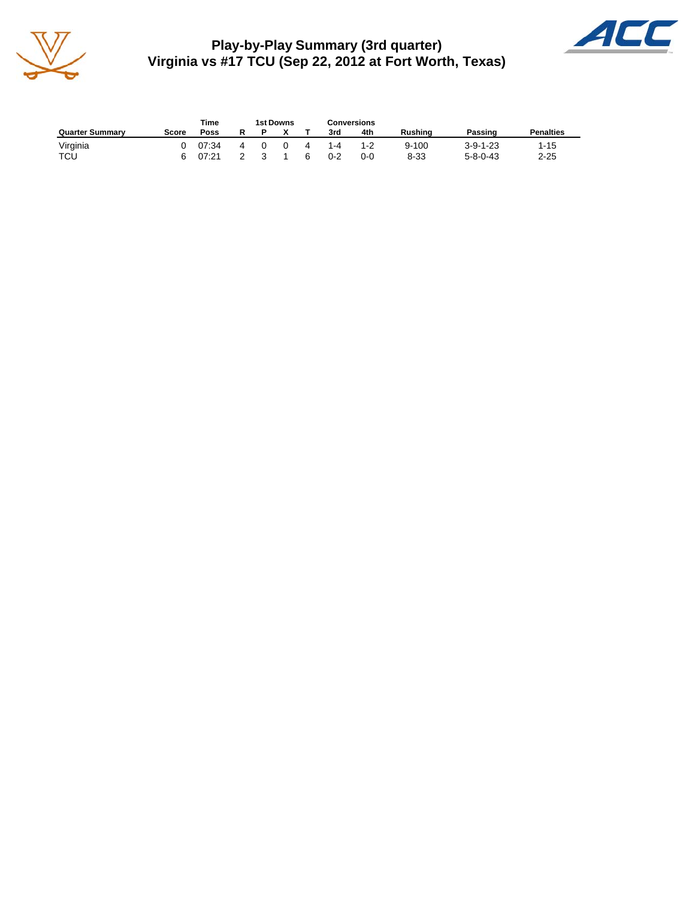# Play-by-Play Summary (3rd quarter)
## Virginia vs #17 TCU (Sep 22, 2012 at Fort Worth, Texas)

| Quarter Summary | Score | Time Poss | 1st Downs R | 1st Downs P | 1st Downs X | 1st Downs T | Conversions 3rd | Conversions 4th | Rushing | Passing | Penalties |
|---|---|---|---|---|---|---|---|---|---|---|---|
| Virginia | 0 | 07:34 | 4 | 0 | 0 | 4 | 1-4 | 1-2 | 9-100 | 3-9-1-23 | 1-15 |
| TCU | 6 | 07:21 | 2 | 3 | 1 | 6 | 0-2 | 0-0 | 8-33 | 5-8-0-43 | 2-25 |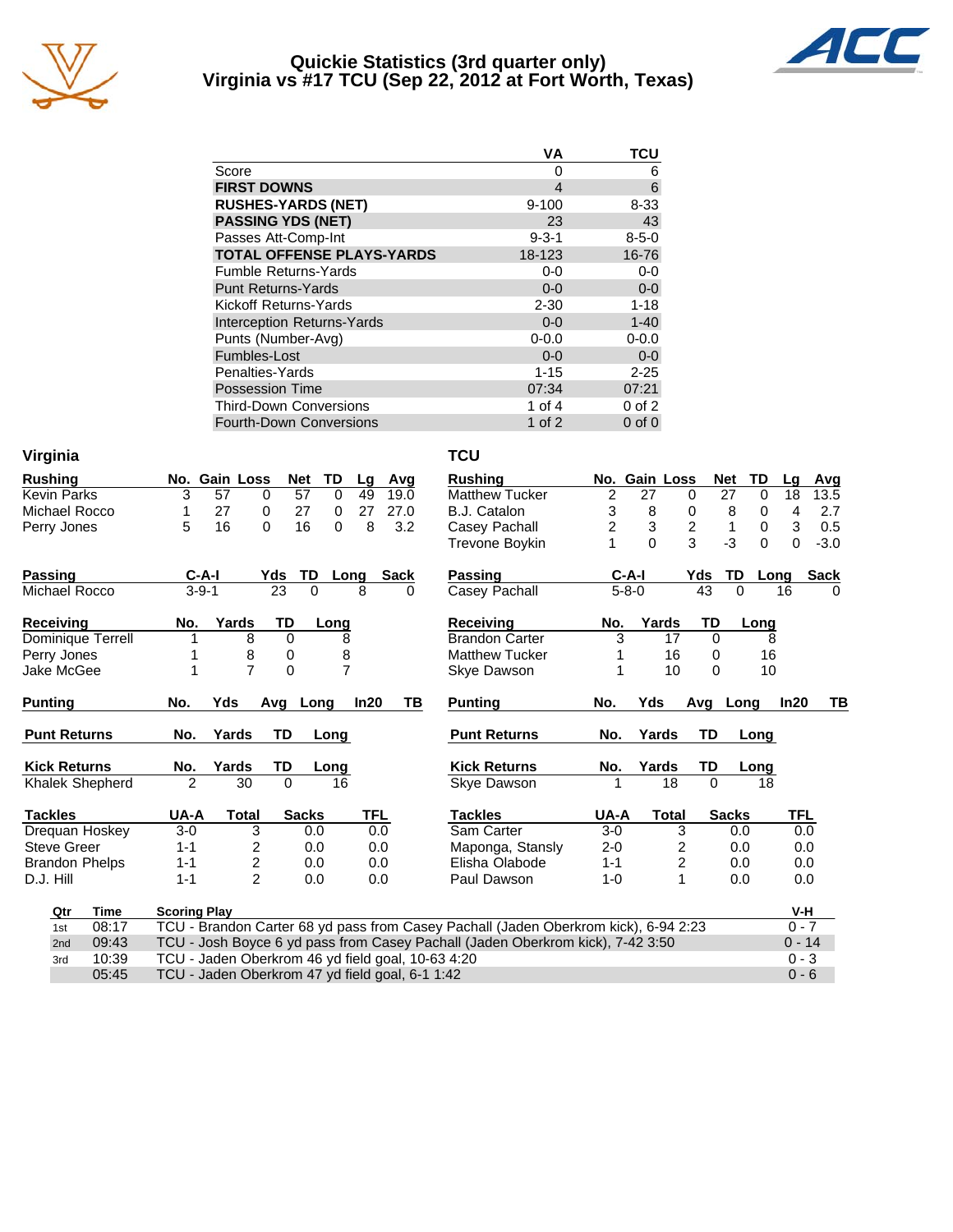# Quickie Statistics (3rd quarter only)
## Virginia vs #17 TCU (Sep 22, 2012 at Fort Worth, Texas)

| | VA | TCU |
|---|---|---|
| Score | 0 | 6 |
| **FIRST DOWNS** | 4 | 6 |
| **RUSHES-YARDS (NET)** | 9-100 | 8-33 |
| **PASSING YDS (NET)** | 23 | 43 |
| Passes Att-Comp-Int | 9-3-1 | 8-5-0 |
| **TOTAL OFFENSE PLAYS-YARDS** | 18-123 | 16-76 |
| Fumble Returns-Yards | 0-0 | 0-0 |
| Punt Returns-Yards | 0-0 | 0-0 |
| Kickoff Returns-Yards | 2-30 | 1-18 |
| Interception Returns-Yards | 0-0 | 1-40 |
| Punts (Number-Avg) | 0-0.0 | 0-0.0 |
| Fumbles-Lost | 0-0 | 0-0 |
| Penalties-Yards | 1-15 | 2-25 |
| Possession Time | 07:34 | 07:21 |
| Third-Down Conversions | 1 of 4 | 0 of 2 |
| Fourth-Down Conversions | 1 of 2 | 0 of 0 |

### Virginia

| Rushing | No. | Gain | Loss | Net | TD | Lg | Avg |
|---|---|---|---|---|---|---|---|
| Kevin Parks | 3 | 57 | 0 | 57 | 0 | 49 | 19.0 |
| Michael Rocco | 1 | 27 | 0 | 27 | 0 | 27 | 27.0 |
| Perry Jones | 5 | 16 | 0 | 16 | 0 | 8 | 3.2 |

| Passing | C-A-I | Yds | TD | Long | Sack |
|---|---|---|---|---|---|
| Michael Rocco | 3-9-1 | 23 | 0 | 8 | 0 |

| Receiving | No. | Yards | TD | Long |
|---|---|---|---|---|
| Dominique Terrell | 1 | 8 | 0 | 8 |
| Perry Jones | 1 | 8 | 0 | 8 |
| Jake McGee | 1 | 7 | 0 | 7 |

| Punting | No. | Yds | Avg | Long | In20 | TB |
|---|---|---|---|---|---|---|

| Punt Returns | No. | Yards | TD | Long |
|---|---|---|---|---|

| Kick Returns | No. | Yards | TD | Long |
|---|---|---|---|---|
| Khalek Shepherd | 2 | 30 | 0 | 16 |

| Tackles | UA-A | Total | Sacks | TFL |
|---|---|---|---|---|
| Drequan Hoskey | 3-0 | 3 | 0.0 | 0.0 |
| Steve Greer | 1-1 | 2 | 0.0 | 0.0 |
| Brandon Phelps | 1-1 | 2 | 0.0 | 0.0 |
| D.J. Hill | 1-1 | 2 | 0.0 | 0.0 |

### TCU

| Rushing | No. | Gain | Loss | Net | TD | Lg | Avg |
|---|---|---|---|---|---|---|---|
| Matthew Tucker | 2 | 27 | 0 | 27 | 0 | 18 | 13.5 |
| B.J. Catalon | 3 | 8 | 0 | 8 | 0 | 4 | 2.7 |
| Casey Pachall | 2 | 3 | 2 | 1 | 0 | 3 | 0.5 |
| Trevone Boykin | 1 | 0 | 3 | -3 | 0 | 0 | -3.0 |

| Passing | C-A-I | Yds | TD | Long | Sack |
|---|---|---|---|---|---|
| Casey Pachall | 5-8-0 | 43 | 0 | 16 | 0 |

| Receiving | No. | Yards | TD | Long |
|---|---|---|---|---|
| Brandon Carter | 3 | 17 | 0 | 8 |
| Matthew Tucker | 1 | 16 | 0 | 16 |
| Skye Dawson | 1 | 10 | 0 | 10 |

| Punting | No. | Yds | Avg | Long | In20 | TB |
|---|---|---|---|---|---|---|

| Punt Returns | No. | Yards | TD | Long |
|---|---|---|---|---|

| Kick Returns | No. | Yards | TD | Long |
|---|---|---|---|---|
| Skye Dawson | 1 | 18 | 0 | 18 |

| Tackles | UA-A | Total | Sacks | TFL |
|---|---|---|---|---|
| Sam Carter | 3-0 | 3 | 0.0 | 0.0 |
| Maponga, Stansly | 2-0 | 2 | 0.0 | 0.0 |
| Elisha Olabode | 1-1 | 2 | 0.0 | 0.0 |
| Paul Dawson | 1-0 | 1 | 0.0 | 0.0 |

| Qtr | Time | Scoring Play | V-H |
|---|---|---|---|
| 1st | 08:17 | TCU - Brandon Carter 68 yd pass from Casey Pachall (Jaden Oberkrom kick), 6-94 2:23 | 0 - 7 |
| 2nd | 09:43 | TCU - Josh Boyce 6 yd pass from Casey Pachall (Jaden Oberkrom kick), 7-42 3:50 | 0 - 14 |
| 3rd | 10:39 | TCU - Jaden Oberkrom 46 yd field goal, 10-63 4:20 | 0 - 3 |
| | 05:45 | TCU - Jaden Oberkrom 47 yd field goal, 6-1 1:42 | 0 - 6 |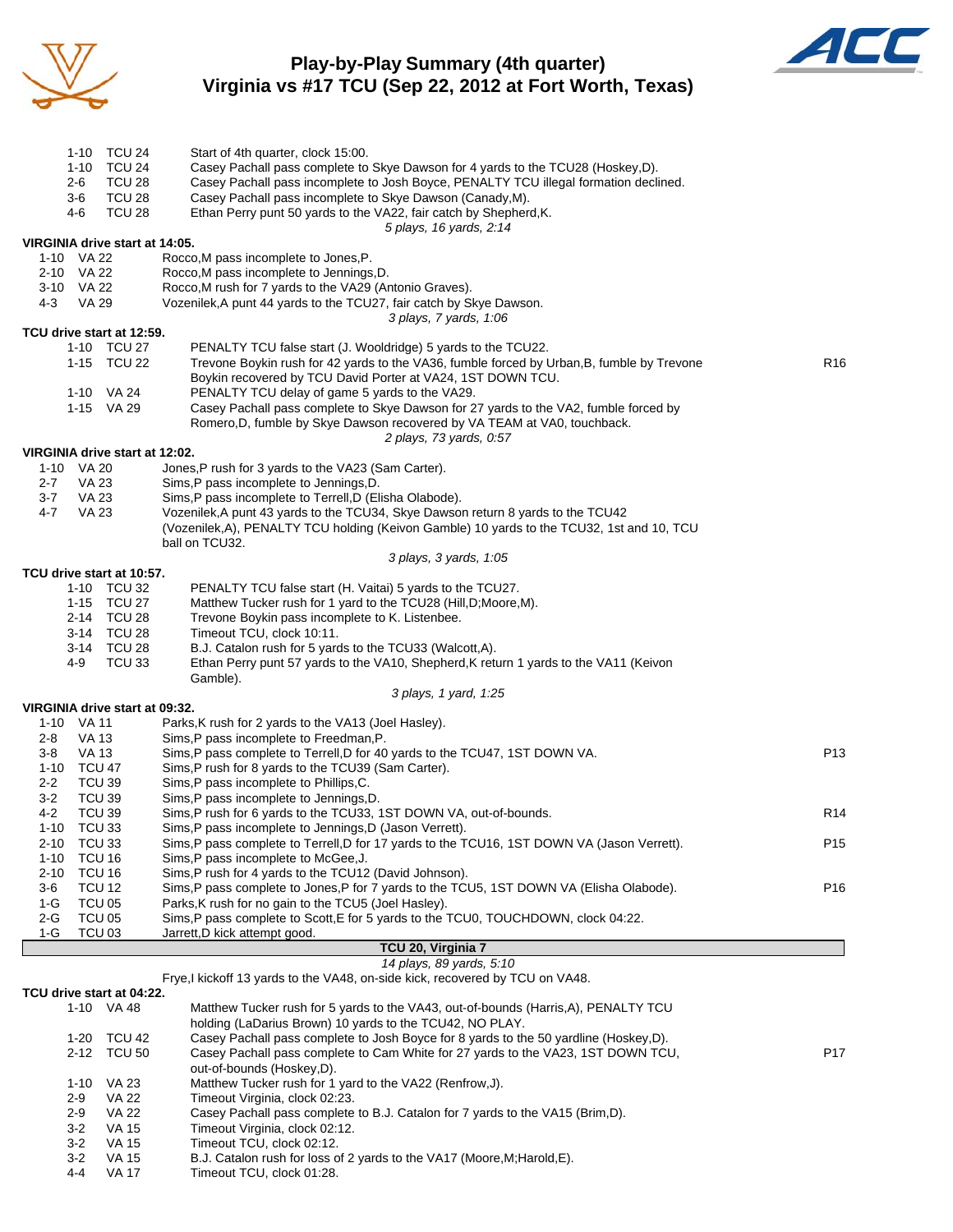# Play-by-Play Summary (4th quarter)
## Virginia vs #17 TCU (Sep 22, 2012 at Fort Worth, Texas)

| Down | Spot | Play | |
|---|---|---|---|
| 1-10 | TCU 24 | Start of 4th quarter, clock 15:00. | |
| 1-10 | TCU 24 | Casey Pachall pass complete to Skye Dawson for 4 yards to the TCU28 (Hoskey,D). | |
| 2-6 | TCU 28 | Casey Pachall pass incomplete to Josh Boyce, PENALTY TCU illegal formation declined. | |
| 3-6 | TCU 28 | Casey Pachall pass incomplete to Skye Dawson (Canady,M). | |
| 4-6 | TCU 28 | Ethan Perry punt 50 yards to the VA22, fair catch by Shepherd,K. | |
| | | *5 plays, 16 yards, 2:14* | |

**VIRGINIA drive start at 14:05.**

| Down | Spot | Play | |
|---|---|---|---|
| 1-10 | VA 22 | Rocco,M pass incomplete to Jones,P. | |
| 2-10 | VA 22 | Rocco,M pass incomplete to Jennings,D. | |
| 3-10 | VA 22 | Rocco,M rush for 7 yards to the VA29 (Antonio Graves). | |
| 4-3 | VA 29 | Vozenilek,A punt 44 yards to the TCU27, fair catch by Skye Dawson. | |
| | | *3 plays, 7 yards, 1:06* | |

**TCU drive start at 12:59.**

| Down | Spot | Play | |
|---|---|---|---|
| 1-10 | TCU 27 | PENALTY TCU false start (J. Wooldridge) 5 yards to the TCU22. | |
| 1-15 | TCU 22 | Trevone Boykin rush for 42 yards to the VA36, fumble forced by Urban,B, fumble by Trevone Boykin recovered by TCU David Porter at VA24, 1ST DOWN TCU. | R16 |
| 1-10 | VA 24 | PENALTY TCU delay of game 5 yards to the VA29. | |
| 1-15 | VA 29 | Casey Pachall pass complete to Skye Dawson for 27 yards to the VA2, fumble forced by Romero,D, fumble by Skye Dawson recovered by VA TEAM at VA0, touchback. | |
| | | *2 plays, 73 yards, 0:57* | |

**VIRGINIA drive start at 12:02.**

| Down | Spot | Play | |
|---|---|---|---|
| 1-10 | VA 20 | Jones,P rush for 3 yards to the VA23 (Sam Carter). | |
| 2-7 | VA 23 | Sims,P pass incomplete to Jennings,D. | |
| 3-7 | VA 23 | Sims,P pass incomplete to Terrell,D (Elisha Olabode). | |
| 4-7 | VA 23 | Vozenilek,A punt 43 yards to the TCU34, Skye Dawson return 8 yards to the TCU42 (Vozenilek,A), PENALTY TCU holding (Keivon Gamble) 10 yards to the TCU32, 1st and 10, TCU ball on TCU32. | |
| | | *3 plays, 3 yards, 1:05* | |

**TCU drive start at 10:57.**

| Down | Spot | Play | |
|---|---|---|---|
| 1-10 | TCU 32 | PENALTY TCU false start (H. Vaitai) 5 yards to the TCU27. | |
| 1-15 | TCU 27 | Matthew Tucker rush for 1 yard to the TCU28 (Hill,D;Moore,M). | |
| 2-14 | TCU 28 | Trevone Boykin pass incomplete to K. Listenbee. | |
| 3-14 | TCU 28 | Timeout TCU, clock 10:11. | |
| 3-14 | TCU 28 | B.J. Catalon rush for 5 yards to the TCU33 (Walcott,A). | |
| 4-9 | TCU 33 | Ethan Perry punt 57 yards to the VA10, Shepherd,K return 1 yards to the VA11 (Keivon Gamble). | |
| | | *3 plays, 1 yard, 1:25* | |

**VIRGINIA drive start at 09:32.**

| Down | Spot | Play | |
|---|---|---|---|
| 1-10 | VA 11 | Parks,K rush for 2 yards to the VA13 (Joel Hasley). | |
| 2-8 | VA 13 | Sims,P pass incomplete to Freedman,P. | |
| 3-8 | VA 13 | Sims,P pass complete to Terrell,D for 40 yards to the TCU47, 1ST DOWN VA. | P13 |
| 1-10 | TCU 47 | Sims,P rush for 8 yards to the TCU39 (Sam Carter). | |
| 2-2 | TCU 39 | Sims,P pass incomplete to Phillips,C. | |
| 3-2 | TCU 39 | Sims,P pass incomplete to Jennings,D. | |
| 4-2 | TCU 39 | Sims,P rush for 6 yards to the TCU33, 1ST DOWN VA, out-of-bounds. | R14 |
| 1-10 | TCU 33 | Sims,P pass incomplete to Jennings,D (Jason Verrett). | |
| 2-10 | TCU 33 | Sims,P pass complete to Terrell,D for 17 yards to the TCU16, 1ST DOWN VA (Jason Verrett). | P15 |
| 1-10 | TCU 16 | Sims,P pass incomplete to McGee,J. | |
| 2-10 | TCU 16 | Sims,P rush for 4 yards to the TCU12 (David Johnson). | |
| 3-6 | TCU 12 | Sims,P pass complete to Jones,P for 7 yards to the TCU5, 1ST DOWN VA (Elisha Olabode). | P16 |
| 1-G | TCU 05 | Parks,K rush for no gain to the TCU5 (Joel Hasley). | |
| 2-G | TCU 05 | Sims,P pass complete to Scott,E for 5 yards to the TCU0, TOUCHDOWN, clock 04:22. | |
| 1-G | TCU 03 | Jarrett,D kick attempt good. | |
| | | **TCU 20, Virginia 7** | |
| | | *14 plays, 89 yards, 5:10* | |
| | | Frye,I kickoff 13 yards to the VA48, on-side kick, recovered by TCU on VA48. | |

**TCU drive start at 04:22.**

| Down | Spot | Play | |
|---|---|---|---|
| 1-10 | VA 48 | Matthew Tucker rush for 5 yards to the VA43, out-of-bounds (Harris,A), PENALTY TCU holding (LaDarius Brown) 10 yards to the TCU42, NO PLAY. | |
| 1-20 | TCU 42 | Casey Pachall pass complete to Josh Boyce for 8 yards to the 50 yardline (Hoskey,D). | |
| 2-12 | TCU 50 | Casey Pachall pass complete to Cam White for 27 yards to the VA23, 1ST DOWN TCU, out-of-bounds (Hoskey,D). | P17 |
| 1-10 | VA 23 | Matthew Tucker rush for 1 yard to the VA22 (Renfrow,J). | |
| 2-9 | VA 22 | Timeout Virginia, clock 02:23. | |
| 2-9 | VA 22 | Casey Pachall pass complete to B.J. Catalon for 7 yards to the VA15 (Brim,D). | |
| 3-2 | VA 15 | Timeout Virginia, clock 02:12. | |
| 3-2 | VA 15 | Timeout TCU, clock 02:12. | |
| 3-2 | VA 15 | B.J. Catalon rush for loss of 2 yards to the VA17 (Moore,M;Harold,E). | |
| 4-4 | VA 17 | Timeout TCU, clock 01:28. | |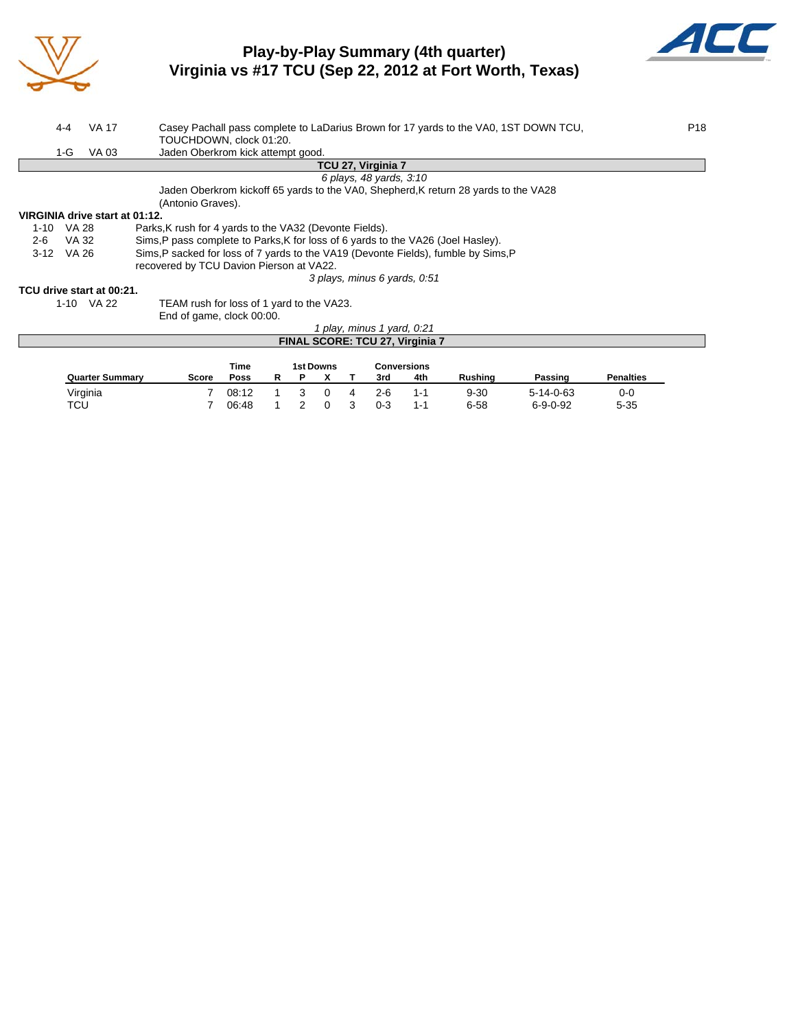# Play-by-Play Summary (4th quarter)
## Virginia vs #17 TCU (Sep 22, 2012 at Fort Worth, Texas)

| | | | |
|---|---|---|---|
| 4-4 | VA 17 | Casey Pachall pass complete to LaDarius Brown for 17 yards to the VA0, 1ST DOWN TCU, TOUCHDOWN, clock 01:20. | P18 |
| 1-G | VA 03 | Jaden Oberkrom kick attempt good. | |

**TCU 27, Virginia 7**

*6 plays, 48 yards, 3:10*

Jaden Oberkrom kickoff 65 yards to the VA0, Shepherd,K return 28 yards to the VA28 (Antonio Graves).

**VIRGINIA drive start at 01:12.**

| | | |
|---|---|---|
| 1-10 | VA 28 | Parks,K rush for 4 yards to the VA32 (Devonte Fields). |
| 2-6 | VA 32 | Sims,P pass complete to Parks,K for loss of 6 yards to the VA26 (Joel Hasley). |
| 3-12 | VA 26 | Sims,P sacked for loss of 7 yards to the VA19 (Devonte Fields), fumble by Sims,P recovered by TCU Davion Pierson at VA22. |

*3 plays, minus 6 yards, 0:51*

**TCU drive start at 00:21.**

| | | |
|---|---|---|
| 1-10 | VA 22 | TEAM rush for loss of 1 yard to the VA23. End of game, clock 00:00. |

*1 play, minus 1 yard, 0:21*

**FINAL SCORE: TCU 27, Virginia 7**

| Quarter Summary | Score | Time Poss | 1st Downs R | 1st Downs P | 1st Downs X | 1st Downs T | Conversions 3rd | Conversions 4th | Rushing | Passing | Penalties |
|---|---|---|---|---|---|---|---|---|---|---|---|
| Virginia | 7 | 08:12 | 1 | 3 | 0 | 4 | 2-6 | 1-1 | 9-30 | 5-14-0-63 | 0-0 |
| TCU | 7 | 06:48 | 1 | 2 | 0 | 3 | 0-3 | 1-1 | 6-58 | 6-9-0-92 | 5-35 |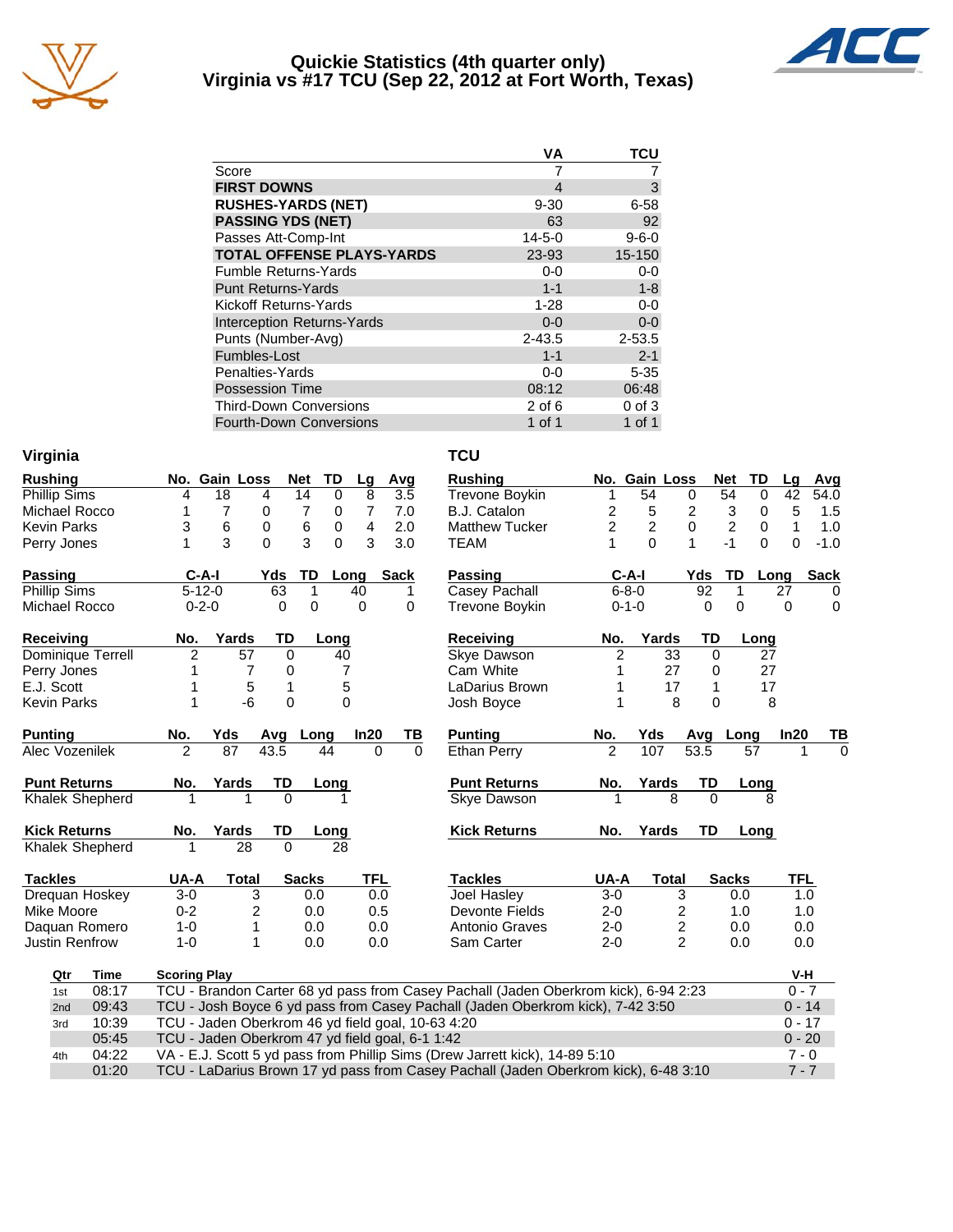# Quickie Statistics (4th quarter only)
## Virginia vs #17 TCU (Sep 22, 2012 at Fort Worth, Texas)

| | VA | TCU |
|---|---|---|
| Score | 7 | 7 |
| **FIRST DOWNS** | 4 | 3 |
| **RUSHES-YARDS (NET)** | 9-30 | 6-58 |
| **PASSING YDS (NET)** | 63 | 92 |
| Passes Att-Comp-Int | 14-5-0 | 9-6-0 |
| **TOTAL OFFENSE PLAYS-YARDS** | 23-93 | 15-150 |
| Fumble Returns-Yards | 0-0 | 0-0 |
| Punt Returns-Yards | 1-1 | 1-8 |
| Kickoff Returns-Yards | 1-28 | 0-0 |
| Interception Returns-Yards | 0-0 | 0-0 |
| Punts (Number-Avg) | 2-43.5 | 2-53.5 |
| Fumbles-Lost | 1-1 | 2-1 |
| Penalties-Yards | 0-0 | 5-35 |
| Possession Time | 08:12 | 06:48 |
| Third-Down Conversions | 2 of 6 | 0 of 3 |
| Fourth-Down Conversions | 1 of 1 | 1 of 1 |

## Virginia

| Rushing | No. | Gain | Loss | Net | TD | Lg | Avg |
|---|---|---|---|---|---|---|---|
| Phillip Sims | 4 | 18 | 4 | 14 | 0 | 8 | 3.5 |
| Michael Rocco | 1 | 7 | 0 | 7 | 0 | 7 | 7.0 |
| Kevin Parks | 3 | 6 | 0 | 6 | 0 | 4 | 2.0 |
| Perry Jones | 1 | 3 | 0 | 3 | 0 | 3 | 3.0 |

| Passing | C-A-I | Yds | TD | Long | Sack |
|---|---|---|---|---|---|
| Phillip Sims | 5-12-0 | 63 | 1 | 40 | 1 |
| Michael Rocco | 0-2-0 | 0 | 0 | 0 | 0 |

| Receiving | No. | Yards | TD | Long |
|---|---|---|---|---|
| Dominique Terrell | 2 | 57 | 0 | 40 |
| Perry Jones | 1 | 7 | 0 | 7 |
| E.J. Scott | 1 | 5 | 1 | 5 |
| Kevin Parks | 1 | -6 | 0 | 0 |

| Punting | No. | Yds | Avg | Long | In20 | TB |
|---|---|---|---|---|---|---|
| Alec Vozenilek | 2 | 87 | 43.5 | 44 | 0 | 0 |

| Punt Returns | No. | Yards | TD | Long |
|---|---|---|---|---|
| Khalek Shepherd | 1 | 1 | 0 | 1 |

| Kick Returns | No. | Yards | TD | Long |
|---|---|---|---|---|
| Khalek Shepherd | 1 | 28 | 0 | 28 |

| Tackles | UA-A | Total | Sacks | TFL |
|---|---|---|---|---|
| Drequan Hoskey | 3-0 | 3 | 0.0 | 0.0 |
| Mike Moore | 0-2 | 2 | 0.0 | 0.5 |
| Daquan Romero | 1-0 | 1 | 0.0 | 0.0 |
| Justin Renfrow | 1-0 | 1 | 0.0 | 0.0 |

## TCU

| Rushing | No. | Gain | Loss | Net | TD | Lg | Avg |
|---|---|---|---|---|---|---|---|
| Trevone Boykin | 1 | 54 | 0 | 54 | 0 | 42 | 54.0 |
| B.J. Catalon | 2 | 5 | 2 | 3 | 0 | 5 | 1.5 |
| Matthew Tucker | 2 | 2 | 0 | 2 | 0 | 1 | 1.0 |
| TEAM | 1 | 0 | 1 | -1 | 0 | 0 | -1.0 |

| Passing | C-A-I | Yds | TD | Long | Sack |
|---|---|---|---|---|---|
| Casey Pachall | 6-8-0 | 92 | 1 | 27 | 0 |
| Trevone Boykin | 0-1-0 | 0 | 0 | 0 | 0 |

| Receiving | No. | Yards | TD | Long |
|---|---|---|---|---|
| Skye Dawson | 2 | 33 | 0 | 27 |
| Cam White | 1 | 27 | 0 | 27 |
| LaDarius Brown | 1 | 17 | 1 | 17 |
| Josh Boyce | 1 | 8 | 0 | 8 |

| Punting | No. | Yds | Avg | Long | In20 | TB |
|---|---|---|---|---|---|---|
| Ethan Perry | 2 | 107 | 53.5 | 57 | 1 | 0 |

| Punt Returns | No. | Yards | TD | Long |
|---|---|---|---|---|
| Skye Dawson | 1 | 8 | 0 | 8 |

| Kick Returns | No. | Yards | TD | Long |
|---|---|---|---|---|

| Tackles | UA-A | Total | Sacks | TFL |
|---|---|---|---|---|
| Joel Hasley | 3-0 | 3 | 0.0 | 1.0 |
| Devonte Fields | 2-0 | 2 | 1.0 | 1.0 |
| Antonio Graves | 2-0 | 2 | 0.0 | 0.0 |
| Sam Carter | 2-0 | 2 | 0.0 | 0.0 |

## Scoring Plays

| Qtr | Time | Scoring Play | V-H |
|---|---|---|---|
| 1st | 08:17 | TCU - Brandon Carter 68 yd pass from Casey Pachall (Jaden Oberkrom kick), 6-94 2:23 | 0 - 7 |
| 2nd | 09:43 | TCU - Josh Boyce 6 yd pass from Casey Pachall (Jaden Oberkrom kick), 7-42 3:50 | 0 - 14 |
| 3rd | 10:39 | TCU - Jaden Oberkrom 46 yd field goal, 10-63 4:20 | 0 - 17 |
| | 05:45 | TCU - Jaden Oberkrom 47 yd field goal, 6-1 1:42 | 0 - 20 |
| 4th | 04:22 | VA - E.J. Scott 5 yd pass from Phillip Sims (Drew Jarrett kick), 14-89 5:10 | 7 - 0 |
| | 01:20 | TCU - LaDarius Brown 17 yd pass from Casey Pachall (Jaden Oberkrom kick), 6-48 3:10 | 7 - 7 |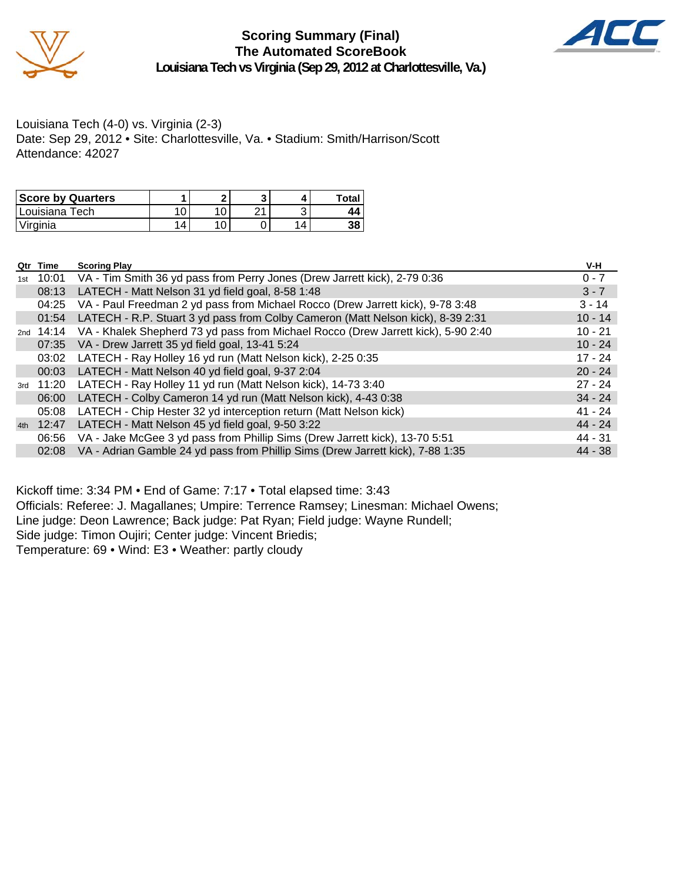# Scoring Summary (Final)
## The Automated ScoreBook
### Louisiana Tech vs Virginia (Sep 29, 2012 at Charlottesville, Va.)

Louisiana Tech (4-0) vs. Virginia (2-3)
Date: Sep 29, 2012 • Site: Charlottesville, Va. • Stadium: Smith/Harrison/Scott
Attendance: 42027

| Score by Quarters | 1 | 2 | 3 | 4 | Total |
|---|---|---|---|---|---|
| Louisiana Tech | 10 | 10 | 21 | 3 | **44** |
| Virginia | 14 | 10 | 0 | 14 | **38** |

| Qtr | Time | Scoring Play | V-H |
|---|---|---|---|
| 1st | 10:01 | VA - Tim Smith 36 yd pass from Perry Jones (Drew Jarrett kick), 2-79 0:36 | 0 - 7 |
| | 08:13 | LATECH - Matt Nelson 31 yd field goal, 8-58 1:48 | 3 - 7 |
| | 04:25 | VA - Paul Freedman 2 yd pass from Michael Rocco (Drew Jarrett kick), 9-78 3:48 | 3 - 14 |
| | 01:54 | LATECH - R.P. Stuart 3 yd pass from Colby Cameron (Matt Nelson kick), 8-39 2:31 | 10 - 14 |
| 2nd | 14:14 | VA - Khalek Shepherd 73 yd pass from Michael Rocco (Drew Jarrett kick), 5-90 2:40 | 10 - 21 |
| | 07:35 | VA - Drew Jarrett 35 yd field goal, 13-41 5:24 | 10 - 24 |
| | 03:02 | LATECH - Ray Holley 16 yd run (Matt Nelson kick), 2-25 0:35 | 17 - 24 |
| | 00:03 | LATECH - Matt Nelson 40 yd field goal, 9-37 2:04 | 20 - 24 |
| 3rd | 11:20 | LATECH - Ray Holley 11 yd run (Matt Nelson kick), 14-73 3:40 | 27 - 24 |
| | 06:00 | LATECH - Colby Cameron 14 yd run (Matt Nelson kick), 4-43 0:38 | 34 - 24 |
| | 05:08 | LATECH - Chip Hester 32 yd interception return (Matt Nelson kick) | 41 - 24 |
| 4th | 12:47 | LATECH - Matt Nelson 45 yd field goal, 9-50 3:22 | 44 - 24 |
| | 06:56 | VA - Jake McGee 3 yd pass from Phillip Sims (Drew Jarrett kick), 13-70 5:51 | 44 - 31 |
| | 02:08 | VA - Adrian Gamble 24 yd pass from Phillip Sims (Drew Jarrett kick), 7-88 1:35 | 44 - 38 |

Kickoff time: 3:34 PM • End of Game: 7:17 • Total elapsed time: 3:43
Officials: Referee: J. Magallanes; Umpire: Terrence Ramsey; Linesman: Michael Owens;
Line judge: Deon Lawrence; Back judge: Pat Ryan; Field judge: Wayne Rundell;
Side judge: Timon Oujiri; Center judge: Vincent Briedis;
Temperature: 69 • Wind: E3 • Weather: partly cloudy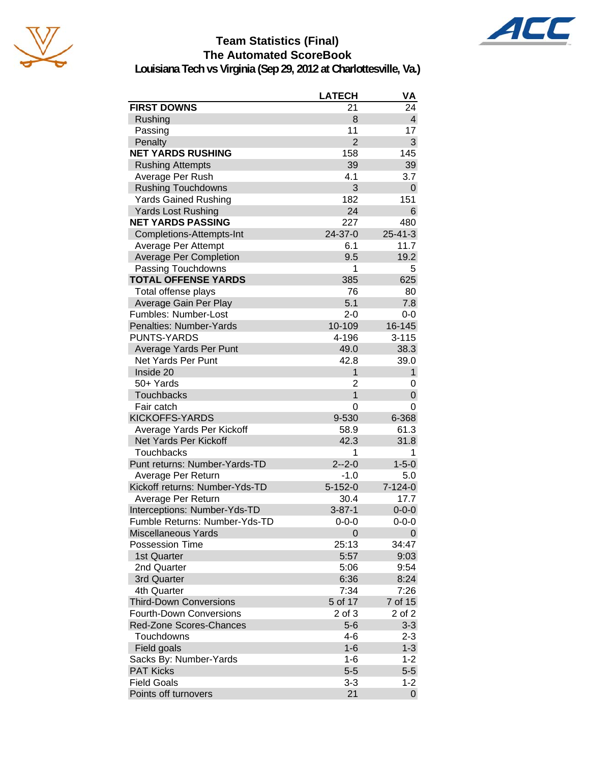# Team Statistics (Final)
## The Automated ScoreBook
### Louisiana Tech vs Virginia (Sep 29, 2012 at Charlottesville, Va.)

| | LATECH | VA |
|---|---|---|
| **FIRST DOWNS** | 21 | 24 |
| Rushing | 8 | 4 |
| Passing | 11 | 17 |
| Penalty | 2 | 3 |
| **NET YARDS RUSHING** | 158 | 145 |
| Rushing Attempts | 39 | 39 |
| Average Per Rush | 4.1 | 3.7 |
| Rushing Touchdowns | 3 | 0 |
| Yards Gained Rushing | 182 | 151 |
| Yards Lost Rushing | 24 | 6 |
| **NET YARDS PASSING** | 227 | 480 |
| Completions-Attempts-Int | 24-37-0 | 25-41-3 |
| Average Per Attempt | 6.1 | 11.7 |
| Average Per Completion | 9.5 | 19.2 |
| Passing Touchdowns | 1 | 5 |
| **TOTAL OFFENSE YARDS** | 385 | 625 |
| Total offense plays | 76 | 80 |
| Average Gain Per Play | 5.1 | 7.8 |
| Fumbles: Number-Lost | 2-0 | 0-0 |
| Penalties: Number-Yards | 10-109 | 16-145 |
| PUNTS-YARDS | 4-196 | 3-115 |
| Average Yards Per Punt | 49.0 | 38.3 |
| Net Yards Per Punt | 42.8 | 39.0 |
| Inside 20 | 1 | 1 |
| 50+ Yards | 2 | 0 |
| Touchbacks | 1 | 0 |
| Fair catch | 0 | 0 |
| KICKOFFS-YARDS | 9-530 | 6-368 |
| Average Yards Per Kickoff | 58.9 | 61.3 |
| Net Yards Per Kickoff | 42.3 | 31.8 |
| Touchbacks | 1 | 1 |
| Punt returns: Number-Yards-TD | 2--2-0 | 1-5-0 |
| Average Per Return | -1.0 | 5.0 |
| Kickoff returns: Number-Yds-TD | 5-152-0 | 7-124-0 |
| Average Per Return | 30.4 | 17.7 |
| Interceptions: Number-Yds-TD | 3-87-1 | 0-0-0 |
| Fumble Returns: Number-Yds-TD | 0-0-0 | 0-0-0 |
| Miscellaneous Yards | 0 | 0 |
| Possession Time | 25:13 | 34:47 |
| 1st Quarter | 5:57 | 9:03 |
| 2nd Quarter | 5:06 | 9:54 |
| 3rd Quarter | 6:36 | 8:24 |
| 4th Quarter | 7:34 | 7:26 |
| Third-Down Conversions | 5 of 17 | 7 of 15 |
| Fourth-Down Conversions | 2 of 3 | 2 of 2 |
| Red-Zone Scores-Chances | 5-6 | 3-3 |
| Touchdowns | 4-6 | 2-3 |
| Field goals | 1-6 | 1-3 |
| Sacks By: Number-Yards | 1-6 | 1-2 |
| PAT Kicks | 5-5 | 5-5 |
| Field Goals | 3-3 | 1-2 |
| Points off turnovers | 21 | 0 |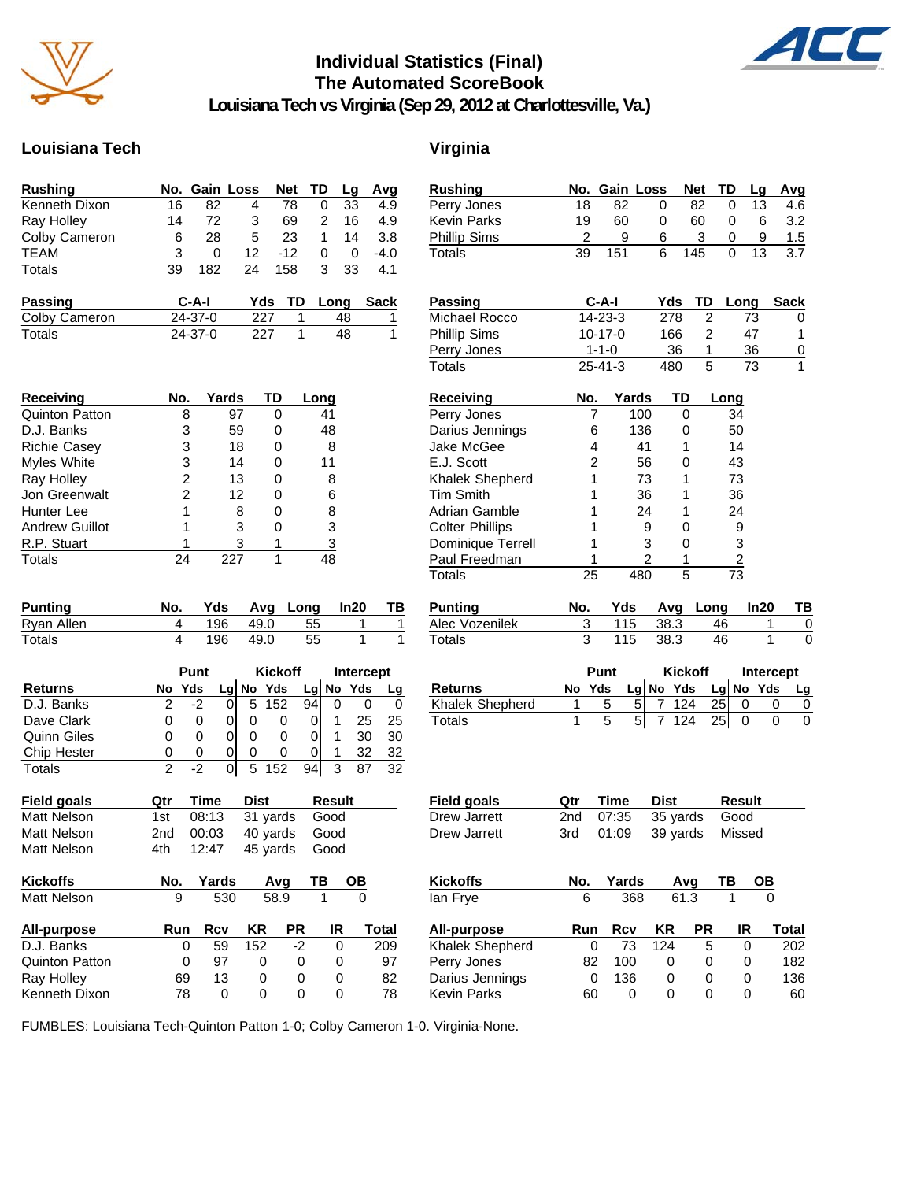# Individual Statistics (Final)
## The Automated ScoreBook
## Louisiana Tech vs Virginia (Sep 29, 2012 at Charlottesville, Va.)

## Louisiana Tech

| Rushing | No. | Gain | Loss | Net | TD | Lg | Avg |
|---|---|---|---|---|---|---|---|
| Kenneth Dixon | 16 | 82 | 4 | 78 | 0 | 33 | 4.9 |
| Ray Holley | 14 | 72 | 3 | 69 | 2 | 16 | 4.9 |
| Colby Cameron | 6 | 28 | 5 | 23 | 1 | 14 | 3.8 |
| TEAM | 3 | 0 | 12 | -12 | 0 | 0 | -4.0 |
| Totals | 39 | 182 | 24 | 158 | 3 | 33 | 4.1 |

| Passing | C-A-I | Yds | TD | Long | Sack |
|---|---|---|---|---|---|
| Colby Cameron | 24-37-0 | 227 | 1 | 48 | 1 |
| Totals | 24-37-0 | 227 | 1 | 48 | 1 |

| Receiving | No. | Yards | TD | Long |
|---|---|---|---|---|
| Quinton Patton | 8 | 97 | 0 | 41 |
| D.J. Banks | 3 | 59 | 0 | 48 |
| Richie Casey | 3 | 18 | 0 | 8 |
| Myles White | 3 | 14 | 0 | 11 |
| Ray Holley | 2 | 13 | 0 | 8 |
| Jon Greenwalt | 2 | 12 | 0 | 6 |
| Hunter Lee | 1 | 8 | 0 | 8 |
| Andrew Guillot | 1 | 3 | 0 | 3 |
| R.P. Stuart | 1 | 3 | 1 | 3 |
| Totals | 24 | 227 | 1 | 48 |

| Punting | No. | Yds | Avg | Long | In20 | TB |
|---|---|---|---|---|---|---|
| Ryan Allen | 4 | 196 | 49.0 | 55 | 1 | 1 |
| Totals | 4 | 196 | 49.0 | 55 | 1 | 1 |

| | Punt | | | Kickoff | | | Intercept | | |
|---|---|---|---|---|---|---|---|---|---|
| Returns | No | Yds | Lg | No | Yds | Lg | No | Yds | Lg |
| D.J. Banks | 2 | -2 | 0 | 5 | 152 | 94 | 0 | 0 | 0 |
| Dave Clark | 0 | 0 | 0 | 0 | 0 | 0 | 1 | 25 | 25 |
| Quinn Giles | 0 | 0 | 0 | 0 | 0 | 0 | 1 | 30 | 30 |
| Chip Hester | 0 | 0 | 0 | 0 | 0 | 0 | 1 | 32 | 32 |
| Totals | 2 | -2 | 0 | 5 | 152 | 94 | 3 | 87 | 32 |

| Field goals | Qtr | Time | Dist | Result |
|---|---|---|---|---|
| Matt Nelson | 1st | 08:13 | 31 yards | Good |
| Matt Nelson | 2nd | 00:03 | 40 yards | Good |
| Matt Nelson | 4th | 12:47 | 45 yards | Good |

| Kickoffs | No. | Yards | Avg | TB | OB |
|---|---|---|---|---|---|
| Matt Nelson | 9 | 530 | 58.9 | 1 | 0 |

| All-purpose | Run | Rcv | KR | PR | IR | Total |
|---|---|---|---|---|---|---|
| D.J. Banks | 0 | 59 | 152 | -2 | 0 | 209 |
| Quinton Patton | 0 | 97 | 0 | 0 | 0 | 97 |
| Ray Holley | 69 | 13 | 0 | 0 | 0 | 82 |
| Kenneth Dixon | 78 | 0 | 0 | 0 | 0 | 78 |

## Virginia

| Rushing | No. | Gain | Loss | Net | TD | Lg | Avg |
|---|---|---|---|---|---|---|---|
| Perry Jones | 18 | 82 | 0 | 82 | 0 | 13 | 4.6 |
| Kevin Parks | 19 | 60 | 0 | 60 | 0 | 6 | 3.2 |
| Phillip Sims | 2 | 9 | 6 | 3 | 0 | 9 | 1.5 |
| Totals | 39 | 151 | 6 | 145 | 0 | 13 | 3.7 |

| Passing | C-A-I | Yds | TD | Long | Sack |
|---|---|---|---|---|---|
| Michael Rocco | 14-23-3 | 278 | 2 | 73 | 0 |
| Phillip Sims | 10-17-0 | 166 | 2 | 47 | 1 |
| Perry Jones | 1-1-0 | 36 | 1 | 36 | 0 |
| Totals | 25-41-3 | 480 | 5 | 73 | 1 |

| Receiving | No. | Yards | TD | Long |
|---|---|---|---|---|
| Perry Jones | 7 | 100 | 0 | 34 |
| Darius Jennings | 6 | 136 | 0 | 50 |
| Jake McGee | 4 | 41 | 1 | 14 |
| E.J. Scott | 2 | 56 | 0 | 43 |
| Khalek Shepherd | 1 | 73 | 1 | 73 |
| Tim Smith | 1 | 36 | 1 | 36 |
| Adrian Gamble | 1 | 24 | 1 | 24 |
| Colter Phillips | 1 | 9 | 0 | 9 |
| Dominique Terrell | 1 | 3 | 0 | 3 |
| Paul Freedman | 1 | 2 | 1 | 2 |
| Totals | 25 | 480 | 5 | 73 |

| Punting | No. | Yds | Avg | Long | In20 | TB |
|---|---|---|---|---|---|---|
| Alec Vozenilek | 3 | 115 | 38.3 | 46 | 1 | 0 |
| Totals | 3 | 115 | 38.3 | 46 | 1 | 0 |

| | Punt | | | Kickoff | | | Intercept | | |
|---|---|---|---|---|---|---|---|---|---|
| Returns | No | Yds | Lg | No | Yds | Lg | No | Yds | Lg |
| Khalek Shepherd | 1 | 5 | 5 | 7 | 124 | 25 | 0 | 0 | 0 |
| Totals | 1 | 5 | 5 | 7 | 124 | 25 | 0 | 0 | 0 |

| Field goals | Qtr | Time | Dist | Result |
|---|---|---|---|---|
| Drew Jarrett | 2nd | 07:35 | 35 yards | Good |
| Drew Jarrett | 3rd | 01:09 | 39 yards | Missed |

| Kickoffs | No. | Yards | Avg | TB | OB |
|---|---|---|---|---|---|
| Ian Frye | 6 | 368 | 61.3 | 1 | 0 |

| All-purpose | Run | Rcv | KR | PR | IR | Total |
|---|---|---|---|---|---|---|
| Khalek Shepherd | 0 | 73 | 124 | 5 | 0 | 202 |
| Perry Jones | 82 | 100 | 0 | 0 | 0 | 182 |
| Darius Jennings | 0 | 136 | 0 | 0 | 0 | 136 |
| Kevin Parks | 60 | 0 | 0 | 0 | 0 | 60 |

FUMBLES: Louisiana Tech-Quinton Patton 1-0; Colby Cameron 1-0. Virginia-None.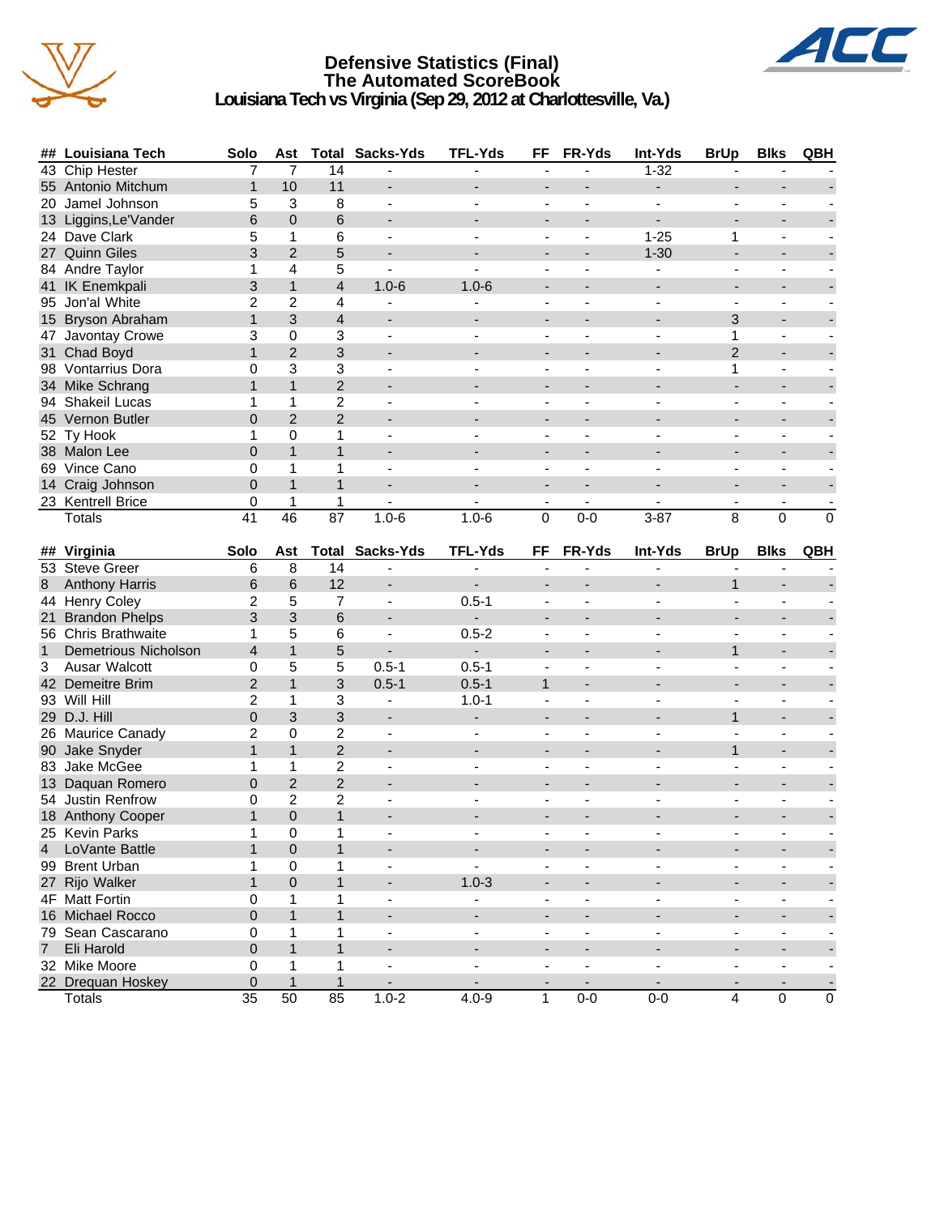# Defensive Statistics (Final)
## The Automated ScoreBook
### Louisiana Tech vs Virginia (Sep 29, 2012 at Charlottesville, Va.)

| ## | Louisiana Tech | Solo | Ast | Total | Sacks-Yds | TFL-Yds | FF | FR-Yds | Int-Yds | BrUp | Blks | QBH |
|---|---|---|---|---|---|---|---|---|---|---|---|---|
| 43 | Chip Hester | 7 | 7 | 14 | - | - | - | - | 1-32 | - | - | - |
| 55 | Antonio Mitchum | 1 | 10 | 11 | - | - | - | - | - | - | - | - |
| 20 | Jamel Johnson | 5 | 3 | 8 | - | - | - | - | - | - | - | - |
| 13 | Liggins,Le'Vander | 6 | 0 | 6 | - | - | - | - | - | - | - | - |
| 24 | Dave Clark | 5 | 1 | 6 | - | - | - | - | 1-25 | 1 | - | - |
| 27 | Quinn Giles | 3 | 2 | 5 | - | - | - | - | 1-30 | - | - | - |
| 84 | Andre Taylor | 1 | 4 | 5 | - | - | - | - | - | - | - | - |
| 41 | IK Enemkpali | 3 | 1 | 4 | 1.0-6 | 1.0-6 | - | - | - | - | - | - |
| 95 | Jon'al White | 2 | 2 | 4 | - | - | - | - | - | - | - | - |
| 15 | Bryson Abraham | 1 | 3 | 4 | - | - | - | - | - | 3 | - | - |
| 47 | Javontay Crowe | 3 | 0 | 3 | - | - | - | - | - | 1 | - | - |
| 31 | Chad Boyd | 1 | 2 | 3 | - | - | - | - | - | 2 | - | - |
| 98 | Vontarrius Dora | 0 | 3 | 3 | - | - | - | - | - | 1 | - | - |
| 34 | Mike Schrang | 1 | 1 | 2 | - | - | - | - | - | - | - | - |
| 94 | Shakeil Lucas | 1 | 1 | 2 | - | - | - | - | - | - | - | - |
| 45 | Vernon Butler | 0 | 2 | 2 | - | - | - | - | - | - | - | - |
| 52 | Ty Hook | 1 | 0 | 1 | - | - | - | - | - | - | - | - |
| 38 | Malon Lee | 0 | 1 | 1 | - | - | - | - | - | - | - | - |
| 69 | Vince Cano | 0 | 1 | 1 | - | - | - | - | - | - | - | - |
| 14 | Craig Johnson | 0 | 1 | 1 | - | - | - | - | - | - | - | - |
| 23 | Kentrell Brice | 0 | 1 | 1 | - | - | - | - | - | - | - | - |
| | Totals | 41 | 46 | 87 | 1.0-6 | 1.0-6 | 0 | 0-0 | 3-87 | 8 | 0 | 0 |

| ## | Virginia | Solo | Ast | Total | Sacks-Yds | TFL-Yds | FF | FR-Yds | Int-Yds | BrUp | Blks | QBH |
|---|---|---|---|---|---|---|---|---|---|---|---|---|
| 53 | Steve Greer | 6 | 8 | 14 | - | - | - | - | - | - | - | - |
| 8 | Anthony Harris | 6 | 6 | 12 | - | - | - | - | - | 1 | - | - |
| 44 | Henry Coley | 2 | 5 | 7 | - | 0.5-1 | - | - | - | - | - | - |
| 21 | Brandon Phelps | 3 | 3 | 6 | - | - | - | - | - | - | - | - |
| 56 | Chris Brathwaite | 1 | 5 | 6 | - | 0.5-2 | - | - | - | - | - | - |
| 1 | Demetrious Nicholson | 4 | 1 | 5 | - | - | - | - | - | 1 | - | - |
| 3 | Ausar Walcott | 0 | 5 | 5 | 0.5-1 | 0.5-1 | - | - | - | - | - | - |
| 42 | Demeitre Brim | 2 | 1 | 3 | 0.5-1 | 0.5-1 | 1 | - | - | - | - | - |
| 93 | Will Hill | 2 | 1 | 3 | - | 1.0-1 | - | - | - | - | - | - |
| 29 | D.J. Hill | 0 | 3 | 3 | - | - | - | - | - | 1 | - | - |
| 26 | Maurice Canady | 2 | 0 | 2 | - | - | - | - | - | - | - | - |
| 90 | Jake Snyder | 1 | 1 | 2 | - | - | - | - | - | 1 | - | - |
| 83 | Jake McGee | 1 | 1 | 2 | - | - | - | - | - | - | - | - |
| 13 | Daquan Romero | 0 | 2 | 2 | - | - | - | - | - | - | - | - |
| 54 | Justin Renfrow | 0 | 2 | 2 | - | - | - | - | - | - | - | - |
| 18 | Anthony Cooper | 1 | 0 | 1 | - | - | - | - | - | - | - | - |
| 25 | Kevin Parks | 1 | 0 | 1 | - | - | - | - | - | - | - | - |
| 4 | LoVante Battle | 1 | 0 | 1 | - | - | - | - | - | - | - | - |
| 99 | Brent Urban | 1 | 0 | 1 | - | - | - | - | - | - | - | - |
| 27 | Rijo Walker | 1 | 0 | 1 | - | 1.0-3 | - | - | - | - | - | - |
| 4F | Matt Fortin | 0 | 1 | 1 | - | - | - | - | - | - | - | - |
| 16 | Michael Rocco | 0 | 1 | 1 | - | - | - | - | - | - | - | - |
| 79 | Sean Cascarano | 0 | 1 | 1 | - | - | - | - | - | - | - | - |
| 7 | Eli Harold | 0 | 1 | 1 | - | - | - | - | - | - | - | - |
| 32 | Mike Moore | 0 | 1 | 1 | - | - | - | - | - | - | - | - |
| 22 | Drequan Hoskey | 0 | 1 | 1 | - | - | - | - | - | - | - | - |
| | Totals | 35 | 50 | 85 | 1.0-2 | 4.0-9 | 1 | 0-0 | 0-0 | 4 | 0 | 0 |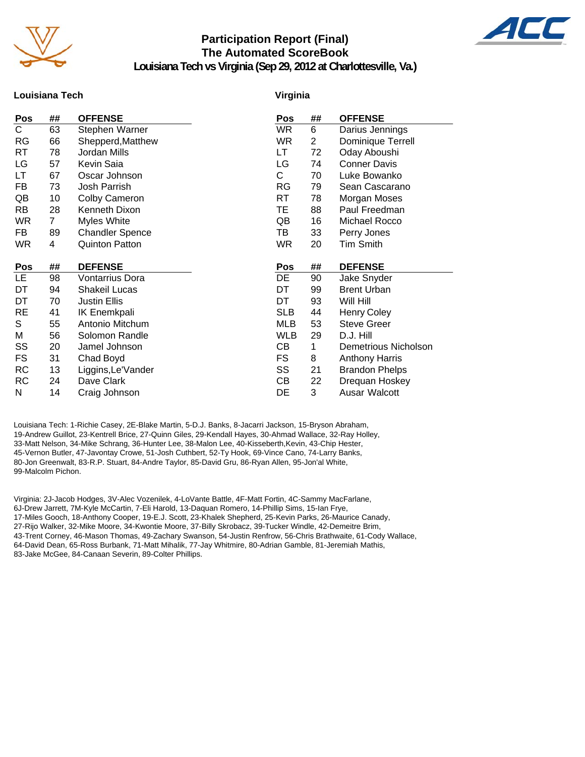# Participation Report (Final)
## The Automated ScoreBook
### Louisiana Tech vs Virginia (Sep 29, 2012 at Charlottesville, Va.)

**Louisiana Tech**

| Pos | ## | OFFENSE |
|---|---|---|
| C | 63 | Stephen Warner |
| RG | 66 | Shepperd,Matthew |
| RT | 78 | Jordan Mills |
| LG | 57 | Kevin Saia |
| LT | 67 | Oscar Johnson |
| FB | 73 | Josh Parrish |
| QB | 10 | Colby Cameron |
| RB | 28 | Kenneth Dixon |
| WR | 7 | Myles White |
| FB | 89 | Chandler Spence |
| WR | 4 | Quinton Patton |

| Pos | ## | DEFENSE |
|---|---|---|
| LE | 98 | Vontarrius Dora |
| DT | 94 | Shakeil Lucas |
| DT | 70 | Justin Ellis |
| RE | 41 | IK Enemkpali |
| S | 55 | Antonio Mitchum |
| M | 56 | Solomon Randle |
| SS | 20 | Jamel Johnson |
| FS | 31 | Chad Boyd |
| RC | 13 | Liggins,Le'Vander |
| RC | 24 | Dave Clark |
| N | 14 | Craig Johnson |

**Virginia**

| Pos | ## | OFFENSE |
|---|---|---|
| WR | 6 | Darius Jennings |
| WR | 2 | Dominique Terrell |
| LT | 72 | Oday Aboushi |
| LG | 74 | Conner Davis |
| C | 70 | Luke Bowanko |
| RG | 79 | Sean Cascarano |
| RT | 78 | Morgan Moses |
| TE | 88 | Paul Freedman |
| QB | 16 | Michael Rocco |
| TB | 33 | Perry Jones |
| WR | 20 | Tim Smith |

| Pos | ## | DEFENSE |
|---|---|---|
| DE | 90 | Jake Snyder |
| DT | 99 | Brent Urban |
| DT | 93 | Will Hill |
| SLB | 44 | Henry Coley |
| MLB | 53 | Steve Greer |
| WLB | 29 | D.J. Hill |
| CB | 1 | Demetrious Nicholson |
| FS | 8 | Anthony Harris |
| SS | 21 | Brandon Phelps |
| CB | 22 | Drequan Hoskey |
| DE | 3 | Ausar Walcott |

Louisiana Tech: 1-Richie Casey, 2E-Blake Martin, 5-D.J. Banks, 8-Jacarri Jackson, 15-Bryson Abraham, 19-Andrew Guillot, 23-Kentrell Brice, 27-Quinn Giles, 29-Kendall Hayes, 30-Ahmad Wallace, 32-Ray Holley, 33-Matt Nelson, 34-Mike Schrang, 36-Hunter Lee, 38-Malon Lee, 40-Kisseberth,Kevin, 43-Chip Hester, 45-Vernon Butler, 47-Javontay Crowe, 51-Josh Cuthbert, 52-Ty Hook, 69-Vince Cano, 74-Larry Banks, 80-Jon Greenwalt, 83-R.P. Stuart, 84-Andre Taylor, 85-David Gru, 86-Ryan Allen, 95-Jon'al White, 99-Malcolm Pichon.

Virginia: 2J-Jacob Hodges, 3V-Alec Vozenilek, 4-LoVante Battle, 4F-Matt Fortin, 4C-Sammy MacFarlane, 6J-Drew Jarrett, 7M-Kyle McCartin, 7-Eli Harold, 13-Daquan Romero, 14-Phillip Sims, 15-Ian Frye, 17-Miles Gooch, 18-Anthony Cooper, 19-E.J. Scott, 23-Khalek Shepherd, 25-Kevin Parks, 26-Maurice Canady, 27-Rijo Walker, 32-Mike Moore, 34-Kwontie Moore, 37-Billy Skrobacz, 39-Tucker Windle, 42-Demeitre Brim, 43-Trent Corney, 46-Mason Thomas, 49-Zachary Swanson, 54-Justin Renfrow, 56-Chris Brathwaite, 61-Cody Wallace, 64-David Dean, 65-Ross Burbank, 71-Matt Mihalik, 77-Jay Whitmire, 80-Adrian Gamble, 81-Jeremiah Mathis, 83-Jake McGee, 84-Canaan Severin, 89-Colter Phillips.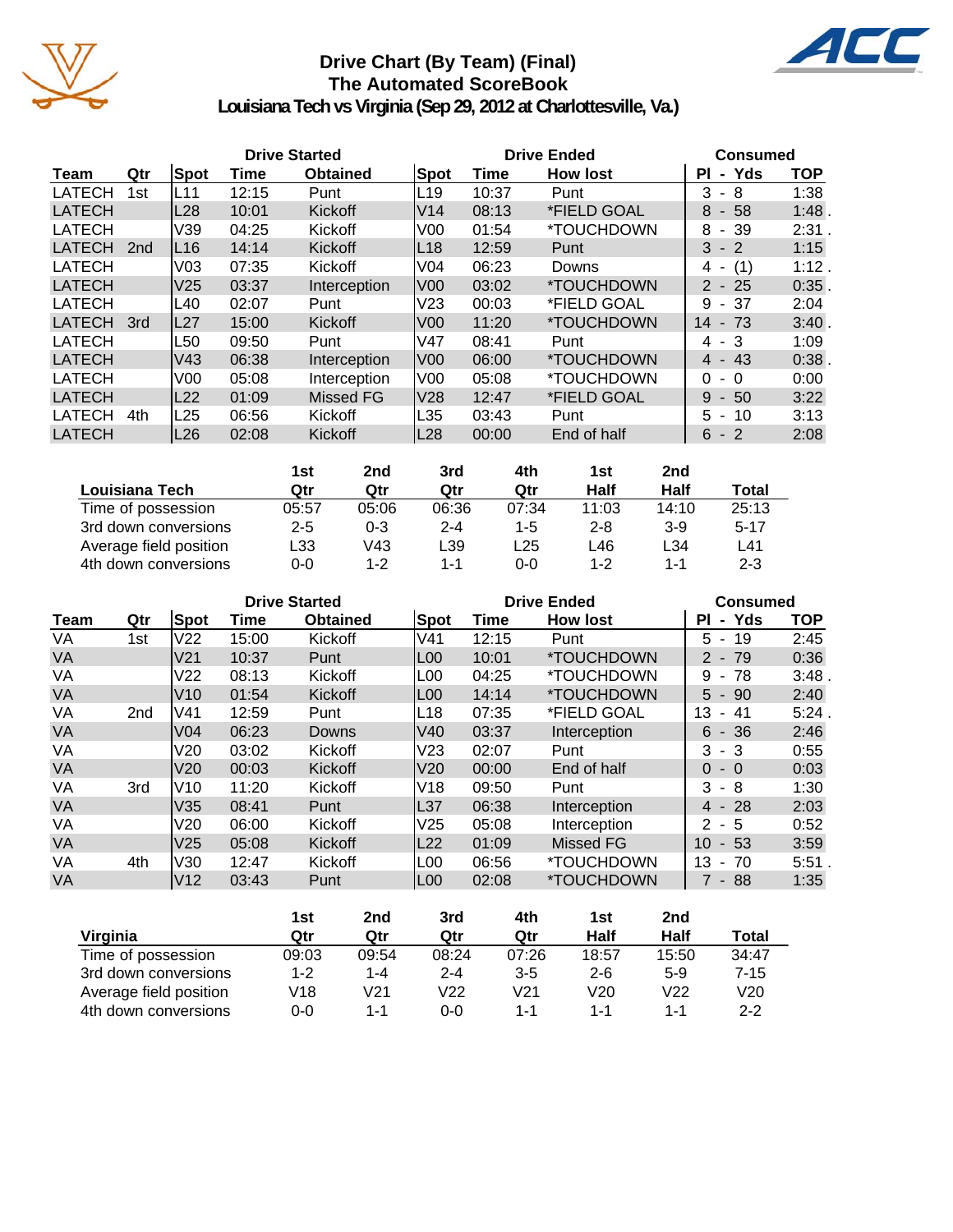# Drive Chart (By Team) (Final)
## The Automated ScoreBook
### Louisiana Tech vs Virginia (Sep 29, 2012 at Charlottesville, Va.)

| | | Drive Started | | | Drive Ended | | | Consumed | |
|---|---|---|---|---|---|---|---|---|---|
| Team | Qtr | Spot | Time | Obtained | Spot | Time | How lost | Pl - Yds | TOP |
| LATECH | 1st | L11 | 12:15 | Punt | L19 | 10:37 | Punt | 3 - 8 | 1:38 |
| LATECH | | L28 | 10:01 | Kickoff | V14 | 08:13 | *FIELD GOAL | 8 - 58 | 1:48 . |
| LATECH | | V39 | 04:25 | Kickoff | V00 | 01:54 | *TOUCHDOWN | 8 - 39 | 2:31 . |
| LATECH | 2nd | L16 | 14:14 | Kickoff | L18 | 12:59 | Punt | 3 - 2 | 1:15 |
| LATECH | | V03 | 07:35 | Kickoff | V04 | 06:23 | Downs | 4 - (1) | 1:12 . |
| LATECH | | V25 | 03:37 | Interception | V00 | 03:02 | *TOUCHDOWN | 2 - 25 | 0:35 . |
| LATECH | | L40 | 02:07 | Punt | V23 | 00:03 | *FIELD GOAL | 9 - 37 | 2:04 |
| LATECH | 3rd | L27 | 15:00 | Kickoff | V00 | 11:20 | *TOUCHDOWN | 14 - 73 | 3:40 . |
| LATECH | | L50 | 09:50 | Punt | V47 | 08:41 | Punt | 4 - 3 | 1:09 |
| LATECH | | V43 | 06:38 | Interception | V00 | 06:00 | *TOUCHDOWN | 4 - 43 | 0:38 . |
| LATECH | | V00 | 05:08 | Interception | V00 | 05:08 | *TOUCHDOWN | 0 - 0 | 0:00 |
| LATECH | | L22 | 01:09 | Missed FG | V28 | 12:47 | *FIELD GOAL | 9 - 50 | 3:22 |
| LATECH | 4th | L25 | 06:56 | Kickoff | L35 | 03:43 | Punt | 5 - 10 | 3:13 |
| LATECH | | L26 | 02:08 | Kickoff | L28 | 00:00 | End of half | 6 - 2 | 2:08 |

| Louisiana Tech | 1st Qtr | 2nd Qtr | 3rd Qtr | 4th Qtr | 1st Half | 2nd Half | Total |
|---|---|---|---|---|---|---|---|
| Time of possession | 05:57 | 05:06 | 06:36 | 07:34 | 11:03 | 14:10 | 25:13 |
| 3rd down conversions | 2-5 | 0-3 | 2-4 | 1-5 | 2-8 | 3-9 | 5-17 |
| Average field position | L33 | V43 | L39 | L25 | L46 | L34 | L41 |
| 4th down conversions | 0-0 | 1-2 | 1-1 | 0-0 | 1-2 | 1-1 | 2-3 |

| | | Drive Started | | | Drive Ended | | | Consumed | |
|---|---|---|---|---|---|---|---|---|---|
| Team | Qtr | Spot | Time | Obtained | Spot | Time | How lost | Pl - Yds | TOP |
| VA | 1st | V22 | 15:00 | Kickoff | V41 | 12:15 | Punt | 5 - 19 | 2:45 |
| VA | | V21 | 10:37 | Punt | L00 | 10:01 | *TOUCHDOWN | 2 - 79 | 0:36 |
| VA | | V22 | 08:13 | Kickoff | L00 | 04:25 | *TOUCHDOWN | 9 - 78 | 3:48 . |
| VA | | V10 | 01:54 | Kickoff | L00 | 14:14 | *TOUCHDOWN | 5 - 90 | 2:40 |
| VA | 2nd | V41 | 12:59 | Punt | L18 | 07:35 | *FIELD GOAL | 13 - 41 | 5:24 . |
| VA | | V04 | 06:23 | Downs | V40 | 03:37 | Interception | 6 - 36 | 2:46 |
| VA | | V20 | 03:02 | Kickoff | V23 | 02:07 | Punt | 3 - 3 | 0:55 |
| VA | | V20 | 00:03 | Kickoff | V20 | 00:00 | End of half | 0 - 0 | 0:03 |
| VA | 3rd | V10 | 11:20 | Kickoff | V18 | 09:50 | Punt | 3 - 8 | 1:30 |
| VA | | V35 | 08:41 | Punt | L37 | 06:38 | Interception | 4 - 28 | 2:03 |
| VA | | V20 | 06:00 | Kickoff | V25 | 05:08 | Interception | 2 - 5 | 0:52 |
| VA | | V25 | 05:08 | Kickoff | L22 | 01:09 | Missed FG | 10 - 53 | 3:59 |
| VA | 4th | V30 | 12:47 | Kickoff | L00 | 06:56 | *TOUCHDOWN | 13 - 70 | 5:51 . |
| VA | | V12 | 03:43 | Punt | L00 | 02:08 | *TOUCHDOWN | 7 - 88 | 1:35 |

| Virginia | 1st Qtr | 2nd Qtr | 3rd Qtr | 4th Qtr | 1st Half | 2nd Half | Total |
|---|---|---|---|---|---|---|---|
| Time of possession | 09:03 | 09:54 | 08:24 | 07:26 | 18:57 | 15:50 | 34:47 |
| 3rd down conversions | 1-2 | 1-4 | 2-4 | 3-5 | 2-6 | 5-9 | 7-15 |
| Average field position | V18 | V21 | V22 | V21 | V20 | V22 | V20 |
| 4th down conversions | 0-0 | 1-1 | 0-0 | 1-1 | 1-1 | 1-1 | 2-2 |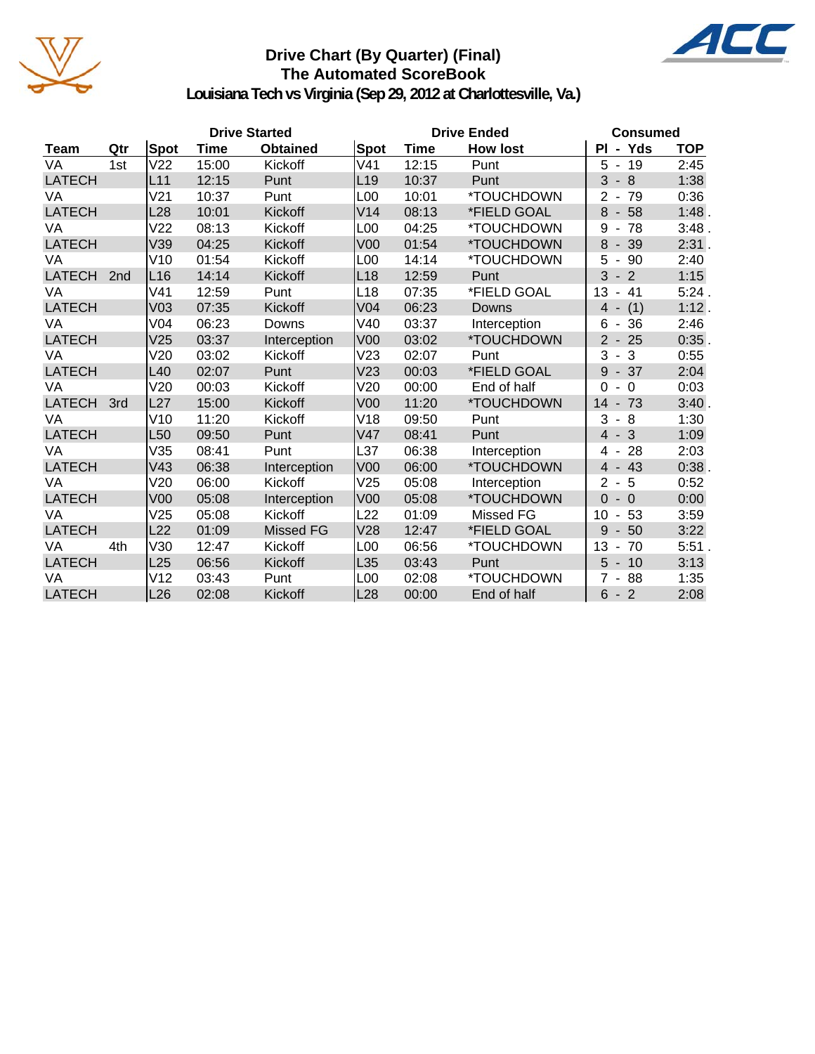## Drive Chart (By Quarter) (Final)
## The Automated ScoreBook
### Louisiana Tech vs Virginia (Sep 29, 2012 at Charlottesville, Va.)

| | | Drive Started | | | Drive Ended | | | Consumed | |
|---|---|---|---|---|---|---|---|---|---|
| Team | Qtr | Spot | Time | Obtained | Spot | Time | How lost | Pl - Yds | TOP |
| VA | 1st | V22 | 15:00 | Kickoff | V41 | 12:15 | Punt | 5 - 19 | 2:45 |
| LATECH | | L11 | 12:15 | Punt | L19 | 10:37 | Punt | 3 - 8 | 1:38 |
| VA | | V21 | 10:37 | Punt | L00 | 10:01 | *TOUCHDOWN | 2 - 79 | 0:36 |
| LATECH | | L28 | 10:01 | Kickoff | V14 | 08:13 | *FIELD GOAL | 8 - 58 | 1:48 . |
| VA | | V22 | 08:13 | Kickoff | L00 | 04:25 | *TOUCHDOWN | 9 - 78 | 3:48 . |
| LATECH | | V39 | 04:25 | Kickoff | V00 | 01:54 | *TOUCHDOWN | 8 - 39 | 2:31 . |
| VA | | V10 | 01:54 | Kickoff | L00 | 14:14 | *TOUCHDOWN | 5 - 90 | 2:40 |
| LATECH | 2nd | L16 | 14:14 | Kickoff | L18 | 12:59 | Punt | 3 - 2 | 1:15 |
| VA | | V41 | 12:59 | Punt | L18 | 07:35 | *FIELD GOAL | 13 - 41 | 5:24 . |
| LATECH | | V03 | 07:35 | Kickoff | V04 | 06:23 | Downs | 4 - (1) | 1:12 . |
| VA | | V04 | 06:23 | Downs | V40 | 03:37 | Interception | 6 - 36 | 2:46 |
| LATECH | | V25 | 03:37 | Interception | V00 | 03:02 | *TOUCHDOWN | 2 - 25 | 0:35 . |
| VA | | V20 | 03:02 | Kickoff | V23 | 02:07 | Punt | 3 - 3 | 0:55 |
| LATECH | | L40 | 02:07 | Punt | V23 | 00:03 | *FIELD GOAL | 9 - 37 | 2:04 |
| VA | | V20 | 00:03 | Kickoff | V20 | 00:00 | End of half | 0 - 0 | 0:03 |
| LATECH | 3rd | L27 | 15:00 | Kickoff | V00 | 11:20 | *TOUCHDOWN | 14 - 73 | 3:40 . |
| VA | | V10 | 11:20 | Kickoff | V18 | 09:50 | Punt | 3 - 8 | 1:30 |
| LATECH | | L50 | 09:50 | Punt | V47 | 08:41 | Punt | 4 - 3 | 1:09 |
| VA | | V35 | 08:41 | Punt | L37 | 06:38 | Interception | 4 - 28 | 2:03 |
| LATECH | | V43 | 06:38 | Interception | V00 | 06:00 | *TOUCHDOWN | 4 - 43 | 0:38 . |
| VA | | V20 | 06:00 | Kickoff | V25 | 05:08 | Interception | 2 - 5 | 0:52 |
| LATECH | | V00 | 05:08 | Interception | V00 | 05:08 | *TOUCHDOWN | 0 - 0 | 0:00 |
| VA | | V25 | 05:08 | Kickoff | L22 | 01:09 | Missed FG | 10 - 53 | 3:59 |
| LATECH | | L22 | 01:09 | Missed FG | V28 | 12:47 | *FIELD GOAL | 9 - 50 | 3:22 |
| VA | 4th | V30 | 12:47 | Kickoff | L00 | 06:56 | *TOUCHDOWN | 13 - 70 | 5:51 . |
| LATECH | | L25 | 06:56 | Kickoff | L35 | 03:43 | Punt | 5 - 10 | 3:13 |
| VA | | V12 | 03:43 | Punt | L00 | 02:08 | *TOUCHDOWN | 7 - 88 | 1:35 |
| LATECH | | L26 | 02:08 | Kickoff | L28 | 00:00 | End of half | 6 - 2 | 2:08 |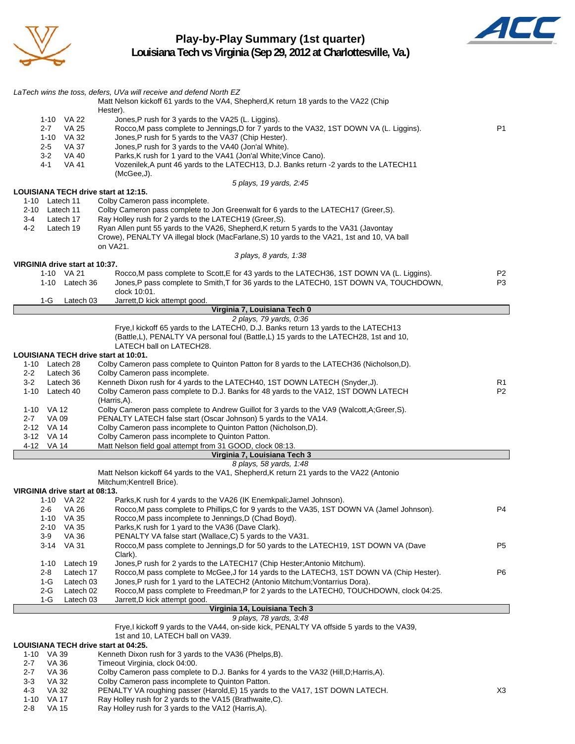# Play-by-Play Summary (1st quarter)
## Louisiana Tech vs Virginia (Sep 29, 2012 at Charlottesville, Va.)

*LaTech wins the toss, defers, UVa will receive and defend North EZ*

Matt Nelson kickoff 61 yards to the VA4, Shepherd,K return 18 yards to the VA22 (Chip Hester).

| Down | Spot | Play | |
|---|---|---|---|
| 1-10 | VA 22 | Jones,P rush for 3 yards to the VA25 (L. Liggins). | |
| 2-7 | VA 25 | Rocco,M pass complete to Jennings,D for 7 yards to the VA32, 1ST DOWN VA (L. Liggins). | P1 |
| 1-10 | VA 32 | Jones,P rush for 5 yards to the VA37 (Chip Hester). | |
| 2-5 | VA 37 | Jones,P rush for 3 yards to the VA40 (Jon'al White). | |
| 3-2 | VA 40 | Parks,K rush for 1 yard to the VA41 (Jon'al White;Vince Cano). | |
| 4-1 | VA 41 | Vozenilek,A punt 46 yards to the LATECH13, D.J. Banks return -2 yards to the LATECH11 (McGee,J). | |

*5 plays, 19 yards, 2:45*

**LOUISIANA TECH drive start at 12:15.**

| Down | Spot | Play | |
|---|---|---|---|
| 1-10 | Latech 11 | Colby Cameron pass incomplete. | |
| 2-10 | Latech 11 | Colby Cameron pass complete to Jon Greenwalt for 6 yards to the LATECH17 (Greer,S). | |
| 3-4 | Latech 17 | Ray Holley rush for 2 yards to the LATECH19 (Greer,S). | |
| 4-2 | Latech 19 | Ryan Allen punt 55 yards to the VA26, Shepherd,K return 5 yards to the VA31 (Javontay Crowe), PENALTY VA illegal block (MacFarlane,S) 10 yards to the VA21, 1st and 10, VA ball on VA21. | |

*3 plays, 8 yards, 1:38*

**VIRGINIA drive start at 10:37.**

| Down | Spot | Play | |
|---|---|---|---|
| 1-10 | VA 21 | Rocco,M pass complete to Scott,E for 43 yards to the LATECH36, 1ST DOWN VA (L. Liggins). | P2 |
| 1-10 | Latech 36 | Jones,P pass complete to Smith,T for 36 yards to the LATECH0, 1ST DOWN VA, TOUCHDOWN, clock 10:01. | P3 |
| 1-G | Latech 03 | Jarrett,D kick attempt good. | |

**Virginia 7, Louisiana Tech 0**

*2 plays, 79 yards, 0:36*

Frye,I kickoff 65 yards to the LATECH0, D.J. Banks return 13 yards to the LATECH13 (Battle,L), PENALTY VA personal foul (Battle,L) 15 yards to the LATECH28, 1st and 10, LATECH ball on LATECH28.

**LOUISIANA TECH drive start at 10:01.**

| Down | Spot | Play | |
|---|---|---|---|
| 1-10 | Latech 28 | Colby Cameron pass complete to Quinton Patton for 8 yards to the LATECH36 (Nicholson,D). | |
| 2-2 | Latech 36 | Colby Cameron pass incomplete. | |
| 3-2 | Latech 36 | Kenneth Dixon rush for 4 yards to the LATECH40, 1ST DOWN LATECH (Snyder,J). | R1 |
| 1-10 | Latech 40 | Colby Cameron pass complete to D.J. Banks for 48 yards to the VA12, 1ST DOWN LATECH (Harris,A). | P2 |
| 1-10 | VA 12 | Colby Cameron pass complete to Andrew Guillot for 3 yards to the VA9 (Walcott,A;Greer,S). | |
| 2-7 | VA 09 | PENALTY LATECH false start (Oscar Johnson) 5 yards to the VA14. | |
| 2-12 | VA 14 | Colby Cameron pass incomplete to Quinton Patton (Nicholson,D). | |
| 3-12 | VA 14 | Colby Cameron pass incomplete to Quinton Patton. | |
| 4-12 | VA 14 | Matt Nelson field goal attempt from 31 GOOD, clock 08:13. | |

**Virginia 7, Louisiana Tech 3**

*8 plays, 58 yards, 1:48*

Matt Nelson kickoff 64 yards to the VA1, Shepherd,K return 21 yards to the VA22 (Antonio Mitchum;Kentrell Brice).

**VIRGINIA drive start at 08:13.**

| Down | Spot | Play | |
|---|---|---|---|
| 1-10 | VA 22 | Parks,K rush for 4 yards to the VA26 (IK Enemkpali;Jamel Johnson). | |
| 2-6 | VA 26 | Rocco,M pass complete to Phillips,C for 9 yards to the VA35, 1ST DOWN VA (Jamel Johnson). | P4 |
| 1-10 | VA 35 | Rocco,M pass incomplete to Jennings,D (Chad Boyd). | |
| 2-10 | VA 35 | Parks,K rush for 1 yard to the VA36 (Dave Clark). | |
| 3-9 | VA 36 | PENALTY VA false start (Wallace,C) 5 yards to the VA31. | |
| 3-14 | VA 31 | Rocco,M pass complete to Jennings,D for 50 yards to the LATECH19, 1ST DOWN VA (Dave Clark). | P5 |
| 1-10 | Latech 19 | Jones,P rush for 2 yards to the LATECH17 (Chip Hester;Antonio Mitchum). | |
| 2-8 | Latech 17 | Rocco,M pass complete to McGee,J for 14 yards to the LATECH3, 1ST DOWN VA (Chip Hester). | P6 |
| 1-G | Latech 03 | Jones,P rush for 1 yard to the LATECH2 (Antonio Mitchum;Vontarrius Dora). | |
| 2-G | Latech 02 | Rocco,M pass complete to Freedman,P for 2 yards to the LATECH0, TOUCHDOWN, clock 04:25. | |
| 1-G | Latech 03 | Jarrett,D kick attempt good. | |

**Virginia 14, Louisiana Tech 3**

*9 plays, 78 yards, 3:48*

Frye,I kickoff 9 yards to the VA44, on-side kick, PENALTY VA offside 5 yards to the VA39, 1st and 10, LATECH ball on VA39.

**LOUISIANA TECH drive start at 04:25.**

| Down | Spot | Play | |
|---|---|---|---|
| 1-10 | VA 39 | Kenneth Dixon rush for 3 yards to the VA36 (Phelps,B). | |
| 2-7 | VA 36 | Timeout Virginia, clock 04:00. | |
| 2-7 | VA 36 | Colby Cameron pass complete to D.J. Banks for 4 yards to the VA32 (Hill,D;Harris,A). | |
| 3-3 | VA 32 | Colby Cameron pass incomplete to Quinton Patton. | |
| 4-3 | VA 32 | PENALTY VA roughing passer (Harold,E) 15 yards to the VA17, 1ST DOWN LATECH. | X3 |
| 1-10 | VA 17 | Ray Holley rush for 2 yards to the VA15 (Brathwaite,C). | |
| 2-8 | VA 15 | Ray Holley rush for 3 yards to the VA12 (Harris,A). | |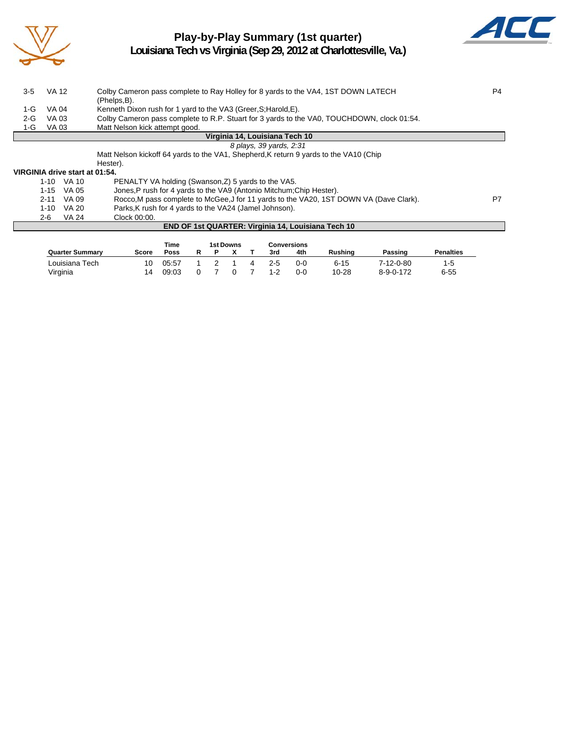# Play-by-Play Summary (1st quarter)
## Louisiana Tech vs Virginia (Sep 29, 2012 at Charlottesville, Va.)

| Down | Spot | Play | |
|---|---|---|---|
| 3-5 | VA 12 | Colby Cameron pass complete to Ray Holley for 8 yards to the VA4, 1ST DOWN LATECH (Phelps,B). | P4 |
| 1-G | VA 04 | Kenneth Dixon rush for 1 yard to the VA3 (Greer,S;Harold,E). | |
| 2-G | VA 03 | Colby Cameron pass complete to R.P. Stuart for 3 yards to the VA0, TOUCHDOWN, clock 01:54. | |
| 1-G | VA 03 | Matt Nelson kick attempt good. | |

**Virginia 14, Louisiana Tech 10**

*8 plays, 39 yards, 2:31*

Matt Nelson kickoff 64 yards to the VA1, Shepherd,K return 9 yards to the VA10 (Chip Hester).

**VIRGINIA drive start at 01:54.**

| Down | Spot | Play | |
|---|---|---|---|
| 1-10 | VA 10 | PENALTY VA holding (Swanson,Z) 5 yards to the VA5. | |
| 1-15 | VA 05 | Jones,P rush for 4 yards to the VA9 (Antonio Mitchum;Chip Hester). | |
| 2-11 | VA 09 | Rocco,M pass complete to McGee,J for 11 yards to the VA20, 1ST DOWN VA (Dave Clark). | P7 |
| 1-10 | VA 20 | Parks,K rush for 4 yards to the VA24 (Jamel Johnson). | |
| 2-6 | VA 24 | Clock 00:00. | |

**END OF 1st QUARTER: Virginia 14, Louisiana Tech 10**

| Quarter Summary | Score | Time Poss | 1st Downs R | 1st Downs P | 1st Downs X | 1st Downs T | Conversions 3rd | Conversions 4th | Rushing | Passing | Penalties |
|---|---|---|---|---|---|---|---|---|---|---|---|
| Louisiana Tech | 10 | 05:57 | 1 | 2 | 1 | 4 | 2-5 | 0-0 | 6-15 | 7-12-0-80 | 1-5 |
| Virginia | 14 | 09:03 | 0 | 7 | 0 | 7 | 1-2 | 0-0 | 10-28 | 8-9-0-172 | 6-55 |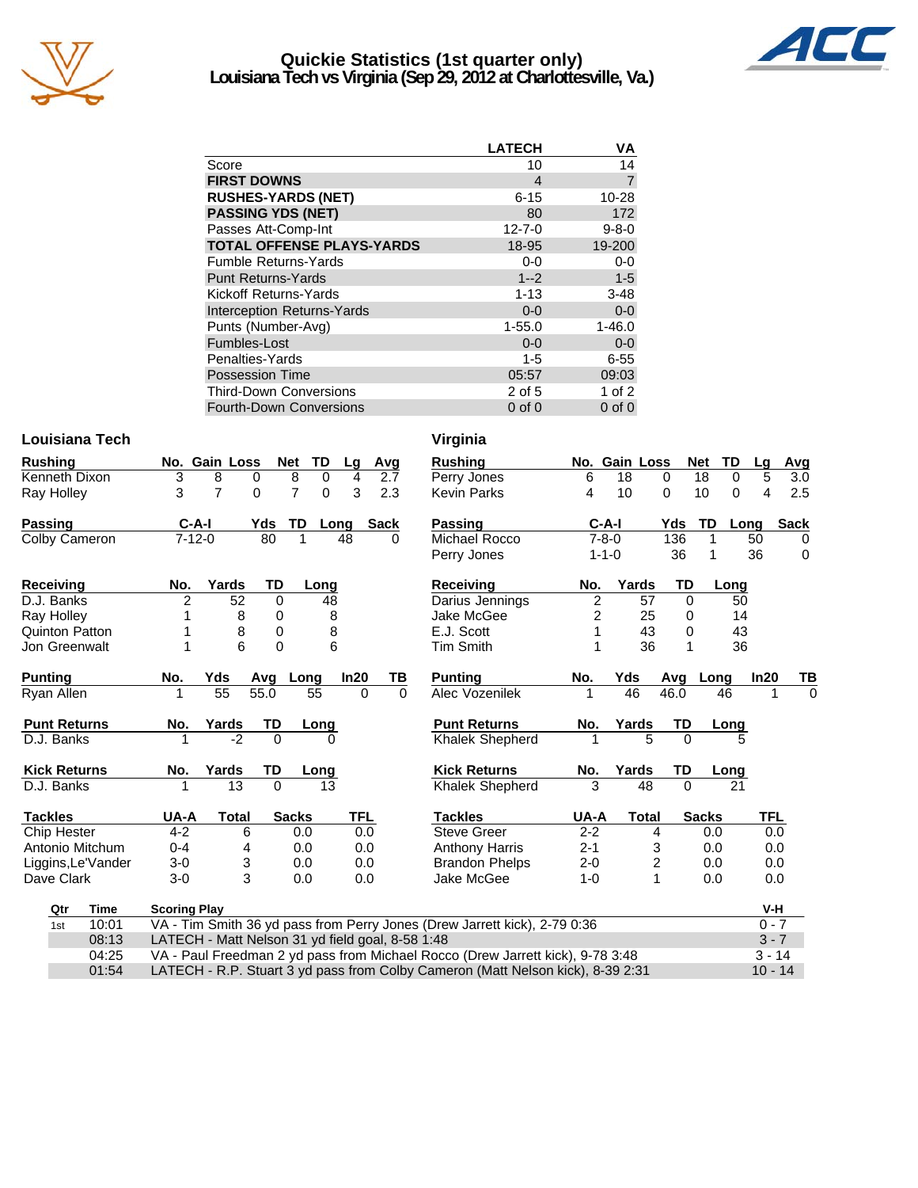# Quickie Statistics (1st quarter only)
## Louisiana Tech vs Virginia (Sep 29, 2012 at Charlottesville, Va.)

| | LATECH | VA |
|---|---|---|
| Score | 10 | 14 |
| **FIRST DOWNS** | 4 | 7 |
| **RUSHES-YARDS (NET)** | 6-15 | 10-28 |
| **PASSING YDS (NET)** | 80 | 172 |
| Passes Att-Comp-Int | 12-7-0 | 9-8-0 |
| **TOTAL OFFENSE PLAYS-YARDS** | 18-95 | 19-200 |
| Fumble Returns-Yards | 0-0 | 0-0 |
| Punt Returns-Yards | 1--2 | 1-5 |
| Kickoff Returns-Yards | 1-13 | 3-48 |
| Interception Returns-Yards | 0-0 | 0-0 |
| Punts (Number-Avg) | 1-55.0 | 1-46.0 |
| Fumbles-Lost | 0-0 | 0-0 |
| Penalties-Yards | 1-5 | 6-55 |
| Possession Time | 05:57 | 09:03 |
| Third-Down Conversions | 2 of 5 | 1 of 2 |
| Fourth-Down Conversions | 0 of 0 | 0 of 0 |

### Louisiana Tech

| Rushing | No. | Gain | Loss | Net | TD | Lg | Avg |
|---|---|---|---|---|---|---|---|
| Kenneth Dixon | 3 | 8 | 0 | 8 | 0 | 4 | 2.7 |
| Ray Holley | 3 | 7 | 0 | 7 | 0 | 3 | 2.3 |

| Passing | C-A-I | Yds | TD | Long | Sack |
|---|---|---|---|---|---|
| Colby Cameron | 7-12-0 | 80 | 1 | 48 | 0 |

| Receiving | No. | Yards | TD | Long |
|---|---|---|---|---|
| D.J. Banks | 2 | 52 | 0 | 48 |
| Ray Holley | 1 | 8 | 0 | 8 |
| Quinton Patton | 1 | 8 | 0 | 8 |
| Jon Greenwalt | 1 | 6 | 0 | 6 |

| Punting | No. | Yds | Avg | Long | In20 | TB |
|---|---|---|---|---|---|---|
| Ryan Allen | 1 | 55 | 55.0 | 55 | 0 | 0 |

| Punt Returns | No. | Yards | TD | Long |
|---|---|---|---|---|
| D.J. Banks | 1 | -2 | 0 | 0 |

| Kick Returns | No. | Yards | TD | Long |
|---|---|---|---|---|
| D.J. Banks | 1 | 13 | 0 | 13 |

| Tackles | UA-A | Total | Sacks | TFL |
|---|---|---|---|---|
| Chip Hester | 4-2 | 6 | 0.0 | 0.0 |
| Antonio Mitchum | 0-4 | 4 | 0.0 | 0.0 |
| Liggins,Le'Vander | 3-0 | 3 | 0.0 | 0.0 |
| Dave Clark | 3-0 | 3 | 0.0 | 0.0 |

### Virginia

| Rushing | No. | Gain | Loss | Net | TD | Lg | Avg |
|---|---|---|---|---|---|---|---|
| Perry Jones | 6 | 18 | 0 | 18 | 0 | 5 | 3.0 |
| Kevin Parks | 4 | 10 | 0 | 10 | 0 | 4 | 2.5 |

| Passing | C-A-I | Yds | TD | Long | Sack |
|---|---|---|---|---|---|
| Michael Rocco | 7-8-0 | 136 | 1 | 50 | 0 |
| Perry Jones | 1-1-0 | 36 | 1 | 36 | 0 |

| Receiving | No. | Yards | TD | Long |
|---|---|---|---|---|
| Darius Jennings | 2 | 57 | 0 | 50 |
| Jake McGee | 2 | 25 | 0 | 14 |
| E.J. Scott | 1 | 43 | 0 | 43 |
| Tim Smith | 1 | 36 | 1 | 36 |

| Punting | No. | Yds | Avg | Long | In20 | TB |
|---|---|---|---|---|---|---|
| Alec Vozenilek | 1 | 46 | 46.0 | 46 | 1 | 0 |

| Punt Returns | No. | Yards | TD | Long |
|---|---|---|---|---|
| Khalek Shepherd | 1 | 5 | 0 | 5 |

| Kick Returns | No. | Yards | TD | Long |
|---|---|---|---|---|
| Khalek Shepherd | 3 | 48 | 0 | 21 |

| Tackles | UA-A | Total | Sacks | TFL |
|---|---|---|---|---|
| Steve Greer | 2-2 | 4 | 0.0 | 0.0 |
| Anthony Harris | 2-1 | 3 | 0.0 | 0.0 |
| Brandon Phelps | 2-0 | 2 | 0.0 | 0.0 |
| Jake McGee | 1-0 | 1 | 0.0 | 0.0 |

| Qtr | Time | Scoring Play | V-H |
|---|---|---|---|
| 1st | 10:01 | VA - Tim Smith 36 yd pass from Perry Jones (Drew Jarrett kick), 2-79 0:36 | 0 - 7 |
| | 08:13 | LATECH - Matt Nelson 31 yd field goal, 8-58 1:48 | 3 - 7 |
| | 04:25 | VA - Paul Freedman 2 yd pass from Michael Rocco (Drew Jarrett kick), 9-78 3:48 | 3 - 14 |
| | 01:54 | LATECH - R.P. Stuart 3 yd pass from Colby Cameron (Matt Nelson kick), 8-39 2:31 | 10 - 14 |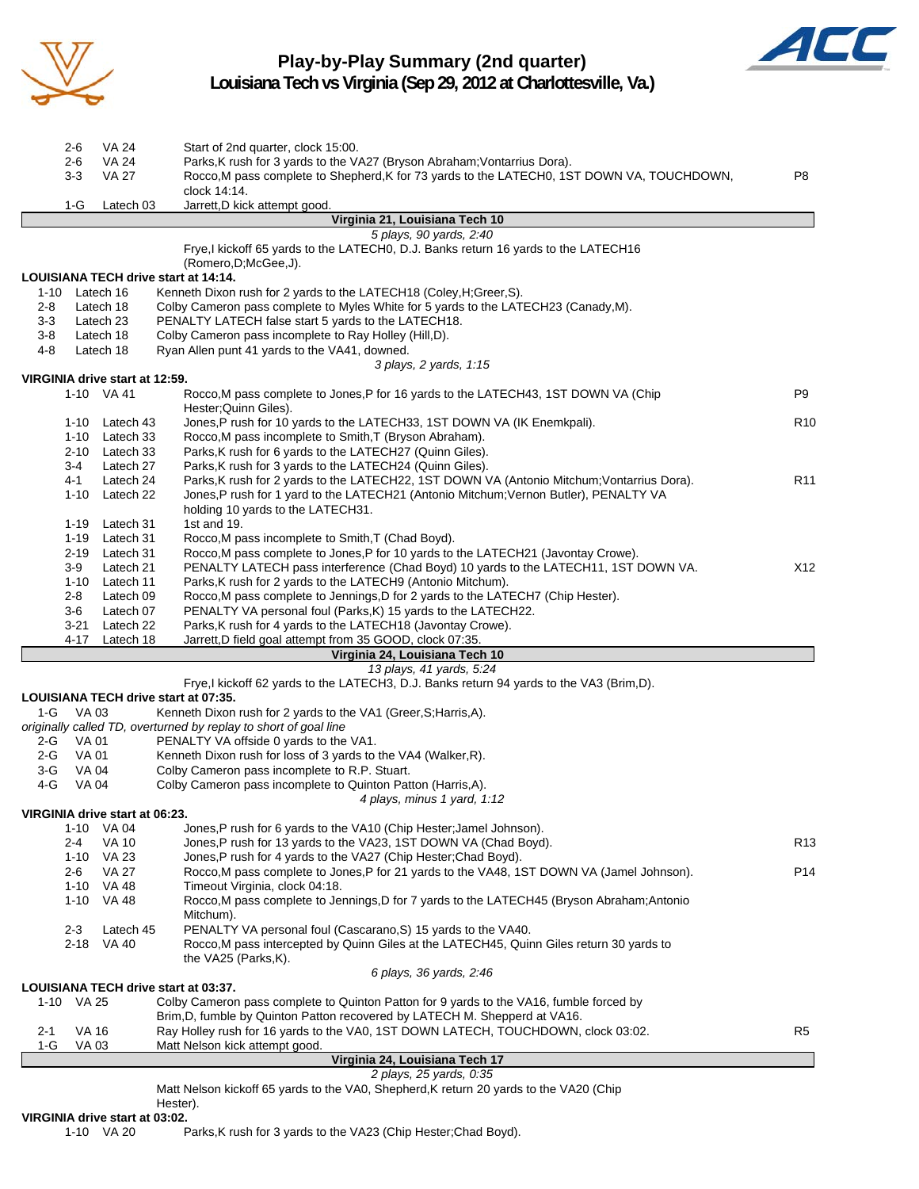# Play-by-Play Summary (2nd quarter)
## Louisiana Tech vs Virginia (Sep 29, 2012 at Charlottesville, Va.)

| Down | Spot | Play | |
|---|---|---|---|
| 2-6 | VA 24 | Start of 2nd quarter, clock 15:00. | |
| 2-6 | VA 24 | Parks,K rush for 3 yards to the VA27 (Bryson Abraham;Vontarrius Dora). | |
| 3-3 | VA 27 | Rocco,M pass complete to Shepherd,K for 73 yards to the LATECH0, 1ST DOWN VA, TOUCHDOWN, clock 14:14. | P8 |
| 1-G | Latech 03 | Jarrett,D kick attempt good. | |

**Virginia 21, Louisiana Tech 10**

*5 plays, 90 yards, 2:40*

Frye,I kickoff 65 yards to the LATECH0, D.J. Banks return 16 yards to the LATECH16 (Romero,D;McGee,J).

**LOUISIANA TECH drive start at 14:14.**

| Down | Spot | Play | |
|---|---|---|---|
| 1-10 | Latech 16 | Kenneth Dixon rush for 2 yards to the LATECH18 (Coley,H;Greer,S). | |
| 2-8 | Latech 18 | Colby Cameron pass complete to Myles White for 5 yards to the LATECH23 (Canady,M). | |
| 3-3 | Latech 23 | PENALTY LATECH false start 5 yards to the LATECH18. | |
| 3-8 | Latech 18 | Colby Cameron pass incomplete to Ray Holley (Hill,D). | |
| 4-8 | Latech 18 | Ryan Allen punt 41 yards to the VA41, downed. | |

*3 plays, 2 yards, 1:15*

**VIRGINIA drive start at 12:59.**

| Down | Spot | Play | |
|---|---|---|---|
| 1-10 | VA 41 | Rocco,M pass complete to Jones,P for 16 yards to the LATECH43, 1ST DOWN VA (Chip Hester;Quinn Giles). | P9 |
| 1-10 | Latech 43 | Jones,P rush for 10 yards to the LATECH33, 1ST DOWN VA (IK Enemkpali). | R10 |
| 1-10 | Latech 33 | Rocco,M pass incomplete to Smith,T (Bryson Abraham). | |
| 2-10 | Latech 33 | Parks,K rush for 6 yards to the LATECH27 (Quinn Giles). | |
| 3-4 | Latech 27 | Parks,K rush for 3 yards to the LATECH24 (Quinn Giles). | |
| 4-1 | Latech 24 | Parks,K rush for 2 yards to the LATECH22, 1ST DOWN VA (Antonio Mitchum;Vontarrius Dora). | R11 |
| 1-10 | Latech 22 | Jones,P rush for 1 yard to the LATECH21 (Antonio Mitchum;Vernon Butler), PENALTY VA holding 10 yards to the LATECH31. | |
| 1-19 | Latech 31 | 1st and 19. | |
| 1-19 | Latech 31 | Rocco,M pass incomplete to Smith,T (Chad Boyd). | |
| 2-19 | Latech 31 | Rocco,M pass complete to Jones,P for 10 yards to the LATECH21 (Javontay Crowe). | |
| 3-9 | Latech 21 | PENALTY LATECH pass interference (Chad Boyd) 10 yards to the LATECH11, 1ST DOWN VA. | X12 |
| 1-10 | Latech 11 | Parks,K rush for 2 yards to the LATECH9 (Antonio Mitchum). | |
| 2-8 | Latech 09 | Rocco,M pass complete to Jennings,D for 2 yards to the LATECH7 (Chip Hester). | |
| 3-6 | Latech 07 | PENALTY VA personal foul (Parks,K) 15 yards to the LATECH22. | |
| 3-21 | Latech 22 | Parks,K rush for 4 yards to the LATECH18 (Javontay Crowe). | |
| 4-17 | Latech 18 | Jarrett,D field goal attempt from 35 GOOD, clock 07:35. | |

**Virginia 24, Louisiana Tech 10**

*13 plays, 41 yards, 5:24*

Frye,I kickoff 62 yards to the LATECH3, D.J. Banks return 94 yards to the VA3 (Brim,D).

**LOUISIANA TECH drive start at 07:35.**

| Down | Spot | Play | |
|---|---|---|---|
| 1-G | VA 03 | Kenneth Dixon rush for 2 yards to the VA1 (Greer,S;Harris,A). | |
| | | *originally called TD, overturned by replay to short of goal line* | |
| 2-G | VA 01 | PENALTY VA offside 0 yards to the VA1. | |
| 2-G | VA 01 | Kenneth Dixon rush for loss of 3 yards to the VA4 (Walker,R). | |
| 3-G | VA 04 | Colby Cameron pass incomplete to R.P. Stuart. | |
| 4-G | VA 04 | Colby Cameron pass incomplete to Quinton Patton (Harris,A). | |

*4 plays, minus 1 yard, 1:12*

**VIRGINIA drive start at 06:23.**

| Down | Spot | Play | |
|---|---|---|---|
| 1-10 | VA 04 | Jones,P rush for 6 yards to the VA10 (Chip Hester;Jamel Johnson). | |
| 2-4 | VA 10 | Jones,P rush for 13 yards to the VA23, 1ST DOWN VA (Chad Boyd). | R13 |
| 1-10 | VA 23 | Jones,P rush for 4 yards to the VA27 (Chip Hester;Chad Boyd). | |
| 2-6 | VA 27 | Rocco,M pass complete to Jones,P for 21 yards to the VA48, 1ST DOWN VA (Jamel Johnson). | P14 |
| 1-10 | VA 48 | Timeout Virginia, clock 04:18. | |
| 1-10 | VA 48 | Rocco,M pass complete to Jennings,D for 7 yards to the LATECH45 (Bryson Abraham;Antonio Mitchum). | |
| 2-3 | Latech 45 | PENALTY VA personal foul (Cascarano,S) 15 yards to the VA40. | |
| 2-18 | VA 40 | Rocco,M pass intercepted by Quinn Giles at the LATECH45, Quinn Giles return 30 yards to the VA25 (Parks,K). | |

*6 plays, 36 yards, 2:46*

**LOUISIANA TECH drive start at 03:37.**

| Down | Spot | Play | |
|---|---|---|---|
| 1-10 | VA 25 | Colby Cameron pass complete to Quinton Patton for 9 yards to the VA16, fumble forced by Brim,D, fumble by Quinton Patton recovered by LATECH M. Shepperd at VA16. | |
| 2-1 | VA 16 | Ray Holley rush for 16 yards to the VA0, 1ST DOWN LATECH, TOUCHDOWN, clock 03:02. | R5 |
| 1-G | VA 03 | Matt Nelson kick attempt good. | |

**Virginia 24, Louisiana Tech 17**

*2 plays, 25 yards, 0:35*

Matt Nelson kickoff 65 yards to the VA0, Shepherd,K return 20 yards to the VA20 (Chip Hester).

**VIRGINIA drive start at 03:02.**

| Down | Spot | Play | |
|---|---|---|---|
| 1-10 | VA 20 | Parks,K rush for 3 yards to the VA23 (Chip Hester;Chad Boyd). | |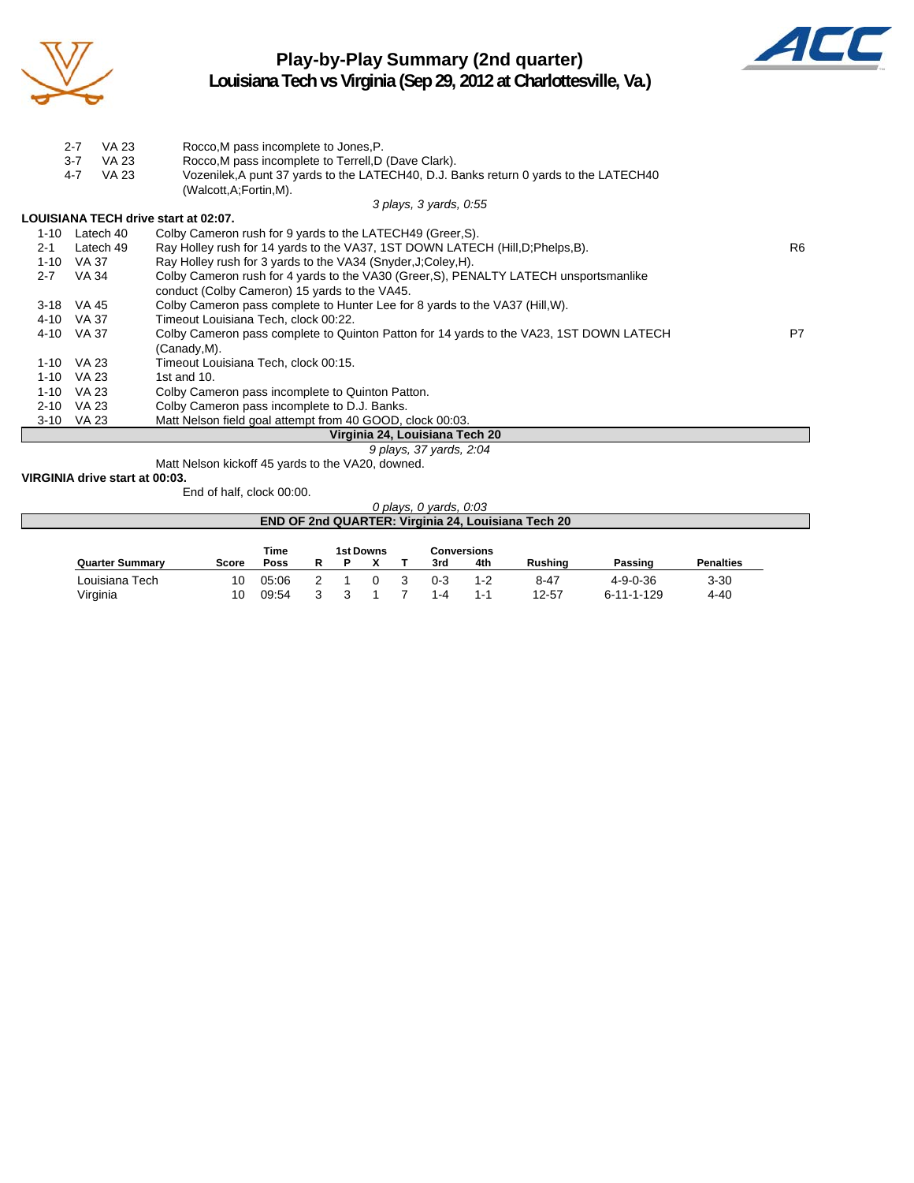# Play-by-Play Summary (2nd quarter)
## Louisiana Tech vs Virginia (Sep 29, 2012 at Charlottesville, Va.)

| | | | |
|---|---|---|---|
| 2-7 | VA 23 | Rocco,M pass incomplete to Jones,P. | |
| 3-7 | VA 23 | Rocco,M pass incomplete to Terrell,D (Dave Clark). | |
| 4-7 | VA 23 | Vozenilek,A punt 37 yards to the LATECH40, D.J. Banks return 0 yards to the LATECH40 (Walcott,A;Fortin,M). | |

*3 plays, 3 yards, 0:55*

**LOUISIANA TECH drive start at 02:07.**

| | | | |
|---|---|---|---|
| 1-10 | Latech 40 | Colby Cameron rush for 9 yards to the LATECH49 (Greer,S). | |
| 2-1 | Latech 49 | Ray Holley rush for 14 yards to the VA37, 1ST DOWN LATECH (Hill,D;Phelps,B). | R6 |
| 1-10 | VA 37 | Ray Holley rush for 3 yards to the VA34 (Snyder,J;Coley,H). | |
| 2-7 | VA 34 | Colby Cameron rush for 4 yards to the VA30 (Greer,S), PENALTY LATECH unsportsmanlike conduct (Colby Cameron) 15 yards to the VA45. | |
| 3-18 | VA 45 | Colby Cameron pass complete to Hunter Lee for 8 yards to the VA37 (Hill,W). | |
| 4-10 | VA 37 | Timeout Louisiana Tech, clock 00:22. | |
| 4-10 | VA 37 | Colby Cameron pass complete to Quinton Patton for 14 yards to the VA23, 1ST DOWN LATECH (Canady,M). | P7 |
| 1-10 | VA 23 | Timeout Louisiana Tech, clock 00:15. | |
| 1-10 | VA 23 | 1st and 10. | |
| 1-10 | VA 23 | Colby Cameron pass incomplete to Quinton Patton. | |
| 2-10 | VA 23 | Colby Cameron pass incomplete to D.J. Banks. | |
| 3-10 | VA 23 | Matt Nelson field goal attempt from 40 GOOD, clock 00:03. | |

**Virginia 24, Louisiana Tech 20**

*9 plays, 37 yards, 2:04*

Matt Nelson kickoff 45 yards to the VA20, downed.

**VIRGINIA drive start at 00:03.**

End of half, clock 00:00.

*0 plays, 0 yards, 0:03*

**END OF 2nd QUARTER: Virginia 24, Louisiana Tech 20**

| Quarter Summary | Score | Time Poss | 1st Downs R | P | X | T | Conversions 3rd | 4th | Rushing | Passing | Penalties |
|---|---|---|---|---|---|---|---|---|---|---|---|
| Louisiana Tech | 10 | 05:06 | 2 | 1 | 0 | 3 | 0-3 | 1-2 | 8-47 | 4-9-0-36 | 3-30 |
| Virginia | 10 | 09:54 | 3 | 3 | 1 | 7 | 1-4 | 1-1 | 12-57 | 6-11-1-129 | 4-40 |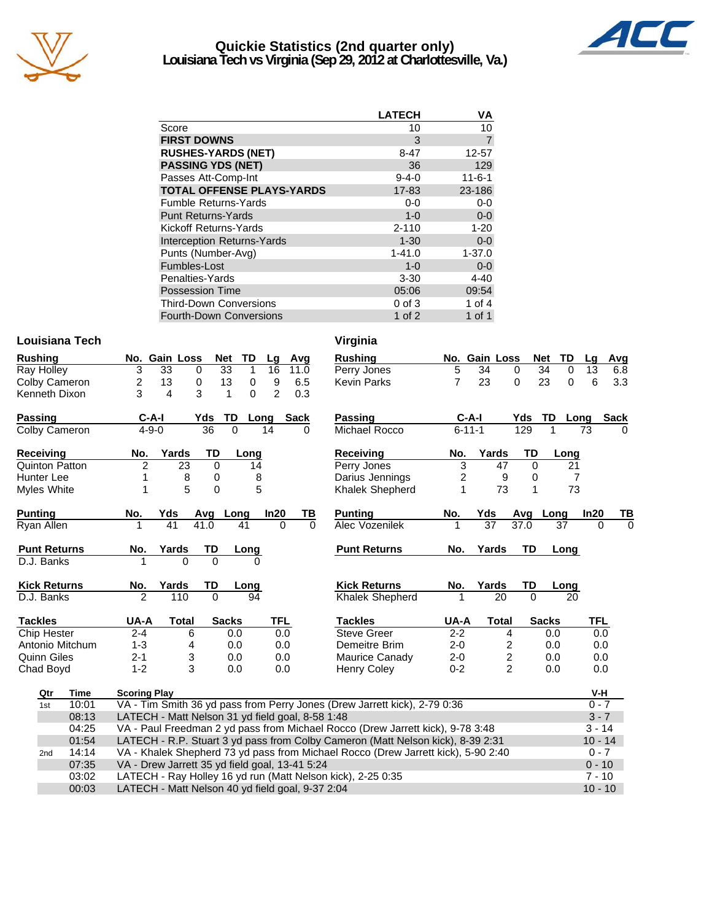# Quickie Statistics (2nd quarter only)
## Louisiana Tech vs Virginia (Sep 29, 2012 at Charlottesville, Va.)

| | LATECH | VA |
|---|---|---|
| Score | 10 | 10 |
| **FIRST DOWNS** | 3 | 7 |
| **RUSHES-YARDS (NET)** | 8-47 | 12-57 |
| **PASSING YDS (NET)** | 36 | 129 |
| Passes Att-Comp-Int | 9-4-0 | 11-6-1 |
| **TOTAL OFFENSE PLAYS-YARDS** | 17-83 | 23-186 |
| Fumble Returns-Yards | 0-0 | 0-0 |
| Punt Returns-Yards | 1-0 | 0-0 |
| Kickoff Returns-Yards | 2-110 | 1-20 |
| Interception Returns-Yards | 1-30 | 0-0 |
| Punts (Number-Avg) | 1-41.0 | 1-37.0 |
| Fumbles-Lost | 1-0 | 0-0 |
| Penalties-Yards | 3-30 | 4-40 |
| Possession Time | 05:06 | 09:54 |
| Third-Down Conversions | 0 of 3 | 1 of 4 |
| Fourth-Down Conversions | 1 of 2 | 1 of 1 |

### Louisiana Tech

| Rushing | No. | Gain | Loss | Net | TD | Lg | Avg |
|---|---|---|---|---|---|---|---|
| Ray Holley | 3 | 33 | 0 | 33 | 1 | 16 | 11.0 |
| Colby Cameron | 2 | 13 | 0 | 13 | 0 | 9 | 6.5 |
| Kenneth Dixon | 3 | 4 | 3 | 1 | 0 | 2 | 0.3 |

| Passing | C-A-I | Yds | TD | Long | Sack |
|---|---|---|---|---|---|
| Colby Cameron | 4-9-0 | 36 | 0 | 14 | 0 |

| Receiving | No. | Yards | TD | Long |
|---|---|---|---|---|
| Quinton Patton | 2 | 23 | 0 | 14 |
| Hunter Lee | 1 | 8 | 0 | 8 |
| Myles White | 1 | 5 | 0 | 5 |

| Punting | No. | Yds | Avg | Long | In20 | TB |
|---|---|---|---|---|---|---|
| Ryan Allen | 1 | 41 | 41.0 | 41 | 0 | 0 |

| Punt Returns | No. | Yards | TD | Long |
|---|---|---|---|---|
| D.J. Banks | 1 | 0 | 0 | 0 |

| Kick Returns | No. | Yards | TD | Long |
|---|---|---|---|---|
| D.J. Banks | 2 | 110 | 0 | 94 |

| Tackles | UA-A | Total | Sacks | TFL |
|---|---|---|---|---|
| Chip Hester | 2-4 | 6 | 0.0 | 0.0 |
| Antonio Mitchum | 1-3 | 4 | 0.0 | 0.0 |
| Quinn Giles | 2-1 | 3 | 0.0 | 0.0 |
| Chad Boyd | 1-2 | 3 | 0.0 | 0.0 |

### Virginia

| Rushing | No. | Gain | Loss | Net | TD | Lg | Avg |
|---|---|---|---|---|---|---|---|
| Perry Jones | 5 | 34 | 0 | 34 | 0 | 13 | 6.8 |
| Kevin Parks | 7 | 23 | 0 | 23 | 0 | 6 | 3.3 |

| Passing | C-A-I | Yds | TD | Long | Sack |
|---|---|---|---|---|---|
| Michael Rocco | 6-11-1 | 129 | 1 | 73 | 0 |

| Receiving | No. | Yards | TD | Long |
|---|---|---|---|---|
| Perry Jones | 3 | 47 | 0 | 21 |
| Darius Jennings | 2 | 9 | 0 | 7 |
| Khalek Shepherd | 1 | 73 | 1 | 73 |

| Punting | No. | Yds | Avg | Long | In20 | TB |
|---|---|---|---|---|---|---|
| Alec Vozenilek | 1 | 37 | 37.0 | 37 | 0 | 0 |

| Punt Returns | No. | Yards | TD | Long |
|---|---|---|---|---|

| Kick Returns | No. | Yards | TD | Long |
|---|---|---|---|---|
| Khalek Shepherd | 1 | 20 | 0 | 20 |

| Tackles | UA-A | Total | Sacks | TFL |
|---|---|---|---|---|
| Steve Greer | 2-2 | 4 | 0.0 | 0.0 |
| Demeitre Brim | 2-0 | 2 | 0.0 | 0.0 |
| Maurice Canady | 2-0 | 2 | 0.0 | 0.0 |
| Henry Coley | 0-2 | 2 | 0.0 | 0.0 |

| Qtr | Time | Scoring Play | V-H |
|---|---|---|---|
| 1st | 10:01 | VA - Tim Smith 36 yd pass from Perry Jones (Drew Jarrett kick), 2-79 0:36 | 0 - 7 |
| | 08:13 | LATECH - Matt Nelson 31 yd field goal, 8-58 1:48 | 3 - 7 |
| | 04:25 | VA - Paul Freedman 2 yd pass from Michael Rocco (Drew Jarrett kick), 9-78 3:48 | 3 - 14 |
| | 01:54 | LATECH - R.P. Stuart 3 yd pass from Colby Cameron (Matt Nelson kick), 8-39 2:31 | 10 - 14 |
| 2nd | 14:14 | VA - Khalek Shepherd 73 yd pass from Michael Rocco (Drew Jarrett kick), 5-90 2:40 | 0 - 7 |
| | 07:35 | VA - Drew Jarrett 35 yd field goal, 13-41 5:24 | 0 - 10 |
| | 03:02 | LATECH - Ray Holley 16 yd run (Matt Nelson kick), 2-25 0:35 | 7 - 10 |
| | 00:03 | LATECH - Matt Nelson 40 yd field goal, 9-37 2:04 | 10 - 10 |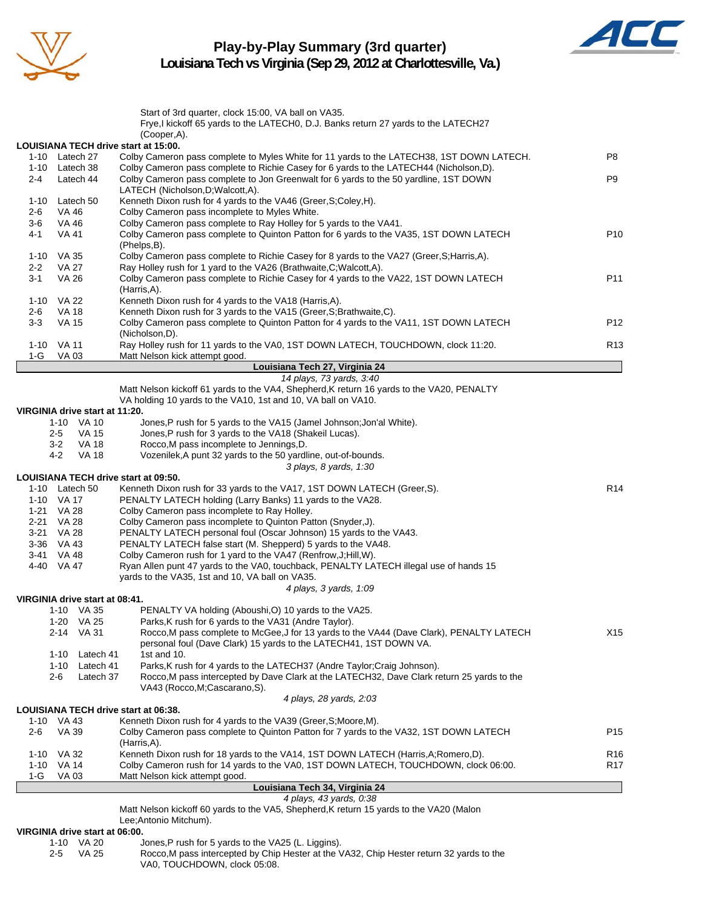# Play-by-Play Summary (3rd quarter)
## Louisiana Tech vs Virginia (Sep 29, 2012 at Charlottesville, Va.)

Start of 3rd quarter, clock 15:00, VA ball on VA35.
Frye,I kickoff 65 yards to the LATECH0, D.J. Banks return 27 yards to the LATECH27 (Cooper,A).

**LOUISIANA TECH drive start at 15:00.**

| Down | Spot | Play | |
|---|---|---|---|
| 1-10 | Latech 27 | Colby Cameron pass complete to Myles White for 11 yards to the LATECH38, 1ST DOWN LATECH. | P8 |
| 1-10 | Latech 38 | Colby Cameron pass complete to Richie Casey for 6 yards to the LATECH44 (Nicholson,D). | |
| 2-4 | Latech 44 | Colby Cameron pass complete to Jon Greenwalt for 6 yards to the 50 yardline, 1ST DOWN LATECH (Nicholson,D;Walcott,A). | P9 |
| 1-10 | Latech 50 | Kenneth Dixon rush for 4 yards to the VA46 (Greer,S;Coley,H). | |
| 2-6 | VA 46 | Colby Cameron pass incomplete to Myles White. | |
| 3-6 | VA 46 | Colby Cameron pass complete to Ray Holley for 5 yards to the VA41. | |
| 4-1 | VA 41 | Colby Cameron pass complete to Quinton Patton for 6 yards to the VA35, 1ST DOWN LATECH (Phelps,B). | P10 |
| 1-10 | VA 35 | Colby Cameron pass complete to Richie Casey for 8 yards to the VA27 (Greer,S;Harris,A). | |
| 2-2 | VA 27 | Ray Holley rush for 1 yard to the VA26 (Brathwaite,C;Walcott,A). | |
| 3-1 | VA 26 | Colby Cameron pass complete to Richie Casey for 4 yards to the VA22, 1ST DOWN LATECH (Harris,A). | P11 |
| 1-10 | VA 22 | Kenneth Dixon rush for 4 yards to the VA18 (Harris,A). | |
| 2-6 | VA 18 | Kenneth Dixon rush for 3 yards to the VA15 (Greer,S;Brathwaite,C). | |
| 3-3 | VA 15 | Colby Cameron pass complete to Quinton Patton for 4 yards to the VA11, 1ST DOWN LATECH (Nicholson,D). | P12 |
| 1-10 | VA 11 | Ray Holley rush for 11 yards to the VA0, 1ST DOWN LATECH, TOUCHDOWN, clock 11:20. | R13 |
| 1-G | VA 03 | Matt Nelson kick attempt good. | |

**Louisiana Tech 27, Virginia 24**

*14 plays, 73 yards, 3:40*

Matt Nelson kickoff 61 yards to the VA4, Shepherd,K return 16 yards to the VA20, PENALTY VA holding 10 yards to the VA10, 1st and 10, VA ball on VA10.

**VIRGINIA drive start at 11:20.**

| Down | Spot | Play |
|---|---|---|
| 1-10 | VA 10 | Jones,P rush for 5 yards to the VA15 (Jamel Johnson;Jon'al White). |
| 2-5 | VA 15 | Jones,P rush for 3 yards to the VA18 (Shakeil Lucas). |
| 3-2 | VA 18 | Rocco,M pass incomplete to Jennings,D. |
| 4-2 | VA 18 | Vozenilek,A punt 32 yards to the 50 yardline, out-of-bounds. |

*3 plays, 8 yards, 1:30*

**LOUISIANA TECH drive start at 09:50.**

| Down | Spot | Play | |
|---|---|---|---|
| 1-10 | Latech 50 | Kenneth Dixon rush for 33 yards to the VA17, 1ST DOWN LATECH (Greer,S). | R14 |
| 1-10 | VA 17 | PENALTY LATECH holding (Larry Banks) 11 yards to the VA28. | |
| 1-21 | VA 28 | Colby Cameron pass incomplete to Ray Holley. | |
| 2-21 | VA 28 | Colby Cameron pass incomplete to Quinton Patton (Snyder,J). | |
| 3-21 | VA 28 | PENALTY LATECH personal foul (Oscar Johnson) 15 yards to the VA43. | |
| 3-36 | VA 43 | PENALTY LATECH false start (M. Shepperd) 5 yards to the VA48. | |
| 3-41 | VA 48 | Colby Cameron rush for 1 yard to the VA47 (Renfrow,J;Hill,W). | |
| 4-40 | VA 47 | Ryan Allen punt 47 yards to the VA0, touchback, PENALTY LATECH illegal use of hands 15 yards to the VA35, 1st and 10, VA ball on VA35. | |

*4 plays, 3 yards, 1:09*

**VIRGINIA drive start at 08:41.**

| Down | Spot | Play | |
|---|---|---|---|
| 1-10 | VA 35 | PENALTY VA holding (Aboushi,O) 10 yards to the VA25. | |
| 1-20 | VA 25 | Parks,K rush for 6 yards to the VA31 (Andre Taylor). | |
| 2-14 | VA 31 | Rocco,M pass complete to McGee,J for 13 yards to the VA44 (Dave Clark), PENALTY LATECH personal foul (Dave Clark) 15 yards to the LATECH41, 1ST DOWN VA. | X15 |
| 1-10 | Latech 41 | 1st and 10. | |
| 1-10 | Latech 41 | Parks,K rush for 4 yards to the LATECH37 (Andre Taylor;Craig Johnson). | |
| 2-6 | Latech 37 | Rocco,M pass intercepted by Dave Clark at the LATECH32, Dave Clark return 25 yards to the VA43 (Rocco,M;Cascarano,S). | |

*4 plays, 28 yards, 2:03*

**LOUISIANA TECH drive start at 06:38.**

| Down | Spot | Play | |
|---|---|---|---|
| 1-10 | VA 43 | Kenneth Dixon rush for 4 yards to the VA39 (Greer,S;Moore,M). | |
| 2-6 | VA 39 | Colby Cameron pass complete to Quinton Patton for 7 yards to the VA32, 1ST DOWN LATECH (Harris,A). | P15 |
| 1-10 | VA 32 | Kenneth Dixon rush for 18 yards to the VA14, 1ST DOWN LATECH (Harris,A;Romero,D). | R16 |
| 1-10 | VA 14 | Colby Cameron rush for 14 yards to the VA0, 1ST DOWN LATECH, TOUCHDOWN, clock 06:00. | R17 |
| 1-G | VA 03 | Matt Nelson kick attempt good. | |

**Louisiana Tech 34, Virginia 24**

*4 plays, 43 yards, 0:38*

Matt Nelson kickoff 60 yards to the VA5, Shepherd,K return 15 yards to the VA20 (Malon Lee;Antonio Mitchum).

**VIRGINIA drive start at 06:00.**

| Down | Spot | Play |
|---|---|---|
| 1-10 | VA 20 | Jones,P rush for 5 yards to the VA25 (L. Liggins). |
| 2-5 | VA 25 | Rocco,M pass intercepted by Chip Hester at the VA32, Chip Hester return 32 yards to the VA0, TOUCHDOWN, clock 05:08. |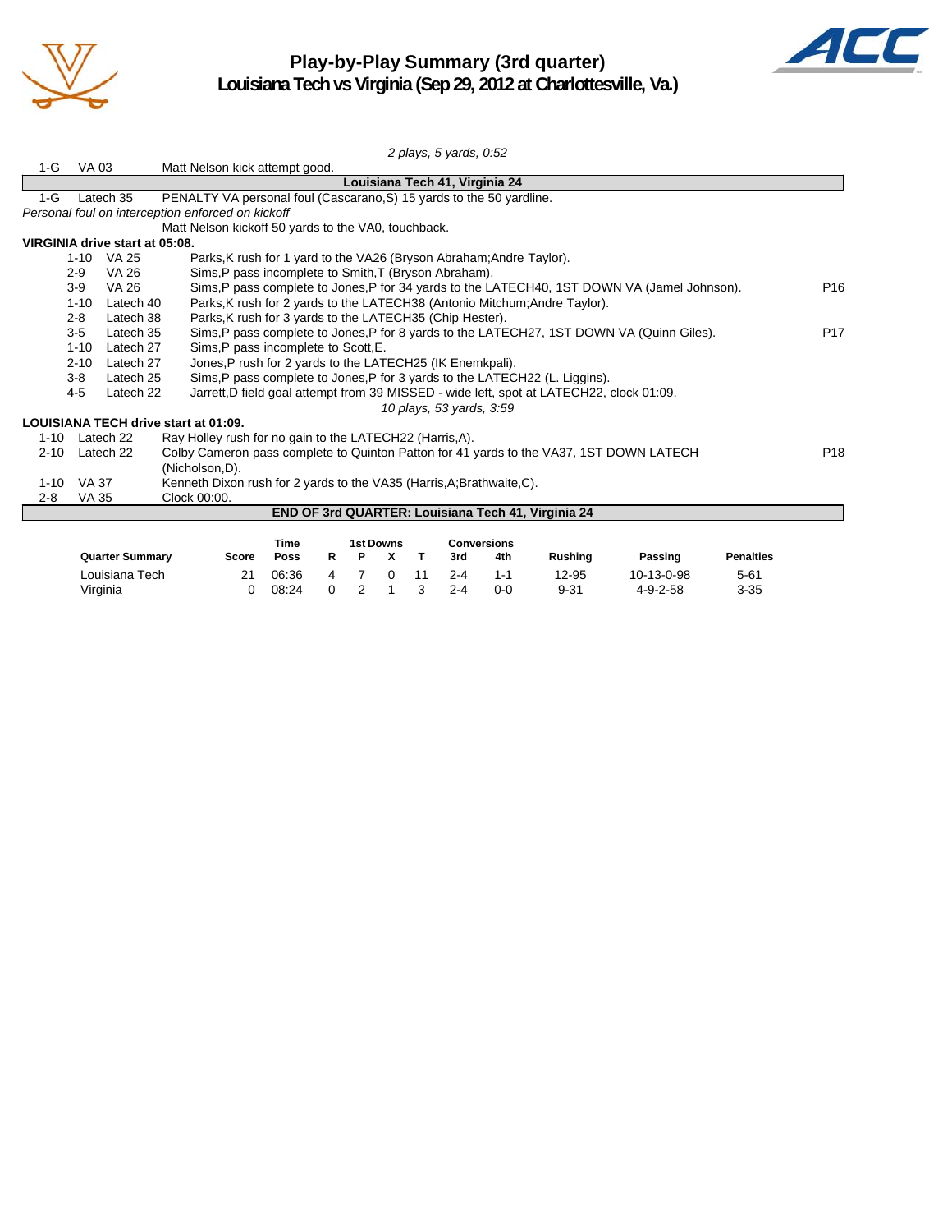# Play-by-Play Summary (3rd quarter)
## Louisiana Tech vs Virginia (Sep 29, 2012 at Charlottesville, Va.)

*2 plays, 5 yards, 0:52*

| | | | |
|---|---|---|---|
| 1-G | VA 03 | Matt Nelson kick attempt good. | |
| | | **Louisiana Tech 41, Virginia 24** | |
| 1-G | Latech 35 | PENALTY VA personal foul (Cascarano,S) 15 yards to the 50 yardline. | |
| | | *Personal foul on interception enforced on kickoff* | |
| | | Matt Nelson kickoff 50 yards to the VA0, touchback. | |

**VIRGINIA drive start at 05:08.**

| | | | |
|---|---|---|---|
| 1-10 | VA 25 | Parks,K rush for 1 yard to the VA26 (Bryson Abraham;Andre Taylor). | |
| 2-9 | VA 26 | Sims,P pass incomplete to Smith,T (Bryson Abraham). | |
| 3-9 | VA 26 | Sims,P pass complete to Jones,P for 34 yards to the LATECH40, 1ST DOWN VA (Jamel Johnson). | P16 |
| 1-10 | Latech 40 | Parks,K rush for 2 yards to the LATECH38 (Antonio Mitchum;Andre Taylor). | |
| 2-8 | Latech 38 | Parks,K rush for 3 yards to the LATECH35 (Chip Hester). | |
| 3-5 | Latech 35 | Sims,P pass complete to Jones,P for 8 yards to the LATECH27, 1ST DOWN VA (Quinn Giles). | P17 |
| 1-10 | Latech 27 | Sims,P pass incomplete to Scott,E. | |
| 2-10 | Latech 27 | Jones,P rush for 2 yards to the LATECH25 (IK Enemkpali). | |
| 3-8 | Latech 25 | Sims,P pass complete to Jones,P for 3 yards to the LATECH22 (L. Liggins). | |
| 4-5 | Latech 22 | Jarrett,D field goal attempt from 39 MISSED - wide left, spot at LATECH22, clock 01:09. | |

*10 plays, 53 yards, 3:59*

**LOUISIANA TECH drive start at 01:09.**

| | | | |
|---|---|---|---|
| 1-10 | Latech 22 | Ray Holley rush for no gain to the LATECH22 (Harris,A). | |
| 2-10 | Latech 22 | Colby Cameron pass complete to Quinton Patton for 41 yards to the VA37, 1ST DOWN LATECH (Nicholson,D). | P18 |
| 1-10 | VA 37 | Kenneth Dixon rush for 2 yards to the VA35 (Harris,A;Brathwaite,C). | |
| 2-8 | VA 35 | Clock 00:00. | |

**END OF 3rd QUARTER: Louisiana Tech 41, Virginia 24**

| Quarter Summary | Score | Time Poss | 1st Downs R | P | X | T | Conversions 3rd | 4th | Rushing | Passing | Penalties |
|---|---|---|---|---|---|---|---|---|---|---|---|
| Louisiana Tech | 21 | 06:36 | 4 | 7 | 0 | 11 | 2-4 | 1-1 | 12-95 | 10-13-0-98 | 5-61 |
| Virginia | 0 | 08:24 | 0 | 2 | 1 | 3 | 2-4 | 0-0 | 9-31 | 4-9-2-58 | 3-35 |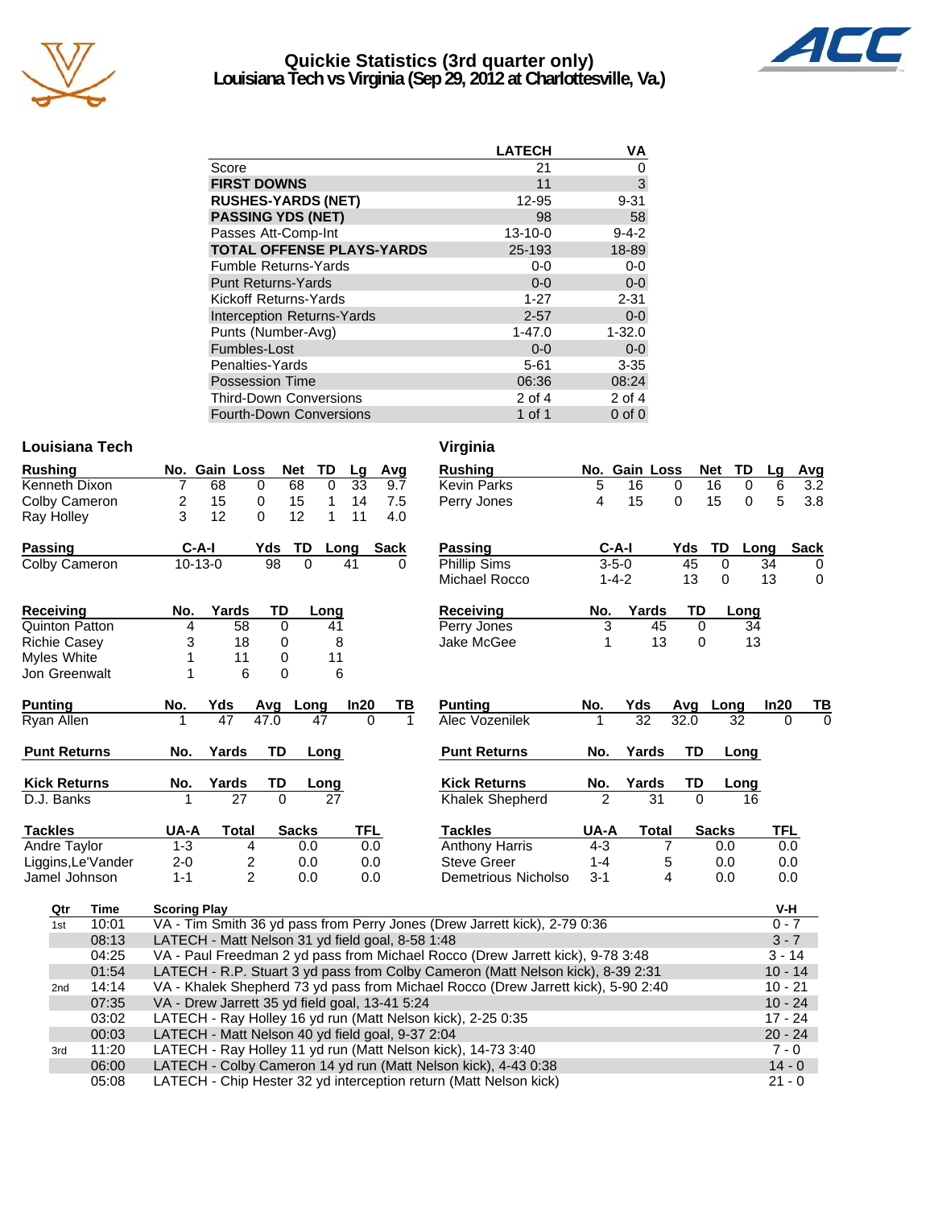# Quickie Statistics (3rd quarter only)
## Louisiana Tech vs Virginia (Sep 29, 2012 at Charlottesville, Va.)

| | LATECH | VA |
|---|---|---|
| Score | 21 | 0 |
| **FIRST DOWNS** | 11 | 3 |
| **RUSHES-YARDS (NET)** | 12-95 | 9-31 |
| **PASSING YDS (NET)** | 98 | 58 |
| Passes Att-Comp-Int | 13-10-0 | 9-4-2 |
| **TOTAL OFFENSE PLAYS-YARDS** | 25-193 | 18-89 |
| Fumble Returns-Yards | 0-0 | 0-0 |
| Punt Returns-Yards | 0-0 | 0-0 |
| Kickoff Returns-Yards | 1-27 | 2-31 |
| Interception Returns-Yards | 2-57 | 0-0 |
| Punts (Number-Avg) | 1-47.0 | 1-32.0 |
| Fumbles-Lost | 0-0 | 0-0 |
| Penalties-Yards | 5-61 | 3-35 |
| Possession Time | 06:36 | 08:24 |
| Third-Down Conversions | 2 of 4 | 2 of 4 |
| Fourth-Down Conversions | 1 of 1 | 0 of 0 |

### Louisiana Tech

| Rushing | No. | Gain | Loss | Net | TD | Lg | Avg |
|---|---|---|---|---|---|---|---|
| Kenneth Dixon | 7 | 68 | 0 | 68 | 0 | 33 | 9.7 |
| Colby Cameron | 2 | 15 | 0 | 15 | 1 | 14 | 7.5 |
| Ray Holley | 3 | 12 | 0 | 12 | 1 | 11 | 4.0 |

| Passing | C-A-I | Yds | TD | Long | Sack |
|---|---|---|---|---|---|
| Colby Cameron | 10-13-0 | 98 | 0 | 41 | 0 |

| Receiving | No. | Yards | TD | Long |
|---|---|---|---|---|
| Quinton Patton | 4 | 58 | 0 | 41 |
| Richie Casey | 3 | 18 | 0 | 8 |
| Myles White | 1 | 11 | 0 | 11 |
| Jon Greenwalt | 1 | 6 | 0 | 6 |

| Punting | No. | Yds | Avg | Long | In20 | TB |
|---|---|---|---|---|---|---|
| Ryan Allen | 1 | 47 | 47.0 | 47 | 0 | 1 |

| Punt Returns | No. | Yards | TD | Long |
|---|---|---|---|---|

| Kick Returns | No. | Yards | TD | Long |
|---|---|---|---|---|
| D.J. Banks | 1 | 27 | 0 | 27 |

| Tackles | UA-A | Total | Sacks | TFL |
|---|---|---|---|---|
| Andre Taylor | 1-3 | 4 | 0.0 | 0.0 |
| Liggins,Le'Vander | 2-0 | 2 | 0.0 | 0.0 |
| Jamel Johnson | 1-1 | 2 | 0.0 | 0.0 |

### Virginia

| Rushing | No. | Gain | Loss | Net | TD | Lg | Avg |
|---|---|---|---|---|---|---|---|
| Kevin Parks | 5 | 16 | 0 | 16 | 0 | 6 | 3.2 |
| Perry Jones | 4 | 15 | 0 | 15 | 0 | 5 | 3.8 |

| Passing | C-A-I | Yds | TD | Long | Sack |
|---|---|---|---|---|---|
| Phillip Sims | 3-5-0 | 45 | 0 | 34 | 0 |
| Michael Rocco | 1-4-2 | 13 | 0 | 13 | 0 |

| Receiving | No. | Yards | TD | Long |
|---|---|---|---|---|
| Perry Jones | 3 | 45 | 0 | 34 |
| Jake McGee | 1 | 13 | 0 | 13 |

| Punting | No. | Yds | Avg | Long | In20 | TB |
|---|---|---|---|---|---|---|
| Alec Vozenilek | 1 | 32 | 32.0 | 32 | 0 | 0 |

| Punt Returns | No. | Yards | TD | Long |
|---|---|---|---|---|

| Kick Returns | No. | Yards | TD | Long |
|---|---|---|---|---|
| Khalek Shepherd | 2 | 31 | 0 | 16 |

| Tackles | UA-A | Total | Sacks | TFL |
|---|---|---|---|---|
| Anthony Harris | 4-3 | 7 | 0.0 | 0.0 |
| Steve Greer | 1-4 | 5 | 0.0 | 0.0 |
| Demetrious Nicholso | 3-1 | 4 | 0.0 | 0.0 |

| Qtr | Time | Scoring Play | V-H |
|---|---|---|---|
| 1st | 10:01 | VA - Tim Smith 36 yd pass from Perry Jones (Drew Jarrett kick), 2-79 0:36 | 0 - 7 |
| | 08:13 | LATECH - Matt Nelson 31 yd field goal, 8-58 1:48 | 3 - 7 |
| | 04:25 | VA - Paul Freedman 2 yd pass from Michael Rocco (Drew Jarrett kick), 9-78 3:48 | 3 - 14 |
| | 01:54 | LATECH - R.P. Stuart 3 yd pass from Colby Cameron (Matt Nelson kick), 8-39 2:31 | 10 - 14 |
| 2nd | 14:14 | VA - Khalek Shepherd 73 yd pass from Michael Rocco (Drew Jarrett kick), 5-90 2:40 | 10 - 21 |
| | 07:35 | VA - Drew Jarrett 35 yd field goal, 13-41 5:24 | 10 - 24 |
| | 03:02 | LATECH - Ray Holley 16 yd run (Matt Nelson kick), 2-25 0:35 | 17 - 24 |
| | 00:03 | LATECH - Matt Nelson 40 yd field goal, 9-37 2:04 | 20 - 24 |
| 3rd | 11:20 | LATECH - Ray Holley 11 yd run (Matt Nelson kick), 14-73 3:40 | 7 - 0 |
| | 06:00 | LATECH - Colby Cameron 14 yd run (Matt Nelson kick), 4-43 0:38 | 14 - 0 |
| | 05:08 | LATECH - Chip Hester 32 yd interception return (Matt Nelson kick) | 21 - 0 |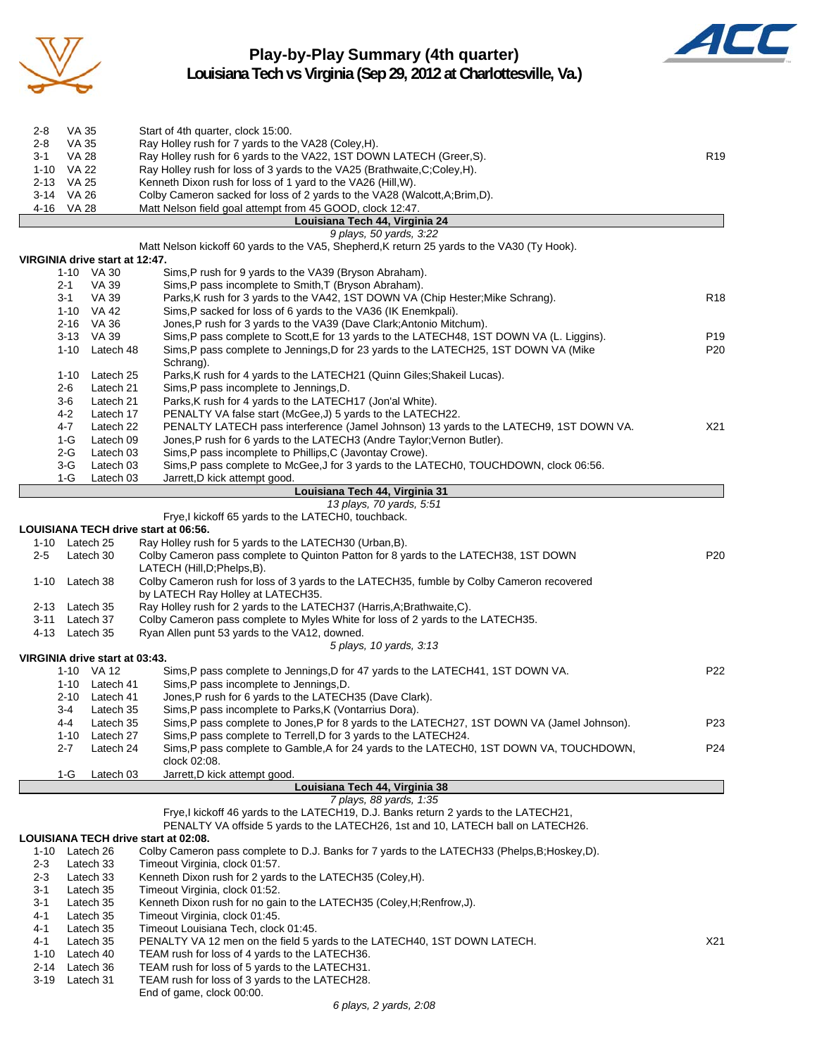# Play-by-Play Summary (4th quarter)
## Louisiana Tech vs Virginia (Sep 29, 2012 at Charlottesville, Va.)

| Down | Spot | Play | |
|---|---|---|---|
| 2-8 | VA 35 | Start of 4th quarter, clock 15:00. | |
| 2-8 | VA 35 | Ray Holley rush for 7 yards to the VA28 (Coley,H). | |
| 3-1 | VA 28 | Ray Holley rush for 6 yards to the VA22, 1ST DOWN LATECH (Greer,S). | R19 |
| 1-10 | VA 22 | Ray Holley rush for loss of 3 yards to the VA25 (Brathwaite,C;Coley,H). | |
| 2-13 | VA 25 | Kenneth Dixon rush for loss of 1 yard to the VA26 (Hill,W). | |
| 3-14 | VA 26 | Colby Cameron sacked for loss of 2 yards to the VA28 (Walcott,A;Brim,D). | |
| 4-16 | VA 28 | Matt Nelson field goal attempt from 45 GOOD, clock 12:47. | |

**Louisiana Tech 44, Virginia 24**

*9 plays, 50 yards, 3:22*

Matt Nelson kickoff 60 yards to the VA5, Shepherd,K return 25 yards to the VA30 (Ty Hook).

**VIRGINIA drive start at 12:47.**

| Down | Spot | Play | |
|---|---|---|---|
| 1-10 | VA 30 | Sims,P rush for 9 yards to the VA39 (Bryson Abraham). | |
| 2-1 | VA 39 | Sims,P pass incomplete to Smith,T (Bryson Abraham). | |
| 3-1 | VA 39 | Parks,K rush for 3 yards to the VA42, 1ST DOWN VA (Chip Hester;Mike Schrang). | R18 |
| 1-10 | VA 42 | Sims,P sacked for loss of 6 yards to the VA36 (IK Enemkpali). | |
| 2-16 | VA 36 | Jones,P rush for 3 yards to the VA39 (Dave Clark;Antonio Mitchum). | |
| 3-13 | VA 39 | Sims,P pass complete to Scott,E for 13 yards to the LATECH48, 1ST DOWN VA (L. Liggins). | P19 |
| 1-10 | Latech 48 | Sims,P pass complete to Jennings,D for 23 yards to the LATECH25, 1ST DOWN VA (Mike Schrang). | P20 |
| 1-10 | Latech 25 | Parks,K rush for 4 yards to the LATECH21 (Quinn Giles;Shakeil Lucas). | |
| 2-6 | Latech 21 | Sims,P pass incomplete to Jennings,D. | |
| 3-6 | Latech 21 | Parks,K rush for 4 yards to the LATECH17 (Jon'al White). | |
| 4-2 | Latech 17 | PENALTY VA false start (McGee,J) 5 yards to the LATECH22. | |
| 4-7 | Latech 22 | PENALTY LATECH pass interference (Jamel Johnson) 13 yards to the LATECH9, 1ST DOWN VA. | X21 |
| 1-G | Latech 09 | Jones,P rush for 6 yards to the LATECH3 (Andre Taylor;Vernon Butler). | |
| 2-G | Latech 03 | Sims,P pass incomplete to Phillips,C (Javontay Crowe). | |
| 3-G | Latech 03 | Sims,P pass complete to McGee,J for 3 yards to the LATECH0, TOUCHDOWN, clock 06:56. | |
| 1-G | Latech 03 | Jarrett,D kick attempt good. | |

**Louisiana Tech 44, Virginia 31**

*13 plays, 70 yards, 5:51*

Frye,I kickoff 65 yards to the LATECH0, touchback.

**LOUISIANA TECH drive start at 06:56.**

| Down | Spot | Play | |
|---|---|---|---|
| 1-10 | Latech 25 | Ray Holley rush for 5 yards to the LATECH30 (Urban,B). | |
| 2-5 | Latech 30 | Colby Cameron pass complete to Quinton Patton for 8 yards to the LATECH38, 1ST DOWN LATECH (Hill,D;Phelps,B). | P20 |
| 1-10 | Latech 38 | Colby Cameron rush for loss of 3 yards to the LATECH35, fumble by Colby Cameron recovered by LATECH Ray Holley at LATECH35. | |
| 2-13 | Latech 35 | Ray Holley rush for 2 yards to the LATECH37 (Harris,A;Brathwaite,C). | |
| 3-11 | Latech 37 | Colby Cameron pass complete to Myles White for loss of 2 yards to the LATECH35. | |
| 4-13 | Latech 35 | Ryan Allen punt 53 yards to the VA12, downed. | |

*5 plays, 10 yards, 3:13*

**VIRGINIA drive start at 03:43.**

| Down | Spot | Play | |
|---|---|---|---|
| 1-10 | VA 12 | Sims,P pass complete to Jennings,D for 47 yards to the LATECH41, 1ST DOWN VA. | P22 |
| 1-10 | Latech 41 | Sims,P pass incomplete to Jennings,D. | |
| 2-10 | Latech 41 | Jones,P rush for 6 yards to the LATECH35 (Dave Clark). | |
| 3-4 | Latech 35 | Sims,P pass incomplete to Parks,K (Vontarrius Dora). | |
| 4-4 | Latech 35 | Sims,P pass complete to Jones,P for 8 yards to the LATECH27, 1ST DOWN VA (Jamel Johnson). | P23 |
| 1-10 | Latech 27 | Sims,P pass complete to Terrell,D for 3 yards to the LATECH24. | |
| 2-7 | Latech 24 | Sims,P pass complete to Gamble,A for 24 yards to the LATECH0, 1ST DOWN VA, TOUCHDOWN, clock 02:08. | P24 |
| 1-G | Latech 03 | Jarrett,D kick attempt good. | |

**Louisiana Tech 44, Virginia 38**

*7 plays, 88 yards, 1:35*

Frye,I kickoff 46 yards to the LATECH19, D.J. Banks return 2 yards to the LATECH21, PENALTY VA offside 5 yards to the LATECH26, 1st and 10, LATECH ball on LATECH26.

**LOUISIANA TECH drive start at 02:08.**

| Down | Spot | Play | |
|---|---|---|---|
| 1-10 | Latech 26 | Colby Cameron pass complete to D.J. Banks for 7 yards to the LATECH33 (Phelps,B;Hoskey,D). | |
| 2-3 | Latech 33 | Timeout Virginia, clock 01:57. | |
| 2-3 | Latech 33 | Kenneth Dixon rush for 2 yards to the LATECH35 (Coley,H). | |
| 3-1 | Latech 35 | Timeout Virginia, clock 01:52. | |
| 3-1 | Latech 35 | Kenneth Dixon rush for no gain to the LATECH35 (Coley,H;Renfrow,J). | |
| 4-1 | Latech 35 | Timeout Virginia, clock 01:45. | |
| 4-1 | Latech 35 | Timeout Louisiana Tech, clock 01:45. | |
| 4-1 | Latech 35 | PENALTY VA 12 men on the field 5 yards to the LATECH40, 1ST DOWN LATECH. | X21 |
| 1-10 | Latech 40 | TEAM rush for loss of 4 yards to the LATECH36. | |
| 2-14 | Latech 36 | TEAM rush for loss of 5 yards to the LATECH31. | |
| 3-19 | Latech 31 | TEAM rush for loss of 3 yards to the LATECH28. | |
| | | End of game, clock 00:00. | |

*6 plays, 2 yards, 2:08*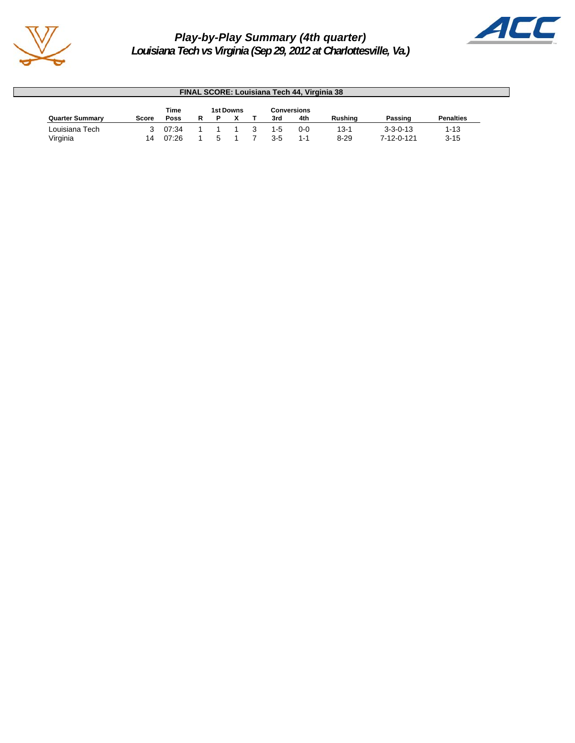# Play-by-Play Summary (4th quarter)

## Louisiana Tech vs Virginia (Sep 29, 2012 at Charlottesville, Va.)

**FINAL SCORE: Louisiana Tech 44, Virginia 38**

| Quarter Summary | Score | Time Poss | 1st Downs R | P | X | T | Conversions 3rd | 4th | Rushing | Passing | Penalties |
|---|---|---|---|---|---|---|---|---|---|---|---|
| Louisiana Tech | 3 | 07:34 | 1 | 1 | 1 | 3 | 1-5 | 0-0 | 13-1 | 3-3-0-13 | 1-13 |
| Virginia | 14 | 07:26 | 1 | 5 | 1 | 7 | 3-5 | 1-1 | 8-29 | 7-12-0-121 | 3-15 |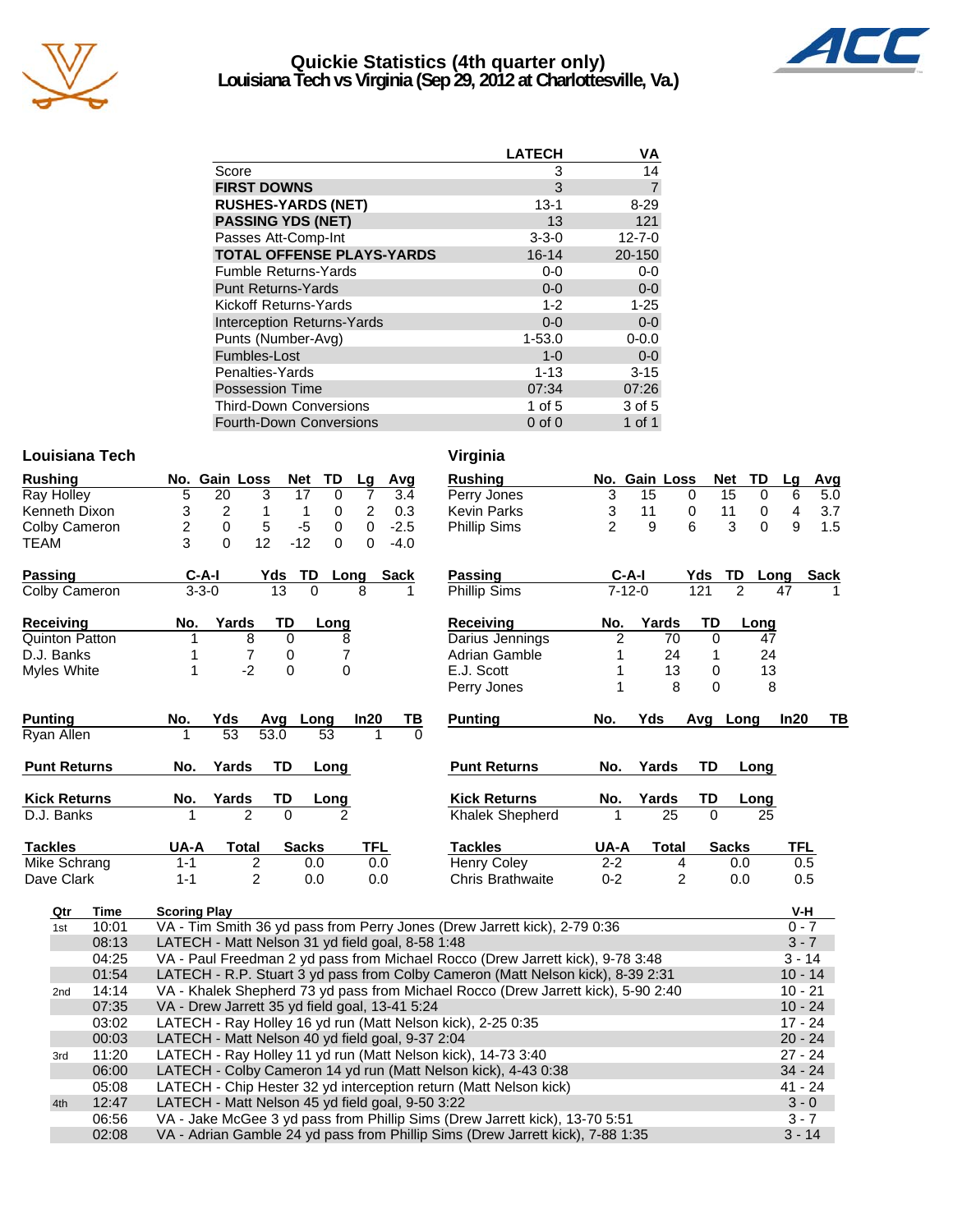# Quickie Statistics (4th quarter only)
## Louisiana Tech vs Virginia (Sep 29, 2012 at Charlottesville, Va.)

| | LATECH | VA |
|---|---|---|
| Score | 3 | 14 |
| **FIRST DOWNS** | 3 | 7 |
| **RUSHES-YARDS (NET)** | 13-1 | 8-29 |
| **PASSING YDS (NET)** | 13 | 121 |
| Passes Att-Comp-Int | 3-3-0 | 12-7-0 |
| **TOTAL OFFENSE PLAYS-YARDS** | 16-14 | 20-150 |
| Fumble Returns-Yards | 0-0 | 0-0 |
| Punt Returns-Yards | 0-0 | 0-0 |
| Kickoff Returns-Yards | 1-2 | 1-25 |
| Interception Returns-Yards | 0-0 | 0-0 |
| Punts (Number-Avg) | 1-53.0 | 0-0.0 |
| Fumbles-Lost | 1-0 | 0-0 |
| Penalties-Yards | 1-13 | 3-15 |
| Possession Time | 07:34 | 07:26 |
| Third-Down Conversions | 1 of 5 | 3 of 5 |
| Fourth-Down Conversions | 0 of 0 | 1 of 1 |

### Louisiana Tech

| Rushing | No. | Gain | Loss | Net | TD | Lg | Avg |
|---|---|---|---|---|---|---|---|
| Ray Holley | 5 | 20 | 3 | 17 | 0 | 7 | 3.4 |
| Kenneth Dixon | 3 | 2 | 1 | 1 | 0 | 2 | 0.3 |
| Colby Cameron | 2 | 0 | 5 | -5 | 0 | 0 | -2.5 |
| TEAM | 3 | 0 | 12 | -12 | 0 | 0 | -4.0 |

| Passing | C-A-I | Yds | TD | Long | Sack |
|---|---|---|---|---|---|
| Colby Cameron | 3-3-0 | 13 | 0 | 8 | 1 |

| Receiving | No. | Yards | TD | Long |
|---|---|---|---|---|
| Quinton Patton | 1 | 8 | 0 | 8 |
| D.J. Banks | 1 | 7 | 0 | 7 |
| Myles White | 1 | -2 | 0 | 0 |

| Punting | No. | Yds | Avg | Long | In20 | TB |
|---|---|---|---|---|---|---|
| Ryan Allen | 1 | 53 | 53.0 | 53 | 1 | 0 |

| Punt Returns | No. | Yards | TD | Long |
|---|---|---|---|---|

| Kick Returns | No. | Yards | TD | Long |
|---|---|---|---|---|
| D.J. Banks | 1 | 2 | 0 | 2 |

| Tackles | UA-A | Total | Sacks | TFL |
|---|---|---|---|---|
| Mike Schrang | 1-1 | 2 | 0.0 | 0.0 |
| Dave Clark | 1-1 | 2 | 0.0 | 0.0 |

### Virginia

| Rushing | No. | Gain | Loss | Net | TD | Lg | Avg |
|---|---|---|---|---|---|---|---|
| Perry Jones | 3 | 15 | 0 | 15 | 0 | 6 | 5.0 |
| Kevin Parks | 3 | 11 | 0 | 11 | 0 | 4 | 3.7 |
| Phillip Sims | 2 | 9 | 6 | 3 | 0 | 9 | 1.5 |

| Passing | C-A-I | Yds | TD | Long | Sack |
|---|---|---|---|---|---|
| Phillip Sims | 7-12-0 | 121 | 2 | 47 | 1 |

| Receiving | No. | Yards | TD | Long |
|---|---|---|---|---|
| Darius Jennings | 2 | 70 | 0 | 47 |
| Adrian Gamble | 1 | 24 | 1 | 24 |
| E.J. Scott | 1 | 13 | 0 | 13 |
| Perry Jones | 1 | 8 | 0 | 8 |

| Punting | No. | Yds | Avg | Long | In20 | TB |
|---|---|---|---|---|---|---|

| Punt Returns | No. | Yards | TD | Long |
|---|---|---|---|---|

| Kick Returns | No. | Yards | TD | Long |
|---|---|---|---|---|
| Khalek Shepherd | 1 | 25 | 0 | 25 |

| Tackles | UA-A | Total | Sacks | TFL |
|---|---|---|---|---|
| Henry Coley | 2-2 | 4 | 0.0 | 0.5 |
| Chris Brathwaite | 0-2 | 2 | 0.0 | 0.5 |

| Qtr | Time | Scoring Play | V-H |
|---|---|---|---|
| 1st | 10:01 | VA - Tim Smith 36 yd pass from Perry Jones (Drew Jarrett kick), 2-79 0:36 | 0 - 7 |
| | 08:13 | LATECH - Matt Nelson 31 yd field goal, 8-58 1:48 | 3 - 7 |
| | 04:25 | VA - Paul Freedman 2 yd pass from Michael Rocco (Drew Jarrett kick), 9-78 3:48 | 3 - 14 |
| | 01:54 | LATECH - R.P. Stuart 3 yd pass from Colby Cameron (Matt Nelson kick), 8-39 2:31 | 10 - 14 |
| 2nd | 14:14 | VA - Khalek Shepherd 73 yd pass from Michael Rocco (Drew Jarrett kick), 5-90 2:40 | 10 - 21 |
| | 07:35 | VA - Drew Jarrett 35 yd field goal, 13-41 5:24 | 10 - 24 |
| | 03:02 | LATECH - Ray Holley 16 yd run (Matt Nelson kick), 2-25 0:35 | 17 - 24 |
| | 00:03 | LATECH - Matt Nelson 40 yd field goal, 9-37 2:04 | 20 - 24 |
| 3rd | 11:20 | LATECH - Ray Holley 11 yd run (Matt Nelson kick), 14-73 3:40 | 27 - 24 |
| | 06:00 | LATECH - Colby Cameron 14 yd run (Matt Nelson kick), 4-43 0:38 | 34 - 24 |
| | 05:08 | LATECH - Chip Hester 32 yd interception return (Matt Nelson kick) | 41 - 24 |
| 4th | 12:47 | LATECH - Matt Nelson 45 yd field goal, 9-50 3:22 | 3 - 0 |
| | 06:56 | VA - Jake McGee 3 yd pass from Phillip Sims (Drew Jarrett kick), 13-70 5:51 | 3 - 7 |
| | 02:08 | VA - Adrian Gamble 24 yd pass from Phillip Sims (Drew Jarrett kick), 7-88 1:35 | 3 - 14 |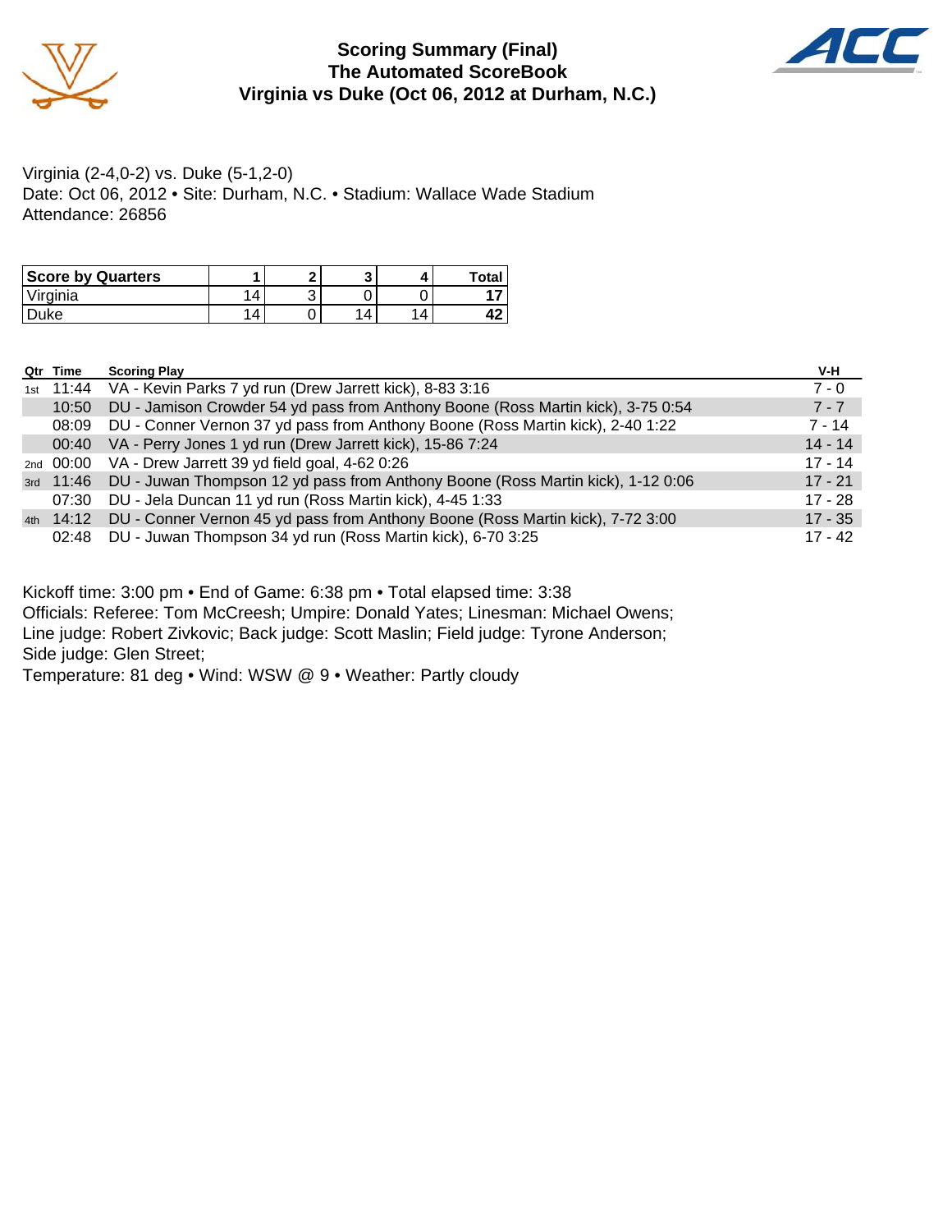# Scoring Summary (Final)
## The Automated ScoreBook
## Virginia vs Duke (Oct 06, 2012 at Durham, N.C.)

Virginia (2-4,0-2) vs. Duke (5-1,2-0)
Date: Oct 06, 2012 • Site: Durham, N.C. • Stadium: Wallace Wade Stadium
Attendance: 26856

| Score by Quarters | 1 | 2 | 3 | 4 | Total |
|---|---|---|---|---|---|
| Virginia | 14 | 3 | 0 | 0 | 17 |
| Duke | 14 | 0 | 14 | 14 | 42 |

| Qtr | Time | Scoring Play | V-H |
|---|---|---|---|
| 1st | 11:44 | VA - Kevin Parks 7 yd run (Drew Jarrett kick), 8-83 3:16 | 7 - 0 |
| | 10:50 | DU - Jamison Crowder 54 yd pass from Anthony Boone (Ross Martin kick), 3-75 0:54 | 7 - 7 |
| | 08:09 | DU - Conner Vernon 37 yd pass from Anthony Boone (Ross Martin kick), 2-40 1:22 | 7 - 14 |
| | 00:40 | VA - Perry Jones 1 yd run (Drew Jarrett kick), 15-86 7:24 | 14 - 14 |
| 2nd | 00:00 | VA - Drew Jarrett 39 yd field goal, 4-62 0:26 | 17 - 14 |
| 3rd | 11:46 | DU - Juwan Thompson 12 yd pass from Anthony Boone (Ross Martin kick), 1-12 0:06 | 17 - 21 |
| | 07:30 | DU - Jela Duncan 11 yd run (Ross Martin kick), 4-45 1:33 | 17 - 28 |
| 4th | 14:12 | DU - Conner Vernon 45 yd pass from Anthony Boone (Ross Martin kick), 7-72 3:00 | 17 - 35 |
| | 02:48 | DU - Juwan Thompson 34 yd run (Ross Martin kick), 6-70 3:25 | 17 - 42 |

Kickoff time: 3:00 pm • End of Game: 6:38 pm • Total elapsed time: 3:38
Officials: Referee: Tom McCreesh; Umpire: Donald Yates; Linesman: Michael Owens; Line judge: Robert Zivkovic; Back judge: Scott Maslin; Field judge: Tyrone Anderson; Side judge: Glen Street;
Temperature: 81 deg • Wind: WSW @ 9 • Weather: Partly cloudy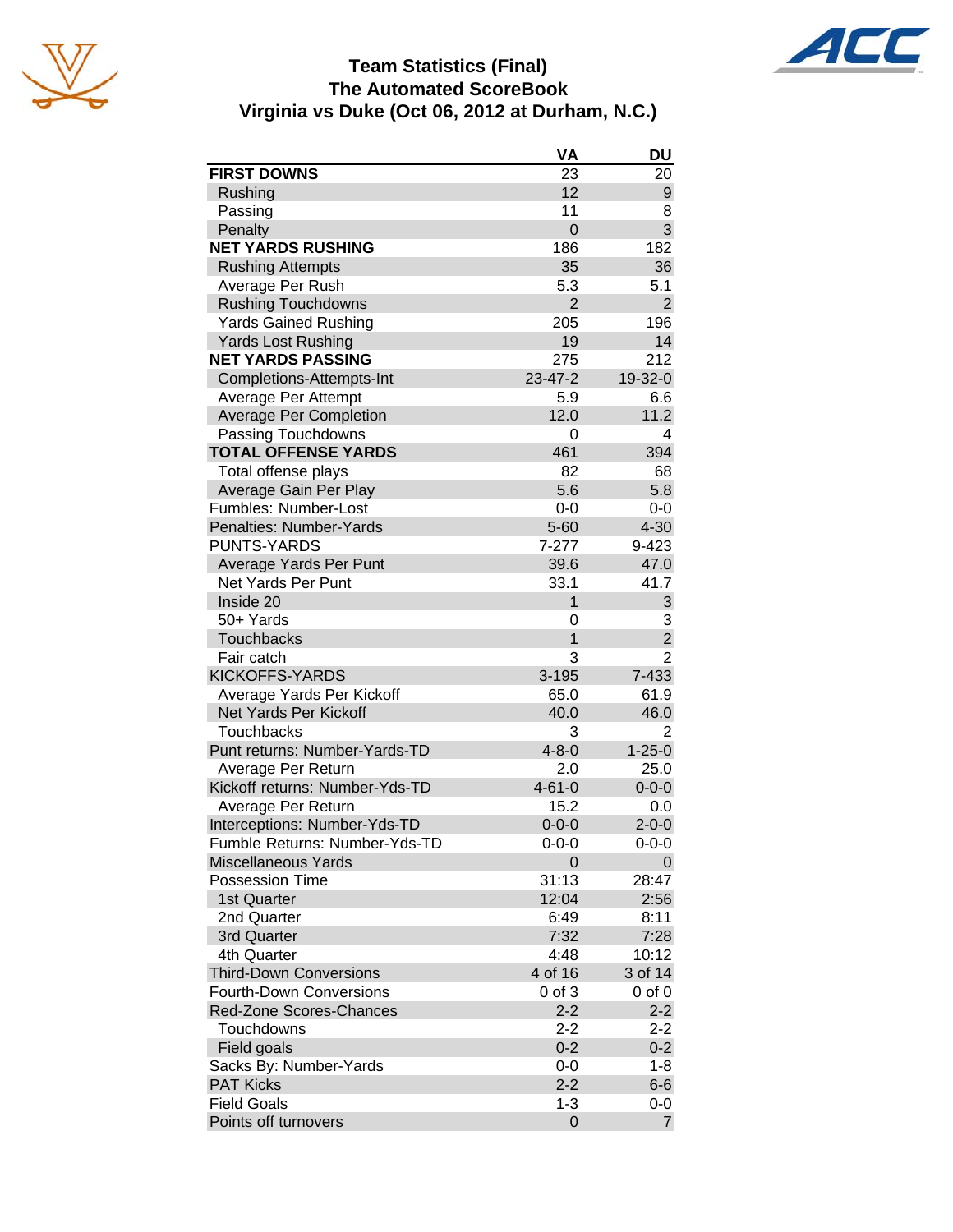# Team Statistics (Final)
## The Automated ScoreBook
## Virginia vs Duke (Oct 06, 2012 at Durham, N.C.)

| | VA | DU |
|---|---|---|
| **FIRST DOWNS** | 23 | 20 |
| Rushing | 12 | 9 |
| Passing | 11 | 8 |
| Penalty | 0 | 3 |
| **NET YARDS RUSHING** | 186 | 182 |
| Rushing Attempts | 35 | 36 |
| Average Per Rush | 5.3 | 5.1 |
| Rushing Touchdowns | 2 | 2 |
| Yards Gained Rushing | 205 | 196 |
| Yards Lost Rushing | 19 | 14 |
| **NET YARDS PASSING** | 275 | 212 |
| Completions-Attempts-Int | 23-47-2 | 19-32-0 |
| Average Per Attempt | 5.9 | 6.6 |
| Average Per Completion | 12.0 | 11.2 |
| Passing Touchdowns | 0 | 4 |
| **TOTAL OFFENSE YARDS** | 461 | 394 |
| Total offense plays | 82 | 68 |
| Average Gain Per Play | 5.6 | 5.8 |
| Fumbles: Number-Lost | 0-0 | 0-0 |
| Penalties: Number-Yards | 5-60 | 4-30 |
| PUNTS-YARDS | 7-277 | 9-423 |
| Average Yards Per Punt | 39.6 | 47.0 |
| Net Yards Per Punt | 33.1 | 41.7 |
| Inside 20 | 1 | 3 |
| 50+ Yards | 0 | 3 |
| Touchbacks | 1 | 2 |
| Fair catch | 3 | 2 |
| KICKOFFS-YARDS | 3-195 | 7-433 |
| Average Yards Per Kickoff | 65.0 | 61.9 |
| Net Yards Per Kickoff | 40.0 | 46.0 |
| Touchbacks | 3 | 2 |
| Punt returns: Number-Yards-TD | 4-8-0 | 1-25-0 |
| Average Per Return | 2.0 | 25.0 |
| Kickoff returns: Number-Yds-TD | 4-61-0 | 0-0-0 |
| Average Per Return | 15.2 | 0.0 |
| Interceptions: Number-Yds-TD | 0-0-0 | 2-0-0 |
| Fumble Returns: Number-Yds-TD | 0-0-0 | 0-0-0 |
| Miscellaneous Yards | 0 | 0 |
| Possession Time | 31:13 | 28:47 |
| 1st Quarter | 12:04 | 2:56 |
| 2nd Quarter | 6:49 | 8:11 |
| 3rd Quarter | 7:32 | 7:28 |
| 4th Quarter | 4:48 | 10:12 |
| Third-Down Conversions | 4 of 16 | 3 of 14 |
| Fourth-Down Conversions | 0 of 3 | 0 of 0 |
| Red-Zone Scores-Chances | 2-2 | 2-2 |
| Touchdowns | 2-2 | 2-2 |
| Field goals | 0-2 | 0-2 |
| Sacks By: Number-Yards | 0-0 | 1-8 |
| PAT Kicks | 2-2 | 6-6 |
| Field Goals | 1-3 | 0-0 |
| Points off turnovers | 0 | 7 |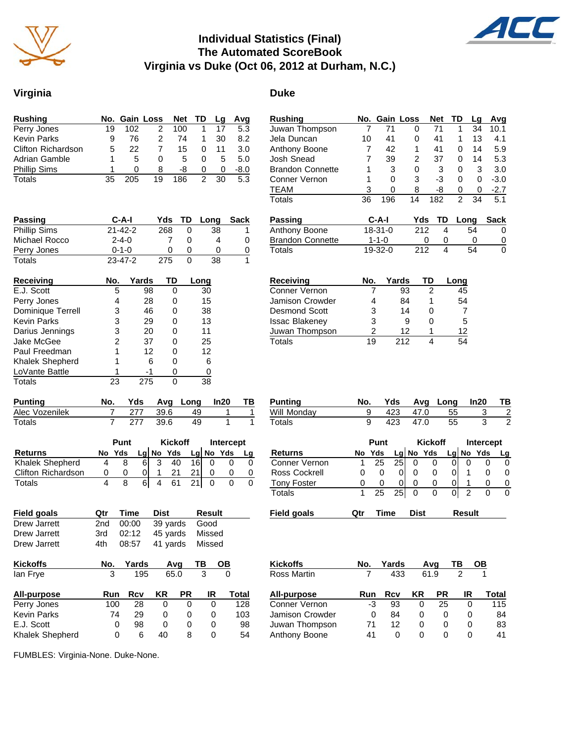# Individual Statistics (Final)
## The Automated ScoreBook
## Virginia vs Duke (Oct 06, 2012 at Durham, N.C.)

## Virginia

| Rushing | No. | Gain | Loss | Net | TD | Lg | Avg |
|---|---|---|---|---|---|---|---|
| Perry Jones | 19 | 102 | 2 | 100 | 1 | 17 | 5.3 |
| Kevin Parks | 9 | 76 | 2 | 74 | 1 | 30 | 8.2 |
| Clifton Richardson | 5 | 22 | 7 | 15 | 0 | 11 | 3.0 |
| Adrian Gamble | 1 | 5 | 0 | 5 | 0 | 5 | 5.0 |
| Phillip Sims | 1 | 0 | 8 | -8 | 0 | 0 | -8.0 |
| Totals | 35 | 205 | 19 | 186 | 2 | 30 | 5.3 |

| Passing | C-A-I | Yds | TD | Long | Sack |
|---|---|---|---|---|---|
| Phillip Sims | 21-42-2 | 268 | 0 | 38 | 1 |
| Michael Rocco | 2-4-0 | 7 | 0 | 4 | 0 |
| Perry Jones | 0-1-0 | 0 | 0 | 0 | 0 |
| Totals | 23-47-2 | 275 | 0 | 38 | 1 |

| Receiving | No. | Yards | TD | Long |
|---|---|---|---|---|
| E.J. Scott | 5 | 98 | 0 | 30 |
| Perry Jones | 4 | 28 | 0 | 15 |
| Dominique Terrell | 3 | 46 | 0 | 38 |
| Kevin Parks | 3 | 29 | 0 | 13 |
| Darius Jennings | 3 | 20 | 0 | 11 |
| Jake McGee | 2 | 37 | 0 | 25 |
| Paul Freedman | 1 | 12 | 0 | 12 |
| Khalek Shepherd | 1 | 6 | 0 | 6 |
| LoVante Battle | 1 | -1 | 0 | 0 |
| Totals | 23 | 275 | 0 | 38 |

| Punting | No. | Yds | Avg | Long | In20 | TB |
|---|---|---|---|---|---|---|
| Alec Vozenilek | 7 | 277 | 39.6 | 49 | 1 | 1 |
| Totals | 7 | 277 | 39.6 | 49 | 1 | 1 |

| | Punt | | | Kickoff | | | Intercept | | |
|---|---|---|---|---|---|---|---|---|---|
| Returns | No | Yds | Lg | No | Yds | Lg | No | Yds | Lg |
| Khalek Shepherd | 4 | 8 | 6 | 3 | 40 | 16 | 0 | 0 | 0 |
| Clifton Richardson | 0 | 0 | 0 | 1 | 21 | 21 | 0 | 0 | 0 |
| Totals | 4 | 8 | 6 | 4 | 61 | 21 | 0 | 0 | 0 |

| Field goals | Qtr | Time | Dist | Result |
|---|---|---|---|---|
| Drew Jarrett | 2nd | 00:00 | 39 yards | Good |
| Drew Jarrett | 3rd | 02:12 | 45 yards | Missed |
| Drew Jarrett | 4th | 08:57 | 41 yards | Missed |

| Kickoffs | No. | Yards | Avg | TB | OB |
|---|---|---|---|---|---|
| Ian Frye | 3 | 195 | 65.0 | 3 | 0 |

| All-purpose | Run | Rcv | KR | PR | IR | Total |
|---|---|---|---|---|---|---|
| Perry Jones | 100 | 28 | 0 | 0 | 0 | 128 |
| Kevin Parks | 74 | 29 | 0 | 0 | 0 | 103 |
| E.J. Scott | 0 | 98 | 0 | 0 | 0 | 98 |
| Khalek Shepherd | 0 | 6 | 40 | 8 | 0 | 54 |

## Duke

| Rushing | No. | Gain | Loss | Net | TD | Lg | Avg |
|---|---|---|---|---|---|---|---|
| Juwan Thompson | 7 | 71 | 0 | 71 | 1 | 34 | 10.1 |
| Jela Duncan | 10 | 41 | 0 | 41 | 1 | 13 | 4.1 |
| Anthony Boone | 7 | 42 | 1 | 41 | 0 | 14 | 5.9 |
| Josh Snead | 7 | 39 | 2 | 37 | 0 | 14 | 5.3 |
| Brandon Connette | 1 | 3 | 0 | 3 | 0 | 3 | 3.0 |
| Conner Vernon | 1 | 0 | 3 | -3 | 0 | 0 | -3.0 |
| TEAM | 3 | 0 | 8 | -8 | 0 | 0 | -2.7 |
| Totals | 36 | 196 | 14 | 182 | 2 | 34 | 5.1 |

| Passing | C-A-I | Yds | TD | Long | Sack |
|---|---|---|---|---|---|
| Anthony Boone | 18-31-0 | 212 | 4 | 54 | 0 |
| Brandon Connette | 1-1-0 | 0 | 0 | 0 | 0 |
| Totals | 19-32-0 | 212 | 4 | 54 | 0 |

| Receiving | No. | Yards | TD | Long |
|---|---|---|---|---|
| Conner Vernon | 7 | 93 | 2 | 45 |
| Jamison Crowder | 4 | 84 | 1 | 54 |
| Desmond Scott | 3 | 14 | 0 | 7 |
| Issac Blakeney | 3 | 9 | 0 | 5 |
| Juwan Thompson | 2 | 12 | 1 | 12 |
| Totals | 19 | 212 | 4 | 54 |

| Punting | No. | Yds | Avg | Long | In20 | TB |
|---|---|---|---|---|---|---|
| Will Monday | 9 | 423 | 47.0 | 55 | 3 | 2 |
| Totals | 9 | 423 | 47.0 | 55 | 3 | 2 |

| | Punt | | | Kickoff | | | Intercept | | |
|---|---|---|---|---|---|---|---|---|---|
| Returns | No | Yds | Lg | No | Yds | Lg | No | Yds | Lg |
| Conner Vernon | 1 | 25 | 25 | 0 | 0 | 0 | 0 | 0 | 0 |
| Ross Cockrell | 0 | 0 | 0 | 0 | 0 | 0 | 1 | 0 | 0 |
| Tony Foster | 0 | 0 | 0 | 0 | 0 | 0 | 1 | 0 | 0 |
| Totals | 1 | 25 | 25 | 0 | 0 | 0 | 2 | 0 | 0 |

| Field goals | Qtr | Time | Dist | Result |
|---|---|---|---|---|

| Kickoffs | No. | Yards | Avg | TB | OB |
|---|---|---|---|---|---|
| Ross Martin | 7 | 433 | 61.9 | 2 | 1 |

| All-purpose | Run | Rcv | KR | PR | IR | Total |
|---|---|---|---|---|---|---|
| Conner Vernon | -3 | 93 | 0 | 25 | 0 | 115 |
| Jamison Crowder | 0 | 84 | 0 | 0 | 0 | 84 |
| Juwan Thompson | 71 | 12 | 0 | 0 | 0 | 83 |
| Anthony Boone | 41 | 0 | 0 | 0 | 0 | 41 |

FUMBLES: Virginia-None. Duke-None.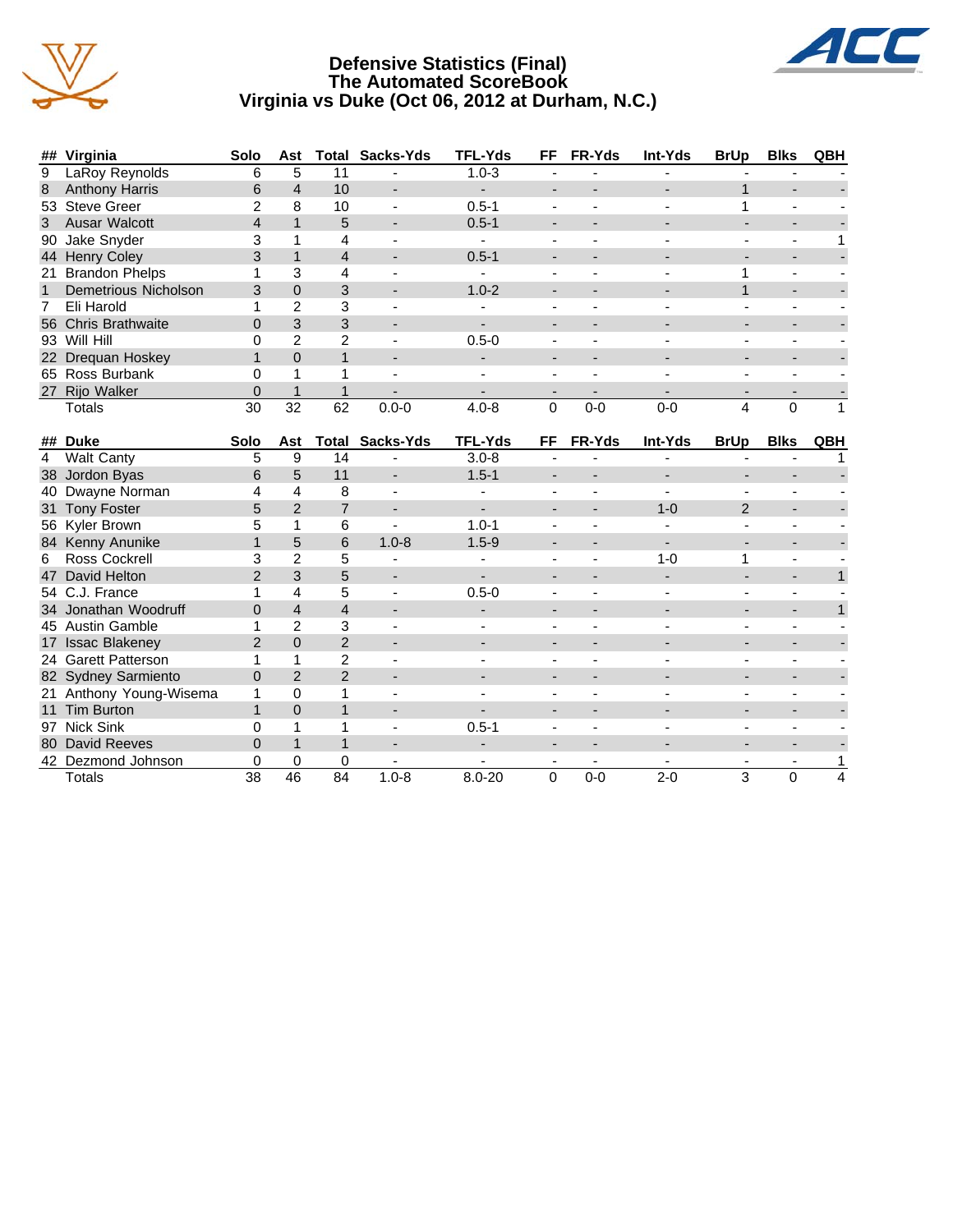# Defensive Statistics (Final)
## The Automated ScoreBook
## Virginia vs Duke (Oct 06, 2012 at Durham, N.C.)

| ## | Virginia | Solo | Ast | Total | Sacks-Yds | TFL-Yds | FF | FR-Yds | Int-Yds | BrUp | Blks | QBH |
|---|---|---|---|---|---|---|---|---|---|---|---|---|
| 9 | LaRoy Reynolds | 6 | 5 | 11 | - | 1.0-3 | - | - | - | - | - | - |
| 8 | Anthony Harris | 6 | 4 | 10 | - | - | - | - | - | 1 | - | - |
| 53 | Steve Greer | 2 | 8 | 10 | - | 0.5-1 | - | - | - | 1 | - | - |
| 3 | Ausar Walcott | 4 | 1 | 5 | - | 0.5-1 | - | - | - | - | - | - |
| 90 | Jake Snyder | 3 | 1 | 4 | - | - | - | - | - | - | - | 1 |
| 44 | Henry Coley | 3 | 1 | 4 | - | 0.5-1 | - | - | - | - | - | - |
| 21 | Brandon Phelps | 1 | 3 | 4 | - | - | - | - | - | 1 | - | - |
| 1 | Demetrious Nicholson | 3 | 0 | 3 | - | 1.0-2 | - | - | - | 1 | - | - |
| 7 | Eli Harold | 1 | 2 | 3 | - | - | - | - | - | - | - | - |
| 56 | Chris Brathwaite | 0 | 3 | 3 | - | - | - | - | - | - | - | - |
| 93 | Will Hill | 0 | 2 | 2 | - | 0.5-0 | - | - | - | - | - | - |
| 22 | Drequan Hoskey | 1 | 0 | 1 | - | - | - | - | - | - | - | - |
| 65 | Ross Burbank | 0 | 1 | 1 | - | - | - | - | - | - | - | - |
| 27 | Rijo Walker | 0 | 1 | 1 | - | - | - | - | - | - | - | - |
| | Totals | 30 | 32 | 62 | 0.0-0 | 4.0-8 | 0 | 0-0 | 0-0 | 4 | 0 | 1 |

| ## | Duke | Solo | Ast | Total | Sacks-Yds | TFL-Yds | FF | FR-Yds | Int-Yds | BrUp | Blks | QBH |
|---|---|---|---|---|---|---|---|---|---|---|---|---|
| 4 | Walt Canty | 5 | 9 | 14 | - | 3.0-8 | - | - | - | - | - | 1 |
| 38 | Jordon Byas | 6 | 5 | 11 | - | 1.5-1 | - | - | - | - | - | - |
| 40 | Dwayne Norman | 4 | 4 | 8 | - | - | - | - | - | - | - | - |
| 31 | Tony Foster | 5 | 2 | 7 | - | - | - | - | 1-0 | 2 | - | - |
| 56 | Kyler Brown | 5 | 1 | 6 | - | 1.0-1 | - | - | - | - | - | - |
| 84 | Kenny Anunike | 1 | 5 | 6 | 1.0-8 | 1.5-9 | - | - | - | - | - | - |
| 6 | Ross Cockrell | 3 | 2 | 5 | - | - | - | - | 1-0 | 1 | - | - |
| 47 | David Helton | 2 | 3 | 5 | - | - | - | - | - | - | - | 1 |
| 54 | C.J. France | 1 | 4 | 5 | - | 0.5-0 | - | - | - | - | - | - |
| 34 | Jonathan Woodruff | 0 | 4 | 4 | - | - | - | - | - | - | - | 1 |
| 45 | Austin Gamble | 1 | 2 | 3 | - | - | - | - | - | - | - | - |
| 17 | Issac Blakeney | 2 | 0 | 2 | - | - | - | - | - | - | - | - |
| 24 | Garett Patterson | 1 | 1 | 2 | - | - | - | - | - | - | - | - |
| 82 | Sydney Sarmiento | 0 | 2 | 2 | - | - | - | - | - | - | - | - |
| 21 | Anthony Young-Wisema | 1 | 0 | 1 | - | - | - | - | - | - | - | - |
| 11 | Tim Burton | 1 | 0 | 1 | - | - | - | - | - | - | - | - |
| 97 | Nick Sink | 0 | 1 | 1 | - | 0.5-1 | - | - | - | - | - | - |
| 80 | David Reeves | 0 | 1 | 1 | - | - | - | - | - | - | - | - |
| 42 | Dezmond Johnson | 0 | 0 | 0 | - | - | - | - | - | - | - | 1 |
| | Totals | 38 | 46 | 84 | 1.0-8 | 8.0-20 | 0 | 0-0 | 2-0 | 3 | 0 | 4 |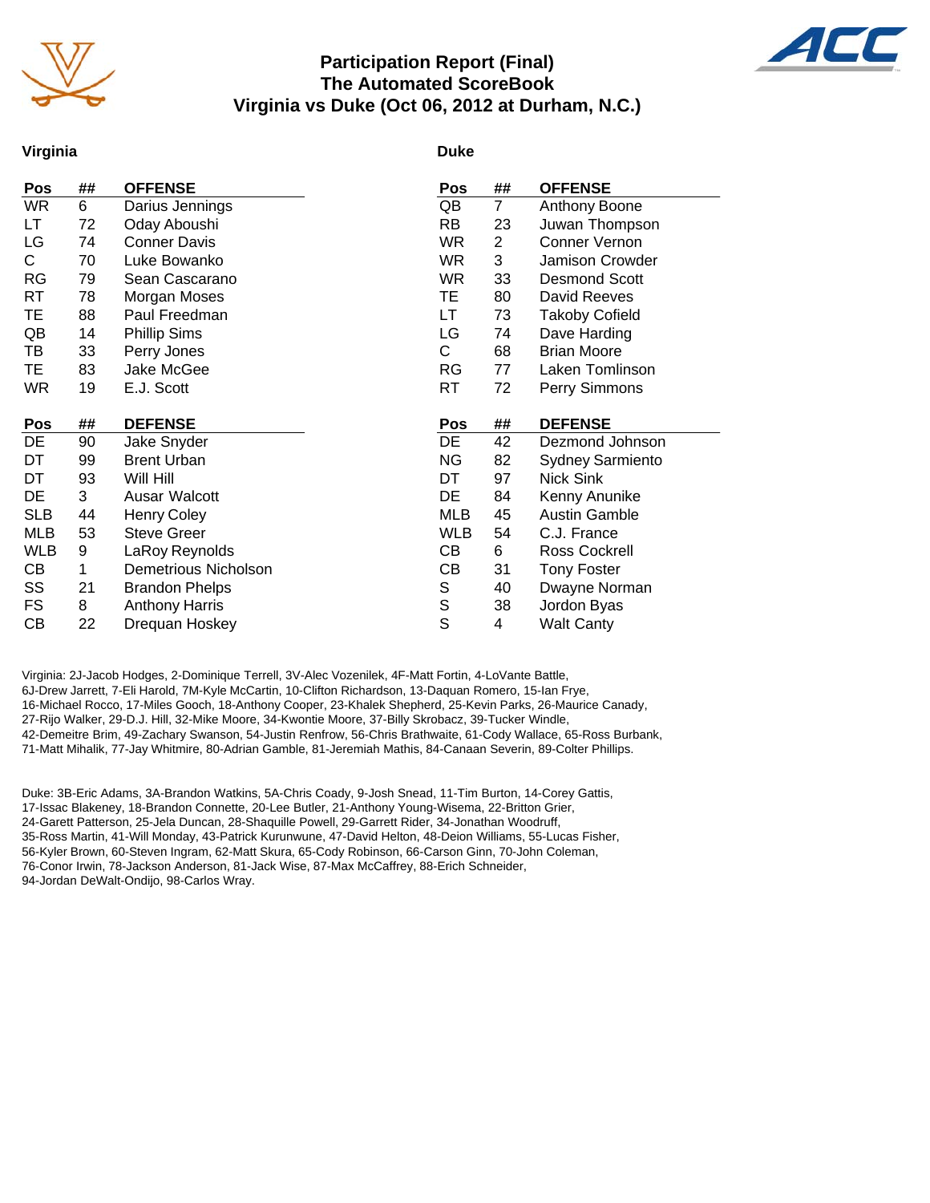# Participation Report (Final)
## The Automated ScoreBook
## Virginia vs Duke (Oct 06, 2012 at Durham, N.C.)

### Virginia

| Pos | ## | OFFENSE |
|---|---|---|
| WR | 6 | Darius Jennings |
| LT | 72 | Oday Aboushi |
| LG | 74 | Conner Davis |
| C | 70 | Luke Bowanko |
| RG | 79 | Sean Cascarano |
| RT | 78 | Morgan Moses |
| TE | 88 | Paul Freedman |
| QB | 14 | Phillip Sims |
| TB | 33 | Perry Jones |
| TE | 83 | Jake McGee |
| WR | 19 | E.J. Scott |

| Pos | ## | DEFENSE |
|---|---|---|
| DE | 90 | Jake Snyder |
| DT | 99 | Brent Urban |
| DT | 93 | Will Hill |
| DE | 3 | Ausar Walcott |
| SLB | 44 | Henry Coley |
| MLB | 53 | Steve Greer |
| WLB | 9 | LaRoy Reynolds |
| CB | 1 | Demetrious Nicholson |
| SS | 21 | Brandon Phelps |
| FS | 8 | Anthony Harris |
| CB | 22 | Drequan Hoskey |

### Duke

| Pos | ## | OFFENSE |
|---|---|---|
| QB | 7 | Anthony Boone |
| RB | 23 | Juwan Thompson |
| WR | 2 | Conner Vernon |
| WR | 3 | Jamison Crowder |
| WR | 33 | Desmond Scott |
| TE | 80 | David Reeves |
| LT | 73 | Takoby Cofield |
| LG | 74 | Dave Harding |
| C | 68 | Brian Moore |
| RG | 77 | Laken Tomlinson |
| RT | 72 | Perry Simmons |

| Pos | ## | DEFENSE |
|---|---|---|
| DE | 42 | Dezmond Johnson |
| NG | 82 | Sydney Sarmiento |
| DT | 97 | Nick Sink |
| DE | 84 | Kenny Anunike |
| MLB | 45 | Austin Gamble |
| WLB | 54 | C.J. France |
| CB | 6 | Ross Cockrell |
| CB | 31 | Tony Foster |
| S | 40 | Dwayne Norman |
| S | 38 | Jordon Byas |
| S | 4 | Walt Canty |

Virginia: 2J-Jacob Hodges, 2-Dominique Terrell, 3V-Alec Vozenilek, 4F-Matt Fortin, 4-LoVante Battle, 6J-Drew Jarrett, 7-Eli Harold, 7M-Kyle McCartin, 10-Clifton Richardson, 13-Daquan Romero, 15-Ian Frye, 16-Michael Rocco, 17-Miles Gooch, 18-Anthony Cooper, 23-Khalek Shepherd, 25-Kevin Parks, 26-Maurice Canady, 27-Rijo Walker, 29-D.J. Hill, 32-Mike Moore, 34-Kwontie Moore, 37-Billy Skrobacz, 39-Tucker Windle, 42-Demeitre Brim, 49-Zachary Swanson, 54-Justin Renfrow, 56-Chris Brathwaite, 61-Cody Wallace, 65-Ross Burbank, 71-Matt Mihalik, 77-Jay Whitmire, 80-Adrian Gamble, 81-Jeremiah Mathis, 84-Canaan Severin, 89-Colter Phillips.

Duke: 3B-Eric Adams, 3A-Brandon Watkins, 5A-Chris Coady, 9-Josh Snead, 11-Tim Burton, 14-Corey Gattis, 17-Issac Blakeney, 18-Brandon Connette, 20-Lee Butler, 21-Anthony Young-Wisema, 22-Britton Grier, 24-Garett Patterson, 25-Jela Duncan, 28-Shaquille Powell, 29-Garrett Rider, 34-Jonathan Woodruff, 35-Ross Martin, 41-Will Monday, 43-Patrick Kurunwune, 47-David Helton, 48-Deion Williams, 55-Lucas Fisher, 56-Kyler Brown, 60-Steven Ingram, 62-Matt Skura, 65-Cody Robinson, 66-Carson Ginn, 70-John Coleman, 76-Conor Irwin, 78-Jackson Anderson, 81-Jack Wise, 87-Max McCaffrey, 88-Erich Schneider, 94-Jordan DeWalt-Ondijo, 98-Carlos Wray.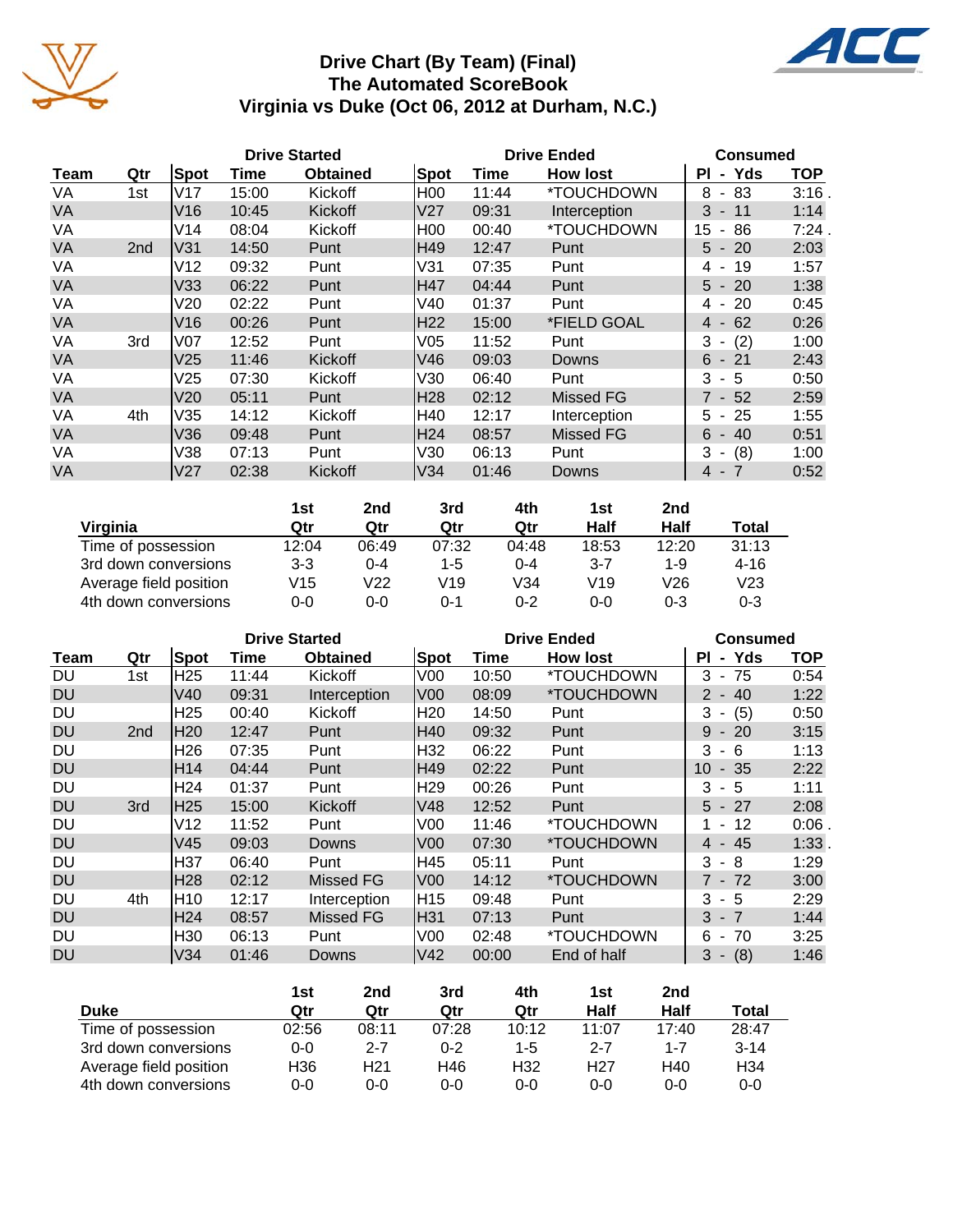# Drive Chart (By Team) (Final)
## The Automated ScoreBook
## Virginia vs Duke (Oct 06, 2012 at Durham, N.C.)

| | | Drive Started | | | Drive Ended | | | Consumed | |
|---|---|---|---|---|---|---|---|---|---|
| Team | Qtr | Spot | Time | Obtained | Spot | Time | How lost | Pl - Yds | TOP |
| VA | 1st | V17 | 15:00 | Kickoff | H00 | 11:44 | *TOUCHDOWN | 8 - 83 | 3:16 . |
| VA | | V16 | 10:45 | Kickoff | V27 | 09:31 | Interception | 3 - 11 | 1:14 |
| VA | | V14 | 08:04 | Kickoff | H00 | 00:40 | *TOUCHDOWN | 15 - 86 | 7:24 . |
| VA | 2nd | V31 | 14:50 | Punt | H49 | 12:47 | Punt | 5 - 20 | 2:03 |
| VA | | V12 | 09:32 | Punt | V31 | 07:35 | Punt | 4 - 19 | 1:57 |
| VA | | V33 | 06:22 | Punt | H47 | 04:44 | Punt | 5 - 20 | 1:38 |
| VA | | V20 | 02:22 | Punt | V40 | 01:37 | Punt | 4 - 20 | 0:45 |
| VA | | V16 | 00:26 | Punt | H22 | 15:00 | *FIELD GOAL | 4 - 62 | 0:26 |
| VA | 3rd | V07 | 12:52 | Punt | V05 | 11:52 | Punt | 3 - (2) | 1:00 |
| VA | | V25 | 11:46 | Kickoff | V46 | 09:03 | Downs | 6 - 21 | 2:43 |
| VA | | V25 | 07:30 | Kickoff | V30 | 06:40 | Punt | 3 - 5 | 0:50 |
| VA | | V20 | 05:11 | Punt | H28 | 02:12 | Missed FG | 7 - 52 | 2:59 |
| VA | 4th | V35 | 14:12 | Kickoff | H40 | 12:17 | Interception | 5 - 25 | 1:55 |
| VA | | V36 | 09:48 | Punt | H24 | 08:57 | Missed FG | 6 - 40 | 0:51 |
| VA | | V38 | 07:13 | Punt | V30 | 06:13 | Punt | 3 - (8) | 1:00 |
| VA | | V27 | 02:38 | Kickoff | V34 | 01:46 | Downs | 4 - 7 | 0:52 |

| Virginia | 1st Qtr | 2nd Qtr | 3rd Qtr | 4th Qtr | 1st Half | 2nd Half | Total |
|---|---|---|---|---|---|---|---|
| Time of possession | 12:04 | 06:49 | 07:32 | 04:48 | 18:53 | 12:20 | 31:13 |
| 3rd down conversions | 3-3 | 0-4 | 1-5 | 0-4 | 3-7 | 1-9 | 4-16 |
| Average field position | V15 | V22 | V19 | V34 | V19 | V26 | V23 |
| 4th down conversions | 0-0 | 0-0 | 0-1 | 0-2 | 0-0 | 0-3 | 0-3 |

| | | Drive Started | | | Drive Ended | | | Consumed | |
|---|---|---|---|---|---|---|---|---|---|
| Team | Qtr | Spot | Time | Obtained | Spot | Time | How lost | Pl - Yds | TOP |
| DU | 1st | H25 | 11:44 | Kickoff | V00 | 10:50 | *TOUCHDOWN | 3 - 75 | 0:54 |
| DU | | V40 | 09:31 | Interception | V00 | 08:09 | *TOUCHDOWN | 2 - 40 | 1:22 |
| DU | | H25 | 00:40 | Kickoff | H20 | 14:50 | Punt | 3 - (5) | 0:50 |
| DU | 2nd | H20 | 12:47 | Punt | H40 | 09:32 | Punt | 9 - 20 | 3:15 |
| DU | | H26 | 07:35 | Punt | H32 | 06:22 | Punt | 3 - 6 | 1:13 |
| DU | | H14 | 04:44 | Punt | H49 | 02:22 | Punt | 10 - 35 | 2:22 |
| DU | | H24 | 01:37 | Punt | H29 | 00:26 | Punt | 3 - 5 | 1:11 |
| DU | 3rd | H25 | 15:00 | Kickoff | V48 | 12:52 | Punt | 5 - 27 | 2:08 |
| DU | | V12 | 11:52 | Punt | V00 | 11:46 | *TOUCHDOWN | 1 - 12 | 0:06 . |
| DU | | V45 | 09:03 | Downs | V00 | 07:30 | *TOUCHDOWN | 4 - 45 | 1:33 . |
| DU | | H37 | 06:40 | Punt | H45 | 05:11 | Punt | 3 - 8 | 1:29 |
| DU | | H28 | 02:12 | Missed FG | V00 | 14:12 | *TOUCHDOWN | 7 - 72 | 3:00 |
| DU | 4th | H10 | 12:17 | Interception | H15 | 09:48 | Punt | 3 - 5 | 2:29 |
| DU | | H24 | 08:57 | Missed FG | H31 | 07:13 | Punt | 3 - 7 | 1:44 |
| DU | | H30 | 06:13 | Punt | V00 | 02:48 | *TOUCHDOWN | 6 - 70 | 3:25 |
| DU | | V34 | 01:46 | Downs | V42 | 00:00 | End of half | 3 - (8) | 1:46 |

| Duke | 1st Qtr | 2nd Qtr | 3rd Qtr | 4th Qtr | 1st Half | 2nd Half | Total |
|---|---|---|---|---|---|---|---|
| Time of possession | 02:56 | 08:11 | 07:28 | 10:12 | 11:07 | 17:40 | 28:47 |
| 3rd down conversions | 0-0 | 2-7 | 0-2 | 1-5 | 2-7 | 1-7 | 3-14 |
| Average field position | H36 | H21 | H46 | H32 | H27 | H40 | H34 |
| 4th down conversions | 0-0 | 0-0 | 0-0 | 0-0 | 0-0 | 0-0 | 0-0 |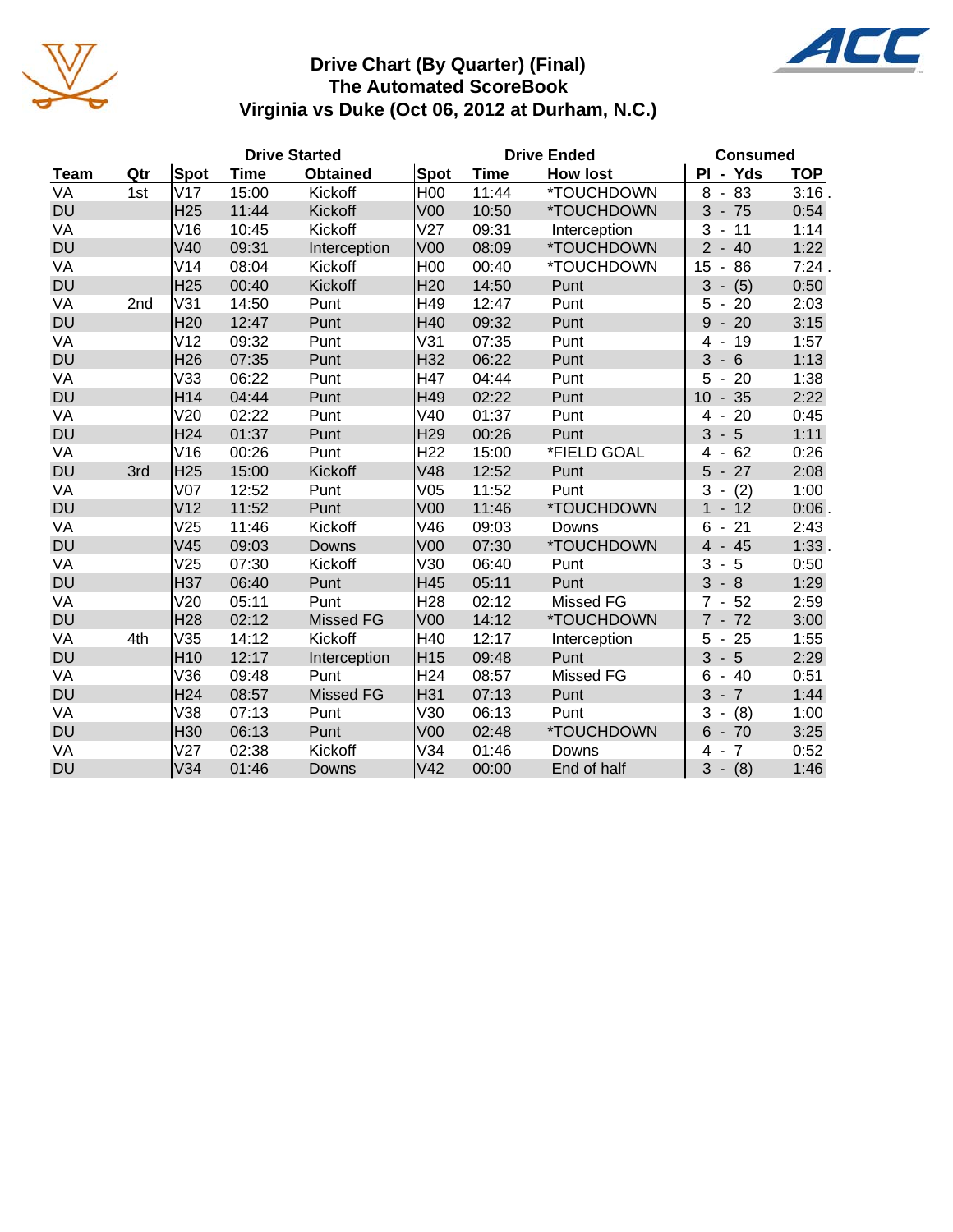# Drive Chart (By Quarter) (Final)
## The Automated ScoreBook
## Virginia vs Duke (Oct 06, 2012 at Durham, N.C.)

| | | Drive Started | | | Drive Ended | | | Consumed | |
|---|---|---|---|---|---|---|---|---|---|
| **Team** | **Qtr** | **Spot** | **Time** | **Obtained** | **Spot** | **Time** | **How lost** | **Pl - Yds** | **TOP** |
| VA | 1st | V17 | 15:00 | Kickoff | H00 | 11:44 | *TOUCHDOWN | 8 - 83 | 3:16 . |
| DU | | H25 | 11:44 | Kickoff | V00 | 10:50 | *TOUCHDOWN | 3 - 75 | 0:54 |
| VA | | V16 | 10:45 | Kickoff | V27 | 09:31 | Interception | 3 - 11 | 1:14 |
| DU | | V40 | 09:31 | Interception | V00 | 08:09 | *TOUCHDOWN | 2 - 40 | 1:22 |
| VA | | V14 | 08:04 | Kickoff | H00 | 00:40 | *TOUCHDOWN | 15 - 86 | 7:24 . |
| DU | | H25 | 00:40 | Kickoff | H20 | 14:50 | Punt | 3 - (5) | 0:50 |
| VA | 2nd | V31 | 14:50 | Punt | H49 | 12:47 | Punt | 5 - 20 | 2:03 |
| DU | | H20 | 12:47 | Punt | H40 | 09:32 | Punt | 9 - 20 | 3:15 |
| VA | | V12 | 09:32 | Punt | V31 | 07:35 | Punt | 4 - 19 | 1:57 |
| DU | | H26 | 07:35 | Punt | H32 | 06:22 | Punt | 3 - 6 | 1:13 |
| VA | | V33 | 06:22 | Punt | H47 | 04:44 | Punt | 5 - 20 | 1:38 |
| DU | | H14 | 04:44 | Punt | H49 | 02:22 | Punt | 10 - 35 | 2:22 |
| VA | | V20 | 02:22 | Punt | V40 | 01:37 | Punt | 4 - 20 | 0:45 |
| DU | | H24 | 01:37 | Punt | H29 | 00:26 | Punt | 3 - 5 | 1:11 |
| VA | | V16 | 00:26 | Punt | H22 | 15:00 | *FIELD GOAL | 4 - 62 | 0:26 |
| DU | 3rd | H25 | 15:00 | Kickoff | V48 | 12:52 | Punt | 5 - 27 | 2:08 |
| VA | | V07 | 12:52 | Punt | V05 | 11:52 | Punt | 3 - (2) | 1:00 |
| DU | | V12 | 11:52 | Punt | V00 | 11:46 | *TOUCHDOWN | 1 - 12 | 0:06 . |
| VA | | V25 | 11:46 | Kickoff | V46 | 09:03 | Downs | 6 - 21 | 2:43 |
| DU | | V45 | 09:03 | Downs | V00 | 07:30 | *TOUCHDOWN | 4 - 45 | 1:33 . |
| VA | | V25 | 07:30 | Kickoff | V30 | 06:40 | Punt | 3 - 5 | 0:50 |
| DU | | H37 | 06:40 | Punt | H45 | 05:11 | Punt | 3 - 8 | 1:29 |
| VA | | V20 | 05:11 | Punt | H28 | 02:12 | Missed FG | 7 - 52 | 2:59 |
| DU | | H28 | 02:12 | Missed FG | V00 | 14:12 | *TOUCHDOWN | 7 - 72 | 3:00 |
| VA | 4th | V35 | 14:12 | Kickoff | H40 | 12:17 | Interception | 5 - 25 | 1:55 |
| DU | | H10 | 12:17 | Interception | H15 | 09:48 | Punt | 3 - 5 | 2:29 |
| VA | | V36 | 09:48 | Punt | H24 | 08:57 | Missed FG | 6 - 40 | 0:51 |
| DU | | H24 | 08:57 | Missed FG | H31 | 07:13 | Punt | 3 - 7 | 1:44 |
| VA | | V38 | 07:13 | Punt | V30 | 06:13 | Punt | 3 - (8) | 1:00 |
| DU | | H30 | 06:13 | Punt | V00 | 02:48 | *TOUCHDOWN | 6 - 70 | 3:25 |
| VA | | V27 | 02:38 | Kickoff | V34 | 01:46 | Downs | 4 - 7 | 0:52 |
| DU | | V34 | 01:46 | Downs | V42 | 00:00 | End of half | 3 - (8) | 1:46 |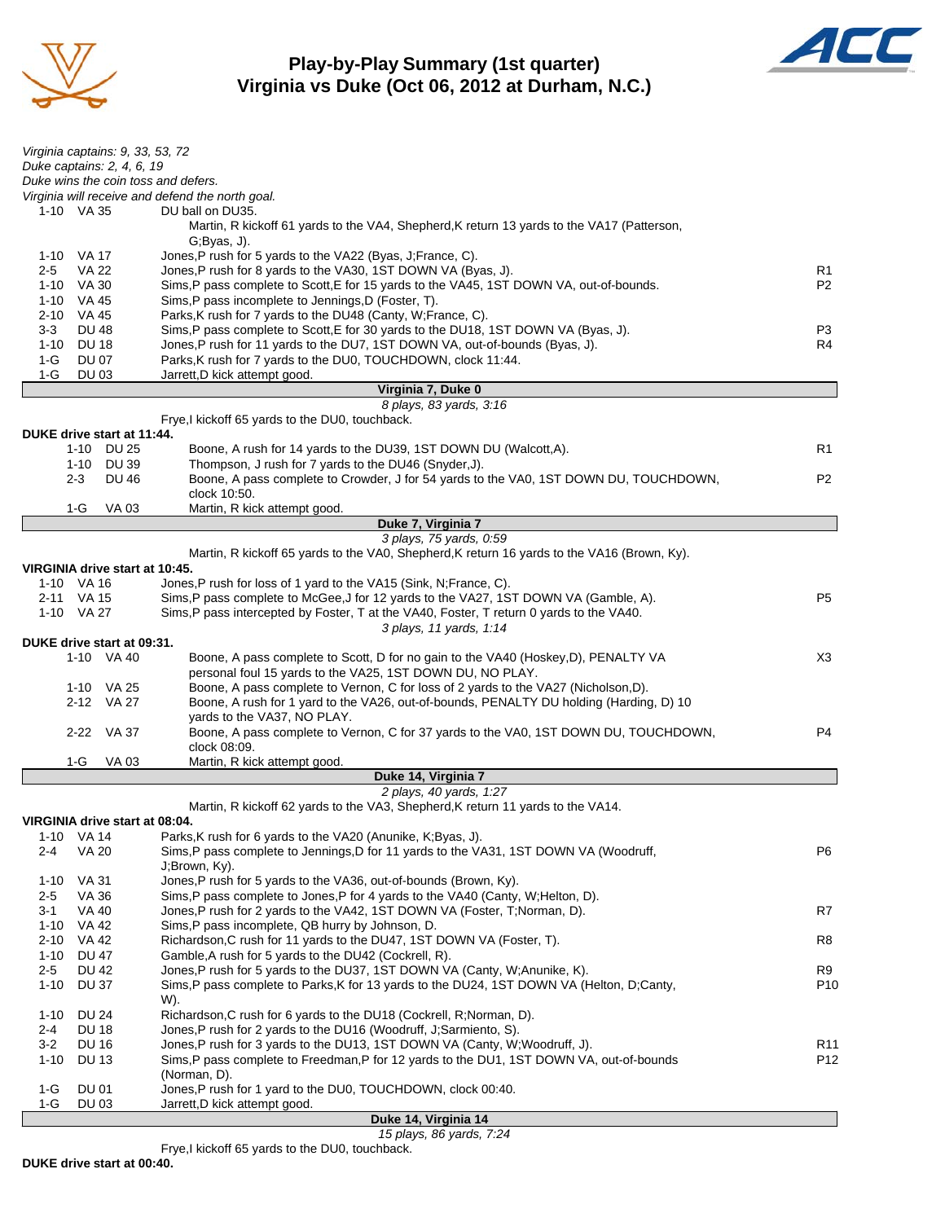# Play-by-Play Summary (1st quarter)
## Virginia vs Duke (Oct 06, 2012 at Durham, N.C.)

*Virginia captains: 9, 33, 53, 72*
*Duke captains: 2, 4, 6, 19*
*Duke wins the coin toss and defers.*
*Virginia will receive and defend the north goal.*

| Down | Spot | Play | |
|---|---|---|---|
| 1-10 | VA 35 | DU ball on DU35. | |
| | | Martin, R kickoff 61 yards to the VA4, Shepherd,K return 13 yards to the VA17 (Patterson, G;Byas, J). | |
| 1-10 | VA 17 | Jones,P rush for 5 yards to the VA22 (Byas, J;France, C). | |
| 2-5 | VA 22 | Jones,P rush for 8 yards to the VA30, 1ST DOWN VA (Byas, J). | R1 |
| 1-10 | VA 30 | Sims,P pass complete to Scott,E for 15 yards to the VA45, 1ST DOWN VA, out-of-bounds. | P2 |
| 1-10 | VA 45 | Sims,P pass incomplete to Jennings,D (Foster, T). | |
| 2-10 | VA 45 | Parks,K rush for 7 yards to the DU48 (Canty, W;France, C). | |
| 3-3 | DU 48 | Sims,P pass complete to Scott,E for 30 yards to the DU18, 1ST DOWN VA (Byas, J). | P3 |
| 1-10 | DU 18 | Jones,P rush for 11 yards to the DU7, 1ST DOWN VA, out-of-bounds (Byas, J). | R4 |
| 1-G | DU 07 | Parks,K rush for 7 yards to the DU0, TOUCHDOWN, clock 11:44. | |
| 1-G | DU 03 | Jarrett,D kick attempt good. | |

**Virginia 7, Duke 0**
*8 plays, 83 yards, 3:16*

Frye,I kickoff 65 yards to the DU0, touchback.

**DUKE drive start at 11:44.**

| Down | Spot | Play | |
|---|---|---|---|
| 1-10 | DU 25 | Boone, A rush for 14 yards to the DU39, 1ST DOWN DU (Walcott,A). | R1 |
| 1-10 | DU 39 | Thompson, J rush for 7 yards to the DU46 (Snyder,J). | |
| 2-3 | DU 46 | Boone, A pass complete to Crowder, J for 54 yards to the VA0, 1ST DOWN DU, TOUCHDOWN, clock 10:50. | P2 |
| 1-G | VA 03 | Martin, R kick attempt good. | |

**Duke 7, Virginia 7**
*3 plays, 75 yards, 0:59*

Martin, R kickoff 65 yards to the VA0, Shepherd,K return 16 yards to the VA16 (Brown, Ky).

**VIRGINIA drive start at 10:45.**

| Down | Spot | Play | |
|---|---|---|---|
| 1-10 | VA 16 | Jones,P rush for loss of 1 yard to the VA15 (Sink, N;France, C). | |
| 2-11 | VA 15 | Sims,P pass complete to McGee,J for 12 yards to the VA27, 1ST DOWN VA (Gamble, A). | P5 |
| 1-10 | VA 27 | Sims,P pass intercepted by Foster, T at the VA40, Foster, T return 0 yards to the VA40. | |

*3 plays, 11 yards, 1:14*

**DUKE drive start at 09:31.**

| Down | Spot | Play | |
|---|---|---|---|
| 1-10 | VA 40 | Boone, A pass complete to Scott, D for no gain to the VA40 (Hoskey,D), PENALTY VA personal foul 15 yards to the VA25, 1ST DOWN DU, NO PLAY. | X3 |
| 1-10 | VA 25 | Boone, A pass complete to Vernon, C for loss of 2 yards to the VA27 (Nicholson,D). | |
| 2-12 | VA 27 | Boone, A rush for 1 yard to the VA26, out-of-bounds, PENALTY DU holding (Harding, D) 10 yards to the VA37, NO PLAY. | |
| 2-22 | VA 37 | Boone, A pass complete to Vernon, C for 37 yards to the VA0, 1ST DOWN DU, TOUCHDOWN, clock 08:09. | P4 |
| 1-G | VA 03 | Martin, R kick attempt good. | |

**Duke 14, Virginia 7**
*2 plays, 40 yards, 1:27*

Martin, R kickoff 62 yards to the VA3, Shepherd,K return 11 yards to the VA14.

**VIRGINIA drive start at 08:04.**

| Down | Spot | Play | |
|---|---|---|---|
| 1-10 | VA 14 | Parks,K rush for 6 yards to the VA20 (Anunike, K;Byas, J). | |
| 2-4 | VA 20 | Sims,P pass complete to Jennings,D for 11 yards to the VA31, 1ST DOWN VA (Woodruff, J;Brown, Ky). | P6 |
| 1-10 | VA 31 | Jones,P rush for 5 yards to the VA36, out-of-bounds (Brown, Ky). | |
| 2-5 | VA 36 | Sims,P pass complete to Jones,P for 4 yards to the VA40 (Canty, W;Helton, D). | |
| 3-1 | VA 40 | Jones,P rush for 2 yards to the VA42, 1ST DOWN VA (Foster, T;Norman, D). | R7 |
| 1-10 | VA 42 | Sims,P pass incomplete, QB hurry by Johnson, D. | |
| 2-10 | VA 42 | Richardson,C rush for 11 yards to the DU47, 1ST DOWN VA (Foster, T). | R8 |
| 1-10 | DU 47 | Gamble,A rush for 5 yards to the DU42 (Cockrell, R). | |
| 2-5 | DU 42 | Jones,P rush for 5 yards to the DU37, 1ST DOWN VA (Canty, W;Anunike, K). | R9 |
| 1-10 | DU 37 | Sims,P pass complete to Parks,K for 13 yards to the DU24, 1ST DOWN VA (Helton, D;Canty, W). | P10 |
| 1-10 | DU 24 | Richardson,C rush for 6 yards to the DU18 (Cockrell, R;Norman, D). | |
| 2-4 | DU 18 | Jones,P rush for 2 yards to the DU16 (Woodruff, J;Sarmiento, S). | |
| 3-2 | DU 16 | Jones,P rush for 3 yards to the DU13, 1ST DOWN VA (Canty, W;Woodruff, J). | R11 |
| 1-10 | DU 13 | Sims,P pass complete to Freedman,P for 12 yards to the DU1, 1ST DOWN VA, out-of-bounds (Norman, D). | P12 |
| 1-G | DU 01 | Jones,P rush for 1 yard to the DU0, TOUCHDOWN, clock 00:40. | |
| 1-G | DU 03 | Jarrett,D kick attempt good. | |

**Duke 14, Virginia 14**
*15 plays, 86 yards, 7:24*

Frye,I kickoff 65 yards to the DU0, touchback.

**DUKE drive start at 00:40.**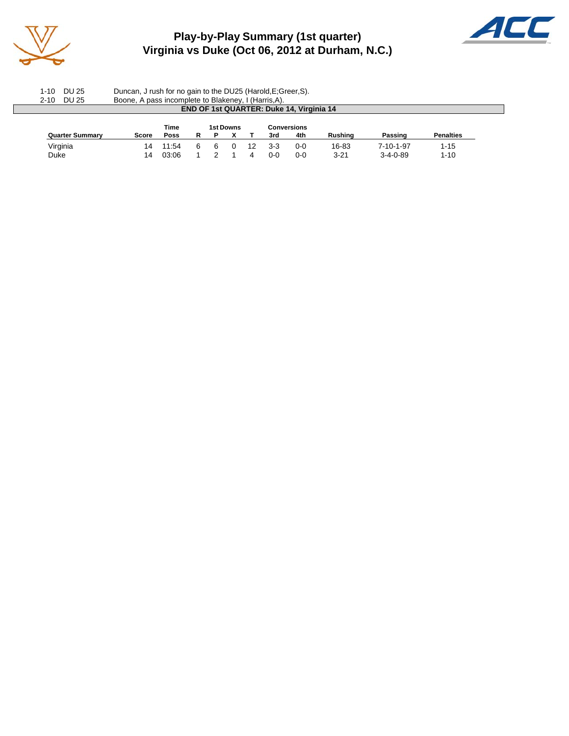# Play-by-Play Summary (1st quarter)
## Virginia vs Duke (Oct 06, 2012 at Durham, N.C.)

| | | |
|---|---|---|
| 1-10 | DU 25 | Duncan, J rush for no gain to the DU25 (Harold,E;Greer,S). |
| 2-10 | DU 25 | Boone, A pass incomplete to Blakeney, I (Harris,A). |

**END OF 1st QUARTER: Duke 14, Virginia 14**

| Quarter Summary | Score | Time Poss | 1st Downs R | P | X | T | Conversions 3rd | 4th | Rushing | Passing | Penalties |
|---|---|---|---|---|---|---|---|---|---|---|---|
| Virginia | 14 | 11:54 | 6 | 6 | 0 | 12 | 3-3 | 0-0 | 16-83 | 7-10-1-97 | 1-15 |
| Duke | 14 | 03:06 | 1 | 2 | 1 | 4 | 0-0 | 0-0 | 3-21 | 3-4-0-89 | 1-10 |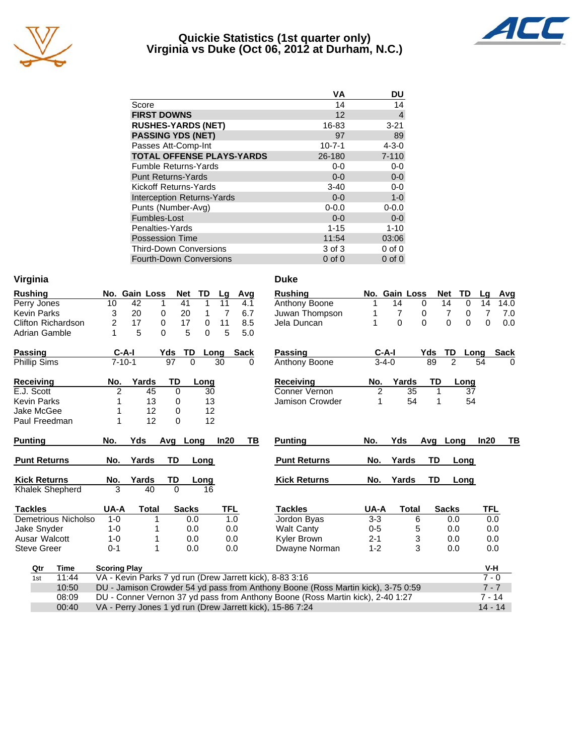# Quickie Statistics (1st quarter only)
## Virginia vs Duke (Oct 06, 2012 at Durham, N.C.)

| | VA | DU |
|---|---|---|
| Score | 14 | 14 |
| **FIRST DOWNS** | 12 | 4 |
| **RUSHES-YARDS (NET)** | 16-83 | 3-21 |
| **PASSING YDS (NET)** | 97 | 89 |
| Passes Att-Comp-Int | 10-7-1 | 4-3-0 |
| **TOTAL OFFENSE PLAYS-YARDS** | 26-180 | 7-110 |
| Fumble Returns-Yards | 0-0 | 0-0 |
| Punt Returns-Yards | 0-0 | 0-0 |
| Kickoff Returns-Yards | 3-40 | 0-0 |
| Interception Returns-Yards | 0-0 | 1-0 |
| Punts (Number-Avg) | 0-0.0 | 0-0.0 |
| Fumbles-Lost | 0-0 | 0-0 |
| Penalties-Yards | 1-15 | 1-10 |
| Possession Time | 11:54 | 03:06 |
| Third-Down Conversions | 3 of 3 | 0 of 0 |
| Fourth-Down Conversions | 0 of 0 | 0 of 0 |

### Virginia

| Rushing | No. | Gain | Loss | Net | TD | Lg | Avg |
|---|---|---|---|---|---|---|---|
| Perry Jones | 10 | 42 | 1 | 41 | 1 | 11 | 4.1 |
| Kevin Parks | 3 | 20 | 0 | 20 | 1 | 7 | 6.7 |
| Clifton Richardson | 2 | 17 | 0 | 17 | 0 | 11 | 8.5 |
| Adrian Gamble | 1 | 5 | 0 | 5 | 0 | 5 | 5.0 |

| Passing | C-A-I | Yds | TD | Long | Sack |
|---|---|---|---|---|---|
| Phillip Sims | 7-10-1 | 97 | 0 | 30 | 0 |

| Receiving | No. | Yards | TD | Long |
|---|---|---|---|---|
| E.J. Scott | 2 | 45 | 0 | 30 |
| Kevin Parks | 1 | 13 | 0 | 13 |
| Jake McGee | 1 | 12 | 0 | 12 |
| Paul Freedman | 1 | 12 | 0 | 12 |

| Punting | No. | Yds | Avg | Long | In20 | TB |
|---|---|---|---|---|---|---|

| Punt Returns | No. | Yards | TD | Long |
|---|---|---|---|---|

| Kick Returns | No. | Yards | TD | Long |
|---|---|---|---|---|
| Khalek Shepherd | 3 | 40 | 0 | 16 |

| Tackles | UA-A | Total | Sacks | TFL |
|---|---|---|---|---|
| Demetrious Nicholso | 1-0 | 1 | 0.0 | 1.0 |
| Jake Snyder | 1-0 | 1 | 0.0 | 0.0 |
| Ausar Walcott | 1-0 | 1 | 0.0 | 0.0 |
| Steve Greer | 0-1 | 1 | 0.0 | 0.0 |

### Duke

| Rushing | No. | Gain | Loss | Net | TD | Lg | Avg |
|---|---|---|---|---|---|---|---|
| Anthony Boone | 1 | 14 | 0 | 14 | 0 | 14 | 14.0 |
| Juwan Thompson | 1 | 7 | 0 | 7 | 0 | 7 | 7.0 |
| Jela Duncan | 1 | 0 | 0 | 0 | 0 | 0 | 0.0 |

| Passing | C-A-I | Yds | TD | Long | Sack |
|---|---|---|---|---|---|
| Anthony Boone | 3-4-0 | 89 | 2 | 54 | 0 |

| Receiving | No. | Yards | TD | Long |
|---|---|---|---|---|
| Conner Vernon | 2 | 35 | 1 | 37 |
| Jamison Crowder | 1 | 54 | 1 | 54 |

| Punting | No. | Yds | Avg | Long | In20 | TB |
|---|---|---|---|---|---|---|

| Punt Returns | No. | Yards | TD | Long |
|---|---|---|---|---|

| Kick Returns | No. | Yards | TD | Long |
|---|---|---|---|---|

| Tackles | UA-A | Total | Sacks | TFL |
|---|---|---|---|---|
| Jordon Byas | 3-3 | 6 | 0.0 | 0.0 |
| Walt Canty | 0-5 | 5 | 0.0 | 0.0 |
| Kyler Brown | 2-1 | 3 | 0.0 | 0.0 |
| Dwayne Norman | 1-2 | 3 | 0.0 | 0.0 |

| Qtr | Time | Scoring Play | V-H |
|---|---|---|---|
| 1st | 11:44 | VA - Kevin Parks 7 yd run (Drew Jarrett kick), 8-83 3:16 | 7 - 0 |
| | 10:50 | DU - Jamison Crowder 54 yd pass from Anthony Boone (Ross Martin kick), 3-75 0:59 | 7 - 7 |
| | 08:09 | DU - Conner Vernon 37 yd pass from Anthony Boone (Ross Martin kick), 2-40 1:27 | 7 - 14 |
| | 00:40 | VA - Perry Jones 1 yd run (Drew Jarrett kick), 15-86 7:24 | 14 - 14 |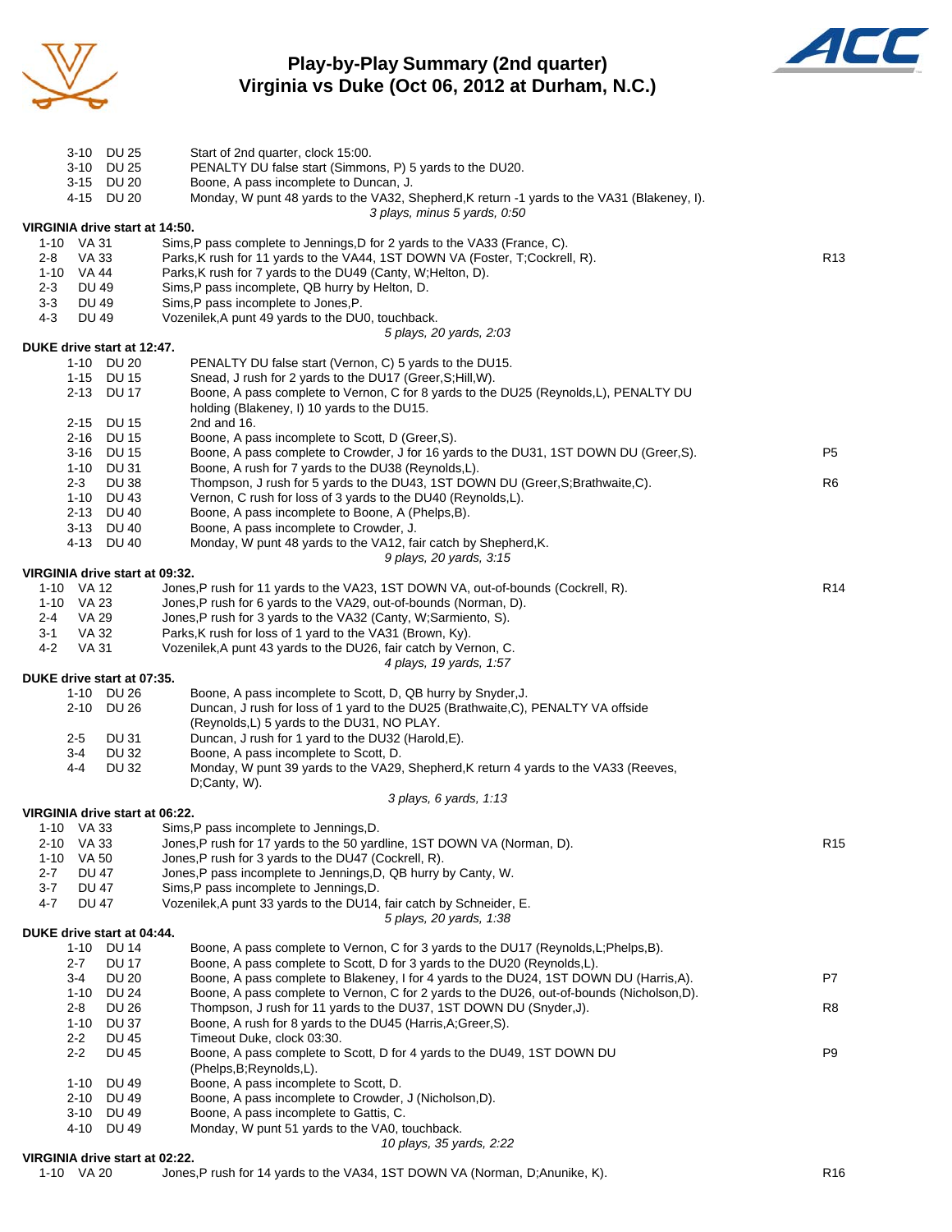# Play-by-Play Summary (2nd quarter)
## Virginia vs Duke (Oct 06, 2012 at Durham, N.C.)

| Down | Spot | Play | |
|---|---|---|---|
| 3-10 | DU 25 | Start of 2nd quarter, clock 15:00. | |
| 3-10 | DU 25 | PENALTY DU false start (Simmons, P) 5 yards to the DU20. | |
| 3-15 | DU 20 | Boone, A pass incomplete to Duncan, J. | |
| 4-15 | DU 20 | Monday, W punt 48 yards to the VA32, Shepherd,K return -1 yards to the VA31 (Blakeney, I). | |
| | | *3 plays, minus 5 yards, 0:50* | |

**VIRGINIA drive start at 14:50.**

| Down | Spot | Play | |
|---|---|---|---|
| 1-10 | VA 31 | Sims,P pass complete to Jennings,D for 2 yards to the VA33 (France, C). | |
| 2-8 | VA 33 | Parks,K rush for 11 yards to the VA44, 1ST DOWN VA (Foster, T;Cockrell, R). | R13 |
| 1-10 | VA 44 | Parks,K rush for 7 yards to the DU49 (Canty, W;Helton, D). | |
| 2-3 | DU 49 | Sims,P pass incomplete, QB hurry by Helton, D. | |
| 3-3 | DU 49 | Sims,P pass incomplete to Jones,P. | |
| 4-3 | DU 49 | Vozenilek,A punt 49 yards to the DU0, touchback. | |
| | | *5 plays, 20 yards, 2:03* | |

**DUKE drive start at 12:47.**

| Down | Spot | Play | |
|---|---|---|---|
| 1-10 | DU 20 | PENALTY DU false start (Vernon, C) 5 yards to the DU15. | |
| 1-15 | DU 15 | Snead, J rush for 2 yards to the DU17 (Greer,S;Hill,W). | |
| 2-13 | DU 17 | Boone, A pass complete to Vernon, C for 8 yards to the DU25 (Reynolds,L), PENALTY DU holding (Blakeney, I) 10 yards to the DU15. | |
| 2-15 | DU 15 | 2nd and 16. | |
| 2-16 | DU 15 | Boone, A pass incomplete to Scott, D (Greer,S). | |
| 3-16 | DU 15 | Boone, A pass complete to Crowder, J for 16 yards to the DU31, 1ST DOWN DU (Greer,S). | P5 |
| 1-10 | DU 31 | Boone, A rush for 7 yards to the DU38 (Reynolds,L). | |
| 2-3 | DU 38 | Thompson, J rush for 5 yards to the DU43, 1ST DOWN DU (Greer,S;Brathwaite,C). | R6 |
| 1-10 | DU 43 | Vernon, C rush for loss of 3 yards to the DU40 (Reynolds,L). | |
| 2-13 | DU 40 | Boone, A pass incomplete to Boone, A (Phelps,B). | |
| 3-13 | DU 40 | Boone, A pass incomplete to Crowder, J. | |
| 4-13 | DU 40 | Monday, W punt 48 yards to the VA12, fair catch by Shepherd,K. | |
| | | *9 plays, 20 yards, 3:15* | |

**VIRGINIA drive start at 09:32.**

| Down | Spot | Play | |
|---|---|---|---|
| 1-10 | VA 12 | Jones,P rush for 11 yards to the VA23, 1ST DOWN VA, out-of-bounds (Cockrell, R). | R14 |
| 1-10 | VA 23 | Jones,P rush for 6 yards to the VA29, out-of-bounds (Norman, D). | |
| 2-4 | VA 29 | Jones,P rush for 3 yards to the VA32 (Canty, W;Sarmiento, S). | |
| 3-1 | VA 32 | Parks,K rush for loss of 1 yard to the VA31 (Brown, Ky). | |
| 4-2 | VA 31 | Vozenilek,A punt 43 yards to the DU26, fair catch by Vernon, C. | |
| | | *4 plays, 19 yards, 1:57* | |

**DUKE drive start at 07:35.**

| Down | Spot | Play | |
|---|---|---|---|
| 1-10 | DU 26 | Boone, A pass incomplete to Scott, D, QB hurry by Snyder,J. | |
| 2-10 | DU 26 | Duncan, J rush for loss of 1 yard to the DU25 (Brathwaite,C), PENALTY VA offside (Reynolds,L) 5 yards to the DU31, NO PLAY. | |
| 2-5 | DU 31 | Duncan, J rush for 1 yard to the DU32 (Harold,E). | |
| 3-4 | DU 32 | Boone, A pass incomplete to Scott, D. | |
| 4-4 | DU 32 | Monday, W punt 39 yards to the VA29, Shepherd,K return 4 yards to the VA33 (Reeves, D;Canty, W). | |
| | | *3 plays, 6 yards, 1:13* | |

**VIRGINIA drive start at 06:22.**

| Down | Spot | Play | |
|---|---|---|---|
| 1-10 | VA 33 | Sims,P pass incomplete to Jennings,D. | |
| 2-10 | VA 33 | Jones,P rush for 17 yards to the 50 yardline, 1ST DOWN VA (Norman, D). | R15 |
| 1-10 | VA 50 | Jones,P rush for 3 yards to the DU47 (Cockrell, R). | |
| 2-7 | DU 47 | Jones,P pass incomplete to Jennings,D, QB hurry by Canty, W. | |
| 3-7 | DU 47 | Sims,P pass incomplete to Jennings,D. | |
| 4-7 | DU 47 | Vozenilek,A punt 33 yards to the DU14, fair catch by Schneider, E. | |
| | | *5 plays, 20 yards, 1:38* | |

**DUKE drive start at 04:44.**

| Down | Spot | Play | |
|---|---|---|---|
| 1-10 | DU 14 | Boone, A pass complete to Vernon, C for 3 yards to the DU17 (Reynolds,L;Phelps,B). | |
| 2-7 | DU 17 | Boone, A pass complete to Scott, D for 3 yards to the DU20 (Reynolds,L). | |
| 3-4 | DU 20 | Boone, A pass complete to Blakeney, I for 4 yards to the DU24, 1ST DOWN DU (Harris,A). | P7 |
| 1-10 | DU 24 | Boone, A pass complete to Vernon, C for 2 yards to the DU26, out-of-bounds (Nicholson,D). | |
| 2-8 | DU 26 | Thompson, J rush for 11 yards to the DU37, 1ST DOWN DU (Snyder,J). | R8 |
| 1-10 | DU 37 | Boone, A rush for 8 yards to the DU45 (Harris,A;Greer,S). | |
| 2-2 | DU 45 | Timeout Duke, clock 03:30. | |
| 2-2 | DU 45 | Boone, A pass complete to Scott, D for 4 yards to the DU49, 1ST DOWN DU (Phelps,B;Reynolds,L). | P9 |
| 1-10 | DU 49 | Boone, A pass incomplete to Scott, D. | |
| 2-10 | DU 49 | Boone, A pass incomplete to Crowder, J (Nicholson,D). | |
| 3-10 | DU 49 | Boone, A pass incomplete to Gattis, C. | |
| 4-10 | DU 49 | Monday, W punt 51 yards to the VA0, touchback. | |
| | | *10 plays, 35 yards, 2:22* | |

**VIRGINIA drive start at 02:22.**

| Down | Spot | Play | |
|---|---|---|---|
| 1-10 | VA 20 | Jones,P rush for 14 yards to the VA34, 1ST DOWN VA (Norman, D;Anunike, K). | R16 |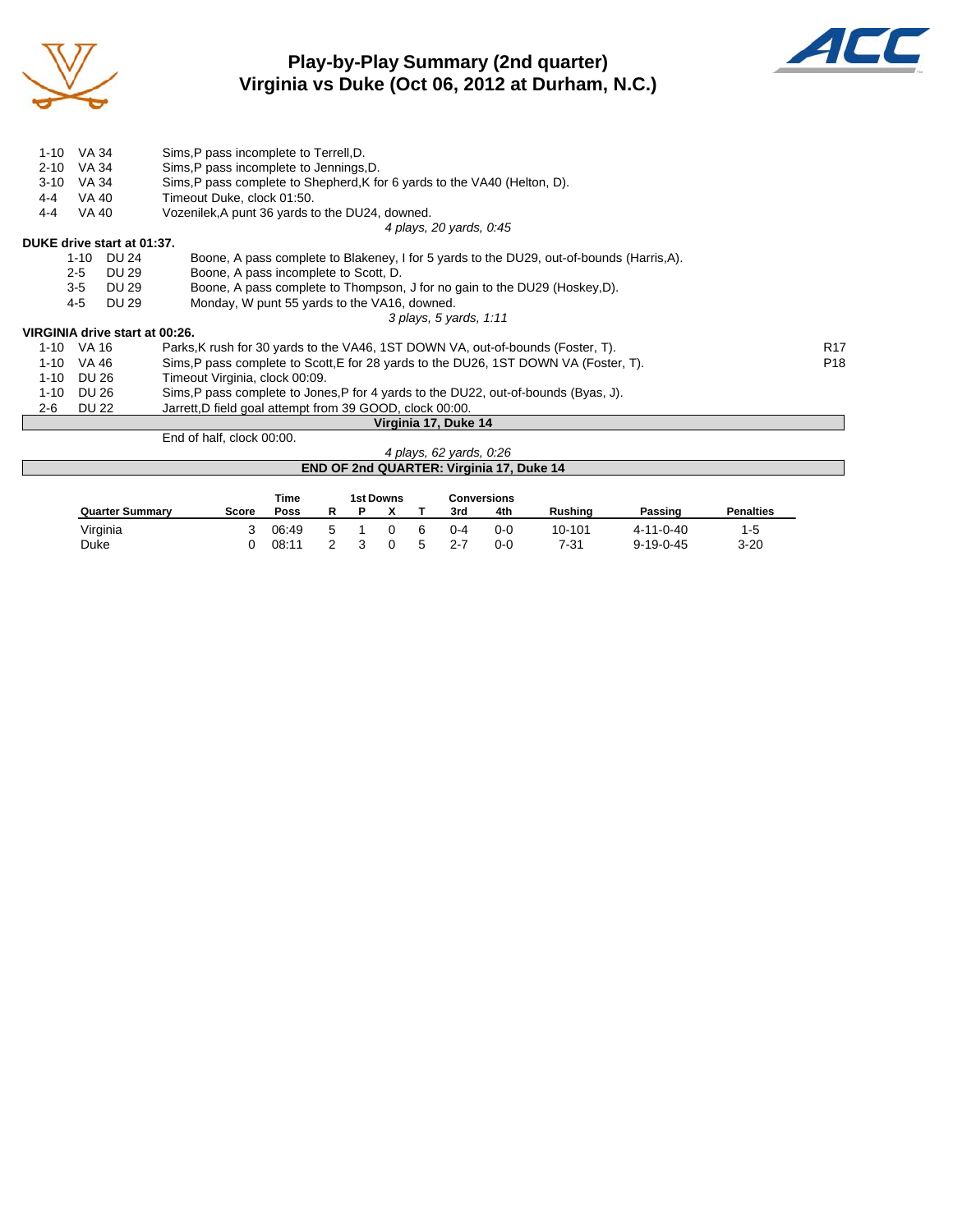# Play-by-Play Summary (2nd quarter)
## Virginia vs Duke (Oct 06, 2012 at Durham, N.C.)

| | | | |
|---|---|---|---|
| 1-10 | VA 34 | Sims,P pass incomplete to Terrell,D. | |
| 2-10 | VA 34 | Sims,P pass incomplete to Jennings,D. | |
| 3-10 | VA 34 | Sims,P pass complete to Shepherd,K for 6 yards to the VA40 (Helton, D). | |
| 4-4 | VA 40 | Timeout Duke, clock 01:50. | |
| 4-4 | VA 40 | Vozenilek,A punt 36 yards to the DU24, downed. | |
| | | *4 plays, 20 yards, 0:45* | |

**DUKE drive start at 01:37.**

| | | | |
|---|---|---|---|
| 1-10 | DU 24 | Boone, A pass complete to Blakeney, I for 5 yards to the DU29, out-of-bounds (Harris,A). | |
| 2-5 | DU 29 | Boone, A pass incomplete to Scott, D. | |
| 3-5 | DU 29 | Boone, A pass complete to Thompson, J for no gain to the DU29 (Hoskey,D). | |
| 4-5 | DU 29 | Monday, W punt 55 yards to the VA16, downed. | |
| | | *3 plays, 5 yards, 1:11* | |

**VIRGINIA drive start at 00:26.**

| | | | |
|---|---|---|---|
| 1-10 | VA 16 | Parks,K rush for 30 yards to the VA46, 1ST DOWN VA, out-of-bounds (Foster, T). | R17 |
| 1-10 | VA 46 | Sims,P pass complete to Scott,E for 28 yards to the DU26, 1ST DOWN VA (Foster, T). | P18 |
| 1-10 | DU 26 | Timeout Virginia, clock 00:09. | |
| 1-10 | DU 26 | Sims,P pass complete to Jones,P for 4 yards to the DU22, out-of-bounds (Byas, J). | |
| 2-6 | DU 22 | Jarrett,D field goal attempt from 39 GOOD, clock 00:00. | |
| | | **Virginia 17, Duke 14** | |
| | | End of half, clock 00:00. | |
| | | *4 plays, 62 yards, 0:26* | |

**END OF 2nd QUARTER: Virginia 17, Duke 14**

| Quarter Summary | Score | Time Poss | 1st Downs R | P | X | T | Conversions 3rd | 4th | Rushing | Passing | Penalties |
|---|---|---|---|---|---|---|---|---|---|---|---|
| Virginia | 3 | 06:49 | 5 | 1 | 0 | 6 | 0-4 | 0-0 | 10-101 | 4-11-0-40 | 1-5 |
| Duke | 0 | 08:11 | 2 | 3 | 0 | 5 | 2-7 | 0-0 | 7-31 | 9-19-0-45 | 3-20 |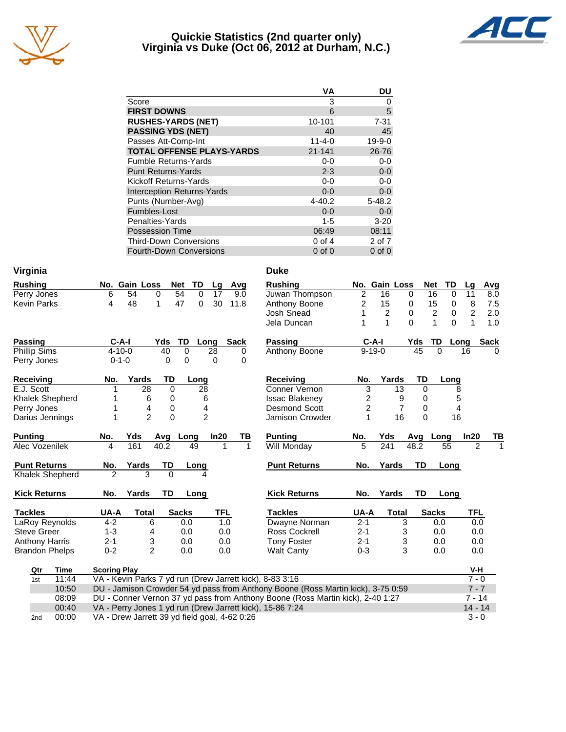# Quickie Statistics (2nd quarter only)
## Virginia vs Duke (Oct 06, 2012 at Durham, N.C.)

| | VA | DU |
|---|---|---|
| Score | 3 | 0 |
| **FIRST DOWNS** | 6 | 5 |
| **RUSHES-YARDS (NET)** | 10-101 | 7-31 |
| **PASSING YDS (NET)** | 40 | 45 |
| Passes Att-Comp-Int | 11-4-0 | 19-9-0 |
| **TOTAL OFFENSE PLAYS-YARDS** | 21-141 | 26-76 |
| Fumble Returns-Yards | 0-0 | 0-0 |
| Punt Returns-Yards | 2-3 | 0-0 |
| Kickoff Returns-Yards | 0-0 | 0-0 |
| Interception Returns-Yards | 0-0 | 0-0 |
| Punts (Number-Avg) | 4-40.2 | 5-48.2 |
| Fumbles-Lost | 0-0 | 0-0 |
| Penalties-Yards | 1-5 | 3-20 |
| Possession Time | 06:49 | 08:11 |
| Third-Down Conversions | 0 of 4 | 2 of 7 |
| Fourth-Down Conversions | 0 of 0 | 0 of 0 |

### Virginia

| Rushing | No. | Gain | Loss | Net | TD | Lg | Avg |
|---|---|---|---|---|---|---|---|
| Perry Jones | 6 | 54 | 0 | 54 | 0 | 17 | 9.0 |
| Kevin Parks | 4 | 48 | 1 | 47 | 0 | 30 | 11.8 |

| Passing | C-A-I | Yds | TD | Long | Sack |
|---|---|---|---|---|---|
| Phillip Sims | 4-10-0 | 40 | 0 | 28 | 0 |
| Perry Jones | 0-1-0 | 0 | 0 | 0 | 0 |

| Receiving | No. | Yards | TD | Long |
|---|---|---|---|---|
| E.J. Scott | 1 | 28 | 0 | 28 |
| Khalek Shepherd | 1 | 6 | 0 | 6 |
| Perry Jones | 1 | 4 | 0 | 4 |
| Darius Jennings | 1 | 2 | 0 | 2 |

| Punting | No. | Yds | Avg | Long | In20 | TB |
|---|---|---|---|---|---|---|
| Alec Vozenilek | 4 | 161 | 40.2 | 49 | 1 | 1 |

| Punt Returns | No. | Yards | TD | Long |
|---|---|---|---|---|
| Khalek Shepherd | 2 | 3 | 0 | 4 |

| Kick Returns | No. | Yards | TD | Long |
|---|---|---|---|---|

| Tackles | UA-A | Total | Sacks | TFL |
|---|---|---|---|---|
| LaRoy Reynolds | 4-2 | 6 | 0.0 | 1.0 |
| Steve Greer | 1-3 | 4 | 0.0 | 0.0 |
| Anthony Harris | 2-1 | 3 | 0.0 | 0.0 |
| Brandon Phelps | 0-2 | 2 | 0.0 | 0.0 |

### Duke

| Rushing | No. | Gain | Loss | Net | TD | Lg | Avg |
|---|---|---|---|---|---|---|---|
| Juwan Thompson | 2 | 16 | 0 | 16 | 0 | 11 | 8.0 |
| Anthony Boone | 2 | 15 | 0 | 15 | 0 | 8 | 7.5 |
| Josh Snead | 1 | 2 | 0 | 2 | 0 | 2 | 2.0 |
| Jela Duncan | 1 | 1 | 0 | 1 | 0 | 1 | 1.0 |

| Passing | C-A-I | Yds | TD | Long | Sack |
|---|---|---|---|---|---|
| Anthony Boone | 9-19-0 | 45 | 0 | 16 | 0 |

| Receiving | No. | Yards | TD | Long |
|---|---|---|---|---|
| Conner Vernon | 3 | 13 | 0 | 8 |
| Issac Blakeney | 2 | 9 | 0 | 5 |
| Desmond Scott | 2 | 7 | 0 | 4 |
| Jamison Crowder | 1 | 16 | 0 | 16 |

| Punting | No. | Yds | Avg | Long | In20 | TB |
|---|---|---|---|---|---|---|
| Will Monday | 5 | 241 | 48.2 | 55 | 2 | 1 |

| Punt Returns | No. | Yards | TD | Long |
|---|---|---|---|---|

| Kick Returns | No. | Yards | TD | Long |
|---|---|---|---|---|

| Tackles | UA-A | Total | Sacks | TFL |
|---|---|---|---|---|
| Dwayne Norman | 2-1 | 3 | 0.0 | 0.0 |
| Ross Cockrell | 2-1 | 3 | 0.0 | 0.0 |
| Tony Foster | 2-1 | 3 | 0.0 | 0.0 |
| Walt Canty | 0-3 | 3 | 0.0 | 0.0 |

| Qtr | Time | Scoring Play | V-H |
|---|---|---|---|
| 1st | 11:44 | VA - Kevin Parks 7 yd run (Drew Jarrett kick), 8-83 3:16 | 7 - 0 |
| | 10:50 | DU - Jamison Crowder 54 yd pass from Anthony Boone (Ross Martin kick), 3-75 0:59 | 7 - 7 |
| | 08:09 | DU - Conner Vernon 37 yd pass from Anthony Boone (Ross Martin kick), 2-40 1:27 | 7 - 14 |
| | 00:40 | VA - Perry Jones 1 yd run (Drew Jarrett kick), 15-86 7:24 | 14 - 14 |
| 2nd | 00:00 | VA - Drew Jarrett 39 yd field goal, 4-62 0:26 | 3 - 0 |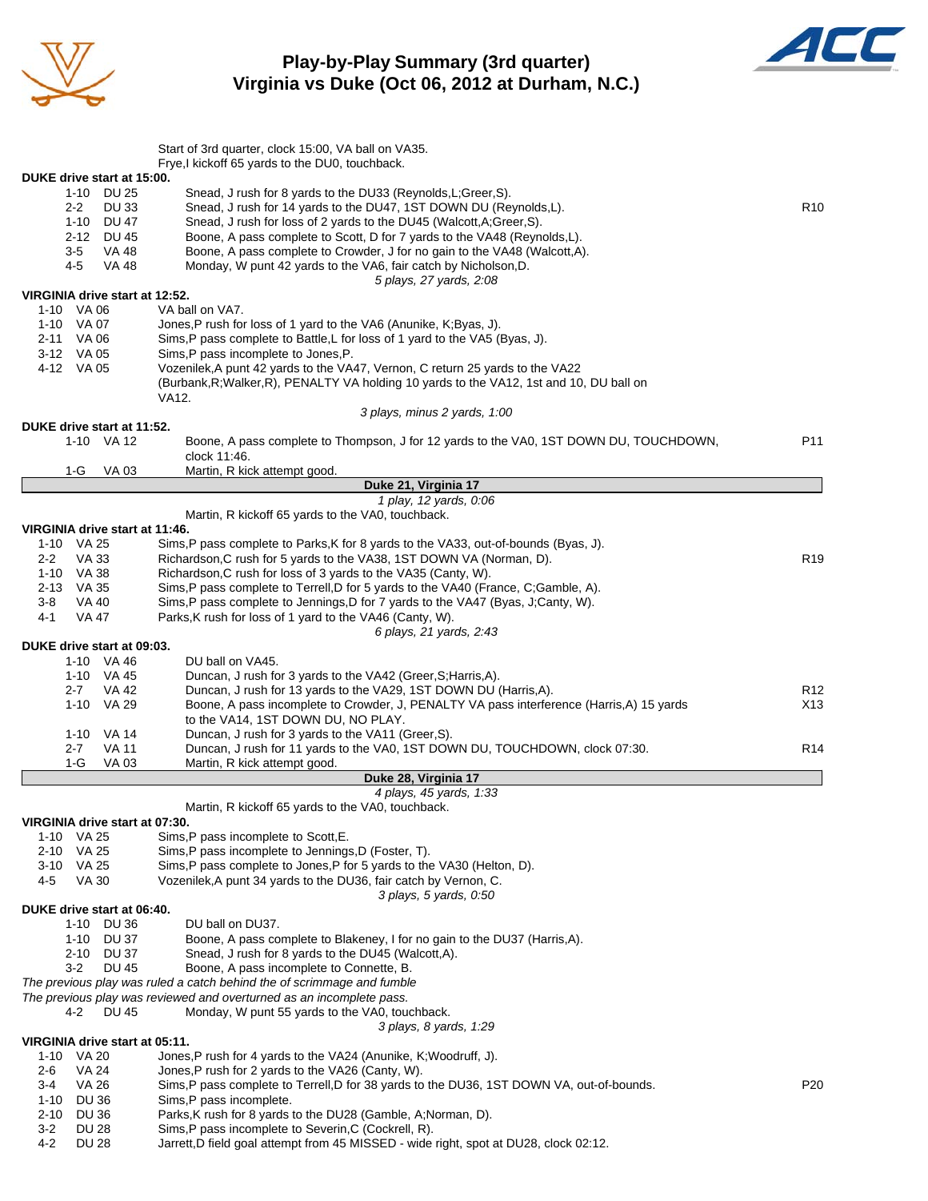# Play-by-Play Summary (3rd quarter)
## Virginia vs Duke (Oct 06, 2012 at Durham, N.C.)

Start of 3rd quarter, clock 15:00, VA ball on VA35.
Frye,I kickoff 65 yards to the DU0, touchback.

**DUKE drive start at 15:00.**

| Down | Spot | Play | |
|---|---|---|---|
| 1-10 | DU 25 | Snead, J rush for 8 yards to the DU33 (Reynolds,L;Greer,S). | |
| 2-2 | DU 33 | Snead, J rush for 14 yards to the DU47, 1ST DOWN DU (Reynolds,L). | R10 |
| 1-10 | DU 47 | Snead, J rush for loss of 2 yards to the DU45 (Walcott,A;Greer,S). | |
| 2-12 | DU 45 | Boone, A pass complete to Scott, D for 7 yards to the VA48 (Reynolds,L). | |
| 3-5 | VA 48 | Boone, A pass complete to Crowder, J for no gain to the VA48 (Walcott,A). | |
| 4-5 | VA 48 | Monday, W punt 42 yards to the VA6, fair catch by Nicholson,D. | |

*5 plays, 27 yards, 2:08*

**VIRGINIA drive start at 12:52.**

| Down | Spot | Play |
|---|---|---|
| 1-10 | VA 06 | VA ball on VA7. |
| 1-10 | VA 07 | Jones,P rush for loss of 1 yard to the VA6 (Anunike, K;Byas, J). |
| 2-11 | VA 06 | Sims,P pass complete to Battle,L for loss of 1 yard to the VA5 (Byas, J). |
| 3-12 | VA 05 | Sims,P pass incomplete to Jones,P. |
| 4-12 | VA 05 | Vozenilek,A punt 42 yards to the VA47, Vernon, C return 25 yards to the VA22 (Burbank,R;Walker,R), PENALTY VA holding 10 yards to the VA12, 1st and 10, DU ball on VA12. |

*3 plays, minus 2 yards, 1:00*

**DUKE drive start at 11:52.**

| Down | Spot | Play | |
|---|---|---|---|
| 1-10 | VA 12 | Boone, A pass complete to Thompson, J for 12 yards to the VA0, 1ST DOWN DU, TOUCHDOWN, clock 11:46. | P11 |
| 1-G | VA 03 | Martin, R kick attempt good. | |

**Duke 21, Virginia 17**

*1 play, 12 yards, 0:06*

Martin, R kickoff 65 yards to the VA0, touchback.

**VIRGINIA drive start at 11:46.**

| Down | Spot | Play | |
|---|---|---|---|
| 1-10 | VA 25 | Sims,P pass complete to Parks,K for 8 yards to the VA33, out-of-bounds (Byas, J). | |
| 2-2 | VA 33 | Richardson,C rush for 5 yards to the VA38, 1ST DOWN VA (Norman, D). | R19 |
| 1-10 | VA 38 | Richardson,C rush for loss of 3 yards to the VA35 (Canty, W). | |
| 2-13 | VA 35 | Sims,P pass complete to Terrell,D for 5 yards to the VA40 (France, C;Gamble, A). | |
| 3-8 | VA 40 | Sims,P pass complete to Jennings,D for 7 yards to the VA47 (Byas, J;Canty, W). | |
| 4-1 | VA 47 | Parks,K rush for loss of 1 yard to the VA46 (Canty, W). | |

*6 plays, 21 yards, 2:43*

**DUKE drive start at 09:03.**

| Down | Spot | Play | |
|---|---|---|---|
| 1-10 | VA 46 | DU ball on VA45. | |
| 1-10 | VA 45 | Duncan, J rush for 3 yards to the VA42 (Greer,S;Harris,A). | |
| 2-7 | VA 42 | Duncan, J rush for 13 yards to the VA29, 1ST DOWN DU (Harris,A). | R12 |
| 1-10 | VA 29 | Boone, A pass incomplete to Crowder, J, PENALTY VA pass interference (Harris,A) 15 yards to the VA14, 1ST DOWN DU, NO PLAY. | X13 |
| 1-10 | VA 14 | Duncan, J rush for 3 yards to the VA11 (Greer,S). | |
| 2-7 | VA 11 | Duncan, J rush for 11 yards to the VA0, 1ST DOWN DU, TOUCHDOWN, clock 07:30. | R14 |
| 1-G | VA 03 | Martin, R kick attempt good. | |

**Duke 28, Virginia 17**

*4 plays, 45 yards, 1:33*

Martin, R kickoff 65 yards to the VA0, touchback.

**VIRGINIA drive start at 07:30.**

| Down | Spot | Play |
|---|---|---|
| 1-10 | VA 25 | Sims,P pass incomplete to Scott,E. |
| 2-10 | VA 25 | Sims,P pass incomplete to Jennings,D (Foster, T). |
| 3-10 | VA 25 | Sims,P pass complete to Jones,P for 5 yards to the VA30 (Helton, D). |
| 4-5 | VA 30 | Vozenilek,A punt 34 yards to the DU36, fair catch by Vernon, C. |

*3 plays, 5 yards, 0:50*

**DUKE drive start at 06:40.**

| Down | Spot | Play |
|---|---|---|
| 1-10 | DU 36 | DU ball on DU37. |
| 1-10 | DU 37 | Boone, A pass complete to Blakeney, I for no gain to the DU37 (Harris,A). |
| 2-10 | DU 37 | Snead, J rush for 8 yards to the DU45 (Walcott,A). |
| 3-2 | DU 45 | Boone, A pass incomplete to Connette, B. |

*The previous play was ruled a catch behind the of scrimmage and fumble*
*The previous play was reviewed and overturned as an incomplete pass.*

| Down | Spot | Play |
|---|---|---|
| 4-2 | DU 45 | Monday, W punt 55 yards to the VA0, touchback. |

*3 plays, 8 yards, 1:29*

**VIRGINIA drive start at 05:11.**

| Down | Spot | Play | |
|---|---|---|---|
| 1-10 | VA 20 | Jones,P rush for 4 yards to the VA24 (Anunike, K;Woodruff, J). | |
| 2-6 | VA 24 | Jones,P rush for 2 yards to the VA26 (Canty, W). | |
| 3-4 | VA 26 | Sims,P pass complete to Terrell,D for 38 yards to the DU36, 1ST DOWN VA, out-of-bounds. | P20 |
| 1-10 | DU 36 | Sims,P pass incomplete. | |
| 2-10 | DU 36 | Parks,K rush for 8 yards to the DU28 (Gamble, A;Norman, D). | |
| 3-2 | DU 28 | Sims,P pass incomplete to Severin,C (Cockrell, R). | |
| 4-2 | DU 28 | Jarrett,D field goal attempt from 45 MISSED - wide right, spot at DU28, clock 02:12. | |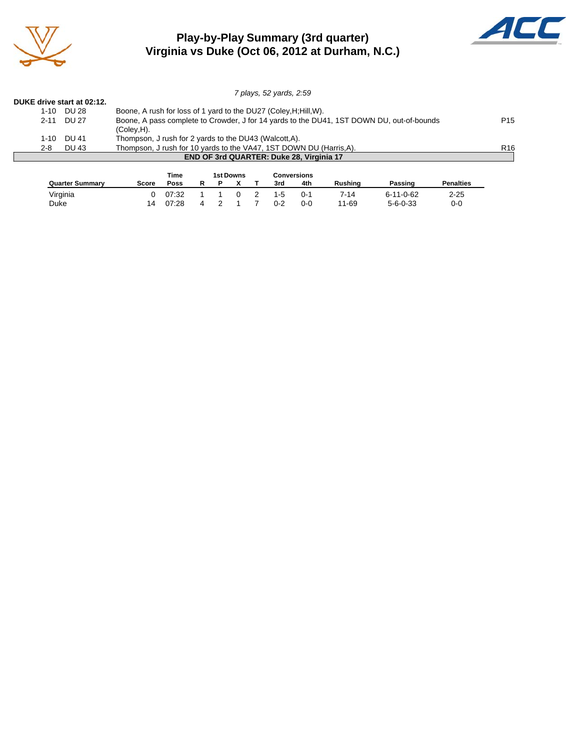# Play-by-Play Summary (3rd quarter)
## Virginia vs Duke (Oct 06, 2012 at Durham, N.C.)

*7 plays, 52 yards, 2:59*

**DUKE drive start at 02:12.**

| Down | Spot | Play | |
|---|---|---|---|
| 1-10 | DU 28 | Boone, A rush for loss of 1 yard to the DU27 (Coley,H;Hill,W). | |
| 2-11 | DU 27 | Boone, A pass complete to Crowder, J for 14 yards to the DU41, 1ST DOWN DU, out-of-bounds (Coley,H). | P15 |
| 1-10 | DU 41 | Thompson, J rush for 2 yards to the DU43 (Walcott,A). | |
| 2-8 | DU 43 | Thompson, J rush for 10 yards to the VA47, 1ST DOWN DU (Harris,A). | R16 |

**END OF 3rd QUARTER: Duke 28, Virginia 17**

| Quarter Summary | Score | Time Poss | 1st Downs R | P | X | T | Conversions 3rd | 4th | Rushing | Passing | Penalties |
|---|---|---|---|---|---|---|---|---|---|---|---|
| Virginia | 0 | 07:32 | 1 | 1 | 0 | 2 | 1-5 | 0-1 | 7-14 | 6-11-0-62 | 2-25 |
| Duke | 14 | 07:28 | 4 | 2 | 1 | 7 | 0-2 | 0-0 | 11-69 | 5-6-0-33 | 0-0 |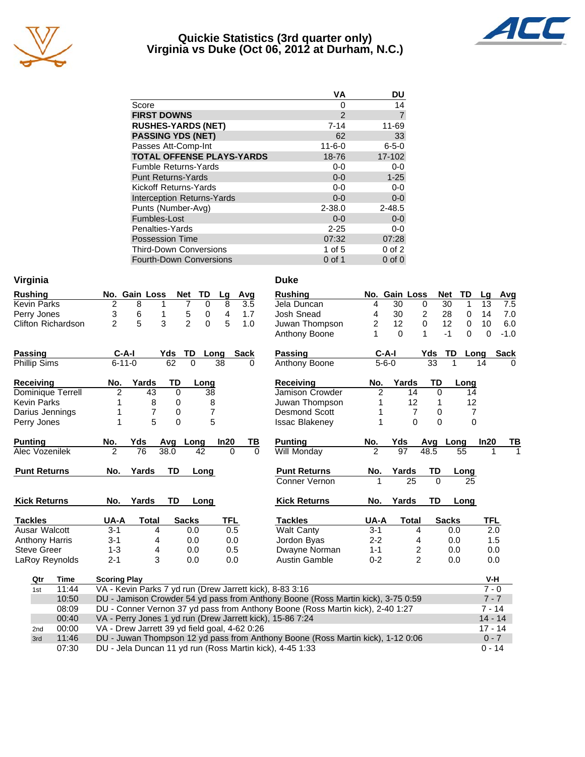# Quickie Statistics (3rd quarter only)
## Virginia vs Duke (Oct 06, 2012 at Durham, N.C.)

| | VA | DU |
|---|---|---|
| Score | 0 | 14 |
| **FIRST DOWNS** | 2 | 7 |
| **RUSHES-YARDS (NET)** | 7-14 | 11-69 |
| **PASSING YDS (NET)** | 62 | 33 |
| Passes Att-Comp-Int | 11-6-0 | 6-5-0 |
| **TOTAL OFFENSE PLAYS-YARDS** | 18-76 | 17-102 |
| Fumble Returns-Yards | 0-0 | 0-0 |
| Punt Returns-Yards | 0-0 | 1-25 |
| Kickoff Returns-Yards | 0-0 | 0-0 |
| Interception Returns-Yards | 0-0 | 0-0 |
| Punts (Number-Avg) | 2-38.0 | 2-48.5 |
| Fumbles-Lost | 0-0 | 0-0 |
| Penalties-Yards | 2-25 | 0-0 |
| Possession Time | 07:32 | 07:28 |
| Third-Down Conversions | 1 of 5 | 0 of 2 |
| Fourth-Down Conversions | 0 of 1 | 0 of 0 |

### Virginia

| Rushing | No. | Gain | Loss | Net | TD | Lg | Avg |
|---|---|---|---|---|---|---|---|
| Kevin Parks | 2 | 8 | 1 | 7 | 0 | 8 | 3.5 |
| Perry Jones | 3 | 6 | 1 | 5 | 0 | 4 | 1.7 |
| Clifton Richardson | 2 | 5 | 3 | 2 | 0 | 5 | 1.0 |

| Passing | C-A-I | Yds | TD | Long | Sack |
|---|---|---|---|---|---|
| Phillip Sims | 6-11-0 | 62 | 0 | 38 | 0 |

| Receiving | No. | Yards | TD | Long |
|---|---|---|---|---|
| Dominique Terrell | 2 | 43 | 0 | 38 |
| Kevin Parks | 1 | 8 | 0 | 8 |
| Darius Jennings | 1 | 7 | 0 | 7 |
| Perry Jones | 1 | 5 | 0 | 5 |

| Punting | No. | Yds | Avg | Long | In20 | TB |
|---|---|---|---|---|---|---|
| Alec Vozenilek | 2 | 76 | 38.0 | 42 | 0 | 0 |

| Punt Returns | No. | Yards | TD | Long |
|---|---|---|---|---|

| Kick Returns | No. | Yards | TD | Long |
|---|---|---|---|---|

| Tackles | UA-A | Total | Sacks | TFL |
|---|---|---|---|---|
| Ausar Walcott | 3-1 | 4 | 0.0 | 0.5 |
| Anthony Harris | 3-1 | 4 | 0.0 | 0.0 |
| Steve Greer | 1-3 | 4 | 0.0 | 0.5 |
| LaRoy Reynolds | 2-1 | 3 | 0.0 | 0.0 |

### Duke

| Rushing | No. | Gain | Loss | Net | TD | Lg | Avg |
|---|---|---|---|---|---|---|---|
| Jela Duncan | 4 | 30 | 0 | 30 | 1 | 13 | 7.5 |
| Josh Snead | 4 | 30 | 2 | 28 | 0 | 14 | 7.0 |
| Juwan Thompson | 2 | 12 | 0 | 12 | 0 | 10 | 6.0 |
| Anthony Boone | 1 | 0 | 1 | -1 | 0 | 0 | -1.0 |

| Passing | C-A-I | Yds | TD | Long | Sack |
|---|---|---|---|---|---|
| Anthony Boone | 5-6-0 | 33 | 1 | 14 | 0 |

| Receiving | No. | Yards | TD | Long |
|---|---|---|---|---|
| Jamison Crowder | 2 | 14 | 0 | 14 |
| Juwan Thompson | 1 | 12 | 1 | 12 |
| Desmond Scott | 1 | 7 | 0 | 7 |
| Issac Blakeney | 1 | 0 | 0 | 0 |

| Punting | No. | Yds | Avg | Long | In20 | TB |
|---|---|---|---|---|---|---|
| Will Monday | 2 | 97 | 48.5 | 55 | 1 | 1 |

| Punt Returns | No. | Yards | TD | Long |
|---|---|---|---|---|
| Conner Vernon | 1 | 25 | 0 | 25 |

| Kick Returns | No. | Yards | TD | Long |
|---|---|---|---|---|

| Tackles | UA-A | Total | Sacks | TFL |
|---|---|---|---|---|
| Walt Canty | 3-1 | 4 | 0.0 | 2.0 |
| Jordon Byas | 2-2 | 4 | 0.0 | 1.5 |
| Dwayne Norman | 1-1 | 2 | 0.0 | 0.0 |
| Austin Gamble | 0-2 | 2 | 0.0 | 0.0 |

| Qtr | Time | Scoring Play | V-H |
|---|---|---|---|
| 1st | 11:44 | VA - Kevin Parks 7 yd run (Drew Jarrett kick), 8-83 3:16 | 7 - 0 |
| | 10:50 | DU - Jamison Crowder 54 yd pass from Anthony Boone (Ross Martin kick), 3-75 0:59 | 7 - 7 |
| | 08:09 | DU - Conner Vernon 37 yd pass from Anthony Boone (Ross Martin kick), 2-40 1:27 | 7 - 14 |
| | 00:40 | VA - Perry Jones 1 yd run (Drew Jarrett kick), 15-86 7:24 | 14 - 14 |
| 2nd | 00:00 | VA - Drew Jarrett 39 yd field goal, 4-62 0:26 | 17 - 14 |
| 3rd | 11:46 | DU - Juwan Thompson 12 yd pass from Anthony Boone (Ross Martin kick), 1-12 0:06 | 0 - 7 |
| | 07:30 | DU - Jela Duncan 11 yd run (Ross Martin kick), 4-45 1:33 | 0 - 14 |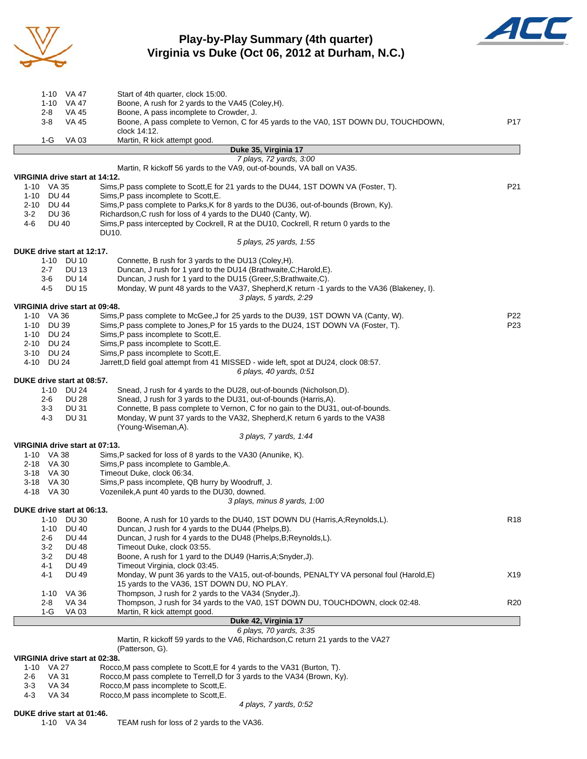# Play-by-Play Summary (4th quarter)
## Virginia vs Duke (Oct 06, 2012 at Durham, N.C.)

| Down | Spot | Play | |
|---|---|---|---|
| 1-10 | VA 47 | Start of 4th quarter, clock 15:00. | |
| 1-10 | VA 47 | Boone, A rush for 2 yards to the VA45 (Coley,H). | |
| 2-8 | VA 45 | Boone, A pass incomplete to Crowder, J. | |
| 3-8 | VA 45 | Boone, A pass complete to Vernon, C for 45 yards to the VA0, 1ST DOWN DU, TOUCHDOWN, clock 14:12. | P17 |
| 1-G | VA 03 | Martin, R kick attempt good. | |

**Duke 35, Virginia 17**

*7 plays, 72 yards, 3:00*

Martin, R kickoff 56 yards to the VA9, out-of-bounds, VA ball on VA35.

**VIRGINIA drive start at 14:12.**

| Down | Spot | Play | |
|---|---|---|---|
| 1-10 | VA 35 | Sims,P pass complete to Scott,E for 21 yards to the DU44, 1ST DOWN VA (Foster, T). | P21 |
| 1-10 | DU 44 | Sims,P pass incomplete to Scott,E. | |
| 2-10 | DU 44 | Sims,P pass complete to Parks,K for 8 yards to the DU36, out-of-bounds (Brown, Ky). | |
| 3-2 | DU 36 | Richardson,C rush for loss of 4 yards to the DU40 (Canty, W). | |
| 4-6 | DU 40 | Sims,P pass intercepted by Cockrell, R at the DU10, Cockrell, R return 0 yards to the DU10. | |

*5 plays, 25 yards, 1:55*

**DUKE drive start at 12:17.**

| Down | Spot | Play | |
|---|---|---|---|
| 1-10 | DU 10 | Connette, B rush for 3 yards to the DU13 (Coley,H). | |
| 2-7 | DU 13 | Duncan, J rush for 1 yard to the DU14 (Brathwaite,C;Harold,E). | |
| 3-6 | DU 14 | Duncan, J rush for 1 yard to the DU15 (Greer,S;Brathwaite,C). | |
| 4-5 | DU 15 | Monday, W punt 48 yards to the VA37, Shepherd,K return -1 yards to the VA36 (Blakeney, I). | |

*3 plays, 5 yards, 2:29*

**VIRGINIA drive start at 09:48.**

| Down | Spot | Play | |
|---|---|---|---|
| 1-10 | VA 36 | Sims,P pass complete to McGee,J for 25 yards to the DU39, 1ST DOWN VA (Canty, W). | P22 |
| 1-10 | DU 39 | Sims,P pass complete to Jones,P for 15 yards to the DU24, 1ST DOWN VA (Foster, T). | P23 |
| 1-10 | DU 24 | Sims,P pass incomplete to Scott,E. | |
| 2-10 | DU 24 | Sims,P pass incomplete to Scott,E. | |
| 3-10 | DU 24 | Sims,P pass incomplete to Scott,E. | |
| 4-10 | DU 24 | Jarrett,D field goal attempt from 41 MISSED - wide left, spot at DU24, clock 08:57. | |

*6 plays, 40 yards, 0:51*

**DUKE drive start at 08:57.**

| Down | Spot | Play | |
|---|---|---|---|
| 1-10 | DU 24 | Snead, J rush for 4 yards to the DU28, out-of-bounds (Nicholson,D). | |
| 2-6 | DU 28 | Snead, J rush for 3 yards to the DU31, out-of-bounds (Harris,A). | |
| 3-3 | DU 31 | Connette, B pass complete to Vernon, C for no gain to the DU31, out-of-bounds. | |
| 4-3 | DU 31 | Monday, W punt 37 yards to the VA32, Shepherd,K return 6 yards to the VA38 (Young-Wiseman,A). | |

*3 plays, 7 yards, 1:44*

**VIRGINIA drive start at 07:13.**

| Down | Spot | Play | |
|---|---|---|---|
| 1-10 | VA 38 | Sims,P sacked for loss of 8 yards to the VA30 (Anunike, K). | |
| 2-18 | VA 30 | Sims,P pass incomplete to Gamble,A. | |
| 3-18 | VA 30 | Timeout Duke, clock 06:34. | |
| 3-18 | VA 30 | Sims,P pass incomplete, QB hurry by Woodruff, J. | |
| 4-18 | VA 30 | Vozenilek,A punt 40 yards to the DU30, downed. | |

*3 plays, minus 8 yards, 1:00*

**DUKE drive start at 06:13.**

| Down | Spot | Play | |
|---|---|---|---|
| 1-10 | DU 30 | Boone, A rush for 10 yards to the DU40, 1ST DOWN DU (Harris,A;Reynolds,L). | R18 |
| 1-10 | DU 40 | Duncan, J rush for 4 yards to the DU44 (Phelps,B). | |
| 2-6 | DU 44 | Duncan, J rush for 4 yards to the DU48 (Phelps,B;Reynolds,L). | |
| 3-2 | DU 48 | Timeout Duke, clock 03:55. | |
| 3-2 | DU 48 | Boone, A rush for 1 yard to the DU49 (Harris,A;Snyder,J). | |
| 4-1 | DU 49 | Timeout Virginia, clock 03:45. | |
| 4-1 | DU 49 | Monday, W punt 36 yards to the VA15, out-of-bounds, PENALTY VA personal foul (Harold,E) 15 yards to the VA36, 1ST DOWN DU, NO PLAY. | X19 |
| 1-10 | VA 36 | Thompson, J rush for 2 yards to the VA34 (Snyder,J). | |
| 2-8 | VA 34 | Thompson, J rush for 34 yards to the VA0, 1ST DOWN DU, TOUCHDOWN, clock 02:48. | R20 |
| 1-G | VA 03 | Martin, R kick attempt good. | |

**Duke 42, Virginia 17**

*6 plays, 70 yards, 3:35*

Martin, R kickoff 59 yards to the VA6, Richardson,C return 21 yards to the VA27 (Patterson, G).

**VIRGINIA drive start at 02:38.**

| Down | Spot | Play | |
|---|---|---|---|
| 1-10 | VA 27 | Rocco,M pass complete to Scott,E for 4 yards to the VA31 (Burton, T). | |
| 2-6 | VA 31 | Rocco,M pass complete to Terrell,D for 3 yards to the VA34 (Brown, Ky). | |
| 3-3 | VA 34 | Rocco,M pass incomplete to Scott,E. | |
| 4-3 | VA 34 | Rocco,M pass incomplete to Scott,E. | |

*4 plays, 7 yards, 0:52*

**DUKE drive start at 01:46.**

| Down | Spot | Play | |
|---|---|---|---|
| 1-10 | VA 34 | TEAM rush for loss of 2 yards to the VA36. | |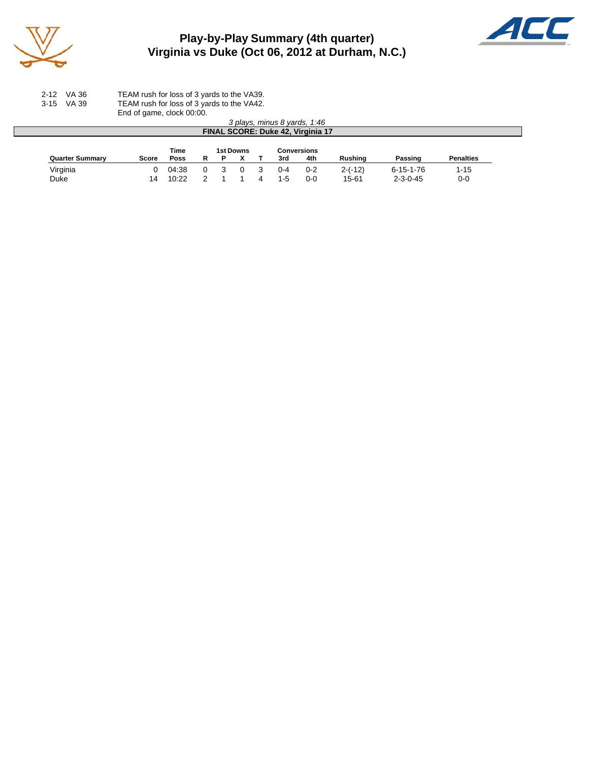# Play-by-Play Summary (4th quarter)
## Virginia vs Duke (Oct 06, 2012 at Durham, N.C.)

| | | |
|---|---|---|
| 2-12 | VA 36 | TEAM rush for loss of 3 yards to the VA39. |
| 3-15 | VA 39 | TEAM rush for loss of 3 yards to the VA42. |
| | | End of game, clock 00:00. |

*3 plays, minus 8 yards, 1:46*

**FINAL SCORE: Duke 42, Virginia 17**

| Quarter Summary | Score | Time Poss | 1st Downs | | | | Conversions | | Rushing | Passing | Penalties |
|---|---|---|---|---|---|---|---|---|---|---|---|
| | | | R | P | X | T | 3rd | 4th | | | |
| Virginia | 0 | 04:38 | 0 | 3 | 0 | 3 | 0-4 | 0-2 | 2-(-12) | 6-15-1-76 | 1-15 |
| Duke | 14 | 10:22 | 2 | 1 | 1 | 4 | 1-5 | 0-0 | 15-61 | 2-3-0-45 | 0-0 |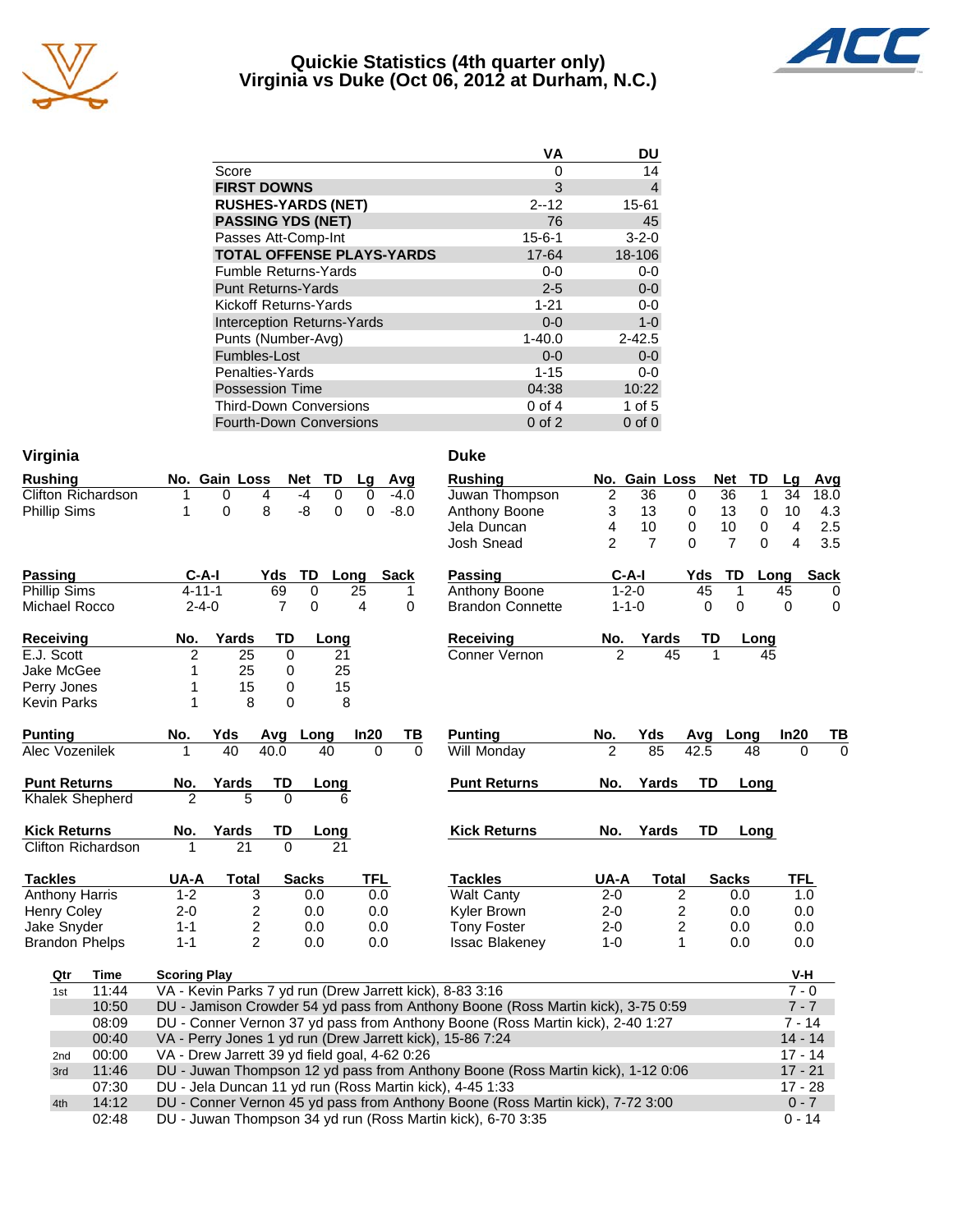# Quickie Statistics (4th quarter only)
## Virginia vs Duke (Oct 06, 2012 at Durham, N.C.)

| | VA | DU |
|---|---|---|
| Score | 0 | 14 |
| **FIRST DOWNS** | 3 | 4 |
| **RUSHES-YARDS (NET)** | 2--12 | 15-61 |
| **PASSING YDS (NET)** | 76 | 45 |
| Passes Att-Comp-Int | 15-6-1 | 3-2-0 |
| **TOTAL OFFENSE PLAYS-YARDS** | 17-64 | 18-106 |
| Fumble Returns-Yards | 0-0 | 0-0 |
| Punt Returns-Yards | 2-5 | 0-0 |
| Kickoff Returns-Yards | 1-21 | 0-0 |
| Interception Returns-Yards | 0-0 | 1-0 |
| Punts (Number-Avg) | 1-40.0 | 2-42.5 |
| Fumbles-Lost | 0-0 | 0-0 |
| Penalties-Yards | 1-15 | 0-0 |
| Possession Time | 04:38 | 10:22 |
| Third-Down Conversions | 0 of 4 | 1 of 5 |
| Fourth-Down Conversions | 0 of 2 | 0 of 0 |

## Virginia

| Rushing | No. | Gain | Loss | Net | TD | Lg | Avg |
|---|---|---|---|---|---|---|---|
| Clifton Richardson | 1 | 0 | 4 | -4 | 0 | 0 | -4.0 |
| Phillip Sims | 1 | 0 | 8 | -8 | 0 | 0 | -8.0 |

| Passing | C-A-I | Yds | TD | Long | Sack |
|---|---|---|---|---|---|
| Phillip Sims | 4-11-1 | 69 | 0 | 25 | 1 |
| Michael Rocco | 2-4-0 | 7 | 0 | 4 | 0 |

| Receiving | No. | Yards | TD | Long |
|---|---|---|---|---|
| E.J. Scott | 2 | 25 | 0 | 21 |
| Jake McGee | 1 | 25 | 0 | 25 |
| Perry Jones | 1 | 15 | 0 | 15 |
| Kevin Parks | 1 | 8 | 0 | 8 |

| Punting | No. | Yds | Avg | Long | In20 | TB |
|---|---|---|---|---|---|---|
| Alec Vozenilek | 1 | 40 | 40.0 | 40 | 0 | 0 |

| Punt Returns | No. | Yards | TD | Long |
|---|---|---|---|---|
| Khalek Shepherd | 2 | 5 | 0 | 6 |

| Kick Returns | No. | Yards | TD | Long |
|---|---|---|---|---|
| Clifton Richardson | 1 | 21 | 0 | 21 |

| Tackles | UA-A | Total | Sacks | TFL |
|---|---|---|---|---|
| Anthony Harris | 1-2 | 3 | 0.0 | 0.0 |
| Henry Coley | 2-0 | 2 | 0.0 | 0.0 |
| Jake Snyder | 1-1 | 2 | 0.0 | 0.0 |
| Brandon Phelps | 1-1 | 2 | 0.0 | 0.0 |

## Duke

| Rushing | No. | Gain | Loss | Net | TD | Lg | Avg |
|---|---|---|---|---|---|---|---|
| Juwan Thompson | 2 | 36 | 0 | 36 | 1 | 34 | 18.0 |
| Anthony Boone | 3 | 13 | 0 | 13 | 0 | 10 | 4.3 |
| Jela Duncan | 4 | 10 | 0 | 10 | 0 | 4 | 2.5 |
| Josh Snead | 2 | 7 | 0 | 7 | 0 | 4 | 3.5 |

| Passing | C-A-I | Yds | TD | Long | Sack |
|---|---|---|---|---|---|
| Anthony Boone | 1-2-0 | 45 | 1 | 45 | 0 |
| Brandon Connette | 1-1-0 | 0 | 0 | 0 | 0 |

| Receiving | No. | Yards | TD | Long |
|---|---|---|---|---|
| Conner Vernon | 2 | 45 | 1 | 45 |

| Punting | No. | Yds | Avg | Long | In20 | TB |
|---|---|---|---|---|---|---|
| Will Monday | 2 | 85 | 42.5 | 48 | 0 | 0 |

| Punt Returns | No. | Yards | TD | Long |
|---|---|---|---|---|

| Kick Returns | No. | Yards | TD | Long |
|---|---|---|---|---|

| Tackles | UA-A | Total | Sacks | TFL |
|---|---|---|---|---|
| Walt Canty | 2-0 | 2 | 0.0 | 1.0 |
| Kyler Brown | 2-0 | 2 | 0.0 | 0.0 |
| Tony Foster | 2-0 | 2 | 0.0 | 0.0 |
| Issac Blakeney | 1-0 | 1 | 0.0 | 0.0 |

## Scoring

| Qtr | Time | Scoring Play | V-H |
|---|---|---|---|
| 1st | 11:44 | VA - Kevin Parks 7 yd run (Drew Jarrett kick), 8-83 3:16 | 7 - 0 |
| | 10:50 | DU - Jamison Crowder 54 yd pass from Anthony Boone (Ross Martin kick), 3-75 0:59 | 7 - 7 |
| | 08:09 | DU - Conner Vernon 37 yd pass from Anthony Boone (Ross Martin kick), 2-40 1:27 | 7 - 14 |
| | 00:40 | VA - Perry Jones 1 yd run (Drew Jarrett kick), 15-86 7:24 | 14 - 14 |
| 2nd | 00:00 | VA - Drew Jarrett 39 yd field goal, 4-62 0:26 | 17 - 14 |
| 3rd | 11:46 | DU - Juwan Thompson 12 yd pass from Anthony Boone (Ross Martin kick), 1-12 0:06 | 17 - 21 |
| | 07:30 | DU - Jela Duncan 11 yd run (Ross Martin kick), 4-45 1:33 | 17 - 28 |
| 4th | 14:12 | DU - Conner Vernon 45 yd pass from Anthony Boone (Ross Martin kick), 7-72 3:00 | 0 - 7 |
| | 02:48 | DU - Juwan Thompson 34 yd run (Ross Martin kick), 6-70 3:35 | 0 - 14 |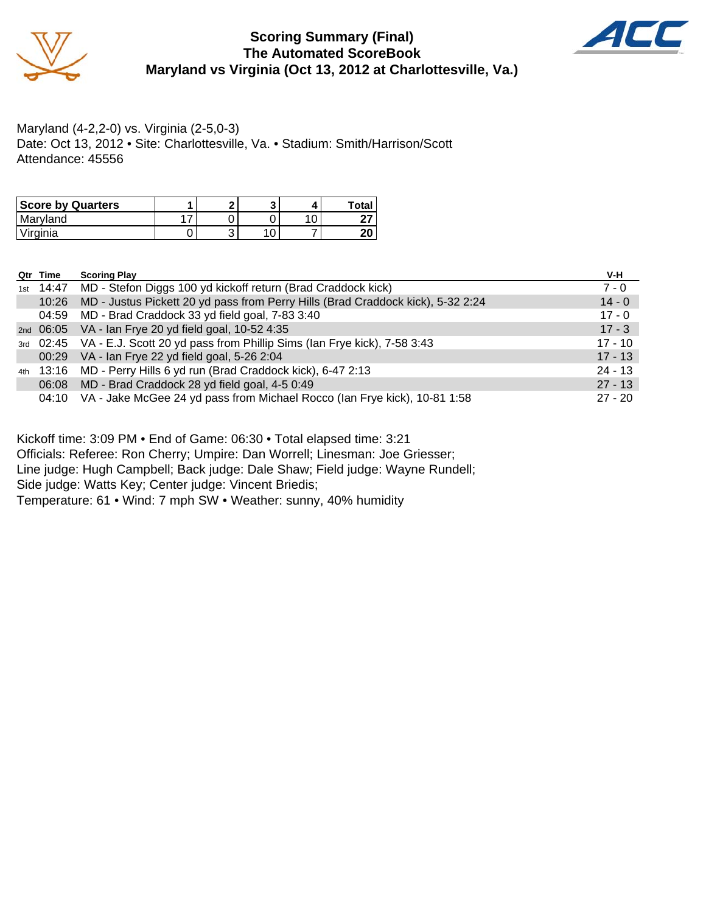# Scoring Summary (Final)
## The Automated ScoreBook
## Maryland vs Virginia (Oct 13, 2012 at Charlottesville, Va.)

Maryland (4-2,2-0) vs. Virginia (2-5,0-3)
Date: Oct 13, 2012 • Site: Charlottesville, Va. • Stadium: Smith/Harrison/Scott
Attendance: 45556

| Score by Quarters | 1 | 2 | 3 | 4 | Total |
|---|---|---|---|---|---|
| Maryland | 17 | 0 | 0 | 10 | **27** |
| Virginia | 0 | 3 | 10 | 7 | **20** |

| Qtr | Time | Scoring Play | V-H |
|---|---|---|---|
| 1st | 14:47 | MD - Stefon Diggs 100 yd kickoff return (Brad Craddock kick) | 7 - 0 |
| | 10:26 | MD - Justus Pickett 20 yd pass from Perry Hills (Brad Craddock kick), 5-32 2:24 | 14 - 0 |
| | 04:59 | MD - Brad Craddock 33 yd field goal, 7-83 3:40 | 17 - 0 |
| 2nd | 06:05 | VA - Ian Frye 20 yd field goal, 10-52 4:35 | 17 - 3 |
| 3rd | 02:45 | VA - E.J. Scott 20 yd pass from Phillip Sims (Ian Frye kick), 7-58 3:43 | 17 - 10 |
| | 00:29 | VA - Ian Frye 22 yd field goal, 5-26 2:04 | 17 - 13 |
| 4th | 13:16 | MD - Perry Hills 6 yd run (Brad Craddock kick), 6-47 2:13 | 24 - 13 |
| | 06:08 | MD - Brad Craddock 28 yd field goal, 4-5 0:49 | 27 - 13 |
| | 04:10 | VA - Jake McGee 24 yd pass from Michael Rocco (Ian Frye kick), 10-81 1:58 | 27 - 20 |

Kickoff time: 3:09 PM • End of Game: 06:30 • Total elapsed time: 3:21
Officials: Referee: Ron Cherry; Umpire: Dan Worrell; Linesman: Joe Griesser;
Line judge: Hugh Campbell; Back judge: Dale Shaw; Field judge: Wayne Rundell;
Side judge: Watts Key; Center judge: Vincent Briedis;
Temperature: 61 • Wind: 7 mph SW • Weather: sunny, 40% humidity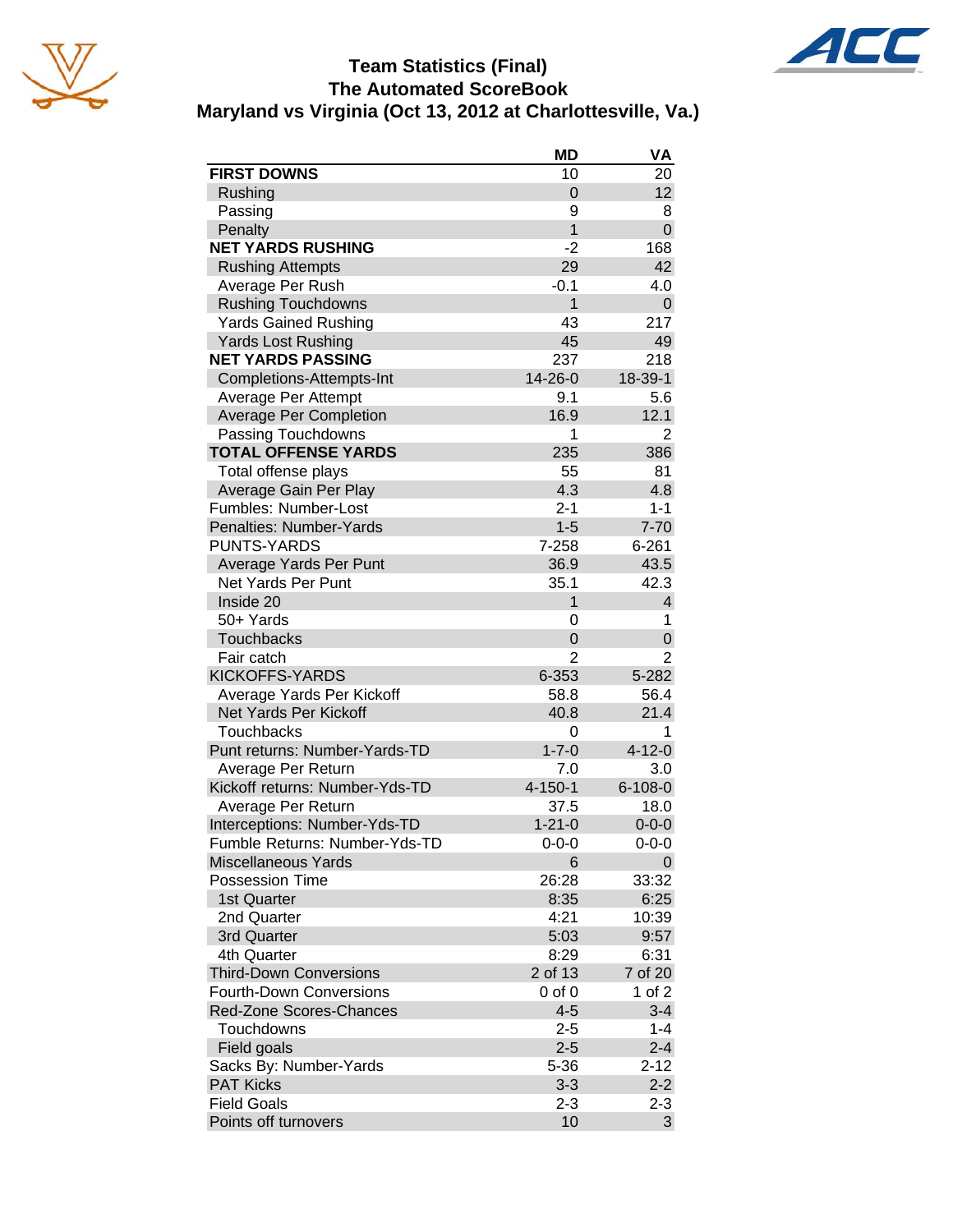# Team Statistics (Final)
## The Automated ScoreBook
## Maryland vs Virginia (Oct 13, 2012 at Charlottesville, Va.)

| | MD | VA |
|---|---|---|
| **FIRST DOWNS** | 10 | 20 |
| Rushing | 0 | 12 |
| Passing | 9 | 8 |
| Penalty | 1 | 0 |
| **NET YARDS RUSHING** | -2 | 168 |
| Rushing Attempts | 29 | 42 |
| Average Per Rush | -0.1 | 4.0 |
| Rushing Touchdowns | 1 | 0 |
| Yards Gained Rushing | 43 | 217 |
| Yards Lost Rushing | 45 | 49 |
| **NET YARDS PASSING** | 237 | 218 |
| Completions-Attempts-Int | 14-26-0 | 18-39-1 |
| Average Per Attempt | 9.1 | 5.6 |
| Average Per Completion | 16.9 | 12.1 |
| Passing Touchdowns | 1 | 2 |
| **TOTAL OFFENSE YARDS** | 235 | 386 |
| Total offense plays | 55 | 81 |
| Average Gain Per Play | 4.3 | 4.8 |
| Fumbles: Number-Lost | 2-1 | 1-1 |
| Penalties: Number-Yards | 1-5 | 7-70 |
| PUNTS-YARDS | 7-258 | 6-261 |
| Average Yards Per Punt | 36.9 | 43.5 |
| Net Yards Per Punt | 35.1 | 42.3 |
| Inside 20 | 1 | 4 |
| 50+ Yards | 0 | 1 |
| Touchbacks | 0 | 0 |
| Fair catch | 2 | 2 |
| KICKOFFS-YARDS | 6-353 | 5-282 |
| Average Yards Per Kickoff | 58.8 | 56.4 |
| Net Yards Per Kickoff | 40.8 | 21.4 |
| Touchbacks | 0 | 1 |
| Punt returns: Number-Yards-TD | 1-7-0 | 4-12-0 |
| Average Per Return | 7.0 | 3.0 |
| Kickoff returns: Number-Yds-TD | 4-150-1 | 6-108-0 |
| Average Per Return | 37.5 | 18.0 |
| Interceptions: Number-Yds-TD | 1-21-0 | 0-0-0 |
| Fumble Returns: Number-Yds-TD | 0-0-0 | 0-0-0 |
| Miscellaneous Yards | 6 | 0 |
| Possession Time | 26:28 | 33:32 |
| 1st Quarter | 8:35 | 6:25 |
| 2nd Quarter | 4:21 | 10:39 |
| 3rd Quarter | 5:03 | 9:57 |
| 4th Quarter | 8:29 | 6:31 |
| Third-Down Conversions | 2 of 13 | 7 of 20 |
| Fourth-Down Conversions | 0 of 0 | 1 of 2 |
| Red-Zone Scores-Chances | 4-5 | 3-4 |
| Touchdowns | 2-5 | 1-4 |
| Field goals | 2-5 | 2-4 |
| Sacks By: Number-Yards | 5-36 | 2-12 |
| PAT Kicks | 3-3 | 2-2 |
| Field Goals | 2-3 | 2-3 |
| Points off turnovers | 10 | 3 |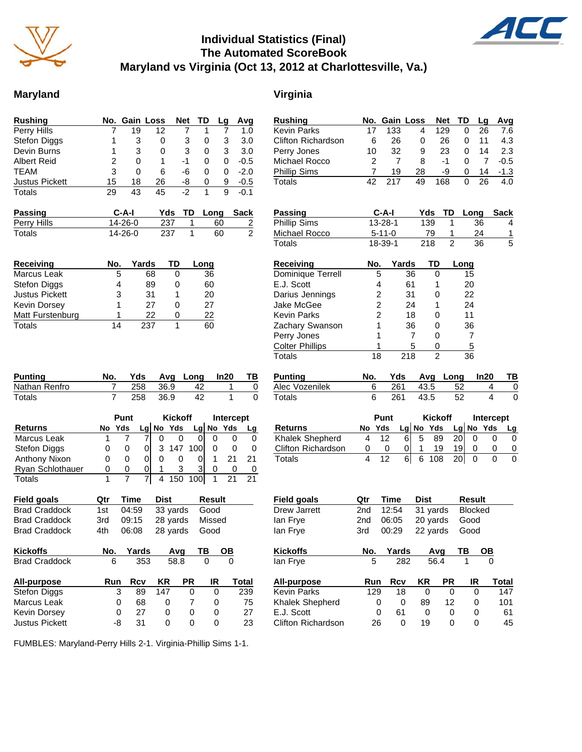# Individual Statistics (Final)
# The Automated ScoreBook
# Maryland vs Virginia (Oct 13, 2012 at Charlottesville, Va.)

## Maryland

| Rushing | No. | Gain | Loss | Net | TD | Lg | Avg |
|---|---|---|---|---|---|---|---|
| Perry Hills | 7 | 19 | 12 | 7 | 1 | 7 | 1.0 |
| Stefon Diggs | 1 | 3 | 0 | 3 | 0 | 3 | 3.0 |
| Devin Burns | 1 | 3 | 0 | 3 | 0 | 3 | 3.0 |
| Albert Reid | 2 | 0 | 1 | -1 | 0 | 0 | -0.5 |
| TEAM | 3 | 0 | 6 | -6 | 0 | 0 | -2.0 |
| Justus Pickett | 15 | 18 | 26 | -8 | 0 | 9 | -0.5 |
| Totals | 29 | 43 | 45 | -2 | 1 | 9 | -0.1 |

| Passing | C-A-I | Yds | TD | Long | Sack |
|---|---|---|---|---|---|
| Perry Hills | 14-26-0 | 237 | 1 | 60 | 2 |
| Totals | 14-26-0 | 237 | 1 | 60 | 2 |

| Receiving | No. | Yards | TD | Long |
|---|---|---|---|---|
| Marcus Leak | 5 | 68 | 0 | 36 |
| Stefon Diggs | 4 | 89 | 0 | 60 |
| Justus Pickett | 3 | 31 | 1 | 20 |
| Kevin Dorsey | 1 | 27 | 0 | 27 |
| Matt Furstenburg | 1 | 22 | 0 | 22 |
| Totals | 14 | 237 | 1 | 60 |

| Punting | No. | Yds | Avg | Long | In20 | TB |
|---|---|---|---|---|---|---|
| Nathan Renfro | 7 | 258 | 36.9 | 42 | 1 | 0 |
| Totals | 7 | 258 | 36.9 | 42 | 1 | 0 |

| | Punt | | | Kickoff | | | Intercept | | |
|---|---|---|---|---|---|---|---|---|---|
| Returns | No | Yds | Lg | No | Yds | Lg | No | Yds | Lg |
| Marcus Leak | 1 | 7 | 7 | 0 | 0 | 0 | 0 | 0 | 0 |
| Stefon Diggs | 0 | 0 | 0 | 3 | 147 | 100 | 0 | 0 | 0 |
| Anthony Nixon | 0 | 0 | 0 | 0 | 0 | 0 | 1 | 21 | 21 |
| Ryan Schlothauer | 0 | 0 | 0 | 1 | 3 | 3 | 0 | 0 | 0 |
| Totals | 1 | 7 | 7 | 4 | 150 | 100 | 1 | 21 | 21 |

| Field goals | Qtr | Time | Dist | Result |
|---|---|---|---|---|
| Brad Craddock | 1st | 04:59 | 33 yards | Good |
| Brad Craddock | 3rd | 09:15 | 28 yards | Missed |
| Brad Craddock | 4th | 06:08 | 28 yards | Good |

| Kickoffs | No. | Yards | Avg | TB | OB |
|---|---|---|---|---|---|
| Brad Craddock | 6 | 353 | 58.8 | 0 | 0 |

| All-purpose | Run | Rcv | KR | PR | IR | Total |
|---|---|---|---|---|---|---|
| Stefon Diggs | 3 | 89 | 147 | 0 | 0 | 239 |
| Marcus Leak | 0 | 68 | 0 | 7 | 0 | 75 |
| Kevin Dorsey | 0 | 27 | 0 | 0 | 0 | 27 |
| Justus Pickett | -8 | 31 | 0 | 0 | 0 | 23 |

## Virginia

| Rushing | No. | Gain | Loss | Net | TD | Lg | Avg |
|---|---|---|---|---|---|---|---|
| Kevin Parks | 17 | 133 | 4 | 129 | 0 | 26 | 7.6 |
| Clifton Richardson | 6 | 26 | 0 | 26 | 0 | 11 | 4.3 |
| Perry Jones | 10 | 32 | 9 | 23 | 0 | 14 | 2.3 |
| Michael Rocco | 2 | 7 | 8 | -1 | 0 | 7 | -0.5 |
| Phillip Sims | 7 | 19 | 28 | -9 | 0 | 14 | -1.3 |
| Totals | 42 | 217 | 49 | 168 | 0 | 26 | 4.0 |

| Passing | C-A-I | Yds | TD | Long | Sack |
|---|---|---|---|---|---|
| Phillip Sims | 13-28-1 | 139 | 1 | 36 | 4 |
| Michael Rocco | 5-11-0 | 79 | 1 | 24 | 1 |
| Totals | 18-39-1 | 218 | 2 | 36 | 5 |

| Receiving | No. | Yards | TD | Long |
|---|---|---|---|---|
| Dominique Terrell | 5 | 36 | 0 | 15 |
| E.J. Scott | 4 | 61 | 1 | 20 |
| Darius Jennings | 2 | 31 | 0 | 22 |
| Jake McGee | 2 | 24 | 1 | 24 |
| Kevin Parks | 2 | 18 | 0 | 11 |
| Zachary Swanson | 1 | 36 | 0 | 36 |
| Perry Jones | 1 | 7 | 0 | 7 |
| Colter Phillips | 1 | 5 | 0 | 5 |
| Totals | 18 | 218 | 2 | 36 |

| Punting | No. | Yds | Avg | Long | In20 | TB |
|---|---|---|---|---|---|---|
| Alec Vozenilek | 6 | 261 | 43.5 | 52 | 4 | 0 |
| Totals | 6 | 261 | 43.5 | 52 | 4 | 0 |

| | Punt | | | Kickoff | | | Intercept | | |
|---|---|---|---|---|---|---|---|---|---|
| Returns | No | Yds | Lg | No | Yds | Lg | No | Yds | Lg |
| Khalek Shepherd | 4 | 12 | 6 | 5 | 89 | 20 | 0 | 0 | 0 |
| Clifton Richardson | 0 | 0 | 0 | 1 | 19 | 19 | 0 | 0 | 0 |
| Totals | 4 | 12 | 6 | 6 | 108 | 20 | 0 | 0 | 0 |

| Field goals | Qtr | Time | Dist | Result |
|---|---|---|---|---|
| Drew Jarrett | 2nd | 12:54 | 31 yards | Blocked |
| Ian Frye | 2nd | 06:05 | 20 yards | Good |
| Ian Frye | 3rd | 00:29 | 22 yards | Good |

| Kickoffs | No. | Yards | Avg | TB | OB |
|---|---|---|---|---|---|
| Ian Frye | 5 | 282 | 56.4 | 1 | 0 |

| All-purpose | Run | Rcv | KR | PR | IR | Total |
|---|---|---|---|---|---|---|
| Kevin Parks | 129 | 18 | 0 | 0 | 0 | 147 |
| Khalek Shepherd | 0 | 0 | 89 | 12 | 0 | 101 |
| E.J. Scott | 0 | 61 | 0 | 0 | 0 | 61 |
| Clifton Richardson | 26 | 0 | 19 | 0 | 0 | 45 |

FUMBLES: Maryland-Perry Hills 2-1. Virginia-Phillip Sims 1-1.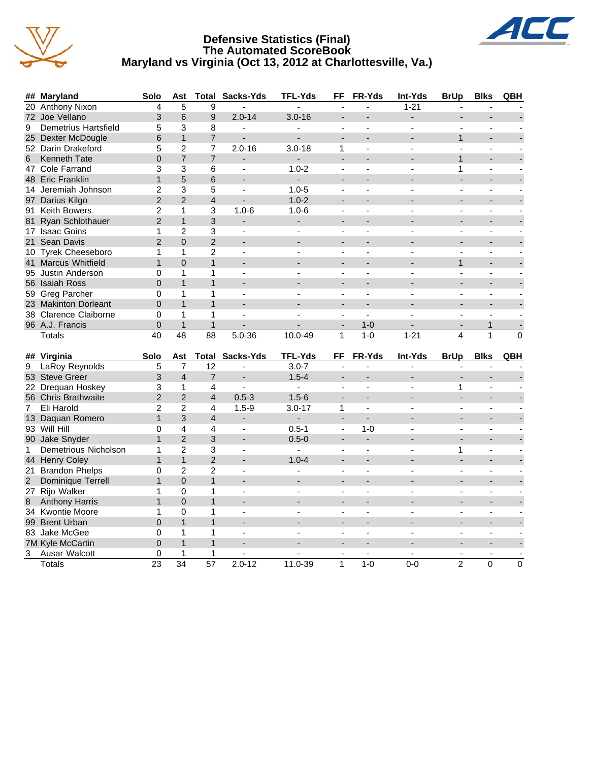# Defensive Statistics (Final)
## The Automated ScoreBook
## Maryland vs Virginia (Oct 13, 2012 at Charlottesville, Va.)

| ## | Maryland | Solo | Ast | Total | Sacks-Yds | TFL-Yds | FF | FR-Yds | Int-Yds | BrUp | Blks | QBH |
|---|---|---|---|---|---|---|---|---|---|---|---|---|
| 20 | Anthony Nixon | 4 | 5 | 9 | - | - | - | - | 1-21 | - | - | - |
| 72 | Joe Vellano | 3 | 6 | 9 | 2.0-14 | 3.0-16 | - | - | - | - | - | - |
| 9 | Demetrius Hartsfield | 5 | 3 | 8 | - | - | - | - | - | - | - | - |
| 25 | Dexter McDougle | 6 | 1 | 7 | - | - | - | - | - | 1 | - | - |
| 52 | Darin Drakeford | 5 | 2 | 7 | 2.0-16 | 3.0-18 | 1 | - | - | - | - | - |
| 6 | Kenneth Tate | 0 | 7 | 7 | - | - | - | - | - | 1 | - | - |
| 47 | Cole Farrand | 3 | 3 | 6 | - | 1.0-2 | - | - | - | 1 | - | - |
| 48 | Eric Franklin | 1 | 5 | 6 | - | - | - | - | - | - | - | - |
| 14 | Jeremiah Johnson | 2 | 3 | 5 | - | 1.0-5 | - | - | - | - | - | - |
| 97 | Darius Kilgo | 2 | 2 | 4 | - | 1.0-2 | - | - | - | - | - | - |
| 91 | Keith Bowers | 2 | 1 | 3 | 1.0-6 | 1.0-6 | - | - | - | - | - | - |
| 81 | Ryan Schlothauer | 2 | 1 | 3 | - | - | - | - | - | - | - | - |
| 17 | Isaac Goins | 1 | 2 | 3 | - | - | - | - | - | - | - | - |
| 21 | Sean Davis | 2 | 0 | 2 | - | - | - | - | - | - | - | - |
| 10 | Tyrek Cheeseboro | 1 | 1 | 2 | - | - | - | - | - | - | - | - |
| 41 | Marcus Whitfield | 1 | 0 | 1 | - | - | - | - | - | 1 | - | - |
| 95 | Justin Anderson | 0 | 1 | 1 | - | - | - | - | - | - | - | - |
| 56 | Isaiah Ross | 0 | 1 | 1 | - | - | - | - | - | - | - | - |
| 59 | Greg Parcher | 0 | 1 | 1 | - | - | - | - | - | - | - | - |
| 23 | Makinton Dorleant | 0 | 1 | 1 | - | - | - | - | - | - | - | - |
| 38 | Clarence Claiborne | 0 | 1 | 1 | - | - | - | - | - | - | - | - |
| 96 | A.J. Francis | 0 | 1 | 1 | - | - | - | 1-0 | - | - | 1 | - |
| | Totals | 40 | 48 | 88 | 5.0-36 | 10.0-49 | 1 | 1-0 | 1-21 | 4 | 1 | 0 |

| ## | Virginia | Solo | Ast | Total | Sacks-Yds | TFL-Yds | FF | FR-Yds | Int-Yds | BrUp | Blks | QBH |
|---|---|---|---|---|---|---|---|---|---|---|---|---|
| 9 | LaRoy Reynolds | 5 | 7 | 12 | - | 3.0-7 | - | - | - | - | - | - |
| 53 | Steve Greer | 3 | 4 | 7 | - | 1.5-4 | - | - | - | - | - | - |
| 22 | Drequan Hoskey | 3 | 1 | 4 | - | - | - | - | - | 1 | - | - |
| 56 | Chris Brathwaite | 2 | 2 | 4 | 0.5-3 | 1.5-6 | - | - | - | - | - | - |
| 7 | Eli Harold | 2 | 2 | 4 | 1.5-9 | 3.0-17 | 1 | - | - | - | - | - |
| 13 | Daquan Romero | 1 | 3 | 4 | - | - | - | - | - | - | - | - |
| 93 | Will Hill | 0 | 4 | 4 | - | 0.5-1 | - | 1-0 | - | - | - | - |
| 90 | Jake Snyder | 1 | 2 | 3 | - | 0.5-0 | - | - | - | - | - | - |
| 1 | Demetrious Nicholson | 1 | 2 | 3 | - | - | - | - | - | 1 | - | - |
| 44 | Henry Coley | 1 | 1 | 2 | - | 1.0-4 | - | - | - | - | - | - |
| 21 | Brandon Phelps | 0 | 2 | 2 | - | - | - | - | - | - | - | - |
| 2 | Dominique Terrell | 1 | 0 | 1 | - | - | - | - | - | - | - | - |
| 27 | Rijo Walker | 1 | 0 | 1 | - | - | - | - | - | - | - | - |
| 8 | Anthony Harris | 1 | 0 | 1 | - | - | - | - | - | - | - | - |
| 34 | Kwontie Moore | 1 | 0 | 1 | - | - | - | - | - | - | - | - |
| 99 | Brent Urban | 0 | 1 | 1 | - | - | - | - | - | - | - | - |
| 83 | Jake McGee | 0 | 1 | 1 | - | - | - | - | - | - | - | - |
| 7M | Kyle McCartin | 0 | 1 | 1 | - | - | - | - | - | - | - | - |
| 3 | Ausar Walcott | 0 | 1 | 1 | - | - | - | - | - | - | - | - |
| | Totals | 23 | 34 | 57 | 2.0-12 | 11.0-39 | 1 | 1-0 | 0-0 | 2 | 0 | 0 |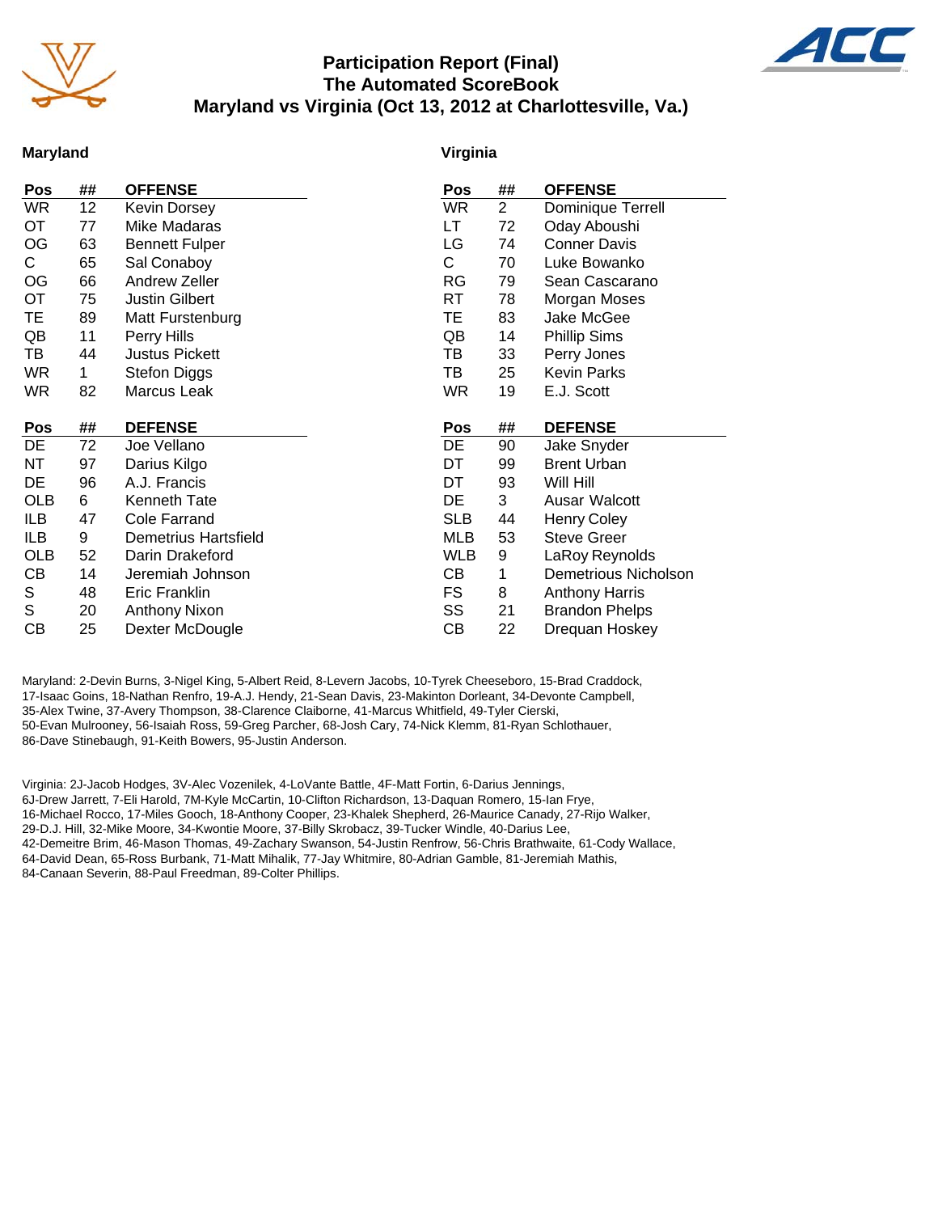# Participation Report (Final)
## The Automated ScoreBook
## Maryland vs Virginia (Oct 13, 2012 at Charlottesville, Va.)

### Maryland

| Pos | ## | OFFENSE |
|---|---|---|
| WR | 12 | Kevin Dorsey |
| OT | 77 | Mike Madaras |
| OG | 63 | Bennett Fulper |
| C | 65 | Sal Conaboy |
| OG | 66 | Andrew Zeller |
| OT | 75 | Justin Gilbert |
| TE | 89 | Matt Furstenburg |
| QB | 11 | Perry Hills |
| TB | 44 | Justus Pickett |
| WR | 1 | Stefon Diggs |
| WR | 82 | Marcus Leak |

| Pos | ## | DEFENSE |
|---|---|---|
| DE | 72 | Joe Vellano |
| NT | 97 | Darius Kilgo |
| DE | 96 | A.J. Francis |
| OLB | 6 | Kenneth Tate |
| ILB | 47 | Cole Farrand |
| ILB | 9 | Demetrius Hartsfield |
| OLB | 52 | Darin Drakeford |
| CB | 14 | Jeremiah Johnson |
| S | 48 | Eric Franklin |
| S | 20 | Anthony Nixon |
| CB | 25 | Dexter McDougle |

### Virginia

| Pos | ## | OFFENSE |
|---|---|---|
| WR | 2 | Dominique Terrell |
| LT | 72 | Oday Aboushi |
| LG | 74 | Conner Davis |
| C | 70 | Luke Bowanko |
| RG | 79 | Sean Cascarano |
| RT | 78 | Morgan Moses |
| TE | 83 | Jake McGee |
| QB | 14 | Phillip Sims |
| TB | 33 | Perry Jones |
| TB | 25 | Kevin Parks |
| WR | 19 | E.J. Scott |

| Pos | ## | DEFENSE |
|---|---|---|
| DE | 90 | Jake Snyder |
| DT | 99 | Brent Urban |
| DT | 93 | Will Hill |
| DE | 3 | Ausar Walcott |
| SLB | 44 | Henry Coley |
| MLB | 53 | Steve Greer |
| WLB | 9 | LaRoy Reynolds |
| CB | 1 | Demetrious Nicholson |
| FS | 8 | Anthony Harris |
| SS | 21 | Brandon Phelps |
| CB | 22 | Drequan Hoskey |

Maryland: 2-Devin Burns, 3-Nigel King, 5-Albert Reid, 8-Levern Jacobs, 10-Tyrek Cheeseboro, 15-Brad Craddock, 17-Isaac Goins, 18-Nathan Renfro, 19-A.J. Hendy, 21-Sean Davis, 23-Makinton Dorleant, 34-Devonte Campbell, 35-Alex Twine, 37-Avery Thompson, 38-Clarence Claiborne, 41-Marcus Whitfield, 49-Tyler Cierski, 50-Evan Mulrooney, 56-Isaiah Ross, 59-Greg Parcher, 68-Josh Cary, 74-Nick Klemm, 81-Ryan Schlothauer, 86-Dave Stinebaugh, 91-Keith Bowers, 95-Justin Anderson.

Virginia: 2J-Jacob Hodges, 3V-Alec Vozenilek, 4-LoVante Battle, 4F-Matt Fortin, 6-Darius Jennings, 6J-Drew Jarrett, 7-Eli Harold, 7M-Kyle McCartin, 10-Clifton Richardson, 13-Daquan Romero, 15-Ian Frye, 16-Michael Rocco, 17-Miles Gooch, 18-Anthony Cooper, 23-Khalek Shepherd, 26-Maurice Canady, 27-Rijo Walker, 29-D.J. Hill, 32-Mike Moore, 34-Kwontie Moore, 37-Billy Skrobacz, 39-Tucker Windle, 40-Darius Lee, 42-Demeitre Brim, 46-Mason Thomas, 49-Zachary Swanson, 54-Justin Renfrow, 56-Chris Brathwaite, 61-Cody Wallace, 64-David Dean, 65-Ross Burbank, 71-Matt Mihalik, 77-Jay Whitmire, 80-Adrian Gamble, 81-Jeremiah Mathis, 84-Canaan Severin, 88-Paul Freedman, 89-Colter Phillips.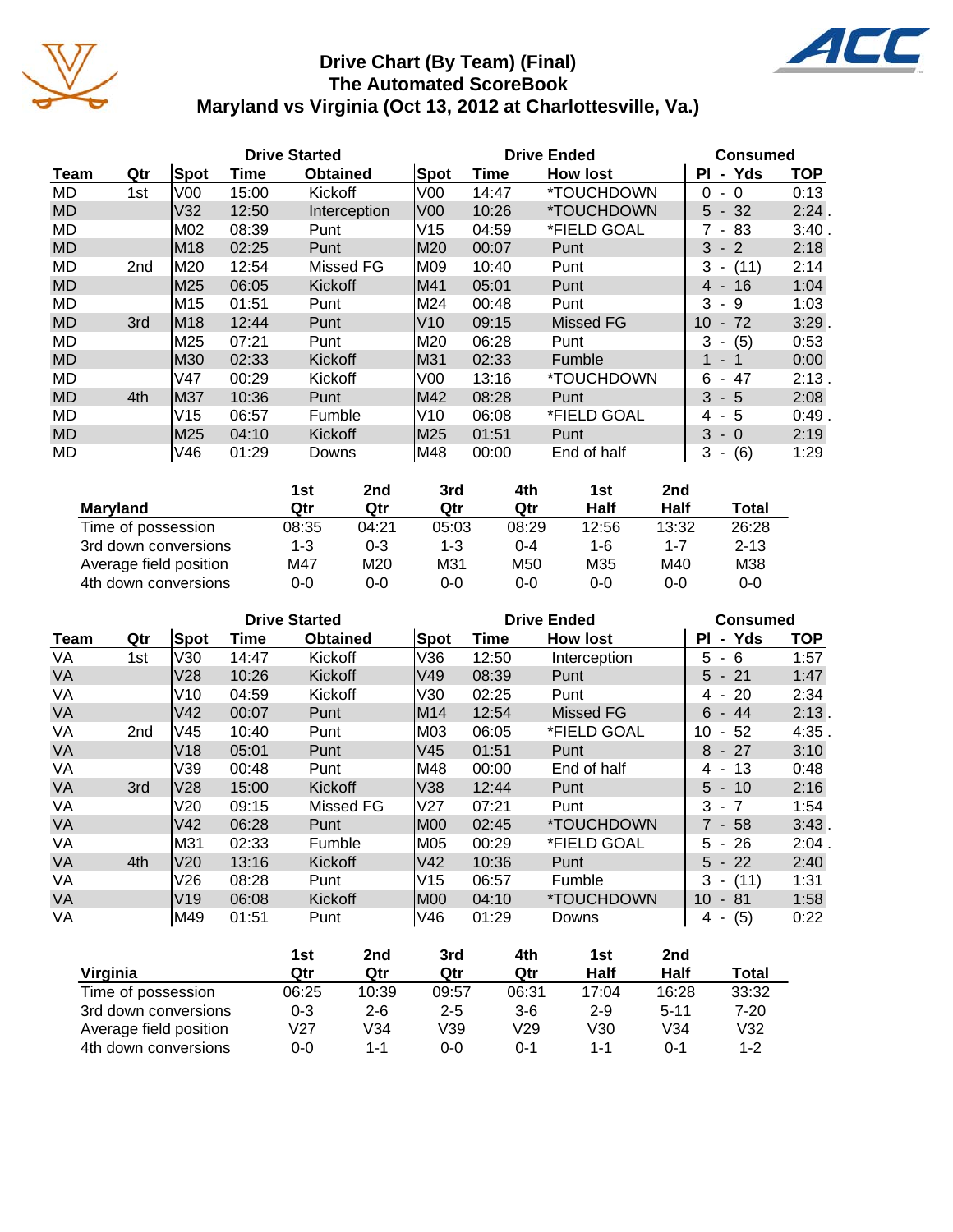# Drive Chart (By Team) (Final)
## The Automated ScoreBook
## Maryland vs Virginia (Oct 13, 2012 at Charlottesville, Va.)

| | | Drive Started | | | Drive Ended | | | Consumed | |
|---|---|---|---|---|---|---|---|---|---|
| Team | Qtr | Spot | Time | Obtained | Spot | Time | How lost | Pl - Yds | TOP |
| MD | 1st | V00 | 15:00 | Kickoff | V00 | 14:47 | *TOUCHDOWN | 0 - 0 | 0:13 |
| MD | | V32 | 12:50 | Interception | V00 | 10:26 | *TOUCHDOWN | 5 - 32 | 2:24 . |
| MD | | M02 | 08:39 | Punt | V15 | 04:59 | *FIELD GOAL | 7 - 83 | 3:40 . |
| MD | | M18 | 02:25 | Punt | M20 | 00:07 | Punt | 3 - 2 | 2:18 |
| MD | 2nd | M20 | 12:54 | Missed FG | M09 | 10:40 | Punt | 3 - (11) | 2:14 |
| MD | | M25 | 06:05 | Kickoff | M41 | 05:01 | Punt | 4 - 16 | 1:04 |
| MD | | M15 | 01:51 | Punt | M24 | 00:48 | Punt | 3 - 9 | 1:03 |
| MD | 3rd | M18 | 12:44 | Punt | V10 | 09:15 | Missed FG | 10 - 72 | 3:29 . |
| MD | | M25 | 07:21 | Punt | M20 | 06:28 | Punt | 3 - (5) | 0:53 |
| MD | | M30 | 02:33 | Kickoff | M31 | 02:33 | Fumble | 1 - 1 | 0:00 |
| MD | | V47 | 00:29 | Kickoff | V00 | 13:16 | *TOUCHDOWN | 6 - 47 | 2:13 . |
| MD | 4th | M37 | 10:36 | Punt | M42 | 08:28 | Punt | 3 - 5 | 2:08 |
| MD | | V15 | 06:57 | Fumble | V10 | 06:08 | *FIELD GOAL | 4 - 5 | 0:49 . |
| MD | | M25 | 04:10 | Kickoff | M25 | 01:51 | Punt | 3 - 0 | 2:19 |
| MD | | V46 | 01:29 | Downs | M48 | 00:00 | End of half | 3 - (6) | 1:29 |

| Maryland | 1st Qtr | 2nd Qtr | 3rd Qtr | 4th Qtr | 1st Half | 2nd Half | Total |
|---|---|---|---|---|---|---|---|
| Time of possession | 08:35 | 04:21 | 05:03 | 08:29 | 12:56 | 13:32 | 26:28 |
| 3rd down conversions | 1-3 | 0-3 | 1-3 | 0-4 | 1-6 | 1-7 | 2-13 |
| Average field position | M47 | M20 | M31 | M50 | M35 | M40 | M38 |
| 4th down conversions | 0-0 | 0-0 | 0-0 | 0-0 | 0-0 | 0-0 | 0-0 |

| | | Drive Started | | | Drive Ended | | | Consumed | |
|---|---|---|---|---|---|---|---|---|---|
| Team | Qtr | Spot | Time | Obtained | Spot | Time | How lost | Pl - Yds | TOP |
| VA | 1st | V30 | 14:47 | Kickoff | V36 | 12:50 | Interception | 5 - 6 | 1:57 |
| VA | | V28 | 10:26 | Kickoff | V49 | 08:39 | Punt | 5 - 21 | 1:47 |
| VA | | V10 | 04:59 | Kickoff | V30 | 02:25 | Punt | 4 - 20 | 2:34 |
| VA | | V42 | 00:07 | Punt | M14 | 12:54 | Missed FG | 6 - 44 | 2:13 . |
| VA | 2nd | V45 | 10:40 | Punt | M03 | 06:05 | *FIELD GOAL | 10 - 52 | 4:35 . |
| VA | | V18 | 05:01 | Punt | V45 | 01:51 | Punt | 8 - 27 | 3:10 |
| VA | | V39 | 00:48 | Punt | M48 | 00:00 | End of half | 4 - 13 | 0:48 |
| VA | 3rd | V28 | 15:00 | Kickoff | V38 | 12:44 | Punt | 5 - 10 | 2:16 |
| VA | | V20 | 09:15 | Missed FG | V27 | 07:21 | Punt | 3 - 7 | 1:54 |
| VA | | V42 | 06:28 | Punt | M00 | 02:45 | *TOUCHDOWN | 7 - 58 | 3:43 . |
| VA | | M31 | 02:33 | Fumble | M05 | 00:29 | *FIELD GOAL | 5 - 26 | 2:04 . |
| VA | 4th | V20 | 13:16 | Kickoff | V42 | 10:36 | Punt | 5 - 22 | 2:40 |
| VA | | V26 | 08:28 | Punt | V15 | 06:57 | Fumble | 3 - (11) | 1:31 |
| VA | | V19 | 06:08 | Kickoff | M00 | 04:10 | *TOUCHDOWN | 10 - 81 | 1:58 |
| VA | | M49 | 01:51 | Punt | V46 | 01:29 | Downs | 4 - (5) | 0:22 |

| Virginia | 1st Qtr | 2nd Qtr | 3rd Qtr | 4th Qtr | 1st Half | 2nd Half | Total |
|---|---|---|---|---|---|---|---|
| Time of possession | 06:25 | 10:39 | 09:57 | 06:31 | 17:04 | 16:28 | 33:32 |
| 3rd down conversions | 0-3 | 2-6 | 2-5 | 3-6 | 2-9 | 5-11 | 7-20 |
| Average field position | V27 | V34 | V39 | V29 | V30 | V34 | V32 |
| 4th down conversions | 0-0 | 1-1 | 0-0 | 0-1 | 1-1 | 0-1 | 1-2 |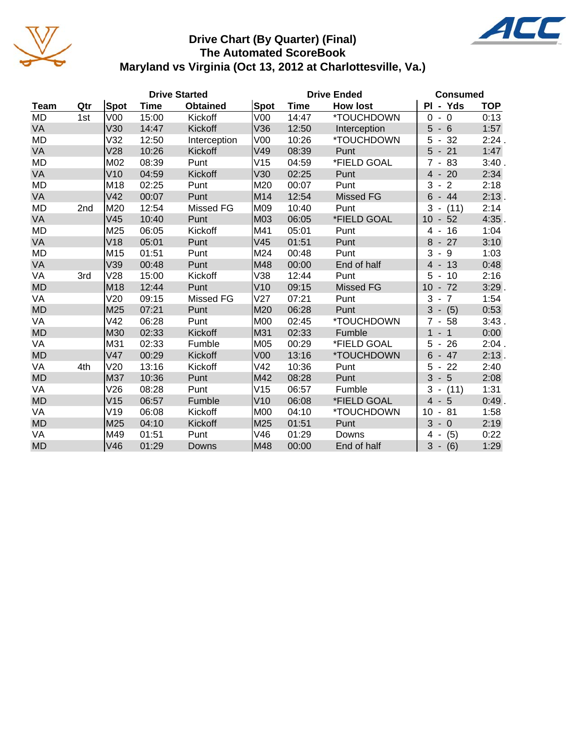# Drive Chart (By Quarter) (Final)
## The Automated ScoreBook
## Maryland vs Virginia (Oct 13, 2012 at Charlottesville, Va.)

| | | Drive Started | | | Drive Ended | | | Consumed | |
|---|---|---|---|---|---|---|---|---|---|
| Team | Qtr | Spot | Time | Obtained | Spot | Time | How lost | Pl - Yds | TOP |
| MD | 1st | V00 | 15:00 | Kickoff | V00 | 14:47 | *TOUCHDOWN | 0 - 0 | 0:13 |
| VA | | V30 | 14:47 | Kickoff | V36 | 12:50 | Interception | 5 - 6 | 1:57 |
| MD | | V32 | 12:50 | Interception | V00 | 10:26 | *TOUCHDOWN | 5 - 32 | 2:24 . |
| VA | | V28 | 10:26 | Kickoff | V49 | 08:39 | Punt | 5 - 21 | 1:47 |
| MD | | M02 | 08:39 | Punt | V15 | 04:59 | *FIELD GOAL | 7 - 83 | 3:40 . |
| VA | | V10 | 04:59 | Kickoff | V30 | 02:25 | Punt | 4 - 20 | 2:34 |
| MD | | M18 | 02:25 | Punt | M20 | 00:07 | Punt | 3 - 2 | 2:18 |
| VA | | V42 | 00:07 | Punt | M14 | 12:54 | Missed FG | 6 - 44 | 2:13 . |
| MD | 2nd | M20 | 12:54 | Missed FG | M09 | 10:40 | Punt | 3 - (11) | 2:14 |
| VA | | V45 | 10:40 | Punt | M03 | 06:05 | *FIELD GOAL | 10 - 52 | 4:35 . |
| MD | | M25 | 06:05 | Kickoff | M41 | 05:01 | Punt | 4 - 16 | 1:04 |
| VA | | V18 | 05:01 | Punt | V45 | 01:51 | Punt | 8 - 27 | 3:10 |
| MD | | M15 | 01:51 | Punt | M24 | 00:48 | Punt | 3 - 9 | 1:03 |
| VA | | V39 | 00:48 | Punt | M48 | 00:00 | End of half | 4 - 13 | 0:48 |
| VA | 3rd | V28 | 15:00 | Kickoff | V38 | 12:44 | Punt | 5 - 10 | 2:16 |
| MD | | M18 | 12:44 | Punt | V10 | 09:15 | Missed FG | 10 - 72 | 3:29 . |
| VA | | V20 | 09:15 | Missed FG | V27 | 07:21 | Punt | 3 - 7 | 1:54 |
| MD | | M25 | 07:21 | Punt | M20 | 06:28 | Punt | 3 - (5) | 0:53 |
| VA | | V42 | 06:28 | Punt | M00 | 02:45 | *TOUCHDOWN | 7 - 58 | 3:43 . |
| MD | | M30 | 02:33 | Kickoff | M31 | 02:33 | Fumble | 1 - 1 | 0:00 |
| VA | | M31 | 02:33 | Fumble | M05 | 00:29 | *FIELD GOAL | 5 - 26 | 2:04 . |
| MD | | V47 | 00:29 | Kickoff | V00 | 13:16 | *TOUCHDOWN | 6 - 47 | 2:13 . |
| VA | 4th | V20 | 13:16 | Kickoff | V42 | 10:36 | Punt | 5 - 22 | 2:40 |
| MD | | M37 | 10:36 | Punt | M42 | 08:28 | Punt | 3 - 5 | 2:08 |
| VA | | V26 | 08:28 | Punt | V15 | 06:57 | Fumble | 3 - (11) | 1:31 |
| MD | | V15 | 06:57 | Fumble | V10 | 06:08 | *FIELD GOAL | 4 - 5 | 0:49 . |
| VA | | V19 | 06:08 | Kickoff | M00 | 04:10 | *TOUCHDOWN | 10 - 81 | 1:58 |
| MD | | M25 | 04:10 | Kickoff | M25 | 01:51 | Punt | 3 - 0 | 2:19 |
| VA | | M49 | 01:51 | Punt | V46 | 01:29 | Downs | 4 - (5) | 0:22 |
| MD | | V46 | 01:29 | Downs | M48 | 00:00 | End of half | 3 - (6) | 1:29 |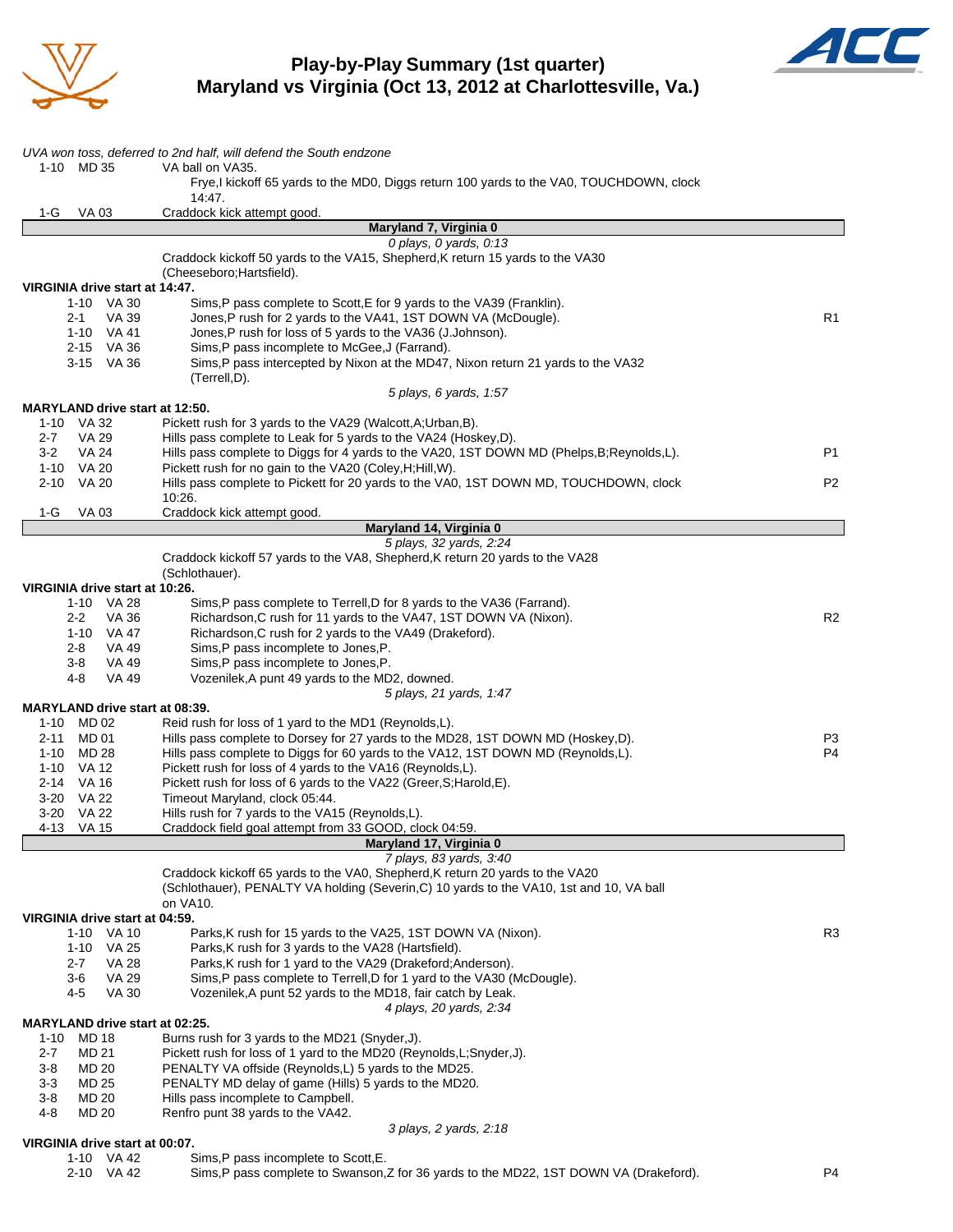# Play-by-Play Summary (1st quarter)
## Maryland vs Virginia (Oct 13, 2012 at Charlottesville, Va.)

*UVA won toss, deferred to 2nd half, will defend the South endzone*

| Down | Spot | Play | |
|---|---|---|---|
| 1-10 | MD 35 | VA ball on VA35. | |
| | | Frye,I kickoff 65 yards to the MD0, Diggs return 100 yards to the VA0, TOUCHDOWN, clock 14:47. | |
| 1-G | VA 03 | Craddock kick attempt good. | |

**Maryland 7, Virginia 0**

*0 plays, 0 yards, 0:13*

Craddock kickoff 50 yards to the VA15, Shepherd,K return 15 yards to the VA30 (Cheeseboro;Hartsfield).

**VIRGINIA drive start at 14:47.**

| Down | Spot | Play | |
|---|---|---|---|
| 1-10 | VA 30 | Sims,P pass complete to Scott,E for 9 yards to the VA39 (Franklin). | |
| 2-1 | VA 39 | Jones,P rush for 2 yards to the VA41, 1ST DOWN VA (McDougle). | R1 |
| 1-10 | VA 41 | Jones,P rush for loss of 5 yards to the VA36 (J.Johnson). | |
| 2-15 | VA 36 | Sims,P pass incomplete to McGee,J (Farrand). | |
| 3-15 | VA 36 | Sims,P pass intercepted by Nixon at the MD47, Nixon return 21 yards to the VA32 (Terrell,D). | |

*5 plays, 6 yards, 1:57*

**MARYLAND drive start at 12:50.**

| Down | Spot | Play | |
|---|---|---|---|
| 1-10 | VA 32 | Pickett rush for 3 yards to the VA29 (Walcott,A;Urban,B). | |
| 2-7 | VA 29 | Hills pass complete to Leak for 5 yards to the VA24 (Hoskey,D). | |
| 3-2 | VA 24 | Hills pass complete to Diggs for 4 yards to the VA20, 1ST DOWN MD (Phelps,B;Reynolds,L). | P1 |
| 1-10 | VA 20 | Pickett rush for no gain to the VA20 (Coley,H;Hill,W). | |
| 2-10 | VA 20 | Hills pass complete to Pickett for 20 yards to the VA0, 1ST DOWN MD, TOUCHDOWN, clock 10:26. | P2 |
| 1-G | VA 03 | Craddock kick attempt good. | |

**Maryland 14, Virginia 0**

*5 plays, 32 yards, 2:24*

Craddock kickoff 57 yards to the VA8, Shepherd,K return 20 yards to the VA28 (Schlothauer).

**VIRGINIA drive start at 10:26.**

| Down | Spot | Play | |
|---|---|---|---|
| 1-10 | VA 28 | Sims,P pass complete to Terrell,D for 8 yards to the VA36 (Farrand). | |
| 2-2 | VA 36 | Richardson,C rush for 11 yards to the VA47, 1ST DOWN VA (Nixon). | R2 |
| 1-10 | VA 47 | Richardson,C rush for 2 yards to the VA49 (Drakeford). | |
| 2-8 | VA 49 | Sims,P pass incomplete to Jones,P. | |
| 3-8 | VA 49 | Sims,P pass incomplete to Jones,P. | |
| 4-8 | VA 49 | Vozenilek,A punt 49 yards to the MD2, downed. | |

*5 plays, 21 yards, 1:47*

**MARYLAND drive start at 08:39.**

| Down | Spot | Play | |
|---|---|---|---|
| 1-10 | MD 02 | Reid rush for loss of 1 yard to the MD1 (Reynolds,L). | |
| 2-11 | MD 01 | Hills pass complete to Dorsey for 27 yards to the MD28, 1ST DOWN MD (Hoskey,D). | P3 |
| 1-10 | MD 28 | Hills pass complete to Diggs for 60 yards to the VA12, 1ST DOWN MD (Reynolds,L). | P4 |
| 1-10 | VA 12 | Pickett rush for loss of 4 yards to the VA16 (Reynolds,L). | |
| 2-14 | VA 16 | Pickett rush for loss of 6 yards to the VA22 (Greer,S;Harold,E). | |
| 3-20 | VA 22 | Timeout Maryland, clock 05:44. | |
| 3-20 | VA 22 | Hills rush for 7 yards to the VA15 (Reynolds,L). | |
| 4-13 | VA 15 | Craddock field goal attempt from 33 GOOD, clock 04:59. | |

**Maryland 17, Virginia 0**

*7 plays, 83 yards, 3:40*

Craddock kickoff 65 yards to the VA0, Shepherd,K return 20 yards to the VA20 (Schlothauer), PENALTY VA holding (Severin,C) 10 yards to the VA10, 1st and 10, VA ball on VA10.

**VIRGINIA drive start at 04:59.**

| Down | Spot | Play | |
|---|---|---|---|
| 1-10 | VA 10 | Parks,K rush for 15 yards to the VA25, 1ST DOWN VA (Nixon). | R3 |
| 1-10 | VA 25 | Parks,K rush for 3 yards to the VA28 (Hartsfield). | |
| 2-7 | VA 28 | Parks,K rush for 1 yard to the VA29 (Drakeford;Anderson). | |
| 3-6 | VA 29 | Sims,P pass complete to Terrell,D for 1 yard to the VA30 (McDougle). | |
| 4-5 | VA 30 | Vozenilek,A punt 52 yards to the MD18, fair catch by Leak. | |

*4 plays, 20 yards, 2:34*

**MARYLAND drive start at 02:25.**

| Down | Spot | Play | |
|---|---|---|---|
| 1-10 | MD 18 | Burns rush for 3 yards to the MD21 (Snyder,J). | |
| 2-7 | MD 21 | Pickett rush for loss of 1 yard to the MD20 (Reynolds,L;Snyder,J). | |
| 3-8 | MD 20 | PENALTY VA offside (Reynolds,L) 5 yards to the MD25. | |
| 3-3 | MD 25 | PENALTY MD delay of game (Hills) 5 yards to the MD20. | |
| 3-8 | MD 20 | Hills pass incomplete to Campbell. | |
| 4-8 | MD 20 | Renfro punt 38 yards to the VA42. | |

*3 plays, 2 yards, 2:18*

**VIRGINIA drive start at 00:07.**

| Down | Spot | Play | |
|---|---|---|---|
| 1-10 | VA 42 | Sims,P pass incomplete to Scott,E. | |
| 2-10 | VA 42 | Sims,P pass complete to Swanson,Z for 36 yards to the MD22, 1ST DOWN VA (Drakeford). | P4 |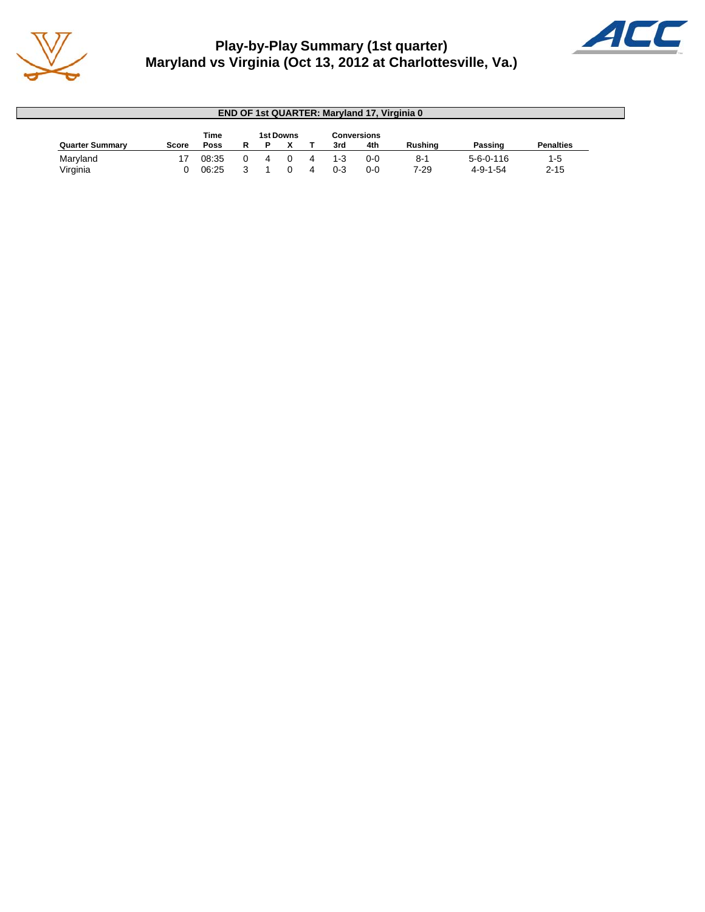# Play-by-Play Summary (1st quarter)
## Maryland vs Virginia (Oct 13, 2012 at Charlottesville, Va.)

**END OF 1st QUARTER: Maryland 17, Virginia 0**

| Quarter Summary | Score | Time Poss | 1st Downs R | P | X | T | Conversions 3rd | 4th | Rushing | Passing | Penalties |
|---|---|---|---|---|---|---|---|---|---|---|---|
| Maryland | 17 | 08:35 | 0 | 4 | 0 | 4 | 1-3 | 0-0 | 8-1 | 5-6-0-116 | 1-5 |
| Virginia | 0 | 06:25 | 3 | 1 | 0 | 4 | 0-3 | 0-0 | 7-29 | 4-9-1-54 | 2-15 |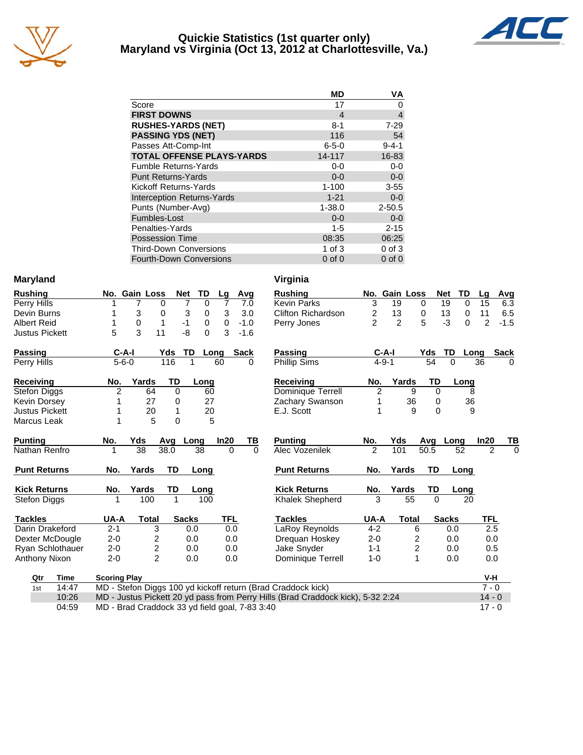# Quickie Statistics (1st quarter only)
## Maryland vs Virginia (Oct 13, 2012 at Charlottesville, Va.)

| | MD | VA |
|---|---|---|
| Score | 17 | 0 |
| **FIRST DOWNS** | 4 | 4 |
| **RUSHES-YARDS (NET)** | 8-1 | 7-29 |
| **PASSING YDS (NET)** | 116 | 54 |
| Passes Att-Comp-Int | 6-5-0 | 9-4-1 |
| **TOTAL OFFENSE PLAYS-YARDS** | 14-117 | 16-83 |
| Fumble Returns-Yards | 0-0 | 0-0 |
| Punt Returns-Yards | 0-0 | 0-0 |
| Kickoff Returns-Yards | 1-100 | 3-55 |
| Interception Returns-Yards | 1-21 | 0-0 |
| Punts (Number-Avg) | 1-38.0 | 2-50.5 |
| Fumbles-Lost | 0-0 | 0-0 |
| Penalties-Yards | 1-5 | 2-15 |
| Possession Time | 08:35 | 06:25 |
| Third-Down Conversions | 1 of 3 | 0 of 3 |
| Fourth-Down Conversions | 0 of 0 | 0 of 0 |

## Maryland

| Rushing | No. | Gain | Loss | Net | TD | Lg | Avg |
|---|---|---|---|---|---|---|---|
| Perry Hills | 1 | 7 | 0 | 7 | 0 | 7 | 7.0 |
| Devin Burns | 1 | 3 | 0 | 3 | 0 | 3 | 3.0 |
| Albert Reid | 1 | 0 | 1 | -1 | 0 | 0 | -1.0 |
| Justus Pickett | 5 | 3 | 11 | -8 | 0 | 3 | -1.6 |

| Passing | C-A-I | Yds | TD | Long | Sack |
|---|---|---|---|---|---|
| Perry Hills | 5-6-0 | 116 | 1 | 60 | 0 |

| Receiving | No. | Yards | TD | Long |
|---|---|---|---|---|
| Stefon Diggs | 2 | 64 | 0 | 60 |
| Kevin Dorsey | 1 | 27 | 0 | 27 |
| Justus Pickett | 1 | 20 | 1 | 20 |
| Marcus Leak | 1 | 5 | 0 | 5 |

| Punting | No. | Yds | Avg | Long | In20 | TB |
|---|---|---|---|---|---|---|
| Nathan Renfro | 1 | 38 | 38.0 | 38 | 0 | 0 |

| Punt Returns | No. | Yards | TD | Long |
|---|---|---|---|---|

| Kick Returns | No. | Yards | TD | Long |
|---|---|---|---|---|
| Stefon Diggs | 1 | 100 | 1 | 100 |

| Tackles | UA-A | Total | Sacks | TFL |
|---|---|---|---|---|
| Darin Drakeford | 2-1 | 3 | 0.0 | 0.0 |
| Dexter McDougle | 2-0 | 2 | 0.0 | 0.0 |
| Ryan Schlothauer | 2-0 | 2 | 0.0 | 0.0 |
| Anthony Nixon | 2-0 | 2 | 0.0 | 0.0 |

## Virginia

| Rushing | No. | Gain | Loss | Net | TD | Lg | Avg |
|---|---|---|---|---|---|---|---|
| Kevin Parks | 3 | 19 | 0 | 19 | 0 | 15 | 6.3 |
| Clifton Richardson | 2 | 13 | 0 | 13 | 0 | 11 | 6.5 |
| Perry Jones | 2 | 2 | 5 | -3 | 0 | 2 | -1.5 |

| Passing | C-A-I | Yds | TD | Long | Sack |
|---|---|---|---|---|---|
| Phillip Sims | 4-9-1 | 54 | 0 | 36 | 0 |

| Receiving | No. | Yards | TD | Long |
|---|---|---|---|---|
| Dominique Terrell | 2 | 9 | 0 | 8 |
| Zachary Swanson | 1 | 36 | 0 | 36 |
| E.J. Scott | 1 | 9 | 0 | 9 |

| Punting | No. | Yds | Avg | Long | In20 | TB |
|---|---|---|---|---|---|---|
| Alec Vozenilek | 2 | 101 | 50.5 | 52 | 2 | 0 |

| Punt Returns | No. | Yards | TD | Long |
|---|---|---|---|---|

| Kick Returns | No. | Yards | TD | Long |
|---|---|---|---|---|
| Khalek Shepherd | 3 | 55 | 0 | 20 |

| Tackles | UA-A | Total | Sacks | TFL |
|---|---|---|---|---|
| LaRoy Reynolds | 4-2 | 6 | 0.0 | 2.5 |
| Drequan Hoskey | 2-0 | 2 | 0.0 | 0.0 |
| Jake Snyder | 1-1 | 2 | 0.0 | 0.5 |
| Dominique Terrell | 1-0 | 1 | 0.0 | 0.0 |

## Scoring

| Qtr | Time | Scoring Play | V-H |
|---|---|---|---|
| 1st | 14:47 | MD - Stefon Diggs 100 yd kickoff return (Brad Craddock kick) | 7 - 0 |
| | 10:26 | MD - Justus Pickett 20 yd pass from Perry Hills (Brad Craddock kick), 5-32 2:24 | 14 - 0 |
| | 04:59 | MD - Brad Craddock 33 yd field goal, 7-83 3:40 | 17 - 0 |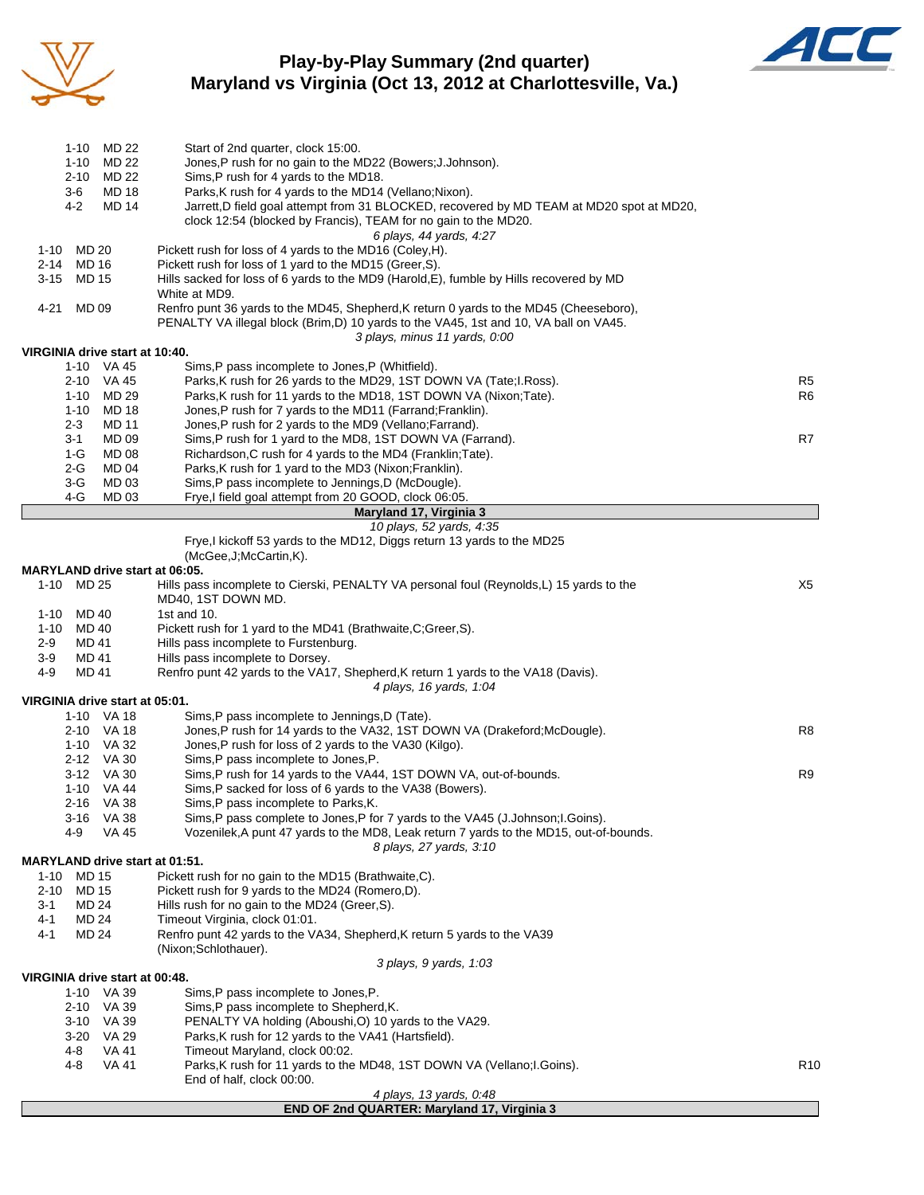# Play-by-Play Summary (2nd quarter)
## Maryland vs Virginia (Oct 13, 2012 at Charlottesville, Va.)

| Down | Spot | Play | |
|---|---|---|---|
| 1-10 | MD 22 | Start of 2nd quarter, clock 15:00. | |
| 1-10 | MD 22 | Jones,P rush for no gain to the MD22 (Bowers;J.Johnson). | |
| 2-10 | MD 22 | Sims,P rush for 4 yards to the MD18. | |
| 3-6 | MD 18 | Parks,K rush for 4 yards to the MD14 (Vellano;Nixon). | |
| 4-2 | MD 14 | Jarrett,D field goal attempt from 31 BLOCKED, recovered by MD TEAM at MD20 spot at MD20, clock 12:54 (blocked by Francis), TEAM for no gain to the MD20. | |
| | | *6 plays, 44 yards, 4:27* | |
| 1-10 | MD 20 | Pickett rush for loss of 4 yards to the MD16 (Coley,H). | |
| 2-14 | MD 16 | Pickett rush for loss of 1 yard to the MD15 (Greer,S). | |
| 3-15 | MD 15 | Hills sacked for loss of 6 yards to the MD9 (Harold,E), fumble by Hills recovered by MD White at MD9. | |
| 4-21 | MD 09 | Renfro punt 36 yards to the MD45, Shepherd,K return 0 yards to the MD45 (Cheeseboro), PENALTY VA illegal block (Brim,D) 10 yards to the VA45, 1st and 10, VA ball on VA45. | |
| | | *3 plays, minus 11 yards, 0:00* | |

**VIRGINIA drive start at 10:40.**

| Down | Spot | Play | |
|---|---|---|---|
| 1-10 | VA 45 | Sims,P pass incomplete to Jones,P (Whitfield). | |
| 2-10 | VA 45 | Parks,K rush for 26 yards to the MD29, 1ST DOWN VA (Tate;I.Ross). | R5 |
| 1-10 | MD 29 | Parks,K rush for 11 yards to the MD18, 1ST DOWN VA (Nixon;Tate). | R6 |
| 1-10 | MD 18 | Jones,P rush for 7 yards to the MD11 (Farrand;Franklin). | |
| 2-3 | MD 11 | Jones,P rush for 2 yards to the MD9 (Vellano;Farrand). | |
| 3-1 | MD 09 | Sims,P rush for 1 yard to the MD8, 1ST DOWN VA (Farrand). | R7 |
| 1-G | MD 08 | Richardson,C rush for 4 yards to the MD4 (Franklin;Tate). | |
| 2-G | MD 04 | Parks,K rush for 1 yard to the MD3 (Nixon;Franklin). | |
| 3-G | MD 03 | Sims,P pass incomplete to Jennings,D (McDougle). | |
| 4-G | MD 03 | Frye,I field goal attempt from 20 GOOD, clock 06:05. | |

**Maryland 17, Virginia 3**

*10 plays, 52 yards, 4:35*

Frye,I kickoff 53 yards to the MD12, Diggs return 13 yards to the MD25 (McGee,J;McCartin,K).

**MARYLAND drive start at 06:05.**

| Down | Spot | Play | |
|---|---|---|---|
| 1-10 | MD 25 | Hills pass incomplete to Cierski, PENALTY VA personal foul (Reynolds,L) 15 yards to the MD40, 1ST DOWN MD. | X5 |
| 1-10 | MD 40 | 1st and 10. | |
| 1-10 | MD 40 | Pickett rush for 1 yard to the MD41 (Brathwaite,C;Greer,S). | |
| 2-9 | MD 41 | Hills pass incomplete to Furstenburg. | |
| 3-9 | MD 41 | Hills pass incomplete to Dorsey. | |
| 4-9 | MD 41 | Renfro punt 42 yards to the VA17, Shepherd,K return 1 yards to the VA18 (Davis). | |
| | | *4 plays, 16 yards, 1:04* | |

**VIRGINIA drive start at 05:01.**

| Down | Spot | Play | |
|---|---|---|---|
| 1-10 | VA 18 | Sims,P pass incomplete to Jennings,D (Tate). | |
| 2-10 | VA 18 | Jones,P rush for 14 yards to the VA32, 1ST DOWN VA (Drakeford;McDougle). | R8 |
| 1-10 | VA 32 | Jones,P rush for loss of 2 yards to the VA30 (Kilgo). | |
| 2-12 | VA 30 | Sims,P pass incomplete to Jones,P. | |
| 3-12 | VA 30 | Sims,P rush for 14 yards to the VA44, 1ST DOWN VA, out-of-bounds. | R9 |
| 1-10 | VA 44 | Sims,P sacked for loss of 6 yards to the VA38 (Bowers). | |
| 2-16 | VA 38 | Sims,P pass incomplete to Parks,K. | |
| 3-16 | VA 38 | Sims,P pass complete to Jones,P for 7 yards to the VA45 (J.Johnson;I.Goins). | |
| 4-9 | VA 45 | Vozenilek,A punt 47 yards to the MD8, Leak return 7 yards to the MD15, out-of-bounds. | |
| | | *8 plays, 27 yards, 3:10* | |

**MARYLAND drive start at 01:51.**

| Down | Spot | Play | |
|---|---|---|---|
| 1-10 | MD 15 | Pickett rush for no gain to the MD15 (Brathwaite,C). | |
| 2-10 | MD 15 | Pickett rush for 9 yards to the MD24 (Romero,D). | |
| 3-1 | MD 24 | Hills rush for no gain to the MD24 (Greer,S). | |
| 4-1 | MD 24 | Timeout Virginia, clock 01:01. | |
| 4-1 | MD 24 | Renfro punt 42 yards to the VA34, Shepherd,K return 5 yards to the VA39 (Nixon;Schlothauer). | |
| | | *3 plays, 9 yards, 1:03* | |

**VIRGINIA drive start at 00:48.**

| Down | Spot | Play | |
|---|---|---|---|
| 1-10 | VA 39 | Sims,P pass incomplete to Jones,P. | |
| 2-10 | VA 39 | Sims,P pass incomplete to Shepherd,K. | |
| 3-10 | VA 39 | PENALTY VA holding (Aboushi,O) 10 yards to the VA29. | |
| 3-20 | VA 29 | Parks,K rush for 12 yards to the VA41 (Hartsfield). | |
| 4-8 | VA 41 | Timeout Maryland, clock 00:02. | |
| 4-8 | VA 41 | Parks,K rush for 11 yards to the MD48, 1ST DOWN VA (Vellano;I.Goins). End of half, clock 00:00. | R10 |
| | | *4 plays, 13 yards, 0:48* | |

**END OF 2nd QUARTER: Maryland 17, Virginia 3**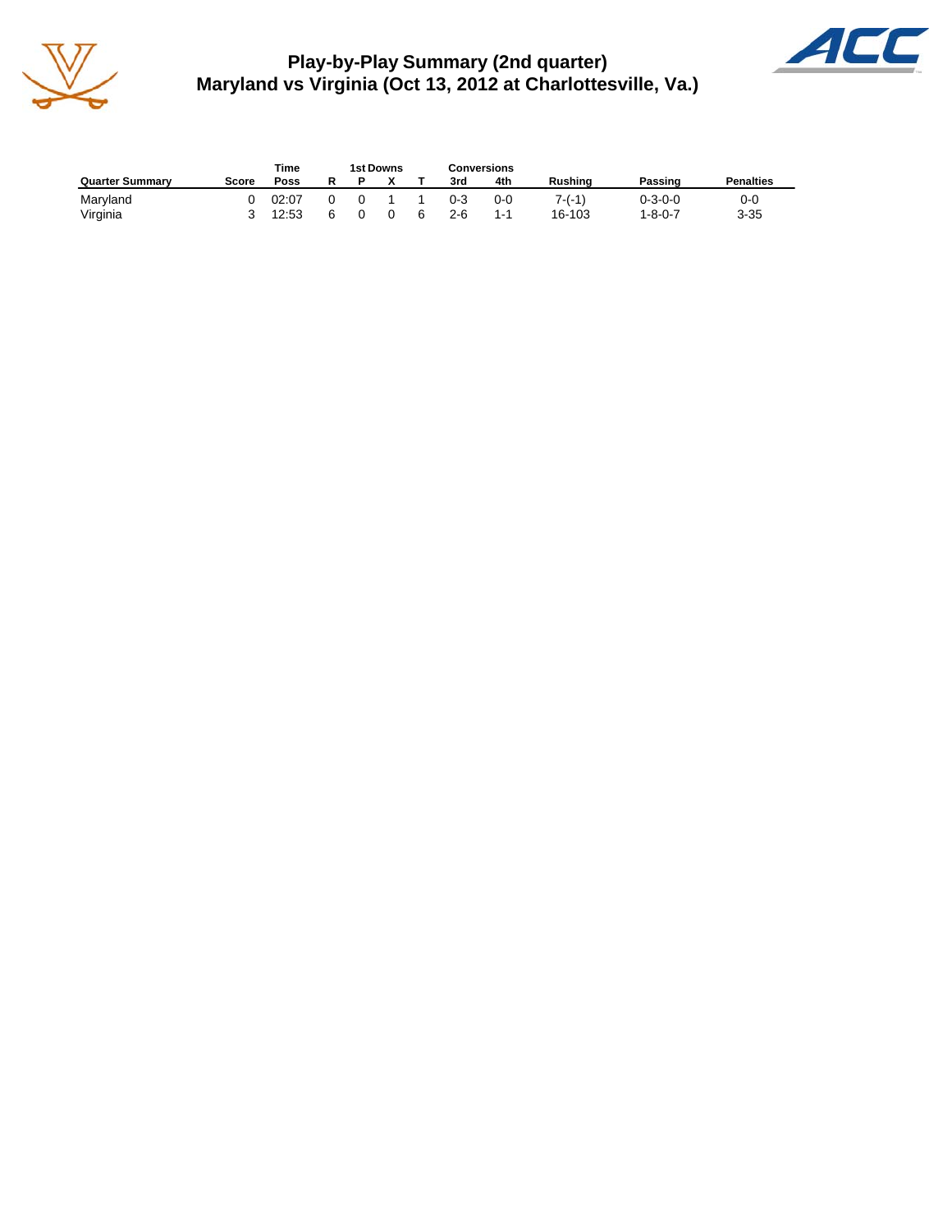# Play-by-Play Summary (2nd quarter)
# Maryland vs Virginia (Oct 13, 2012 at Charlottesville, Va.)

| Quarter Summary | Score | Time Poss | 1st Downs R | P | X | T | Conversions 3rd | 4th | Rushing | Passing | Penalties |
|---|---|---|---|---|---|---|---|---|---|---|---|
| Maryland | 0 | 02:07 | 0 | 0 | 1 | 1 | 0-3 | 0-0 | 7-(-1) | 0-3-0-0 | 0-0 |
| Virginia | 3 | 12:53 | 6 | 0 | 0 | 6 | 2-6 | 1-1 | 16-103 | 1-8-0-7 | 3-35 |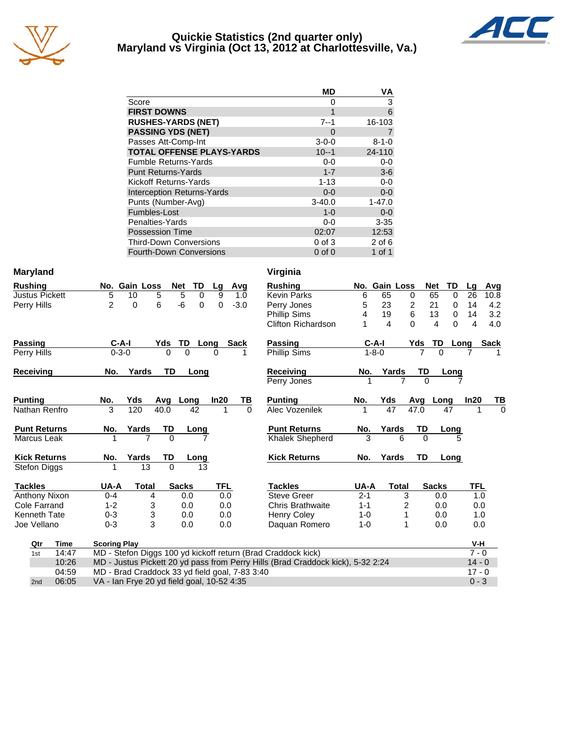# Quickie Statistics (2nd quarter only)
## Maryland vs Virginia (Oct 13, 2012 at Charlottesville, Va.)

| | MD | VA |
|---|---|---|
| Score | 0 | 3 |
| **FIRST DOWNS** | 1 | 6 |
| **RUSHES-YARDS (NET)** | 7--1 | 16-103 |
| **PASSING YDS (NET)** | 0 | 7 |
| Passes Att-Comp-Int | 3-0-0 | 8-1-0 |
| **TOTAL OFFENSE PLAYS-YARDS** | 10--1 | 24-110 |
| Fumble Returns-Yards | 0-0 | 0-0 |
| Punt Returns-Yards | 1-7 | 3-6 |
| Kickoff Returns-Yards | 1-13 | 0-0 |
| Interception Returns-Yards | 0-0 | 0-0 |
| Punts (Number-Avg) | 3-40.0 | 1-47.0 |
| Fumbles-Lost | 1-0 | 0-0 |
| Penalties-Yards | 0-0 | 3-35 |
| Possession Time | 02:07 | 12:53 |
| Third-Down Conversions | 0 of 3 | 2 of 6 |
| Fourth-Down Conversions | 0 of 0 | 1 of 1 |

### Maryland

| Rushing | No. | Gain | Loss | Net | TD | Lg | Avg |
|---|---|---|---|---|---|---|---|
| Justus Pickett | 5 | 10 | 5 | 5 | 0 | 9 | 1.0 |
| Perry Hills | 2 | 0 | 6 | -6 | 0 | 0 | -3.0 |

| Passing | C-A-I | Yds | TD | Long | Sack |
|---|---|---|---|---|---|
| Perry Hills | 0-3-0 | 0 | 0 | 0 | 1 |

| Receiving | No. | Yards | TD | Long |
|---|---|---|---|---|

| Punting | No. | Yds | Avg | Long | In20 | TB |
|---|---|---|---|---|---|---|
| Nathan Renfro | 3 | 120 | 40.0 | 42 | 1 | 0 |

| Punt Returns | No. | Yards | TD | Long |
|---|---|---|---|---|
| Marcus Leak | 1 | 7 | 0 | 7 |

| Kick Returns | No. | Yards | TD | Long |
|---|---|---|---|---|
| Stefon Diggs | 1 | 13 | 0 | 13 |

| Tackles | UA-A | Total | Sacks | TFL |
|---|---|---|---|---|
| Anthony Nixon | 0-4 | 4 | 0.0 | 0.0 |
| Cole Farrand | 1-2 | 3 | 0.0 | 0.0 |
| Kenneth Tate | 0-3 | 3 | 0.0 | 0.0 |
| Joe Vellano | 0-3 | 3 | 0.0 | 0.0 |

### Virginia

| Rushing | No. | Gain | Loss | Net | TD | Lg | Avg |
|---|---|---|---|---|---|---|---|
| Kevin Parks | 6 | 65 | 0 | 65 | 0 | 26 | 10.8 |
| Perry Jones | 5 | 23 | 2 | 21 | 0 | 14 | 4.2 |
| Phillip Sims | 4 | 19 | 6 | 13 | 0 | 14 | 3.2 |
| Clifton Richardson | 1 | 4 | 0 | 4 | 0 | 4 | 4.0 |

| Passing | C-A-I | Yds | TD | Long | Sack |
|---|---|---|---|---|---|
| Phillip Sims | 1-8-0 | 7 | 0 | 7 | 1 |

| Receiving | No. | Yards | TD | Long |
|---|---|---|---|---|
| Perry Jones | 1 | 7 | 0 | 7 |

| Punting | No. | Yds | Avg | Long | In20 | TB |
|---|---|---|---|---|---|---|
| Alec Vozenilek | 1 | 47 | 47.0 | 47 | 1 | 0 |

| Punt Returns | No. | Yards | TD | Long |
|---|---|---|---|---|
| Khalek Shepherd | 3 | 6 | 0 | 5 |

| Kick Returns | No. | Yards | TD | Long |
|---|---|---|---|---|

| Tackles | UA-A | Total | Sacks | TFL |
|---|---|---|---|---|
| Steve Greer | 2-1 | 3 | 0.0 | 1.0 |
| Chris Brathwaite | 1-1 | 2 | 0.0 | 0.0 |
| Henry Coley | 1-0 | 1 | 0.0 | 1.0 |
| Daquan Romero | 1-0 | 1 | 0.0 | 0.0 |

| Qtr | Time | Scoring Play | V-H |
|---|---|---|---|
| 1st | 14:47 | MD - Stefon Diggs 100 yd kickoff return (Brad Craddock kick) | 7 - 0 |
| | 10:26 | MD - Justus Pickett 20 yd pass from Perry Hills (Brad Craddock kick), 5-32 2:24 | 14 - 0 |
| | 04:59 | MD - Brad Craddock 33 yd field goal, 7-83 3:40 | 17 - 0 |
| 2nd | 06:05 | VA - Ian Frye 20 yd field goal, 10-52 4:35 | 0 - 3 |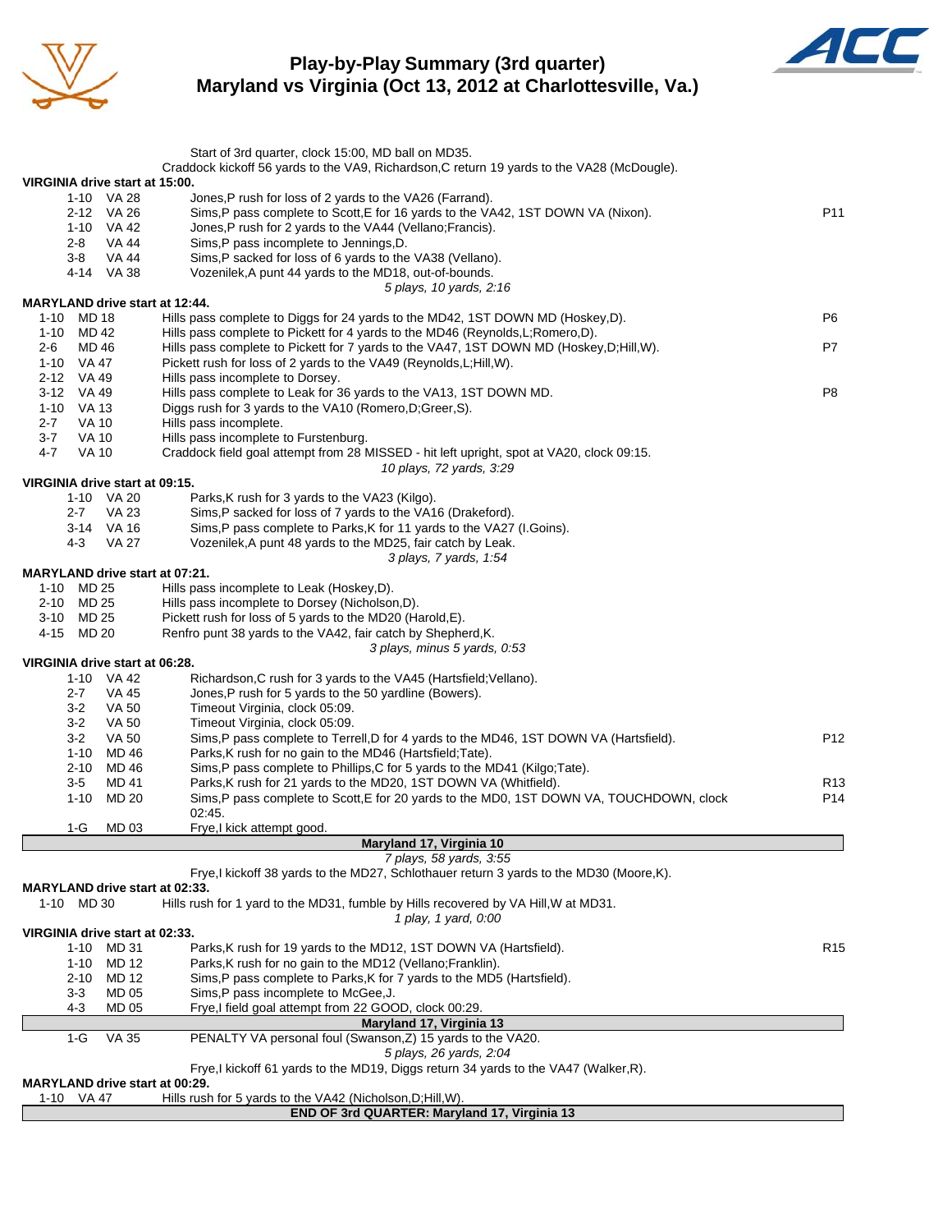# Play-by-Play Summary (3rd quarter)
## Maryland vs Virginia (Oct 13, 2012 at Charlottesville, Va.)

Start of 3rd quarter, clock 15:00, MD ball on MD35.
Craddock kickoff 56 yards to the VA9, Richardson,C return 19 yards to the VA28 (McDougle).

**VIRGINIA drive start at 15:00.**

| Down | Spot | Play | |
|---|---|---|---|
| 1-10 | VA 28 | Jones,P rush for loss of 2 yards to the VA26 (Farrand). | |
| 2-12 | VA 26 | Sims,P pass complete to Scott,E for 16 yards to the VA42, 1ST DOWN VA (Nixon). | P11 |
| 1-10 | VA 42 | Jones,P rush for 2 yards to the VA44 (Vellano;Francis). | |
| 2-8 | VA 44 | Sims,P pass incomplete to Jennings,D. | |
| 3-8 | VA 44 | Sims,P sacked for loss of 6 yards to the VA38 (Vellano). | |
| 4-14 | VA 38 | Vozenilek,A punt 44 yards to the MD18, out-of-bounds. | |

*5 plays, 10 yards, 2:16*

**MARYLAND drive start at 12:44.**

| Down | Spot | Play | |
|---|---|---|---|
| 1-10 | MD 18 | Hills pass complete to Diggs for 24 yards to the MD42, 1ST DOWN MD (Hoskey,D). | P6 |
| 1-10 | MD 42 | Hills pass complete to Pickett for 4 yards to the MD46 (Reynolds,L;Romero,D). | |
| 2-6 | MD 46 | Hills pass complete to Pickett for 7 yards to the VA47, 1ST DOWN MD (Hoskey,D;Hill,W). | P7 |
| 1-10 | VA 47 | Pickett rush for loss of 2 yards to the VA49 (Reynolds,L;Hill,W). | |
| 2-12 | VA 49 | Hills pass incomplete to Dorsey. | |
| 3-12 | VA 49 | Hills pass complete to Leak for 36 yards to the VA13, 1ST DOWN MD. | P8 |
| 1-10 | VA 13 | Diggs rush for 3 yards to the VA10 (Romero,D;Greer,S). | |
| 2-7 | VA 10 | Hills pass incomplete. | |
| 3-7 | VA 10 | Hills pass incomplete to Furstenburg. | |
| 4-7 | VA 10 | Craddock field goal attempt from 28 MISSED - hit left upright, spot at VA20, clock 09:15. | |

*10 plays, 72 yards, 3:29*

**VIRGINIA drive start at 09:15.**

| Down | Spot | Play | |
|---|---|---|---|
| 1-10 | VA 20 | Parks,K rush for 3 yards to the VA23 (Kilgo). | |
| 2-7 | VA 23 | Sims,P sacked for loss of 7 yards to the VA16 (Drakeford). | |
| 3-14 | VA 16 | Sims,P pass complete to Parks,K for 11 yards to the VA27 (I.Goins). | |
| 4-3 | VA 27 | Vozenilek,A punt 48 yards to the MD25, fair catch by Leak. | |

*3 plays, 7 yards, 1:54*

**MARYLAND drive start at 07:21.**

| Down | Spot | Play | |
|---|---|---|---|
| 1-10 | MD 25 | Hills pass incomplete to Leak (Hoskey,D). | |
| 2-10 | MD 25 | Hills pass incomplete to Dorsey (Nicholson,D). | |
| 3-10 | MD 25 | Pickett rush for loss of 5 yards to the MD20 (Harold,E). | |
| 4-15 | MD 20 | Renfro punt 38 yards to the VA42, fair catch by Shepherd,K. | |

*3 plays, minus 5 yards, 0:53*

**VIRGINIA drive start at 06:28.**

| Down | Spot | Play | |
|---|---|---|---|
| 1-10 | VA 42 | Richardson,C rush for 3 yards to the VA45 (Hartsfield;Vellano). | |
| 2-7 | VA 45 | Jones,P rush for 5 yards to the 50 yardline (Bowers). | |
| 3-2 | VA 50 | Timeout Virginia, clock 05:09. | |
| 3-2 | VA 50 | Timeout Virginia, clock 05:09. | |
| 3-2 | VA 50 | Sims,P pass complete to Terrell,D for 4 yards to the MD46, 1ST DOWN VA (Hartsfield). | P12 |
| 1-10 | MD 46 | Parks,K rush for no gain to the MD46 (Hartsfield;Tate). | |
| 2-10 | MD 46 | Sims,P pass complete to Phillips,C for 5 yards to the MD41 (Kilgo;Tate). | |
| 3-5 | MD 41 | Parks,K rush for 21 yards to the MD20, 1ST DOWN VA (Whitfield). | R13 |
| 1-10 | MD 20 | Sims,P pass complete to Scott,E for 20 yards to the MD0, 1ST DOWN VA, TOUCHDOWN, clock 02:45. | P14 |
| 1-G | MD 03 | Frye,I kick attempt good. | |

**Maryland 17, Virginia 10**

*7 plays, 58 yards, 3:55*

Frye,I kickoff 38 yards to the MD27, Schlothauer return 3 yards to the MD30 (Moore,K).

**MARYLAND drive start at 02:33.**

| Down | Spot | Play |
|---|---|---|
| 1-10 | MD 30 | Hills rush for 1 yard to the MD31, fumble by Hills recovered by VA Hill,W at MD31. |

*1 play, 1 yard, 0:00*

**VIRGINIA drive start at 02:33.**

| Down | Spot | Play | |
|---|---|---|---|
| 1-10 | MD 31 | Parks,K rush for 19 yards to the MD12, 1ST DOWN VA (Hartsfield). | R15 |
| 1-10 | MD 12 | Parks,K rush for no gain to the MD12 (Vellano;Franklin). | |
| 2-10 | MD 12 | Sims,P pass complete to Parks,K for 7 yards to the MD5 (Hartsfield). | |
| 3-3 | MD 05 | Sims,P pass incomplete to McGee,J. | |
| 4-3 | MD 05 | Frye,I field goal attempt from 22 GOOD, clock 00:29. | |

**Maryland 17, Virginia 13**

| Down | Spot | Play |
|---|---|---|
| 1-G | VA 35 | PENALTY VA personal foul (Swanson,Z) 15 yards to the VA20. |

*5 plays, 26 yards, 2:04*

Frye,I kickoff 61 yards to the MD19, Diggs return 34 yards to the VA47 (Walker,R).

**MARYLAND drive start at 00:29.**

| Down | Spot | Play |
|---|---|---|
| 1-10 | VA 47 | Hills rush for 5 yards to the VA42 (Nicholson,D;Hill,W). |

**END OF 3rd QUARTER: Maryland 17, Virginia 13**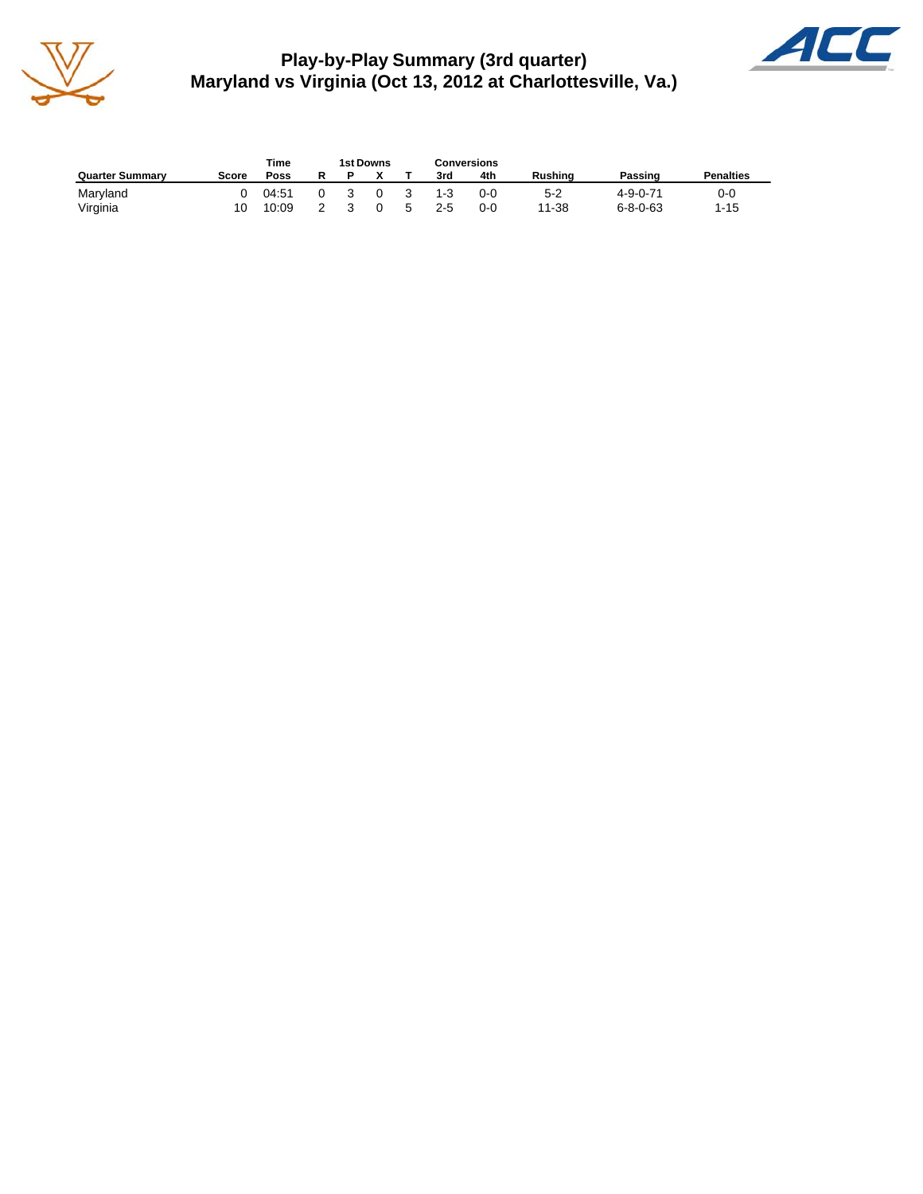# Play-by-Play Summary (3rd quarter)
## Maryland vs Virginia (Oct 13, 2012 at Charlottesville, Va.)

| Quarter Summary | Score | Time Poss | 1st Downs R | P | X | T | Conversions 3rd | 4th | Rushing | Passing | Penalties |
|---|---|---|---|---|---|---|---|---|---|---|---|
| Maryland | 0 | 04:51 | 0 | 3 | 0 | 3 | 1-3 | 0-0 | 5-2 | 4-9-0-71 | 0-0 |
| Virginia | 10 | 10:09 | 2 | 3 | 0 | 5 | 2-5 | 0-0 | 11-38 | 6-8-0-63 | 1-15 |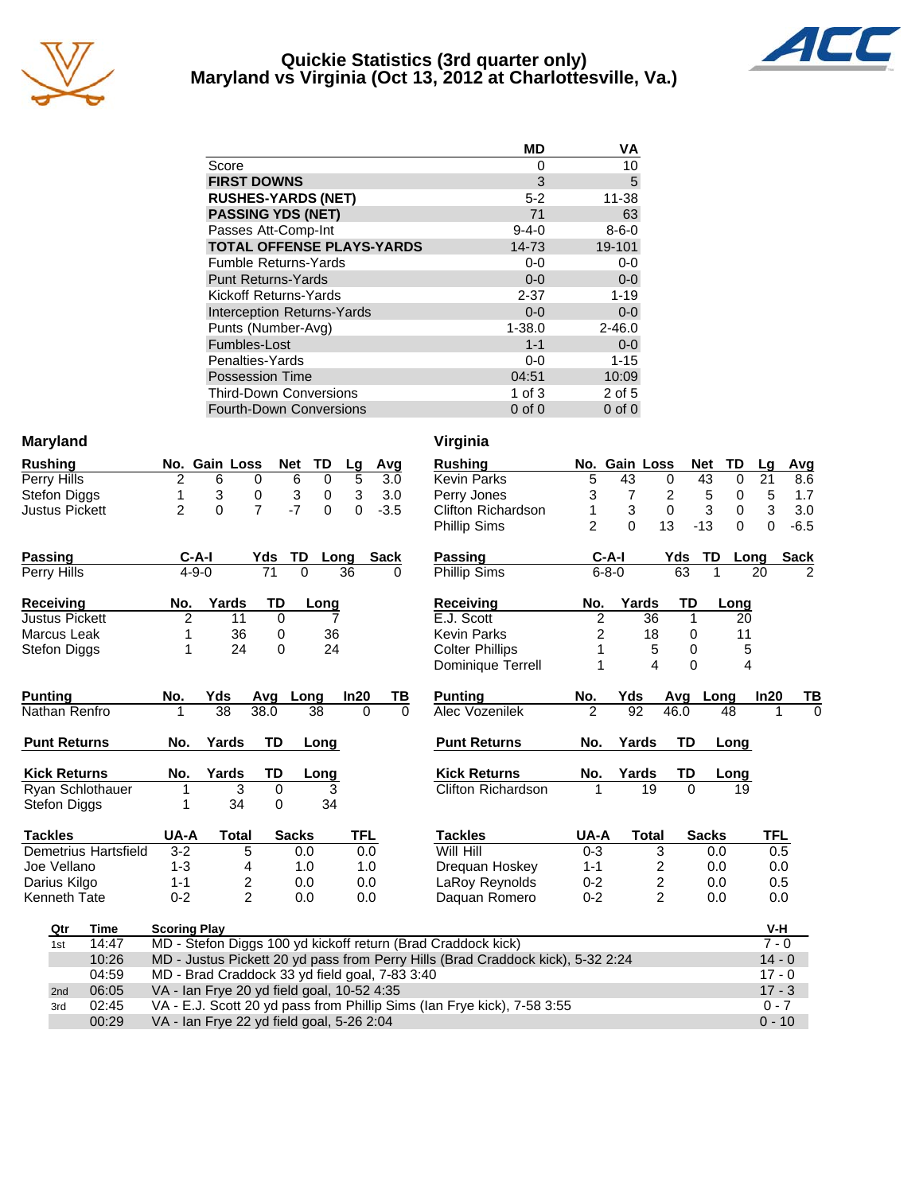# Quickie Statistics (3rd quarter only)
## Maryland vs Virginia (Oct 13, 2012 at Charlottesville, Va.)

| | MD | VA |
|---|---|---|
| Score | 0 | 10 |
| **FIRST DOWNS** | 3 | 5 |
| **RUSHES-YARDS (NET)** | 5-2 | 11-38 |
| **PASSING YDS (NET)** | 71 | 63 |
| Passes Att-Comp-Int | 9-4-0 | 8-6-0 |
| **TOTAL OFFENSE PLAYS-YARDS** | 14-73 | 19-101 |
| Fumble Returns-Yards | 0-0 | 0-0 |
| Punt Returns-Yards | 0-0 | 0-0 |
| Kickoff Returns-Yards | 2-37 | 1-19 |
| Interception Returns-Yards | 0-0 | 0-0 |
| Punts (Number-Avg) | 1-38.0 | 2-46.0 |
| Fumbles-Lost | 1-1 | 0-0 |
| Penalties-Yards | 0-0 | 1-15 |
| Possession Time | 04:51 | 10:09 |
| Third-Down Conversions | 1 of 3 | 2 of 5 |
| Fourth-Down Conversions | 0 of 0 | 0 of 0 |

## Maryland

| Rushing | No. | Gain | Loss | Net | TD | Lg | Avg |
|---|---|---|---|---|---|---|---|
| Perry Hills | 2 | 6 | 0 | 6 | 0 | 5 | 3.0 |
| Stefon Diggs | 1 | 3 | 0 | 3 | 0 | 3 | 3.0 |
| Justus Pickett | 2 | 0 | 7 | -7 | 0 | 0 | -3.5 |

| Passing | C-A-I | Yds | TD | Long | Sack |
|---|---|---|---|---|---|
| Perry Hills | 4-9-0 | 71 | 0 | 36 | 0 |

| Receiving | No. | Yards | TD | Long |
|---|---|---|---|---|
| Justus Pickett | 2 | 11 | 0 | 7 |
| Marcus Leak | 1 | 36 | 0 | 36 |
| Stefon Diggs | 1 | 24 | 0 | 24 |

| Punting | No. | Yds | Avg | Long | In20 | TB |
|---|---|---|---|---|---|---|
| Nathan Renfro | 1 | 38 | 38.0 | 38 | 0 | 0 |

| Punt Returns | No. | Yards | TD | Long |
|---|---|---|---|---|

| Kick Returns | No. | Yards | TD | Long |
|---|---|---|---|---|
| Ryan Schlothauer | 1 | 3 | 0 | 3 |
| Stefon Diggs | 1 | 34 | 0 | 34 |

| Tackles | UA-A | Total | Sacks | TFL |
|---|---|---|---|---|
| Demetrius Hartsfield | 3-2 | 5 | 0.0 | 0.0 |
| Joe Vellano | 1-3 | 4 | 1.0 | 1.0 |
| Darius Kilgo | 1-1 | 2 | 0.0 | 0.0 |
| Kenneth Tate | 0-2 | 2 | 0.0 | 0.0 |

## Virginia

| Rushing | No. | Gain | Loss | Net | TD | Lg | Avg |
|---|---|---|---|---|---|---|---|
| Kevin Parks | 5 | 43 | 0 | 43 | 0 | 21 | 8.6 |
| Perry Jones | 3 | 7 | 2 | 5 | 0 | 5 | 1.7 |
| Clifton Richardson | 1 | 3 | 0 | 3 | 0 | 3 | 3.0 |
| Phillip Sims | 2 | 0 | 13 | -13 | 0 | 0 | -6.5 |

| Passing | C-A-I | Yds | TD | Long | Sack |
|---|---|---|---|---|---|
| Phillip Sims | 6-8-0 | 63 | 1 | 20 | 2 |

| Receiving | No. | Yards | TD | Long |
|---|---|---|---|---|
| E.J. Scott | 2 | 36 | 1 | 20 |
| Kevin Parks | 2 | 18 | 0 | 11 |
| Colter Phillips | 1 | 5 | 0 | 5 |
| Dominique Terrell | 1 | 4 | 0 | 4 |

| Punting | No. | Yds | Avg | Long | In20 | TB |
|---|---|---|---|---|---|---|
| Alec Vozenilek | 2 | 92 | 46.0 | 48 | 1 | 0 |

| Punt Returns | No. | Yards | TD | Long |
|---|---|---|---|---|

| Kick Returns | No. | Yards | TD | Long |
|---|---|---|---|---|
| Clifton Richardson | 1 | 19 | 0 | 19 |

| Tackles | UA-A | Total | Sacks | TFL |
|---|---|---|---|---|
| Will Hill | 0-3 | 3 | 0.0 | 0.5 |
| Drequan Hoskey | 1-1 | 2 | 0.0 | 0.0 |
| LaRoy Reynolds | 0-2 | 2 | 0.0 | 0.5 |
| Daquan Romero | 0-2 | 2 | 0.0 | 0.0 |

## Scoring Summary

| Qtr | Time | Scoring Play | V-H |
|---|---|---|---|
| 1st | 14:47 | MD - Stefon Diggs 100 yd kickoff return (Brad Craddock kick) | 7 - 0 |
| | 10:26 | MD - Justus Pickett 20 yd pass from Perry Hills (Brad Craddock kick), 5-32 2:24 | 14 - 0 |
| | 04:59 | MD - Brad Craddock 33 yd field goal, 7-83 3:40 | 17 - 0 |
| 2nd | 06:05 | VA - Ian Frye 20 yd field goal, 10-52 4:35 | 17 - 3 |
| 3rd | 02:45 | VA - E.J. Scott 20 yd pass from Phillip Sims (Ian Frye kick), 7-58 3:55 | 0 - 7 |
| | 00:29 | VA - Ian Frye 22 yd field goal, 5-26 2:04 | 0 - 10 |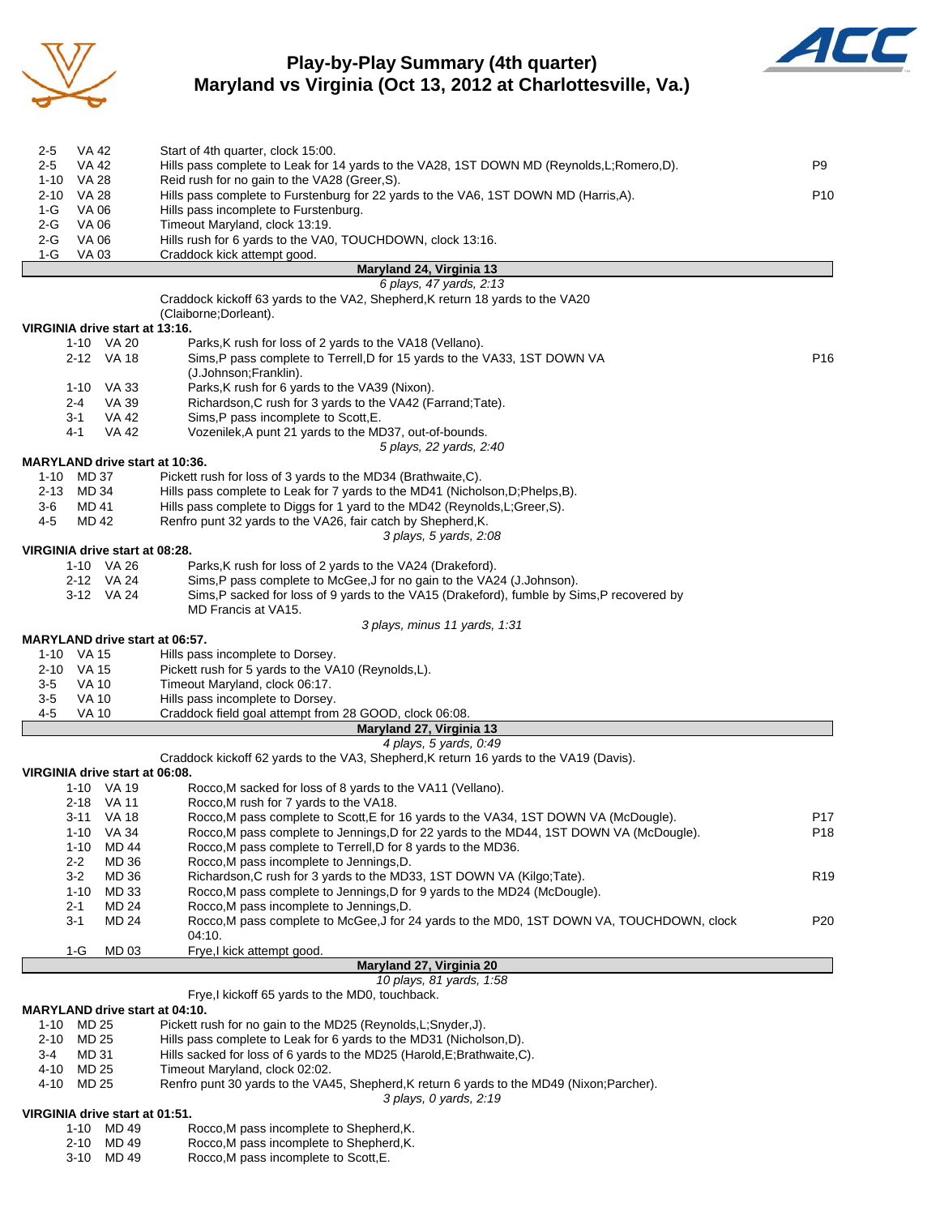# Play-by-Play Summary (4th quarter)
## Maryland vs Virginia (Oct 13, 2012 at Charlottesville, Va.)

| Down | Spot | Play | |
|---|---|---|---|
| 2-5 | VA 42 | Start of 4th quarter, clock 15:00. | |
| 2-5 | VA 42 | Hills pass complete to Leak for 14 yards to the VA28, 1ST DOWN MD (Reynolds,L;Romero,D). | P9 |
| 1-10 | VA 28 | Reid rush for no gain to the VA28 (Greer,S). | |
| 2-10 | VA 28 | Hills pass complete to Furstenburg for 22 yards to the VA6, 1ST DOWN MD (Harris,A). | P10 |
| 1-G | VA 06 | Hills pass incomplete to Furstenburg. | |
| 2-G | VA 06 | Timeout Maryland, clock 13:19. | |
| 2-G | VA 06 | Hills rush for 6 yards to the VA0, TOUCHDOWN, clock 13:16. | |
| 1-G | VA 03 | Craddock kick attempt good. | |

**Maryland 24, Virginia 13**

*6 plays, 47 yards, 2:13*

Craddock kickoff 63 yards to the VA2, Shepherd,K return 18 yards to the VA20 (Claiborne;Dorleant).

**VIRGINIA drive start at 13:16.**

| Down | Spot | Play | |
|---|---|---|---|
| 1-10 | VA 20 | Parks,K rush for loss of 2 yards to the VA18 (Vellano). | |
| 2-12 | VA 18 | Sims,P pass complete to Terrell,D for 15 yards to the VA33, 1ST DOWN VA (J.Johnson;Franklin). | P16 |
| 1-10 | VA 33 | Parks,K rush for 6 yards to the VA39 (Nixon). | |
| 2-4 | VA 39 | Richardson,C rush for 3 yards to the VA42 (Farrand;Tate). | |
| 3-1 | VA 42 | Sims,P pass incomplete to Scott,E. | |
| 4-1 | VA 42 | Vozenilek,A punt 21 yards to the MD37, out-of-bounds. | |

*5 plays, 22 yards, 2:40*

**MARYLAND drive start at 10:36.**

| Down | Spot | Play | |
|---|---|---|---|
| 1-10 | MD 37 | Pickett rush for loss of 3 yards to the MD34 (Brathwaite,C). | |
| 2-13 | MD 34 | Hills pass complete to Leak for 7 yards to the MD41 (Nicholson,D;Phelps,B). | |
| 3-6 | MD 41 | Hills pass complete to Diggs for 1 yard to the MD42 (Reynolds,L;Greer,S). | |
| 4-5 | MD 42 | Renfro punt 32 yards to the VA26, fair catch by Shepherd,K. | |

*3 plays, 5 yards, 2:08*

**VIRGINIA drive start at 08:28.**

| Down | Spot | Play | |
|---|---|---|---|
| 1-10 | VA 26 | Parks,K rush for loss of 2 yards to the VA24 (Drakeford). | |
| 2-12 | VA 24 | Sims,P pass complete to McGee,J for no gain to the VA24 (J.Johnson). | |
| 3-12 | VA 24 | Sims,P sacked for loss of 9 yards to the VA15 (Drakeford), fumble by Sims,P recovered by MD Francis at VA15. | |

*3 plays, minus 11 yards, 1:31*

**MARYLAND drive start at 06:57.**

| Down | Spot | Play | |
|---|---|---|---|
| 1-10 | VA 15 | Hills pass incomplete to Dorsey. | |
| 2-10 | VA 15 | Pickett rush for 5 yards to the VA10 (Reynolds,L). | |
| 3-5 | VA 10 | Timeout Maryland, clock 06:17. | |
| 3-5 | VA 10 | Hills pass incomplete to Dorsey. | |
| 4-5 | VA 10 | Craddock field goal attempt from 28 GOOD, clock 06:08. | |

**Maryland 27, Virginia 13**

*4 plays, 5 yards, 0:49*

Craddock kickoff 62 yards to the VA3, Shepherd,K return 16 yards to the VA19 (Davis).

**VIRGINIA drive start at 06:08.**

| Down | Spot | Play | |
|---|---|---|---|
| 1-10 | VA 19 | Rocco,M sacked for loss of 8 yards to the VA11 (Vellano). | |
| 2-18 | VA 11 | Rocco,M rush for 7 yards to the VA18. | |
| 3-11 | VA 18 | Rocco,M pass complete to Scott,E for 16 yards to the VA34, 1ST DOWN VA (McDougle). | P17 |
| 1-10 | VA 34 | Rocco,M pass complete to Jennings,D for 22 yards to the MD44, 1ST DOWN VA (McDougle). | P18 |
| 1-10 | MD 44 | Rocco,M pass complete to Terrell,D for 8 yards to the MD36. | |
| 2-2 | MD 36 | Rocco,M pass incomplete to Jennings,D. | |
| 3-2 | MD 36 | Richardson,C rush for 3 yards to the MD33, 1ST DOWN VA (Kilgo;Tate). | R19 |
| 1-10 | MD 33 | Rocco,M pass complete to Jennings,D for 9 yards to the MD24 (McDougle). | |
| 2-1 | MD 24 | Rocco,M pass incomplete to Jennings,D. | |
| 3-1 | MD 24 | Rocco,M pass complete to McGee,J for 24 yards to the MD0, 1ST DOWN VA, TOUCHDOWN, clock 04:10. | P20 |
| 1-G | MD 03 | Frye,I kick attempt good. | |

**Maryland 27, Virginia 20**

*10 plays, 81 yards, 1:58*

Frye,I kickoff 65 yards to the MD0, touchback.

**MARYLAND drive start at 04:10.**

| Down | Spot | Play | |
|---|---|---|---|
| 1-10 | MD 25 | Pickett rush for no gain to the MD25 (Reynolds,L;Snyder,J). | |
| 2-10 | MD 25 | Hills pass complete to Leak for 6 yards to the MD31 (Nicholson,D). | |
| 3-4 | MD 31 | Hills sacked for loss of 6 yards to the MD25 (Harold,E;Brathwaite,C). | |
| 4-10 | MD 25 | Timeout Maryland, clock 02:02. | |
| 4-10 | MD 25 | Renfro punt 30 yards to the VA45, Shepherd,K return 6 yards to the MD49 (Nixon;Parcher). | |

*3 plays, 0 yards, 2:19*

**VIRGINIA drive start at 01:51.**

| Down | Spot | Play | |
|---|---|---|---|
| 1-10 | MD 49 | Rocco,M pass incomplete to Shepherd,K. | |
| 2-10 | MD 49 | Rocco,M pass incomplete to Shepherd,K. | |
| 3-10 | MD 49 | Rocco,M pass incomplete to Scott,E. | |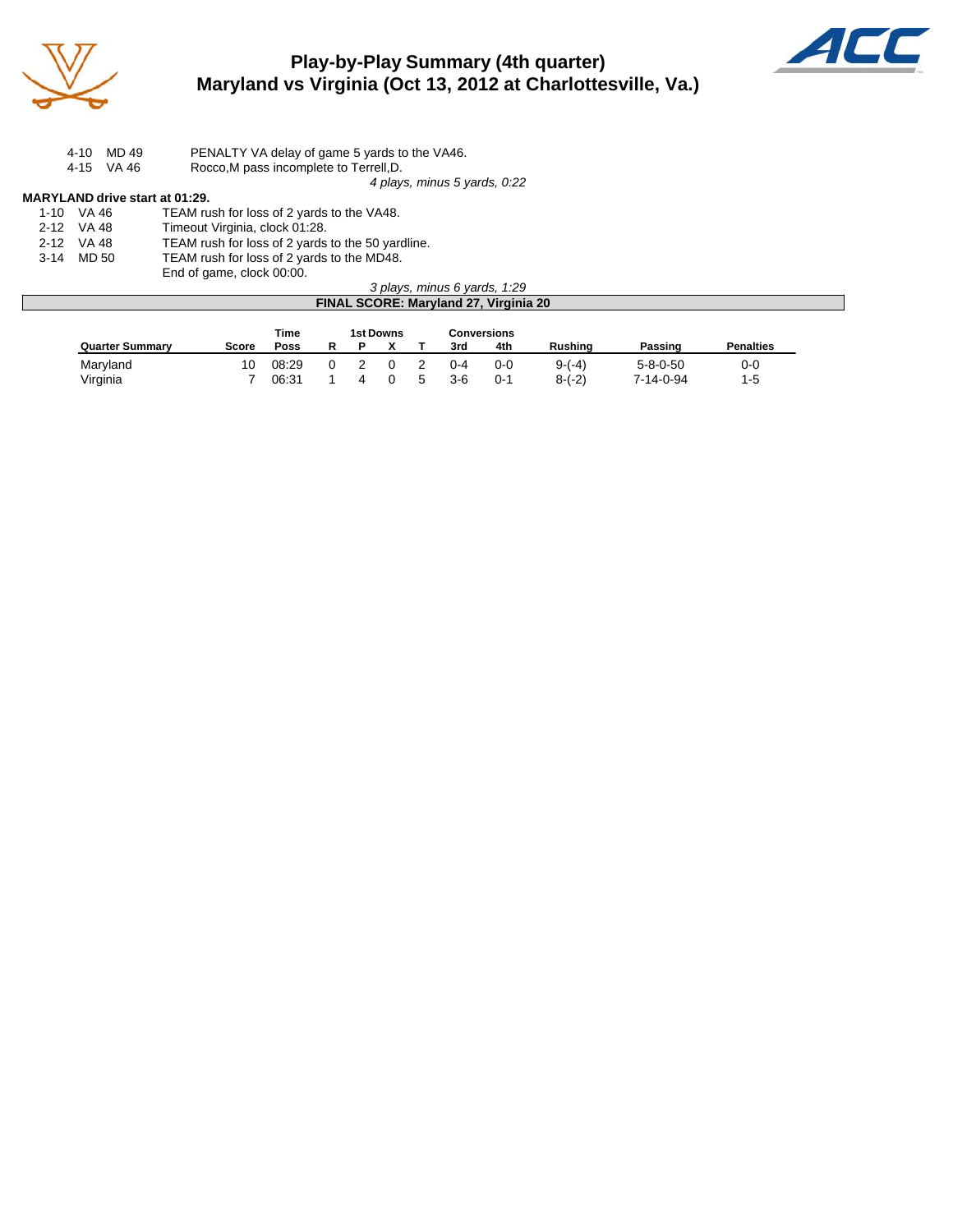# Play-by-Play Summary (4th quarter)
## Maryland vs Virginia (Oct 13, 2012 at Charlottesville, Va.)

| | | |
|---|---|---|
| 4-10 | MD 49 | PENALTY VA delay of game 5 yards to the VA46. |
| 4-15 | VA 46 | Rocco,M pass incomplete to Terrell,D. |

*4 plays, minus 5 yards, 0:22*

**MARYLAND drive start at 01:29.**

| | | |
|---|---|---|
| 1-10 | VA 46 | TEAM rush for loss of 2 yards to the VA48. |
| 2-12 | VA 48 | Timeout Virginia, clock 01:28. |
| 2-12 | VA 48 | TEAM rush for loss of 2 yards to the 50 yardline. |
| 3-14 | MD 50 | TEAM rush for loss of 2 yards to the MD48. |
| | | End of game, clock 00:00. |

*3 plays, minus 6 yards, 1:29*

**FINAL SCORE: Maryland 27, Virginia 20**

| Quarter Summary | Score | Time Poss | 1st Downs R | P | X | T | Conversions 3rd | 4th | Rushing | Passing | Penalties |
|---|---|---|---|---|---|---|---|---|---|---|---|
| Maryland | 10 | 08:29 | 0 | 2 | 0 | 2 | 0-4 | 0-0 | 9-(-4) | 5-8-0-50 | 0-0 |
| Virginia | 7 | 06:31 | 1 | 4 | 0 | 5 | 3-6 | 0-1 | 8-(-2) | 7-14-0-94 | 1-5 |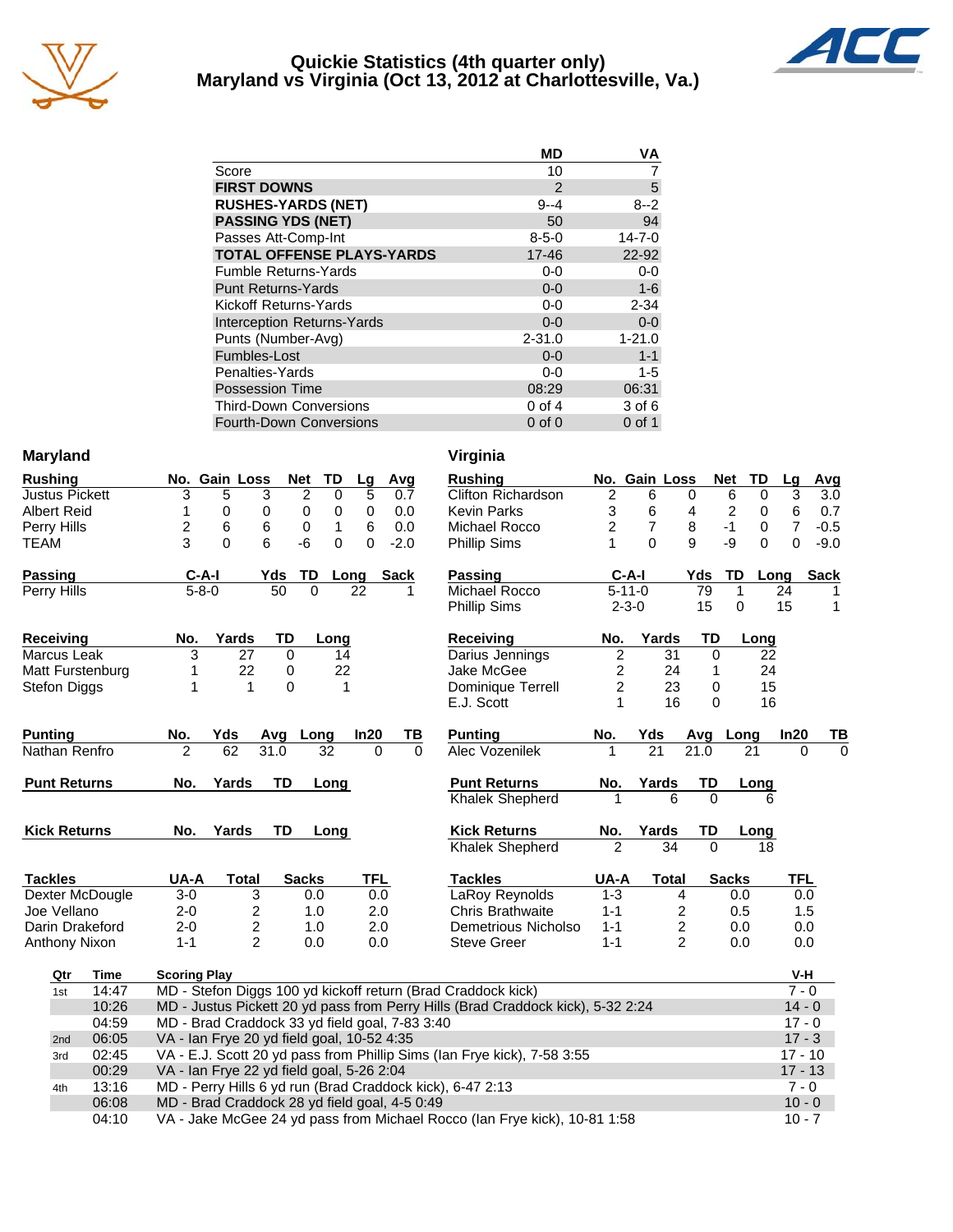# Quickie Statistics (4th quarter only)
## Maryland vs Virginia (Oct 13, 2012 at Charlottesville, Va.)

| | MD | VA |
|---|---|---|
| Score | 10 | 7 |
| **FIRST DOWNS** | 2 | 5 |
| **RUSHES-YARDS (NET)** | 9--4 | 8--2 |
| **PASSING YDS (NET)** | 50 | 94 |
| Passes Att-Comp-Int | 8-5-0 | 14-7-0 |
| **TOTAL OFFENSE PLAYS-YARDS** | 17-46 | 22-92 |
| Fumble Returns-Yards | 0-0 | 0-0 |
| Punt Returns-Yards | 0-0 | 1-6 |
| Kickoff Returns-Yards | 0-0 | 2-34 |
| Interception Returns-Yards | 0-0 | 0-0 |
| Punts (Number-Avg) | 2-31.0 | 1-21.0 |
| Fumbles-Lost | 0-0 | 1-1 |
| Penalties-Yards | 0-0 | 1-5 |
| Possession Time | 08:29 | 06:31 |
| Third-Down Conversions | 0 of 4 | 3 of 6 |
| Fourth-Down Conversions | 0 of 0 | 0 of 1 |

## Maryland

| Rushing | No. | Gain | Loss | Net | TD | Lg | Avg |
|---|---|---|---|---|---|---|---|
| Justus Pickett | 3 | 5 | 3 | 2 | 0 | 5 | 0.7 |
| Albert Reid | 1 | 0 | 0 | 0 | 0 | 0 | 0.0 |
| Perry Hills | 2 | 6 | 6 | 0 | 1 | 6 | 0.0 |
| TEAM | 3 | 0 | 6 | -6 | 0 | 0 | -2.0 |

| Passing | C-A-I | Yds | TD | Long | Sack |
|---|---|---|---|---|---|
| Perry Hills | 5-8-0 | 50 | 0 | 22 | 1 |

| Receiving | No. | Yards | TD | Long |
|---|---|---|---|---|
| Marcus Leak | 3 | 27 | 0 | 14 |
| Matt Furstenburg | 1 | 22 | 0 | 22 |
| Stefon Diggs | 1 | 1 | 0 | 1 |

| Punting | No. | Yds | Avg | Long | In20 | TB |
|---|---|---|---|---|---|---|
| Nathan Renfro | 2 | 62 | 31.0 | 32 | 0 | 0 |

| Punt Returns | No. | Yards | TD | Long |
|---|---|---|---|---|

| Kick Returns | No. | Yards | TD | Long |
|---|---|---|---|---|

| Tackles | UA-A | Total | Sacks | TFL |
|---|---|---|---|---|
| Dexter McDougle | 3-0 | 3 | 0.0 | 0.0 |
| Joe Vellano | 2-0 | 2 | 1.0 | 2.0 |
| Darin Drakeford | 2-0 | 2 | 1.0 | 2.0 |
| Anthony Nixon | 1-1 | 2 | 0.0 | 0.0 |

## Virginia

| Rushing | No. | Gain | Loss | Net | TD | Lg | Avg |
|---|---|---|---|---|---|---|---|
| Clifton Richardson | 2 | 6 | 0 | 6 | 0 | 3 | 3.0 |
| Kevin Parks | 3 | 6 | 4 | 2 | 0 | 6 | 0.7 |
| Michael Rocco | 2 | 7 | 8 | -1 | 0 | 7 | -0.5 |
| Phillip Sims | 1 | 0 | 9 | -9 | 0 | 0 | -9.0 |

| Passing | C-A-I | Yds | TD | Long | Sack |
|---|---|---|---|---|---|
| Michael Rocco | 5-11-0 | 79 | 1 | 24 | 1 |
| Phillip Sims | 2-3-0 | 15 | 0 | 15 | 1 |

| Receiving | No. | Yards | TD | Long |
|---|---|---|---|---|
| Darius Jennings | 2 | 31 | 0 | 22 |
| Jake McGee | 2 | 24 | 1 | 24 |
| Dominique Terrell | 2 | 23 | 0 | 15 |
| E.J. Scott | 1 | 16 | 0 | 16 |

| Punting | No. | Yds | Avg | Long | In20 | TB |
|---|---|---|---|---|---|---|
| Alec Vozenilek | 1 | 21 | 21.0 | 21 | 0 | 0 |

| Punt Returns | No. | Yards | TD | Long |
|---|---|---|---|---|
| Khalek Shepherd | 1 | 6 | 0 | 6 |

| Kick Returns | No. | Yards | TD | Long |
|---|---|---|---|---|
| Khalek Shepherd | 2 | 34 | 0 | 18 |

| Tackles | UA-A | Total | Sacks | TFL |
|---|---|---|---|---|
| LaRoy Reynolds | 1-3 | 4 | 0.0 | 0.0 |
| Chris Brathwaite | 1-1 | 2 | 0.5 | 1.5 |
| Demetrious Nicholso | 1-1 | 2 | 0.0 | 0.0 |
| Steve Greer | 1-1 | 2 | 0.0 | 0.0 |

## Scoring Plays

| Qtr | Time | Scoring Play | V-H |
|---|---|---|---|
| 1st | 14:47 | MD - Stefon Diggs 100 yd kickoff return (Brad Craddock kick) | 7 - 0 |
| | 10:26 | MD - Justus Pickett 20 yd pass from Perry Hills (Brad Craddock kick), 5-32 2:24 | 14 - 0 |
| | 04:59 | MD - Brad Craddock 33 yd field goal, 7-83 3:40 | 17 - 0 |
| 2nd | 06:05 | VA - Ian Frye 20 yd field goal, 10-52 4:35 | 17 - 3 |
| 3rd | 02:45 | VA - E.J. Scott 20 yd pass from Phillip Sims (Ian Frye kick), 7-58 3:55 | 17 - 10 |
| | 00:29 | VA - Ian Frye 22 yd field goal, 5-26 2:04 | 17 - 13 |
| 4th | 13:16 | MD - Perry Hills 6 yd run (Brad Craddock kick), 6-47 2:13 | 7 - 0 |
| | 06:08 | MD - Brad Craddock 28 yd field goal, 4-5 0:49 | 10 - 0 |
| | 04:10 | VA - Jake McGee 24 yd pass from Michael Rocco (Ian Frye kick), 10-81 1:58 | 10 - 7 |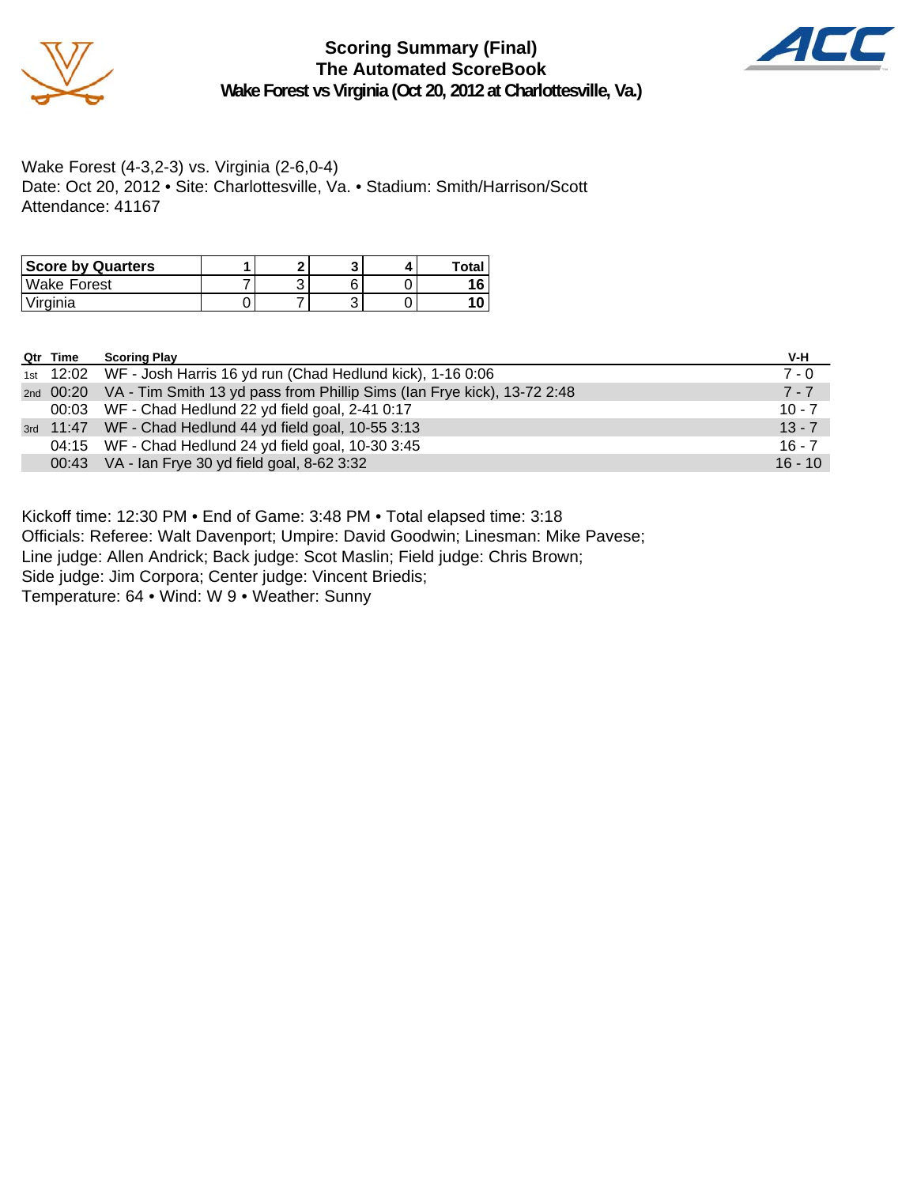# Scoring Summary (Final)
## The Automated ScoreBook
### Wake Forest vs Virginia (Oct 20, 2012 at Charlottesville, Va.)

Wake Forest (4-3,2-3) vs. Virginia (2-6,0-4)
Date: Oct 20, 2012 • Site: Charlottesville, Va. • Stadium: Smith/Harrison/Scott
Attendance: 41167

| Score by Quarters | 1 | 2 | 3 | 4 | Total |
|---|---|---|---|---|---|
| Wake Forest | 7 | 3 | 6 | 0 | **16** |
| Virginia | 0 | 7 | 3 | 0 | **10** |

| Qtr | Time | Scoring Play | V-H |
|---|---|---|---|
| 1st | 12:02 | WF - Josh Harris 16 yd run (Chad Hedlund kick), 1-16 0:06 | 7 - 0 |
| 2nd | 00:20 | VA - Tim Smith 13 yd pass from Phillip Sims (Ian Frye kick), 13-72 2:48 | 7 - 7 |
| | 00:03 | WF - Chad Hedlund 22 yd field goal, 2-41 0:17 | 10 - 7 |
| 3rd | 11:47 | WF - Chad Hedlund 44 yd field goal, 10-55 3:13 | 13 - 7 |
| | 04:15 | WF - Chad Hedlund 24 yd field goal, 10-30 3:45 | 16 - 7 |
| | 00:43 | VA - Ian Frye 30 yd field goal, 8-62 3:32 | 16 - 10 |

Kickoff time: 12:30 PM • End of Game: 3:48 PM • Total elapsed time: 3:18
Officials: Referee: Walt Davenport; Umpire: David Goodwin; Linesman: Mike Pavese;
Line judge: Allen Andrick; Back judge: Scot Maslin; Field judge: Chris Brown;
Side judge: Jim Corpora; Center judge: Vincent Briedis;
Temperature: 64 • Wind: W 9 • Weather: Sunny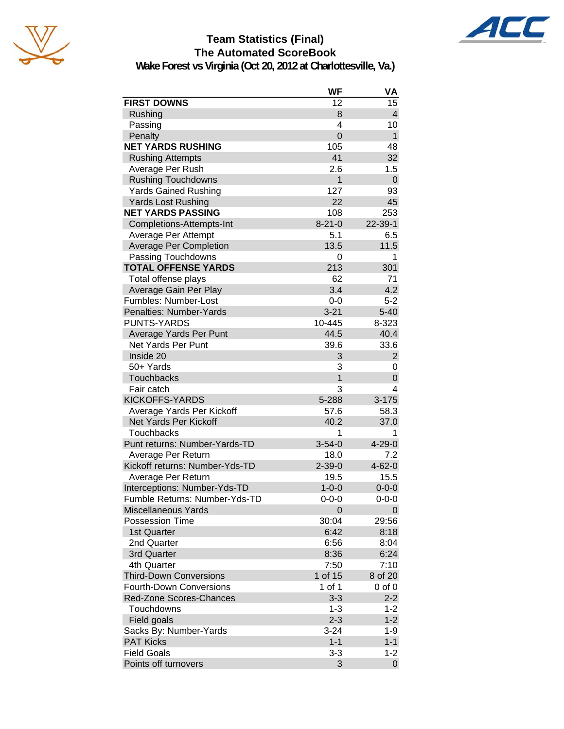# Team Statistics (Final)
## The Automated ScoreBook
### Wake Forest vs Virginia (Oct 20, 2012 at Charlottesville, Va.)

| | WF | VA |
|---|---|---|
| **FIRST DOWNS** | 12 | 15 |
| Rushing | 8 | 4 |
| Passing | 4 | 10 |
| Penalty | 0 | 1 |
| **NET YARDS RUSHING** | 105 | 48 |
| Rushing Attempts | 41 | 32 |
| Average Per Rush | 2.6 | 1.5 |
| Rushing Touchdowns | 1 | 0 |
| Yards Gained Rushing | 127 | 93 |
| Yards Lost Rushing | 22 | 45 |
| **NET YARDS PASSING** | 108 | 253 |
| Completions-Attempts-Int | 8-21-0 | 22-39-1 |
| Average Per Attempt | 5.1 | 6.5 |
| Average Per Completion | 13.5 | 11.5 |
| Passing Touchdowns | 0 | 1 |
| **TOTAL OFFENSE YARDS** | 213 | 301 |
| Total offense plays | 62 | 71 |
| Average Gain Per Play | 3.4 | 4.2 |
| Fumbles: Number-Lost | 0-0 | 5-2 |
| Penalties: Number-Yards | 3-21 | 5-40 |
| PUNTS-YARDS | 10-445 | 8-323 |
| Average Yards Per Punt | 44.5 | 40.4 |
| Net Yards Per Punt | 39.6 | 33.6 |
| Inside 20 | 3 | 2 |
| 50+ Yards | 3 | 0 |
| Touchbacks | 1 | 0 |
| Fair catch | 3 | 4 |
| KICKOFFS-YARDS | 5-288 | 3-175 |
| Average Yards Per Kickoff | 57.6 | 58.3 |
| Net Yards Per Kickoff | 40.2 | 37.0 |
| Touchbacks | 1 | 1 |
| Punt returns: Number-Yards-TD | 3-54-0 | 4-29-0 |
| Average Per Return | 18.0 | 7.2 |
| Kickoff returns: Number-Yds-TD | 2-39-0 | 4-62-0 |
| Average Per Return | 19.5 | 15.5 |
| Interceptions: Number-Yds-TD | 1-0-0 | 0-0-0 |
| Fumble Returns: Number-Yds-TD | 0-0-0 | 0-0-0 |
| Miscellaneous Yards | 0 | 0 |
| Possession Time | 30:04 | 29:56 |
| 1st Quarter | 6:42 | 8:18 |
| 2nd Quarter | 6:56 | 8:04 |
| 3rd Quarter | 8:36 | 6:24 |
| 4th Quarter | 7:50 | 7:10 |
| Third-Down Conversions | 1 of 15 | 8 of 20 |
| Fourth-Down Conversions | 1 of 1 | 0 of 0 |
| Red-Zone Scores-Chances | 3-3 | 2-2 |
| Touchdowns | 1-3 | 1-2 |
| Field goals | 2-3 | 1-2 |
| Sacks By: Number-Yards | 3-24 | 1-9 |
| PAT Kicks | 1-1 | 1-1 |
| Field Goals | 3-3 | 1-2 |
| Points off turnovers | 3 | 0 |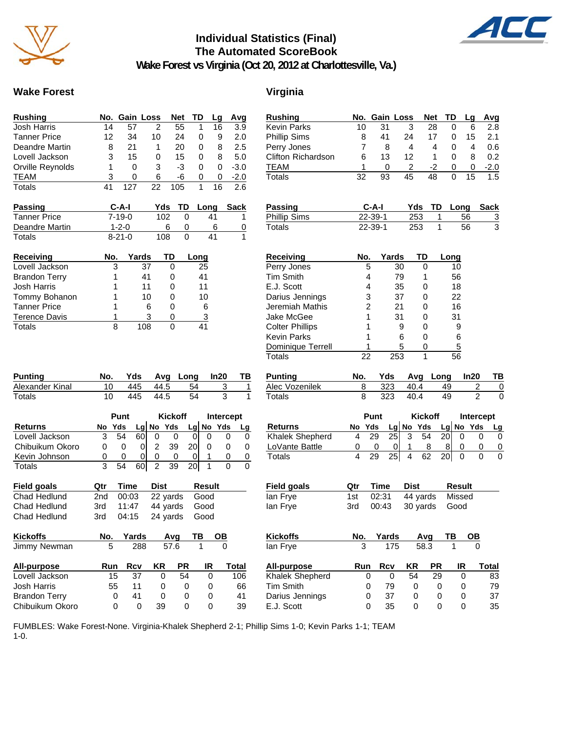# Individual Statistics (Final)
## The Automated ScoreBook
## Wake Forest vs Virginia (Oct 20, 2012 at Charlottesville, Va.)

## Wake Forest

| Rushing | No. | Gain | Loss | Net | TD | Lg | Avg |
|---|---|---|---|---|---|---|---|
| Josh Harris | 14 | 57 | 2 | 55 | 1 | 16 | 3.9 |
| Tanner Price | 12 | 34 | 10 | 24 | 0 | 9 | 2.0 |
| Deandre Martin | 8 | 21 | 1 | 20 | 0 | 8 | 2.5 |
| Lovell Jackson | 3 | 15 | 0 | 15 | 0 | 8 | 5.0 |
| Orville Reynolds | 1 | 0 | 3 | -3 | 0 | 0 | -3.0 |
| TEAM | 3 | 0 | 6 | -6 | 0 | 0 | -2.0 |
| Totals | 41 | 127 | 22 | 105 | 1 | 16 | 2.6 |

| Passing | C-A-I | Yds | TD | Long | Sack |
|---|---|---|---|---|---|
| Tanner Price | 7-19-0 | 102 | 0 | 41 | 1 |
| Deandre Martin | 1-2-0 | 6 | 0 | 6 | 0 |
| Totals | 8-21-0 | 108 | 0 | 41 | 1 |

| Receiving | No. | Yards | TD | Long |
|---|---|---|---|---|
| Lovell Jackson | 3 | 37 | 0 | 25 |
| Brandon Terry | 1 | 41 | 0 | 41 |
| Josh Harris | 1 | 11 | 0 | 11 |
| Tommy Bohanon | 1 | 10 | 0 | 10 |
| Tanner Price | 1 | 6 | 0 | 6 |
| Terence Davis | 1 | 3 | 0 | 3 |
| Totals | 8 | 108 | 0 | 41 |

| Punting | No. | Yds | Avg | Long | In20 | TB |
|---|---|---|---|---|---|---|
| Alexander Kinal | 10 | 445 | 44.5 | 54 | 3 | 1 |
| Totals | 10 | 445 | 44.5 | 54 | 3 | 1 |

| | Punt | | | Kickoff | | | Intercept | | |
|---|---|---|---|---|---|---|---|---|---|
| Returns | No | Yds | Lg | No | Yds | Lg | No | Yds | Lg |
| Lovell Jackson | 3 | 54 | 60 | 0 | 0 | 0 | 0 | 0 | 0 |
| Chibuikum Okoro | 0 | 0 | 0 | 2 | 39 | 20 | 0 | 0 | 0 |
| Kevin Johnson | 0 | 0 | 0 | 0 | 0 | 0 | 1 | 0 | 0 |
| Totals | 3 | 54 | 60 | 2 | 39 | 20 | 1 | 0 | 0 |

| Field goals | Qtr | Time | Dist | Result |
|---|---|---|---|---|
| Chad Hedlund | 2nd | 00:03 | 22 yards | Good |
| Chad Hedlund | 3rd | 11:47 | 44 yards | Good |
| Chad Hedlund | 3rd | 04:15 | 24 yards | Good |

| Kickoffs | No. | Yards | Avg | TB | OB |
|---|---|---|---|---|---|
| Jimmy Newman | 5 | 288 | 57.6 | 1 | 0 |

| All-purpose | Run | Rcv | KR | PR | IR | Total |
|---|---|---|---|---|---|---|
| Lovell Jackson | 15 | 37 | 0 | 54 | 0 | 106 |
| Josh Harris | 55 | 11 | 0 | 0 | 0 | 66 |
| Brandon Terry | 0 | 41 | 0 | 0 | 0 | 41 |
| Chibuikum Okoro | 0 | 0 | 39 | 0 | 0 | 39 |

## Virginia

| Rushing | No. | Gain | Loss | Net | TD | Lg | Avg |
|---|---|---|---|---|---|---|---|
| Kevin Parks | 10 | 31 | 3 | 28 | 0 | 6 | 2.8 |
| Phillip Sims | 8 | 41 | 24 | 17 | 0 | 15 | 2.1 |
| Perry Jones | 7 | 8 | 4 | 4 | 0 | 4 | 0.6 |
| Clifton Richardson | 6 | 13 | 12 | 1 | 0 | 8 | 0.2 |
| TEAM | 1 | 0 | 2 | -2 | 0 | 0 | -2.0 |
| Totals | 32 | 93 | 45 | 48 | 0 | 15 | 1.5 |

| Passing | C-A-I | Yds | TD | Long | Sack |
|---|---|---|---|---|---|
| Phillip Sims | 22-39-1 | 253 | 1 | 56 | 3 |
| Totals | 22-39-1 | 253 | 1 | 56 | 3 |

| Receiving | No. | Yards | TD | Long |
|---|---|---|---|---|
| Perry Jones | 5 | 30 | 0 | 10 |
| Tim Smith | 4 | 79 | 1 | 56 |
| E.J. Scott | 4 | 35 | 0 | 18 |
| Darius Jennings | 3 | 37 | 0 | 22 |
| Jeremiah Mathis | 2 | 21 | 0 | 16 |
| Jake McGee | 1 | 31 | 0 | 31 |
| Colter Phillips | 1 | 9 | 0 | 9 |
| Kevin Parks | 1 | 6 | 0 | 6 |
| Dominique Terrell | 1 | 5 | 0 | 5 |
| Totals | 22 | 253 | 1 | 56 |

| Punting | No. | Yds | Avg | Long | In20 | TB |
|---|---|---|---|---|---|---|
| Alec Vozenilek | 8 | 323 | 40.4 | 49 | 2 | 0 |
| Totals | 8 | 323 | 40.4 | 49 | 2 | 0 |

| | Punt | | | Kickoff | | | Intercept | | |
|---|---|---|---|---|---|---|---|---|---|
| Returns | No | Yds | Lg | No | Yds | Lg | No | Yds | Lg |
| Khalek Shepherd | 4 | 29 | 25 | 3 | 54 | 20 | 0 | 0 | 0 |
| LoVante Battle | 0 | 0 | 0 | 1 | 8 | 8 | 0 | 0 | 0 |
| Totals | 4 | 29 | 25 | 4 | 62 | 20 | 0 | 0 | 0 |

| Field goals | Qtr | Time | Dist | Result |
|---|---|---|---|---|
| Ian Frye | 1st | 02:31 | 44 yards | Missed |
| Ian Frye | 3rd | 00:43 | 30 yards | Good |

| Kickoffs | No. | Yards | Avg | TB | OB |
|---|---|---|---|---|---|
| Ian Frye | 3 | 175 | 58.3 | 1 | 0 |

| All-purpose | Run | Rcv | KR | PR | IR | Total |
|---|---|---|---|---|---|---|
| Khalek Shepherd | 0 | 0 | 54 | 29 | 0 | 83 |
| Tim Smith | 0 | 79 | 0 | 0 | 0 | 79 |
| Darius Jennings | 0 | 37 | 0 | 0 | 0 | 37 |
| E.J. Scott | 0 | 35 | 0 | 0 | 0 | 35 |

FUMBLES: Wake Forest-None. Virginia-Khalek Shepherd 2-1; Phillip Sims 1-0; Kevin Parks 1-1; TEAM 1-0.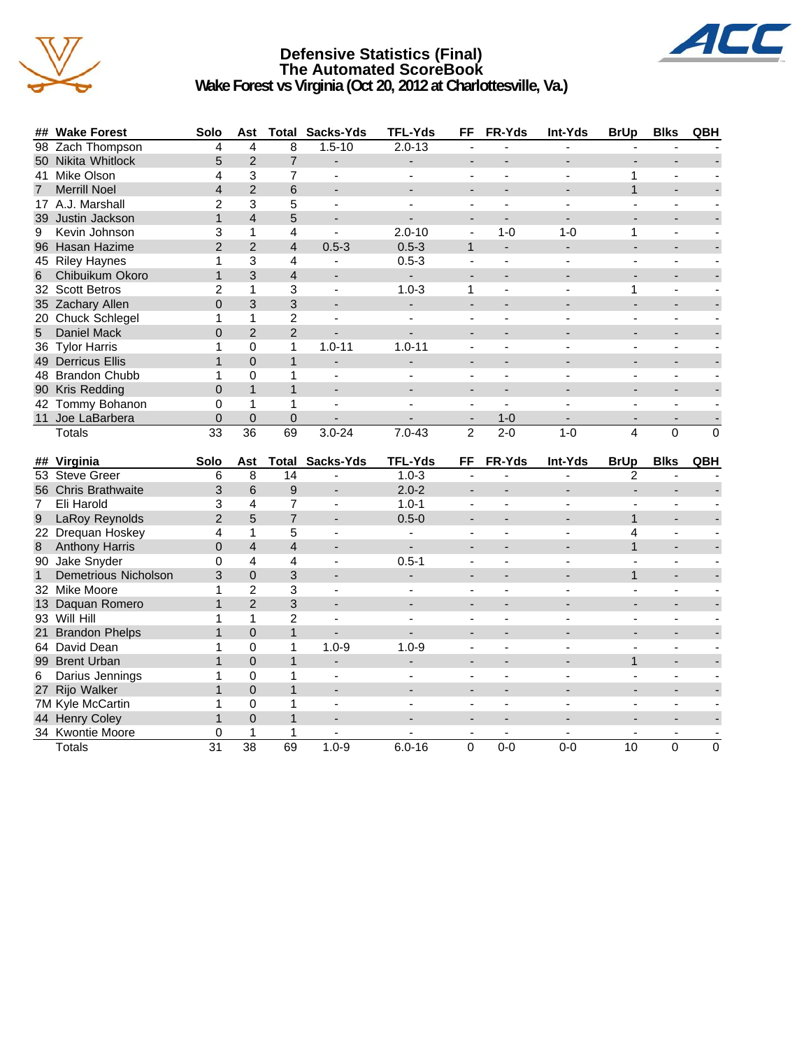# Defensive Statistics (Final)
## The Automated ScoreBook
### Wake Forest vs Virginia (Oct 20, 2012 at Charlottesville, Va.)

| ## | Wake Forest | Solo | Ast | Total | Sacks-Yds | TFL-Yds | FF | FR-Yds | Int-Yds | BrUp | Blks | QBH |
|---|---|---|---|---|---|---|---|---|---|---|---|---|
| 98 | Zach Thompson | 4 | 4 | 8 | 1.5-10 | 2.0-13 | - | - | - | - | - | - |
| 50 | Nikita Whitlock | 5 | 2 | 7 | - | - | - | - | - | - | - | - |
| 41 | Mike Olson | 4 | 3 | 7 | - | - | - | - | - | 1 | - | - |
| 7 | Merrill Noel | 4 | 2 | 6 | - | - | - | - | - | 1 | - | - |
| 17 | A.J. Marshall | 2 | 3 | 5 | - | - | - | - | - | - | - | - |
| 39 | Justin Jackson | 1 | 4 | 5 | - | - | - | - | - | - | - | - |
| 9 | Kevin Johnson | 3 | 1 | 4 | - | 2.0-10 | - | 1-0 | 1-0 | 1 | - | - |
| 96 | Hasan Hazime | 2 | 2 | 4 | 0.5-3 | 0.5-3 | 1 | - | - | - | - | - |
| 45 | Riley Haynes | 1 | 3 | 4 | - | 0.5-3 | - | - | - | - | - | - |
| 6 | Chibuikum Okoro | 1 | 3 | 4 | - | - | - | - | - | - | - | - |
| 32 | Scott Betros | 2 | 1 | 3 | - | 1.0-3 | 1 | - | - | 1 | - | - |
| 35 | Zachary Allen | 0 | 3 | 3 | - | - | - | - | - | - | - | - |
| 20 | Chuck Schlegel | 1 | 1 | 2 | - | - | - | - | - | - | - | - |
| 5 | Daniel Mack | 0 | 2 | 2 | - | - | - | - | - | - | - | - |
| 36 | Tylor Harris | 1 | 0 | 1 | 1.0-11 | 1.0-11 | - | - | - | - | - | - |
| 49 | Derricus Ellis | 1 | 0 | 1 | - | - | - | - | - | - | - | - |
| 48 | Brandon Chubb | 1 | 0 | 1 | - | - | - | - | - | - | - | - |
| 90 | Kris Redding | 0 | 1 | 1 | - | - | - | - | - | - | - | - |
| 42 | Tommy Bohanon | 0 | 1 | 1 | - | - | - | - | - | - | - | - |
| 11 | Joe LaBarbera | 0 | 0 | 0 | - | - | - | 1-0 | - | - | - | - |
| | Totals | 33 | 36 | 69 | 3.0-24 | 7.0-43 | 2 | 2-0 | 1-0 | 4 | 0 | 0 |

| ## | Virginia | Solo | Ast | Total | Sacks-Yds | TFL-Yds | FF | FR-Yds | Int-Yds | BrUp | Blks | QBH |
|---|---|---|---|---|---|---|---|---|---|---|---|---|
| 53 | Steve Greer | 6 | 8 | 14 | - | 1.0-3 | - | - | - | 2 | - | - |
| 56 | Chris Brathwaite | 3 | 6 | 9 | - | 2.0-2 | - | - | - | - | - | - |
| 7 | Eli Harold | 3 | 4 | 7 | - | 1.0-1 | - | - | - | - | - | - |
| 9 | LaRoy Reynolds | 2 | 5 | 7 | - | 0.5-0 | - | - | - | 1 | - | - |
| 22 | Drequan Hoskey | 4 | 1 | 5 | - | - | - | - | - | 4 | - | - |
| 8 | Anthony Harris | 0 | 4 | 4 | - | - | - | - | - | 1 | - | - |
| 90 | Jake Snyder | 0 | 4 | 4 | - | 0.5-1 | - | - | - | - | - | - |
| 1 | Demetrious Nicholson | 3 | 0 | 3 | - | - | - | - | - | 1 | - | - |
| 32 | Mike Moore | 1 | 2 | 3 | - | - | - | - | - | - | - | - |
| 13 | Daquan Romero | 1 | 2 | 3 | - | - | - | - | - | - | - | - |
| 93 | Will Hill | 1 | 1 | 2 | - | - | - | - | - | - | - | - |
| 21 | Brandon Phelps | 1 | 0 | 1 | - | - | - | - | - | - | - | - |
| 64 | David Dean | 1 | 0 | 1 | 1.0-9 | 1.0-9 | - | - | - | - | - | - |
| 99 | Brent Urban | 1 | 0 | 1 | - | - | - | - | - | 1 | - | - |
| 6 | Darius Jennings | 1 | 0 | 1 | - | - | - | - | - | - | - | - |
| 27 | Rijo Walker | 1 | 0 | 1 | - | - | - | - | - | - | - | - |
| 7M | Kyle McCartin | 1 | 0 | 1 | - | - | - | - | - | - | - | - |
| 44 | Henry Coley | 1 | 0 | 1 | - | - | - | - | - | - | - | - |
| 34 | Kwontie Moore | 0 | 1 | 1 | - | - | - | - | - | - | - | - |
| | Totals | 31 | 38 | 69 | 1.0-9 | 6.0-16 | 0 | 0-0 | 0-0 | 10 | 0 | 0 |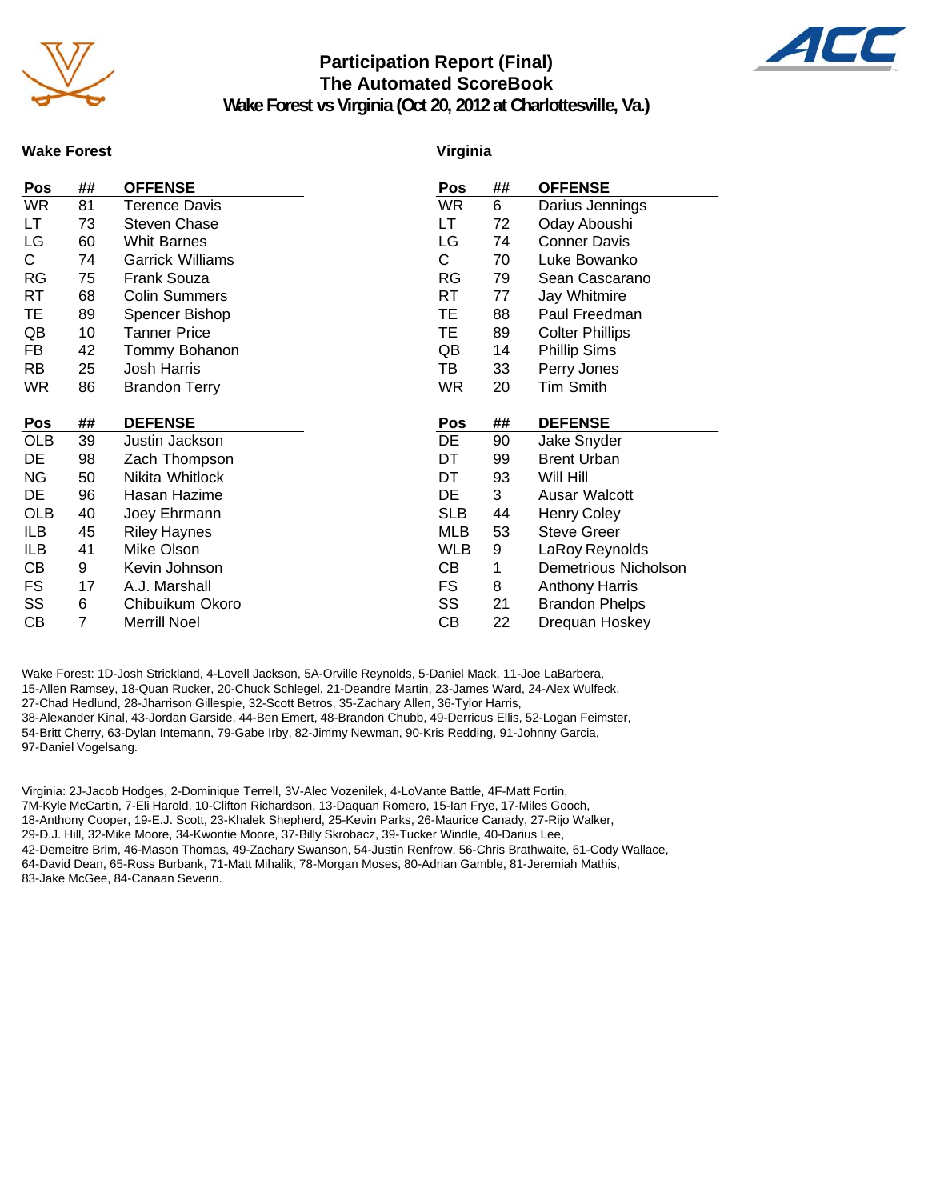# Participation Report (Final)
## The Automated ScoreBook
### Wake Forest vs Virginia (Oct 20, 2012 at Charlottesville, Va.)

**Wake Forest**

| Pos | ## | OFFENSE |
|---|---|---|
| WR | 81 | Terence Davis |
| LT | 73 | Steven Chase |
| LG | 60 | Whit Barnes |
| C | 74 | Garrick Williams |
| RG | 75 | Frank Souza |
| RT | 68 | Colin Summers |
| TE | 89 | Spencer Bishop |
| QB | 10 | Tanner Price |
| FB | 42 | Tommy Bohanon |
| RB | 25 | Josh Harris |
| WR | 86 | Brandon Terry |

| Pos | ## | DEFENSE |
|---|---|---|
| OLB | 39 | Justin Jackson |
| DE | 98 | Zach Thompson |
| NG | 50 | Nikita Whitlock |
| DE | 96 | Hasan Hazime |
| OLB | 40 | Joey Ehrmann |
| ILB | 45 | Riley Haynes |
| ILB | 41 | Mike Olson |
| CB | 9 | Kevin Johnson |
| FS | 17 | A.J. Marshall |
| SS | 6 | Chibuikum Okoro |
| CB | 7 | Merrill Noel |

**Virginia**

| Pos | ## | OFFENSE |
|---|---|---|
| WR | 6 | Darius Jennings |
| LT | 72 | Oday Aboushi |
| LG | 74 | Conner Davis |
| C | 70 | Luke Bowanko |
| RG | 79 | Sean Cascarano |
| RT | 77 | Jay Whitmire |
| TE | 88 | Paul Freedman |
| TE | 89 | Colter Phillips |
| QB | 14 | Phillip Sims |
| TB | 33 | Perry Jones |
| WR | 20 | Tim Smith |

| Pos | ## | DEFENSE |
|---|---|---|
| DE | 90 | Jake Snyder |
| DT | 99 | Brent Urban |
| DT | 93 | Will Hill |
| DE | 3 | Ausar Walcott |
| SLB | 44 | Henry Coley |
| MLB | 53 | Steve Greer |
| WLB | 9 | LaRoy Reynolds |
| CB | 1 | Demetrious Nicholson |
| FS | 8 | Anthony Harris |
| SS | 21 | Brandon Phelps |
| CB | 22 | Drequan Hoskey |

Wake Forest: 1D-Josh Strickland, 4-Lovell Jackson, 5A-Orville Reynolds, 5-Daniel Mack, 11-Joe LaBarbera, 15-Allen Ramsey, 18-Quan Rucker, 20-Chuck Schlegel, 21-Deandre Martin, 23-James Ward, 24-Alex Wulfeck, 27-Chad Hedlund, 28-Jharrison Gillespie, 32-Scott Betros, 35-Zachary Allen, 36-Tylor Harris, 38-Alexander Kinal, 43-Jordan Garside, 44-Ben Emert, 48-Brandon Chubb, 49-Derricus Ellis, 52-Logan Feimster, 54-Britt Cherry, 63-Dylan Intemann, 79-Gabe Irby, 82-Jimmy Newman, 90-Kris Redding, 91-Johnny Garcia, 97-Daniel Vogelsang.

Virginia: 2J-Jacob Hodges, 2-Dominique Terrell, 3V-Alec Vozenilek, 4-LoVante Battle, 4F-Matt Fortin, 7M-Kyle McCartin, 7-Eli Harold, 10-Clifton Richardson, 13-Daquan Romero, 15-Ian Frye, 17-Miles Gooch, 18-Anthony Cooper, 19-E.J. Scott, 23-Khalek Shepherd, 25-Kevin Parks, 26-Maurice Canady, 27-Rijo Walker, 29-D.J. Hill, 32-Mike Moore, 34-Kwontie Moore, 37-Billy Skrobacz, 39-Tucker Windle, 40-Darius Lee, 42-Demeitre Brim, 46-Mason Thomas, 49-Zachary Swanson, 54-Justin Renfrow, 56-Chris Brathwaite, 61-Cody Wallace, 64-David Dean, 65-Ross Burbank, 71-Matt Mihalik, 78-Morgan Moses, 80-Adrian Gamble, 81-Jeremiah Mathis, 83-Jake McGee, 84-Canaan Severin.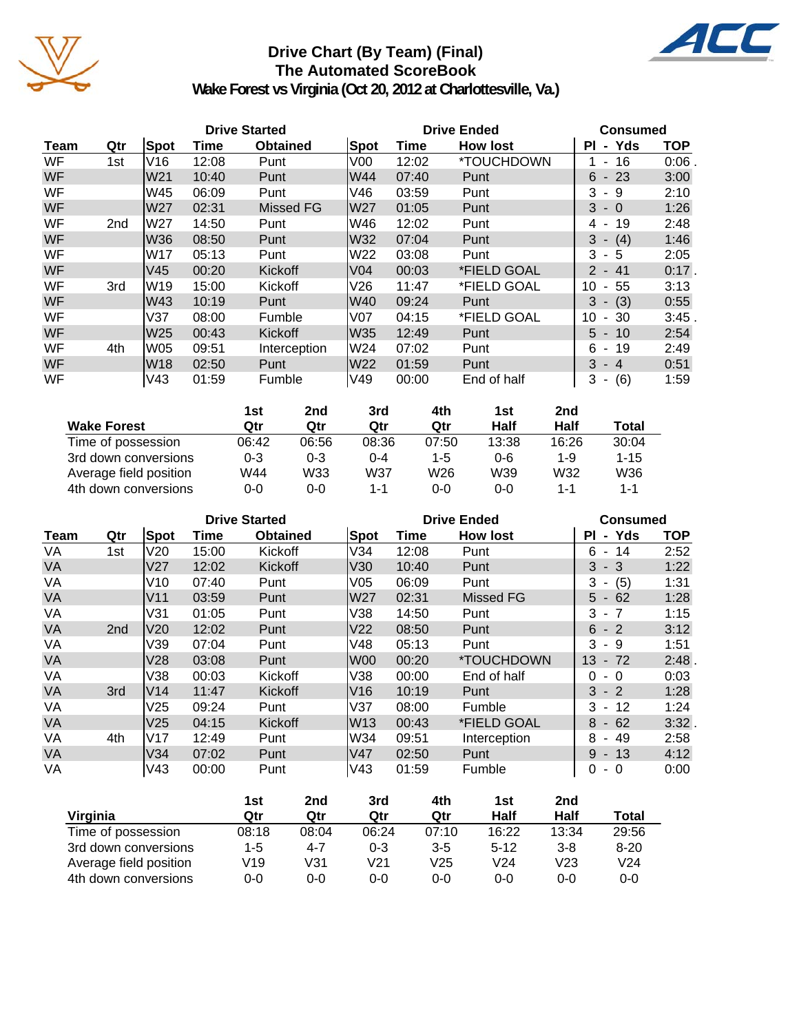# Drive Chart (By Team) (Final)
## The Automated ScoreBook
### Wake Forest vs Virginia (Oct 20, 2012 at Charlottesville, Va.)

| | | Drive Started | | | Drive Ended | | | Consumed | |
|---|---|---|---|---|---|---|---|---|---|
| Team | Qtr | Spot | Time | Obtained | Spot | Time | How lost | Pl - Yds | TOP |
| WF | 1st | V16 | 12:08 | Punt | V00 | 12:02 | *TOUCHDOWN | 1 - 16 | 0:06 . |
| WF | | W21 | 10:40 | Punt | W44 | 07:40 | Punt | 6 - 23 | 3:00 |
| WF | | W45 | 06:09 | Punt | V46 | 03:59 | Punt | 3 - 9 | 2:10 |
| WF | | W27 | 02:31 | Missed FG | W27 | 01:05 | Punt | 3 - 0 | 1:26 |
| WF | 2nd | W27 | 14:50 | Punt | W46 | 12:02 | Punt | 4 - 19 | 2:48 |
| WF | | W36 | 08:50 | Punt | W32 | 07:04 | Punt | 3 - (4) | 1:46 |
| WF | | W17 | 05:13 | Punt | W22 | 03:08 | Punt | 3 - 5 | 2:05 |
| WF | | V45 | 00:20 | Kickoff | V04 | 00:03 | *FIELD GOAL | 2 - 41 | 0:17 . |
| WF | 3rd | W19 | 15:00 | Kickoff | V26 | 11:47 | *FIELD GOAL | 10 - 55 | 3:13 |
| WF | | W43 | 10:19 | Punt | W40 | 09:24 | Punt | 3 - (3) | 0:55 |
| WF | | V37 | 08:00 | Fumble | V07 | 04:15 | *FIELD GOAL | 10 - 30 | 3:45 . |
| WF | | W25 | 00:43 | Kickoff | W35 | 12:49 | Punt | 5 - 10 | 2:54 |
| WF | 4th | W05 | 09:51 | Interception | W24 | 07:02 | Punt | 6 - 19 | 2:49 |
| WF | | W18 | 02:50 | Punt | W22 | 01:59 | Punt | 3 - 4 | 0:51 |
| WF | | V43 | 01:59 | Fumble | V49 | 00:00 | End of half | 3 - (6) | 1:59 |

| Wake Forest | 1st Qtr | 2nd Qtr | 3rd Qtr | 4th Qtr | 1st Half | 2nd Half | Total |
|---|---|---|---|---|---|---|---|
| Time of possession | 06:42 | 06:56 | 08:36 | 07:50 | 13:38 | 16:26 | 30:04 |
| 3rd down conversions | 0-3 | 0-3 | 0-4 | 1-5 | 0-6 | 1-9 | 1-15 |
| Average field position | W44 | W33 | W37 | W26 | W39 | W32 | W36 |
| 4th down conversions | 0-0 | 0-0 | 1-1 | 0-0 | 0-0 | 1-1 | 1-1 |

| | | Drive Started | | | Drive Ended | | | Consumed | |
|---|---|---|---|---|---|---|---|---|---|
| Team | Qtr | Spot | Time | Obtained | Spot | Time | How lost | Pl - Yds | TOP |
| VA | 1st | V20 | 15:00 | Kickoff | V34 | 12:08 | Punt | 6 - 14 | 2:52 |
| VA | | V27 | 12:02 | Kickoff | V30 | 10:40 | Punt | 3 - 3 | 1:22 |
| VA | | V10 | 07:40 | Punt | V05 | 06:09 | Punt | 3 - (5) | 1:31 |
| VA | | V11 | 03:59 | Punt | W27 | 02:31 | Missed FG | 5 - 62 | 1:28 |
| VA | | V31 | 01:05 | Punt | V38 | 14:50 | Punt | 3 - 7 | 1:15 |
| VA | 2nd | V20 | 12:02 | Punt | V22 | 08:50 | Punt | 6 - 2 | 3:12 |
| VA | | V39 | 07:04 | Punt | V48 | 05:13 | Punt | 3 - 9 | 1:51 |
| VA | | V28 | 03:08 | Punt | W00 | 00:20 | *TOUCHDOWN | 13 - 72 | 2:48 . |
| VA | | V38 | 00:03 | Kickoff | V38 | 00:00 | End of half | 0 - 0 | 0:03 |
| VA | 3rd | V14 | 11:47 | Kickoff | V16 | 10:19 | Punt | 3 - 2 | 1:28 |
| VA | | V25 | 09:24 | Punt | V37 | 08:00 | Fumble | 3 - 12 | 1:24 |
| VA | | V25 | 04:15 | Kickoff | W13 | 00:43 | *FIELD GOAL | 8 - 62 | 3:32 . |
| VA | 4th | V17 | 12:49 | Punt | W34 | 09:51 | Interception | 8 - 49 | 2:58 |
| VA | | V34 | 07:02 | Punt | V47 | 02:50 | Punt | 9 - 13 | 4:12 |
| VA | | V43 | 00:00 | Punt | V43 | 01:59 | Fumble | 0 - 0 | 0:00 |

| Virginia | 1st Qtr | 2nd Qtr | 3rd Qtr | 4th Qtr | 1st Half | 2nd Half | Total |
|---|---|---|---|---|---|---|---|
| Time of possession | 08:18 | 08:04 | 06:24 | 07:10 | 16:22 | 13:34 | 29:56 |
| 3rd down conversions | 1-5 | 4-7 | 0-3 | 3-5 | 5-12 | 3-8 | 8-20 |
| Average field position | V19 | V31 | V21 | V25 | V24 | V23 | V24 |
| 4th down conversions | 0-0 | 0-0 | 0-0 | 0-0 | 0-0 | 0-0 | 0-0 |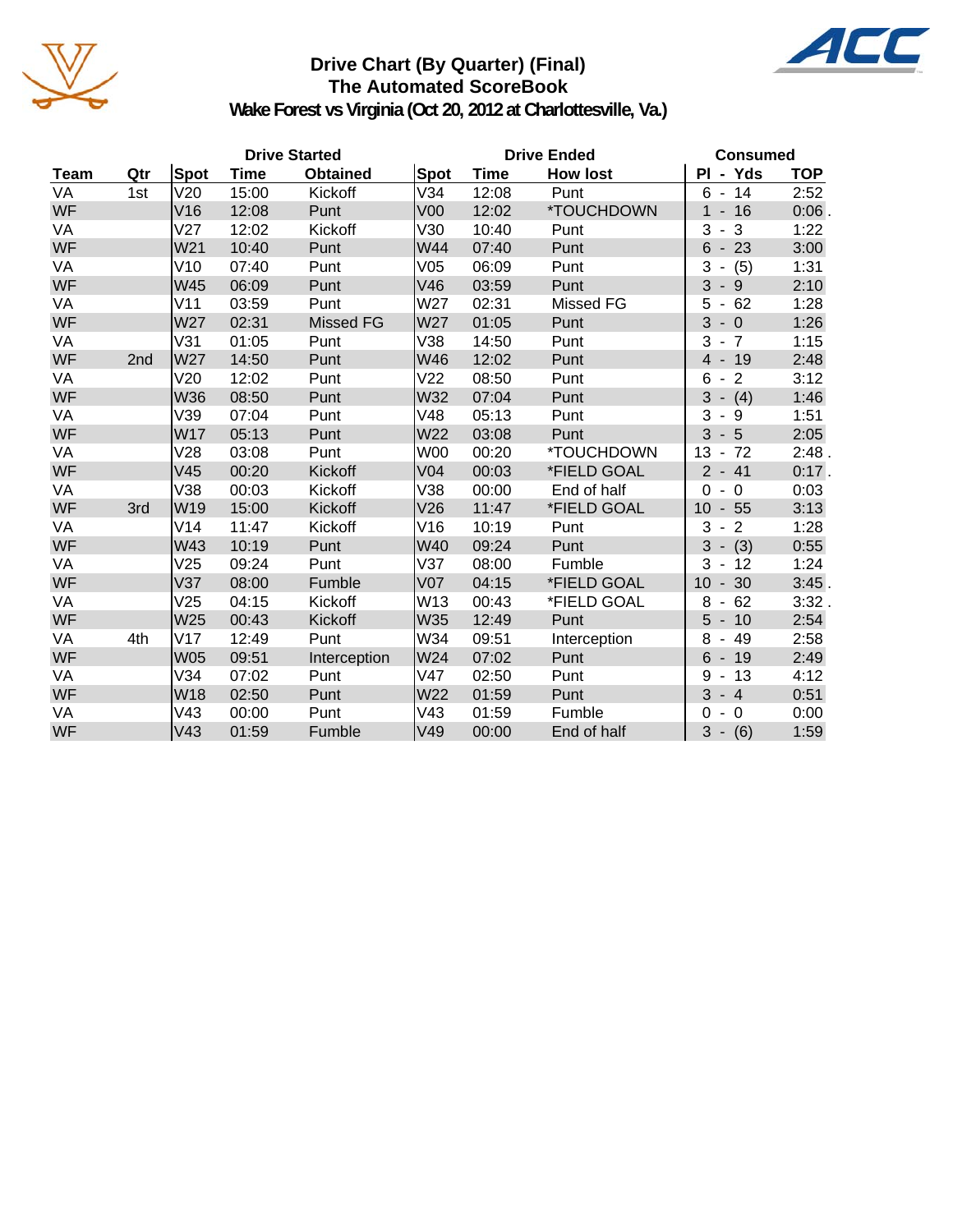# Drive Chart (By Quarter) (Final)
## The Automated ScoreBook
### Wake Forest vs Virginia (Oct 20, 2012 at Charlottesville, Va.)

| Team | Qtr | Drive Started | | | Drive Ended | | | Consumed | |
|---|---|---|---|---|---|---|---|---|---|
| | | Spot | Time | Obtained | Spot | Time | How lost | Pl - Yds | TOP |
| VA | 1st | V20 | 15:00 | Kickoff | V34 | 12:08 | Punt | 6 - 14 | 2:52 |
| WF | | V16 | 12:08 | Punt | V00 | 12:02 | *TOUCHDOWN | 1 - 16 | 0:06 . |
| VA | | V27 | 12:02 | Kickoff | V30 | 10:40 | Punt | 3 - 3 | 1:22 |
| WF | | W21 | 10:40 | Punt | W44 | 07:40 | Punt | 6 - 23 | 3:00 |
| VA | | V10 | 07:40 | Punt | V05 | 06:09 | Punt | 3 - (5) | 1:31 |
| WF | | W45 | 06:09 | Punt | V46 | 03:59 | Punt | 3 - 9 | 2:10 |
| VA | | V11 | 03:59 | Punt | W27 | 02:31 | Missed FG | 5 - 62 | 1:28 |
| WF | | W27 | 02:31 | Missed FG | W27 | 01:05 | Punt | 3 - 0 | 1:26 |
| VA | | V31 | 01:05 | Punt | V38 | 14:50 | Punt | 3 - 7 | 1:15 |
| WF | 2nd | W27 | 14:50 | Punt | W46 | 12:02 | Punt | 4 - 19 | 2:48 |
| VA | | V20 | 12:02 | Punt | V22 | 08:50 | Punt | 6 - 2 | 3:12 |
| WF | | W36 | 08:50 | Punt | W32 | 07:04 | Punt | 3 - (4) | 1:46 |
| VA | | V39 | 07:04 | Punt | V48 | 05:13 | Punt | 3 - 9 | 1:51 |
| WF | | W17 | 05:13 | Punt | W22 | 03:08 | Punt | 3 - 5 | 2:05 |
| VA | | V28 | 03:08 | Punt | W00 | 00:20 | *TOUCHDOWN | 13 - 72 | 2:48 . |
| WF | | V45 | 00:20 | Kickoff | V04 | 00:03 | *FIELD GOAL | 2 - 41 | 0:17 . |
| VA | | V38 | 00:03 | Kickoff | V38 | 00:00 | End of half | 0 - 0 | 0:03 |
| WF | 3rd | W19 | 15:00 | Kickoff | V26 | 11:47 | *FIELD GOAL | 10 - 55 | 3:13 |
| VA | | V14 | 11:47 | Kickoff | V16 | 10:19 | Punt | 3 - 2 | 1:28 |
| WF | | W43 | 10:19 | Punt | W40 | 09:24 | Punt | 3 - (3) | 0:55 |
| VA | | V25 | 09:24 | Punt | V37 | 08:00 | Fumble | 3 - 12 | 1:24 |
| WF | | V37 | 08:00 | Fumble | V07 | 04:15 | *FIELD GOAL | 10 - 30 | 3:45 . |
| VA | | V25 | 04:15 | Kickoff | W13 | 00:43 | *FIELD GOAL | 8 - 62 | 3:32 . |
| WF | | W25 | 00:43 | Kickoff | W35 | 12:49 | Punt | 5 - 10 | 2:54 |
| VA | 4th | V17 | 12:49 | Punt | W34 | 09:51 | Interception | 8 - 49 | 2:58 |
| WF | | W05 | 09:51 | Interception | W24 | 07:02 | Punt | 6 - 19 | 2:49 |
| VA | | V34 | 07:02 | Punt | V47 | 02:50 | Punt | 9 - 13 | 4:12 |
| WF | | W18 | 02:50 | Punt | W22 | 01:59 | Punt | 3 - 4 | 0:51 |
| VA | | V43 | 00:00 | Punt | V43 | 01:59 | Fumble | 0 - 0 | 0:00 |
| WF | | V43 | 01:59 | Fumble | V49 | 00:00 | End of half | 3 - (6) | 1:59 |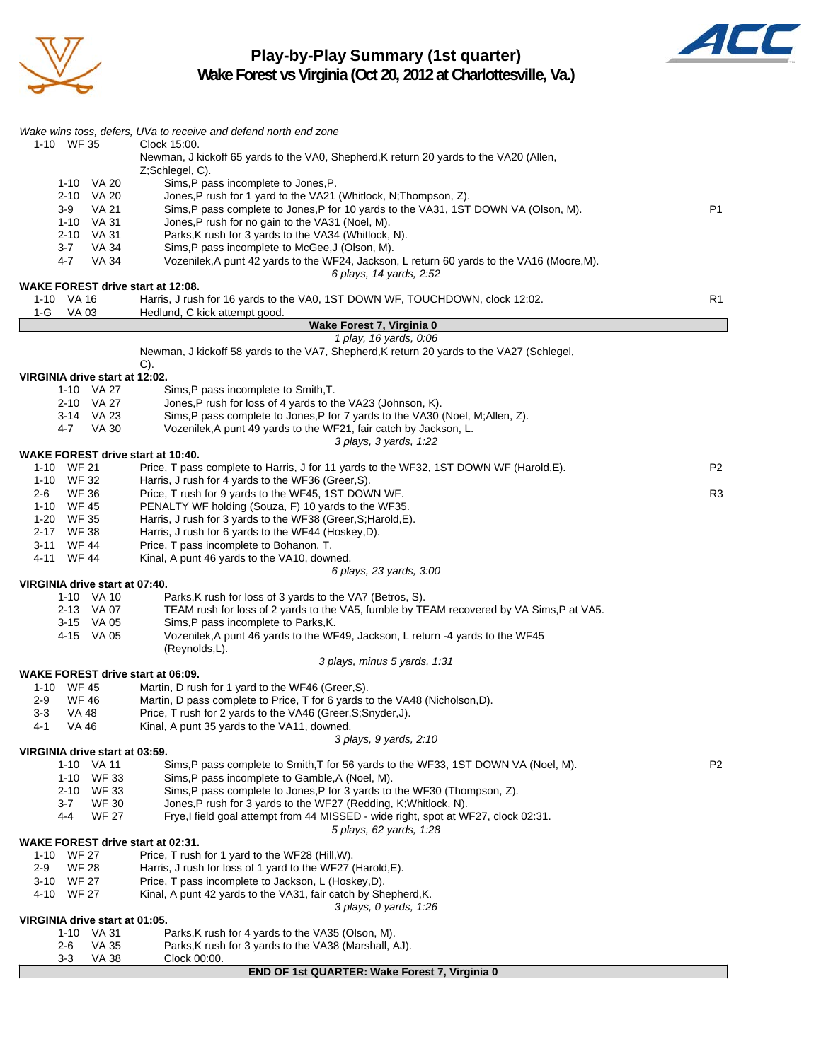# Play-by-Play Summary (1st quarter)
## Wake Forest vs Virginia (Oct 20, 2012 at Charlottesville, Va.)

*Wake wins toss, defers, UVa to receive and defend north end zone*

| Down | Spot | Play | |
|---|---|---|---|
| 1-10 | WF 35 | Clock 15:00. Newman, J kickoff 65 yards to the VA0, Shepherd,K return 20 yards to the VA20 (Allen, Z;Schlegel, C). | |
| 1-10 | VA 20 | Sims,P pass incomplete to Jones,P. | |
| 2-10 | VA 20 | Jones,P rush for 1 yard to the VA21 (Whitlock, N;Thompson, Z). | |
| 3-9 | VA 21 | Sims,P pass complete to Jones,P for 10 yards to the VA31, 1ST DOWN VA (Olson, M). | P1 |
| 1-10 | VA 31 | Jones,P rush for no gain to the VA31 (Noel, M). | |
| 2-10 | VA 31 | Parks,K rush for 3 yards to the VA34 (Whitlock, N). | |
| 3-7 | VA 34 | Sims,P pass incomplete to McGee,J (Olson, M). | |
| 4-7 | VA 34 | Vozenilek,A punt 42 yards to the WF24, Jackson, L return 60 yards to the VA16 (Moore,M). | |
| | | *6 plays, 14 yards, 2:52* | |

**WAKE FOREST drive start at 12:08.**

| Down | Spot | Play | |
|---|---|---|---|
| 1-10 | VA 16 | Harris, J rush for 16 yards to the VA0, 1ST DOWN WF, TOUCHDOWN, clock 12:02. | R1 |
| 1-G | VA 03 | Hedlund, C kick attempt good. | |

**Wake Forest 7, Virginia 0**

*1 play, 16 yards, 0:06*

Newman, J kickoff 58 yards to the VA7, Shepherd,K return 20 yards to the VA27 (Schlegel, C).

**VIRGINIA drive start at 12:02.**

| Down | Spot | Play | |
|---|---|---|---|
| 1-10 | VA 27 | Sims,P pass incomplete to Smith,T. | |
| 2-10 | VA 27 | Jones,P rush for loss of 4 yards to the VA23 (Johnson, K). | |
| 3-14 | VA 23 | Sims,P pass complete to Jones,P for 7 yards to the VA30 (Noel, M;Allen, Z). | |
| 4-7 | VA 30 | Vozenilek,A punt 49 yards to the WF21, fair catch by Jackson, L. | |
| | | *3 plays, 3 yards, 1:22* | |

**WAKE FOREST drive start at 10:40.**

| Down | Spot | Play | |
|---|---|---|---|
| 1-10 | WF 21 | Price, T pass complete to Harris, J for 11 yards to the WF32, 1ST DOWN WF (Harold,E). | P2 |
| 1-10 | WF 32 | Harris, J rush for 4 yards to the WF36 (Greer,S). | |
| 2-6 | WF 36 | Price, T rush for 9 yards to the WF45, 1ST DOWN WF. | R3 |
| 1-10 | WF 45 | PENALTY WF holding (Souza, F) 10 yards to the WF35. | |
| 1-20 | WF 35 | Harris, J rush for 3 yards to the WF38 (Greer,S;Harold,E). | |
| 2-17 | WF 38 | Harris, J rush for 6 yards to the WF44 (Hoskey,D). | |
| 3-11 | WF 44 | Price, T pass incomplete to Bohanon, T. | |
| 4-11 | WF 44 | Kinal, A punt 46 yards to the VA10, downed. | |
| | | *6 plays, 23 yards, 3:00* | |

**VIRGINIA drive start at 07:40.**

| Down | Spot | Play | |
|---|---|---|---|
| 1-10 | VA 10 | Parks,K rush for loss of 3 yards to the VA7 (Betros, S). | |
| 2-13 | VA 07 | TEAM rush for loss of 2 yards to the VA5, fumble by TEAM recovered by VA Sims,P at VA5. | |
| 3-15 | VA 05 | Sims,P pass incomplete to Parks,K. | |
| 4-15 | VA 05 | Vozenilek,A punt 46 yards to the WF49, Jackson, L return -4 yards to the WF45 (Reynolds,L). | |
| | | *3 plays, minus 5 yards, 1:31* | |

**WAKE FOREST drive start at 06:09.**

| Down | Spot | Play | |
|---|---|---|---|
| 1-10 | WF 45 | Martin, D rush for 1 yard to the WF46 (Greer,S). | |
| 2-9 | WF 46 | Martin, D pass complete to Price, T for 6 yards to the VA48 (Nicholson,D). | |
| 3-3 | VA 48 | Price, T rush for 2 yards to the VA46 (Greer,S;Snyder,J). | |
| 4-1 | VA 46 | Kinal, A punt 35 yards to the VA11, downed. | |
| | | *3 plays, 9 yards, 2:10* | |

**VIRGINIA drive start at 03:59.**

| Down | Spot | Play | |
|---|---|---|---|
| 1-10 | VA 11 | Sims,P pass complete to Smith,T for 56 yards to the WF33, 1ST DOWN VA (Noel, M). | P2 |
| 1-10 | WF 33 | Sims,P pass incomplete to Gamble,A (Noel, M). | |
| 2-10 | WF 33 | Sims,P pass complete to Jones,P for 3 yards to the WF30 (Thompson, Z). | |
| 3-7 | WF 30 | Jones,P rush for 3 yards to the WF27 (Redding, K;Whitlock, N). | |
| 4-4 | WF 27 | Frye,I field goal attempt from 44 MISSED - wide right, spot at WF27, clock 02:31. | |
| | | *5 plays, 62 yards, 1:28* | |

**WAKE FOREST drive start at 02:31.**

| Down | Spot | Play | |
|---|---|---|---|
| 1-10 | WF 27 | Price, T rush for 1 yard to the WF28 (Hill,W). | |
| 2-9 | WF 28 | Harris, J rush for loss of 1 yard to the WF27 (Harold,E). | |
| 3-10 | WF 27 | Price, T pass incomplete to Jackson, L (Hoskey,D). | |
| 4-10 | WF 27 | Kinal, A punt 42 yards to the VA31, fair catch by Shepherd,K. | |
| | | *3 plays, 0 yards, 1:26* | |

**VIRGINIA drive start at 01:05.**

| Down | Spot | Play | |
|---|---|---|---|
| 1-10 | VA 31 | Parks,K rush for 4 yards to the VA35 (Olson, M). | |
| 2-6 | VA 35 | Parks,K rush for 3 yards to the VA38 (Marshall, AJ). | |
| 3-3 | VA 38 | Clock 00:00. | |

**END OF 1st QUARTER: Wake Forest 7, Virginia 0**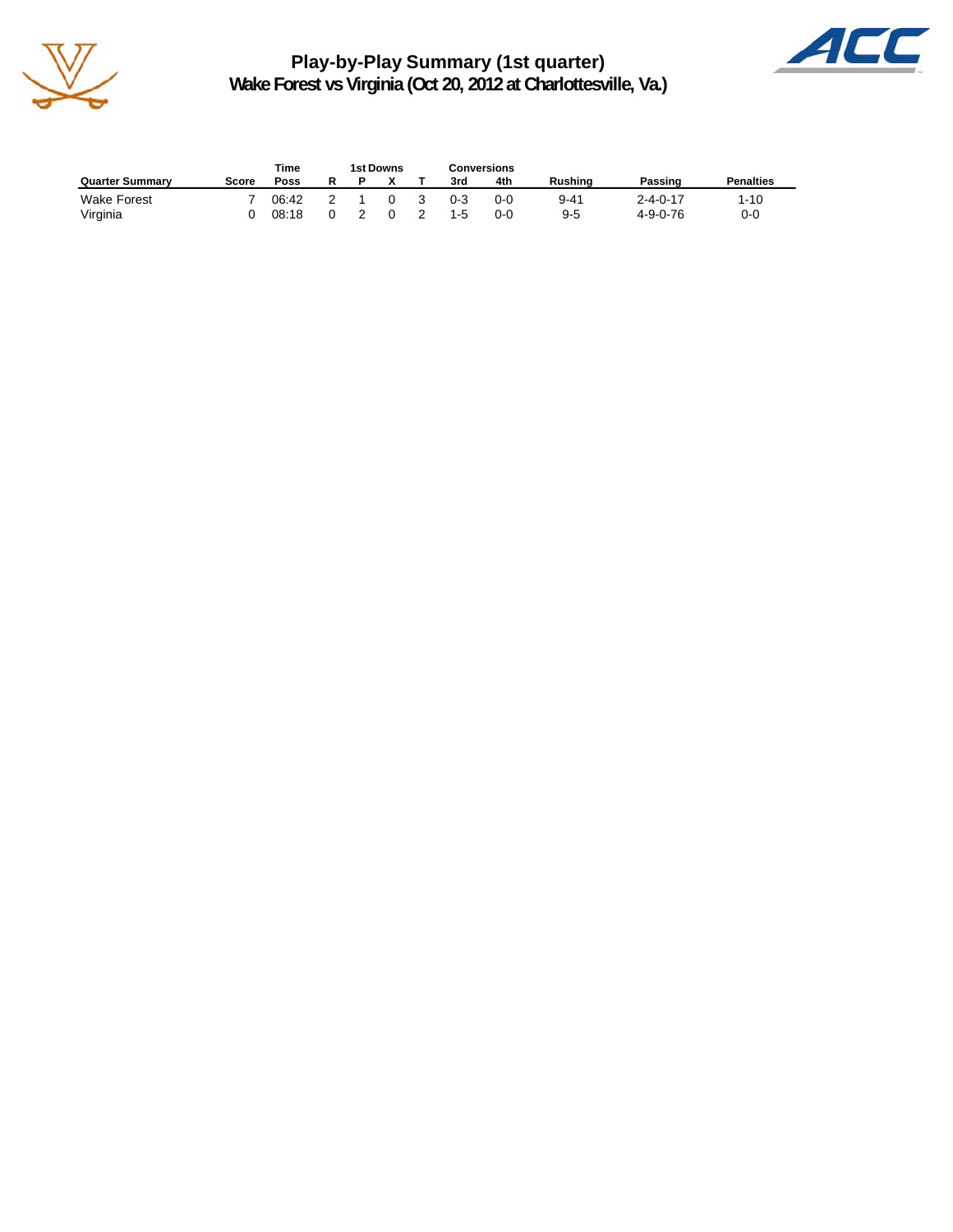# Play-by-Play Summary (1st quarter)
## Wake Forest vs Virginia (Oct 20, 2012 at Charlottesville, Va.)

| Quarter Summary | Score | Time Poss | 1st Downs R | P | X | T | Conversions 3rd | 4th | Rushing | Passing | Penalties |
|---|---|---|---|---|---|---|---|---|---|---|---|
| Wake Forest | 7 | 06:42 | 2 | 1 | 0 | 3 | 0-3 | 0-0 | 9-41 | 2-4-0-17 | 1-10 |
| Virginia | 0 | 08:18 | 0 | 2 | 0 | 2 | 1-5 | 0-0 | 9-5 | 4-9-0-76 | 0-0 |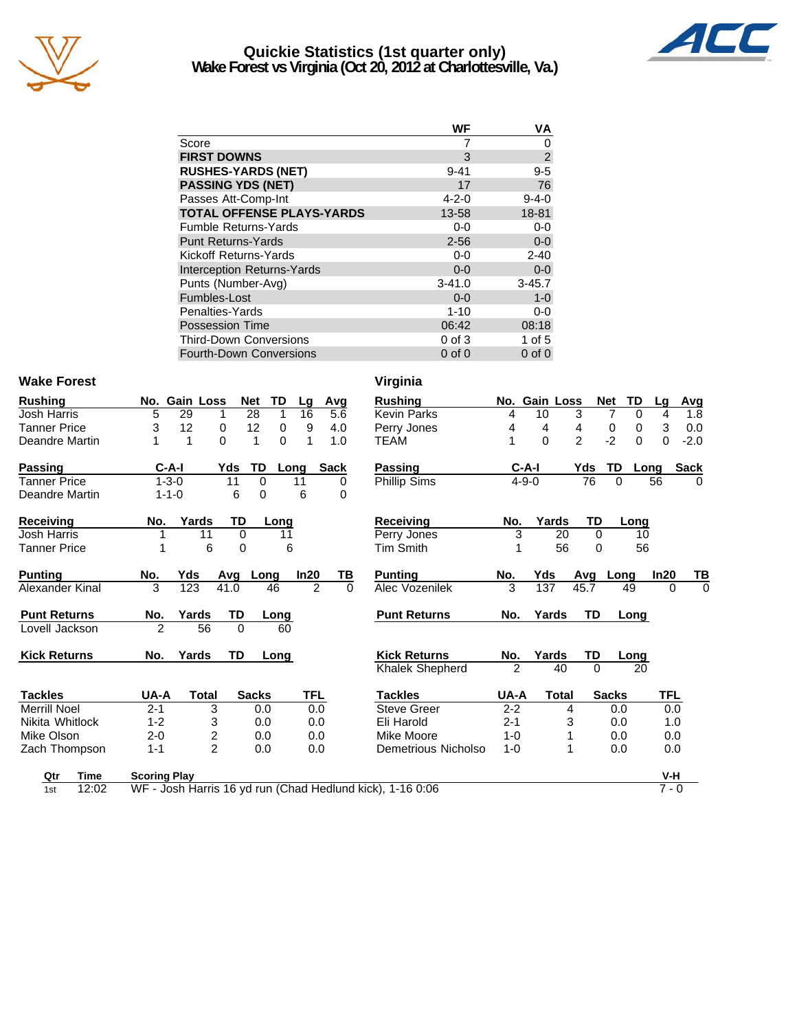# Quickie Statistics (1st quarter only)
## Wake Forest vs Virginia (Oct 20, 2012 at Charlottesville, Va.)

| | WF | VA |
|---|---|---|
| Score | 7 | 0 |
| **FIRST DOWNS** | 3 | 2 |
| **RUSHES-YARDS (NET)** | 9-41 | 9-5 |
| **PASSING YDS (NET)** | 17 | 76 |
| Passes Att-Comp-Int | 4-2-0 | 9-4-0 |
| **TOTAL OFFENSE PLAYS-YARDS** | 13-58 | 18-81 |
| Fumble Returns-Yards | 0-0 | 0-0 |
| Punt Returns-Yards | 2-56 | 0-0 |
| Kickoff Returns-Yards | 0-0 | 2-40 |
| Interception Returns-Yards | 0-0 | 0-0 |
| Punts (Number-Avg) | 3-41.0 | 3-45.7 |
| Fumbles-Lost | 0-0 | 1-0 |
| Penalties-Yards | 1-10 | 0-0 |
| Possession Time | 06:42 | 08:18 |
| Third-Down Conversions | 0 of 3 | 1 of 5 |
| Fourth-Down Conversions | 0 of 0 | 0 of 0 |

### Wake Forest

| Rushing | No. | Gain | Loss | Net | TD | Lg | Avg |
|---|---|---|---|---|---|---|---|
| Josh Harris | 5 | 29 | 1 | 28 | 1 | 16 | 5.6 |
| Tanner Price | 3 | 12 | 0 | 12 | 0 | 9 | 4.0 |
| Deandre Martin | 1 | 1 | 0 | 1 | 0 | 1 | 1.0 |

| Passing | C-A-I | Yds | TD | Long | Sack |
|---|---|---|---|---|---|
| Tanner Price | 1-3-0 | 11 | 0 | 11 | 0 |
| Deandre Martin | 1-1-0 | 6 | 0 | 6 | 0 |

| Receiving | No. | Yards | TD | Long |
|---|---|---|---|---|
| Josh Harris | 1 | 11 | 0 | 11 |
| Tanner Price | 1 | 6 | 0 | 6 |

| Punting | No. | Yds | Avg | Long | In20 | TB |
|---|---|---|---|---|---|---|
| Alexander Kinal | 3 | 123 | 41.0 | 46 | 2 | 0 |

| Punt Returns | No. | Yards | TD | Long |
|---|---|---|---|---|
| Lovell Jackson | 2 | 56 | 0 | 60 |

| Kick Returns | No. | Yards | TD | Long |
|---|---|---|---|---|

| Tackles | UA-A | Total | Sacks | TFL |
|---|---|---|---|---|
| Merrill Noel | 2-1 | 3 | 0.0 | 0.0 |
| Nikita Whitlock | 1-2 | 3 | 0.0 | 0.0 |
| Mike Olson | 2-0 | 2 | 0.0 | 0.0 |
| Zach Thompson | 1-1 | 2 | 0.0 | 0.0 |

### Virginia

| Rushing | No. | Gain | Loss | Net | TD | Lg | Avg |
|---|---|---|---|---|---|---|---|
| Kevin Parks | 4 | 10 | 3 | 7 | 0 | 4 | 1.8 |
| Perry Jones | 4 | 4 | 4 | 0 | 0 | 3 | 0.0 |
| TEAM | 1 | 0 | 2 | -2 | 0 | 0 | -2.0 |

| Passing | C-A-I | Yds | TD | Long | Sack |
|---|---|---|---|---|---|
| Phillip Sims | 4-9-0 | 76 | 0 | 56 | 0 |

| Receiving | No. | Yards | TD | Long |
|---|---|---|---|---|
| Perry Jones | 3 | 20 | 0 | 10 |
| Tim Smith | 1 | 56 | 0 | 56 |

| Punting | No. | Yds | Avg | Long | In20 | TB |
|---|---|---|---|---|---|---|
| Alec Vozenilek | 3 | 137 | 45.7 | 49 | 0 | 0 |

| Punt Returns | No. | Yards | TD | Long |
|---|---|---|---|---|

| Kick Returns | No. | Yards | TD | Long |
|---|---|---|---|---|
| Khalek Shepherd | 2 | 40 | 0 | 20 |

| Tackles | UA-A | Total | Sacks | TFL |
|---|---|---|---|---|
| Steve Greer | 2-2 | 4 | 0.0 | 0.0 |
| Eli Harold | 2-1 | 3 | 0.0 | 1.0 |
| Mike Moore | 1-0 | 1 | 0.0 | 0.0 |
| Demetrious Nicholso | 1-0 | 1 | 0.0 | 0.0 |

| Qtr | Time | Scoring Play | V-H |
|---|---|---|---|
| 1st | 12:02 | WF - Josh Harris 16 yd run (Chad Hedlund kick), 1-16 0:06 | 7 - 0 |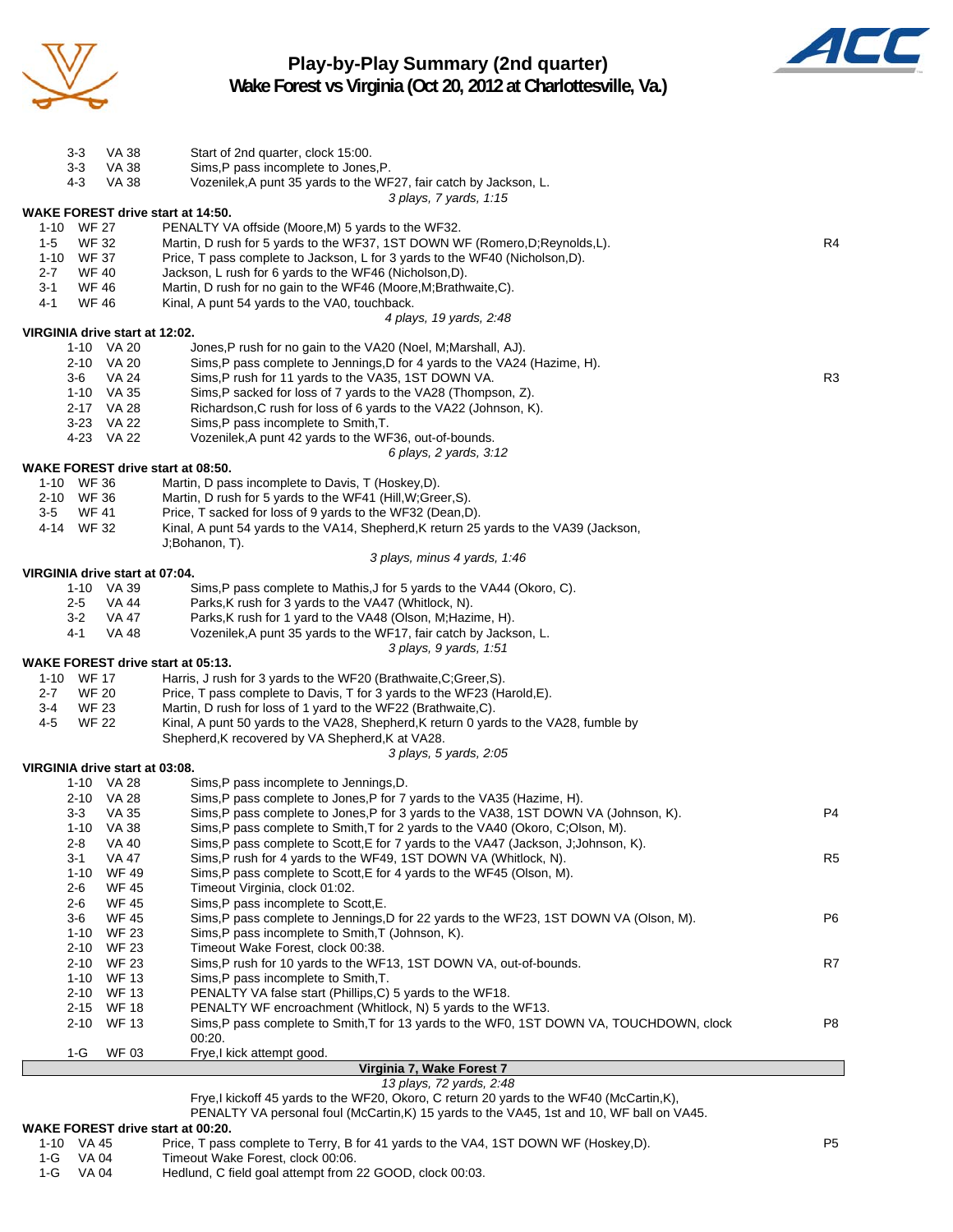# Play-by-Play Summary (2nd quarter)
## Wake Forest vs Virginia (Oct 20, 2012 at Charlottesville, Va.)

| Down | Spot | Play | |
|---|---|---|---|
| 3-3 | VA 38 | Start of 2nd quarter, clock 15:00. | |
| 3-3 | VA 38 | Sims,P pass incomplete to Jones,P. | |
| 4-3 | VA 38 | Vozenilek,A punt 35 yards to the WF27, fair catch by Jackson, L. | |
| | | *3 plays, 7 yards, 1:15* | |

**WAKE FOREST drive start at 14:50.**

| Down | Spot | Play | |
|---|---|---|---|
| 1-10 | WF 27 | PENALTY VA offside (Moore,M) 5 yards to the WF32. | |
| 1-5 | WF 32 | Martin, D rush for 5 yards to the WF37, 1ST DOWN WF (Romero,D;Reynolds,L). | R4 |
| 1-10 | WF 37 | Price, T pass complete to Jackson, L for 3 yards to the WF40 (Nicholson,D). | |
| 2-7 | WF 40 | Jackson, L rush for 6 yards to the WF46 (Nicholson,D). | |
| 3-1 | WF 46 | Martin, D rush for no gain to the WF46 (Moore,M;Brathwaite,C). | |
| 4-1 | WF 46 | Kinal, A punt 54 yards to the VA0, touchback. | |
| | | *4 plays, 19 yards, 2:48* | |

**VIRGINIA drive start at 12:02.**

| Down | Spot | Play | |
|---|---|---|---|
| 1-10 | VA 20 | Jones,P rush for no gain to the VA20 (Noel, M;Marshall, AJ). | |
| 2-10 | VA 20 | Sims,P pass complete to Jennings,D for 4 yards to the VA24 (Hazime, H). | |
| 3-6 | VA 24 | Sims,P rush for 11 yards to the VA35, 1ST DOWN VA. | R3 |
| 1-10 | VA 35 | Sims,P sacked for loss of 7 yards to the VA28 (Thompson, Z). | |
| 2-17 | VA 28 | Richardson,C rush for loss of 6 yards to the VA22 (Johnson, K). | |
| 3-23 | VA 22 | Sims,P pass incomplete to Smith,T. | |
| 4-23 | VA 22 | Vozenilek,A punt 42 yards to the WF36, out-of-bounds. | |
| | | *6 plays, 2 yards, 3:12* | |

**WAKE FOREST drive start at 08:50.**

| Down | Spot | Play | |
|---|---|---|---|
| 1-10 | WF 36 | Martin, D pass incomplete to Davis, T (Hoskey,D). | |
| 2-10 | WF 36 | Martin, D rush for 5 yards to the WF41 (Hill,W;Greer,S). | |
| 3-5 | WF 41 | Price, T sacked for loss of 9 yards to the WF32 (Dean,D). | |
| 4-14 | WF 32 | Kinal, A punt 54 yards to the VA14, Shepherd,K return 25 yards to the VA39 (Jackson, J;Bohanon, T). | |
| | | *3 plays, minus 4 yards, 1:46* | |

**VIRGINIA drive start at 07:04.**

| Down | Spot | Play | |
|---|---|---|---|
| 1-10 | VA 39 | Sims,P pass complete to Mathis,J for 5 yards to the VA44 (Okoro, C). | |
| 2-5 | VA 44 | Parks,K rush for 3 yards to the VA47 (Whitlock, N). | |
| 3-2 | VA 47 | Parks,K rush for 1 yard to the VA48 (Olson, M;Hazime, H). | |
| 4-1 | VA 48 | Vozenilek,A punt 35 yards to the WF17, fair catch by Jackson, L. | |
| | | *3 plays, 9 yards, 1:51* | |

**WAKE FOREST drive start at 05:13.**

| Down | Spot | Play | |
|---|---|---|---|
| 1-10 | WF 17 | Harris, J rush for 3 yards to the WF20 (Brathwaite,C;Greer,S). | |
| 2-7 | WF 20 | Price, T pass complete to Davis, T for 3 yards to the WF23 (Harold,E). | |
| 3-4 | WF 23 | Martin, D rush for loss of 1 yard to the WF22 (Brathwaite,C). | |
| 4-5 | WF 22 | Kinal, A punt 50 yards to the VA28, Shepherd,K return 0 yards to the VA28, fumble by Shepherd,K recovered by VA Shepherd,K at VA28. | |
| | | *3 plays, 5 yards, 2:05* | |

**VIRGINIA drive start at 03:08.**

| Down | Spot | Play | |
|---|---|---|---|
| 1-10 | VA 28 | Sims,P pass incomplete to Jennings,D. | |
| 2-10 | VA 28 | Sims,P pass complete to Jones,P for 7 yards to the VA35 (Hazime, H). | |
| 3-3 | VA 35 | Sims,P pass complete to Jones,P for 3 yards to the VA38, 1ST DOWN VA (Johnson, K). | P4 |
| 1-10 | VA 38 | Sims,P pass complete to Smith,T for 2 yards to the VA40 (Okoro, C;Olson, M). | |
| 2-8 | VA 40 | Sims,P pass complete to Scott,E for 7 yards to the VA47 (Jackson, J;Johnson, K). | |
| 3-1 | VA 47 | Sims,P rush for 4 yards to the WF49, 1ST DOWN VA (Whitlock, N). | R5 |
| 1-10 | WF 49 | Sims,P pass complete to Scott,E for 4 yards to the WF45 (Olson, M). | |
| 2-6 | WF 45 | Timeout Virginia, clock 01:02. | |
| 2-6 | WF 45 | Sims,P pass incomplete to Scott,E. | |
| 3-6 | WF 45 | Sims,P pass complete to Jennings,D for 22 yards to the WF23, 1ST DOWN VA (Olson, M). | P6 |
| 1-10 | WF 23 | Sims,P pass incomplete to Smith,T (Johnson, K). | |
| 2-10 | WF 23 | Timeout Wake Forest, clock 00:38. | |
| 2-10 | WF 23 | Sims,P rush for 10 yards to the WF13, 1ST DOWN VA, out-of-bounds. | R7 |
| 1-10 | WF 13 | Sims,P pass incomplete to Smith,T. | |
| 2-10 | WF 13 | PENALTY VA false start (Phillips,C) 5 yards to the WF18. | |
| 2-15 | WF 18 | PENALTY WF encroachment (Whitlock, N) 5 yards to the WF13. | |
| 2-10 | WF 13 | Sims,P pass complete to Smith,T for 13 yards to the WF0, 1ST DOWN VA, TOUCHDOWN, clock 00:20. | P8 |
| 1-G | WF 03 | Frye,I kick attempt good. | |

**Virginia 7, Wake Forest 7**

*13 plays, 72 yards, 2:48*

Frye,I kickoff 45 yards to the WF20, Okoro, C return 20 yards to the WF40 (McCartin,K), PENALTY VA personal foul (McCartin,K) 15 yards to the VA45, 1st and 10, WF ball on VA45.

**WAKE FOREST drive start at 00:20.**

| Down | Spot | Play | |
|---|---|---|---|
| 1-10 | VA 45 | Price, T pass complete to Terry, B for 41 yards to the VA4, 1ST DOWN WF (Hoskey,D). | P5 |
| 1-G | VA 04 | Timeout Wake Forest, clock 00:06. | |
| 1-G | VA 04 | Hedlund, C field goal attempt from 22 GOOD, clock 00:03. | |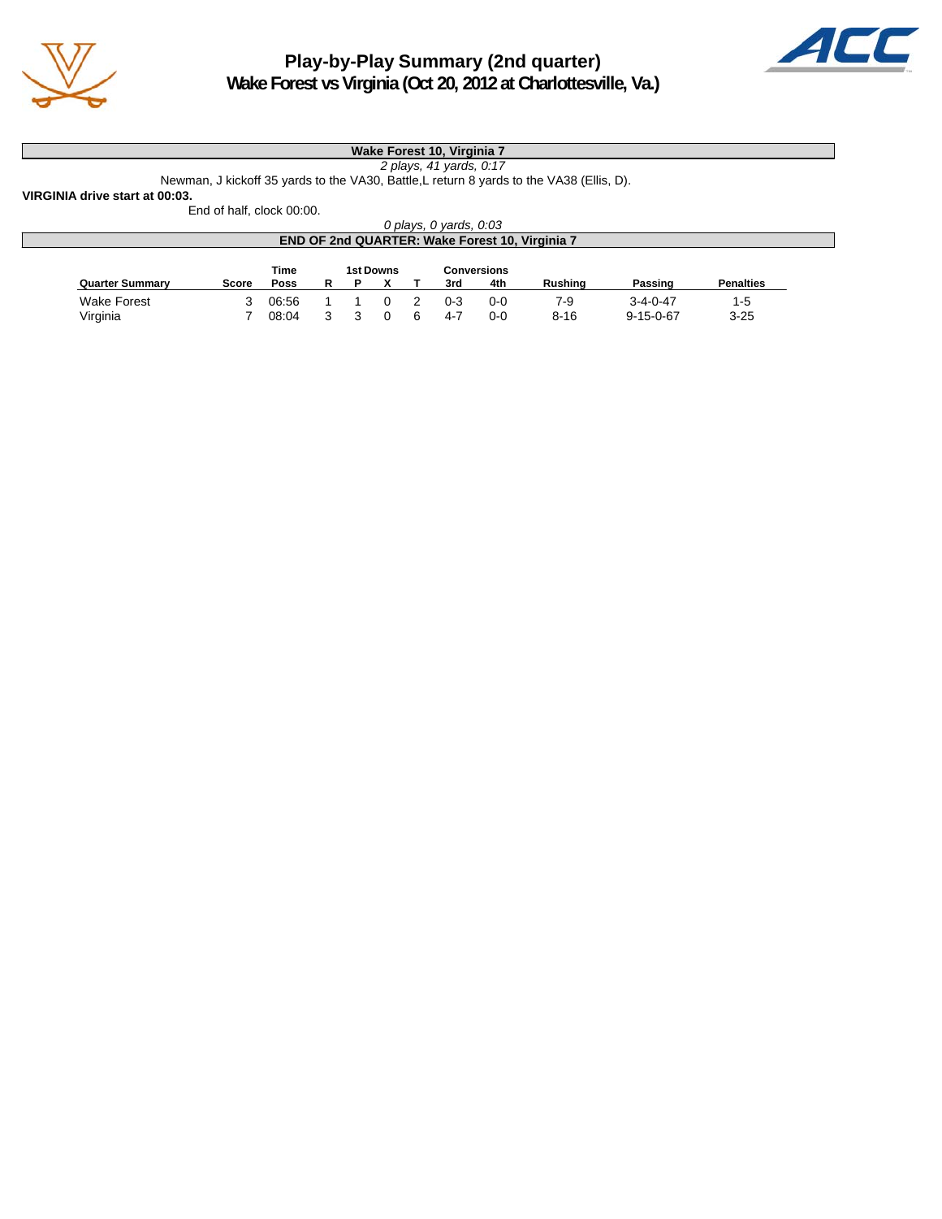# Play-by-Play Summary (2nd quarter)
## Wake Forest vs Virginia (Oct 20, 2012 at Charlottesville, Va.)

**Wake Forest 10, Virginia 7**

*2 plays, 41 yards, 0:17*

Newman, J kickoff 35 yards to the VA30, Battle,L return 8 yards to the VA38 (Ellis, D).

**VIRGINIA drive start at 00:03.**

End of half, clock 00:00.

*0 plays, 0 yards, 0:03*

**END OF 2nd QUARTER: Wake Forest 10, Virginia 7**

| Quarter Summary | Score | Time Poss | 1st Downs R | P | X | T | Conversions 3rd | 4th | Rushing | Passing | Penalties |
|---|---|---|---|---|---|---|---|---|---|---|---|
| Wake Forest | 3 | 06:56 | 1 | 1 | 0 | 2 | 0-3 | 0-0 | 7-9 | 3-4-0-47 | 1-5 |
| Virginia | 7 | 08:04 | 3 | 3 | 0 | 6 | 4-7 | 0-0 | 8-16 | 9-15-0-67 | 3-25 |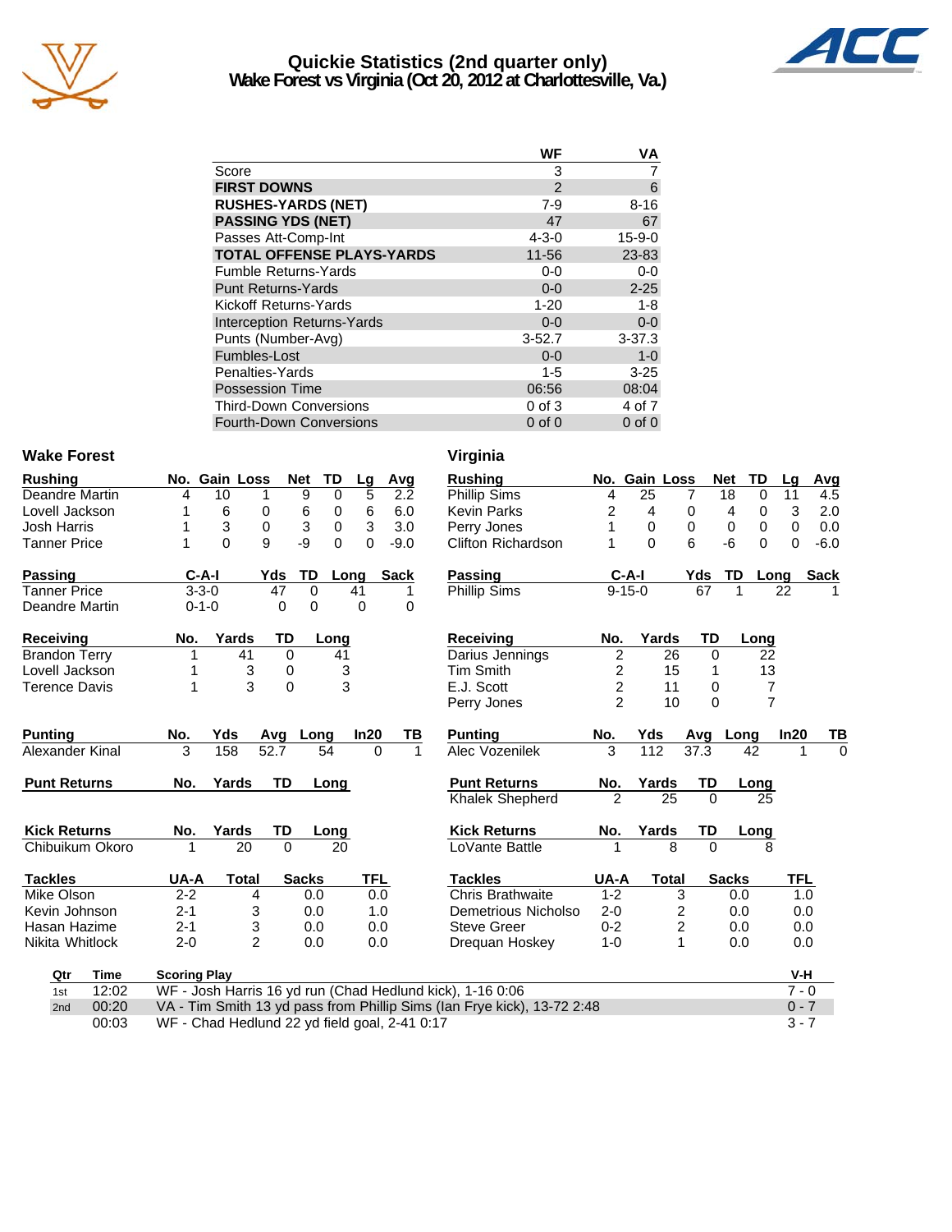# Quickie Statistics (2nd quarter only)
## Wake Forest vs Virginia (Oct 20, 2012 at Charlottesville, Va.)

| | WF | VA |
|---|---|---|
| Score | 3 | 7 |
| **FIRST DOWNS** | 2 | 6 |
| **RUSHES-YARDS (NET)** | 7-9 | 8-16 |
| **PASSING YDS (NET)** | 47 | 67 |
| Passes Att-Comp-Int | 4-3-0 | 15-9-0 |
| **TOTAL OFFENSE PLAYS-YARDS** | 11-56 | 23-83 |
| Fumble Returns-Yards | 0-0 | 0-0 |
| Punt Returns-Yards | 0-0 | 2-25 |
| Kickoff Returns-Yards | 1-20 | 1-8 |
| Interception Returns-Yards | 0-0 | 0-0 |
| Punts (Number-Avg) | 3-52.7 | 3-37.3 |
| Fumbles-Lost | 0-0 | 1-0 |
| Penalties-Yards | 1-5 | 3-25 |
| Possession Time | 06:56 | 08:04 |
| Third-Down Conversions | 0 of 3 | 4 of 7 |
| Fourth-Down Conversions | 0 of 0 | 0 of 0 |

### Wake Forest

| Rushing | No. | Gain | Loss | Net | TD | Lg | Avg |
|---|---|---|---|---|---|---|---|
| Deandre Martin | 4 | 10 | 1 | 9 | 0 | 5 | 2.2 |
| Lovell Jackson | 1 | 6 | 0 | 6 | 0 | 6 | 6.0 |
| Josh Harris | 1 | 3 | 0 | 3 | 0 | 3 | 3.0 |
| Tanner Price | 1 | 0 | 9 | -9 | 0 | 0 | -9.0 |

| Passing | C-A-I | Yds | TD | Long | Sack |
|---|---|---|---|---|---|
| Tanner Price | 3-3-0 | 47 | 0 | 41 | 1 |
| Deandre Martin | 0-1-0 | 0 | 0 | 0 | 0 |

| Receiving | No. | Yards | TD | Long |
|---|---|---|---|---|
| Brandon Terry | 1 | 41 | 0 | 41 |
| Lovell Jackson | 1 | 3 | 0 | 3 |
| Terence Davis | 1 | 3 | 0 | 3 |

| Punting | No. | Yds | Avg | Long | In20 | TB |
|---|---|---|---|---|---|---|
| Alexander Kinal | 3 | 158 | 52.7 | 54 | 0 | 1 |

| Punt Returns | No. | Yards | TD | Long |
|---|---|---|---|---|

| Kick Returns | No. | Yards | TD | Long |
|---|---|---|---|---|
| Chibuikum Okoro | 1 | 20 | 0 | 20 |

| Tackles | UA-A | Total | Sacks | TFL |
|---|---|---|---|---|
| Mike Olson | 2-2 | 4 | 0.0 | 0.0 |
| Kevin Johnson | 2-1 | 3 | 0.0 | 1.0 |
| Hasan Hazime | 2-1 | 3 | 0.0 | 0.0 |
| Nikita Whitlock | 2-0 | 2 | 0.0 | 0.0 |

### Virginia

| Rushing | No. | Gain | Loss | Net | TD | Lg | Avg |
|---|---|---|---|---|---|---|---|
| Phillip Sims | 4 | 25 | 7 | 18 | 0 | 11 | 4.5 |
| Kevin Parks | 2 | 4 | 0 | 4 | 0 | 3 | 2.0 |
| Perry Jones | 1 | 0 | 0 | 0 | 0 | 0 | 0.0 |
| Clifton Richardson | 1 | 0 | 6 | -6 | 0 | 0 | -6.0 |

| Passing | C-A-I | Yds | TD | Long | Sack |
|---|---|---|---|---|---|
| Phillip Sims | 9-15-0 | 67 | 1 | 22 | 1 |

| Receiving | No. | Yards | TD | Long |
|---|---|---|---|---|
| Darius Jennings | 2 | 26 | 0 | 22 |
| Tim Smith | 2 | 15 | 1 | 13 |
| E.J. Scott | 2 | 11 | 0 | 7 |
| Perry Jones | 2 | 10 | 0 | 7 |

| Punting | No. | Yds | Avg | Long | In20 | TB |
|---|---|---|---|---|---|---|
| Alec Vozenilek | 3 | 112 | 37.3 | 42 | 1 | 0 |

| Punt Returns | No. | Yards | TD | Long |
|---|---|---|---|---|
| Khalek Shepherd | 2 | 25 | 0 | 25 |

| Kick Returns | No. | Yards | TD | Long |
|---|---|---|---|---|
| LoVante Battle | 1 | 8 | 0 | 8 |

| Tackles | UA-A | Total | Sacks | TFL |
|---|---|---|---|---|
| Chris Brathwaite | 1-2 | 3 | 0.0 | 1.0 |
| Demetrious Nicholso | 2-0 | 2 | 0.0 | 0.0 |
| Steve Greer | 0-2 | 2 | 0.0 | 0.0 |
| Drequan Hoskey | 1-0 | 1 | 0.0 | 0.0 |

| Qtr | Time | Scoring Play | V-H |
|---|---|---|---|
| 1st | 12:02 | WF - Josh Harris 16 yd run (Chad Hedlund kick), 1-16 0:06 | 7 - 0 |
| 2nd | 00:20 | VA - Tim Smith 13 yd pass from Phillip Sims (Ian Frye kick), 13-72 2:48 | 0 - 7 |
| | 00:03 | WF - Chad Hedlund 22 yd field goal, 2-41 0:17 | 3 - 7 |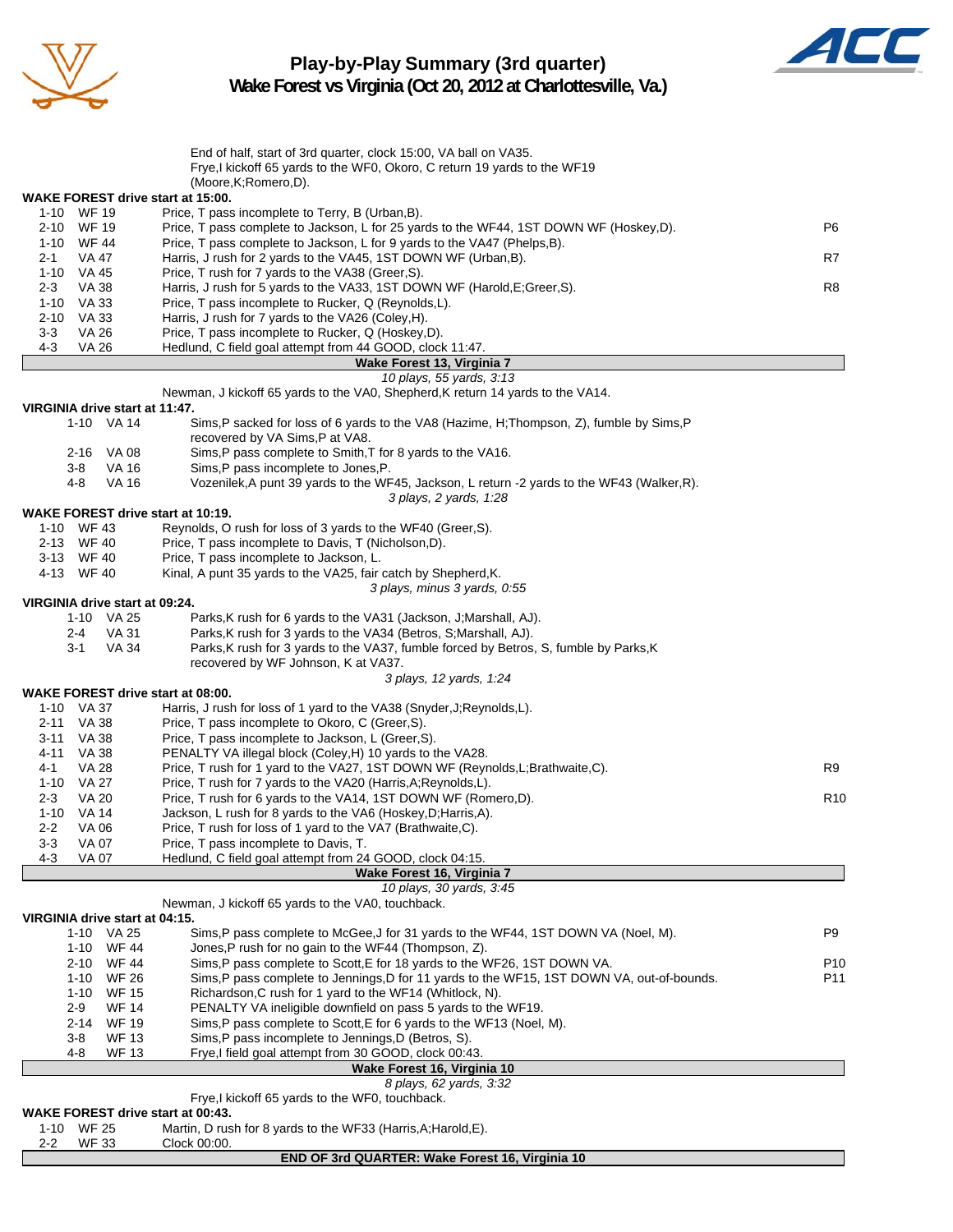# Play-by-Play Summary (3rd quarter)
## Wake Forest vs Virginia (Oct 20, 2012 at Charlottesville, Va.)

End of half, start of 3rd quarter, clock 15:00, VA ball on VA35.
Frye,I kickoff 65 yards to the WF0, Okoro, C return 19 yards to the WF19 (Moore,K;Romero,D).

**WAKE FOREST drive start at 15:00.**

| Down | Spot | Play | |
|---|---|---|---|
| 1-10 | WF 19 | Price, T pass incomplete to Terry, B (Urban,B). | |
| 2-10 | WF 19 | Price, T pass complete to Jackson, L for 25 yards to the WF44, 1ST DOWN WF (Hoskey,D). | P6 |
| 1-10 | WF 44 | Price, T pass complete to Jackson, L for 9 yards to the VA47 (Phelps,B). | |
| 2-1 | VA 47 | Harris, J rush for 2 yards to the VA45, 1ST DOWN WF (Urban,B). | R7 |
| 1-10 | VA 45 | Price, T rush for 7 yards to the VA38 (Greer,S). | |
| 2-3 | VA 38 | Harris, J rush for 5 yards to the VA33, 1ST DOWN WF (Harold,E;Greer,S). | R8 |
| 1-10 | VA 33 | Price, T pass incomplete to Rucker, Q (Reynolds,L). | |
| 2-10 | VA 33 | Harris, J rush for 7 yards to the VA26 (Coley,H). | |
| 3-3 | VA 26 | Price, T pass incomplete to Rucker, Q (Hoskey,D). | |
| 4-3 | VA 26 | Hedlund, C field goal attempt from 44 GOOD, clock 11:47. | |

**Wake Forest 13, Virginia 7**
*10 plays, 55 yards, 3:13*

Newman, J kickoff 65 yards to the VA0, Shepherd,K return 14 yards to the VA14.

**VIRGINIA drive start at 11:47.**

| Down | Spot | Play | |
|---|---|---|---|
| 1-10 | VA 14 | Sims,P sacked for loss of 6 yards to the VA8 (Hazime, H;Thompson, Z), fumble by Sims,P recovered by VA Sims,P at VA8. | |
| 2-16 | VA 08 | Sims,P pass complete to Smith,T for 8 yards to the VA16. | |
| 3-8 | VA 16 | Sims,P pass incomplete to Jones,P. | |
| 4-8 | VA 16 | Vozenilek,A punt 39 yards to the WF45, Jackson, L return -2 yards to the WF43 (Walker,R). | |

*3 plays, 2 yards, 1:28*

**WAKE FOREST drive start at 10:19.**

| Down | Spot | Play | |
|---|---|---|---|
| 1-10 | WF 43 | Reynolds, O rush for loss of 3 yards to the WF40 (Greer,S). | |
| 2-13 | WF 40 | Price, T pass incomplete to Davis, T (Nicholson,D). | |
| 3-13 | WF 40 | Price, T pass incomplete to Jackson, L. | |
| 4-13 | WF 40 | Kinal, A punt 35 yards to the VA25, fair catch by Shepherd,K. | |

*3 plays, minus 3 yards, 0:55*

**VIRGINIA drive start at 09:24.**

| Down | Spot | Play | |
|---|---|---|---|
| 1-10 | VA 25 | Parks,K rush for 6 yards to the VA31 (Jackson, J;Marshall, AJ). | |
| 2-4 | VA 31 | Parks,K rush for 3 yards to the VA34 (Betros, S;Marshall, AJ). | |
| 3-1 | VA 34 | Parks,K rush for 3 yards to the VA37, fumble forced by Betros, S, fumble by Parks,K recovered by WF Johnson, K at VA37. | |

*3 plays, 12 yards, 1:24*

**WAKE FOREST drive start at 08:00.**

| Down | Spot | Play | |
|---|---|---|---|
| 1-10 | VA 37 | Harris, J rush for loss of 1 yard to the VA38 (Snyder,J;Reynolds,L). | |
| 2-11 | VA 38 | Price, T pass incomplete to Okoro, C (Greer,S). | |
| 3-11 | VA 38 | Price, T pass incomplete to Jackson, L (Greer,S). | |
| 4-11 | VA 38 | PENALTY VA illegal block (Coley,H) 10 yards to the VA28. | |
| 4-1 | VA 28 | Price, T rush for 1 yard to the VA27, 1ST DOWN WF (Reynolds,L;Brathwaite,C). | R9 |
| 1-10 | VA 27 | Price, T rush for 7 yards to the VA20 (Harris,A;Reynolds,L). | |
| 2-3 | VA 20 | Price, T rush for 6 yards to the VA14, 1ST DOWN WF (Romero,D). | R10 |
| 1-10 | VA 14 | Jackson, L rush for 8 yards to the VA6 (Hoskey,D;Harris,A). | |
| 2-2 | VA 06 | Price, T rush for loss of 1 yard to the VA7 (Brathwaite,C). | |
| 3-3 | VA 07 | Price, T pass incomplete to Davis, T. | |
| 4-3 | VA 07 | Hedlund, C field goal attempt from 24 GOOD, clock 04:15. | |

**Wake Forest 16, Virginia 7**
*10 plays, 30 yards, 3:45*

Newman, J kickoff 65 yards to the VA0, touchback.

**VIRGINIA drive start at 04:15.**

| Down | Spot | Play | |
|---|---|---|---|
| 1-10 | VA 25 | Sims,P pass complete to McGee,J for 31 yards to the WF44, 1ST DOWN VA (Noel, M). | P9 |
| 1-10 | WF 44 | Jones,P rush for no gain to the WF44 (Thompson, Z). | |
| 2-10 | WF 44 | Sims,P pass complete to Scott,E for 18 yards to the WF26, 1ST DOWN VA. | P10 |
| 1-10 | WF 26 | Sims,P pass complete to Jennings,D for 11 yards to the WF15, 1ST DOWN VA, out-of-bounds. | P11 |
| 1-10 | WF 15 | Richardson,C rush for 1 yard to the WF14 (Whitlock, N). | |
| 2-9 | WF 14 | PENALTY VA ineligible downfield on pass 5 yards to the WF19. | |
| 2-14 | WF 19 | Sims,P pass complete to Scott,E for 6 yards to the WF13 (Noel, M). | |
| 3-8 | WF 13 | Sims,P pass incomplete to Jennings,D (Betros, S). | |
| 4-8 | WF 13 | Frye,I field goal attempt from 30 GOOD, clock 00:43. | |

**Wake Forest 16, Virginia 10**
*8 plays, 62 yards, 3:32*

Frye,I kickoff 65 yards to the WF0, touchback.

**WAKE FOREST drive start at 00:43.**

| Down | Spot | Play | |
|---|---|---|---|
| 1-10 | WF 25 | Martin, D rush for 8 yards to the WF33 (Harris,A;Harold,E). | |
| 2-2 | WF 33 | Clock 00:00. | |

**END OF 3rd QUARTER: Wake Forest 16, Virginia 10**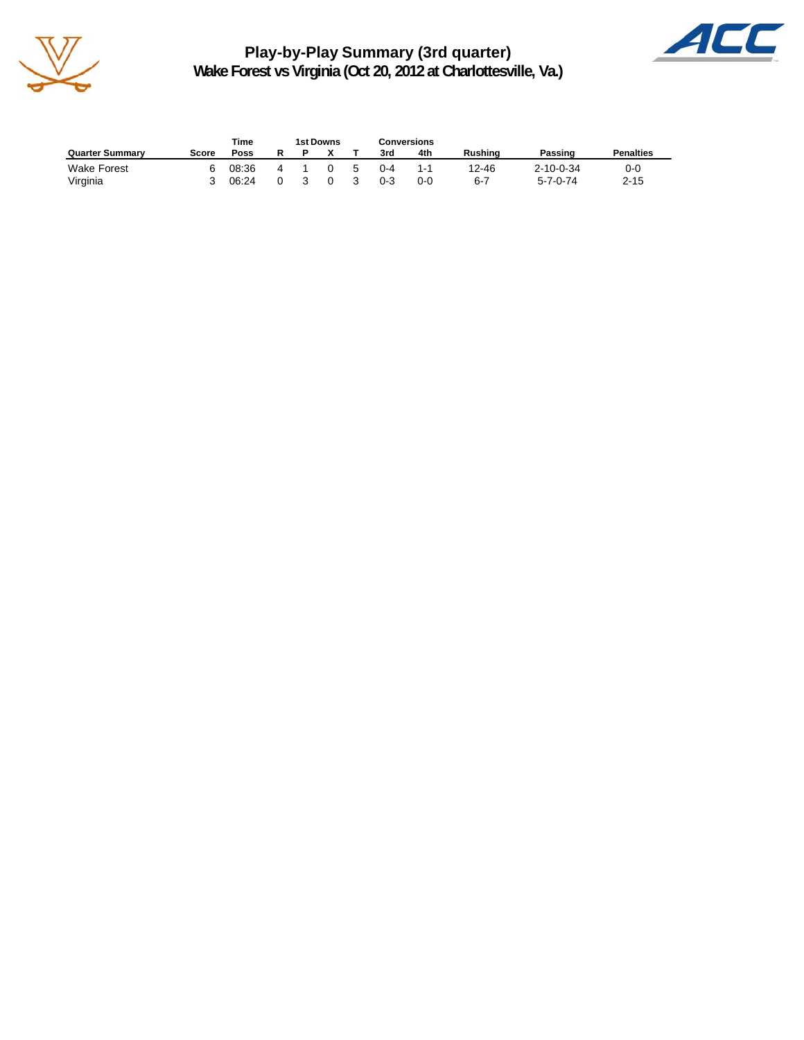# Play-by-Play Summary (3rd quarter)
## Wake Forest vs Virginia (Oct 20, 2012 at Charlottesville, Va.)

| Quarter Summary | Score | Time Poss | 1st Downs R | P | X | T | Conversions 3rd | 4th | Rushing | Passing | Penalties |
|---|---|---|---|---|---|---|---|---|---|---|---|
| Wake Forest | 6 | 08:36 | 4 | 1 | 0 | 5 | 0-4 | 1-1 | 12-46 | 2-10-0-34 | 0-0 |
| Virginia | 3 | 06:24 | 0 | 3 | 0 | 3 | 0-3 | 0-0 | 6-7 | 5-7-0-74 | 2-15 |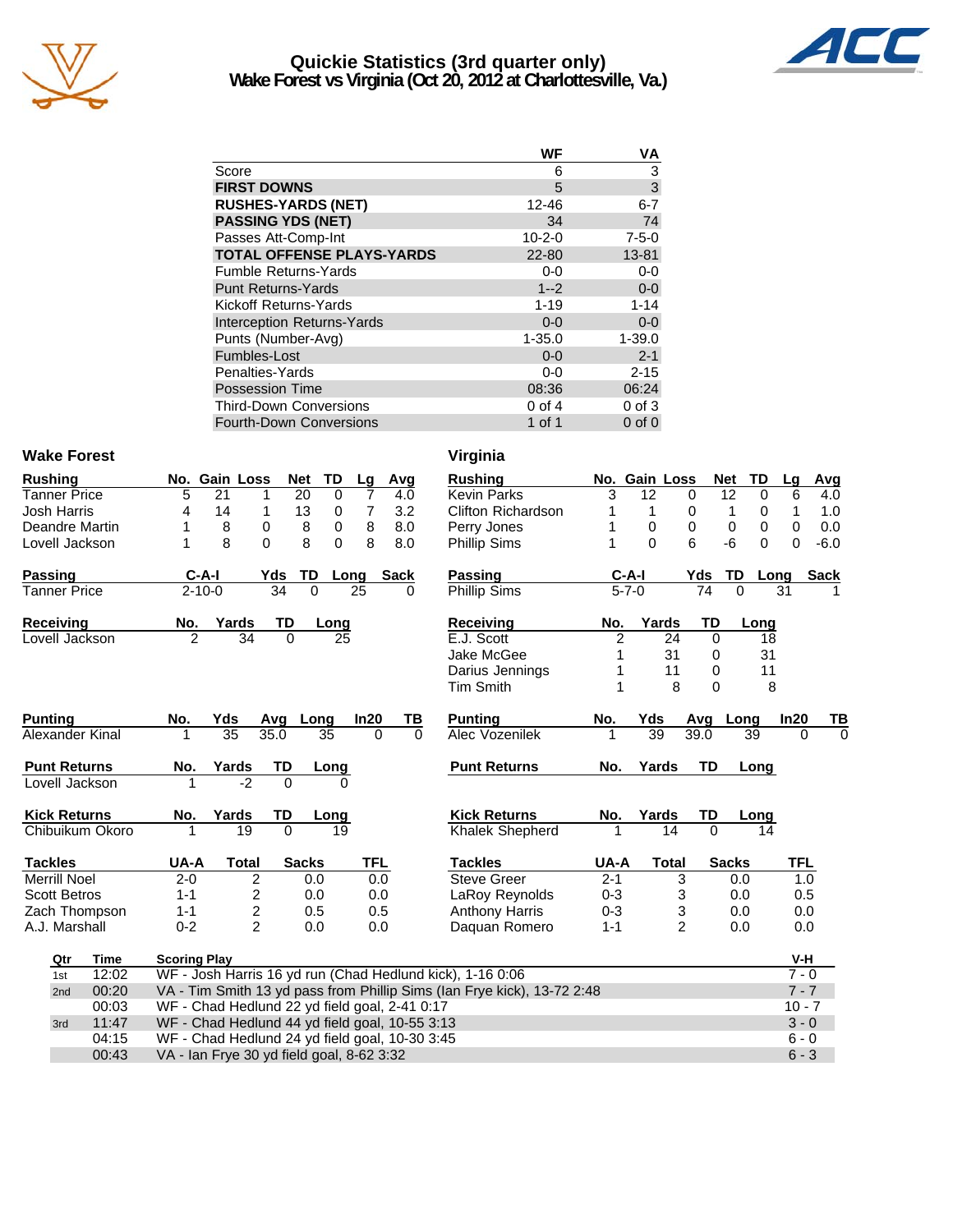# Quickie Statistics (3rd quarter only)

## Wake Forest vs Virginia (Oct 20, 2012 at Charlottesville, Va.)

| | WF | VA |
|---|---|---|
| Score | 6 | 3 |
| **FIRST DOWNS** | 5 | 3 |
| **RUSHES-YARDS (NET)** | 12-46 | 6-7 |
| **PASSING YDS (NET)** | 34 | 74 |
| Passes Att-Comp-Int | 10-2-0 | 7-5-0 |
| **TOTAL OFFENSE PLAYS-YARDS** | 22-80 | 13-81 |
| Fumble Returns-Yards | 0-0 | 0-0 |
| Punt Returns-Yards | 1--2 | 0-0 |
| Kickoff Returns-Yards | 1-19 | 1-14 |
| Interception Returns-Yards | 0-0 | 0-0 |
| Punts (Number-Avg) | 1-35.0 | 1-39.0 |
| Fumbles-Lost | 0-0 | 2-1 |
| Penalties-Yards | 0-0 | 2-15 |
| Possession Time | 08:36 | 06:24 |
| Third-Down Conversions | 0 of 4 | 0 of 3 |
| Fourth-Down Conversions | 1 of 1 | 0 of 0 |

### Wake Forest

| Rushing | No. | Gain | Loss | Net | TD | Lg | Avg |
|---|---|---|---|---|---|---|---|
| Tanner Price | 5 | 21 | 1 | 20 | 0 | 7 | 4.0 |
| Josh Harris | 4 | 14 | 1 | 13 | 0 | 7 | 3.2 |
| Deandre Martin | 1 | 8 | 0 | 8 | 0 | 8 | 8.0 |
| Lovell Jackson | 1 | 8 | 0 | 8 | 0 | 8 | 8.0 |

| Passing | C-A-I | Yds | TD | Long | Sack |
|---|---|---|---|---|---|
| Tanner Price | 2-10-0 | 34 | 0 | 25 | 0 |

| Receiving | No. | Yards | TD | Long |
|---|---|---|---|---|
| Lovell Jackson | 2 | 34 | 0 | 25 |

| Punting | No. | Yds | Avg | Long | In20 | TB |
|---|---|---|---|---|---|---|
| Alexander Kinal | 1 | 35 | 35.0 | 35 | 0 | 0 |

| Punt Returns | No. | Yards | TD | Long |
|---|---|---|---|---|
| Lovell Jackson | 1 | -2 | 0 | 0 |

| Kick Returns | No. | Yards | TD | Long |
|---|---|---|---|---|
| Chibuikum Okoro | 1 | 19 | 0 | 19 |

| Tackles | UA-A | Total | Sacks | TFL |
|---|---|---|---|---|
| Merrill Noel | 2-0 | 2 | 0.0 | 0.0 |
| Scott Betros | 1-1 | 2 | 0.0 | 0.0 |
| Zach Thompson | 1-1 | 2 | 0.5 | 0.5 |
| A.J. Marshall | 0-2 | 2 | 0.0 | 0.0 |

### Virginia

| Rushing | No. | Gain | Loss | Net | TD | Lg | Avg |
|---|---|---|---|---|---|---|---|
| Kevin Parks | 3 | 12 | 0 | 12 | 0 | 6 | 4.0 |
| Clifton Richardson | 1 | 1 | 0 | 1 | 0 | 1 | 1.0 |
| Perry Jones | 1 | 0 | 0 | 0 | 0 | 0 | 0.0 |
| Phillip Sims | 1 | 0 | 6 | -6 | 0 | 0 | -6.0 |

| Passing | C-A-I | Yds | TD | Long | Sack |
|---|---|---|---|---|---|
| Phillip Sims | 5-7-0 | 74 | 0 | 31 | 1 |

| Receiving | No. | Yards | TD | Long |
|---|---|---|---|---|
| E.J. Scott | 2 | 24 | 0 | 18 |
| Jake McGee | 1 | 31 | 0 | 31 |
| Darius Jennings | 1 | 11 | 0 | 11 |
| Tim Smith | 1 | 8 | 0 | 8 |

| Punting | No. | Yds | Avg | Long | In20 | TB |
|---|---|---|---|---|---|---|
| Alec Vozenilek | 1 | 39 | 39.0 | 39 | 0 | 0 |

| Punt Returns | No. | Yards | TD | Long |
|---|---|---|---|---|

| Kick Returns | No. | Yards | TD | Long |
|---|---|---|---|---|
| Khalek Shepherd | 1 | 14 | 0 | 14 |

| Tackles | UA-A | Total | Sacks | TFL |
|---|---|---|---|---|
| Steve Greer | 2-1 | 3 | 0.0 | 1.0 |
| LaRoy Reynolds | 0-3 | 3 | 0.0 | 0.5 |
| Anthony Harris | 0-3 | 3 | 0.0 | 0.0 |
| Daquan Romero | 1-1 | 2 | 0.0 | 0.0 |

| Qtr | Time | Scoring Play | V-H |
|---|---|---|---|
| 1st | 12:02 | WF - Josh Harris 16 yd run (Chad Hedlund kick), 1-16 0:06 | 7 - 0 |
| 2nd | 00:20 | VA - Tim Smith 13 yd pass from Phillip Sims (Ian Frye kick), 13-72 2:48 | 7 - 7 |
| | 00:03 | WF - Chad Hedlund 22 yd field goal, 2-41 0:17 | 10 - 7 |
| 3rd | 11:47 | WF - Chad Hedlund 44 yd field goal, 10-55 3:13 | 3 - 0 |
| | 04:15 | WF - Chad Hedlund 24 yd field goal, 10-30 3:45 | 6 - 0 |
| | 00:43 | VA - Ian Frye 30 yd field goal, 8-62 3:32 | 6 - 3 |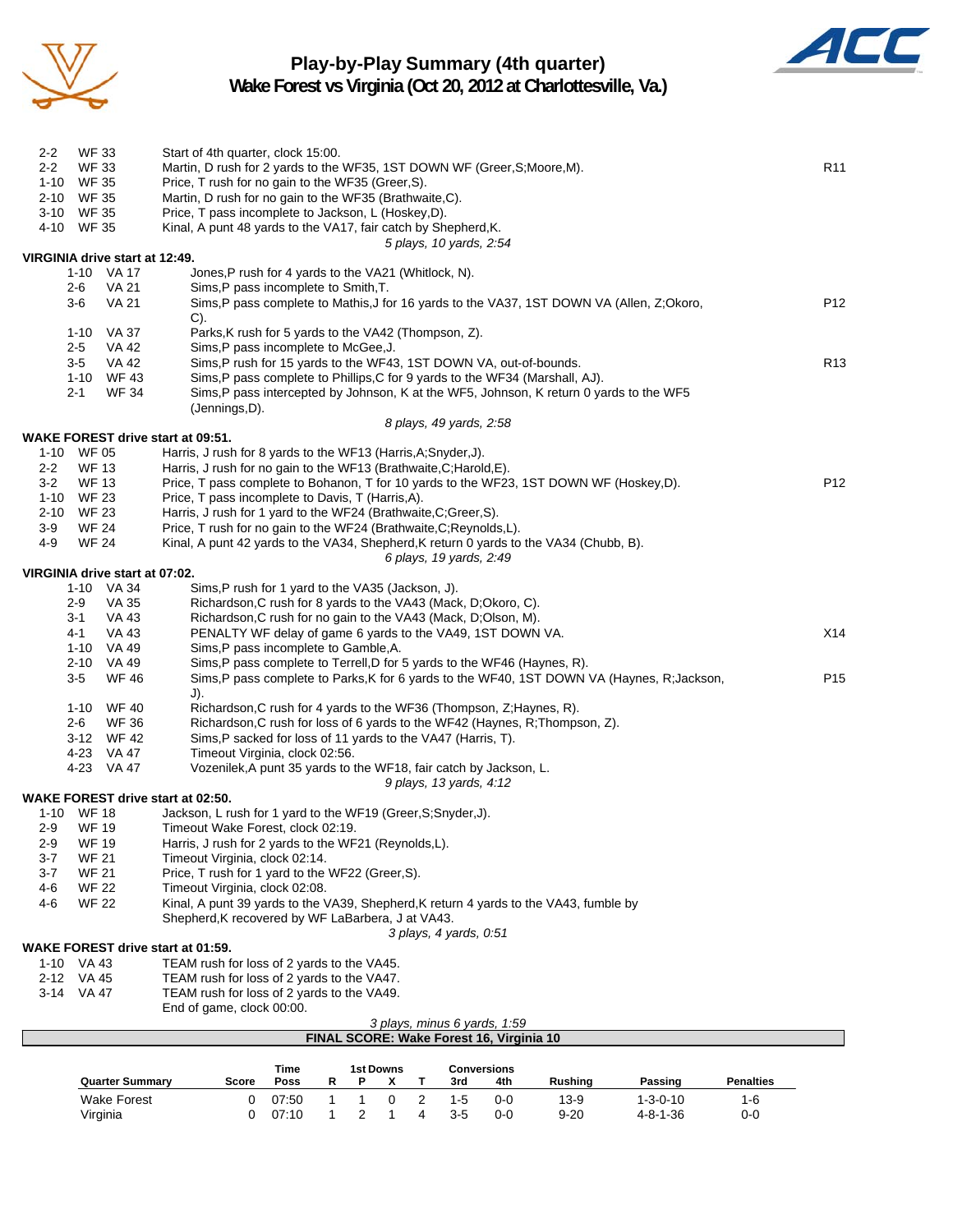# Play-by-Play Summary (4th quarter)

## Wake Forest vs Virginia (Oct 20, 2012 at Charlottesville, Va.)

| Down | Spot | Play | |
|---|---|---|---|
| 2-2 | WF 33 | Start of 4th quarter, clock 15:00. | |
| 2-2 | WF 33 | Martin, D rush for 2 yards to the WF35, 1ST DOWN WF (Greer,S;Moore,M). | R11 |
| 1-10 | WF 35 | Price, T rush for no gain to the WF35 (Greer,S). | |
| 2-10 | WF 35 | Martin, D rush for no gain to the WF35 (Brathwaite,C). | |
| 3-10 | WF 35 | Price, T pass incomplete to Jackson, L (Hoskey,D). | |
| 4-10 | WF 35 | Kinal, A punt 48 yards to the VA17, fair catch by Shepherd,K. | |
| | | *5 plays, 10 yards, 2:54* | |

**VIRGINIA drive start at 12:49.**

| Down | Spot | Play | |
|---|---|---|---|
| 1-10 | VA 17 | Jones,P rush for 4 yards to the VA21 (Whitlock, N). | |
| 2-6 | VA 21 | Sims,P pass incomplete to Smith,T. | |
| 3-6 | VA 21 | Sims,P pass complete to Mathis,J for 16 yards to the VA37, 1ST DOWN VA (Allen, Z;Okoro, C). | P12 |
| 1-10 | VA 37 | Parks,K rush for 5 yards to the VA42 (Thompson, Z). | |
| 2-5 | VA 42 | Sims,P pass incomplete to McGee,J. | |
| 3-5 | VA 42 | Sims,P rush for 15 yards to the WF43, 1ST DOWN VA, out-of-bounds. | R13 |
| 1-10 | WF 43 | Sims,P pass complete to Phillips,C for 9 yards to the WF34 (Marshall, AJ). | |
| 2-1 | WF 34 | Sims,P pass intercepted by Johnson, K at the WF5, Johnson, K return 0 yards to the WF5 (Jennings,D). | |
| | | *8 plays, 49 yards, 2:58* | |

**WAKE FOREST drive start at 09:51.**

| Down | Spot | Play | |
|---|---|---|---|
| 1-10 | WF 05 | Harris, J rush for 8 yards to the WF13 (Harris,A;Snyder,J). | |
| 2-2 | WF 13 | Harris, J rush for no gain to the WF13 (Brathwaite,C;Harold,E). | |
| 3-2 | WF 13 | Price, T pass complete to Bohanon, T for 10 yards to the WF23, 1ST DOWN WF (Hoskey,D). | P12 |
| 1-10 | WF 23 | Price, T pass incomplete to Davis, T (Harris,A). | |
| 2-10 | WF 23 | Harris, J rush for 1 yard to the WF24 (Brathwaite,C;Greer,S). | |
| 3-9 | WF 24 | Price, T rush for no gain to the WF24 (Brathwaite,C;Reynolds,L). | |
| 4-9 | WF 24 | Kinal, A punt 42 yards to the VA34, Shepherd,K return 0 yards to the VA34 (Chubb, B). | |
| | | *6 plays, 19 yards, 2:49* | |

**VIRGINIA drive start at 07:02.**

| Down | Spot | Play | |
|---|---|---|---|
| 1-10 | VA 34 | Sims,P rush for 1 yard to the VA35 (Jackson, J). | |
| 2-9 | VA 35 | Richardson,C rush for 8 yards to the VA43 (Mack, D;Okoro, C). | |
| 3-1 | VA 43 | Richardson,C rush for no gain to the VA43 (Mack, D;Olson, M). | |
| 4-1 | VA 43 | PENALTY WF delay of game 6 yards to the VA49, 1ST DOWN VA. | X14 |
| 1-10 | VA 49 | Sims,P pass incomplete to Gamble,A. | |
| 2-10 | VA 49 | Sims,P pass complete to Terrell,D for 5 yards to the WF46 (Haynes, R). | |
| 3-5 | WF 46 | Sims,P pass complete to Parks,K for 6 yards to the WF40, 1ST DOWN VA (Haynes, R;Jackson, J). | P15 |
| 1-10 | WF 40 | Richardson,C rush for 4 yards to the WF36 (Thompson, Z;Haynes, R). | |
| 2-6 | WF 36 | Richardson,C rush for loss of 6 yards to the WF42 (Haynes, R;Thompson, Z). | |
| 3-12 | WF 42 | Sims,P sacked for loss of 11 yards to the VA47 (Harris, T). | |
| 4-23 | VA 47 | Timeout Virginia, clock 02:56. | |
| 4-23 | VA 47 | Vozenilek,A punt 35 yards to the WF18, fair catch by Jackson, L. | |
| | | *9 plays, 13 yards, 4:12* | |

**WAKE FOREST drive start at 02:50.**

| Down | Spot | Play | |
|---|---|---|---|
| 1-10 | WF 18 | Jackson, L rush for 1 yard to the WF19 (Greer,S;Snyder,J). | |
| 2-9 | WF 19 | Timeout Wake Forest, clock 02:19. | |
| 2-9 | WF 19 | Harris, J rush for 2 yards to the WF21 (Reynolds,L). | |
| 3-7 | WF 21 | Timeout Virginia, clock 02:14. | |
| 3-7 | WF 21 | Price, T rush for 1 yard to the WF22 (Greer,S). | |
| 4-6 | WF 22 | Timeout Virginia, clock 02:08. | |
| 4-6 | WF 22 | Kinal, A punt 39 yards to the VA39, Shepherd,K return 4 yards to the VA43, fumble by Shepherd,K recovered by WF LaBarbera, J at VA43. | |
| | | *3 plays, 4 yards, 0:51* | |

**WAKE FOREST drive start at 01:59.**

| Down | Spot | Play | |
|---|---|---|---|
| 1-10 | VA 43 | TEAM rush for loss of 2 yards to the VA45. | |
| 2-12 | VA 45 | TEAM rush for loss of 2 yards to the VA47. | |
| 3-14 | VA 47 | TEAM rush for loss of 2 yards to the VA49. | |
| | | End of game, clock 00:00. | |
| | | *3 plays, minus 6 yards, 1:59* | |

**FINAL SCORE: Wake Forest 16, Virginia 10**

| Quarter Summary | Score | Time Poss | 1st Downs R | P | X | T | Conversions 3rd | 4th | Rushing | Passing | Penalties |
|---|---|---|---|---|---|---|---|---|---|---|---|
| Wake Forest | 0 | 07:50 | 1 | 1 | 0 | 2 | 1-5 | 0-0 | 13-9 | 1-3-0-10 | 1-6 |
| Virginia | 0 | 07:10 | 1 | 2 | 1 | 4 | 3-5 | 0-0 | 9-20 | 4-8-1-36 | 0-0 |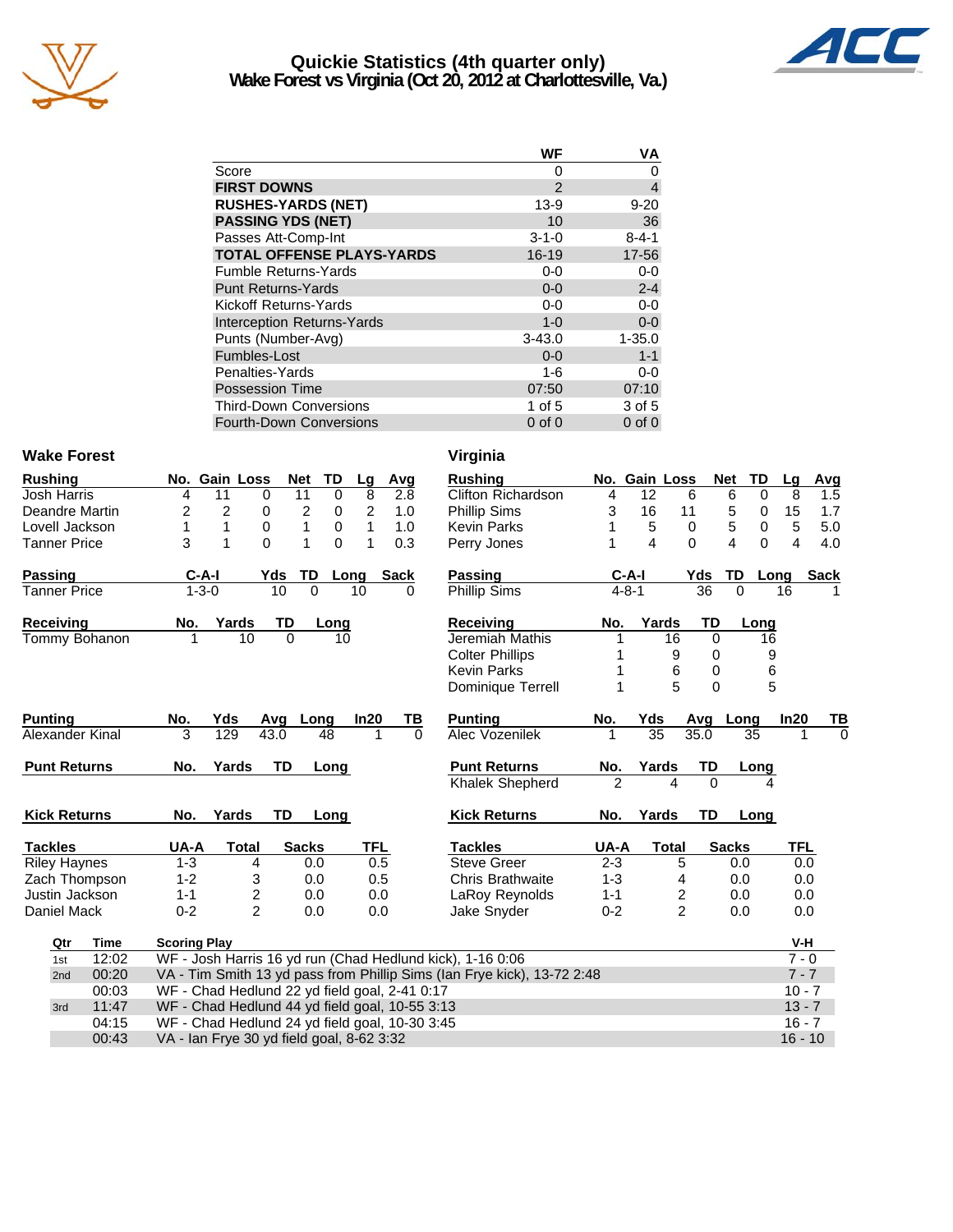# Quickie Statistics (4th quarter only)
## Wake Forest vs Virginia (Oct 20, 2012 at Charlottesville, Va.)

| | WF | VA |
|---|---|---|
| Score | 0 | 0 |
| **FIRST DOWNS** | 2 | 4 |
| **RUSHES-YARDS (NET)** | 13-9 | 9-20 |
| **PASSING YDS (NET)** | 10 | 36 |
| Passes Att-Comp-Int | 3-1-0 | 8-4-1 |
| **TOTAL OFFENSE PLAYS-YARDS** | 16-19 | 17-56 |
| Fumble Returns-Yards | 0-0 | 0-0 |
| Punt Returns-Yards | 0-0 | 2-4 |
| Kickoff Returns-Yards | 0-0 | 0-0 |
| Interception Returns-Yards | 1-0 | 0-0 |
| Punts (Number-Avg) | 3-43.0 | 1-35.0 |
| Fumbles-Lost | 0-0 | 1-1 |
| Penalties-Yards | 1-6 | 0-0 |
| Possession Time | 07:50 | 07:10 |
| Third-Down Conversions | 1 of 5 | 3 of 5 |
| Fourth-Down Conversions | 0 of 0 | 0 of 0 |

### Wake Forest

| Rushing | No. | Gain | Loss | Net | TD | Lg | Avg |
|---|---|---|---|---|---|---|---|
| Josh Harris | 4 | 11 | 0 | 11 | 0 | 8 | 2.8 |
| Deandre Martin | 2 | 2 | 0 | 2 | 0 | 2 | 1.0 |
| Lovell Jackson | 1 | 1 | 0 | 1 | 0 | 1 | 1.0 |
| Tanner Price | 3 | 1 | 0 | 1 | 0 | 1 | 0.3 |

| Passing | C-A-I | Yds | TD | Long | Sack |
|---|---|---|---|---|---|
| Tanner Price | 1-3-0 | 10 | 0 | 10 | 0 |

| Receiving | No. | Yards | TD | Long |
|---|---|---|---|---|
| Tommy Bohanon | 1 | 10 | 0 | 10 |

| Punting | No. | Yds | Avg | Long | In20 | TB |
|---|---|---|---|---|---|---|
| Alexander Kinal | 3 | 129 | 43.0 | 48 | 1 | 0 |

| Punt Returns | No. | Yards | TD | Long |
|---|---|---|---|---|

| Kick Returns | No. | Yards | TD | Long |
|---|---|---|---|---|

| Tackles | UA-A | Total | Sacks | TFL |
|---|---|---|---|---|
| Riley Haynes | 1-3 | 4 | 0.0 | 0.5 |
| Zach Thompson | 1-2 | 3 | 0.0 | 0.5 |
| Justin Jackson | 1-1 | 2 | 0.0 | 0.0 |
| Daniel Mack | 0-2 | 2 | 0.0 | 0.0 |

### Virginia

| Rushing | No. | Gain | Loss | Net | TD | Lg | Avg |
|---|---|---|---|---|---|---|---|
| Clifton Richardson | 4 | 12 | 6 | 6 | 0 | 8 | 1.5 |
| Phillip Sims | 3 | 16 | 11 | 5 | 0 | 15 | 1.7 |
| Kevin Parks | 1 | 5 | 0 | 5 | 0 | 5 | 5.0 |
| Perry Jones | 1 | 4 | 0 | 4 | 0 | 4 | 4.0 |

| Passing | C-A-I | Yds | TD | Long | Sack |
|---|---|---|---|---|---|
| Phillip Sims | 4-8-1 | 36 | 0 | 16 | 1 |

| Receiving | No. | Yards | TD | Long |
|---|---|---|---|---|
| Jeremiah Mathis | 1 | 16 | 0 | 16 |
| Colter Phillips | 1 | 9 | 0 | 9 |
| Kevin Parks | 1 | 6 | 0 | 6 |
| Dominique Terrell | 1 | 5 | 0 | 5 |

| Punting | No. | Yds | Avg | Long | In20 | TB |
|---|---|---|---|---|---|---|
| Alec Vozenilek | 1 | 35 | 35.0 | 35 | 1 | 0 |

| Punt Returns | No. | Yards | TD | Long |
|---|---|---|---|---|
| Khalek Shepherd | 2 | 4 | 0 | 4 |

| Kick Returns | No. | Yards | TD | Long |
|---|---|---|---|---|

| Tackles | UA-A | Total | Sacks | TFL |
|---|---|---|---|---|
| Steve Greer | 2-3 | 5 | 0.0 | 0.0 |
| Chris Brathwaite | 1-3 | 4 | 0.0 | 0.0 |
| LaRoy Reynolds | 1-1 | 2 | 0.0 | 0.0 |
| Jake Snyder | 0-2 | 2 | 0.0 | 0.0 |

| Qtr | Time | Scoring Play | V-H |
|---|---|---|---|
| 1st | 12:02 | WF - Josh Harris 16 yd run (Chad Hedlund kick), 1-16 0:06 | 7 - 0 |
| 2nd | 00:20 | VA - Tim Smith 13 yd pass from Phillip Sims (Ian Frye kick), 13-72 2:48 | 7 - 7 |
| | 00:03 | WF - Chad Hedlund 22 yd field goal, 2-41 0:17 | 10 - 7 |
| 3rd | 11:47 | WF - Chad Hedlund 44 yd field goal, 10-55 3:13 | 13 - 7 |
| | 04:15 | WF - Chad Hedlund 24 yd field goal, 10-30 3:45 | 16 - 7 |
| | 00:43 | VA - Ian Frye 30 yd field goal, 8-62 3:32 | 16 - 10 |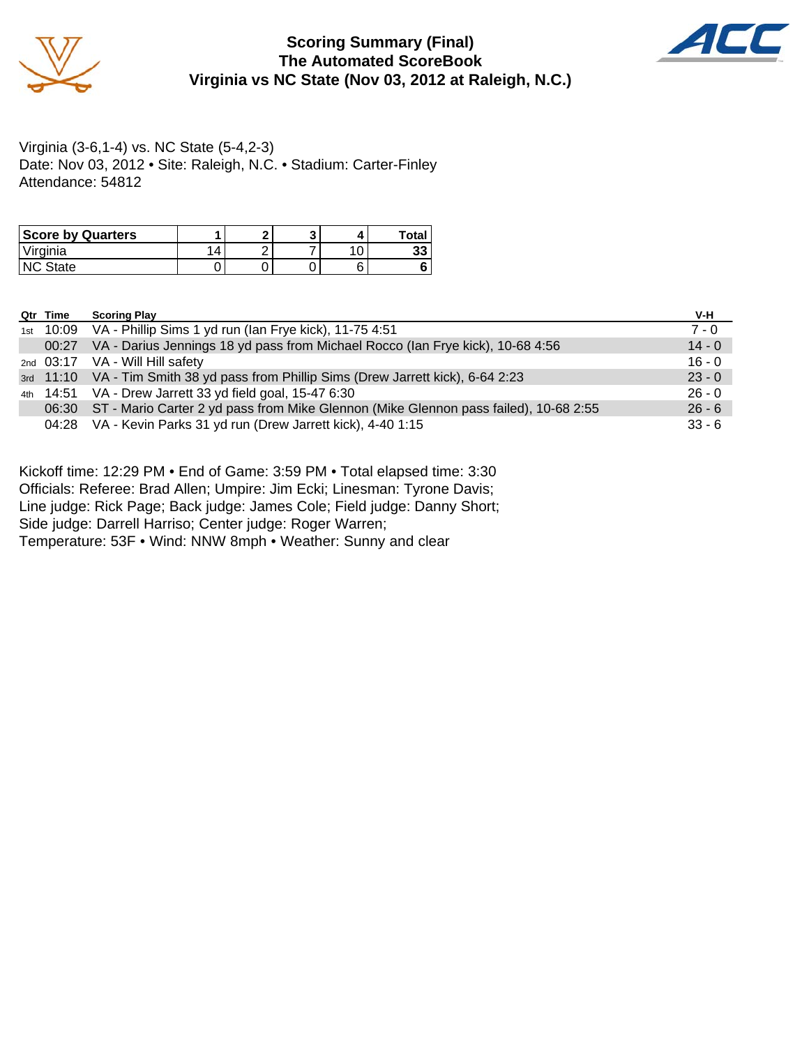# Scoring Summary (Final)
## The Automated ScoreBook
## Virginia vs NC State (Nov 03, 2012 at Raleigh, N.C.)

Virginia (3-6,1-4) vs. NC State (5-4,2-3)
Date: Nov 03, 2012 • Site: Raleigh, N.C. • Stadium: Carter-Finley
Attendance: 54812

| Score by Quarters | 1 | 2 | 3 | 4 | Total |
|---|---|---|---|---|---|
| Virginia | 14 | 2 | 7 | 10 | **33** |
| NC State | 0 | 0 | 0 | 6 | **6** |

| Qtr | Time | Scoring Play | V-H |
|---|---|---|---|
| 1st | 10:09 | VA - Phillip Sims 1 yd run (Ian Frye kick), 11-75 4:51 | 7 - 0 |
| | 00:27 | VA - Darius Jennings 18 yd pass from Michael Rocco (Ian Frye kick), 10-68 4:56 | 14 - 0 |
| 2nd | 03:17 | VA - Will Hill safety | 16 - 0 |
| 3rd | 11:10 | VA - Tim Smith 38 yd pass from Phillip Sims (Drew Jarrett kick), 6-64 2:23 | 23 - 0 |
| 4th | 14:51 | VA - Drew Jarrett 33 yd field goal, 15-47 6:30 | 26 - 0 |
| | 06:30 | ST - Mario Carter 2 yd pass from Mike Glennon (Mike Glennon pass failed), 10-68 2:55 | 26 - 6 |
| | 04:28 | VA - Kevin Parks 31 yd run (Drew Jarrett kick), 4-40 1:15 | 33 - 6 |

Kickoff time: 12:29 PM • End of Game: 3:59 PM • Total elapsed time: 3:30
Officials: Referee: Brad Allen; Umpire: Jim Ecki; Linesman: Tyrone Davis;
Line judge: Rick Page; Back judge: James Cole; Field judge: Danny Short;
Side judge: Darrell Harriso; Center judge: Roger Warren;
Temperature: 53F • Wind: NNW 8mph • Weather: Sunny and clear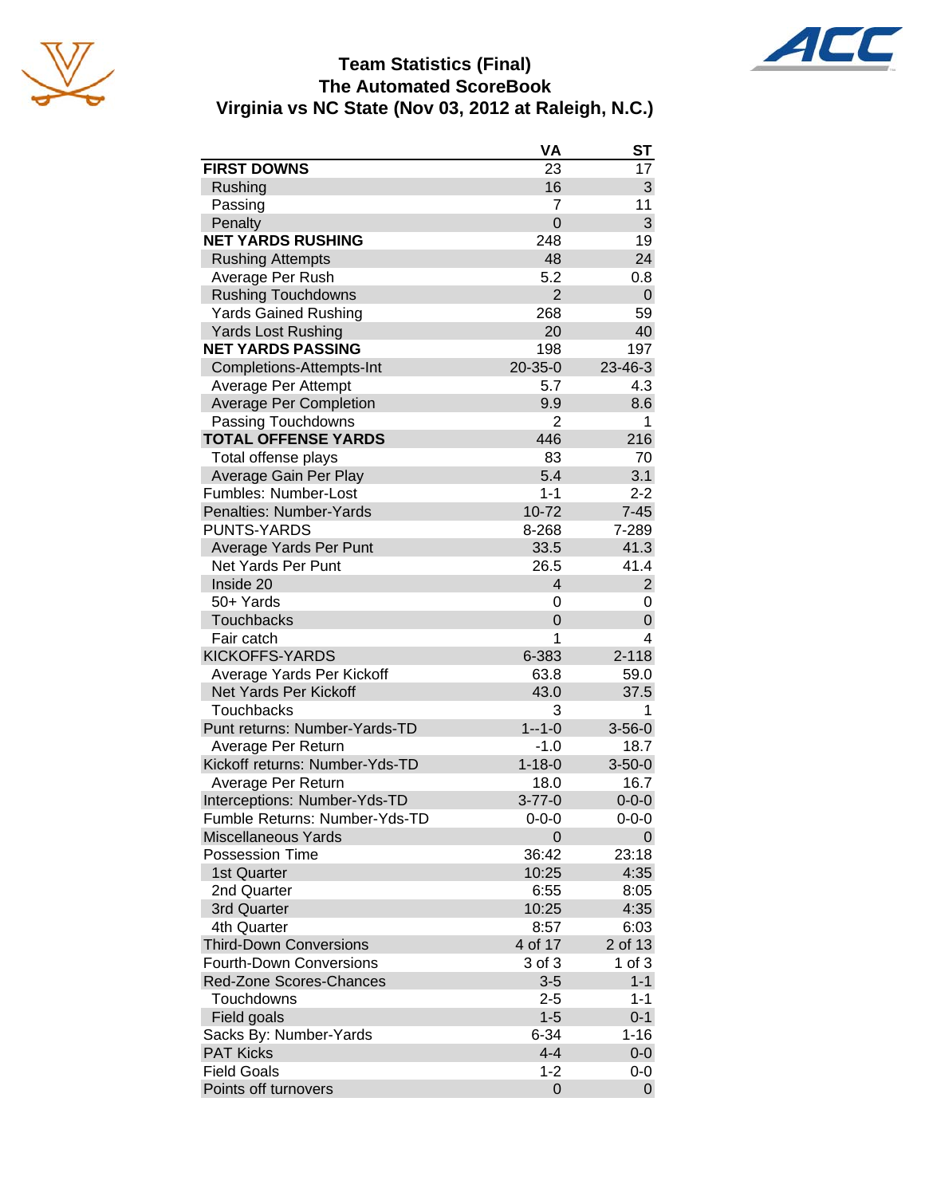# Team Statistics (Final)
## The Automated ScoreBook
## Virginia vs NC State (Nov 03, 2012 at Raleigh, N.C.)

| | VA | ST |
|---|---|---|
| **FIRST DOWNS** | 23 | 17 |
| Rushing | 16 | 3 |
| Passing | 7 | 11 |
| Penalty | 0 | 3 |
| **NET YARDS RUSHING** | 248 | 19 |
| Rushing Attempts | 48 | 24 |
| Average Per Rush | 5.2 | 0.8 |
| Rushing Touchdowns | 2 | 0 |
| Yards Gained Rushing | 268 | 59 |
| Yards Lost Rushing | 20 | 40 |
| **NET YARDS PASSING** | 198 | 197 |
| Completions-Attempts-Int | 20-35-0 | 23-46-3 |
| Average Per Attempt | 5.7 | 4.3 |
| Average Per Completion | 9.9 | 8.6 |
| Passing Touchdowns | 2 | 1 |
| **TOTAL OFFENSE YARDS** | 446 | 216 |
| Total offense plays | 83 | 70 |
| Average Gain Per Play | 5.4 | 3.1 |
| Fumbles: Number-Lost | 1-1 | 2-2 |
| Penalties: Number-Yards | 10-72 | 7-45 |
| PUNTS-YARDS | 8-268 | 7-289 |
| Average Yards Per Punt | 33.5 | 41.3 |
| Net Yards Per Punt | 26.5 | 41.4 |
| Inside 20 | 4 | 2 |
| 50+ Yards | 0 | 0 |
| Touchbacks | 0 | 0 |
| Fair catch | 1 | 4 |
| KICKOFFS-YARDS | 6-383 | 2-118 |
| Average Yards Per Kickoff | 63.8 | 59.0 |
| Net Yards Per Kickoff | 43.0 | 37.5 |
| Touchbacks | 3 | 1 |
| Punt returns: Number-Yards-TD | 1--1-0 | 3-56-0 |
| Average Per Return | -1.0 | 18.7 |
| Kickoff returns: Number-Yds-TD | 1-18-0 | 3-50-0 |
| Average Per Return | 18.0 | 16.7 |
| Interceptions: Number-Yds-TD | 3-77-0 | 0-0-0 |
| Fumble Returns: Number-Yds-TD | 0-0-0 | 0-0-0 |
| Miscellaneous Yards | 0 | 0 |
| Possession Time | 36:42 | 23:18 |
| 1st Quarter | 10:25 | 4:35 |
| 2nd Quarter | 6:55 | 8:05 |
| 3rd Quarter | 10:25 | 4:35 |
| 4th Quarter | 8:57 | 6:03 |
| Third-Down Conversions | 4 of 17 | 2 of 13 |
| Fourth-Down Conversions | 3 of 3 | 1 of 3 |
| Red-Zone Scores-Chances | 3-5 | 1-1 |
| Touchdowns | 2-5 | 1-1 |
| Field goals | 1-5 | 0-1 |
| Sacks By: Number-Yards | 6-34 | 1-16 |
| PAT Kicks | 4-4 | 0-0 |
| Field Goals | 1-2 | 0-0 |
| Points off turnovers | 0 | 0 |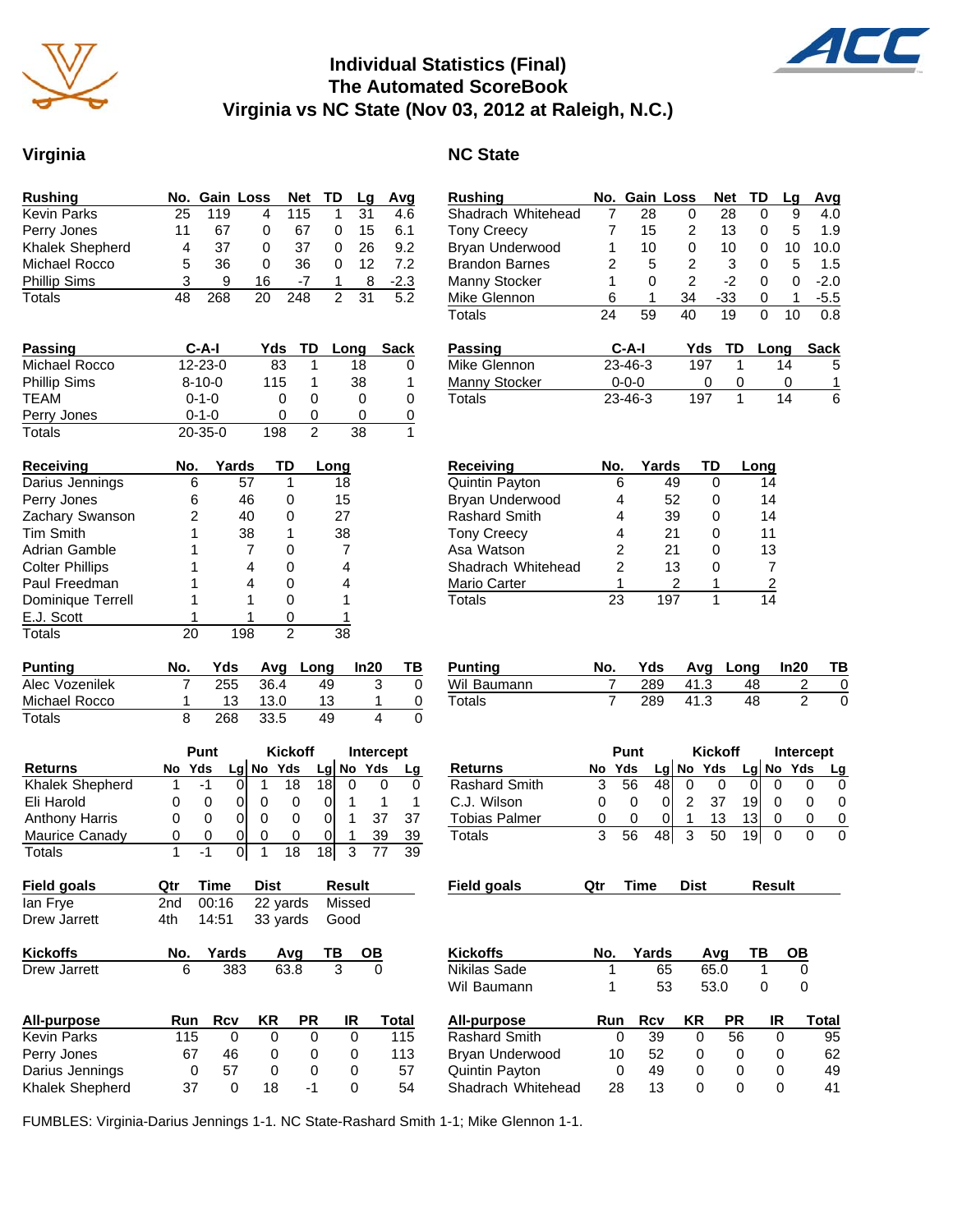# Individual Statistics (Final)
# The Automated ScoreBook
# Virginia vs NC State (Nov 03, 2012 at Raleigh, N.C.)

## Virginia

| Rushing | No. | Gain | Loss | Net | TD | Lg | Avg |
|---|---|---|---|---|---|---|---|
| Kevin Parks | 25 | 119 | 4 | 115 | 1 | 31 | 4.6 |
| Perry Jones | 11 | 67 | 0 | 67 | 0 | 15 | 6.1 |
| Khalek Shepherd | 4 | 37 | 0 | 37 | 0 | 26 | 9.2 |
| Michael Rocco | 5 | 36 | 0 | 36 | 0 | 12 | 7.2 |
| Phillip Sims | 3 | 9 | 16 | -7 | 1 | 8 | -2.3 |
| Totals | 48 | 268 | 20 | 248 | 2 | 31 | 5.2 |

| Passing | C-A-I | Yds | TD | Long | Sack |
|---|---|---|---|---|---|
| Michael Rocco | 12-23-0 | 83 | 1 | 18 | 0 |
| Phillip Sims | 8-10-0 | 115 | 1 | 38 | 1 |
| TEAM | 0-1-0 | 0 | 0 | 0 | 0 |
| Perry Jones | 0-1-0 | 0 | 0 | 0 | 0 |
| Totals | 20-35-0 | 198 | 2 | 38 | 1 |

| Receiving | No. | Yards | TD | Long |
|---|---|---|---|---|
| Darius Jennings | 6 | 57 | 1 | 18 |
| Perry Jones | 6 | 46 | 0 | 15 |
| Zachary Swanson | 2 | 40 | 0 | 27 |
| Tim Smith | 1 | 38 | 1 | 38 |
| Adrian Gamble | 1 | 7 | 0 | 7 |
| Colter Phillips | 1 | 4 | 0 | 4 |
| Paul Freedman | 1 | 4 | 0 | 4 |
| Dominique Terrell | 1 | 1 | 0 | 1 |
| E.J. Scott | 1 | 1 | 0 | 1 |
| Totals | 20 | 198 | 2 | 38 |

| Punting | No. | Yds | Avg | Long | In20 | TB |
|---|---|---|---|---|---|---|
| Alec Vozenilek | 7 | 255 | 36.4 | 49 | 3 | 0 |
| Michael Rocco | 1 | 13 | 13.0 | 13 | 1 | 0 |
| Totals | 8 | 268 | 33.5 | 49 | 4 | 0 |

| | Punt | | | Kickoff | | | Intercept | | |
|---|---|---|---|---|---|---|---|---|---|
| Returns | No | Yds | Lg | No | Yds | Lg | No | Yds | Lg |
| Khalek Shepherd | 1 | -1 | 0 | 1 | 18 | 18 | 0 | 0 | 0 |
| Eli Harold | 0 | 0 | 0 | 0 | 0 | 0 | 1 | 1 | 1 |
| Anthony Harris | 0 | 0 | 0 | 0 | 0 | 0 | 1 | 37 | 37 |
| Maurice Canady | 0 | 0 | 0 | 0 | 0 | 0 | 1 | 39 | 39 |
| Totals | 1 | -1 | 0 | 1 | 18 | 18 | 3 | 77 | 39 |

| Field goals | Qtr | Time | Dist | Result |
|---|---|---|---|---|
| Ian Frye | 2nd | 00:16 | 22 yards | Missed |
| Drew Jarrett | 4th | 14:51 | 33 yards | Good |

| Kickoffs | No. | Yards | Avg | TB | OB |
|---|---|---|---|---|---|
| Drew Jarrett | 6 | 383 | 63.8 | 3 | 0 |

| All-purpose | Run | Rcv | KR | PR | IR | Total |
|---|---|---|---|---|---|---|
| Kevin Parks | 115 | 0 | 0 | 0 | 0 | 115 |
| Perry Jones | 67 | 46 | 0 | 0 | 0 | 113 |
| Darius Jennings | 0 | 57 | 0 | 0 | 0 | 57 |
| Khalek Shepherd | 37 | 0 | 18 | -1 | 0 | 54 |

## NC State

| Rushing | No. | Gain | Loss | Net | TD | Lg | Avg |
|---|---|---|---|---|---|---|---|
| Shadrach Whitehead | 7 | 28 | 0 | 28 | 0 | 9 | 4.0 |
| Tony Creecy | 7 | 15 | 2 | 13 | 0 | 5 | 1.9 |
| Bryan Underwood | 1 | 10 | 0 | 10 | 0 | 10 | 10.0 |
| Brandon Barnes | 2 | 5 | 2 | 3 | 0 | 5 | 1.5 |
| Manny Stocker | 1 | 0 | 2 | -2 | 0 | 0 | -2.0 |
| Mike Glennon | 6 | 1 | 34 | -33 | 0 | 1 | -5.5 |
| Totals | 24 | 59 | 40 | 19 | 0 | 10 | 0.8 |

| Passing | C-A-I | Yds | TD | Long | Sack |
|---|---|---|---|---|---|
| Mike Glennon | 23-46-3 | 197 | 1 | 14 | 5 |
| Manny Stocker | 0-0-0 | 0 | 0 | 0 | 1 |
| Totals | 23-46-3 | 197 | 1 | 14 | 6 |

| Receiving | No. | Yards | TD | Long |
|---|---|---|---|---|
| Quintin Payton | 6 | 49 | 0 | 14 |
| Bryan Underwood | 4 | 52 | 0 | 14 |
| Rashard Smith | 4 | 39 | 0 | 14 |
| Tony Creecy | 4 | 21 | 0 | 11 |
| Asa Watson | 2 | 21 | 0 | 13 |
| Shadrach Whitehead | 2 | 13 | 0 | 7 |
| Mario Carter | 1 | 2 | 1 | 2 |
| Totals | 23 | 197 | 1 | 14 |

| Punting | No. | Yds | Avg | Long | In20 | TB |
|---|---|---|---|---|---|---|
| Wil Baumann | 7 | 289 | 41.3 | 48 | 2 | 0 |
| Totals | 7 | 289 | 41.3 | 48 | 2 | 0 |

| | Punt | | | Kickoff | | | Intercept | | |
|---|---|---|---|---|---|---|---|---|---|
| Returns | No | Yds | Lg | No | Yds | Lg | No | Yds | Lg |
| Rashard Smith | 3 | 56 | 48 | 0 | 0 | 0 | 0 | 0 | 0 |
| C.J. Wilson | 0 | 0 | 0 | 2 | 37 | 19 | 0 | 0 | 0 |
| Tobias Palmer | 0 | 0 | 0 | 1 | 13 | 13 | 0 | 0 | 0 |
| Totals | 3 | 56 | 48 | 3 | 50 | 19 | 0 | 0 | 0 |

| Field goals | Qtr | Time | Dist | Result |
|---|---|---|---|---|

| Kickoffs | No. | Yards | Avg | TB | OB |
|---|---|---|---|---|---|
| Nikilas Sade | 1 | 65 | 65.0 | 1 | 0 |
| Wil Baumann | 1 | 53 | 53.0 | 0 | 0 |

| All-purpose | Run | Rcv | KR | PR | IR | Total |
|---|---|---|---|---|---|---|
| Rashard Smith | 0 | 39 | 0 | 56 | 0 | 95 |
| Bryan Underwood | 10 | 52 | 0 | 0 | 0 | 62 |
| Quintin Payton | 0 | 49 | 0 | 0 | 0 | 49 |
| Shadrach Whitehead | 28 | 13 | 0 | 0 | 0 | 41 |

FUMBLES: Virginia-Darius Jennings 1-1. NC State-Rashard Smith 1-1; Mike Glennon 1-1.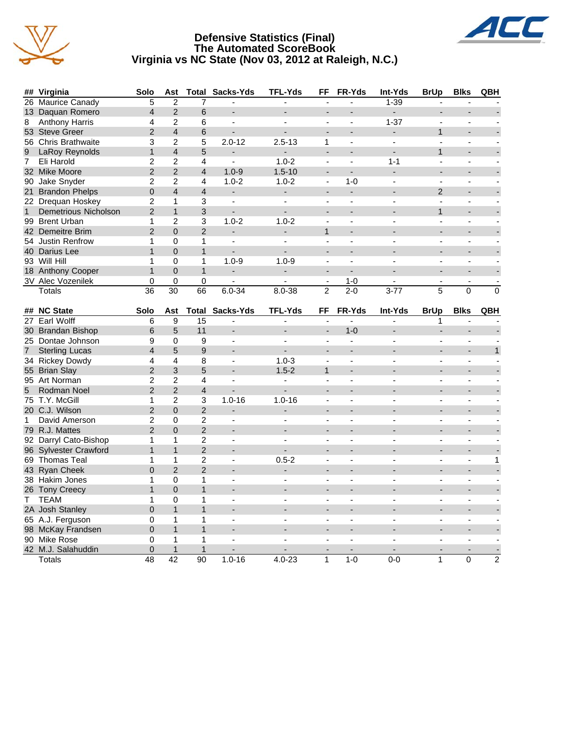# Defensive Statistics (Final)
## The Automated ScoreBook
## Virginia vs NC State (Nov 03, 2012 at Raleigh, N.C.)

| ## | Virginia | Solo | Ast | Total | Sacks-Yds | TFL-Yds | FF | FR-Yds | Int-Yds | BrUp | Blks | QBH |
|---|---|---|---|---|---|---|---|---|---|---|---|---|
| 26 | Maurice Canady | 5 | 2 | 7 | - | - | - | - | 1-39 | - | - | - |
| 13 | Daquan Romero | 4 | 2 | 6 | - | - | - | - | - | - | - | - |
| 8 | Anthony Harris | 4 | 2 | 6 | - | - | - | - | 1-37 | - | - | - |
| 53 | Steve Greer | 2 | 4 | 6 | - | - | - | - | - | 1 | - | - |
| 56 | Chris Brathwaite | 3 | 2 | 5 | 2.0-12 | 2.5-13 | 1 | - | - | - | - | - |
| 9 | LaRoy Reynolds | 1 | 4 | 5 | - | - | - | - | - | 1 | - | - |
| 7 | Eli Harold | 2 | 2 | 4 | - | 1.0-2 | - | - | 1-1 | - | - | - |
| 32 | Mike Moore | 2 | 2 | 4 | 1.0-9 | 1.5-10 | - | - | - | - | - | - |
| 90 | Jake Snyder | 2 | 2 | 4 | 1.0-2 | 1.0-2 | - | 1-0 | - | - | - | - |
| 21 | Brandon Phelps | 0 | 4 | 4 | - | - | - | - | - | 2 | - | - |
| 22 | Drequan Hoskey | 2 | 1 | 3 | - | - | - | - | - | - | - | - |
| 1 | Demetrious Nicholson | 2 | 1 | 3 | - | - | - | - | - | 1 | - | - |
| 99 | Brent Urban | 1 | 2 | 3 | 1.0-2 | 1.0-2 | - | - | - | - | - | - |
| 42 | Demeitre Brim | 2 | 0 | 2 | - | - | 1 | - | - | - | - | - |
| 54 | Justin Renfrow | 1 | 0 | 1 | - | - | - | - | - | - | - | - |
| 40 | Darius Lee | 1 | 0 | 1 | - | - | - | - | - | - | - | - |
| 93 | Will Hill | 1 | 0 | 1 | 1.0-9 | 1.0-9 | - | - | - | - | - | - |
| 18 | Anthony Cooper | 1 | 0 | 1 | - | - | - | - | - | - | - | - |
| 3V | Alec Vozenilek | 0 | 0 | 0 | - | - | - | 1-0 | - | - | - | - |
| | Totals | 36 | 30 | 66 | 6.0-34 | 8.0-38 | 2 | 2-0 | 3-77 | 5 | 0 | 0 |

| ## | NC State | Solo | Ast | Total | Sacks-Yds | TFL-Yds | FF | FR-Yds | Int-Yds | BrUp | Blks | QBH |
|---|---|---|---|---|---|---|---|---|---|---|---|---|
| 27 | Earl Wolff | 6 | 9 | 15 | - | - | - | - | - | 1 | - | - |
| 30 | Brandan Bishop | 6 | 5 | 11 | - | - | - | 1-0 | - | - | - | - |
| 25 | Dontae Johnson | 9 | 0 | 9 | - | - | - | - | - | - | - | - |
| 7 | Sterling Lucas | 4 | 5 | 9 | - | - | - | - | - | - | - | 1 |
| 34 | Rickey Dowdy | 4 | 4 | 8 | - | 1.0-3 | - | - | - | - | - | - |
| 55 | Brian Slay | 2 | 3 | 5 | - | 1.5-2 | 1 | - | - | - | - | - |
| 95 | Art Norman | 2 | 2 | 4 | - | - | - | - | - | - | - | - |
| 5 | Rodman Noel | 2 | 2 | 4 | - | - | - | - | - | - | - | - |
| 75 | T.Y. McGill | 1 | 2 | 3 | 1.0-16 | 1.0-16 | - | - | - | - | - | - |
| 20 | C.J. Wilson | 2 | 0 | 2 | - | - | - | - | - | - | - | - |
| 1 | David Amerson | 2 | 0 | 2 | - | - | - | - | - | - | - | - |
| 79 | R.J. Mattes | 2 | 0 | 2 | - | - | - | - | - | - | - | - |
| 92 | Darryl Cato-Bishop | 1 | 1 | 2 | - | - | - | - | - | - | - | - |
| 96 | Sylvester Crawford | 1 | 1 | 2 | - | - | - | - | - | - | - | - |
| 69 | Thomas Teal | 1 | 1 | 2 | - | 0.5-2 | - | - | - | - | - | 1 |
| 43 | Ryan Cheek | 0 | 2 | 2 | - | - | - | - | - | - | - | - |
| 38 | Hakim Jones | 1 | 0 | 1 | - | - | - | - | - | - | - | - |
| 26 | Tony Creecy | 1 | 0 | 1 | - | - | - | - | - | - | - | - |
| T | TEAM | 1 | 0 | 1 | - | - | - | - | - | - | - | - |
| 2A | Josh Stanley | 0 | 1 | 1 | - | - | - | - | - | - | - | - |
| 65 | A.J. Ferguson | 0 | 1 | 1 | - | - | - | - | - | - | - | - |
| 98 | McKay Frandsen | 0 | 1 | 1 | - | - | - | - | - | - | - | - |
| 90 | Mike Rose | 0 | 1 | 1 | - | - | - | - | - | - | - | - |
| 42 | M.J. Salahuddin | 0 | 1 | 1 | - | - | - | - | - | - | - | - |
| | Totals | 48 | 42 | 90 | 1.0-16 | 4.0-23 | 1 | 1-0 | 0-0 | 1 | 0 | 2 |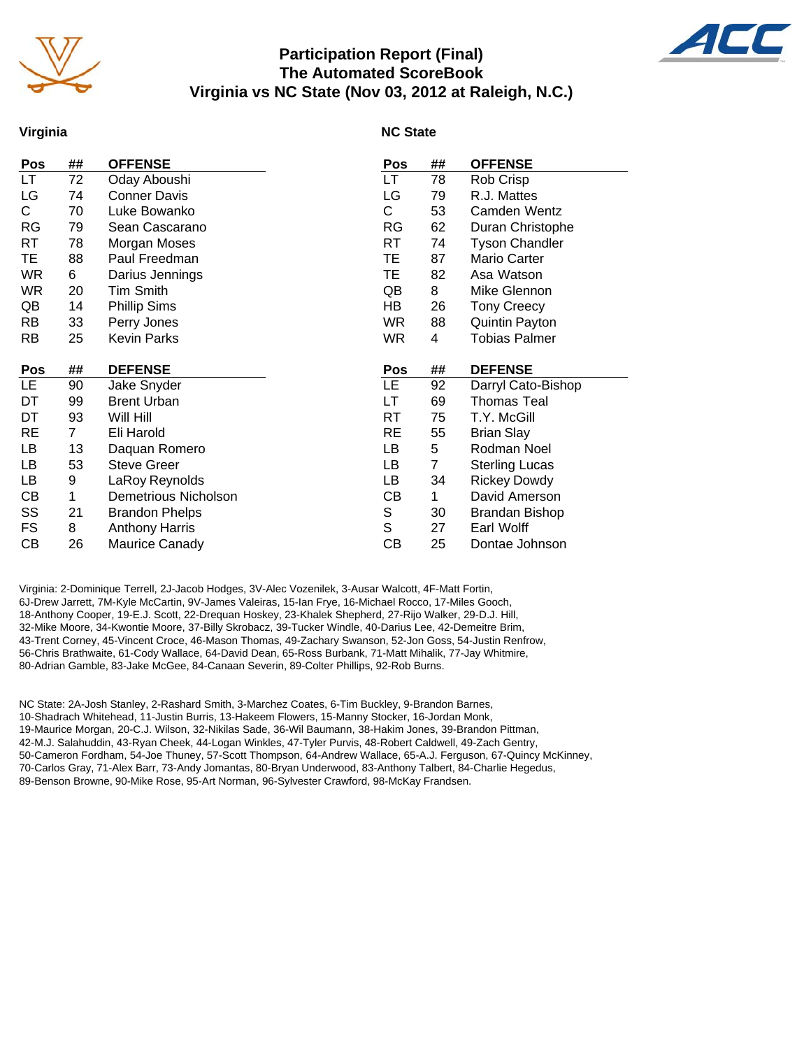# Participation Report (Final)
## The Automated ScoreBook
## Virginia vs NC State (Nov 03, 2012 at Raleigh, N.C.)

### Virginia

| Pos | ## | OFFENSE |
|---|---|---|
| LT | 72 | Oday Aboushi |
| LG | 74 | Conner Davis |
| C | 70 | Luke Bowanko |
| RG | 79 | Sean Cascarano |
| RT | 78 | Morgan Moses |
| TE | 88 | Paul Freedman |
| WR | 6 | Darius Jennings |
| WR | 20 | Tim Smith |
| QB | 14 | Phillip Sims |
| RB | 33 | Perry Jones |
| RB | 25 | Kevin Parks |

| Pos | ## | DEFENSE |
|---|---|---|
| LE | 90 | Jake Snyder |
| DT | 99 | Brent Urban |
| DT | 93 | Will Hill |
| RE | 7 | Eli Harold |
| LB | 13 | Daquan Romero |
| LB | 53 | Steve Greer |
| LB | 9 | LaRoy Reynolds |
| CB | 1 | Demetrious Nicholson |
| SS | 21 | Brandon Phelps |
| FS | 8 | Anthony Harris |
| CB | 26 | Maurice Canady |

### NC State

| Pos | ## | OFFENSE |
|---|---|---|
| LT | 78 | Rob Crisp |
| LG | 79 | R.J. Mattes |
| C | 53 | Camden Wentz |
| RG | 62 | Duran Christophe |
| RT | 74 | Tyson Chandler |
| TE | 87 | Mario Carter |
| TE | 82 | Asa Watson |
| QB | 8 | Mike Glennon |
| HB | 26 | Tony Creecy |
| WR | 88 | Quintin Payton |
| WR | 4 | Tobias Palmer |

| Pos | ## | DEFENSE |
|---|---|---|
| LE | 92 | Darryl Cato-Bishop |
| LT | 69 | Thomas Teal |
| RT | 75 | T.Y. McGill |
| RE | 55 | Brian Slay |
| LB | 5 | Rodman Noel |
| LB | 7 | Sterling Lucas |
| LB | 34 | Rickey Dowdy |
| CB | 1 | David Amerson |
| S | 30 | Brandan Bishop |
| S | 27 | Earl Wolff |
| CB | 25 | Dontae Johnson |

Virginia: 2-Dominique Terrell, 2J-Jacob Hodges, 3V-Alec Vozenilek, 3-Ausar Walcott, 4F-Matt Fortin, 6J-Drew Jarrett, 7M-Kyle McCartin, 9V-James Valeiras, 15-Ian Frye, 16-Michael Rocco, 17-Miles Gooch, 18-Anthony Cooper, 19-E.J. Scott, 22-Drequan Hoskey, 23-Khalek Shepherd, 27-Rijo Walker, 29-D.J. Hill, 32-Mike Moore, 34-Kwontie Moore, 37-Billy Skrobacz, 39-Tucker Windle, 40-Darius Lee, 42-Demeitre Brim, 43-Trent Corney, 45-Vincent Croce, 46-Mason Thomas, 49-Zachary Swanson, 52-Jon Goss, 54-Justin Renfrow, 56-Chris Brathwaite, 61-Cody Wallace, 64-David Dean, 65-Ross Burbank, 71-Matt Mihalik, 77-Jay Whitmire, 80-Adrian Gamble, 83-Jake McGee, 84-Canaan Severin, 89-Colter Phillips, 92-Rob Burns.

NC State: 2A-Josh Stanley, 2-Rashard Smith, 3-Marchez Coates, 6-Tim Buckley, 9-Brandon Barnes, 10-Shadrach Whitehead, 11-Justin Burris, 13-Hakeem Flowers, 15-Manny Stocker, 16-Jordan Monk, 19-Maurice Morgan, 20-C.J. Wilson, 32-Nikilas Sade, 36-Wil Baumann, 38-Hakim Jones, 39-Brandon Pittman, 42-M.J. Salahuddin, 43-Ryan Cheek, 44-Logan Winkles, 47-Tyler Purvis, 48-Robert Caldwell, 49-Zach Gentry, 50-Cameron Fordham, 54-Joe Thuney, 57-Scott Thompson, 64-Andrew Wallace, 65-A.J. Ferguson, 67-Quincy McKinney, 70-Carlos Gray, 71-Alex Barr, 73-Andy Jomantas, 80-Bryan Underwood, 83-Anthony Talbert, 84-Charlie Hegedus, 89-Benson Browne, 90-Mike Rose, 95-Art Norman, 96-Sylvester Crawford, 98-McKay Frandsen.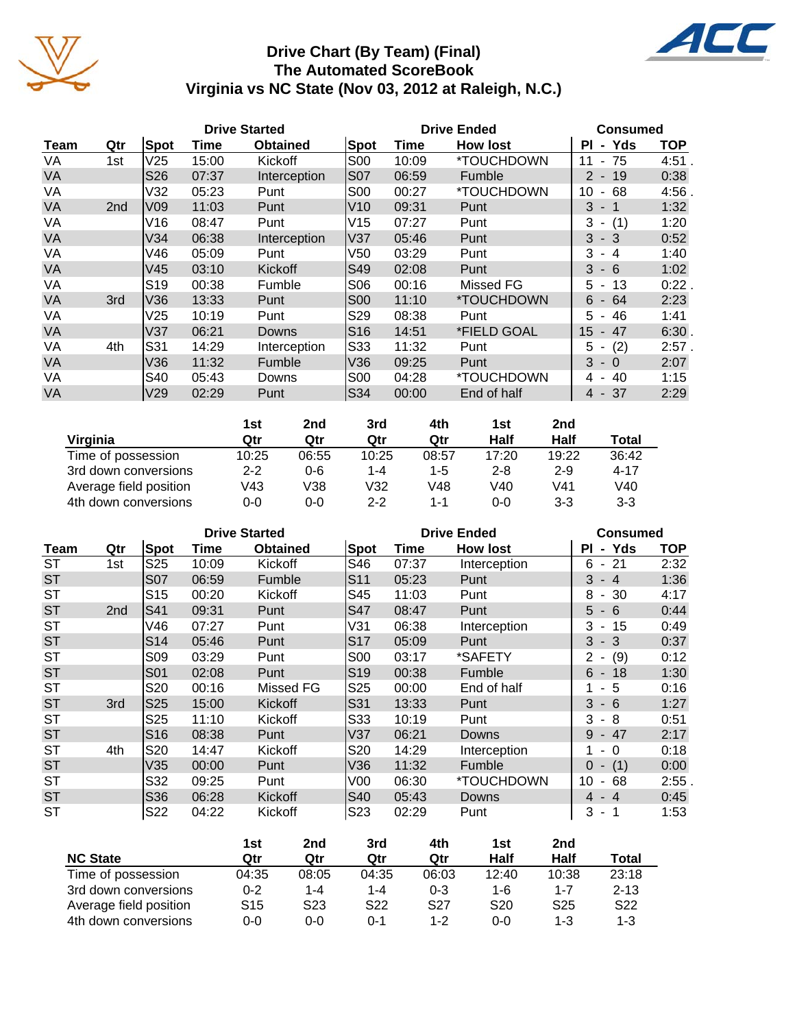# Drive Chart (By Team) (Final)
## The Automated ScoreBook
## Virginia vs NC State (Nov 03, 2012 at Raleigh, N.C.)

| | | Drive Started | | | Drive Ended | | | Consumed | |
|---|---|---|---|---|---|---|---|---|---|
| Team | Qtr | Spot | Time | Obtained | Spot | Time | How lost | Pl - Yds | TOP |
| VA | 1st | V25 | 15:00 | Kickoff | S00 | 10:09 | *TOUCHDOWN | 11 - 75 | 4:51 . |
| VA | | S26 | 07:37 | Interception | S07 | 06:59 | Fumble | 2 - 19 | 0:38 |
| VA | | V32 | 05:23 | Punt | S00 | 00:27 | *TOUCHDOWN | 10 - 68 | 4:56 . |
| VA | 2nd | V09 | 11:03 | Punt | V10 | 09:31 | Punt | 3 - 1 | 1:32 |
| VA | | V16 | 08:47 | Punt | V15 | 07:27 | Punt | 3 - (1) | 1:20 |
| VA | | V34 | 06:38 | Interception | V37 | 05:46 | Punt | 3 - 3 | 0:52 |
| VA | | V46 | 05:09 | Punt | V50 | 03:29 | Punt | 3 - 4 | 1:40 |
| VA | | V45 | 03:10 | Kickoff | S49 | 02:08 | Punt | 3 - 6 | 1:02 |
| VA | | S19 | 00:38 | Fumble | S06 | 00:16 | Missed FG | 5 - 13 | 0:22 . |
| VA | 3rd | V36 | 13:33 | Punt | S00 | 11:10 | *TOUCHDOWN | 6 - 64 | 2:23 |
| VA | | V25 | 10:19 | Punt | S29 | 08:38 | Punt | 5 - 46 | 1:41 |
| VA | | V37 | 06:21 | Downs | S16 | 14:51 | *FIELD GOAL | 15 - 47 | 6:30 . |
| VA | 4th | S31 | 14:29 | Interception | S33 | 11:32 | Punt | 5 - (2) | 2:57 . |
| VA | | V36 | 11:32 | Fumble | V36 | 09:25 | Punt | 3 - 0 | 2:07 |
| VA | | S40 | 05:43 | Downs | S00 | 04:28 | *TOUCHDOWN | 4 - 40 | 1:15 |
| VA | | V29 | 02:29 | Punt | S34 | 00:00 | End of half | 4 - 37 | 2:29 |

| Virginia | 1st Qtr | 2nd Qtr | 3rd Qtr | 4th Qtr | 1st Half | 2nd Half | Total |
|---|---|---|---|---|---|---|---|
| Time of possession | 10:25 | 06:55 | 10:25 | 08:57 | 17:20 | 19:22 | 36:42 |
| 3rd down conversions | 2-2 | 0-6 | 1-4 | 1-5 | 2-8 | 2-9 | 4-17 |
| Average field position | V43 | V38 | V32 | V48 | V40 | V41 | V40 |
| 4th down conversions | 0-0 | 0-0 | 2-2 | 1-1 | 0-0 | 3-3 | 3-3 |

| | | Drive Started | | | Drive Ended | | | Consumed | |
|---|---|---|---|---|---|---|---|---|---|
| Team | Qtr | Spot | Time | Obtained | Spot | Time | How lost | Pl - Yds | TOP |
| ST | 1st | S25 | 10:09 | Kickoff | S46 | 07:37 | Interception | 6 - 21 | 2:32 |
| ST | | S07 | 06:59 | Fumble | S11 | 05:23 | Punt | 3 - 4 | 1:36 |
| ST | | S15 | 00:20 | Kickoff | S45 | 11:03 | Punt | 8 - 30 | 4:17 |
| ST | 2nd | S41 | 09:31 | Punt | S47 | 08:47 | Punt | 5 - 6 | 0:44 |
| ST | | V46 | 07:27 | Punt | V31 | 06:38 | Interception | 3 - 15 | 0:49 |
| ST | | S14 | 05:46 | Punt | S17 | 05:09 | Punt | 3 - 3 | 0:37 |
| ST | | S09 | 03:29 | Punt | S00 | 03:17 | *SAFETY | 2 - (9) | 0:12 |
| ST | | S01 | 02:08 | Punt | S19 | 00:38 | Fumble | 6 - 18 | 1:30 |
| ST | | S20 | 00:16 | Missed FG | S25 | 00:00 | End of half | 1 - 5 | 0:16 |
| ST | 3rd | S25 | 15:00 | Kickoff | S31 | 13:33 | Punt | 3 - 6 | 1:27 |
| ST | | S25 | 11:10 | Kickoff | S33 | 10:19 | Punt | 3 - 8 | 0:51 |
| ST | | S16 | 08:38 | Punt | V37 | 06:21 | Downs | 9 - 47 | 2:17 |
| ST | 4th | S20 | 14:47 | Kickoff | S20 | 14:29 | Interception | 1 - 0 | 0:18 |
| ST | | V35 | 00:00 | Punt | V36 | 11:32 | Fumble | 0 - (1) | 0:00 |
| ST | | S32 | 09:25 | Punt | V00 | 06:30 | *TOUCHDOWN | 10 - 68 | 2:55 . |
| ST | | S36 | 06:28 | Kickoff | S40 | 05:43 | Downs | 4 - 4 | 0:45 |
| ST | | S22 | 04:22 | Kickoff | S23 | 02:29 | Punt | 3 - 1 | 1:53 |

| NC State | 1st Qtr | 2nd Qtr | 3rd Qtr | 4th Qtr | 1st Half | 2nd Half | Total |
|---|---|---|---|---|---|---|---|
| Time of possession | 04:35 | 08:05 | 04:35 | 06:03 | 12:40 | 10:38 | 23:18 |
| 3rd down conversions | 0-2 | 1-4 | 1-4 | 0-3 | 1-6 | 1-7 | 2-13 |
| Average field position | S15 | S23 | S22 | S27 | S20 | S25 | S22 |
| 4th down conversions | 0-0 | 0-0 | 0-1 | 1-2 | 0-0 | 1-3 | 1-3 |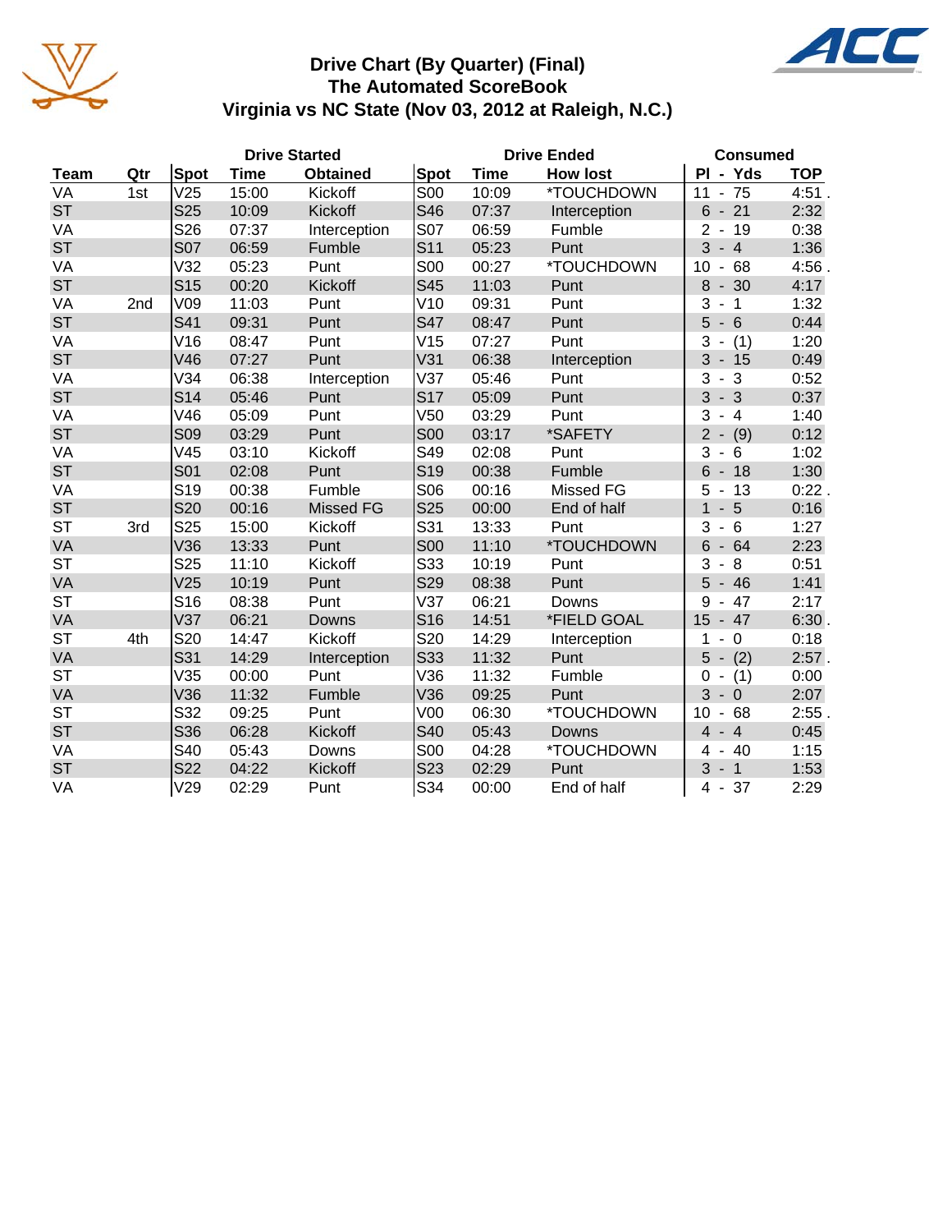# Drive Chart (By Quarter) (Final)
## The Automated ScoreBook
## Virginia vs NC State (Nov 03, 2012 at Raleigh, N.C.)

| | | Drive Started | | | Drive Ended | | | Consumed | |
|---|---|---|---|---|---|---|---|---|---|
| **Team** | **Qtr** | **Spot** | **Time** | **Obtained** | **Spot** | **Time** | **How lost** | **Pl - Yds** | **TOP** |
| VA | 1st | V25 | 15:00 | Kickoff | S00 | 10:09 | *TOUCHDOWN | 11 - 75 | 4:51 . |
| ST | | S25 | 10:09 | Kickoff | S46 | 07:37 | Interception | 6 - 21 | 2:32 |
| VA | | S26 | 07:37 | Interception | S07 | 06:59 | Fumble | 2 - 19 | 0:38 |
| ST | | S07 | 06:59 | Fumble | S11 | 05:23 | Punt | 3 - 4 | 1:36 |
| VA | | V32 | 05:23 | Punt | S00 | 00:27 | *TOUCHDOWN | 10 - 68 | 4:56 . |
| ST | | S15 | 00:20 | Kickoff | S45 | 11:03 | Punt | 8 - 30 | 4:17 |
| VA | 2nd | V09 | 11:03 | Punt | V10 | 09:31 | Punt | 3 - 1 | 1:32 |
| ST | | S41 | 09:31 | Punt | S47 | 08:47 | Punt | 5 - 6 | 0:44 |
| VA | | V16 | 08:47 | Punt | V15 | 07:27 | Punt | 3 - (1) | 1:20 |
| ST | | V46 | 07:27 | Punt | V31 | 06:38 | Interception | 3 - 15 | 0:49 |
| VA | | V34 | 06:38 | Interception | V37 | 05:46 | Punt | 3 - 3 | 0:52 |
| ST | | S14 | 05:46 | Punt | S17 | 05:09 | Punt | 3 - 3 | 0:37 |
| VA | | V46 | 05:09 | Punt | V50 | 03:29 | Punt | 3 - 4 | 1:40 |
| ST | | S09 | 03:29 | Punt | S00 | 03:17 | *SAFETY | 2 - (9) | 0:12 |
| VA | | V45 | 03:10 | Kickoff | S49 | 02:08 | Punt | 3 - 6 | 1:02 |
| ST | | S01 | 02:08 | Punt | S19 | 00:38 | Fumble | 6 - 18 | 1:30 |
| VA | | S19 | 00:38 | Fumble | S06 | 00:16 | Missed FG | 5 - 13 | 0:22 . |
| ST | | S20 | 00:16 | Missed FG | S25 | 00:00 | End of half | 1 - 5 | 0:16 |
| ST | 3rd | S25 | 15:00 | Kickoff | S31 | 13:33 | Punt | 3 - 6 | 1:27 |
| VA | | V36 | 13:33 | Punt | S00 | 11:10 | *TOUCHDOWN | 6 - 64 | 2:23 |
| ST | | S25 | 11:10 | Kickoff | S33 | 10:19 | Punt | 3 - 8 | 0:51 |
| VA | | V25 | 10:19 | Punt | S29 | 08:38 | Punt | 5 - 46 | 1:41 |
| ST | | S16 | 08:38 | Punt | V37 | 06:21 | Downs | 9 - 47 | 2:17 |
| VA | | V37 | 06:21 | Downs | S16 | 14:51 | *FIELD GOAL | 15 - 47 | 6:30 . |
| ST | 4th | S20 | 14:47 | Kickoff | S20 | 14:29 | Interception | 1 - 0 | 0:18 |
| VA | | S31 | 14:29 | Interception | S33 | 11:32 | Punt | 5 - (2) | 2:57 . |
| ST | | V35 | 00:00 | Punt | V36 | 11:32 | Fumble | 0 - (1) | 0:00 |
| VA | | V36 | 11:32 | Fumble | V36 | 09:25 | Punt | 3 - 0 | 2:07 |
| ST | | S32 | 09:25 | Punt | V00 | 06:30 | *TOUCHDOWN | 10 - 68 | 2:55 . |
| ST | | S36 | 06:28 | Kickoff | S40 | 05:43 | Downs | 4 - 4 | 0:45 |
| VA | | S40 | 05:43 | Downs | S00 | 04:28 | *TOUCHDOWN | 4 - 40 | 1:15 |
| ST | | S22 | 04:22 | Kickoff | S23 | 02:29 | Punt | 3 - 1 | 1:53 |
| VA | | V29 | 02:29 | Punt | S34 | 00:00 | End of half | 4 - 37 | 2:29 |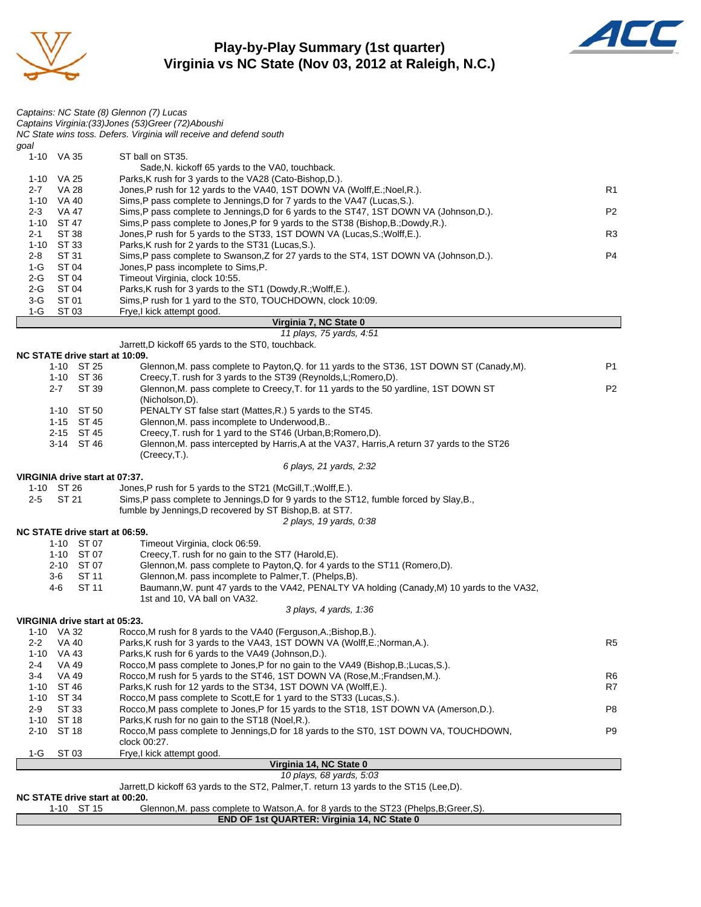# Play-by-Play Summary (1st quarter)
## Virginia vs NC State (Nov 03, 2012 at Raleigh, N.C.)

*Captains: NC State (8) Glennon (7) Lucas*
*Captains Virginia:(33)Jones (53)Greer (72)Aboushi*
*NC State wins toss. Defers. Virginia will receive and defend south goal*

| Down | Spot | Play | |
|---|---|---|---|
| 1-10 | VA 35 | ST ball on ST35. | |
| | | Sade,N. kickoff 65 yards to the VA0, touchback. | |
| 1-10 | VA 25 | Parks,K rush for 3 yards to the VA28 (Cato-Bishop,D.). | |
| 2-7 | VA 28 | Jones,P rush for 12 yards to the VA40, 1ST DOWN VA (Wolff,E.;Noel,R.). | R1 |
| 1-10 | VA 40 | Sims,P pass complete to Jennings,D for 7 yards to the VA47 (Lucas,S.). | |
| 2-3 | VA 47 | Sims,P pass complete to Jennings,D for 6 yards to the ST47, 1ST DOWN VA (Johnson,D.). | P2 |
| 1-10 | ST 47 | Sims,P pass complete to Jones,P for 9 yards to the ST38 (Bishop,B.;Dowdy,R.). | |
| 2-1 | ST 38 | Jones,P rush for 5 yards to the ST33, 1ST DOWN VA (Lucas,S.;Wolff,E.). | R3 |
| 1-10 | ST 33 | Parks,K rush for 2 yards to the ST31 (Lucas,S.). | |
| 2-8 | ST 31 | Sims,P pass complete to Swanson,Z for 27 yards to the ST4, 1ST DOWN VA (Johnson,D.). | P4 |
| 1-G | ST 04 | Jones,P pass incomplete to Sims,P. | |
| 2-G | ST 04 | Timeout Virginia, clock 10:55. | |
| 2-G | ST 04 | Parks,K rush for 3 yards to the ST1 (Dowdy,R.;Wolff,E.). | |
| 3-G | ST 01 | Sims,P rush for 1 yard to the ST0, TOUCHDOWN, clock 10:09. | |
| 1-G | ST 03 | Frye,I kick attempt good. | |

**Virginia 7, NC State 0**
*11 plays, 75 yards, 4:51*

Jarrett,D kickoff 65 yards to the ST0, touchback.

**NC STATE drive start at 10:09.**

| Down | Spot | Play | |
|---|---|---|---|
| 1-10 | ST 25 | Glennon,M. pass complete to Payton,Q. for 11 yards to the ST36, 1ST DOWN ST (Canady,M). | P1 |
| 1-10 | ST 36 | Creecy,T. rush for 3 yards to the ST39 (Reynolds,L;Romero,D). | |
| 2-7 | ST 39 | Glennon,M. pass complete to Creecy,T. for 11 yards to the 50 yardline, 1ST DOWN ST (Nicholson,D). | P2 |
| 1-10 | ST 50 | PENALTY ST false start (Mattes,R.) 5 yards to the ST45. | |
| 1-15 | ST 45 | Glennon,M. pass incomplete to Underwood,B.. | |
| 2-15 | ST 45 | Creecy,T. rush for 1 yard to the ST46 (Urban,B;Romero,D). | |
| 3-14 | ST 46 | Glennon,M. pass intercepted by Harris,A at the VA37, Harris,A return 37 yards to the ST26 (Creecy,T.). | |

*6 plays, 21 yards, 2:32*

**VIRGINIA drive start at 07:37.**

| Down | Spot | Play | |
|---|---|---|---|
| 1-10 | ST 26 | Jones,P rush for 5 yards to the ST21 (McGill,T.;Wolff,E.). | |
| 2-5 | ST 21 | Sims,P pass complete to Jennings,D for 9 yards to the ST12, fumble forced by Slay,B., fumble by Jennings,D recovered by ST Bishop,B. at ST7. | |

*2 plays, 19 yards, 0:38*

**NC STATE drive start at 06:59.**

| Down | Spot | Play | |
|---|---|---|---|
| 1-10 | ST 07 | Timeout Virginia, clock 06:59. | |
| 1-10 | ST 07 | Creecy,T. rush for no gain to the ST7 (Harold,E). | |
| 2-10 | ST 07 | Glennon,M. pass complete to Payton,Q. for 4 yards to the ST11 (Romero,D). | |
| 3-6 | ST 11 | Glennon,M. pass incomplete to Palmer,T. (Phelps,B). | |
| 4-6 | ST 11 | Baumann,W. punt 47 yards to the VA42, PENALTY VA holding (Canady,M) 10 yards to the VA32, 1st and 10, VA ball on VA32. | |

*3 plays, 4 yards, 1:36*

**VIRGINIA drive start at 05:23.**

| Down | Spot | Play | |
|---|---|---|---|
| 1-10 | VA 32 | Rocco,M rush for 8 yards to the VA40 (Ferguson,A.;Bishop,B.). | |
| 2-2 | VA 40 | Parks,K rush for 3 yards to the VA43, 1ST DOWN VA (Wolff,E.;Norman,A.). | R5 |
| 1-10 | VA 43 | Parks,K rush for 6 yards to the VA49 (Johnson,D.). | |
| 2-4 | VA 49 | Rocco,M pass complete to Jones,P for no gain to the VA49 (Bishop,B.;Lucas,S.). | |
| 3-4 | VA 49 | Rocco,M rush for 5 yards to the ST46, 1ST DOWN VA (Rose,M.;Frandsen,M.). | R6 |
| 1-10 | ST 46 | Parks,K rush for 12 yards to the ST34, 1ST DOWN VA (Wolff,E.). | R7 |
| 1-10 | ST 34 | Rocco,M pass complete to Scott,E for 1 yard to the ST33 (Lucas,S.). | |
| 2-9 | ST 33 | Rocco,M pass complete to Jones,P for 15 yards to the ST18, 1ST DOWN VA (Amerson,D.). | P8 |
| 1-10 | ST 18 | Parks,K rush for no gain to the ST18 (Noel,R.). | |
| 2-10 | ST 18 | Rocco,M pass complete to Jennings,D for 18 yards to the ST0, 1ST DOWN VA, TOUCHDOWN, clock 00:27. | P9 |
| 1-G | ST 03 | Frye,I kick attempt good. | |

**Virginia 14, NC State 0**
*10 plays, 68 yards, 5:03*

Jarrett,D kickoff 63 yards to the ST2, Palmer,T. return 13 yards to the ST15 (Lee,D).

**NC STATE drive start at 00:20.**

| Down | Spot | Play |
|---|---|---|
| 1-10 | ST 15 | Glennon,M. pass complete to Watson,A. for 8 yards to the ST23 (Phelps,B;Greer,S). |

**END OF 1st QUARTER: Virginia 14, NC State 0**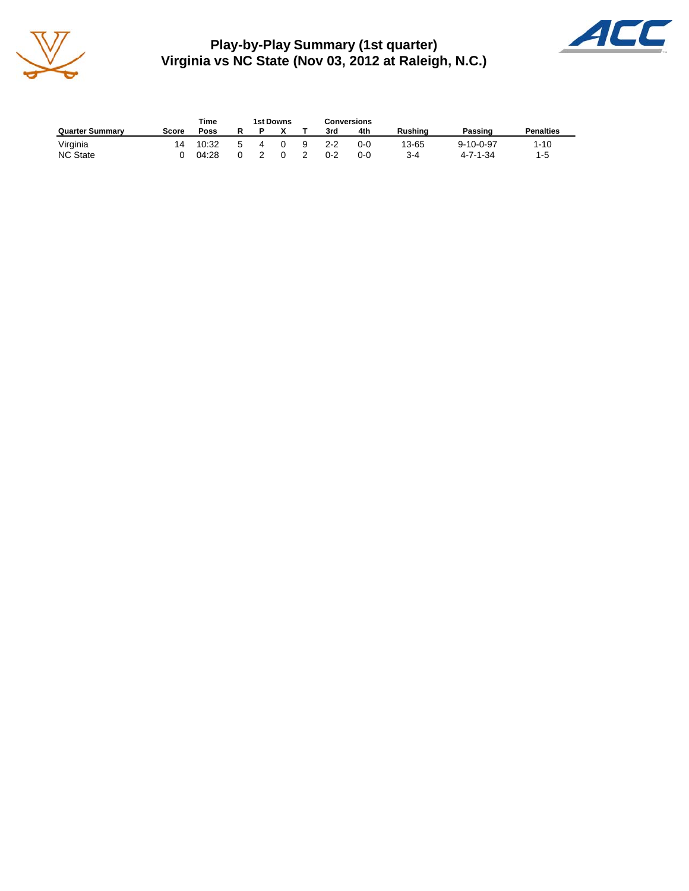# Play-by-Play Summary (1st quarter)
## Virginia vs NC State (Nov 03, 2012 at Raleigh, N.C.)

| Quarter Summary | Score | Time Poss | 1st Downs R | P | X | T | Conversions 3rd | 4th | Rushing | Passing | Penalties |
|---|---|---|---|---|---|---|---|---|---|---|---|
| Virginia | 14 | 10:32 | 5 | 4 | 0 | 9 | 2-2 | 0-0 | 13-65 | 9-10-0-97 | 1-10 |
| NC State | 0 | 04:28 | 0 | 2 | 0 | 2 | 0-2 | 0-0 | 3-4 | 4-7-1-34 | 1-5 |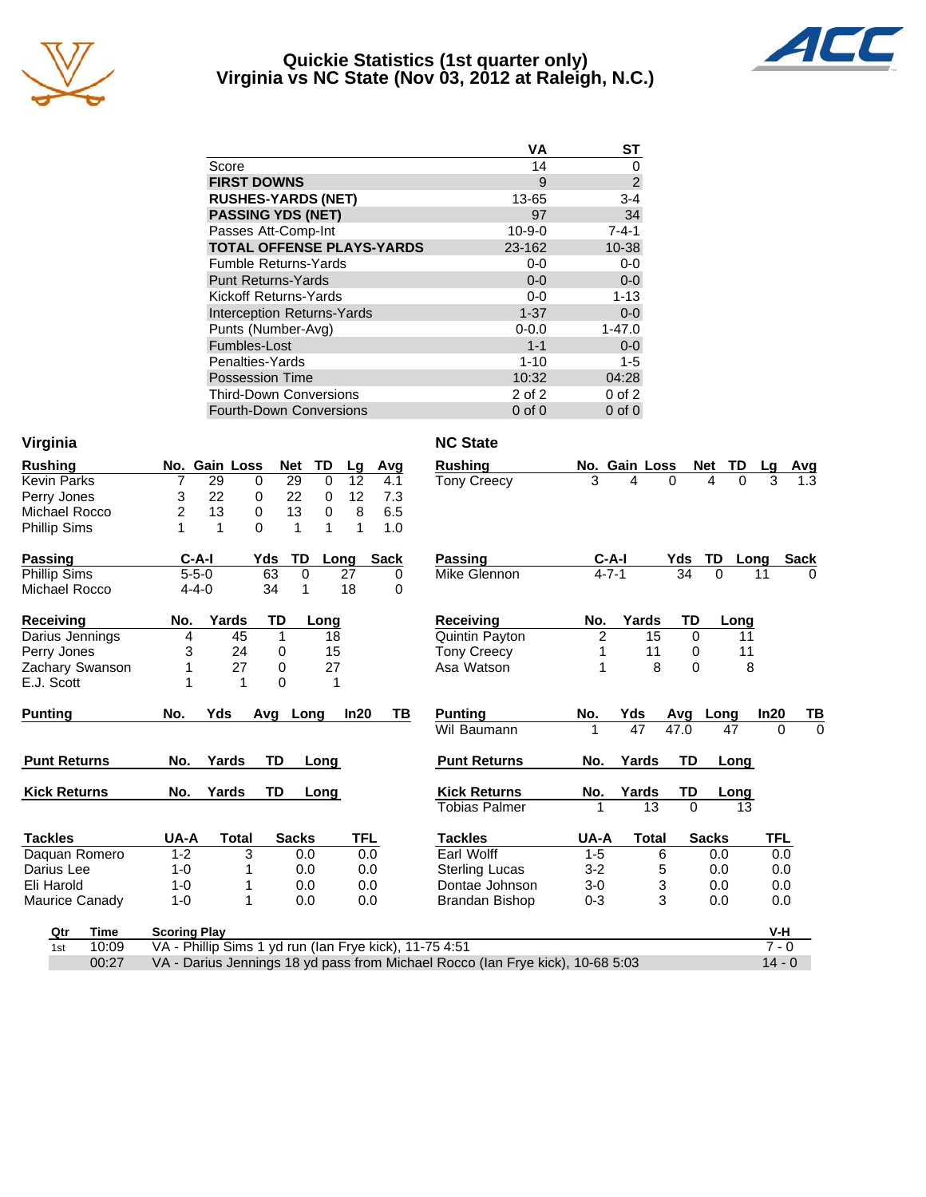# Quickie Statistics (1st quarter only)
## Virginia vs NC State (Nov 03, 2012 at Raleigh, N.C.)

| | VA | ST |
|---|---|---|
| Score | 14 | 0 |
| **FIRST DOWNS** | 9 | 2 |
| **RUSHES-YARDS (NET)** | 13-65 | 3-4 |
| **PASSING YDS (NET)** | 97 | 34 |
| Passes Att-Comp-Int | 10-9-0 | 7-4-1 |
| **TOTAL OFFENSE PLAYS-YARDS** | 23-162 | 10-38 |
| Fumble Returns-Yards | 0-0 | 0-0 |
| Punt Returns-Yards | 0-0 | 0-0 |
| Kickoff Returns-Yards | 0-0 | 1-13 |
| Interception Returns-Yards | 1-37 | 0-0 |
| Punts (Number-Avg) | 0-0.0 | 1-47.0 |
| Fumbles-Lost | 1-1 | 0-0 |
| Penalties-Yards | 1-10 | 1-5 |
| Possession Time | 10:32 | 04:28 |
| Third-Down Conversions | 2 of 2 | 0 of 2 |
| Fourth-Down Conversions | 0 of 0 | 0 of 0 |

### Virginia

| Rushing | No. | Gain | Loss | Net | TD | Lg | Avg |
|---|---|---|---|---|---|---|---|
| Kevin Parks | 7 | 29 | 0 | 29 | 0 | 12 | 4.1 |
| Perry Jones | 3 | 22 | 0 | 22 | 0 | 12 | 7.3 |
| Michael Rocco | 2 | 13 | 0 | 13 | 0 | 8 | 6.5 |
| Phillip Sims | 1 | 1 | 0 | 1 | 1 | 1 | 1.0 |

| Passing | C-A-I | Yds | TD | Long | Sack |
|---|---|---|---|---|---|
| Phillip Sims | 5-5-0 | 63 | 0 | 27 | 0 |
| Michael Rocco | 4-4-0 | 34 | 1 | 18 | 0 |

| Receiving | No. | Yards | TD | Long |
|---|---|---|---|---|
| Darius Jennings | 4 | 45 | 1 | 18 |
| Perry Jones | 3 | 24 | 0 | 15 |
| Zachary Swanson | 1 | 27 | 0 | 27 |
| E.J. Scott | 1 | 1 | 0 | 1 |

| Punting | No. | Yds | Avg | Long | In20 | TB |
|---|---|---|---|---|---|---|

| Punt Returns | No. | Yards | TD | Long |
|---|---|---|---|---|

| Kick Returns | No. | Yards | TD | Long |
|---|---|---|---|---|

| Tackles | UA-A | Total | Sacks | TFL |
|---|---|---|---|---|
| Daquan Romero | 1-2 | 3 | 0.0 | 0.0 |
| Darius Lee | 1-0 | 1 | 0.0 | 0.0 |
| Eli Harold | 1-0 | 1 | 0.0 | 0.0 |
| Maurice Canady | 1-0 | 1 | 0.0 | 0.0 |

### NC State

| Rushing | No. | Gain | Loss | Net | TD | Lg | Avg |
|---|---|---|---|---|---|---|---|
| Tony Creecy | 3 | 4 | 0 | 4 | 0 | 3 | 1.3 |

| Passing | C-A-I | Yds | TD | Long | Sack |
|---|---|---|---|---|---|
| Mike Glennon | 4-7-1 | 34 | 0 | 11 | 0 |

| Receiving | No. | Yards | TD | Long |
|---|---|---|---|---|
| Quintin Payton | 2 | 15 | 0 | 11 |
| Tony Creecy | 1 | 11 | 0 | 11 |
| Asa Watson | 1 | 8 | 0 | 8 |

| Punting | No. | Yds | Avg | Long | In20 | TB |
|---|---|---|---|---|---|---|
| Wil Baumann | 1 | 47 | 47.0 | 47 | 0 | 0 |

| Punt Returns | No. | Yards | TD | Long |
|---|---|---|---|---|

| Kick Returns | No. | Yards | TD | Long |
|---|---|---|---|---|
| Tobias Palmer | 1 | 13 | 0 | 13 |

| Tackles | UA-A | Total | Sacks | TFL |
|---|---|---|---|---|
| Earl Wolff | 1-5 | 6 | 0.0 | 0.0 |
| Sterling Lucas | 3-2 | 5 | 0.0 | 0.0 |
| Dontae Johnson | 3-0 | 3 | 0.0 | 0.0 |
| Brandan Bishop | 0-3 | 3 | 0.0 | 0.0 |

### Scoring

| Qtr | Time | Scoring Play | V-H |
|---|---|---|---|
| 1st | 10:09 | VA - Phillip Sims 1 yd run (Ian Frye kick), 11-75 4:51 | 7 - 0 |
| | 00:27 | VA - Darius Jennings 18 yd pass from Michael Rocco (Ian Frye kick), 10-68 5:03 | 14 - 0 |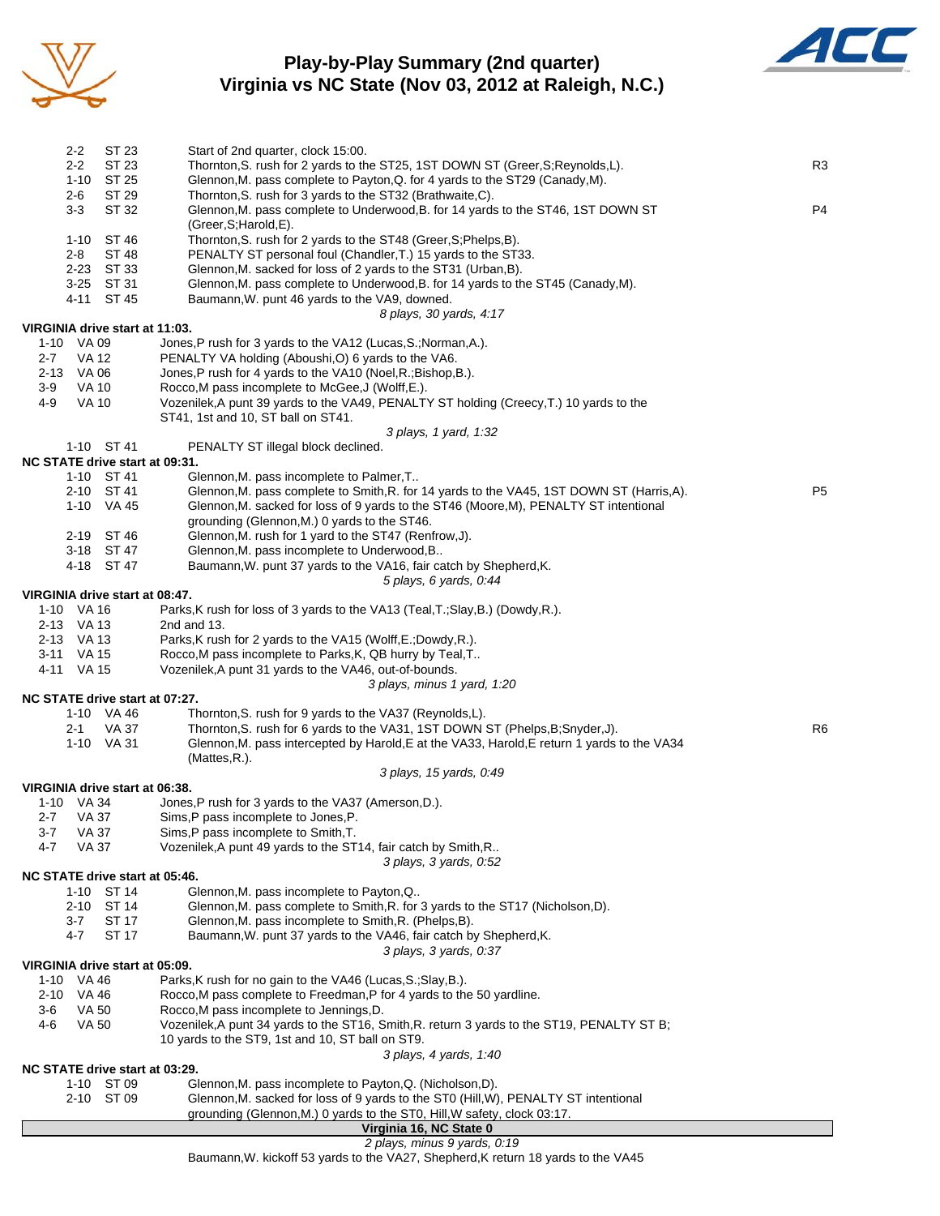# Play-by-Play Summary (2nd quarter)
## Virginia vs NC State (Nov 03, 2012 at Raleigh, N.C.)

| Down | Spot | Play | |
|---|---|---|---|
| 2-2 | ST 23 | Start of 2nd quarter, clock 15:00. | |
| 2-2 | ST 23 | Thornton,S. rush for 2 yards to the ST25, 1ST DOWN ST (Greer,S;Reynolds,L). | R3 |
| 1-10 | ST 25 | Glennon,M. pass complete to Payton,Q. for 4 yards to the ST29 (Canady,M). | |
| 2-6 | ST 29 | Thornton,S. rush for 3 yards to the ST32 (Brathwaite,C). | |
| 3-3 | ST 32 | Glennon,M. pass complete to Underwood,B. for 14 yards to the ST46, 1ST DOWN ST (Greer,S;Harold,E). | P4 |
| 1-10 | ST 46 | Thornton,S. rush for 2 yards to the ST48 (Greer,S;Phelps,B). | |
| 2-8 | ST 48 | PENALTY ST personal foul (Chandler,T.) 15 yards to the ST33. | |
| 2-23 | ST 33 | Glennon,M. sacked for loss of 2 yards to the ST31 (Urban,B). | |
| 3-25 | ST 31 | Glennon,M. pass complete to Underwood,B. for 14 yards to the ST45 (Canady,M). | |
| 4-11 | ST 45 | Baumann,W. punt 46 yards to the VA9, downed. | |
| | | *8 plays, 30 yards, 4:17* | |

**VIRGINIA drive start at 11:03.**

| Down | Spot | Play | |
|---|---|---|---|
| 1-10 | VA 09 | Jones,P rush for 3 yards to the VA12 (Lucas,S.;Norman,A.). | |
| 2-7 | VA 12 | PENALTY VA holding (Aboushi,O) 6 yards to the VA6. | |
| 2-13 | VA 06 | Jones,P rush for 4 yards to the VA10 (Noel,R.;Bishop,B.). | |
| 3-9 | VA 10 | Rocco,M pass incomplete to McGee,J (Wolff,E.). | |
| 4-9 | VA 10 | Vozenilek,A punt 39 yards to the VA49, PENALTY ST holding (Creecy,T.) 10 yards to the ST41, 1st and 10, ST ball on ST41. | |
| | | *3 plays, 1 yard, 1:32* | |
| 1-10 | ST 41 | PENALTY ST illegal block declined. | |

**NC STATE drive start at 09:31.**

| Down | Spot | Play | |
|---|---|---|---|
| 1-10 | ST 41 | Glennon,M. pass incomplete to Palmer,T.. | |
| 2-10 | ST 41 | Glennon,M. pass complete to Smith,R. for 14 yards to the VA45, 1ST DOWN ST (Harris,A). | P5 |
| 1-10 | VA 45 | Glennon,M. sacked for loss of 9 yards to the ST46 (Moore,M), PENALTY ST intentional grounding (Glennon,M.) 0 yards to the ST46. | |
| 2-19 | ST 46 | Glennon,M. rush for 1 yard to the ST47 (Renfrow,J). | |
| 3-18 | ST 47 | Glennon,M. pass incomplete to Underwood,B.. | |
| 4-18 | ST 47 | Baumann,W. punt 37 yards to the VA16, fair catch by Shepherd,K. | |
| | | *5 plays, 6 yards, 0:44* | |

**VIRGINIA drive start at 08:47.**

| Down | Spot | Play | |
|---|---|---|---|
| 1-10 | VA 16 | Parks,K rush for loss of 3 yards to the VA13 (Teal,T.;Slay,B.) (Dowdy,R.). | |
| 2-13 | VA 13 | 2nd and 13. | |
| 2-13 | VA 13 | Parks,K rush for 2 yards to the VA15 (Wolff,E.;Dowdy,R.). | |
| 3-11 | VA 15 | Rocco,M pass incomplete to Parks,K, QB hurry by Teal,T.. | |
| 4-11 | VA 15 | Vozenilek,A punt 31 yards to the VA46, out-of-bounds. | |
| | | *3 plays, minus 1 yard, 1:20* | |

**NC STATE drive start at 07:27.**

| Down | Spot | Play | |
|---|---|---|---|
| 1-10 | VA 46 | Thornton,S. rush for 9 yards to the VA37 (Reynolds,L). | |
| 2-1 | VA 37 | Thornton,S. rush for 6 yards to the VA31, 1ST DOWN ST (Phelps,B;Snyder,J). | R6 |
| 1-10 | VA 31 | Glennon,M. pass intercepted by Harold,E at the VA33, Harold,E return 1 yards to the VA34 (Mattes,R.). | |
| | | *3 plays, 15 yards, 0:49* | |

**VIRGINIA drive start at 06:38.**

| Down | Spot | Play | |
|---|---|---|---|
| 1-10 | VA 34 | Jones,P rush for 3 yards to the VA37 (Amerson,D.). | |
| 2-7 | VA 37 | Sims,P pass incomplete to Jones,P. | |
| 3-7 | VA 37 | Sims,P pass incomplete to Smith,T. | |
| 4-7 | VA 37 | Vozenilek,A punt 49 yards to the ST14, fair catch by Smith,R.. | |
| | | *3 plays, 3 yards, 0:52* | |

**NC STATE drive start at 05:46.**

| Down | Spot | Play | |
|---|---|---|---|
| 1-10 | ST 14 | Glennon,M. pass incomplete to Payton,Q.. | |
| 2-10 | ST 14 | Glennon,M. pass complete to Smith,R. for 3 yards to the ST17 (Nicholson,D). | |
| 3-7 | ST 17 | Glennon,M. pass incomplete to Smith,R. (Phelps,B). | |
| 4-7 | ST 17 | Baumann,W. punt 37 yards to the VA46, fair catch by Shepherd,K. | |
| | | *3 plays, 3 yards, 0:37* | |

**VIRGINIA drive start at 05:09.**

| Down | Spot | Play | |
|---|---|---|---|
| 1-10 | VA 46 | Parks,K rush for no gain to the VA46 (Lucas,S.;Slay,B.). | |
| 2-10 | VA 46 | Rocco,M pass complete to Freedman,P for 4 yards to the 50 yardline. | |
| 3-6 | VA 50 | Rocco,M pass incomplete to Jennings,D. | |
| 4-6 | VA 50 | Vozenilek,A punt 34 yards to the ST16, Smith,R. return 3 yards to the ST19, PENALTY ST B; 10 yards to the ST9, 1st and 10, ST ball on ST9. | |
| | | *3 plays, 4 yards, 1:40* | |

**NC STATE drive start at 03:29.**

| Down | Spot | Play | |
|---|---|---|---|
| 1-10 | ST 09 | Glennon,M. pass incomplete to Payton,Q. (Nicholson,D). | |
| 2-10 | ST 09 | Glennon,M. sacked for loss of 9 yards to the ST0 (Hill,W), PENALTY ST intentional grounding (Glennon,M.) 0 yards to the ST0, Hill,W safety, clock 03:17. | |

**Virginia 16, NC State 0**

*2 plays, minus 9 yards, 0:19*

Baumann,W. kickoff 53 yards to the VA27, Shepherd,K return 18 yards to the VA45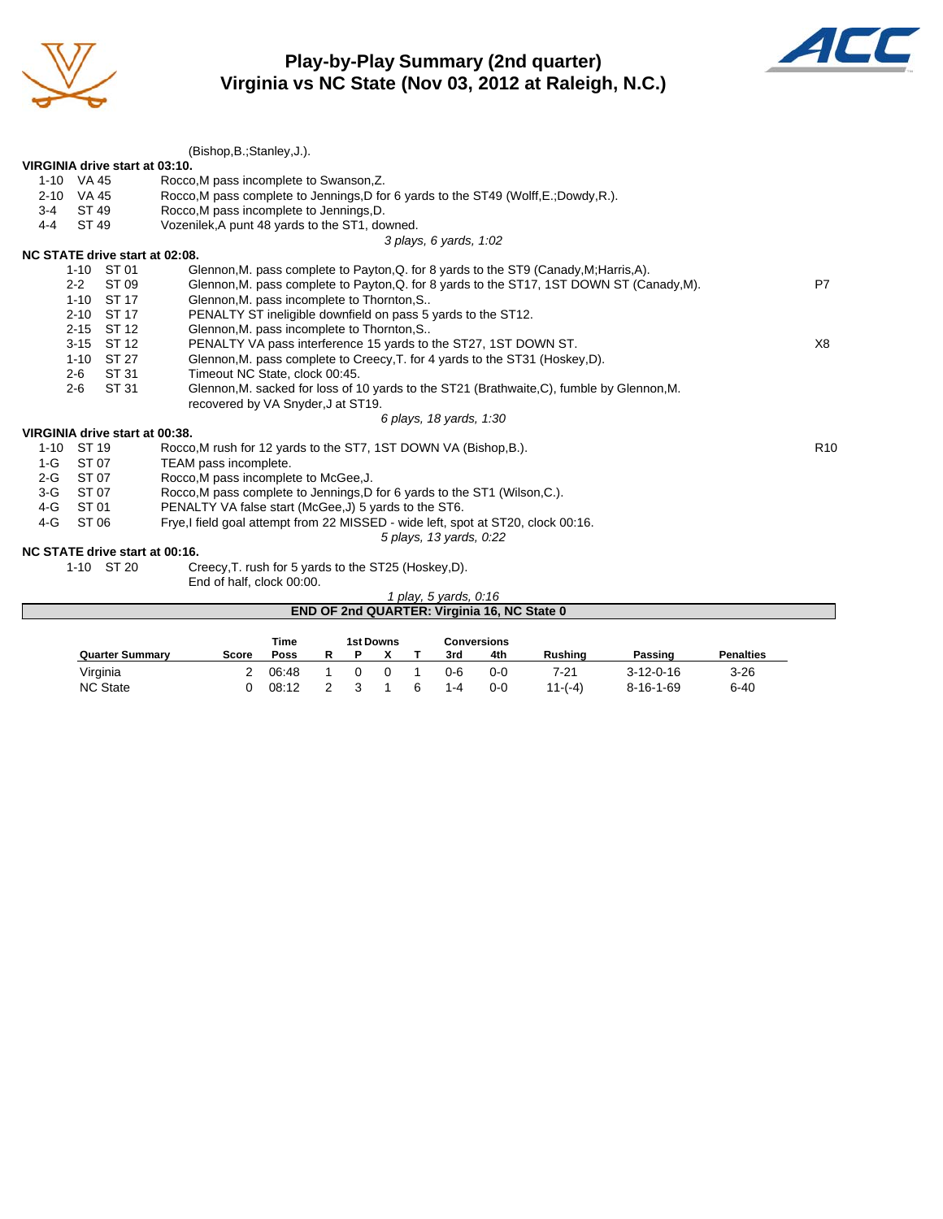# Play-by-Play Summary (2nd quarter)
## Virginia vs NC State (Nov 03, 2012 at Raleigh, N.C.)

(Bishop,B.;Stanley,J.).

**VIRGINIA drive start at 03:10.**

| | | | |
|---|---|---|---|
| 1-10 | VA 45 | Rocco,M pass incomplete to Swanson,Z. | |
| 2-10 | VA 45 | Rocco,M pass complete to Jennings,D for 6 yards to the ST49 (Wolff,E.;Dowdy,R.). | |
| 3-4 | ST 49 | Rocco,M pass incomplete to Jennings,D. | |
| 4-4 | ST 49 | Vozenilek,A punt 48 yards to the ST1, downed. | |

*3 plays, 6 yards, 1:02*

**NC STATE drive start at 02:08.**

| | | | |
|---|---|---|---|
| 1-10 | ST 01 | Glennon,M. pass complete to Payton,Q. for 8 yards to the ST9 (Canady,M;Harris,A). | |
| 2-2 | ST 09 | Glennon,M. pass complete to Payton,Q. for 8 yards to the ST17, 1ST DOWN ST (Canady,M). | P7 |
| 1-10 | ST 17 | Glennon,M. pass incomplete to Thornton,S.. | |
| 2-10 | ST 17 | PENALTY ST ineligible downfield on pass 5 yards to the ST12. | |
| 2-15 | ST 12 | Glennon,M. pass incomplete to Thornton,S.. | |
| 3-15 | ST 12 | PENALTY VA pass interference 15 yards to the ST27, 1ST DOWN ST. | X8 |
| 1-10 | ST 27 | Glennon,M. pass complete to Creecy,T. for 4 yards to the ST31 (Hoskey,D). | |
| 2-6 | ST 31 | Timeout NC State, clock 00:45. | |
| 2-6 | ST 31 | Glennon,M. sacked for loss of 10 yards to the ST21 (Brathwaite,C), fumble by Glennon,M. recovered by VA Snyder,J at ST19. | |

*6 plays, 18 yards, 1:30*

**VIRGINIA drive start at 00:38.**

| | | | |
|---|---|---|---|
| 1-10 | ST 19 | Rocco,M rush for 12 yards to the ST7, 1ST DOWN VA (Bishop,B.). | R10 |
| 1-G | ST 07 | TEAM pass incomplete. | |
| 2-G | ST 07 | Rocco,M pass incomplete to McGee,J. | |
| 3-G | ST 07 | Rocco,M pass complete to Jennings,D for 6 yards to the ST1 (Wilson,C.). | |
| 4-G | ST 01 | PENALTY VA false start (McGee,J) 5 yards to the ST6. | |
| 4-G | ST 06 | Frye,I field goal attempt from 22 MISSED - wide left, spot at ST20, clock 00:16. | |

*5 plays, 13 yards, 0:22*

**NC STATE drive start at 00:16.**

| | | |
|---|---|---|
| 1-10 | ST 20 | Creecy,T. rush for 5 yards to the ST25 (Hoskey,D). |
| | | End of half, clock 00:00. |

*1 play, 5 yards, 0:16*

**END OF 2nd QUARTER: Virginia 16, NC State 0**

| Quarter Summary | Score | Time Poss | 1st Downs R | P | X | T | Conversions 3rd | 4th | Rushing | Passing | Penalties |
|---|---|---|---|---|---|---|---|---|---|---|---|
| Virginia | 2 | 06:48 | 1 | 0 | 0 | 1 | 0-6 | 0-0 | 7-21 | 3-12-0-16 | 3-26 |
| NC State | 0 | 08:12 | 2 | 3 | 1 | 6 | 1-4 | 0-0 | 11-(-4) | 8-16-1-69 | 6-40 |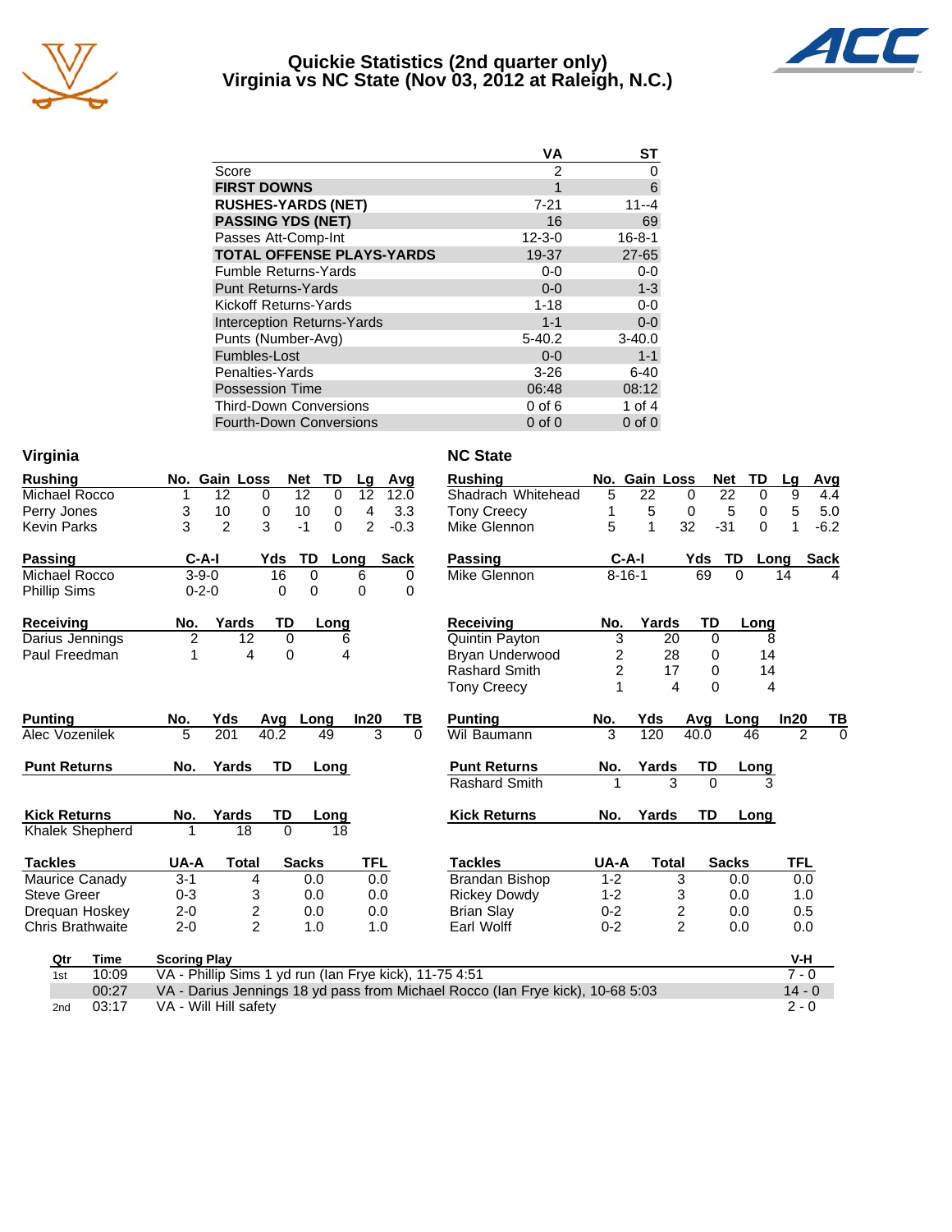# Quickie Statistics (2nd quarter only)
## Virginia vs NC State (Nov 03, 2012 at Raleigh, N.C.)

| | VA | ST |
|---|---|---|
| Score | 2 | 0 |
| **FIRST DOWNS** | 1 | 6 |
| **RUSHES-YARDS (NET)** | 7-21 | 11--4 |
| **PASSING YDS (NET)** | 16 | 69 |
| Passes Att-Comp-Int | 12-3-0 | 16-8-1 |
| **TOTAL OFFENSE PLAYS-YARDS** | 19-37 | 27-65 |
| Fumble Returns-Yards | 0-0 | 0-0 |
| Punt Returns-Yards | 0-0 | 1-3 |
| Kickoff Returns-Yards | 1-18 | 0-0 |
| Interception Returns-Yards | 1-1 | 0-0 |
| Punts (Number-Avg) | 5-40.2 | 3-40.0 |
| Fumbles-Lost | 0-0 | 1-1 |
| Penalties-Yards | 3-26 | 6-40 |
| Possession Time | 06:48 | 08:12 |
| Third-Down Conversions | 0 of 6 | 1 of 4 |
| Fourth-Down Conversions | 0 of 0 | 0 of 0 |

## Virginia

| Rushing | No. | Gain | Loss | Net | TD | Lg | Avg |
|---|---|---|---|---|---|---|---|
| Michael Rocco | 1 | 12 | 0 | 12 | 0 | 12 | 12.0 |
| Perry Jones | 3 | 10 | 0 | 10 | 0 | 4 | 3.3 |
| Kevin Parks | 3 | 2 | 3 | -1 | 0 | 2 | -0.3 |

| Passing | C-A-I | Yds | TD | Long | Sack |
|---|---|---|---|---|---|
| Michael Rocco | 3-9-0 | 16 | 0 | 6 | 0 |
| Phillip Sims | 0-2-0 | 0 | 0 | 0 | 0 |

| Receiving | No. | Yards | TD | Long |
|---|---|---|---|---|
| Darius Jennings | 2 | 12 | 0 | 6 |
| Paul Freedman | 1 | 4 | 0 | 4 |

| Punting | No. | Yds | Avg | Long | In20 | TB |
|---|---|---|---|---|---|---|
| Alec Vozenilek | 5 | 201 | 40.2 | 49 | 3 | 0 |

| Punt Returns | No. | Yards | TD | Long |
|---|---|---|---|---|

| Kick Returns | No. | Yards | TD | Long |
|---|---|---|---|---|
| Khalek Shepherd | 1 | 18 | 0 | 18 |

| Tackles | UA-A | Total | Sacks | TFL |
|---|---|---|---|---|
| Maurice Canady | 3-1 | 4 | 0.0 | 0.0 |
| Steve Greer | 0-3 | 3 | 0.0 | 0.0 |
| Drequan Hoskey | 2-0 | 2 | 0.0 | 0.0 |
| Chris Brathwaite | 2-0 | 2 | 1.0 | 1.0 |

## NC State

| Rushing | No. | Gain | Loss | Net | TD | Lg | Avg |
|---|---|---|---|---|---|---|---|
| Shadrach Whitehead | 5 | 22 | 0 | 22 | 0 | 9 | 4.4 |
| Tony Creecy | 1 | 5 | 0 | 5 | 0 | 5 | 5.0 |
| Mike Glennon | 5 | 1 | 32 | -31 | 0 | 1 | -6.2 |

| Passing | C-A-I | Yds | TD | Long | Sack |
|---|---|---|---|---|---|
| Mike Glennon | 8-16-1 | 69 | 0 | 14 | 4 |

| Receiving | No. | Yards | TD | Long |
|---|---|---|---|---|
| Quintin Payton | 3 | 20 | 0 | 8 |
| Bryan Underwood | 2 | 28 | 0 | 14 |
| Rashard Smith | 2 | 17 | 0 | 14 |
| Tony Creecy | 1 | 4 | 0 | 4 |

| Punting | No. | Yds | Avg | Long | In20 | TB |
|---|---|---|---|---|---|---|
| Wil Baumann | 3 | 120 | 40.0 | 46 | 2 | 0 |

| Punt Returns | No. | Yards | TD | Long |
|---|---|---|---|---|
| Rashard Smith | 1 | 3 | 0 | 3 |

| Kick Returns | No. | Yards | TD | Long |
|---|---|---|---|---|

| Tackles | UA-A | Total | Sacks | TFL |
|---|---|---|---|---|
| Brandan Bishop | 1-2 | 3 | 0.0 | 0.0 |
| Rickey Dowdy | 1-2 | 3 | 0.0 | 1.0 |
| Brian Slay | 0-2 | 2 | 0.0 | 0.5 |
| Earl Wolff | 0-2 | 2 | 0.0 | 0.0 |

| Qtr | Time | Scoring Play | V-H |
|---|---|---|---|
| 1st | 10:09 | VA - Phillip Sims 1 yd run (Ian Frye kick), 11-75 4:51 | 7 - 0 |
| | 00:27 | VA - Darius Jennings 18 yd pass from Michael Rocco (Ian Frye kick), 10-68 5:03 | 14 - 0 |
| 2nd | 03:17 | VA - Will Hill safety | 2 - 0 |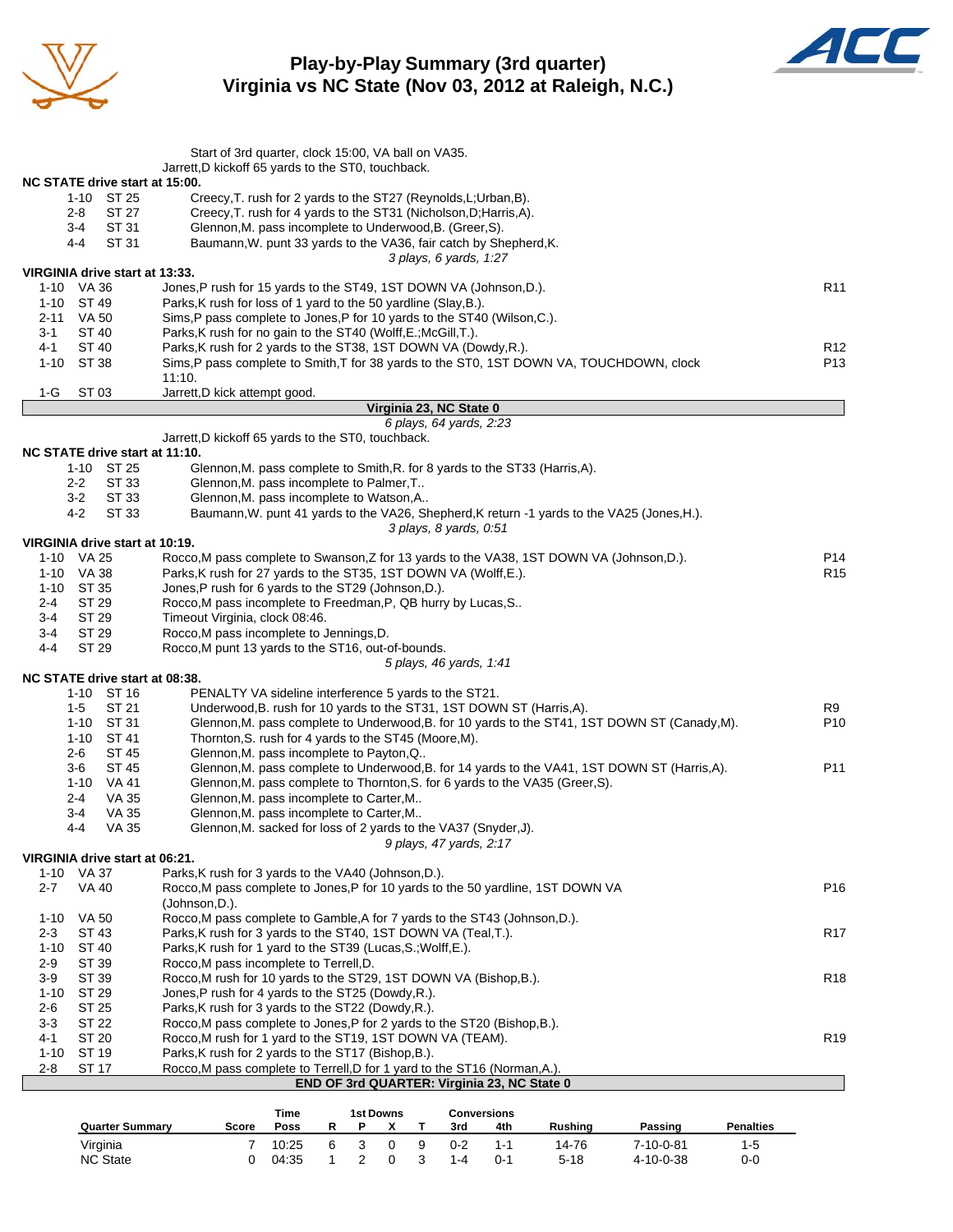# Play-by-Play Summary (3rd quarter)
## Virginia vs NC State (Nov 03, 2012 at Raleigh, N.C.)

Start of 3rd quarter, clock 15:00, VA ball on VA35.
Jarrett,D kickoff 65 yards to the ST0, touchback.

**NC STATE drive start at 15:00.**

| Down | Spot | Play | |
|---|---|---|---|
| 1-10 | ST 25 | Creecy,T. rush for 2 yards to the ST27 (Reynolds,L;Urban,B). | |
| 2-8 | ST 27 | Creecy,T. rush for 4 yards to the ST31 (Nicholson,D;Harris,A). | |
| 3-4 | ST 31 | Glennon,M. pass incomplete to Underwood,B. (Greer,S). | |
| 4-4 | ST 31 | Baumann,W. punt 33 yards to the VA36, fair catch by Shepherd,K. | |

*3 plays, 6 yards, 1:27*

**VIRGINIA drive start at 13:33.**

| Down | Spot | Play | |
|---|---|---|---|
| 1-10 | VA 36 | Jones,P rush for 15 yards to the ST49, 1ST DOWN VA (Johnson,D.). | R11 |
| 1-10 | ST 49 | Parks,K rush for loss of 1 yard to the 50 yardline (Slay,B.). | |
| 2-11 | VA 50 | Sims,P pass complete to Jones,P for 10 yards to the ST40 (Wilson,C.). | |
| 3-1 | ST 40 | Parks,K rush for no gain to the ST40 (Wolff,E.;McGill,T.). | |
| 4-1 | ST 40 | Parks,K rush for 2 yards to the ST38, 1ST DOWN VA (Dowdy,R.). | R12 |
| 1-10 | ST 38 | Sims,P pass complete to Smith,T for 38 yards to the ST0, 1ST DOWN VA, TOUCHDOWN, clock 11:10. | P13 |
| 1-G | ST 03 | Jarrett,D kick attempt good. | |

**Virginia 23, NC State 0**

*6 plays, 64 yards, 2:23*

Jarrett,D kickoff 65 yards to the ST0, touchback.

**NC STATE drive start at 11:10.**

| Down | Spot | Play | |
|---|---|---|---|
| 1-10 | ST 25 | Glennon,M. pass complete to Smith,R. for 8 yards to the ST33 (Harris,A). | |
| 2-2 | ST 33 | Glennon,M. pass incomplete to Palmer,T.. | |
| 3-2 | ST 33 | Glennon,M. pass incomplete to Watson,A.. | |
| 4-2 | ST 33 | Baumann,W. punt 41 yards to the VA26, Shepherd,K return -1 yards to the VA25 (Jones,H.). | |

*3 plays, 8 yards, 0:51*

**VIRGINIA drive start at 10:19.**

| Down | Spot | Play | |
|---|---|---|---|
| 1-10 | VA 25 | Rocco,M pass complete to Swanson,Z for 13 yards to the VA38, 1ST DOWN VA (Johnson,D.). | P14 |
| 1-10 | VA 38 | Parks,K rush for 27 yards to the ST35, 1ST DOWN VA (Wolff,E.). | R15 |
| 1-10 | ST 35 | Jones,P rush for 6 yards to the ST29 (Johnson,D.). | |
| 2-4 | ST 29 | Rocco,M pass incomplete to Freedman,P, QB hurry by Lucas,S.. | |
| 3-4 | ST 29 | Timeout Virginia, clock 08:46. | |
| 3-4 | ST 29 | Rocco,M pass incomplete to Jennings,D. | |
| 4-4 | ST 29 | Rocco,M punt 13 yards to the ST16, out-of-bounds. | |

*5 plays, 46 yards, 1:41*

**NC STATE drive start at 08:38.**

| Down | Spot | Play | |
|---|---|---|---|
| 1-10 | ST 16 | PENALTY VA sideline interference 5 yards to the ST21. | |
| 1-5 | ST 21 | Underwood,B. rush for 10 yards to the ST31, 1ST DOWN ST (Harris,A). | R9 |
| 1-10 | ST 31 | Glennon,M. pass complete to Underwood,B. for 10 yards to the ST41, 1ST DOWN ST (Canady,M). | P10 |
| 1-10 | ST 41 | Thornton,S. rush for 4 yards to the ST45 (Moore,M). | |
| 2-6 | ST 45 | Glennon,M. pass incomplete to Payton,Q.. | |
| 3-6 | ST 45 | Glennon,M. pass complete to Underwood,B. for 14 yards to the VA41, 1ST DOWN ST (Harris,A). | P11 |
| 1-10 | VA 41 | Glennon,M. pass complete to Thornton,S. for 6 yards to the VA35 (Greer,S). | |
| 2-4 | VA 35 | Glennon,M. pass incomplete to Carter,M.. | |
| 3-4 | VA 35 | Glennon,M. pass incomplete to Carter,M.. | |
| 4-4 | VA 35 | Glennon,M. sacked for loss of 2 yards to the VA37 (Snyder,J). | |

*9 plays, 47 yards, 2:17*

**VIRGINIA drive start at 06:21.**

| Down | Spot | Play | |
|---|---|---|---|
| 1-10 | VA 37 | Parks,K rush for 3 yards to the VA40 (Johnson,D.). | |
| 2-7 | VA 40 | Rocco,M pass complete to Jones,P for 10 yards to the 50 yardline, 1ST DOWN VA (Johnson,D.). | P16 |
| 1-10 | VA 50 | Rocco,M pass complete to Gamble,A for 7 yards to the ST43 (Johnson,D.). | |
| 2-3 | ST 43 | Parks,K rush for 3 yards to the ST40, 1ST DOWN VA (Teal,T.). | R17 |
| 1-10 | ST 40 | Parks,K rush for 1 yard to the ST39 (Lucas,S.;Wolff,E.). | |
| 2-9 | ST 39 | Rocco,M pass incomplete to Terrell,D. | |
| 3-9 | ST 39 | Rocco,M rush for 10 yards to the ST29, 1ST DOWN VA (Bishop,B.). | R18 |
| 1-10 | ST 29 | Jones,P rush for 4 yards to the ST25 (Dowdy,R.). | |
| 2-6 | ST 25 | Parks,K rush for 3 yards to the ST22 (Dowdy,R.). | |
| 3-3 | ST 22 | Rocco,M pass complete to Jones,P for 2 yards to the ST20 (Bishop,B.). | |
| 4-1 | ST 20 | Rocco,M rush for 1 yard to the ST19, 1ST DOWN VA (TEAM). | R19 |
| 1-10 | ST 19 | Parks,K rush for 2 yards to the ST17 (Bishop,B.). | |
| 2-8 | ST 17 | Rocco,M pass complete to Terrell,D for 1 yard to the ST16 (Norman,A.). | |

**END OF 3rd QUARTER: Virginia 23, NC State 0**

| Quarter Summary | Score | Time Poss | 1st Downs R | 1st Downs P | 1st Downs X | 1st Downs T | Conversions 3rd | Conversions 4th | Rushing | Passing | Penalties |
|---|---|---|---|---|---|---|---|---|---|---|---|
| Virginia | 7 | 10:25 | 6 | 3 | 0 | 9 | 0-2 | 1-1 | 14-76 | 7-10-0-81 | 1-5 |
| NC State | 0 | 04:35 | 1 | 2 | 0 | 3 | 1-4 | 0-1 | 5-18 | 4-10-0-38 | 0-0 |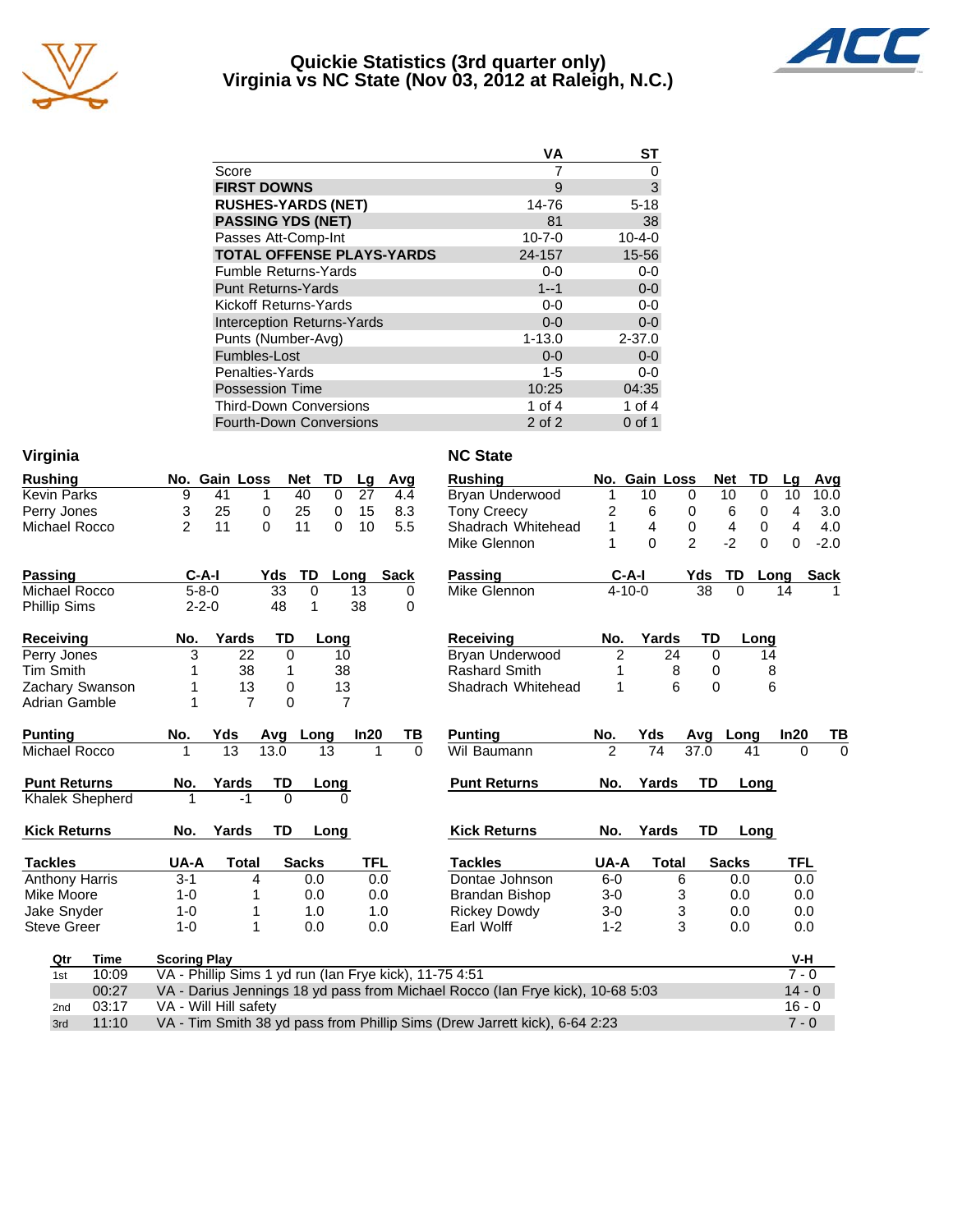# Quickie Statistics (3rd quarter only)
## Virginia vs NC State (Nov 03, 2012 at Raleigh, N.C.)

| | VA | ST |
|---|---|---|
| Score | 7 | 0 |
| **FIRST DOWNS** | 9 | 3 |
| **RUSHES-YARDS (NET)** | 14-76 | 5-18 |
| **PASSING YDS (NET)** | 81 | 38 |
| Passes Att-Comp-Int | 10-7-0 | 10-4-0 |
| **TOTAL OFFENSE PLAYS-YARDS** | 24-157 | 15-56 |
| Fumble Returns-Yards | 0-0 | 0-0 |
| Punt Returns-Yards | 1--1 | 0-0 |
| Kickoff Returns-Yards | 0-0 | 0-0 |
| Interception Returns-Yards | 0-0 | 0-0 |
| Punts (Number-Avg) | 1-13.0 | 2-37.0 |
| Fumbles-Lost | 0-0 | 0-0 |
| Penalties-Yards | 1-5 | 0-0 |
| Possession Time | 10:25 | 04:35 |
| Third-Down Conversions | 1 of 4 | 1 of 4 |
| Fourth-Down Conversions | 2 of 2 | 0 of 1 |

### Virginia

| Rushing | No. | Gain | Loss | Net | TD | Lg | Avg |
|---|---|---|---|---|---|---|---|
| Kevin Parks | 9 | 41 | 1 | 40 | 0 | 27 | 4.4 |
| Perry Jones | 3 | 25 | 0 | 25 | 0 | 15 | 8.3 |
| Michael Rocco | 2 | 11 | 0 | 11 | 0 | 10 | 5.5 |

| Passing | C-A-I | Yds | TD | Long | Sack |
|---|---|---|---|---|---|
| Michael Rocco | 5-8-0 | 33 | 0 | 13 | 0 |
| Phillip Sims | 2-2-0 | 48 | 1 | 38 | 0 |

| Receiving | No. | Yards | TD | Long |
|---|---|---|---|---|
| Perry Jones | 3 | 22 | 0 | 10 |
| Tim Smith | 1 | 38 | 1 | 38 |
| Zachary Swanson | 1 | 13 | 0 | 13 |
| Adrian Gamble | 1 | 7 | 0 | 7 |

| Punting | No. | Yds | Avg | Long | In20 | TB |
|---|---|---|---|---|---|---|
| Michael Rocco | 1 | 13 | 13.0 | 13 | 1 | 0 |

| Punt Returns | No. | Yards | TD | Long |
|---|---|---|---|---|
| Khalek Shepherd | 1 | -1 | 0 | 0 |

| Kick Returns | No. | Yards | TD | Long |
|---|---|---|---|---|

| Tackles | UA-A | Total | Sacks | TFL |
|---|---|---|---|---|
| Anthony Harris | 3-1 | 4 | 0.0 | 0.0 |
| Mike Moore | 1-0 | 1 | 0.0 | 0.0 |
| Jake Snyder | 1-0 | 1 | 1.0 | 1.0 |
| Steve Greer | 1-0 | 1 | 0.0 | 0.0 |

### NC State

| Rushing | No. | Gain | Loss | Net | TD | Lg | Avg |
|---|---|---|---|---|---|---|---|
| Bryan Underwood | 1 | 10 | 0 | 10 | 0 | 10 | 10.0 |
| Tony Creecy | 2 | 6 | 0 | 6 | 0 | 4 | 3.0 |
| Shadrach Whitehead | 1 | 4 | 0 | 4 | 0 | 4 | 4.0 |
| Mike Glennon | 1 | 0 | 2 | -2 | 0 | 0 | -2.0 |

| Passing | C-A-I | Yds | TD | Long | Sack |
|---|---|---|---|---|---|
| Mike Glennon | 4-10-0 | 38 | 0 | 14 | 1 |

| Receiving | No. | Yards | TD | Long |
|---|---|---|---|---|
| Bryan Underwood | 2 | 24 | 0 | 14 |
| Rashard Smith | 1 | 8 | 0 | 8 |
| Shadrach Whitehead | 1 | 6 | 0 | 6 |

| Punting | No. | Yds | Avg | Long | In20 | TB |
|---|---|---|---|---|---|---|
| Wil Baumann | 2 | 74 | 37.0 | 41 | 0 | 0 |

| Punt Returns | No. | Yards | TD | Long |
|---|---|---|---|---|

| Kick Returns | No. | Yards | TD | Long |
|---|---|---|---|---|

| Tackles | UA-A | Total | Sacks | TFL |
|---|---|---|---|---|
| Dontae Johnson | 6-0 | 6 | 0.0 | 0.0 |
| Brandan Bishop | 3-0 | 3 | 0.0 | 0.0 |
| Rickey Dowdy | 3-0 | 3 | 0.0 | 0.0 |
| Earl Wolff | 1-2 | 3 | 0.0 | 0.0 |

| Qtr | Time | Scoring Play | V-H |
|---|---|---|---|
| 1st | 10:09 | VA - Phillip Sims 1 yd run (Ian Frye kick), 11-75 4:51 | 7 - 0 |
| | 00:27 | VA - Darius Jennings 18 yd pass from Michael Rocco (Ian Frye kick), 10-68 5:03 | 14 - 0 |
| 2nd | 03:17 | VA - Will Hill safety | 16 - 0 |
| 3rd | 11:10 | VA - Tim Smith 38 yd pass from Phillip Sims (Drew Jarrett kick), 6-64 2:23 | 7 - 0 |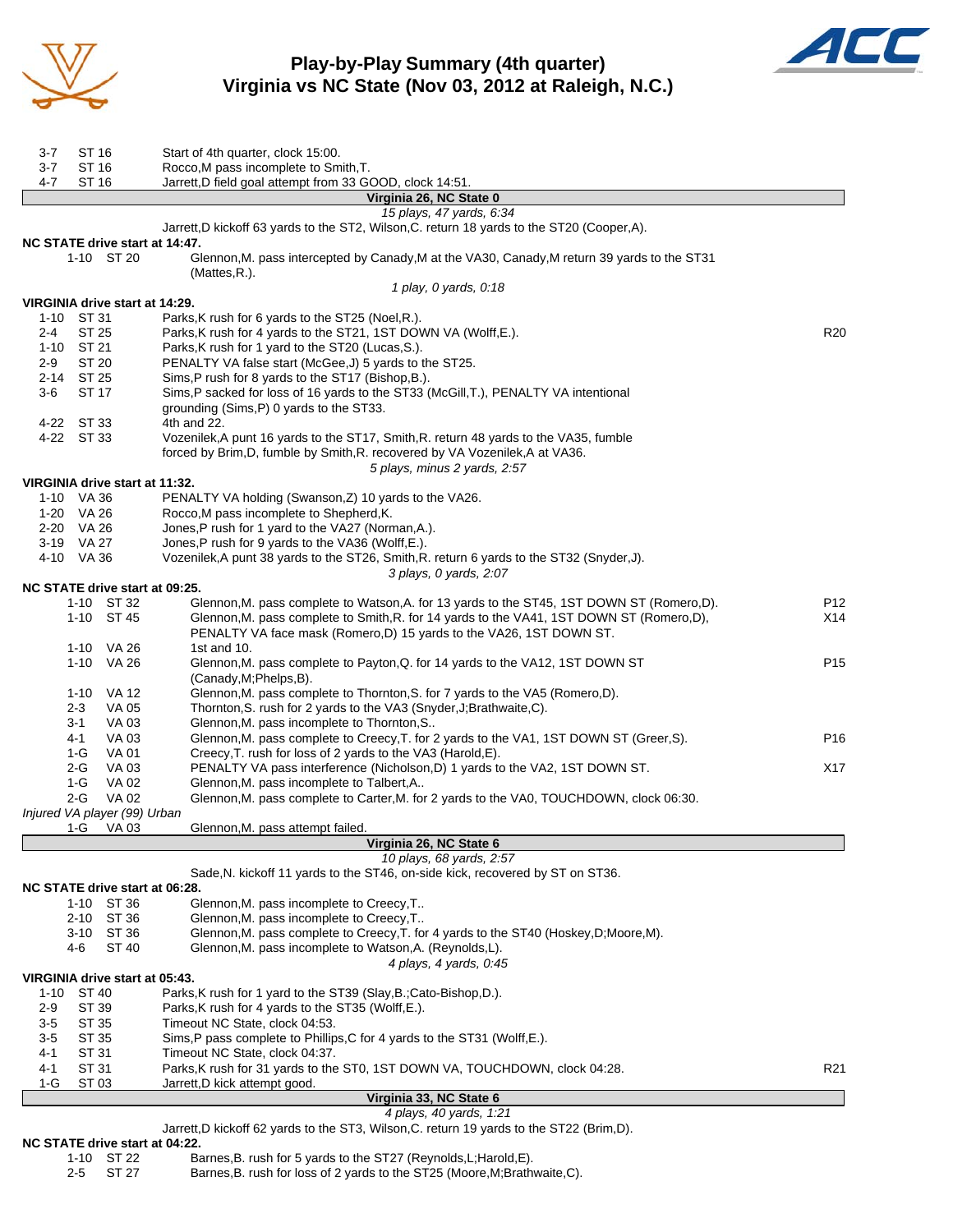# Play-by-Play Summary (4th quarter)
## Virginia vs NC State (Nov 03, 2012 at Raleigh, N.C.)

| | | | |
|---|---|---|---|
| 3-7 | ST 16 | Start of 4th quarter, clock 15:00. | |
| 3-7 | ST 16 | Rocco,M pass incomplete to Smith,T. | |
| 4-7 | ST 16 | Jarrett,D field goal attempt from 33 GOOD, clock 14:51. | |

**Virginia 26, NC State 0**

*15 plays, 47 yards, 6:34*

Jarrett,D kickoff 63 yards to the ST2, Wilson,C. return 18 yards to the ST20 (Cooper,A).

**NC STATE drive start at 14:47.**

| | | | |
|---|---|---|---|
| 1-10 | ST 20 | Glennon,M. pass intercepted by Canady,M at the VA30, Canady,M return 39 yards to the ST31 (Mattes,R.). | |

*1 play, 0 yards, 0:18*

**VIRGINIA drive start at 14:29.**

| | | | |
|---|---|---|---|
| 1-10 | ST 31 | Parks,K rush for 6 yards to the ST25 (Noel,R.). | |
| 2-4 | ST 25 | Parks,K rush for 4 yards to the ST21, 1ST DOWN VA (Wolff,E.). | R20 |
| 1-10 | ST 21 | Parks,K rush for 1 yard to the ST20 (Lucas,S.). | |
| 2-9 | ST 20 | PENALTY VA false start (McGee,J) 5 yards to the ST25. | |
| 2-14 | ST 25 | Sims,P rush for 8 yards to the ST17 (Bishop,B.). | |
| 3-6 | ST 17 | Sims,P sacked for loss of 16 yards to the ST33 (McGill,T.), PENALTY VA intentional grounding (Sims,P) 0 yards to the ST33. | |
| 4-22 | ST 33 | 4th and 22. | |
| 4-22 | ST 33 | Vozenilek,A punt 16 yards to the ST17, Smith,R. return 48 yards to the VA35, fumble forced by Brim,D, fumble by Smith,R. recovered by VA Vozenilek,A at VA36. | |

*5 plays, minus 2 yards, 2:57*

**VIRGINIA drive start at 11:32.**

| | | | |
|---|---|---|---|
| 1-10 | VA 36 | PENALTY VA holding (Swanson,Z) 10 yards to the VA26. | |
| 1-20 | VA 26 | Rocco,M pass incomplete to Shepherd,K. | |
| 2-20 | VA 26 | Jones,P rush for 1 yard to the VA27 (Norman,A.). | |
| 3-19 | VA 27 | Jones,P rush for 9 yards to the VA36 (Wolff,E.). | |
| 4-10 | VA 36 | Vozenilek,A punt 38 yards to the ST26, Smith,R. return 6 yards to the ST32 (Snyder,J). | |

*3 plays, 0 yards, 2:07*

**NC STATE drive start at 09:25.**

| | | | |
|---|---|---|---|
| 1-10 | ST 32 | Glennon,M. pass complete to Watson,A. for 13 yards to the ST45, 1ST DOWN ST (Romero,D). | P12 |
| 1-10 | ST 45 | Glennon,M. pass complete to Smith,R. for 14 yards to the VA41, 1ST DOWN ST (Romero,D), PENALTY VA face mask (Romero,D) 15 yards to the VA26, 1ST DOWN ST. | X14 |
| 1-10 | VA 26 | 1st and 10. | |
| 1-10 | VA 26 | Glennon,M. pass complete to Payton,Q. for 14 yards to the VA12, 1ST DOWN ST (Canady,M;Phelps,B). | P15 |
| 1-10 | VA 12 | Glennon,M. pass complete to Thornton,S. for 7 yards to the VA5 (Romero,D). | |
| 2-3 | VA 05 | Thornton,S. rush for 2 yards to the VA3 (Snyder,J;Brathwaite,C). | |
| 3-1 | VA 03 | Glennon,M. pass incomplete to Thornton,S.. | |
| 4-1 | VA 03 | Glennon,M. pass complete to Creecy,T. for 2 yards to the VA1, 1ST DOWN ST (Greer,S). | P16 |
| 1-G | VA 01 | Creecy,T. rush for loss of 2 yards to the VA3 (Harold,E). | |
| 2-G | VA 03 | PENALTY VA pass interference (Nicholson,D) 1 yards to the VA2, 1ST DOWN ST. | X17 |
| 1-G | VA 02 | Glennon,M. pass incomplete to Talbert,A.. | |
| 2-G | VA 02 | Glennon,M. pass complete to Carter,M. for 2 yards to the VA0, TOUCHDOWN, clock 06:30. | |

*Injured VA player (99) Urban*

| | | | |
|---|---|---|---|
| 1-G | VA 03 | Glennon,M. pass attempt failed. | |

**Virginia 26, NC State 6**

*10 plays, 68 yards, 2:57*

Sade,N. kickoff 11 yards to the ST46, on-side kick, recovered by ST on ST36.

**NC STATE drive start at 06:28.**

| | | | |
|---|---|---|---|
| 1-10 | ST 36 | Glennon,M. pass incomplete to Creecy,T.. | |
| 2-10 | ST 36 | Glennon,M. pass incomplete to Creecy,T.. | |
| 3-10 | ST 36 | Glennon,M. pass complete to Creecy,T. for 4 yards to the ST40 (Hoskey,D;Moore,M). | |
| 4-6 | ST 40 | Glennon,M. pass incomplete to Watson,A. (Reynolds,L). | |

*4 plays, 4 yards, 0:45*

**VIRGINIA drive start at 05:43.**

| | | | |
|---|---|---|---|
| 1-10 | ST 40 | Parks,K rush for 1 yard to the ST39 (Slay,B.;Cato-Bishop,D.). | |
| 2-9 | ST 39 | Parks,K rush for 4 yards to the ST35 (Wolff,E.). | |
| 3-5 | ST 35 | Timeout NC State, clock 04:53. | |
| 3-5 | ST 35 | Sims,P pass complete to Phillips,C for 4 yards to the ST31 (Wolff,E.). | |
| 4-1 | ST 31 | Timeout NC State, clock 04:37. | |
| 4-1 | ST 31 | Parks,K rush for 31 yards to the ST0, 1ST DOWN VA, TOUCHDOWN, clock 04:28. | R21 |
| 1-G | ST 03 | Jarrett,D kick attempt good. | |

**Virginia 33, NC State 6**

*4 plays, 40 yards, 1:21*

Jarrett,D kickoff 62 yards to the ST3, Wilson,C. return 19 yards to the ST22 (Brim,D).

**NC STATE drive start at 04:22.**

| | | | |
|---|---|---|---|
| 1-10 | ST 22 | Barnes,B. rush for 5 yards to the ST27 (Reynolds,L;Harold,E). | |
| 2-5 | ST 27 | Barnes,B. rush for loss of 2 yards to the ST25 (Moore,M;Brathwaite,C). | |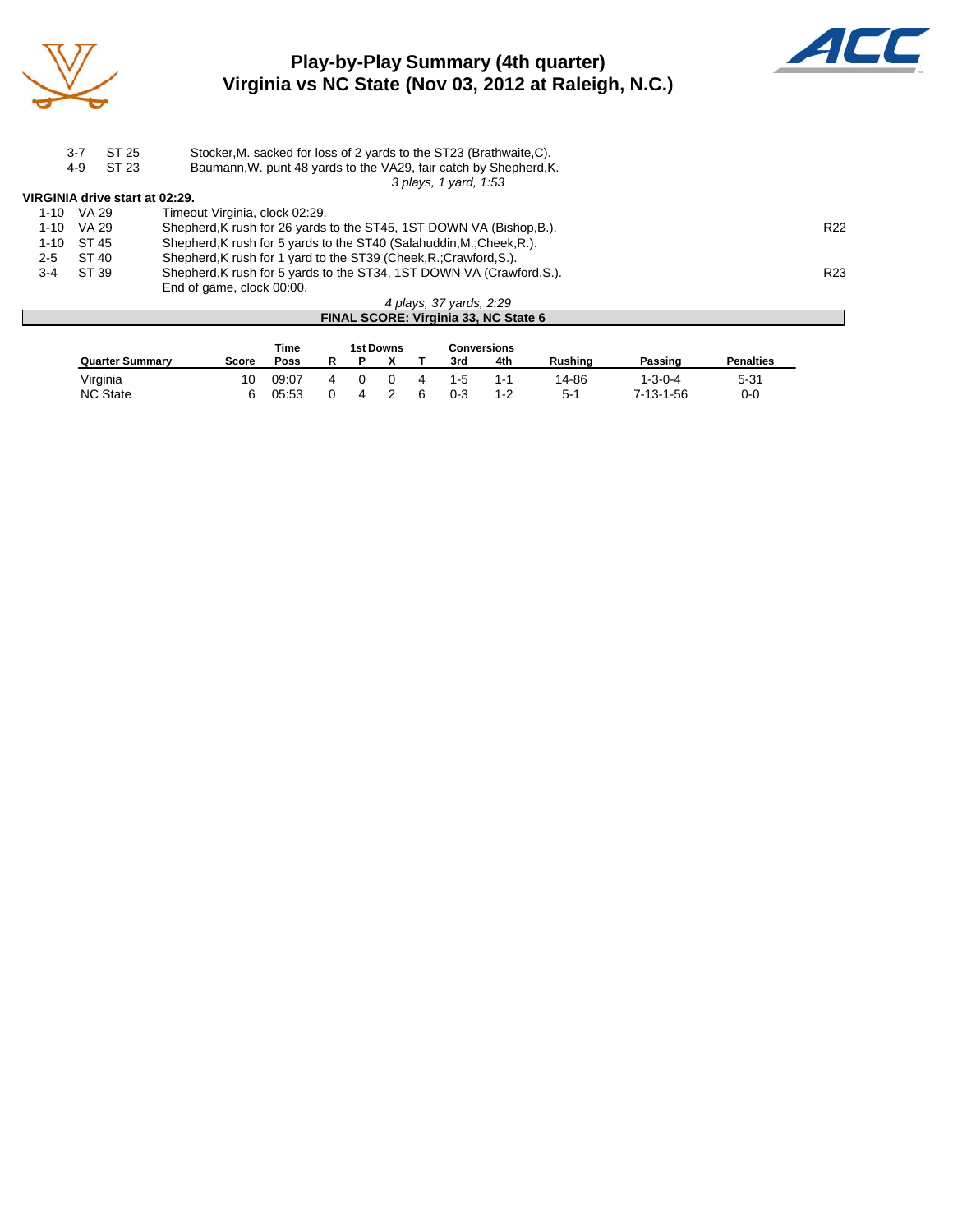# Play-by-Play Summary (4th quarter)
## Virginia vs NC State (Nov 03, 2012 at Raleigh, N.C.)

| | | | |
|---|---|---|---|
| 3-7 | ST 25 | Stocker,M. sacked for loss of 2 yards to the ST23 (Brathwaite,C). | |
| 4-9 | ST 23 | Baumann,W. punt 48 yards to the VA29, fair catch by Shepherd,K. | |
| | | *3 plays, 1 yard, 1:53* | |

**VIRGINIA drive start at 02:29.**

| | | | |
|---|---|---|---|
| 1-10 | VA 29 | Timeout Virginia, clock 02:29. | |
| 1-10 | VA 29 | Shepherd,K rush for 26 yards to the ST45, 1ST DOWN VA (Bishop,B.). | R22 |
| 1-10 | ST 45 | Shepherd,K rush for 5 yards to the ST40 (Salahuddin,M.;Cheek,R.). | |
| 2-5 | ST 40 | Shepherd,K rush for 1 yard to the ST39 (Cheek,R.;Crawford,S.). | |
| 3-4 | ST 39 | Shepherd,K rush for 5 yards to the ST34, 1ST DOWN VA (Crawford,S.). | R23 |
| | | End of game, clock 00:00. | |
| | | *4 plays, 37 yards, 2:29* | |

**FINAL SCORE: Virginia 33, NC State 6**

| Quarter Summary | Score | Time Poss | 1st Downs R | P | X | T | Conversions 3rd | 4th | Rushing | Passing | Penalties |
|---|---|---|---|---|---|---|---|---|---|---|---|
| Virginia | 10 | 09:07 | 4 | 0 | 0 | 4 | 1-5 | 1-1 | 14-86 | 1-3-0-4 | 5-31 |
| NC State | 6 | 05:53 | 0 | 4 | 2 | 6 | 0-3 | 1-2 | 5-1 | 7-13-1-56 | 0-0 |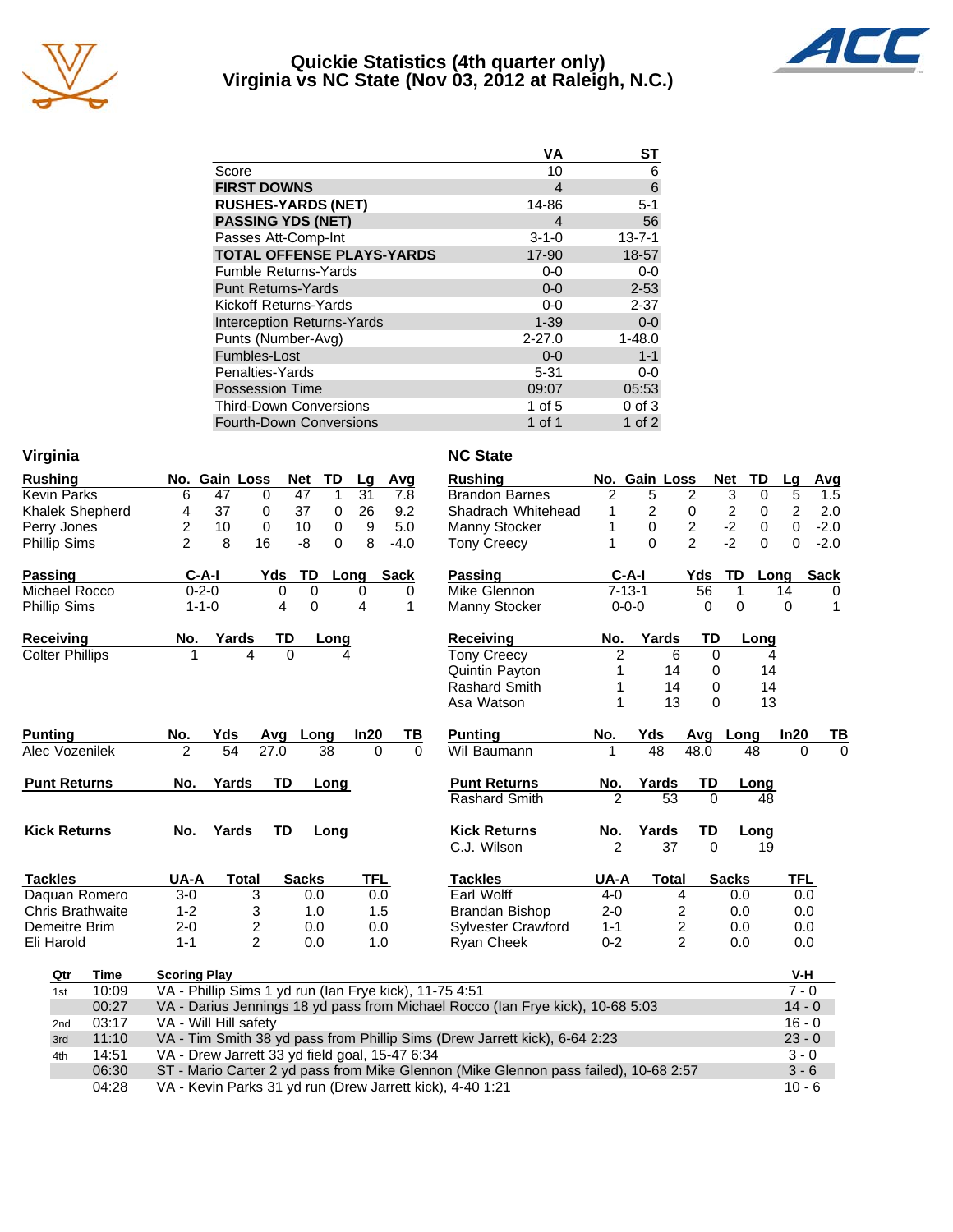# Quickie Statistics (4th quarter only)
## Virginia vs NC State (Nov 03, 2012 at Raleigh, N.C.)

| | VA | ST |
|---|---|---|
| Score | 10 | 6 |
| **FIRST DOWNS** | 4 | 6 |
| **RUSHES-YARDS (NET)** | 14-86 | 5-1 |
| **PASSING YDS (NET)** | 4 | 56 |
| Passes Att-Comp-Int | 3-1-0 | 13-7-1 |
| **TOTAL OFFENSE PLAYS-YARDS** | 17-90 | 18-57 |
| Fumble Returns-Yards | 0-0 | 0-0 |
| Punt Returns-Yards | 0-0 | 2-53 |
| Kickoff Returns-Yards | 0-0 | 2-37 |
| Interception Returns-Yards | 1-39 | 0-0 |
| Punts (Number-Avg) | 2-27.0 | 1-48.0 |
| Fumbles-Lost | 0-0 | 1-1 |
| Penalties-Yards | 5-31 | 0-0 |
| Possession Time | 09:07 | 05:53 |
| Third-Down Conversions | 1 of 5 | 0 of 3 |
| Fourth-Down Conversions | 1 of 1 | 1 of 2 |

## Virginia

| Rushing | No. | Gain | Loss | Net | TD | Lg | Avg |
|---|---|---|---|---|---|---|---|
| Kevin Parks | 6 | 47 | 0 | 47 | 1 | 31 | 7.8 |
| Khalek Shepherd | 4 | 37 | 0 | 37 | 0 | 26 | 9.2 |
| Perry Jones | 2 | 10 | 0 | 10 | 0 | 9 | 5.0 |
| Phillip Sims | 2 | 8 | 16 | -8 | 0 | 8 | -4.0 |

| Passing | C-A-I | Yds | TD | Long | Sack |
|---|---|---|---|---|---|
| Michael Rocco | 0-2-0 | 0 | 0 | 0 | 0 |
| Phillip Sims | 1-1-0 | 4 | 0 | 4 | 1 |

| Receiving | No. | Yards | TD | Long |
|---|---|---|---|---|
| Colter Phillips | 1 | 4 | 0 | 4 |

| Punting | No. | Yds | Avg | Long | In20 | TB |
|---|---|---|---|---|---|---|
| Alec Vozenilek | 2 | 54 | 27.0 | 38 | 0 | 0 |

| Punt Returns | No. | Yards | TD | Long |
|---|---|---|---|---|

| Kick Returns | No. | Yards | TD | Long |
|---|---|---|---|---|

| Tackles | UA-A | Total | Sacks | TFL |
|---|---|---|---|---|
| Daquan Romero | 3-0 | 3 | 0.0 | 0.0 |
| Chris Brathwaite | 1-2 | 3 | 1.0 | 1.5 |
| Demeitre Brim | 2-0 | 2 | 0.0 | 0.0 |
| Eli Harold | 1-1 | 2 | 0.0 | 1.0 |

## NC State

| Rushing | No. | Gain | Loss | Net | TD | Lg | Avg |
|---|---|---|---|---|---|---|---|
| Brandon Barnes | 2 | 5 | 2 | 3 | 0 | 5 | 1.5 |
| Shadrach Whitehead | 1 | 2 | 0 | 2 | 0 | 2 | 2.0 |
| Manny Stocker | 1 | 0 | 2 | -2 | 0 | 0 | -2.0 |
| Tony Creecy | 1 | 0 | 2 | -2 | 0 | 0 | -2.0 |

| Passing | C-A-I | Yds | TD | Long | Sack |
|---|---|---|---|---|---|
| Mike Glennon | 7-13-1 | 56 | 1 | 14 | 0 |
| Manny Stocker | 0-0-0 | 0 | 0 | 0 | 1 |

| Receiving | No. | Yards | TD | Long |
|---|---|---|---|---|
| Tony Creecy | 2 | 6 | 0 | 4 |
| Quintin Payton | 1 | 14 | 0 | 14 |
| Rashard Smith | 1 | 14 | 0 | 14 |
| Asa Watson | 1 | 13 | 0 | 13 |

| Punting | No. | Yds | Avg | Long | In20 | TB |
|---|---|---|---|---|---|---|
| Wil Baumann | 1 | 48 | 48.0 | 48 | 0 | 0 |

| Punt Returns | No. | Yards | TD | Long |
|---|---|---|---|---|
| Rashard Smith | 2 | 53 | 0 | 48 |

| Kick Returns | No. | Yards | TD | Long |
|---|---|---|---|---|
| C.J. Wilson | 2 | 37 | 0 | 19 |

| Tackles | UA-A | Total | Sacks | TFL |
|---|---|---|---|---|
| Earl Wolff | 4-0 | 4 | 0.0 | 0.0 |
| Brandan Bishop | 2-0 | 2 | 0.0 | 0.0 |
| Sylvester Crawford | 1-1 | 2 | 0.0 | 0.0 |
| Ryan Cheek | 0-2 | 2 | 0.0 | 0.0 |

## Scoring

| Qtr | Time | Scoring Play | V-H |
|---|---|---|---|
| 1st | 10:09 | VA - Phillip Sims 1 yd run (Ian Frye kick), 11-75 4:51 | 7 - 0 |
| | 00:27 | VA - Darius Jennings 18 yd pass from Michael Rocco (Ian Frye kick), 10-68 5:03 | 14 - 0 |
| 2nd | 03:17 | VA - Will Hill safety | 16 - 0 |
| 3rd | 11:10 | VA - Tim Smith 38 yd pass from Phillip Sims (Drew Jarrett kick), 6-64 2:23 | 23 - 0 |
| 4th | 14:51 | VA - Drew Jarrett 33 yd field goal, 15-47 6:34 | 3 - 0 |
| | 06:30 | ST - Mario Carter 2 yd pass from Mike Glennon (Mike Glennon pass failed), 10-68 2:57 | 3 - 6 |
| | 04:28 | VA - Kevin Parks 31 yd run (Drew Jarrett kick), 4-40 1:21 | 10 - 6 |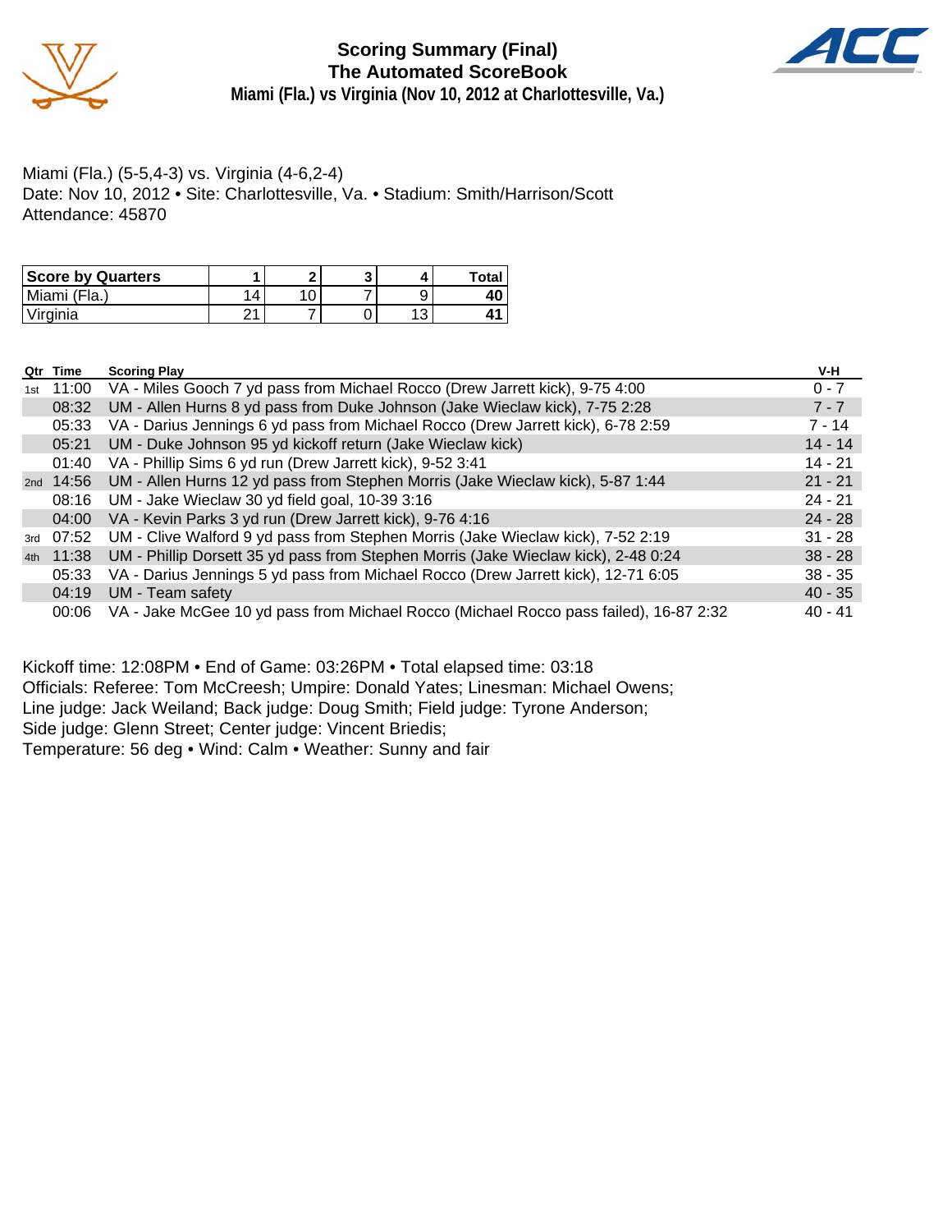# Scoring Summary (Final)
## The Automated ScoreBook
### Miami (Fla.) vs Virginia (Nov 10, 2012 at Charlottesville, Va.)

Miami (Fla.) (5-5,4-3) vs. Virginia (4-6,2-4)
Date: Nov 10, 2012 • Site: Charlottesville, Va. • Stadium: Smith/Harrison/Scott
Attendance: 45870

| Score by Quarters | 1 | 2 | 3 | 4 | Total |
|---|---|---|---|---|---|
| Miami (Fla.) | 14 | 10 | 7 | 9 | **40** |
| Virginia | 21 | 7 | 0 | 13 | **41** |

| Qtr | Time | Scoring Play | V-H |
|---|---|---|---|
| 1st | 11:00 | VA - Miles Gooch 7 yd pass from Michael Rocco (Drew Jarrett kick), 9-75 4:00 | 0 - 7 |
| | 08:32 | UM - Allen Hurns 8 yd pass from Duke Johnson (Jake Wieclaw kick), 7-75 2:28 | 7 - 7 |
| | 05:33 | VA - Darius Jennings 6 yd pass from Michael Rocco (Drew Jarrett kick), 6-78 2:59 | 7 - 14 |
| | 05:21 | UM - Duke Johnson 95 yd kickoff return (Jake Wieclaw kick) | 14 - 14 |
| | 01:40 | VA - Phillip Sims 6 yd run (Drew Jarrett kick), 9-52 3:41 | 14 - 21 |
| 2nd | 14:56 | UM - Allen Hurns 12 yd pass from Stephen Morris (Jake Wieclaw kick), 5-87 1:44 | 21 - 21 |
| | 08:16 | UM - Jake Wieclaw 30 yd field goal, 10-39 3:16 | 24 - 21 |
| | 04:00 | VA - Kevin Parks 3 yd run (Drew Jarrett kick), 9-76 4:16 | 24 - 28 |
| 3rd | 07:52 | UM - Clive Walford 9 yd pass from Stephen Morris (Jake Wieclaw kick), 7-52 2:19 | 31 - 28 |
| 4th | 11:38 | UM - Phillip Dorsett 35 yd pass from Stephen Morris (Jake Wieclaw kick), 2-48 0:24 | 38 - 28 |
| | 05:33 | VA - Darius Jennings 5 yd pass from Michael Rocco (Drew Jarrett kick), 12-71 6:05 | 38 - 35 |
| | 04:19 | UM - Team safety | 40 - 35 |
| | 00:06 | VA - Jake McGee 10 yd pass from Michael Rocco (Michael Rocco pass failed), 16-87 2:32 | 40 - 41 |

Kickoff time: 12:08PM • End of Game: 03:26PM • Total elapsed time: 03:18
Officials: Referee: Tom McCreesh; Umpire: Donald Yates; Linesman: Michael Owens;
Line judge: Jack Weiland; Back judge: Doug Smith; Field judge: Tyrone Anderson;
Side judge: Glenn Street; Center judge: Vincent Briedis;
Temperature: 56 deg • Wind: Calm • Weather: Sunny and fair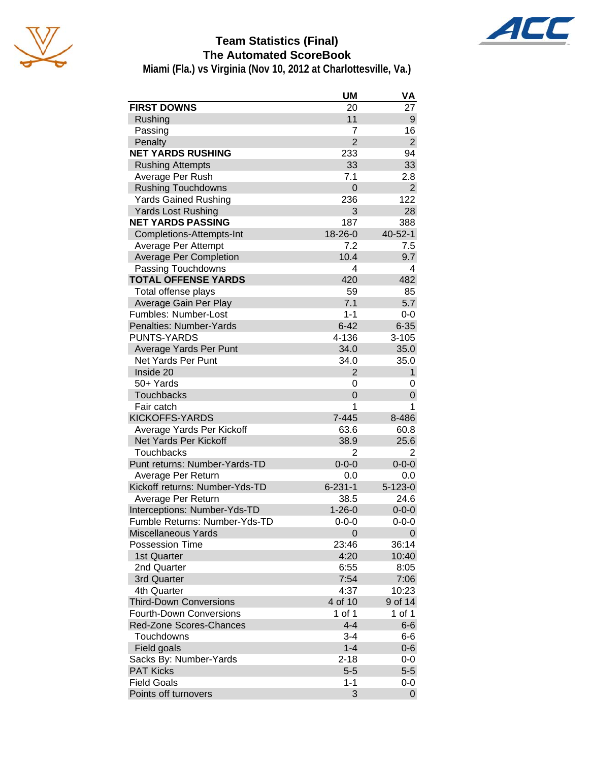# Team Statistics (Final)
## The Automated ScoreBook
### Miami (Fla.) vs Virginia (Nov 10, 2012 at Charlottesville, Va.)

| | UM | VA |
|---|---|---|
| **FIRST DOWNS** | 20 | 27 |
| Rushing | 11 | 9 |
| Passing | 7 | 16 |
| Penalty | 2 | 2 |
| **NET YARDS RUSHING** | 233 | 94 |
| Rushing Attempts | 33 | 33 |
| Average Per Rush | 7.1 | 2.8 |
| Rushing Touchdowns | 0 | 2 |
| Yards Gained Rushing | 236 | 122 |
| Yards Lost Rushing | 3 | 28 |
| **NET YARDS PASSING** | 187 | 388 |
| Completions-Attempts-Int | 18-26-0 | 40-52-1 |
| Average Per Attempt | 7.2 | 7.5 |
| Average Per Completion | 10.4 | 9.7 |
| Passing Touchdowns | 4 | 4 |
| **TOTAL OFFENSE YARDS** | 420 | 482 |
| Total offense plays | 59 | 85 |
| Average Gain Per Play | 7.1 | 5.7 |
| Fumbles: Number-Lost | 1-1 | 0-0 |
| Penalties: Number-Yards | 6-42 | 6-35 |
| PUNTS-YARDS | 4-136 | 3-105 |
| Average Yards Per Punt | 34.0 | 35.0 |
| Net Yards Per Punt | 34.0 | 35.0 |
| Inside 20 | 2 | 1 |
| 50+ Yards | 0 | 0 |
| Touchbacks | 0 | 0 |
| Fair catch | 1 | 1 |
| KICKOFFS-YARDS | 7-445 | 8-486 |
| Average Yards Per Kickoff | 63.6 | 60.8 |
| Net Yards Per Kickoff | 38.9 | 25.6 |
| Touchbacks | 2 | 2 |
| Punt returns: Number-Yards-TD | 0-0-0 | 0-0-0 |
| Average Per Return | 0.0 | 0.0 |
| Kickoff returns: Number-Yds-TD | 6-231-1 | 5-123-0 |
| Average Per Return | 38.5 | 24.6 |
| Interceptions: Number-Yds-TD | 1-26-0 | 0-0-0 |
| Fumble Returns: Number-Yds-TD | 0-0-0 | 0-0-0 |
| Miscellaneous Yards | 0 | 0 |
| Possession Time | 23:46 | 36:14 |
| 1st Quarter | 4:20 | 10:40 |
| 2nd Quarter | 6:55 | 8:05 |
| 3rd Quarter | 7:54 | 7:06 |
| 4th Quarter | 4:37 | 10:23 |
| Third-Down Conversions | 4 of 10 | 9 of 14 |
| Fourth-Down Conversions | 1 of 1 | 1 of 1 |
| Red-Zone Scores-Chances | 4-4 | 6-6 |
| Touchdowns | 3-4 | 6-6 |
| Field goals | 1-4 | 0-6 |
| Sacks By: Number-Yards | 2-18 | 0-0 |
| PAT Kicks | 5-5 | 5-5 |
| Field Goals | 1-1 | 0-0 |
| Points off turnovers | 3 | 0 |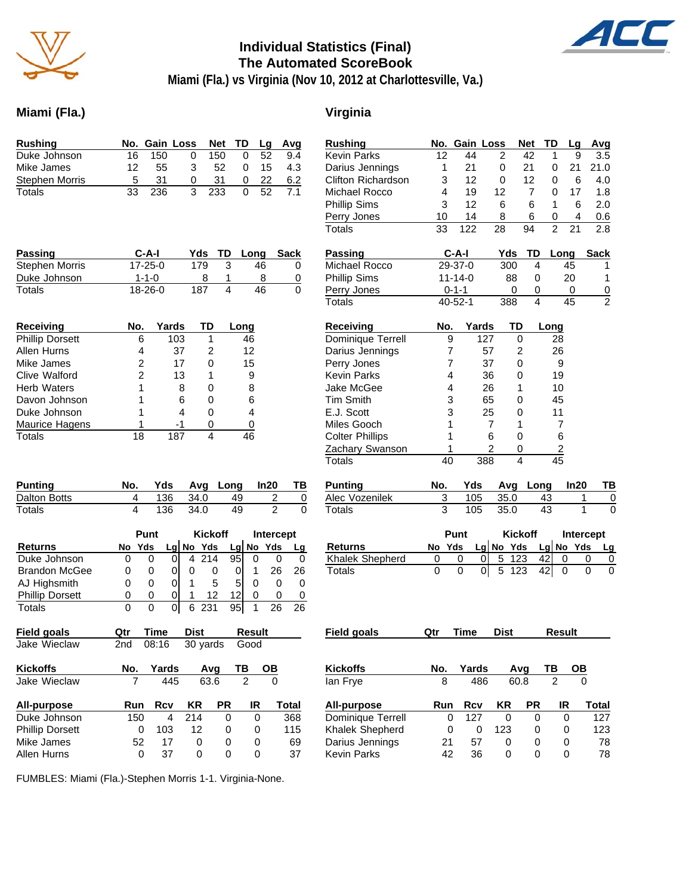# Individual Statistics (Final)
## The Automated ScoreBook
### Miami (Fla.) vs Virginia (Nov 10, 2012 at Charlottesville, Va.)

## Miami (Fla.)

| Rushing | No. | Gain | Loss | Net | TD | Lg | Avg |
|---|---|---|---|---|---|---|---|
| Duke Johnson | 16 | 150 | 0 | 150 | 0 | 52 | 9.4 |
| Mike James | 12 | 55 | 3 | 52 | 0 | 15 | 4.3 |
| Stephen Morris | 5 | 31 | 0 | 31 | 0 | 22 | 6.2 |
| Totals | 33 | 236 | 3 | 233 | 0 | 52 | 7.1 |

| Passing | C-A-I | Yds | TD | Long | Sack |
|---|---|---|---|---|---|
| Stephen Morris | 17-25-0 | 179 | 3 | 46 | 0 |
| Duke Johnson | 1-1-0 | 8 | 1 | 8 | 0 |
| Totals | 18-26-0 | 187 | 4 | 46 | 0 |

| Receiving | No. | Yards | TD | Long |
|---|---|---|---|---|
| Phillip Dorsett | 6 | 103 | 1 | 46 |
| Allen Hurns | 4 | 37 | 2 | 12 |
| Mike James | 2 | 17 | 0 | 15 |
| Clive Walford | 2 | 13 | 1 | 9 |
| Herb Waters | 1 | 8 | 0 | 8 |
| Davon Johnson | 1 | 6 | 0 | 6 |
| Duke Johnson | 1 | 4 | 0 | 4 |
| Maurice Hagens | 1 | -1 | 0 | 0 |
| Totals | 18 | 187 | 4 | 46 |

| Punting | No. | Yds | Avg | Long | In20 | TB |
|---|---|---|---|---|---|---|
| Dalton Botts | 4 | 136 | 34.0 | 49 | 2 | 0 |
| Totals | 4 | 136 | 34.0 | 49 | 2 | 0 |

| | Punt | | | Kickoff | | | Intercept | | |
|---|---|---|---|---|---|---|---|---|---|
| Returns | No | Yds | Lg | No | Yds | Lg | No | Yds | Lg |
| Duke Johnson | 0 | 0 | 0 | 4 | 214 | 95 | 0 | 0 | 0 |
| Brandon McGee | 0 | 0 | 0 | 0 | 0 | 0 | 1 | 26 | 26 |
| AJ Highsmith | 0 | 0 | 0 | 1 | 5 | 5 | 0 | 0 | 0 |
| Phillip Dorsett | 0 | 0 | 0 | 1 | 12 | 12 | 0 | 0 | 0 |
| Totals | 0 | 0 | 0 | 6 | 231 | 95 | 1 | 26 | 26 |

| Field goals | Qtr | Time | Dist | Result |
|---|---|---|---|---|
| Jake Wieclaw | 2nd | 08:16 | 30 yards | Good |

| Kickoffs | No. | Yards | Avg | TB | OB |
|---|---|---|---|---|---|
| Jake Wieclaw | 7 | 445 | 63.6 | 2 | 0 |

| All-purpose | Run | Rcv | KR | PR | IR | Total |
|---|---|---|---|---|---|---|
| Duke Johnson | 150 | 4 | 214 | 0 | 0 | 368 |
| Phillip Dorsett | 0 | 103 | 12 | 0 | 0 | 115 |
| Mike James | 52 | 17 | 0 | 0 | 0 | 69 |
| Allen Hurns | 0 | 37 | 0 | 0 | 0 | 37 |

## Virginia

| Rushing | No. | Gain | Loss | Net | TD | Lg | Avg |
|---|---|---|---|---|---|---|---|
| Kevin Parks | 12 | 44 | 2 | 42 | 1 | 9 | 3.5 |
| Darius Jennings | 1 | 21 | 0 | 21 | 0 | 21 | 21.0 |
| Clifton Richardson | 3 | 12 | 0 | 12 | 0 | 6 | 4.0 |
| Michael Rocco | 4 | 19 | 12 | 7 | 0 | 17 | 1.8 |
| Phillip Sims | 3 | 12 | 6 | 6 | 1 | 6 | 2.0 |
| Perry Jones | 10 | 14 | 8 | 6 | 0 | 4 | 0.6 |
| Totals | 33 | 122 | 28 | 94 | 2 | 21 | 2.8 |

| Passing | C-A-I | Yds | TD | Long | Sack |
|---|---|---|---|---|---|
| Michael Rocco | 29-37-0 | 300 | 4 | 45 | 1 |
| Phillip Sims | 11-14-0 | 88 | 0 | 20 | 1 |
| Perry Jones | 0-1-1 | 0 | 0 | 0 | 0 |
| Totals | 40-52-1 | 388 | 4 | 45 | 2 |

| Receiving | No. | Yards | TD | Long |
|---|---|---|---|---|
| Dominique Terrell | 9 | 127 | 0 | 28 |
| Darius Jennings | 7 | 57 | 2 | 26 |
| Perry Jones | 7 | 37 | 0 | 9 |
| Kevin Parks | 4 | 36 | 0 | 19 |
| Jake McGee | 4 | 26 | 1 | 10 |
| Tim Smith | 3 | 65 | 0 | 45 |
| E.J. Scott | 3 | 25 | 0 | 11 |
| Miles Gooch | 1 | 7 | 1 | 7 |
| Colter Phillips | 1 | 6 | 0 | 6 |
| Zachary Swanson | 1 | 2 | 0 | 2 |
| Totals | 40 | 388 | 4 | 45 |

| Punting | No. | Yds | Avg | Long | In20 | TB |
|---|---|---|---|---|---|---|
| Alec Vozenilek | 3 | 105 | 35.0 | 43 | 1 | 0 |
| Totals | 3 | 105 | 35.0 | 43 | 1 | 0 |

| | Punt | | | Kickoff | | | Intercept | | |
|---|---|---|---|---|---|---|---|---|---|
| Returns | No | Yds | Lg | No | Yds | Lg | No | Yds | Lg |
| Khalek Shepherd | 0 | 0 | 0 | 5 | 123 | 42 | 0 | 0 | 0 |
| Totals | 0 | 0 | 0 | 5 | 123 | 42 | 0 | 0 | 0 |

| Field goals | Qtr | Time | Dist | Result |
|---|---|---|---|---|

| Kickoffs | No. | Yards | Avg | TB | OB |
|---|---|---|---|---|---|
| Ian Frye | 8 | 486 | 60.8 | 2 | 0 |

| All-purpose | Run | Rcv | KR | PR | IR | Total |
|---|---|---|---|---|---|---|
| Dominique Terrell | 0 | 127 | 0 | 0 | 0 | 127 |
| Khalek Shepherd | 0 | 0 | 123 | 0 | 0 | 123 |
| Darius Jennings | 21 | 57 | 0 | 0 | 0 | 78 |
| Kevin Parks | 42 | 36 | 0 | 0 | 0 | 78 |

FUMBLES: Miami (Fla.)-Stephen Morris 1-1. Virginia-None.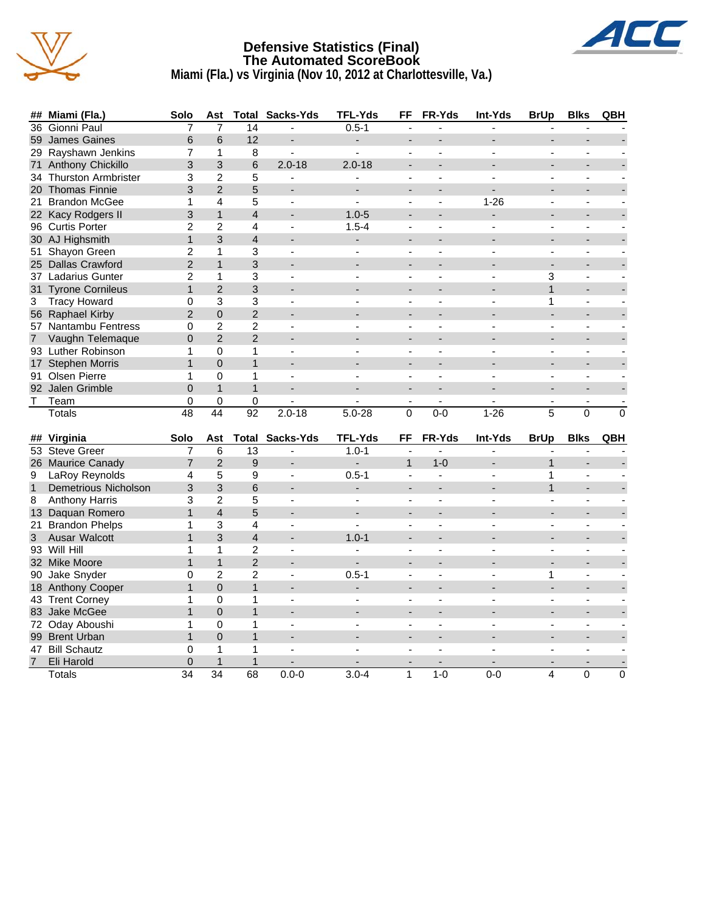# Defensive Statistics (Final)
## The Automated ScoreBook
### Miami (Fla.) vs Virginia (Nov 10, 2012 at Charlottesville, Va.)

| ## | Miami (Fla.) | Solo | Ast | Total | Sacks-Yds | TFL-Yds | FF | FR-Yds | Int-Yds | BrUp | Blks | QBH |
|---|---|---|---|---|---|---|---|---|---|---|---|---|
| 36 | Gionni Paul | 7 | 7 | 14 | - | 0.5-1 | - | - | - | - | - | - |
| 59 | James Gaines | 6 | 6 | 12 | - | - | - | - | - | - | - | - |
| 29 | Rayshawn Jenkins | 7 | 1 | 8 | - | - | - | - | - | - | - | - |
| 71 | Anthony Chickillo | 3 | 3 | 6 | 2.0-18 | 2.0-18 | - | - | - | - | - | - |
| 34 | Thurston Armbrister | 3 | 2 | 5 | - | - | - | - | - | - | - | - |
| 20 | Thomas Finnie | 3 | 2 | 5 | - | - | - | - | - | - | - | - |
| 21 | Brandon McGee | 1 | 4 | 5 | - | - | - | - | 1-26 | - | - | - |
| 22 | Kacy Rodgers II | 3 | 1 | 4 | - | 1.0-5 | - | - | - | - | - | - |
| 96 | Curtis Porter | 2 | 2 | 4 | - | 1.5-4 | - | - | - | - | - | - |
| 30 | AJ Highsmith | 1 | 3 | 4 | - | - | - | - | - | - | - | - |
| 51 | Shayon Green | 2 | 1 | 3 | - | - | - | - | - | - | - | - |
| 25 | Dallas Crawford | 2 | 1 | 3 | - | - | - | - | - | - | - | - |
| 37 | Ladarius Gunter | 2 | 1 | 3 | - | - | - | - | - | 3 | - | - |
| 31 | Tyrone Cornileus | 1 | 2 | 3 | - | - | - | - | - | 1 | - | - |
| 3 | Tracy Howard | 0 | 3 | 3 | - | - | - | - | - | 1 | - | - |
| 56 | Raphael Kirby | 2 | 0 | 2 | - | - | - | - | - | - | - | - |
| 57 | Nantambu Fentress | 0 | 2 | 2 | - | - | - | - | - | - | - | - |
| 7 | Vaughn Telemaque | 0 | 2 | 2 | - | - | - | - | - | - | - | - |
| 93 | Luther Robinson | 1 | 0 | 1 | - | - | - | - | - | - | - | - |
| 17 | Stephen Morris | 1 | 0 | 1 | - | - | - | - | - | - | - | - |
| 91 | Olsen Pierre | 1 | 0 | 1 | - | - | - | - | - | - | - | - |
| 92 | Jalen Grimble | 0 | 1 | 1 | - | - | - | - | - | - | - | - |
| T | Team | 0 | 0 | 0 | - | - | - | - | - | - | - | - |
| | Totals | 48 | 44 | 92 | 2.0-18 | 5.0-28 | 0 | 0-0 | 1-26 | 5 | 0 | 0 |

| ## | Virginia | Solo | Ast | Total | Sacks-Yds | TFL-Yds | FF | FR-Yds | Int-Yds | BrUp | Blks | QBH |
|---|---|---|---|---|---|---|---|---|---|---|---|---|
| 53 | Steve Greer | 7 | 6 | 13 | - | 1.0-1 | - | - | - | - | - | - |
| 26 | Maurice Canady | 7 | 2 | 9 | - | - | 1 | 1-0 | - | 1 | - | - |
| 9 | LaRoy Reynolds | 4 | 5 | 9 | - | 0.5-1 | - | - | - | 1 | - | - |
| 1 | Demetrious Nicholson | 3 | 3 | 6 | - | - | - | - | - | 1 | - | - |
| 8 | Anthony Harris | 3 | 2 | 5 | - | - | - | - | - | - | - | - |
| 13 | Daquan Romero | 1 | 4 | 5 | - | - | - | - | - | - | - | - |
| 21 | Brandon Phelps | 1 | 3 | 4 | - | - | - | - | - | - | - | - |
| 3 | Ausar Walcott | 1 | 3 | 4 | - | 1.0-1 | - | - | - | - | - | - |
| 93 | Will Hill | 1 | 1 | 2 | - | - | - | - | - | - | - | - |
| 32 | Mike Moore | 1 | 1 | 2 | - | - | - | - | - | - | - | - |
| 90 | Jake Snyder | 0 | 2 | 2 | - | 0.5-1 | - | - | - | 1 | - | - |
| 18 | Anthony Cooper | 1 | 0 | 1 | - | - | - | - | - | - | - | - |
| 43 | Trent Corney | 1 | 0 | 1 | - | - | - | - | - | - | - | - |
| 83 | Jake McGee | 1 | 0 | 1 | - | - | - | - | - | - | - | - |
| 72 | Oday Aboushi | 1 | 0 | 1 | - | - | - | - | - | - | - | - |
| 99 | Brent Urban | 1 | 0 | 1 | - | - | - | - | - | - | - | - |
| 47 | Bill Schautz | 0 | 1 | 1 | - | - | - | - | - | - | - | - |
| 7 | Eli Harold | 0 | 1 | 1 | - | - | - | - | - | - | - | - |
| | Totals | 34 | 34 | 68 | 0.0-0 | 3.0-4 | 1 | 1-0 | 0-0 | 4 | 0 | 0 |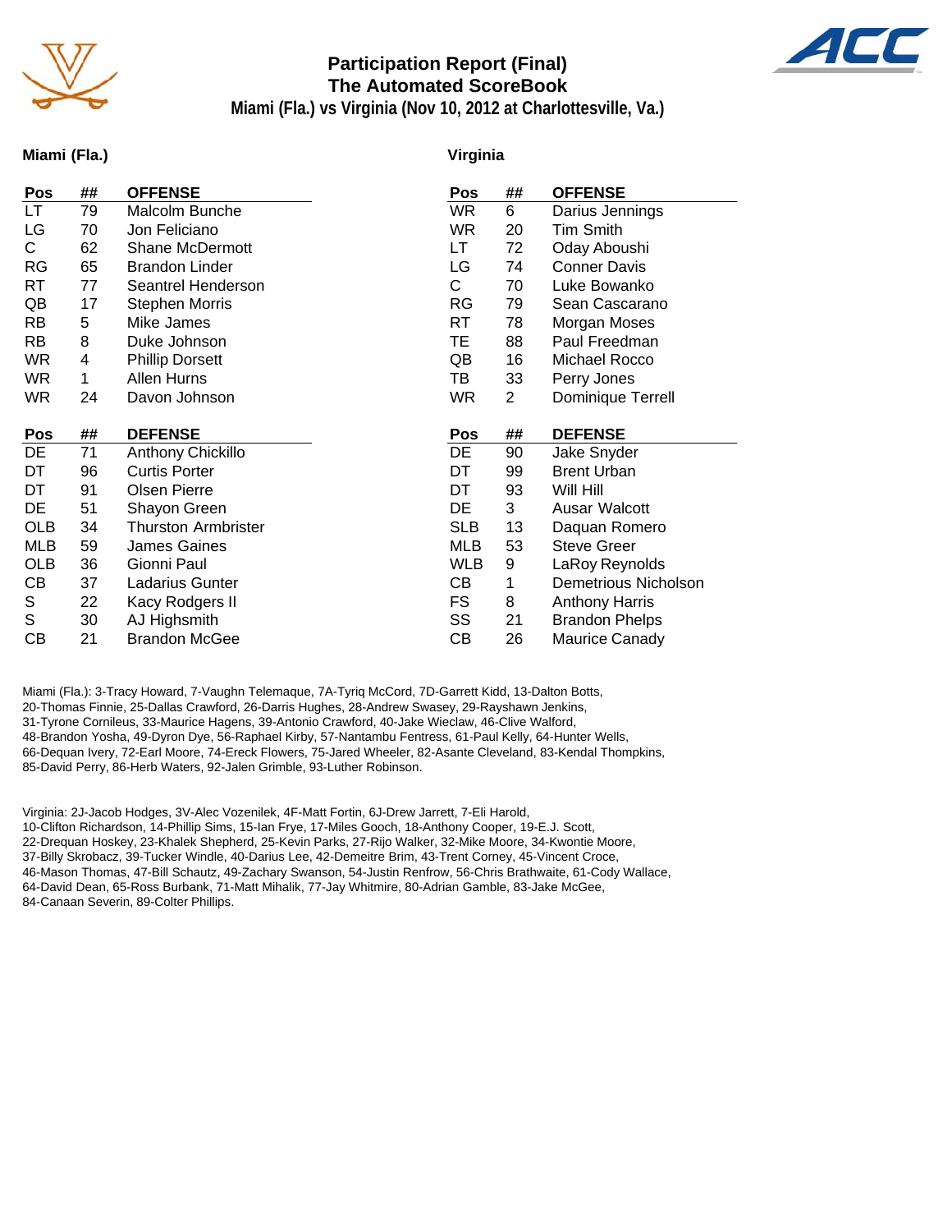# Participation Report (Final)
## The Automated ScoreBook
### Miami (Fla.) vs Virginia (Nov 10, 2012 at Charlottesville, Va.)

**Miami (Fla.)**

| Pos | ## | OFFENSE |
|---|---|---|
| LT | 79 | Malcolm Bunche |
| LG | 70 | Jon Feliciano |
| C | 62 | Shane McDermott |
| RG | 65 | Brandon Linder |
| RT | 77 | Seantrel Henderson |
| QB | 17 | Stephen Morris |
| RB | 5 | Mike James |
| RB | 8 | Duke Johnson |
| WR | 4 | Phillip Dorsett |
| WR | 1 | Allen Hurns |
| WR | 24 | Davon Johnson |

| Pos | ## | DEFENSE |
|---|---|---|
| DE | 71 | Anthony Chickillo |
| DT | 96 | Curtis Porter |
| DT | 91 | Olsen Pierre |
| DE | 51 | Shayon Green |
| OLB | 34 | Thurston Armbrister |
| MLB | 59 | James Gaines |
| OLB | 36 | Gionni Paul |
| CB | 37 | Ladarius Gunter |
| S | 22 | Kacy Rodgers II |
| S | 30 | AJ Highsmith |
| CB | 21 | Brandon McGee |

**Virginia**

| Pos | ## | OFFENSE |
|---|---|---|
| WR | 6 | Darius Jennings |
| WR | 20 | Tim Smith |
| LT | 72 | Oday Aboushi |
| LG | 74 | Conner Davis |
| C | 70 | Luke Bowanko |
| RG | 79 | Sean Cascarano |
| RT | 78 | Morgan Moses |
| TE | 88 | Paul Freedman |
| QB | 16 | Michael Rocco |
| TB | 33 | Perry Jones |
| WR | 2 | Dominique Terrell |

| Pos | ## | DEFENSE |
|---|---|---|
| DE | 90 | Jake Snyder |
| DT | 99 | Brent Urban |
| DT | 93 | Will Hill |
| DE | 3 | Ausar Walcott |
| SLB | 13 | Daquan Romero |
| MLB | 53 | Steve Greer |
| WLB | 9 | LaRoy Reynolds |
| CB | 1 | Demetrious Nicholson |
| FS | 8 | Anthony Harris |
| SS | 21 | Brandon Phelps |
| CB | 26 | Maurice Canady |

Miami (Fla.): 3-Tracy Howard, 7-Vaughn Telemaque, 7A-Tyriq McCord, 7D-Garrett Kidd, 13-Dalton Botts, 20-Thomas Finnie, 25-Dallas Crawford, 26-Darris Hughes, 28-Andrew Swasey, 29-Rayshawn Jenkins, 31-Tyrone Cornilues, 33-Maurice Hagens, 39-Antonio Crawford, 40-Jake Wieclaw, 46-Clive Walford, 48-Brandon Yosha, 49-Dyron Dye, 56-Raphael Kirby, 57-Nantambu Fentress, 61-Paul Kelly, 64-Hunter Wells, 66-Dequan Ivery, 72-Earl Moore, 74-Ereck Flowers, 75-Jared Wheeler, 82-Asante Cleveland, 83-Kendal Thompkins, 85-David Perry, 86-Herb Waters, 92-Jalen Grimble, 93-Luther Robinson.

Virginia: 2J-Jacob Hodges, 3V-Alec Vozenilek, 4F-Matt Fortin, 6J-Drew Jarrett, 7-Eli Harold, 10-Clifton Richardson, 14-Phillip Sims, 15-Ian Frye, 17-Miles Gooch, 18-Anthony Cooper, 19-E.J. Scott, 22-Drequan Hoskey, 23-Khalek Shepherd, 25-Kevin Parks, 27-Rijo Walker, 32-Mike Moore, 34-Kwontie Moore, 37-Billy Skrobacz, 39-Tucker Windle, 40-Darius Lee, 42-Demeitre Brim, 43-Trent Corney, 45-Vincent Croce, 46-Mason Thomas, 47-Bill Schautz, 49-Zachary Swanson, 54-Justin Renfrow, 56-Chris Brathwaite, 61-Cody Wallace, 64-David Dean, 65-Ross Burbank, 71-Matt Mihalik, 77-Jay Whitmire, 80-Adrian Gamble, 83-Jake McGee, 84-Canaan Severin, 89-Colter Phillips.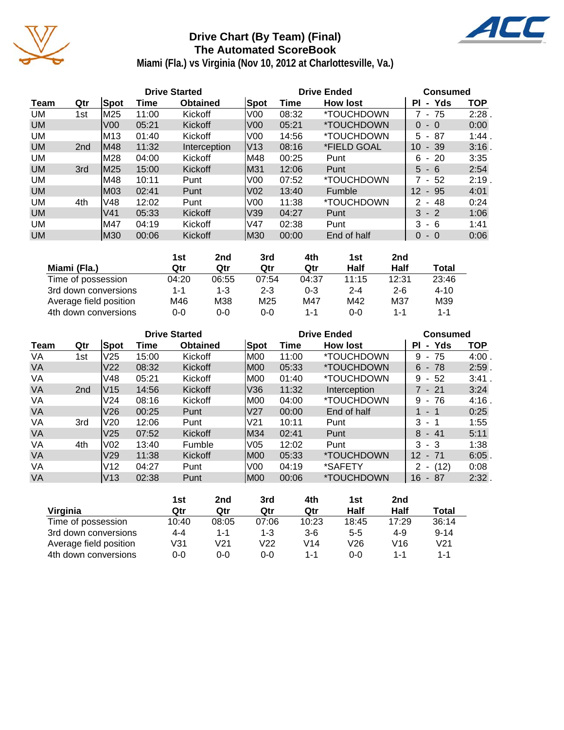# Drive Chart (By Team) (Final)
## The Automated ScoreBook
### Miami (Fla.) vs Virginia (Nov 10, 2012 at Charlottesville, Va.)

| Team | Qtr | Drive Started Spot | Time | Obtained | Drive Ended Spot | Time | How lost | Consumed Pl - Yds | TOP |
|---|---|---|---|---|---|---|---|---|---|
| UM | 1st | M25 | 11:00 | Kickoff | V00 | 08:32 | *TOUCHDOWN | 7 - 75 | 2:28 . |
| UM | | V00 | 05:21 | Kickoff | V00 | 05:21 | *TOUCHDOWN | 0 - 0 | 0:00 |
| UM | | M13 | 01:40 | Kickoff | V00 | 14:56 | *TOUCHDOWN | 5 - 87 | 1:44 . |
| UM | 2nd | M48 | 11:32 | Interception | V13 | 08:16 | *FIELD GOAL | 10 - 39 | 3:16 . |
| UM | | M28 | 04:00 | Kickoff | M48 | 00:25 | Punt | 6 - 20 | 3:35 |
| UM | 3rd | M25 | 15:00 | Kickoff | M31 | 12:06 | Punt | 5 - 6 | 2:54 |
| UM | | M48 | 10:11 | Punt | V00 | 07:52 | *TOUCHDOWN | 7 - 52 | 2:19 . |
| UM | | M03 | 02:41 | Punt | V02 | 13:40 | Fumble | 12 - 95 | 4:01 |
| UM | 4th | V48 | 12:02 | Punt | V00 | 11:38 | *TOUCHDOWN | 2 - 48 | 0:24 |
| UM | | V41 | 05:33 | Kickoff | V39 | 04:27 | Punt | 3 - 2 | 1:06 |
| UM | | M47 | 04:19 | Kickoff | V47 | 02:38 | Punt | 3 - 6 | 1:41 |
| UM | | M30 | 00:06 | Kickoff | M30 | 00:00 | End of half | 0 - 0 | 0:06 |

| Miami (Fla.) | 1st Qtr | 2nd Qtr | 3rd Qtr | 4th Qtr | 1st Half | 2nd Half | Total |
|---|---|---|---|---|---|---|---|
| Time of possession | 04:20 | 06:55 | 07:54 | 04:37 | 11:15 | 12:31 | 23:46 |
| 3rd down conversions | 1-1 | 1-3 | 2-3 | 0-3 | 2-4 | 2-6 | 4-10 |
| Average field position | M46 | M38 | M25 | M47 | M42 | M37 | M39 |
| 4th down conversions | 0-0 | 0-0 | 0-0 | 1-1 | 0-0 | 1-1 | 1-1 |

| Team | Qtr | Drive Started Spot | Time | Obtained | Drive Ended Spot | Time | How lost | Consumed Pl - Yds | TOP |
|---|---|---|---|---|---|---|---|---|---|
| VA | 1st | V25 | 15:00 | Kickoff | M00 | 11:00 | *TOUCHDOWN | 9 - 75 | 4:00 . |
| VA | | V22 | 08:32 | Kickoff | M00 | 05:33 | *TOUCHDOWN | 6 - 78 | 2:59 . |
| VA | | V48 | 05:21 | Kickoff | M00 | 01:40 | *TOUCHDOWN | 9 - 52 | 3:41 . |
| VA | 2nd | V15 | 14:56 | Kickoff | V36 | 11:32 | Interception | 7 - 21 | 3:24 |
| VA | | V24 | 08:16 | Kickoff | M00 | 04:00 | *TOUCHDOWN | 9 - 76 | 4:16 . |
| VA | | V26 | 00:25 | Punt | V27 | 00:00 | End of half | 1 - 1 | 0:25 |
| VA | 3rd | V20 | 12:06 | Punt | V21 | 10:11 | Punt | 3 - 1 | 1:55 |
| VA | | V25 | 07:52 | Kickoff | M34 | 02:41 | Punt | 8 - 41 | 5:11 |
| VA | 4th | V02 | 13:40 | Fumble | V05 | 12:02 | Punt | 3 - 3 | 1:38 |
| VA | | V29 | 11:38 | Kickoff | M00 | 05:33 | *TOUCHDOWN | 12 - 71 | 6:05 . |
| VA | | V12 | 04:27 | Punt | V00 | 04:19 | *SAFETY | 2 - (12) | 0:08 |
| VA | | V13 | 02:38 | Punt | M00 | 00:06 | *TOUCHDOWN | 16 - 87 | 2:32 . |

| Virginia | 1st Qtr | 2nd Qtr | 3rd Qtr | 4th Qtr | 1st Half | 2nd Half | Total |
|---|---|---|---|---|---|---|---|
| Time of possession | 10:40 | 08:05 | 07:06 | 10:23 | 18:45 | 17:29 | 36:14 |
| 3rd down conversions | 4-4 | 1-1 | 1-3 | 3-6 | 5-5 | 4-9 | 9-14 |
| Average field position | V31 | V21 | V22 | V14 | V26 | V16 | V21 |
| 4th down conversions | 0-0 | 0-0 | 0-0 | 1-1 | 0-0 | 1-1 | 1-1 |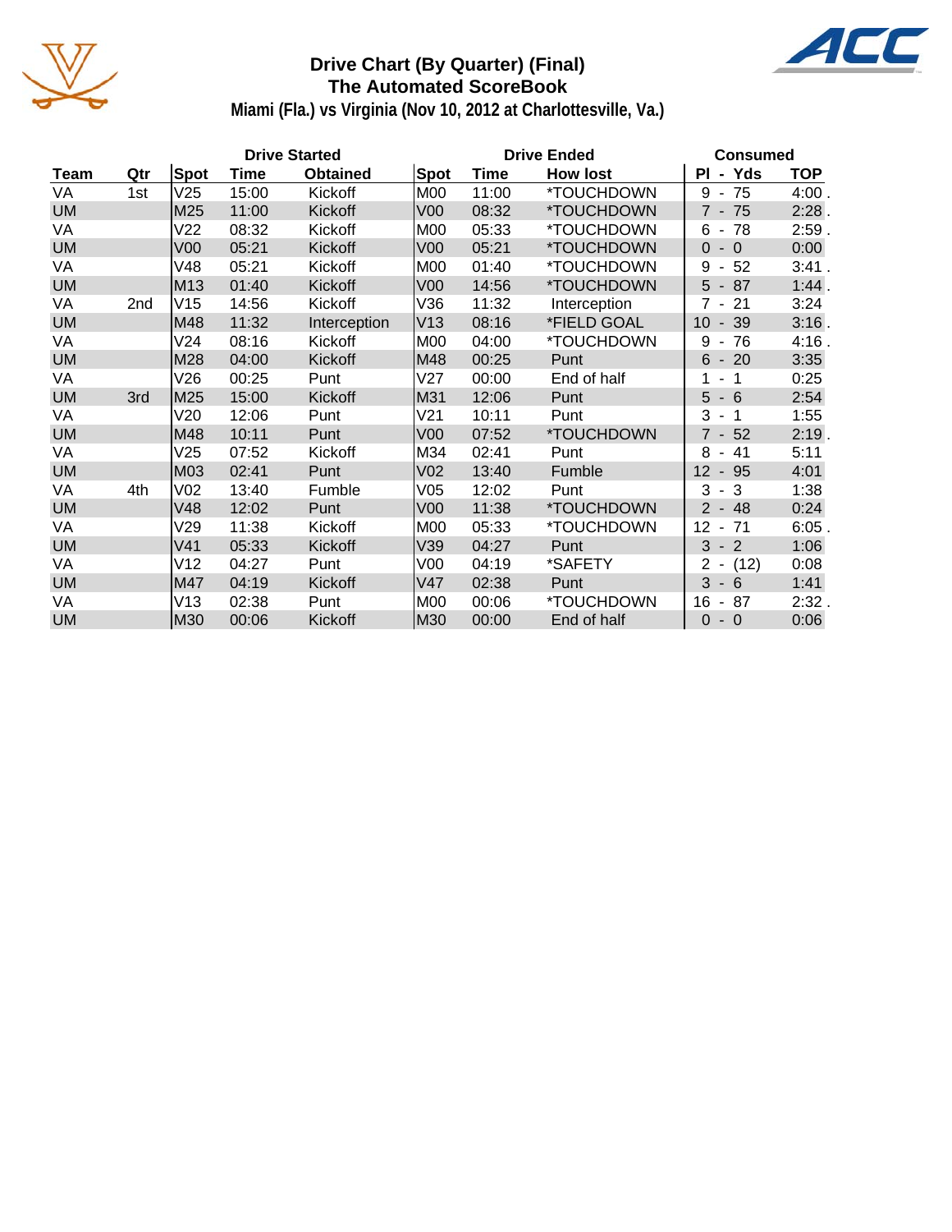# Drive Chart (By Quarter) (Final)

## The Automated ScoreBook

### Miami (Fla.) vs Virginia (Nov 10, 2012 at Charlottesville, Va.)

| | | Drive Started | | | Drive Ended | | | Consumed | |
|---|---|---|---|---|---|---|---|---|---|
| Team | Qtr | Spot | Time | Obtained | Spot | Time | How lost | Pl - Yds | TOP |
| VA | 1st | V25 | 15:00 | Kickoff | M00 | 11:00 | *TOUCHDOWN | 9 - 75 | 4:00 . |
| UM | | M25 | 11:00 | Kickoff | V00 | 08:32 | *TOUCHDOWN | 7 - 75 | 2:28 . |
| VA | | V22 | 08:32 | Kickoff | M00 | 05:33 | *TOUCHDOWN | 6 - 78 | 2:59 . |
| UM | | V00 | 05:21 | Kickoff | V00 | 05:21 | *TOUCHDOWN | 0 - 0 | 0:00 |
| VA | | V48 | 05:21 | Kickoff | M00 | 01:40 | *TOUCHDOWN | 9 - 52 | 3:41 . |
| UM | | M13 | 01:40 | Kickoff | V00 | 14:56 | *TOUCHDOWN | 5 - 87 | 1:44 . |
| VA | 2nd | V15 | 14:56 | Kickoff | V36 | 11:32 | Interception | 7 - 21 | 3:24 |
| UM | | M48 | 11:32 | Interception | V13 | 08:16 | *FIELD GOAL | 10 - 39 | 3:16 . |
| VA | | V24 | 08:16 | Kickoff | M00 | 04:00 | *TOUCHDOWN | 9 - 76 | 4:16 . |
| UM | | M28 | 04:00 | Kickoff | M48 | 00:25 | Punt | 6 - 20 | 3:35 |
| VA | | V26 | 00:25 | Punt | V27 | 00:00 | End of half | 1 - 1 | 0:25 |
| UM | 3rd | M25 | 15:00 | Kickoff | M31 | 12:06 | Punt | 5 - 6 | 2:54 |
| VA | | V20 | 12:06 | Punt | V21 | 10:11 | Punt | 3 - 1 | 1:55 |
| UM | | M48 | 10:11 | Punt | V00 | 07:52 | *TOUCHDOWN | 7 - 52 | 2:19 . |
| VA | | V25 | 07:52 | Kickoff | M34 | 02:41 | Punt | 8 - 41 | 5:11 |
| UM | | M03 | 02:41 | Punt | V02 | 13:40 | Fumble | 12 - 95 | 4:01 |
| VA | 4th | V02 | 13:40 | Fumble | V05 | 12:02 | Punt | 3 - 3 | 1:38 |
| UM | | V48 | 12:02 | Punt | V00 | 11:38 | *TOUCHDOWN | 2 - 48 | 0:24 |
| VA | | V29 | 11:38 | Kickoff | M00 | 05:33 | *TOUCHDOWN | 12 - 71 | 6:05 . |
| UM | | V41 | 05:33 | Kickoff | V39 | 04:27 | Punt | 3 - 2 | 1:06 |
| VA | | V12 | 04:27 | Punt | V00 | 04:19 | *SAFETY | 2 - (12) | 0:08 |
| UM | | M47 | 04:19 | Kickoff | V47 | 02:38 | Punt | 3 - 6 | 1:41 |
| VA | | V13 | 02:38 | Punt | M00 | 00:06 | *TOUCHDOWN | 16 - 87 | 2:32 . |
| UM | | M30 | 00:06 | Kickoff | M30 | 00:00 | End of half | 0 - 0 | 0:06 |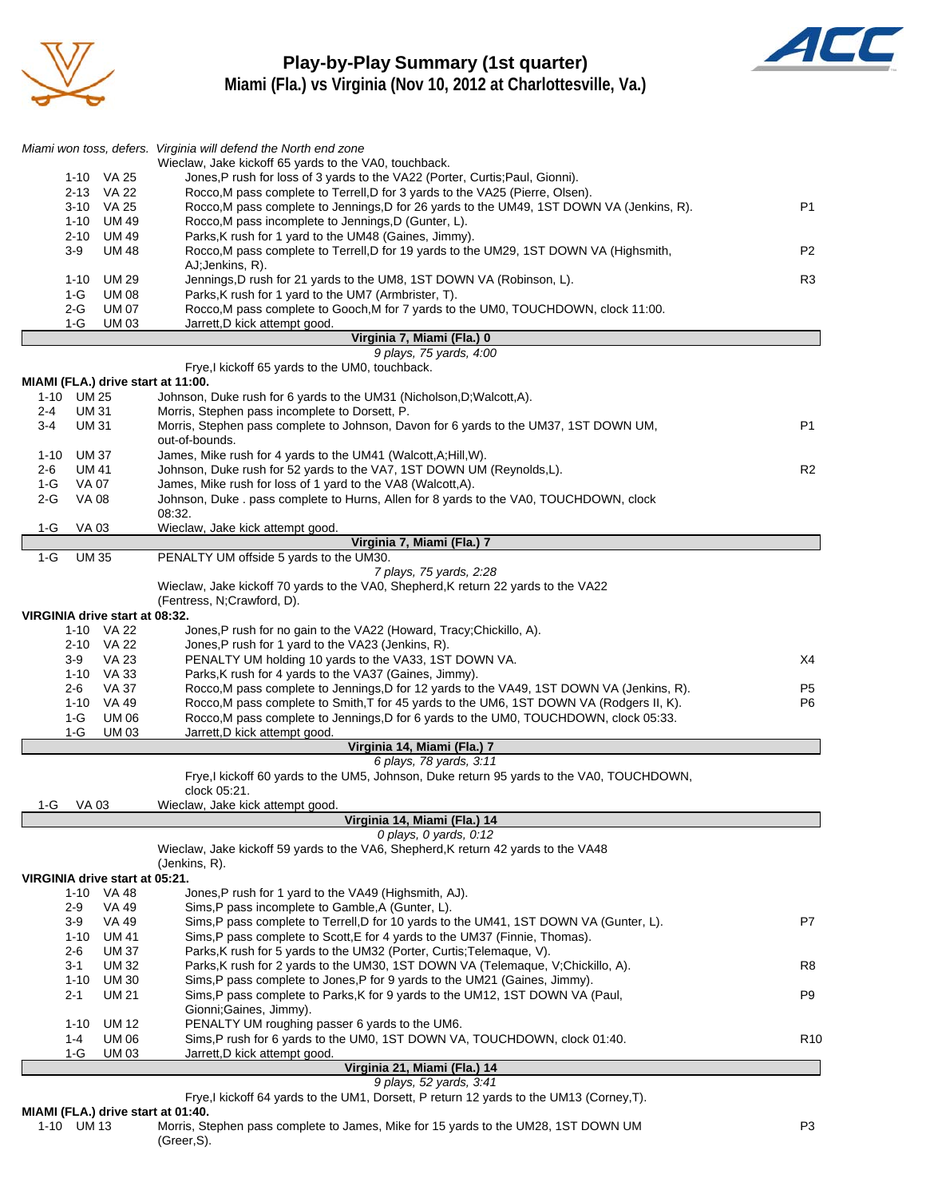# Play-by-Play Summary (1st quarter)
## Miami (Fla.) vs Virginia (Nov 10, 2012 at Charlottesville, Va.)

*Miami won toss, defers. Virginia will defend the North end zone*

Wieclaw, Jake kickoff 65 yards to the VA0, touchback.

| Down | Spot | Play | |
|---|---|---|---|
| 1-10 | VA 25 | Jones,P rush for loss of 3 yards to the VA22 (Porter, Curtis;Paul, Gionni). | |
| 2-13 | VA 22 | Rocco,M pass complete to Terrell,D for 3 yards to the VA25 (Pierre, Olsen). | |
| 3-10 | VA 25 | Rocco,M pass complete to Jennings,D for 26 yards to the UM49, 1ST DOWN VA (Jenkins, R). | P1 |
| 1-10 | UM 49 | Rocco,M pass incomplete to Jennings,D (Gunter, L). | |
| 2-10 | UM 49 | Parks,K rush for 1 yard to the UM48 (Gaines, Jimmy). | |
| 3-9 | UM 48 | Rocco,M pass complete to Terrell,D for 19 yards to the UM29, 1ST DOWN VA (Highsmith, AJ;Jenkins, R). | P2 |
| 1-10 | UM 29 | Jennings,D rush for 21 yards to the UM8, 1ST DOWN VA (Robinson, L). | R3 |
| 1-G | UM 08 | Parks,K rush for 1 yard to the UM7 (Armbrister, T). | |
| 2-G | UM 07 | Rocco,M pass complete to Gooch,M for 7 yards to the UM0, TOUCHDOWN, clock 11:00. | |
| 1-G | UM 03 | Jarrett,D kick attempt good. | |

**Virginia 7, Miami (Fla.) 0**

*9 plays, 75 yards, 4:00*

Frye,I kickoff 65 yards to the UM0, touchback.

**MIAMI (FLA.) drive start at 11:00.**

| Down | Spot | Play | |
|---|---|---|---|
| 1-10 | UM 25 | Johnson, Duke rush for 6 yards to the UM31 (Nicholson,D;Walcott,A). | |
| 2-4 | UM 31 | Morris, Stephen pass incomplete to Dorsett, P. | |
| 3-4 | UM 31 | Morris, Stephen pass complete to Johnson, Davon for 6 yards to the UM37, 1ST DOWN UM, out-of-bounds. | P1 |
| 1-10 | UM 37 | James, Mike rush for 4 yards to the UM41 (Walcott,A;Hill,W). | |
| 2-6 | UM 41 | Johnson, Duke rush for 52 yards to the VA7, 1ST DOWN UM (Reynolds,L). | R2 |
| 1-G | VA 07 | James, Mike rush for loss of 1 yard to the VA8 (Walcott,A). | |
| 2-G | VA 08 | Johnson, Duke . pass complete to Hurns, Allen for 8 yards to the VA0, TOUCHDOWN, clock 08:32. | |
| 1-G | VA 03 | Wieclaw, Jake kick attempt good. | |

**Virginia 7, Miami (Fla.) 7**

| Down | Spot | Play |
|---|---|---|
| 1-G | UM 35 | PENALTY UM offside 5 yards to the UM30. |

*7 plays, 75 yards, 2:28*

Wieclaw, Jake kickoff 70 yards to the VA0, Shepherd,K return 22 yards to the VA22 (Fentress, N;Crawford, D).

**VIRGINIA drive start at 08:32.**

| Down | Spot | Play | |
|---|---|---|---|
| 1-10 | VA 22 | Jones,P rush for no gain to the VA22 (Howard, Tracy;Chickillo, A). | |
| 2-10 | VA 22 | Jones,P rush for 1 yard to the VA23 (Jenkins, R). | |
| 3-9 | VA 23 | PENALTY UM holding 10 yards to the VA33, 1ST DOWN VA. | X4 |
| 1-10 | VA 33 | Parks,K rush for 4 yards to the VA37 (Gaines, Jimmy). | |
| 2-6 | VA 37 | Rocco,M pass complete to Jennings,D for 12 yards to the VA49, 1ST DOWN VA (Jenkins, R). | P5 |
| 1-10 | VA 49 | Rocco,M pass complete to Smith,T for 45 yards to the UM6, 1ST DOWN VA (Rodgers II, K). | P6 |
| 1-G | UM 06 | Rocco,M pass complete to Jennings,D for 6 yards to the UM0, TOUCHDOWN, clock 05:33. | |
| 1-G | UM 03 | Jarrett,D kick attempt good. | |

**Virginia 14, Miami (Fla.) 7**

*6 plays, 78 yards, 3:11*

Frye,I kickoff 60 yards to the UM5, Johnson, Duke return 95 yards to the VA0, TOUCHDOWN, clock 05:21.

| Down | Spot | Play |
|---|---|---|
| 1-G | VA 03 | Wieclaw, Jake kick attempt good. |

**Virginia 14, Miami (Fla.) 14**

*0 plays, 0 yards, 0:12*

Wieclaw, Jake kickoff 59 yards to the VA6, Shepherd,K return 42 yards to the VA48 (Jenkins, R).

**VIRGINIA drive start at 05:21.**

| Down | Spot | Play | |
|---|---|---|---|
| 1-10 | VA 48 | Jones,P rush for 1 yard to the VA49 (Highsmith, AJ). | |
| 2-9 | VA 49 | Sims,P pass incomplete to Gamble,A (Gunter, L). | |
| 3-9 | VA 49 | Sims,P pass complete to Terrell,D for 10 yards to the UM41, 1ST DOWN VA (Gunter, L). | P7 |
| 1-10 | UM 41 | Sims,P pass complete to Scott,E for 4 yards to the UM37 (Finnie, Thomas). | |
| 2-6 | UM 37 | Parks,K rush for 5 yards to the UM32 (Porter, Curtis;Telemaque, V). | |
| 3-1 | UM 32 | Parks,K rush for 2 yards to the UM30, 1ST DOWN VA (Telemaque, V;Chickillo, A). | R8 |
| 1-10 | UM 30 | Sims,P pass complete to Jones,P for 9 yards to the UM21 (Gaines, Jimmy). | |
| 2-1 | UM 21 | Sims,P pass complete to Parks,K for 9 yards to the UM12, 1ST DOWN VA (Paul, Gionni;Gaines, Jimmy). | P9 |
| 1-10 | UM 12 | PENALTY UM roughing passer 6 yards to the UM6. | |
| 1-4 | UM 06 | Sims,P rush for 6 yards to the UM0, 1ST DOWN VA, TOUCHDOWN, clock 01:40. | R10 |
| 1-G | UM 03 | Jarrett,D kick attempt good. | |

**Virginia 21, Miami (Fla.) 14**

*9 plays, 52 yards, 3:41*

Frye,I kickoff 64 yards to the UM1, Dorsett, P return 12 yards to the UM13 (Corney,T).

**MIAMI (FLA.) drive start at 01:40.**

| Down | Spot | Play | |
|---|---|---|---|
| 1-10 | UM 13 | Morris, Stephen pass complete to James, Mike for 15 yards to the UM28, 1ST DOWN UM (Greer,S). | P3 |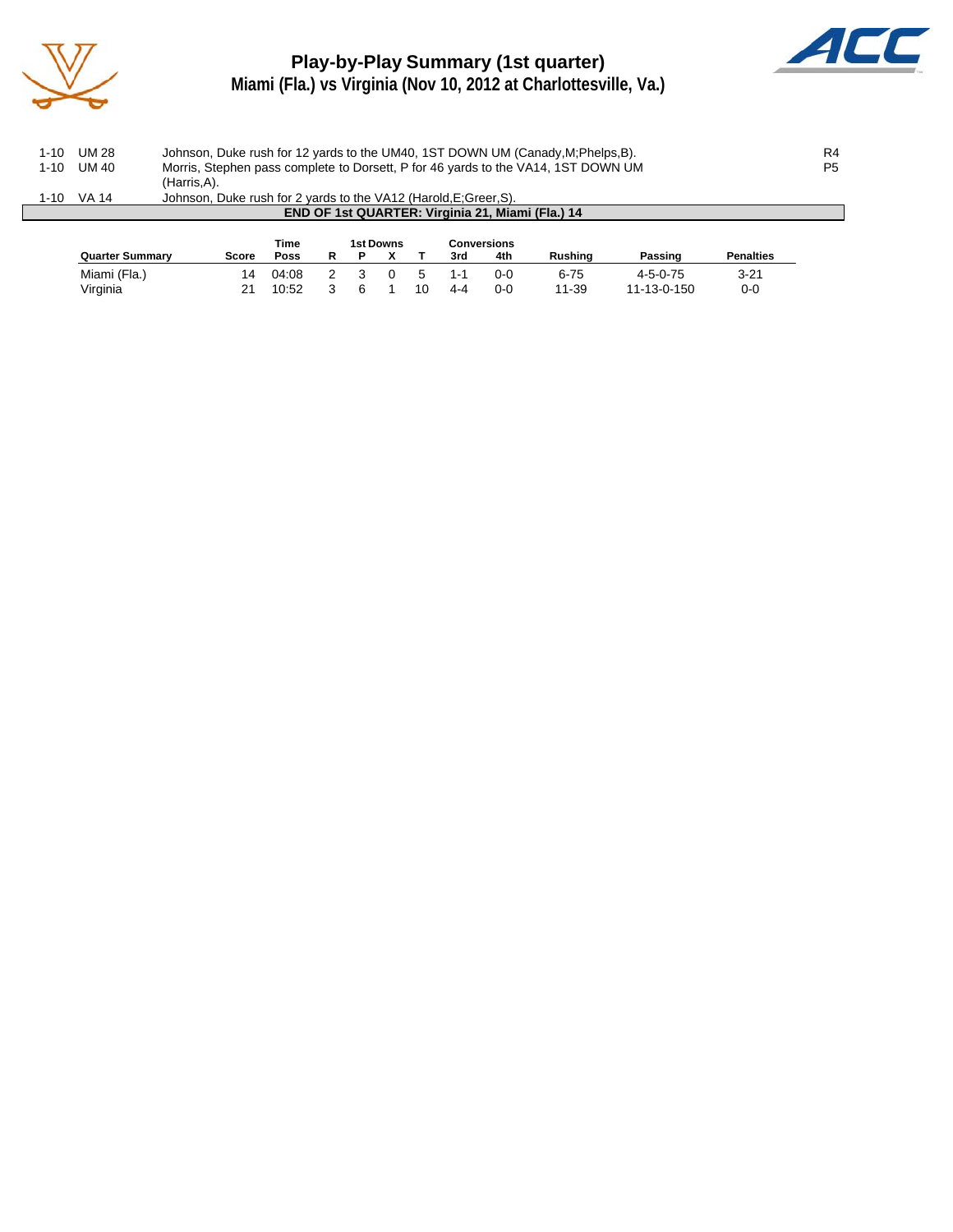# Play-by-Play Summary (1st quarter)

## Miami (Fla.) vs Virginia (Nov 10, 2012 at Charlottesville, Va.)

| Down | Spot | Play | |
|---|---|---|---|
| 1-10 | UM 28 | Johnson, Duke rush for 12 yards to the UM40, 1ST DOWN UM (Canady,M;Phelps,B). | R4 |
| 1-10 | UM 40 | Morris, Stephen pass complete to Dorsett, P for 46 yards to the VA14, 1ST DOWN UM (Harris,A). | P5 |
| 1-10 | VA 14 | Johnson, Duke rush for 2 yards to the VA12 (Harold,E;Greer,S). | |

**END OF 1st QUARTER: Virginia 21, Miami (Fla.) 14**

| Quarter Summary | Score | Time Poss | 1st Downs R | P | X | T | Conversions 3rd | 4th | Rushing | Passing | Penalties |
|---|---|---|---|---|---|---|---|---|---|---|---|
| Miami (Fla.) | 14 | 04:08 | 2 | 3 | 0 | 5 | 1-1 | 0-0 | 6-75 | 4-5-0-75 | 3-21 |
| Virginia | 21 | 10:52 | 3 | 6 | 1 | 10 | 4-4 | 0-0 | 11-39 | 11-13-0-150 | 0-0 |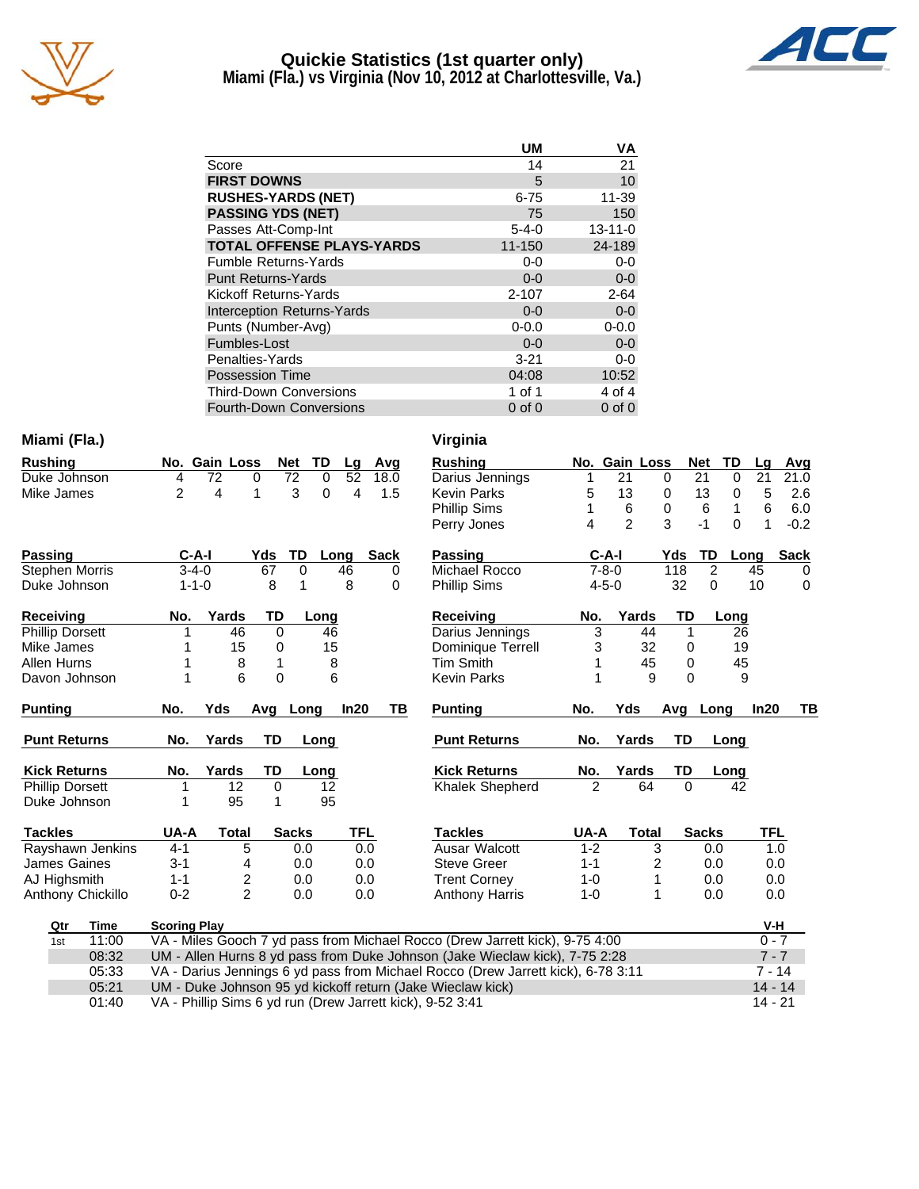# Quickie Statistics (1st quarter only)
## Miami (Fla.) vs Virginia (Nov 10, 2012 at Charlottesville, Va.)

| | UM | VA |
|---|---|---|
| Score | 14 | 21 |
| **FIRST DOWNS** | 5 | 10 |
| **RUSHES-YARDS (NET)** | 6-75 | 11-39 |
| **PASSING YDS (NET)** | 75 | 150 |
| Passes Att-Comp-Int | 5-4-0 | 13-11-0 |
| **TOTAL OFFENSE PLAYS-YARDS** | 11-150 | 24-189 |
| Fumble Returns-Yards | 0-0 | 0-0 |
| Punt Returns-Yards | 0-0 | 0-0 |
| Kickoff Returns-Yards | 2-107 | 2-64 |
| Interception Returns-Yards | 0-0 | 0-0 |
| Punts (Number-Avg) | 0-0.0 | 0-0.0 |
| Fumbles-Lost | 0-0 | 0-0 |
| Penalties-Yards | 3-21 | 0-0 |
| Possession Time | 04:08 | 10:52 |
| Third-Down Conversions | 1 of 1 | 4 of 4 |
| Fourth-Down Conversions | 0 of 0 | 0 of 0 |

## Miami (Fla.)

| Rushing | No. | Gain | Loss | Net | TD | Lg | Avg |
|---|---|---|---|---|---|---|---|
| Duke Johnson | 4 | 72 | 0 | 72 | 0 | 52 | 18.0 |
| Mike James | 2 | 4 | 1 | 3 | 0 | 4 | 1.5 |

| Passing | C-A-I | Yds | TD | Long | Sack |
|---|---|---|---|---|---|
| Stephen Morris | 3-4-0 | 67 | 0 | 46 | 0 |
| Duke Johnson | 1-1-0 | 8 | 1 | 8 | 0 |

| Receiving | No. | Yards | TD | Long |
|---|---|---|---|---|
| Phillip Dorsett | 1 | 46 | 0 | 46 |
| Mike James | 1 | 15 | 0 | 15 |
| Allen Hurns | 1 | 8 | 1 | 8 |
| Davon Johnson | 1 | 6 | 0 | 6 |

| Punting | No. | Yds | Avg | Long | In20 | TB |
|---|---|---|---|---|---|---|

| Punt Returns | No. | Yards | TD | Long |
|---|---|---|---|---|

| Kick Returns | No. | Yards | TD | Long |
|---|---|---|---|---|
| Phillip Dorsett | 1 | 12 | 0 | 12 |
| Duke Johnson | 1 | 95 | 1 | 95 |

| Tackles | UA-A | Total | Sacks | TFL |
|---|---|---|---|---|
| Rayshawn Jenkins | 4-1 | 5 | 0.0 | 0.0 |
| James Gaines | 3-1 | 4 | 0.0 | 0.0 |
| AJ Highsmith | 1-1 | 2 | 0.0 | 0.0 |
| Anthony Chickillo | 0-2 | 2 | 0.0 | 0.0 |

## Virginia

| Rushing | No. | Gain | Loss | Net | TD | Lg | Avg |
|---|---|---|---|---|---|---|---|
| Darius Jennings | 1 | 21 | 0 | 21 | 0 | 21 | 21.0 |
| Kevin Parks | 5 | 13 | 0 | 13 | 0 | 5 | 2.6 |
| Phillip Sims | 1 | 6 | 0 | 6 | 1 | 6 | 6.0 |
| Perry Jones | 4 | 2 | 3 | -1 | 0 | 1 | -0.2 |

| Passing | C-A-I | Yds | TD | Long | Sack |
|---|---|---|---|---|---|
| Michael Rocco | 7-8-0 | 118 | 2 | 45 | 0 |
| Phillip Sims | 4-5-0 | 32 | 0 | 10 | 0 |

| Receiving | No. | Yards | TD | Long |
|---|---|---|---|---|
| Darius Jennings | 3 | 44 | 1 | 26 |
| Dominique Terrell | 3 | 32 | 0 | 19 |
| Tim Smith | 1 | 45 | 0 | 45 |
| Kevin Parks | 1 | 9 | 0 | 9 |

| Punting | No. | Yds | Avg | Long | In20 | TB |
|---|---|---|---|---|---|---|

| Punt Returns | No. | Yards | TD | Long |
|---|---|---|---|---|

| Kick Returns | No. | Yards | TD | Long |
|---|---|---|---|---|
| Khalek Shepherd | 2 | 64 | 0 | 42 |

| Tackles | UA-A | Total | Sacks | TFL |
|---|---|---|---|---|
| Ausar Walcott | 1-2 | 3 | 0.0 | 1.0 |
| Steve Greer | 1-1 | 2 | 0.0 | 0.0 |
| Trent Corney | 1-0 | 1 | 0.0 | 0.0 |
| Anthony Harris | 1-0 | 1 | 0.0 | 0.0 |

## Scoring Plays

| Qtr | Time | Scoring Play | V-H |
|---|---|---|---|
| 1st | 11:00 | VA - Miles Gooch 7 yd pass from Michael Rocco (Drew Jarrett kick), 9-75 4:00 | 0 - 7 |
| | 08:32 | UM - Allen Hurns 8 yd pass from Duke Johnson (Jake Wieclaw kick), 7-75 2:28 | 7 - 7 |
| | 05:33 | VA - Darius Jennings 6 yd pass from Michael Rocco (Drew Jarrett kick), 6-78 3:11 | 7 - 14 |
| | 05:21 | UM - Duke Johnson 95 yd kickoff return (Jake Wieclaw kick) | 14 - 14 |
| | 01:40 | VA - Phillip Sims 6 yd run (Drew Jarrett kick), 9-52 3:41 | 14 - 21 |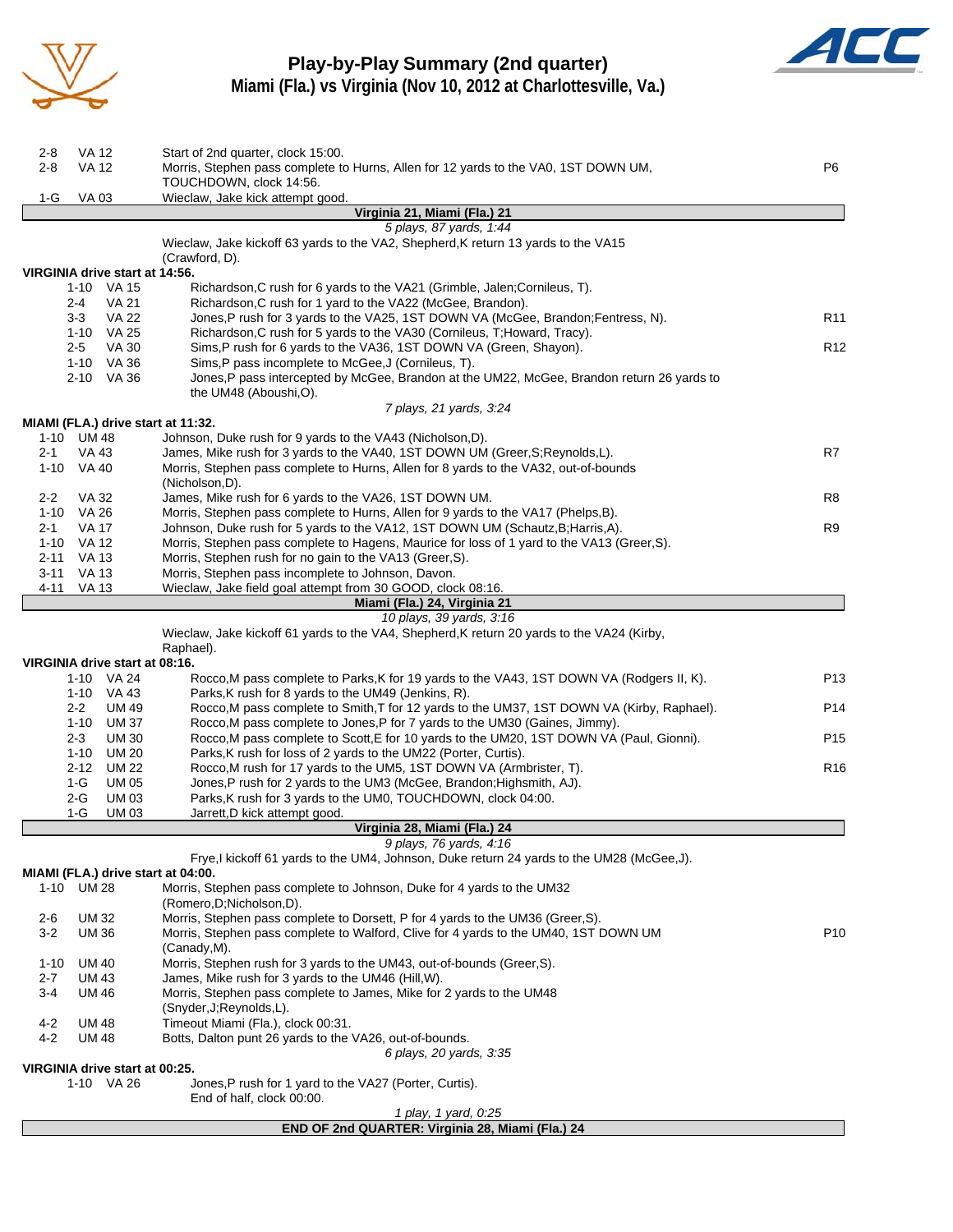# Play-by-Play Summary (2nd quarter)

## Miami (Fla.) vs Virginia (Nov 10, 2012 at Charlottesville, Va.)

| Down | Spot | Play | |
|---|---|---|---|
| 2-8 | VA 12 | Start of 2nd quarter, clock 15:00. | |
| 2-8 | VA 12 | Morris, Stephen pass complete to Hurns, Allen for 12 yards to the VA0, 1ST DOWN UM, TOUCHDOWN, clock 14:56. | P6 |
| 1-G | VA 03 | Wieclaw, Jake kick attempt good. | |
| | | **Virginia 21, Miami (Fla.) 21** | |
| | | *5 plays, 87 yards, 1:44* | |
| | | Wieclaw, Jake kickoff 63 yards to the VA2, Shepherd,K return 13 yards to the VA15 (Crawford, D). | |

**VIRGINIA drive start at 14:56.**

| Down | Spot | Play | |
|---|---|---|---|
| 1-10 | VA 15 | Richardson,C rush for 6 yards to the VA21 (Grimble, Jalen;Cornileus, T). | |
| 2-4 | VA 21 | Richardson,C rush for 1 yard to the VA22 (McGee, Brandon). | |
| 3-3 | VA 22 | Jones,P rush for 3 yards to the VA25, 1ST DOWN VA (McGee, Brandon;Fentress, N). | R11 |
| 1-10 | VA 25 | Richardson,C rush for 5 yards to the VA30 (Cornileus, T;Howard, Tracy). | |
| 2-5 | VA 30 | Sims,P rush for 6 yards to the VA36, 1ST DOWN VA (Green, Shayon). | R12 |
| 1-10 | VA 36 | Sims,P pass incomplete to McGee,J (Cornileus, T). | |
| 2-10 | VA 36 | Jones,P pass intercepted by McGee, Brandon at the UM22, McGee, Brandon return 26 yards to the UM48 (Aboushi,O). | |
| | | *7 plays, 21 yards, 3:24* | |

**MIAMI (FLA.) drive start at 11:32.**

| Down | Spot | Play | |
|---|---|---|---|
| 1-10 | UM 48 | Johnson, Duke rush for 9 yards to the VA43 (Nicholson,D). | |
| 2-1 | VA 43 | James, Mike rush for 3 yards to the VA40, 1ST DOWN UM (Greer,S;Reynolds,L). | R7 |
| 1-10 | VA 40 | Morris, Stephen pass complete to Hurns, Allen for 8 yards to the VA32, out-of-bounds (Nicholson,D). | |
| 2-2 | VA 32 | James, Mike rush for 6 yards to the VA26, 1ST DOWN UM. | R8 |
| 1-10 | VA 26 | Morris, Stephen pass complete to Hurns, Allen for 9 yards to the VA17 (Phelps,B). | |
| 2-1 | VA 17 | Johnson, Duke rush for 5 yards to the VA12, 1ST DOWN UM (Schautz,B;Harris,A). | R9 |
| 1-10 | VA 12 | Morris, Stephen pass complete to Hagens, Maurice for loss of 1 yard to the VA13 (Greer,S). | |
| 2-11 | VA 13 | Morris, Stephen rush for no gain to the VA13 (Greer,S). | |
| 3-11 | VA 13 | Morris, Stephen pass incomplete to Johnson, Davon. | |
| 4-11 | VA 13 | Wieclaw, Jake field goal attempt from 30 GOOD, clock 08:16. | |
| | | **Miami (Fla.) 24, Virginia 21** | |
| | | *10 plays, 39 yards, 3:16* | |
| | | Wieclaw, Jake kickoff 61 yards to the VA4, Shepherd,K return 20 yards to the VA24 (Kirby, Raphael). | |

**VIRGINIA drive start at 08:16.**

| Down | Spot | Play | |
|---|---|---|---|
| 1-10 | VA 24 | Rocco,M pass complete to Parks,K for 19 yards to the VA43, 1ST DOWN VA (Rodgers II, K). | P13 |
| 1-10 | VA 43 | Parks,K rush for 8 yards to the UM49 (Jenkins, R). | |
| 2-2 | UM 49 | Rocco,M pass complete to Smith,T for 12 yards to the UM37, 1ST DOWN VA (Kirby, Raphael). | P14 |
| 1-10 | UM 37 | Rocco,M pass complete to Jones,P for 7 yards to the UM30 (Gaines, Jimmy). | |
| 2-3 | UM 30 | Rocco,M pass complete to Scott,E for 10 yards to the UM20, 1ST DOWN VA (Paul, Gionni). | P15 |
| 1-10 | UM 20 | Parks,K rush for loss of 2 yards to the UM22 (Porter, Curtis). | |
| 2-12 | UM 22 | Rocco,M rush for 17 yards to the UM5, 1ST DOWN VA (Armbrister, T). | R16 |
| 1-G | UM 05 | Jones,P rush for 2 yards to the UM3 (McGee, Brandon;Highsmith, AJ). | |
| 2-G | UM 03 | Parks,K rush for 3 yards to the UM0, TOUCHDOWN, clock 04:00. | |
| 1-G | UM 03 | Jarrett,D kick attempt good. | |
| | | **Virginia 28, Miami (Fla.) 24** | |
| | | *9 plays, 76 yards, 4:16* | |
| | | Frye,I kickoff 61 yards to the UM4, Johnson, Duke return 24 yards to the UM28 (McGee,J). | |

**MIAMI (FLA.) drive start at 04:00.**

| Down | Spot | Play | |
|---|---|---|---|
| 1-10 | UM 28 | Morris, Stephen pass complete to Johnson, Duke for 4 yards to the UM32 (Romero,D;Nicholson,D). | |
| 2-6 | UM 32 | Morris, Stephen pass complete to Dorsett, P for 4 yards to the UM36 (Greer,S). | |
| 3-2 | UM 36 | Morris, Stephen pass complete to Walford, Clive for 4 yards to the UM40, 1ST DOWN UM (Canady,M). | P10 |
| 1-10 | UM 40 | Morris, Stephen rush for 3 yards to the UM43, out-of-bounds (Greer,S). | |
| 2-7 | UM 43 | James, Mike rush for 3 yards to the UM46 (Hill,W). | |
| 3-4 | UM 46 | Morris, Stephen pass complete to James, Mike for 2 yards to the UM48 (Snyder,J;Reynolds,L). | |
| 4-2 | UM 48 | Timeout Miami (Fla.), clock 00:31. | |
| 4-2 | UM 48 | Botts, Dalton punt 26 yards to the VA26, out-of-bounds. | |
| | | *6 plays, 20 yards, 3:35* | |

**VIRGINIA drive start at 00:25.**

| Down | Spot | Play | |
|---|---|---|---|
| 1-10 | VA 26 | Jones,P rush for 1 yard to the VA27 (Porter, Curtis). | |
| | | End of half, clock 00:00. | |
| | | *1 play, 1 yard, 0:25* | |
| | | **END OF 2nd QUARTER: Virginia 28, Miami (Fla.) 24** | |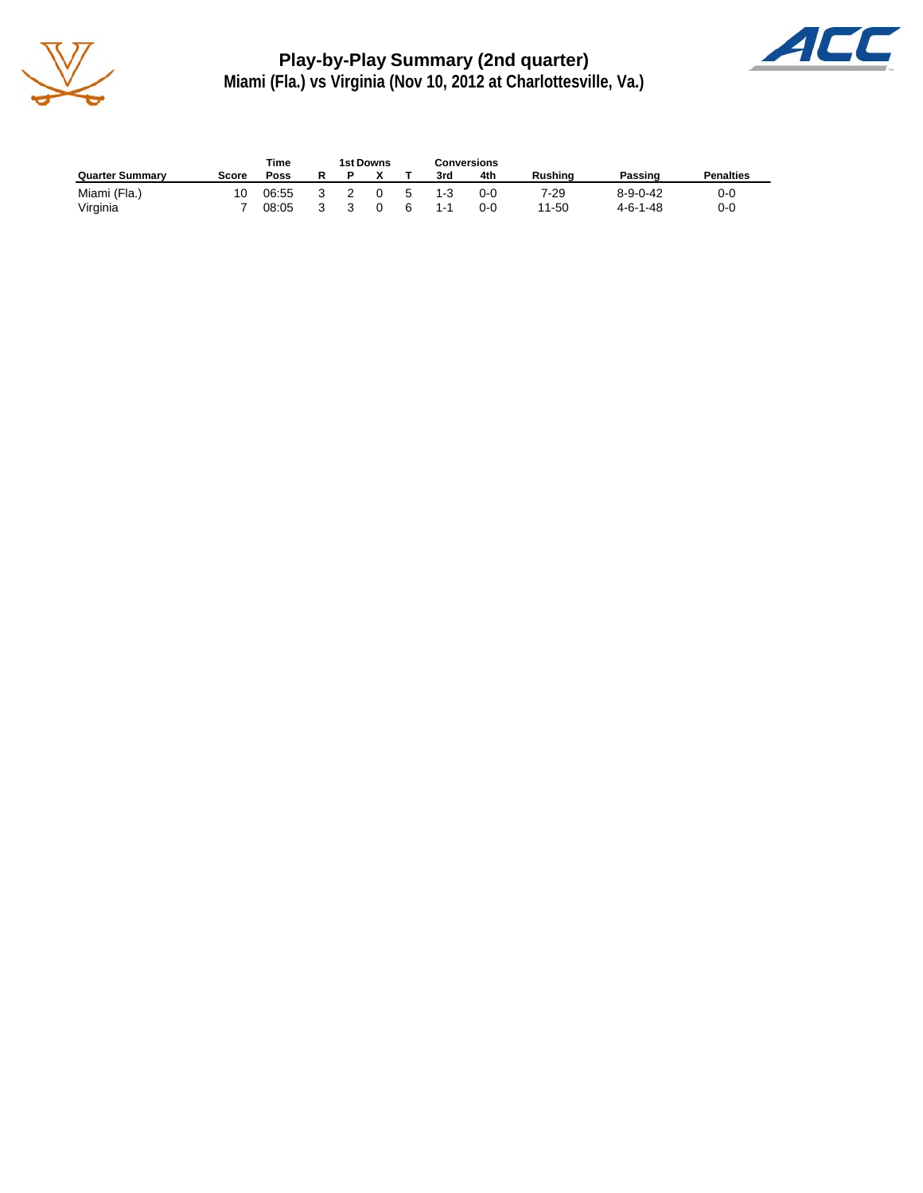## Play-by-Play Summary (2nd quarter)

### Miami (Fla.) vs Virginia (Nov 10, 2012 at Charlottesville, Va.)

| Quarter Summary | Score | Time Poss | 1st Downs R | 1st Downs P | 1st Downs X | 1st Downs T | Conversions 3rd | Conversions 4th | Rushing | Passing | Penalties |
|---|---|---|---|---|---|---|---|---|---|---|---|
| Miami (Fla.) | 10 | 06:55 | 3 | 2 | 0 | 5 | 1-3 | 0-0 | 7-29 | 8-9-0-42 | 0-0 |
| Virginia | 7 | 08:05 | 3 | 3 | 0 | 6 | 1-1 | 0-0 | 11-50 | 4-6-1-48 | 0-0 |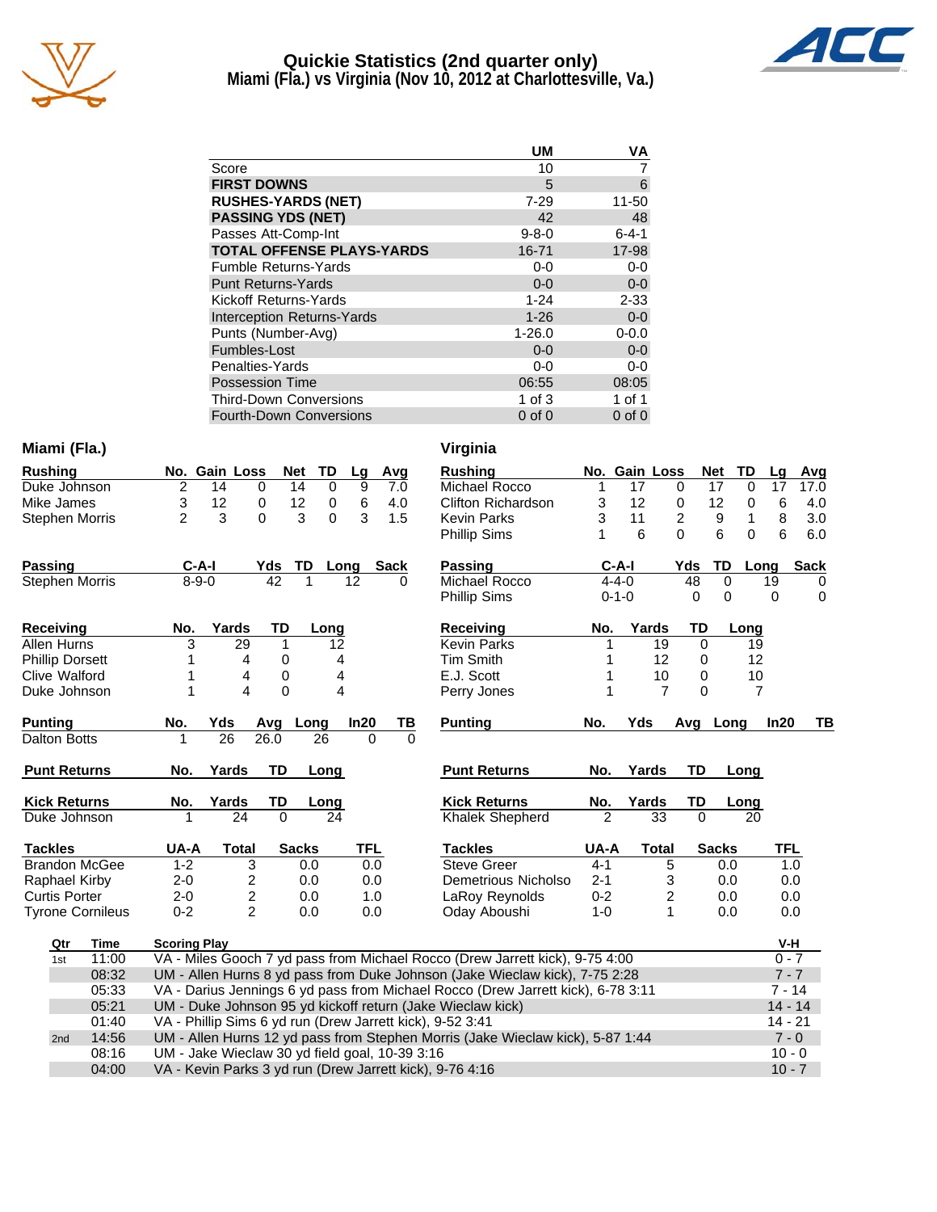# Quickie Statistics (2nd quarter only)

## Miami (Fla.) vs Virginia (Nov 10, 2012 at Charlottesville, Va.)

| | UM | VA |
|---|---|---|
| Score | 10 | 7 |
| **FIRST DOWNS** | 5 | 6 |
| **RUSHES-YARDS (NET)** | 7-29 | 11-50 |
| **PASSING YDS (NET)** | 42 | 48 |
| Passes Att-Comp-Int | 9-8-0 | 6-4-1 |
| **TOTAL OFFENSE PLAYS-YARDS** | 16-71 | 17-98 |
| Fumble Returns-Yards | 0-0 | 0-0 |
| Punt Returns-Yards | 0-0 | 0-0 |
| Kickoff Returns-Yards | 1-24 | 2-33 |
| Interception Returns-Yards | 1-26 | 0-0 |
| Punts (Number-Avg) | 1-26.0 | 0-0.0 |
| Fumbles-Lost | 0-0 | 0-0 |
| Penalties-Yards | 0-0 | 0-0 |
| Possession Time | 06:55 | 08:05 |
| Third-Down Conversions | 1 of 3 | 1 of 1 |
| Fourth-Down Conversions | 0 of 0 | 0 of 0 |

## Miami (Fla.)

| Rushing | No. | Gain | Loss | Net | TD | Lg | Avg |
|---|---|---|---|---|---|---|---|
| Duke Johnson | 2 | 14 | 0 | 14 | 0 | 9 | 7.0 |
| Mike James | 3 | 12 | 0 | 12 | 0 | 6 | 4.0 |
| Stephen Morris | 2 | 3 | 0 | 3 | 0 | 3 | 1.5 |

| Passing | C-A-I | Yds | TD | Long | Sack |
|---|---|---|---|---|---|
| Stephen Morris | 8-9-0 | 42 | 1 | 12 | 0 |

| Receiving | No. | Yards | TD | Long |
|---|---|---|---|---|
| Allen Hurns | 3 | 29 | 1 | 12 |
| Phillip Dorsett | 1 | 4 | 0 | 4 |
| Clive Walford | 1 | 4 | 0 | 4 |
| Duke Johnson | 1 | 4 | 0 | 4 |

| Punting | No. | Yds | Avg | Long | In20 | TB |
|---|---|---|---|---|---|---|
| Dalton Botts | 1 | 26 | 26.0 | 26 | 0 | 0 |

| Punt Returns | No. | Yards | TD | Long |
|---|---|---|---|---|

| Kick Returns | No. | Yards | TD | Long |
|---|---|---|---|---|
| Duke Johnson | 1 | 24 | 0 | 24 |

| Tackles | UA-A | Total | Sacks | TFL |
|---|---|---|---|---|
| Brandon McGee | 1-2 | 3 | 0.0 | 0.0 |
| Raphael Kirby | 2-0 | 2 | 0.0 | 0.0 |
| Curtis Porter | 2-0 | 2 | 0.0 | 1.0 |
| Tyrone Cornileus | 0-2 | 2 | 0.0 | 0.0 |

## Virginia

| Rushing | No. | Gain | Loss | Net | TD | Lg | Avg |
|---|---|---|---|---|---|---|---|
| Michael Rocco | 1 | 17 | 0 | 17 | 0 | 17 | 17.0 |
| Clifton Richardson | 3 | 12 | 0 | 12 | 0 | 6 | 4.0 |
| Kevin Parks | 3 | 11 | 2 | 9 | 1 | 8 | 3.0 |
| Phillip Sims | 1 | 6 | 0 | 6 | 0 | 6 | 6.0 |

| Passing | C-A-I | Yds | TD | Long | Sack |
|---|---|---|---|---|---|
| Michael Rocco | 4-4-0 | 48 | 0 | 19 | 0 |
| Phillip Sims | 0-1-0 | 0 | 0 | 0 | 0 |

| Receiving | No. | Yards | TD | Long |
|---|---|---|---|---|
| Kevin Parks | 1 | 19 | 0 | 19 |
| Tim Smith | 1 | 12 | 0 | 12 |
| E.J. Scott | 1 | 10 | 0 | 10 |
| Perry Jones | 1 | 7 | 0 | 7 |

| Punting | No. | Yds | Avg | Long | In20 | TB |
|---|---|---|---|---|---|---|

| Punt Returns | No. | Yards | TD | Long |
|---|---|---|---|---|

| Kick Returns | No. | Yards | TD | Long |
|---|---|---|---|---|
| Khalek Shepherd | 2 | 33 | 0 | 20 |

| Tackles | UA-A | Total | Sacks | TFL |
|---|---|---|---|---|
| Steve Greer | 4-1 | 5 | 0.0 | 1.0 |
| Demetrious Nicholson | 2-1 | 3 | 0.0 | 0.0 |
| LaRoy Reynolds | 0-2 | 2 | 0.0 | 0.0 |
| Oday Aboushi | 1-0 | 1 | 0.0 | 0.0 |

## Scoring Plays

| Qtr | Time | Scoring Play | V-H |
|---|---|---|---|
| 1st | 11:00 | VA - Miles Gooch 7 yd pass from Michael Rocco (Drew Jarrett kick), 9-75 4:00 | 0 - 7 |
| | 08:32 | UM - Allen Hurns 8 yd pass from Duke Johnson (Jake Wieclaw kick), 7-75 2:28 | 7 - 7 |
| | 05:33 | VA - Darius Jennings 6 yd pass from Michael Rocco (Drew Jarrett kick), 6-78 3:11 | 7 - 14 |
| | 05:21 | UM - Duke Johnson 95 yd kickoff return (Jake Wieclaw kick) | 14 - 14 |
| | 01:40 | VA - Phillip Sims 6 yd run (Drew Jarrett kick), 9-52 3:41 | 14 - 21 |
| 2nd | 14:56 | UM - Allen Hurns 12 yd pass from Stephen Morris (Jake Wieclaw kick), 5-87 1:44 | 7 - 0 |
| | 08:16 | UM - Jake Wieclaw 30 yd field goal, 10-39 3:16 | 10 - 0 |
| | 04:00 | VA - Kevin Parks 3 yd run (Drew Jarrett kick), 9-76 4:16 | 10 - 7 |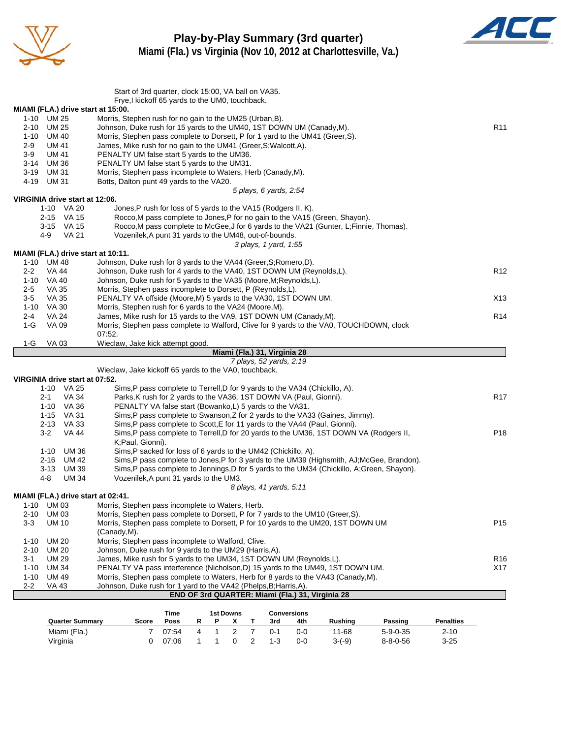# Play-by-Play Summary (3rd quarter)
## Miami (Fla.) vs Virginia (Nov 10, 2012 at Charlottesville, Va.)

Start of 3rd quarter, clock 15:00, VA ball on VA35.
Frye,I kickoff 65 yards to the UM0, touchback.

**MIAMI (FLA.) drive start at 15:00.**

| Down | Spot | Play | |
|---|---|---|---|
| 1-10 | UM 25 | Morris, Stephen rush for no gain to the UM25 (Urban,B). | |
| 2-10 | UM 25 | Johnson, Duke rush for 15 yards to the UM40, 1ST DOWN UM (Canady,M). | R11 |
| 1-10 | UM 40 | Morris, Stephen pass complete to Dorsett, P for 1 yard to the UM41 (Greer,S). | |
| 2-9 | UM 41 | James, Mike rush for no gain to the UM41 (Greer,S;Walcott,A). | |
| 3-9 | UM 41 | PENALTY UM false start 5 yards to the UM36. | |
| 3-14 | UM 36 | PENALTY UM false start 5 yards to the UM31. | |
| 3-19 | UM 31 | Morris, Stephen pass incomplete to Waters, Herb (Canady,M). | |
| 4-19 | UM 31 | Botts, Dalton punt 49 yards to the VA20. | |

*5 plays, 6 yards, 2:54*

**VIRGINIA drive start at 12:06.**

| Down | Spot | Play | |
|---|---|---|---|
| 1-10 | VA 20 | Jones,P rush for loss of 5 yards to the VA15 (Rodgers II, K). | |
| 2-15 | VA 15 | Rocco,M pass complete to Jones,P for no gain to the VA15 (Green, Shayon). | |
| 3-15 | VA 15 | Rocco,M pass complete to McGee,J for 6 yards to the VA21 (Gunter, L;Finnie, Thomas). | |
| 4-9 | VA 21 | Vozenilek,A punt 31 yards to the UM48, out-of-bounds. | |

*3 plays, 1 yard, 1:55*

**MIAMI (FLA.) drive start at 10:11.**

| Down | Spot | Play | |
|---|---|---|---|
| 1-10 | UM 48 | Johnson, Duke rush for 8 yards to the VA44 (Greer,S;Romero,D). | |
| 2-2 | VA 44 | Johnson, Duke rush for 4 yards to the VA40, 1ST DOWN UM (Reynolds,L). | R12 |
| 1-10 | VA 40 | Johnson, Duke rush for 5 yards to the VA35 (Moore,M;Reynolds,L). | |
| 2-5 | VA 35 | Morris, Stephen pass incomplete to Dorsett, P (Reynolds,L). | |
| 3-5 | VA 35 | PENALTY VA offside (Moore,M) 5 yards to the VA30, 1ST DOWN UM. | X13 |
| 1-10 | VA 30 | Morris, Stephen rush for 6 yards to the VA24 (Moore,M). | |
| 2-4 | VA 24 | James, Mike rush for 15 yards to the VA9, 1ST DOWN UM (Canady,M). | R14 |
| 1-G | VA 09 | Morris, Stephen pass complete to Walford, Clive for 9 yards to the VA0, TOUCHDOWN, clock 07:52. | |
| 1-G | VA 03 | Wieclaw, Jake kick attempt good. | |

**Miami (Fla.) 31, Virginia 28**

*7 plays, 52 yards, 2:19*

Wieclaw, Jake kickoff 65 yards to the VA0, touchback.

**VIRGINIA drive start at 07:52.**

| Down | Spot | Play | |
|---|---|---|---|
| 1-10 | VA 25 | Sims,P pass complete to Terrell,D for 9 yards to the VA34 (Chickillo, A). | |
| 2-1 | VA 34 | Parks,K rush for 2 yards to the VA36, 1ST DOWN VA (Paul, Gionni). | R17 |
| 1-10 | VA 36 | PENALTY VA false start (Bowanko,L) 5 yards to the VA31. | |
| 1-15 | VA 31 | Sims,P pass complete to Swanson,Z for 2 yards to the VA33 (Gaines, Jimmy). | |
| 2-13 | VA 33 | Sims,P pass complete to Scott,E for 11 yards to the VA44 (Paul, Gionni). | |
| 3-2 | VA 44 | Sims,P pass complete to Terrell,D for 20 yards to the UM36, 1ST DOWN VA (Rodgers II, K;Paul, Gionni). | P18 |
| 1-10 | UM 36 | Sims,P sacked for loss of 6 yards to the UM42 (Chickillo, A). | |
| 2-16 | UM 42 | Sims,P pass complete to Jones,P for 3 yards to the UM39 (Highsmith, AJ;McGee, Brandon). | |
| 3-13 | UM 39 | Sims,P pass complete to Jennings,D for 5 yards to the UM34 (Chickillo, A;Green, Shayon). | |
| 4-8 | UM 34 | Vozenilek,A punt 31 yards to the UM3. | |

*8 plays, 41 yards, 5:11*

**MIAMI (FLA.) drive start at 02:41.**

| Down | Spot | Play | |
|---|---|---|---|
| 1-10 | UM 03 | Morris, Stephen pass incomplete to Waters, Herb. | |
| 2-10 | UM 03 | Morris, Stephen pass complete to Dorsett, P for 7 yards to the UM10 (Greer,S). | |
| 3-3 | UM 10 | Morris, Stephen pass complete to Dorsett, P for 10 yards to the UM20, 1ST DOWN UM (Canady,M). | P15 |
| 1-10 | UM 20 | Morris, Stephen pass incomplete to Walford, Clive. | |
| 2-10 | UM 20 | Johnson, Duke rush for 9 yards to the UM29 (Harris,A). | |
| 3-1 | UM 29 | James, Mike rush for 5 yards to the UM34, 1ST DOWN UM (Reynolds,L). | R16 |
| 1-10 | UM 34 | PENALTY VA pass interference (Nicholson,D) 15 yards to the UM49, 1ST DOWN UM. | X17 |
| 1-10 | UM 49 | Morris, Stephen pass complete to Waters, Herb for 8 yards to the VA43 (Canady,M). | |
| 2-2 | VA 43 | Johnson, Duke rush for 1 yard to the VA42 (Phelps,B;Harris,A). | |

**END OF 3rd QUARTER: Miami (Fla.) 31, Virginia 28**

| Quarter Summary | Score | Time Poss | 1st Downs R | P | X | T | Conversions 3rd | 4th | Rushing | Passing | Penalties |
|---|---|---|---|---|---|---|---|---|---|---|---|
| Miami (Fla.) | 7 | 07:54 | 4 | 1 | 2 | 7 | 0-1 | 0-0 | 11-68 | 5-9-0-35 | 2-10 |
| Virginia | 0 | 07:06 | 1 | 1 | 0 | 2 | 1-3 | 0-0 | 3-(-9) | 8-8-0-56 | 3-25 |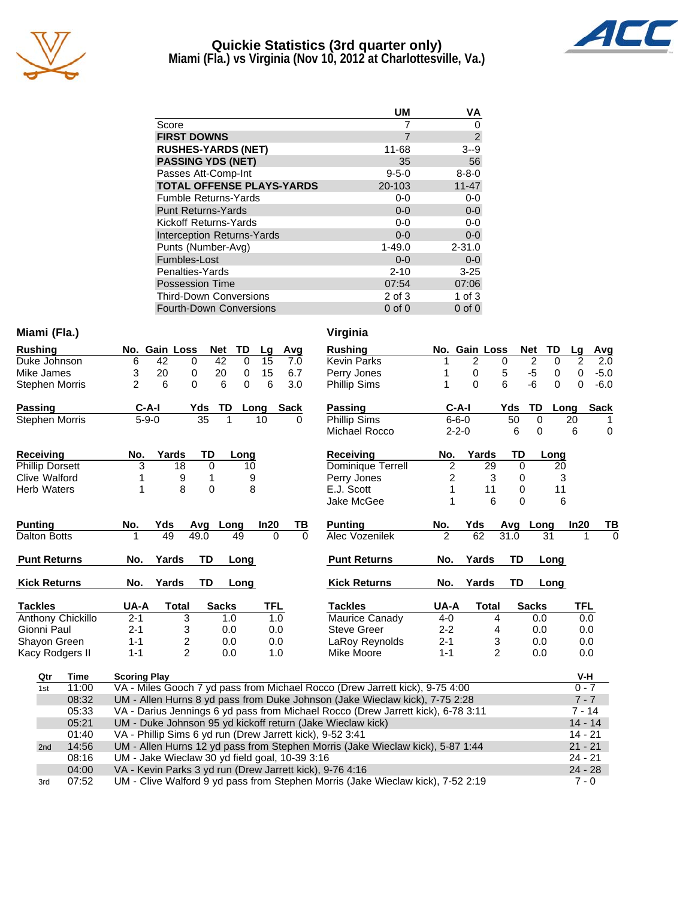# Quickie Statistics (3rd quarter only)
## Miami (Fla.) vs Virginia (Nov 10, 2012 at Charlottesville, Va.)

| | UM | VA |
|---|---|---|
| Score | 7 | 0 |
| **FIRST DOWNS** | 7 | 2 |
| **RUSHES-YARDS (NET)** | 11-68 | 3--9 |
| **PASSING YDS (NET)** | 35 | 56 |
| Passes Att-Comp-Int | 9-5-0 | 8-8-0 |
| **TOTAL OFFENSE PLAYS-YARDS** | 20-103 | 11-47 |
| Fumble Returns-Yards | 0-0 | 0-0 |
| Punt Returns-Yards | 0-0 | 0-0 |
| Kickoff Returns-Yards | 0-0 | 0-0 |
| Interception Returns-Yards | 0-0 | 0-0 |
| Punts (Number-Avg) | 1-49.0 | 2-31.0 |
| Fumbles-Lost | 0-0 | 0-0 |
| Penalties-Yards | 2-10 | 3-25 |
| Possession Time | 07:54 | 07:06 |
| Third-Down Conversions | 2 of 3 | 1 of 3 |
| Fourth-Down Conversions | 0 of 0 | 0 of 0 |

### Miami (Fla.)

| Rushing | No. | Gain | Loss | Net | TD | Lg | Avg |
|---|---|---|---|---|---|---|---|
| Duke Johnson | 6 | 42 | 0 | 42 | 0 | 15 | 7.0 |
| Mike James | 3 | 20 | 0 | 20 | 0 | 15 | 6.7 |
| Stephen Morris | 2 | 6 | 0 | 6 | 0 | 6 | 3.0 |

| Passing | C-A-I | Yds | TD | Long | Sack |
|---|---|---|---|---|---|
| Stephen Morris | 5-9-0 | 35 | 1 | 10 | 0 |

| Receiving | No. | Yards | TD | Long |
|---|---|---|---|---|
| Phillip Dorsett | 3 | 18 | 0 | 10 |
| Clive Walford | 1 | 9 | 1 | 9 |
| Herb Waters | 1 | 8 | 0 | 8 |

| Punting | No. | Yds | Avg | Long | In20 | TB |
|---|---|---|---|---|---|---|
| Dalton Botts | 1 | 49 | 49.0 | 49 | 0 | 0 |

| Punt Returns | No. | Yards | TD | Long |
|---|---|---|---|---|

| Kick Returns | No. | Yards | TD | Long |
|---|---|---|---|---|

| Tackles | UA-A | Total | Sacks | TFL |
|---|---|---|---|---|
| Anthony Chickillo | 2-1 | 3 | 1.0 | 1.0 |
| Gionni Paul | 2-1 | 3 | 0.0 | 0.0 |
| Shayon Green | 1-1 | 2 | 0.0 | 0.0 |
| Kacy Rodgers II | 1-1 | 2 | 0.0 | 1.0 |

### Virginia

| Rushing | No. | Gain | Loss | Net | TD | Lg | Avg |
|---|---|---|---|---|---|---|---|
| Kevin Parks | 1 | 2 | 0 | 2 | 0 | 2 | 2.0 |
| Perry Jones | 1 | 0 | 5 | -5 | 0 | 0 | -5.0 |
| Phillip Sims | 1 | 0 | 6 | -6 | 0 | 0 | -6.0 |

| Passing | C-A-I | Yds | TD | Long | Sack |
|---|---|---|---|---|---|
| Phillip Sims | 6-6-0 | 50 | 0 | 20 | 1 |
| Michael Rocco | 2-2-0 | 6 | 0 | 6 | 0 |

| Receiving | No. | Yards | TD | Long |
|---|---|---|---|---|
| Dominique Terrell | 2 | 29 | 0 | 20 |
| Perry Jones | 2 | 3 | 0 | 3 |
| E.J. Scott | 1 | 11 | 0 | 11 |
| Jake McGee | 1 | 6 | 0 | 6 |

| Punting | No. | Yds | Avg | Long | In20 | TB |
|---|---|---|---|---|---|---|
| Alec Vozenilek | 2 | 62 | 31.0 | 31 | 1 | 0 |

| Punt Returns | No. | Yards | TD | Long |
|---|---|---|---|---|

| Kick Returns | No. | Yards | TD | Long |
|---|---|---|---|---|

| Tackles | UA-A | Total | Sacks | TFL |
|---|---|---|---|---|
| Maurice Canady | 4-0 | 4 | 0.0 | 0.0 |
| Steve Greer | 2-2 | 4 | 0.0 | 0.0 |
| LaRoy Reynolds | 2-1 | 3 | 0.0 | 0.0 |
| Mike Moore | 1-1 | 2 | 0.0 | 0.0 |

| Qtr | Time | Scoring Play | V-H |
|---|---|---|---|
| 1st | 11:00 | VA - Miles Gooch 7 yd pass from Michael Rocco (Drew Jarrett kick), 9-75 4:00 | 0 - 7 |
| | 08:32 | UM - Allen Hurns 8 yd pass from Duke Johnson (Jake Wieclaw kick), 7-75 2:28 | 7 - 7 |
| | 05:33 | VA - Darius Jennings 6 yd pass from Michael Rocco (Drew Jarrett kick), 6-78 3:11 | 7 - 14 |
| | 05:21 | UM - Duke Johnson 95 yd kickoff return (Jake Wieclaw kick) | 14 - 14 |
| | 01:40 | VA - Phillip Sims 6 yd run (Drew Jarrett kick), 9-52 3:41 | 14 - 21 |
| 2nd | 14:56 | UM - Allen Hurns 12 yd pass from Stephen Morris (Jake Wieclaw kick), 5-87 1:44 | 21 - 21 |
| | 08:16 | UM - Jake Wieclaw 30 yd field goal, 10-39 3:16 | 24 - 21 |
| | 04:00 | VA - Kevin Parks 3 yd run (Drew Jarrett kick), 9-76 4:16 | 24 - 28 |
| 3rd | 07:52 | UM - Clive Walford 9 yd pass from Stephen Morris (Jake Wieclaw kick), 7-52 2:19 | 7 - 0 |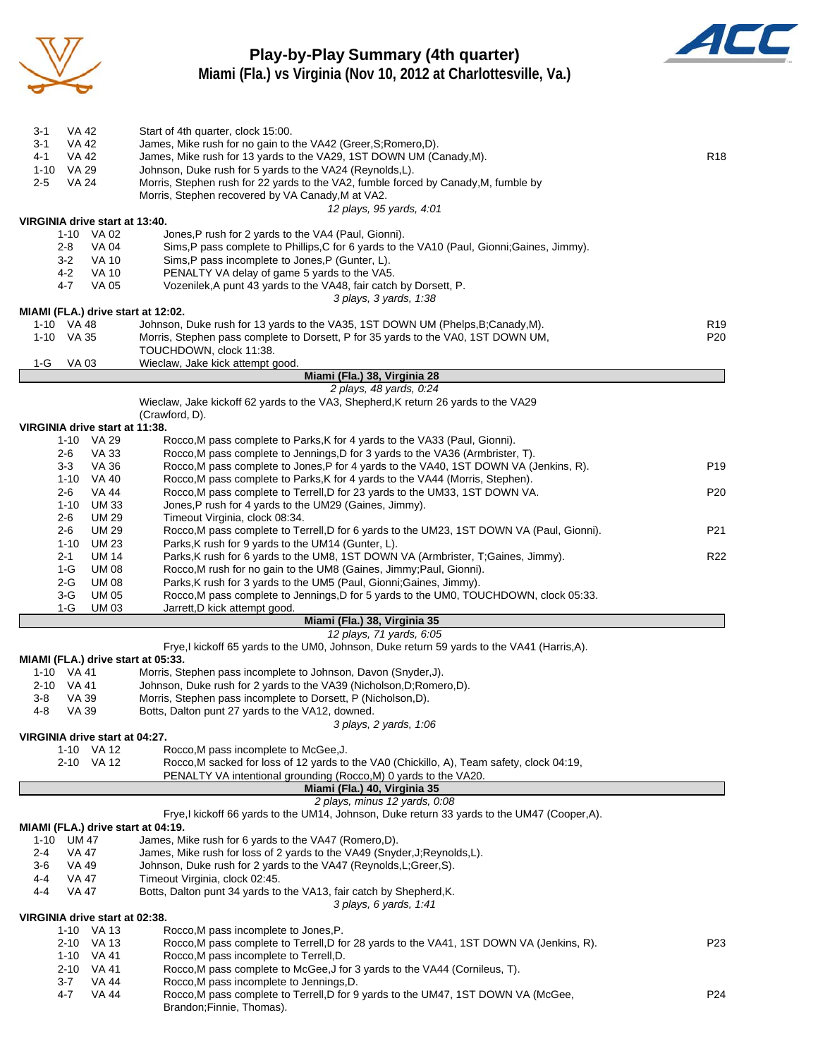# Play-by-Play Summary (4th quarter)
## Miami (Fla.) vs Virginia (Nov 10, 2012 at Charlottesville, Va.)

| Down | Spot | Play | |
|---|---|---|---|
| 3-1 | VA 42 | Start of 4th quarter, clock 15:00. | |
| 3-1 | VA 42 | James, Mike rush for no gain to the VA42 (Greer,S;Romero,D). | |
| 4-1 | VA 42 | James, Mike rush for 13 yards to the VA29, 1ST DOWN UM (Canady,M). | R18 |
| 1-10 | VA 29 | Johnson, Duke rush for 5 yards to the VA24 (Reynolds,L). | |
| 2-5 | VA 24 | Morris, Stephen rush for 22 yards to the VA2, fumble forced by Canady,M, fumble by Morris, Stephen recovered by VA Canady,M at VA2. | |
| | | *12 plays, 95 yards, 4:01* | |

**VIRGINIA drive start at 13:40.**

| Down | Spot | Play | |
|---|---|---|---|
| 1-10 | VA 02 | Jones,P rush for 2 yards to the VA4 (Paul, Gionni). | |
| 2-8 | VA 04 | Sims,P pass complete to Phillips,C for 6 yards to the VA10 (Paul, Gionni;Gaines, Jimmy). | |
| 3-2 | VA 10 | Sims,P pass incomplete to Jones,P (Gunter, L). | |
| 4-2 | VA 10 | PENALTY VA delay of game 5 yards to the VA5. | |
| 4-7 | VA 05 | Vozenilek,A punt 43 yards to the VA48, fair catch by Dorsett, P. | |
| | | *3 plays, 3 yards, 1:38* | |

**MIAMI (FLA.) drive start at 12:02.**

| Down | Spot | Play | |
|---|---|---|---|
| 1-10 | VA 48 | Johnson, Duke rush for 13 yards to the VA35, 1ST DOWN UM (Phelps,B;Canady,M). | R19 |
| 1-10 | VA 35 | Morris, Stephen pass complete to Dorsett, P for 35 yards to the VA0, 1ST DOWN UM, TOUCHDOWN, clock 11:38. | P20 |
| 1-G | VA 03 | Wieclaw, Jake kick attempt good. | |
| | | **Miami (Fla.) 38, Virginia 28** | |
| | | *2 plays, 48 yards, 0:24* | |
| | | Wieclaw, Jake kickoff 62 yards to the VA3, Shepherd,K return 26 yards to the VA29 (Crawford, D). | |

**VIRGINIA drive start at 11:38.**

| Down | Spot | Play | |
|---|---|---|---|
| 1-10 | VA 29 | Rocco,M pass complete to Parks,K for 4 yards to the VA33 (Paul, Gionni). | |
| 2-6 | VA 33 | Rocco,M pass complete to Jennings,D for 3 yards to the VA36 (Armbrister, T). | |
| 3-3 | VA 36 | Rocco,M pass complete to Jones,P for 4 yards to the VA40, 1ST DOWN VA (Jenkins, R). | P19 |
| 1-10 | VA 40 | Rocco,M pass complete to Parks,K for 4 yards to the VA44 (Morris, Stephen). | |
| 2-6 | VA 44 | Rocco,M pass complete to Terrell,D for 23 yards to the UM33, 1ST DOWN VA. | P20 |
| 1-10 | UM 33 | Jones,P rush for 4 yards to the UM29 (Gaines, Jimmy). | |
| 2-6 | UM 29 | Timeout Virginia, clock 08:34. | |
| 2-6 | UM 29 | Rocco,M pass complete to Terrell,D for 6 yards to the UM23, 1ST DOWN VA (Paul, Gionni). | P21 |
| 1-10 | UM 23 | Parks,K rush for 9 yards to the UM14 (Gunter, L). | |
| 2-1 | UM 14 | Parks,K rush for 6 yards to the UM8, 1ST DOWN VA (Armbrister, T;Gaines, Jimmy). | R22 |
| 1-G | UM 08 | Rocco,M rush for no gain to the UM8 (Gaines, Jimmy;Paul, Gionni). | |
| 2-G | UM 08 | Parks,K rush for 3 yards to the UM5 (Paul, Gionni;Gaines, Jimmy). | |
| 3-G | UM 05 | Rocco,M pass complete to Jennings,D for 5 yards to the UM0, TOUCHDOWN, clock 05:33. | |
| 1-G | UM 03 | Jarrett,D kick attempt good. | |
| | | **Miami (Fla.) 38, Virginia 35** | |
| | | *12 plays, 71 yards, 6:05* | |
| | | Frye,I kickoff 65 yards to the UM0, Johnson, Duke return 59 yards to the VA41 (Harris,A). | |

**MIAMI (FLA.) drive start at 05:33.**

| Down | Spot | Play | |
|---|---|---|---|
| 1-10 | VA 41 | Morris, Stephen pass incomplete to Johnson, Davon (Snyder,J). | |
| 2-10 | VA 41 | Johnson, Duke rush for 2 yards to the VA39 (Nicholson,D;Romero,D). | |
| 3-8 | VA 39 | Morris, Stephen pass incomplete to Dorsett, P (Nicholson,D). | |
| 4-8 | VA 39 | Botts, Dalton punt 27 yards to the VA12, downed. | |
| | | *3 plays, 2 yards, 1:06* | |

**VIRGINIA drive start at 04:27.**

| Down | Spot | Play | |
|---|---|---|---|
| 1-10 | VA 12 | Rocco,M pass incomplete to McGee,J. | |
| 2-10 | VA 12 | Rocco,M sacked for loss of 12 yards to the VA0 (Chickillo, A), Team safety, clock 04:19, PENALTY VA intentional grounding (Rocco,M) 0 yards to the VA20. | |
| | | **Miami (Fla.) 40, Virginia 35** | |
| | | *2 plays, minus 12 yards, 0:08* | |
| | | Frye,I kickoff 66 yards to the UM14, Johnson, Duke return 33 yards to the UM47 (Cooper,A). | |

**MIAMI (FLA.) drive start at 04:19.**

| Down | Spot | Play | |
|---|---|---|---|
| 1-10 | UM 47 | James, Mike rush for 6 yards to the VA47 (Romero,D). | |
| 2-4 | VA 47 | James, Mike rush for loss of 2 yards to the VA49 (Snyder,J;Reynolds,L). | |
| 3-6 | VA 49 | Johnson, Duke rush for 2 yards to the VA47 (Reynolds,L;Greer,S). | |
| 4-4 | VA 47 | Timeout Virginia, clock 02:45. | |
| 4-4 | VA 47 | Botts, Dalton punt 34 yards to the VA13, fair catch by Shepherd,K. | |
| | | *3 plays, 6 yards, 1:41* | |

**VIRGINIA drive start at 02:38.**

| Down | Spot | Play | |
|---|---|---|---|
| 1-10 | VA 13 | Rocco,M pass incomplete to Jones,P. | |
| 2-10 | VA 13 | Rocco,M pass complete to Terrell,D for 28 yards to the VA41, 1ST DOWN VA (Jenkins, R). | P23 |
| 1-10 | VA 41 | Rocco,M pass incomplete to Terrell,D. | |
| 2-10 | VA 41 | Rocco,M pass complete to McGee,J for 3 yards to the VA44 (Cornileus, T). | |
| 3-7 | VA 44 | Rocco,M pass incomplete to Jennings,D. | |
| 4-7 | VA 44 | Rocco,M pass complete to Terrell,D for 9 yards to the UM47, 1ST DOWN VA (McGee, Brandon;Finnie, Thomas). | P24 |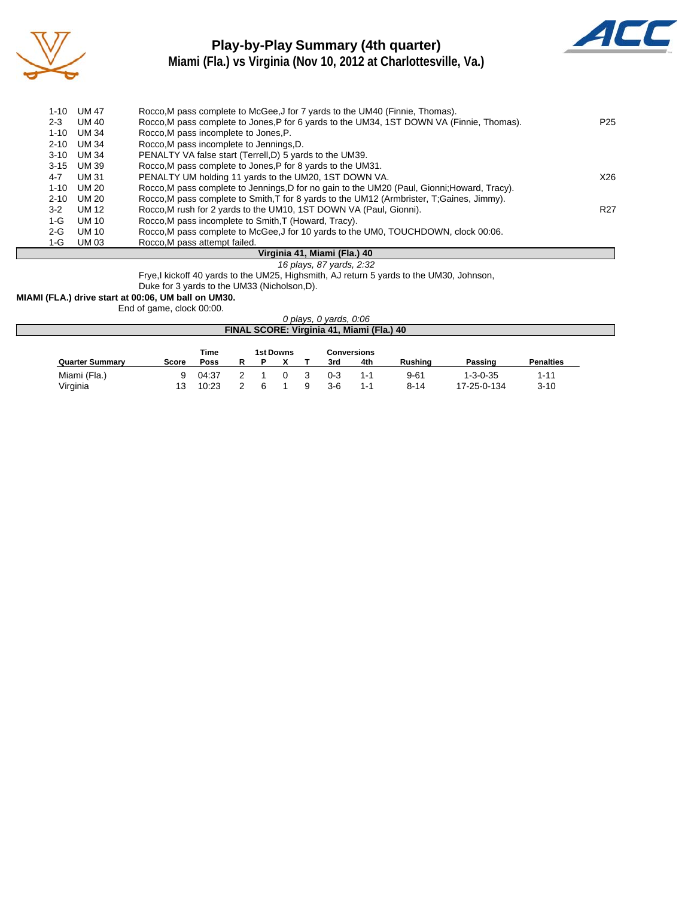## Play-by-Play Summary (4th quarter)
### Miami (Fla.) vs Virginia (Nov 10, 2012 at Charlottesville, Va.)

| Down | Spot | Play | |
|---|---|---|---|
| 1-10 | UM 47 | Rocco,M pass complete to McGee,J for 7 yards to the UM40 (Finnie, Thomas). | |
| 2-3 | UM 40 | Rocco,M pass complete to Jones,P for 6 yards to the UM34, 1ST DOWN VA (Finnie, Thomas). | P25 |
| 1-10 | UM 34 | Rocco,M pass incomplete to Jones,P. | |
| 2-10 | UM 34 | Rocco,M pass incomplete to Jennings,D. | |
| 3-10 | UM 34 | PENALTY VA false start (Terrell,D) 5 yards to the UM39. | |
| 3-15 | UM 39 | Rocco,M pass complete to Jones,P for 8 yards to the UM31. | |
| 4-7 | UM 31 | PENALTY UM holding 11 yards to the UM20, 1ST DOWN VA. | X26 |
| 1-10 | UM 20 | Rocco,M pass complete to Jennings,D for no gain to the UM20 (Paul, Gionni;Howard, Tracy). | |
| 2-10 | UM 20 | Rocco,M pass complete to Smith,T for 8 yards to the UM12 (Armbrister, T;Gaines, Jimmy). | |
| 3-2 | UM 12 | Rocco,M rush for 2 yards to the UM10, 1ST DOWN VA (Paul, Gionni). | R27 |
| 1-G | UM 10 | Rocco,M pass incomplete to Smith,T (Howard, Tracy). | |
| 2-G | UM 10 | Rocco,M pass complete to McGee,J for 10 yards to the UM0, TOUCHDOWN, clock 00:06. | |
| 1-G | UM 03 | Rocco,M pass attempt failed. | |

**Virginia 41, Miami (Fla.) 40**

*16 plays, 87 yards, 2:32*

Frye,I kickoff 40 yards to the UM25, Highsmith, AJ return 5 yards to the UM30, Johnson, Duke for 3 yards to the UM33 (Nicholson,D).

**MIAMI (FLA.) drive start at 00:06, UM ball on UM30.**

End of game, clock 00:00.

*0 plays, 0 yards, 0:06*

**FINAL SCORE: Virginia 41, Miami (Fla.) 40**

| Quarter Summary | Score | Time Poss | 1st Downs R | P | X | T | Conversions 3rd | 4th | Rushing | Passing | Penalties |
|---|---|---|---|---|---|---|---|---|---|---|---|
| Miami (Fla.) | 9 | 04:37 | 2 | 1 | 0 | 3 | 0-3 | 1-1 | 9-61 | 1-3-0-35 | 1-11 |
| Virginia | 13 | 10:23 | 2 | 6 | 1 | 9 | 3-6 | 1-1 | 8-14 | 17-25-0-134 | 3-10 |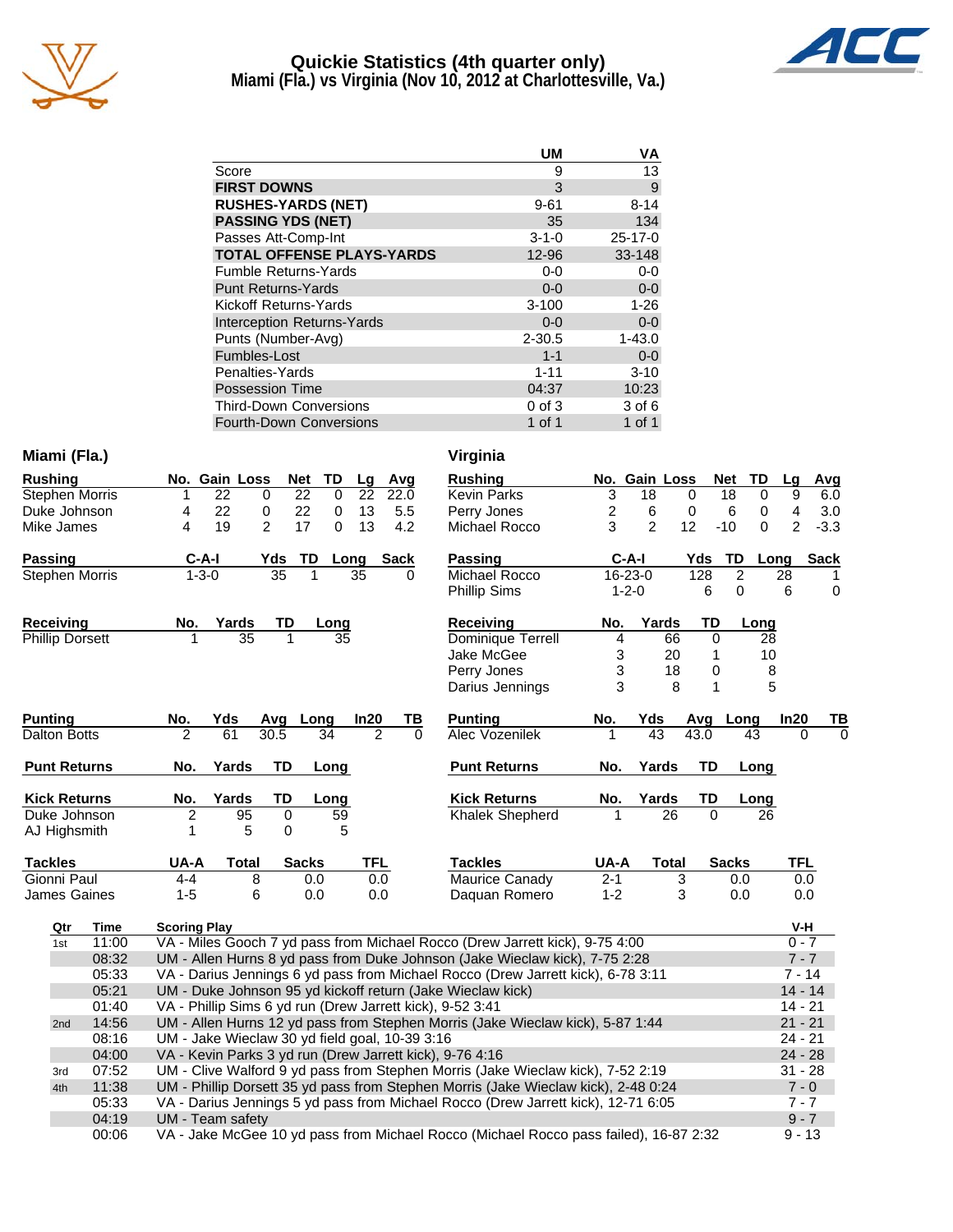# Quickie Statistics (4th quarter only)
## Miami (Fla.) vs Virginia (Nov 10, 2012 at Charlottesville, Va.)

| | UM | VA |
|---|---|---|
| Score | 9 | 13 |
| **FIRST DOWNS** | 3 | 9 |
| **RUSHES-YARDS (NET)** | 9-61 | 8-14 |
| **PASSING YDS (NET)** | 35 | 134 |
| Passes Att-Comp-Int | 3-1-0 | 25-17-0 |
| **TOTAL OFFENSE PLAYS-YARDS** | 12-96 | 33-148 |
| Fumble Returns-Yards | 0-0 | 0-0 |
| Punt Returns-Yards | 0-0 | 0-0 |
| Kickoff Returns-Yards | 3-100 | 1-26 |
| Interception Returns-Yards | 0-0 | 0-0 |
| Punts (Number-Avg) | 2-30.5 | 1-43.0 |
| Fumbles-Lost | 1-1 | 0-0 |
| Penalties-Yards | 1-11 | 3-10 |
| Possession Time | 04:37 | 10:23 |
| Third-Down Conversions | 0 of 3 | 3 of 6 |
| Fourth-Down Conversions | 1 of 1 | 1 of 1 |

## Miami (Fla.)

| Rushing | No. | Gain | Loss | Net | TD | Lg | Avg |
|---|---|---|---|---|---|---|---|
| Stephen Morris | 1 | 22 | 0 | 22 | 0 | 22 | 22.0 |
| Duke Johnson | 4 | 22 | 0 | 22 | 0 | 13 | 5.5 |
| Mike James | 4 | 19 | 2 | 17 | 0 | 13 | 4.2 |

| Passing | C-A-I | Yds | TD | Long | Sack |
|---|---|---|---|---|---|
| Stephen Morris | 1-3-0 | 35 | 1 | 35 | 0 |

| Receiving | No. | Yards | TD | Long |
|---|---|---|---|---|
| Phillip Dorsett | 1 | 35 | 1 | 35 |

| Punting | No. | Yds | Avg | Long | In20 | TB |
|---|---|---|---|---|---|---|
| Dalton Botts | 2 | 61 | 30.5 | 34 | 2 | 0 |

| Punt Returns | No. | Yards | TD | Long |
|---|---|---|---|---|

| Kick Returns | No. | Yards | TD | Long |
|---|---|---|---|---|
| Duke Johnson | 2 | 95 | 0 | 59 |
| AJ Highsmith | 1 | 5 | 0 | 5 |

| Tackles | UA-A | Total | Sacks | TFL |
|---|---|---|---|---|
| Gionni Paul | 4-4 | 8 | 0.0 | 0.0 |
| James Gaines | 1-5 | 6 | 0.0 | 0.0 |

## Virginia

| Rushing | No. | Gain | Loss | Net | TD | Lg | Avg |
|---|---|---|---|---|---|---|---|
| Kevin Parks | 3 | 18 | 0 | 18 | 0 | 9 | 6.0 |
| Perry Jones | 2 | 6 | 0 | 6 | 0 | 4 | 3.0 |
| Michael Rocco | 3 | 2 | 12 | -10 | 0 | 2 | -3.3 |

| Passing | C-A-I | Yds | TD | Long | Sack |
|---|---|---|---|---|---|
| Michael Rocco | 16-23-0 | 128 | 2 | 28 | 1 |
| Phillip Sims | 1-2-0 | 6 | 0 | 6 | 0 |

| Receiving | No. | Yards | TD | Long |
|---|---|---|---|---|
| Dominique Terrell | 4 | 66 | 0 | 28 |
| Jake McGee | 3 | 20 | 1 | 10 |
| Perry Jones | 3 | 18 | 0 | 8 |
| Darius Jennings | 3 | 8 | 1 | 5 |

| Punting | No. | Yds | Avg | Long | In20 | TB |
|---|---|---|---|---|---|---|
| Alec Vozenilek | 1 | 43 | 43.0 | 43 | 0 | 0 |

| Punt Returns | No. | Yards | TD | Long |
|---|---|---|---|---|

| Kick Returns | No. | Yards | TD | Long |
|---|---|---|---|---|
| Khalek Shepherd | 1 | 26 | 0 | 26 |

| Tackles | UA-A | Total | Sacks | TFL |
|---|---|---|---|---|
| Maurice Canady | 2-1 | 3 | 0.0 | 0.0 |
| Daquan Romero | 1-2 | 3 | 0.0 | 0.0 |

## Scoring Summary

| Qtr | Time | Scoring Play | V-H |
|---|---|---|---|
| 1st | 11:00 | VA - Miles Gooch 7 yd pass from Michael Rocco (Drew Jarrett kick), 9-75 4:00 | 0 - 7 |
| | 08:32 | UM - Allen Hurns 8 yd pass from Duke Johnson (Jake Wieclaw kick), 7-75 2:28 | 7 - 7 |
| | 05:33 | VA - Darius Jennings 6 yd pass from Michael Rocco (Drew Jarrett kick), 6-78 3:11 | 7 - 14 |
| | 05:21 | UM - Duke Johnson 95 yd kickoff return (Jake Wieclaw kick) | 14 - 14 |
| | 01:40 | VA - Phillip Sims 6 yd run (Drew Jarrett kick), 9-52 3:41 | 14 - 21 |
| 2nd | 14:56 | UM - Allen Hurns 12 yd pass from Stephen Morris (Jake Wieclaw kick), 5-87 1:44 | 21 - 21 |
| | 08:16 | UM - Jake Wieclaw 30 yd field goal, 10-39 3:16 | 24 - 21 |
| | 04:00 | VA - Kevin Parks 3 yd run (Drew Jarrett kick), 9-76 4:16 | 24 - 28 |
| 3rd | 07:52 | UM - Clive Walford 9 yd pass from Stephen Morris (Jake Wieclaw kick), 7-52 2:19 | 31 - 28 |
| 4th | 11:38 | UM - Phillip Dorsett 35 yd pass from Stephen Morris (Jake Wieclaw kick), 2-48 0:24 | 7 - 0 |
| | 05:33 | VA - Darius Jennings 5 yd pass from Michael Rocco (Drew Jarrett kick), 12-71 6:05 | 7 - 7 |
| | 04:19 | UM - Team safety | 9 - 7 |
| | 00:06 | VA - Jake McGee 10 yd pass from Michael Rocco (Michael Rocco pass failed), 16-87 2:32 | 9 - 13 |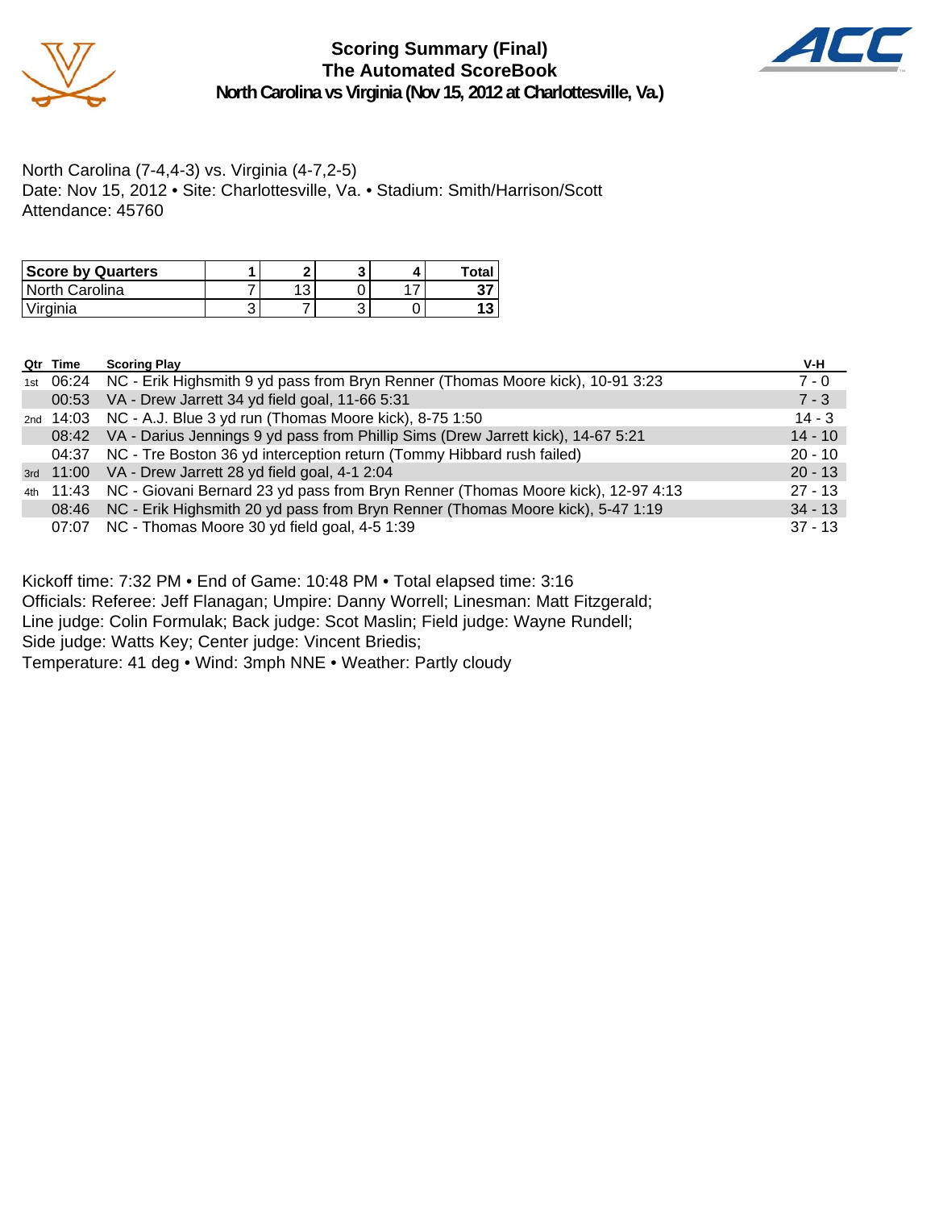# Scoring Summary (Final)
## The Automated ScoreBook
### North Carolina vs Virginia (Nov 15, 2012 at Charlottesville, Va.)

North Carolina (7-4,4-3) vs. Virginia (4-7,2-5)
Date: Nov 15, 2012 • Site: Charlottesville, Va. • Stadium: Smith/Harrison/Scott
Attendance: 45760

| Score by Quarters | 1 | 2 | 3 | 4 | Total |
|---|---|---|---|---|---|
| North Carolina | 7 | 13 | 0 | 17 | **37** |
| Virginia | 3 | 7 | 3 | 0 | **13** |

| Qtr | Time | Scoring Play | V-H |
|---|---|---|---|
| 1st | 06:24 | NC - Erik Highsmith 9 yd pass from Bryn Renner (Thomas Moore kick), 10-91 3:23 | 7 - 0 |
| | 00:53 | VA - Drew Jarrett 34 yd field goal, 11-66 5:31 | 7 - 3 |
| 2nd | 14:03 | NC - A.J. Blue 3 yd run (Thomas Moore kick), 8-75 1:50 | 14 - 3 |
| | 08:42 | VA - Darius Jennings 9 yd pass from Phillip Sims (Drew Jarrett kick), 14-67 5:21 | 14 - 10 |
| | 04:37 | NC - Tre Boston 36 yd interception return (Tommy Hibbard rush failed) | 20 - 10 |
| 3rd | 11:00 | VA - Drew Jarrett 28 yd field goal, 4-1 2:04 | 20 - 13 |
| 4th | 11:43 | NC - Giovani Bernard 23 yd pass from Bryn Renner (Thomas Moore kick), 12-97 4:13 | 27 - 13 |
| | 08:46 | NC - Erik Highsmith 20 yd pass from Bryn Renner (Thomas Moore kick), 5-47 1:19 | 34 - 13 |
| | 07:07 | NC - Thomas Moore 30 yd field goal, 4-5 1:39 | 37 - 13 |

Kickoff time: 7:32 PM • End of Game: 10:48 PM • Total elapsed time: 3:16
Officials: Referee: Jeff Flanagan; Umpire: Danny Worrell; Linesman: Matt Fitzgerald;
Line judge: Colin Formulak; Back judge: Scot Maslin; Field judge: Wayne Rundell;
Side judge: Watts Key; Center judge: Vincent Briedis;
Temperature: 41 deg • Wind: 3mph NNE • Weather: Partly cloudy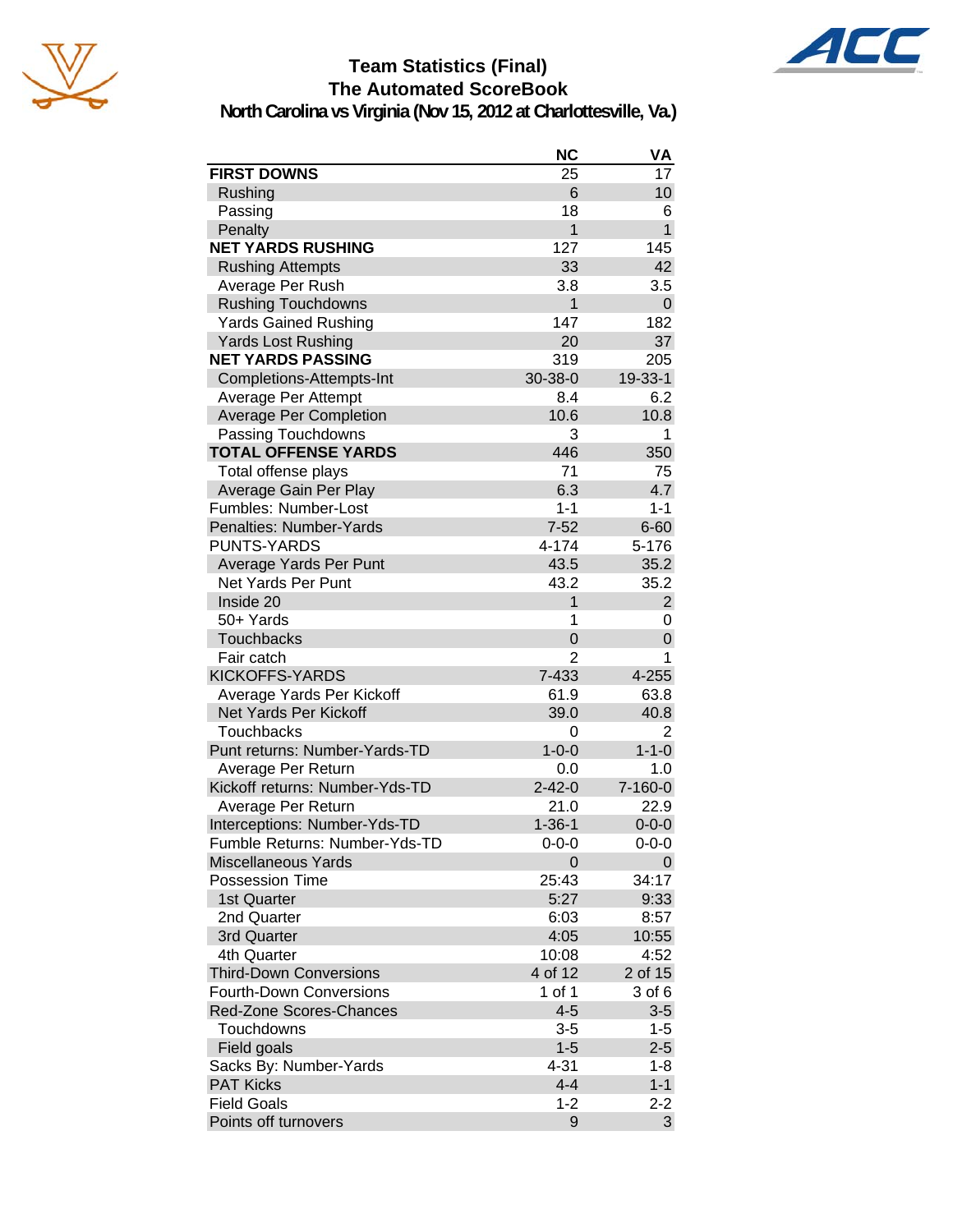# Team Statistics (Final)
## The Automated ScoreBook
### North Carolina vs Virginia (Nov 15, 2012 at Charlottesville, Va.)

| | NC | VA |
|---|---|---|
| **FIRST DOWNS** | 25 | 17 |
| Rushing | 6 | 10 |
| Passing | 18 | 6 |
| Penalty | 1 | 1 |
| **NET YARDS RUSHING** | 127 | 145 |
| Rushing Attempts | 33 | 42 |
| Average Per Rush | 3.8 | 3.5 |
| Rushing Touchdowns | 1 | 0 |
| Yards Gained Rushing | 147 | 182 |
| Yards Lost Rushing | 20 | 37 |
| **NET YARDS PASSING** | 319 | 205 |
| Completions-Attempts-Int | 30-38-0 | 19-33-1 |
| Average Per Attempt | 8.4 | 6.2 |
| Average Per Completion | 10.6 | 10.8 |
| Passing Touchdowns | 3 | 1 |
| **TOTAL OFFENSE YARDS** | 446 | 350 |
| Total offense plays | 71 | 75 |
| Average Gain Per Play | 6.3 | 4.7 |
| Fumbles: Number-Lost | 1-1 | 1-1 |
| Penalties: Number-Yards | 7-52 | 6-60 |
| PUNTS-YARDS | 4-174 | 5-176 |
| Average Yards Per Punt | 43.5 | 35.2 |
| Net Yards Per Punt | 43.2 | 35.2 |
| Inside 20 | 1 | 2 |
| 50+ Yards | 1 | 0 |
| Touchbacks | 0 | 0 |
| Fair catch | 2 | 1 |
| KICKOFFS-YARDS | 7-433 | 4-255 |
| Average Yards Per Kickoff | 61.9 | 63.8 |
| Net Yards Per Kickoff | 39.0 | 40.8 |
| Touchbacks | 0 | 2 |
| Punt returns: Number-Yards-TD | 1-0-0 | 1-1-0 |
| Average Per Return | 0.0 | 1.0 |
| Kickoff returns: Number-Yds-TD | 2-42-0 | 7-160-0 |
| Average Per Return | 21.0 | 22.9 |
| Interceptions: Number-Yds-TD | 1-36-1 | 0-0-0 |
| Fumble Returns: Number-Yds-TD | 0-0-0 | 0-0-0 |
| Miscellaneous Yards | 0 | 0 |
| Possession Time | 25:43 | 34:17 |
| 1st Quarter | 5:27 | 9:33 |
| 2nd Quarter | 6:03 | 8:57 |
| 3rd Quarter | 4:05 | 10:55 |
| 4th Quarter | 10:08 | 4:52 |
| Third-Down Conversions | 4 of 12 | 2 of 15 |
| Fourth-Down Conversions | 1 of 1 | 3 of 6 |
| Red-Zone Scores-Chances | 4-5 | 3-5 |
| Touchdowns | 3-5 | 1-5 |
| Field goals | 1-5 | 2-5 |
| Sacks By: Number-Yards | 4-31 | 1-8 |
| PAT Kicks | 4-4 | 1-1 |
| Field Goals | 1-2 | 2-2 |
| Points off turnovers | 9 | 3 |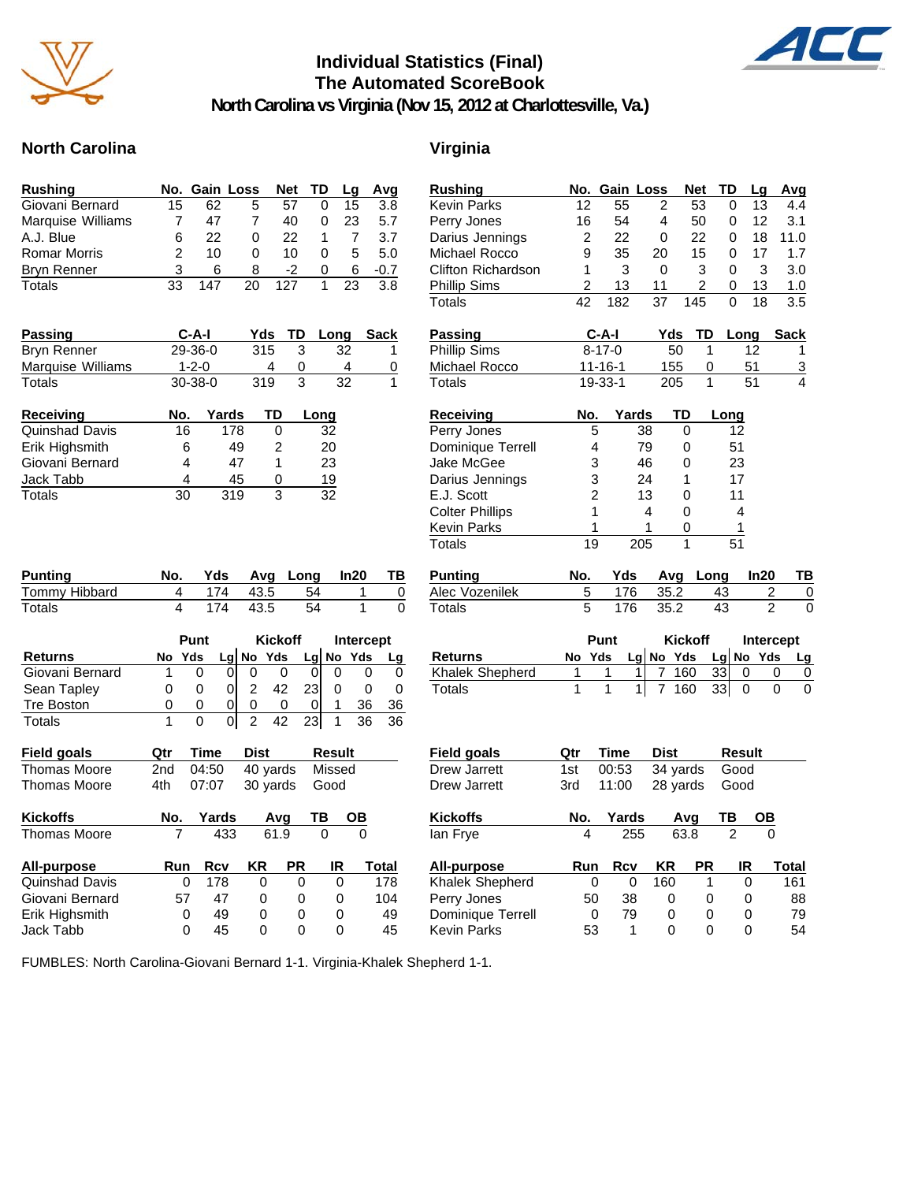# Individual Statistics (Final)
# The Automated ScoreBook
## North Carolina vs Virginia (Nov 15, 2012 at Charlottesville, Va.)

## North Carolina

| Rushing | No. | Gain | Loss | Net | TD | Lg | Avg |
|---|---|---|---|---|---|---|---|
| Giovani Bernard | 15 | 62 | 5 | 57 | 0 | 15 | 3.8 |
| Marquise Williams | 7 | 47 | 7 | 40 | 0 | 23 | 5.7 |
| A.J. Blue | 6 | 22 | 0 | 22 | 1 | 7 | 3.7 |
| Romar Morris | 2 | 10 | 0 | 10 | 0 | 5 | 5.0 |
| Bryn Renner | 3 | 6 | 8 | -2 | 0 | 6 | -0.7 |
| Totals | 33 | 147 | 20 | 127 | 1 | 23 | 3.8 |

| Passing | C-A-I | Yds | TD | Long | Sack |
|---|---|---|---|---|---|
| Bryn Renner | 29-36-0 | 315 | 3 | 32 | 1 |
| Marquise Williams | 1-2-0 | 4 | 0 | 4 | 0 |
| Totals | 30-38-0 | 319 | 3 | 32 | 1 |

| Receiving | No. | Yards | TD | Long |
|---|---|---|---|---|
| Quinshad Davis | 16 | 178 | 0 | 32 |
| Erik Highsmith | 6 | 49 | 2 | 20 |
| Giovani Bernard | 4 | 47 | 1 | 23 |
| Jack Tabb | 4 | 45 | 0 | 19 |
| Totals | 30 | 319 | 3 | 32 |

| Punting | No. | Yds | Avg | Long | In20 | TB |
|---|---|---|---|---|---|---|
| Tommy Hibbard | 4 | 174 | 43.5 | 54 | 1 | 0 |
| Totals | 4 | 174 | 43.5 | 54 | 1 | 0 |

| | Punt | | | Kickoff | | | Intercept | | |
|---|---|---|---|---|---|---|---|---|---|
| Returns | No | Yds | Lg | No | Yds | Lg | No | Yds | Lg |
| Giovani Bernard | 1 | 0 | 0 | 0 | 0 | 0 | 0 | 0 | 0 |
| Sean Tapley | 0 | 0 | 0 | 2 | 42 | 23 | 0 | 0 | 0 |
| Tre Boston | 0 | 0 | 0 | 0 | 0 | 0 | 1 | 36 | 36 |
| Totals | 1 | 0 | 0 | 2 | 42 | 23 | 1 | 36 | 36 |

| Field goals | Qtr | Time | Dist | Result |
|---|---|---|---|---|
| Thomas Moore | 2nd | 04:50 | 40 yards | Missed |
| Thomas Moore | 4th | 07:07 | 30 yards | Good |

| Kickoffs | No. | Yards | Avg | TB | OB |
|---|---|---|---|---|---|
| Thomas Moore | 7 | 433 | 61.9 | 0 | 0 |

| All-purpose | Run | Rcv | KR | PR | IR | Total |
|---|---|---|---|---|---|---|
| Quinshad Davis | 0 | 178 | 0 | 0 | 0 | 178 |
| Giovani Bernard | 57 | 47 | 0 | 0 | 0 | 104 |
| Erik Highsmith | 0 | 49 | 0 | 0 | 0 | 49 |
| Jack Tabb | 0 | 45 | 0 | 0 | 0 | 45 |

## Virginia

| Rushing | No. | Gain | Loss | Net | TD | Lg | Avg |
|---|---|---|---|---|---|---|---|
| Kevin Parks | 12 | 55 | 2 | 53 | 0 | 13 | 4.4 |
| Perry Jones | 16 | 54 | 4 | 50 | 0 | 12 | 3.1 |
| Darius Jennings | 2 | 22 | 0 | 22 | 0 | 18 | 11.0 |
| Michael Rocco | 9 | 35 | 20 | 15 | 0 | 17 | 1.7 |
| Clifton Richardson | 1 | 3 | 0 | 3 | 0 | 3 | 3.0 |
| Phillip Sims | 2 | 13 | 11 | 2 | 0 | 13 | 1.0 |
| Totals | 42 | 182 | 37 | 145 | 0 | 18 | 3.5 |

| Passing | C-A-I | Yds | TD | Long | Sack |
|---|---|---|---|---|---|
| Phillip Sims | 8-17-0 | 50 | 1 | 12 | 1 |
| Michael Rocco | 11-16-1 | 155 | 0 | 51 | 3 |
| Totals | 19-33-1 | 205 | 1 | 51 | 4 |

| Receiving | No. | Yards | TD | Long |
|---|---|---|---|---|
| Perry Jones | 5 | 38 | 0 | 12 |
| Dominique Terrell | 4 | 79 | 0 | 51 |
| Jake McGee | 3 | 46 | 0 | 23 |
| Darius Jennings | 3 | 24 | 1 | 17 |
| E.J. Scott | 2 | 13 | 0 | 11 |
| Colter Phillips | 1 | 4 | 0 | 4 |
| Kevin Parks | 1 | 1 | 0 | 1 |
| Totals | 19 | 205 | 1 | 51 |

| Punting | No. | Yds | Avg | Long | In20 | TB |
|---|---|---|---|---|---|---|
| Alec Vozenilek | 5 | 176 | 35.2 | 43 | 2 | 0 |
| Totals | 5 | 176 | 35.2 | 43 | 2 | 0 |

| | Punt | | | Kickoff | | | Intercept | | |
|---|---|---|---|---|---|---|---|---|---|
| Returns | No | Yds | Lg | No | Yds | Lg | No | Yds | Lg |
| Khalek Shepherd | 1 | 1 | 1 | 7 | 160 | 33 | 0 | 0 | 0 |
| Totals | 1 | 1 | 1 | 7 | 160 | 33 | 0 | 0 | 0 |

| Field goals | Qtr | Time | Dist | Result |
|---|---|---|---|---|
| Drew Jarrett | 1st | 00:53 | 34 yards | Good |
| Drew Jarrett | 3rd | 11:00 | 28 yards | Good |

| Kickoffs | No. | Yards | Avg | TB | OB |
|---|---|---|---|---|---|
| Ian Frye | 4 | 255 | 63.8 | 2 | 0 |

| All-purpose | Run | Rcv | KR | PR | IR | Total |
|---|---|---|---|---|---|---|
| Khalek Shepherd | 0 | 0 | 160 | 1 | 0 | 161 |
| Perry Jones | 50 | 38 | 0 | 0 | 0 | 88 |
| Dominique Terrell | 0 | 79 | 0 | 0 | 0 | 79 |
| Kevin Parks | 53 | 1 | 0 | 0 | 0 | 54 |

FUMBLES: North Carolina-Giovani Bernard 1-1. Virginia-Khalek Shepherd 1-1.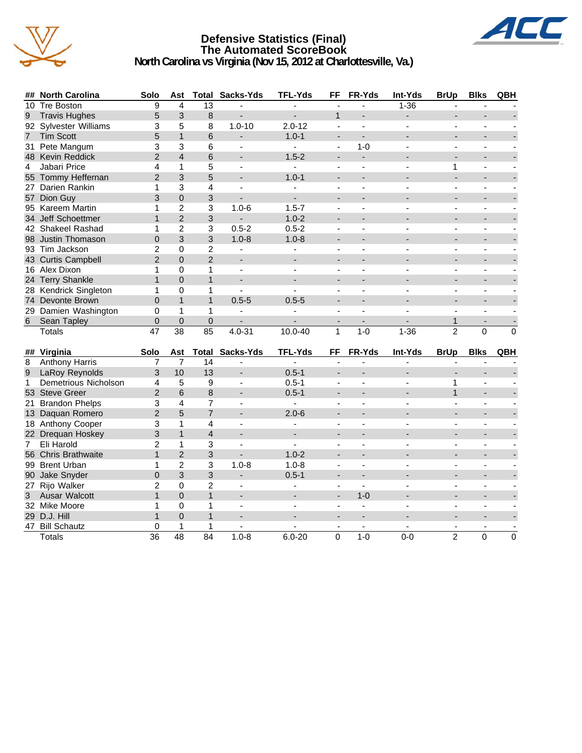# Defensive Statistics (Final)
## The Automated ScoreBook
### North Carolina vs Virginia (Nov 15, 2012 at Charlottesville, Va.)

| ## | North Carolina | Solo | Ast | Total | Sacks-Yds | TFL-Yds | FF | FR-Yds | Int-Yds | BrUp | Blks | QBH |
|---|---|---|---|---|---|---|---|---|---|---|---|---|
| 10 | Tre Boston | 9 | 4 | 13 | - | - | - | - | 1-36 | - | - | - |
| 9 | Travis Hughes | 5 | 3 | 8 | - | - | 1 | - | - | - | - | - |
| 92 | Sylvester Williams | 3 | 5 | 8 | 1.0-10 | 2.0-12 | - | - | - | - | - | - |
| 7 | Tim Scott | 5 | 1 | 6 | - | 1.0-1 | - | - | - | - | - | - |
| 31 | Pete Mangum | 3 | 3 | 6 | - | - | - | 1-0 | - | - | - | - |
| 48 | Kevin Reddick | 2 | 4 | 6 | - | 1.5-2 | - | - | - | - | - | - |
| 4 | Jabari Price | 4 | 1 | 5 | - | - | - | - | - | 1 | - | - |
| 55 | Tommy Heffernan | 2 | 3 | 5 | - | 1.0-1 | - | - | - | - | - | - |
| 27 | Darien Rankin | 1 | 3 | 4 | - | - | - | - | - | - | - | - |
| 57 | Dion Guy | 3 | 0 | 3 | - | - | - | - | - | - | - | - |
| 95 | Kareem Martin | 1 | 2 | 3 | 1.0-6 | 1.5-7 | - | - | - | - | - | - |
| 34 | Jeff Schoettmer | 1 | 2 | 3 | - | 1.0-2 | - | - | - | - | - | - |
| 42 | Shakeel Rashad | 1 | 2 | 3 | 0.5-2 | 0.5-2 | - | - | - | - | - | - |
| 98 | Justin Thomason | 0 | 3 | 3 | 1.0-8 | 1.0-8 | - | - | - | - | - | - |
| 93 | Tim Jackson | 2 | 0 | 2 | - | - | - | - | - | - | - | - |
| 43 | Curtis Campbell | 2 | 0 | 2 | - | - | - | - | - | - | - | - |
| 16 | Alex Dixon | 1 | 0 | 1 | - | - | - | - | - | - | - | - |
| 24 | Terry Shankle | 1 | 0 | 1 | - | - | - | - | - | - | - | - |
| 28 | Kendrick Singleton | 1 | 0 | 1 | - | - | - | - | - | - | - | - |
| 74 | Devonte Brown | 0 | 1 | 1 | 0.5-5 | 0.5-5 | - | - | - | - | - | - |
| 29 | Damien Washington | 0 | 1 | 1 | - | - | - | - | - | - | - | - |
| 6 | Sean Tapley | 0 | 0 | 0 | - | - | - | - | - | 1 | - | - |
| | Totals | 47 | 38 | 85 | 4.0-31 | 10.0-40 | 1 | 1-0 | 1-36 | 2 | 0 | 0 |

| ## | Virginia | Solo | Ast | Total | Sacks-Yds | TFL-Yds | FF | FR-Yds | Int-Yds | BrUp | Blks | QBH |
|---|---|---|---|---|---|---|---|---|---|---|---|---|
| 8 | Anthony Harris | 7 | 7 | 14 | - | - | - | - | - | - | - | - |
| 9 | LaRoy Reynolds | 3 | 10 | 13 | - | 0.5-1 | - | - | - | - | - | - |
| 1 | Demetrious Nicholson | 4 | 5 | 9 | - | 0.5-1 | - | - | - | 1 | - | - |
| 53 | Steve Greer | 2 | 6 | 8 | - | 0.5-1 | - | - | - | 1 | - | - |
| 21 | Brandon Phelps | 3 | 4 | 7 | - | - | - | - | - | - | - | - |
| 13 | Daquan Romero | 2 | 5 | 7 | - | 2.0-6 | - | - | - | - | - | - |
| 18 | Anthony Cooper | 3 | 1 | 4 | - | - | - | - | - | - | - | - |
| 22 | Drequan Hoskey | 3 | 1 | 4 | - | - | - | - | - | - | - | - |
| 7 | Eli Harold | 2 | 1 | 3 | - | - | - | - | - | - | - | - |
| 56 | Chris Brathwaite | 1 | 2 | 3 | - | 1.0-2 | - | - | - | - | - | - |
| 99 | Brent Urban | 1 | 2 | 3 | 1.0-8 | 1.0-8 | - | - | - | - | - | - |
| 90 | Jake Snyder | 0 | 3 | 3 | - | 0.5-1 | - | - | - | - | - | - |
| 27 | Rijo Walker | 2 | 0 | 2 | - | - | - | - | - | - | - | - |
| 3 | Ausar Walcott | 1 | 0 | 1 | - | - | - | 1-0 | - | - | - | - |
| 32 | Mike Moore | 1 | 0 | 1 | - | - | - | - | - | - | - | - |
| 29 | D.J. Hill | 1 | 0 | 1 | - | - | - | - | - | - | - | - |
| 47 | Bill Schautz | 0 | 1 | 1 | - | - | - | - | - | - | - | - |
| | Totals | 36 | 48 | 84 | 1.0-8 | 6.0-20 | 0 | 1-0 | 0-0 | 2 | 0 | 0 |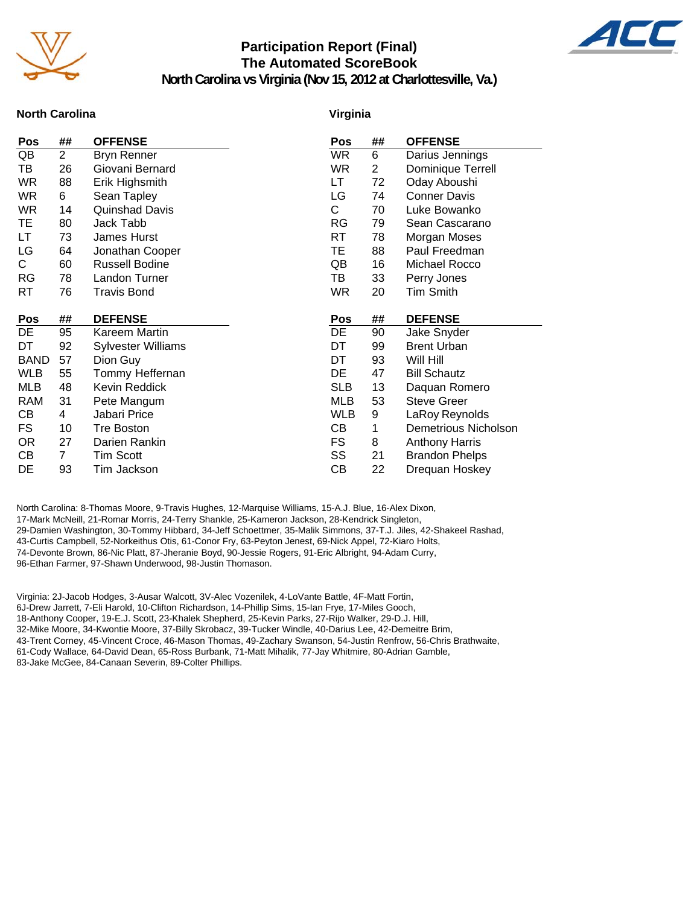# Participation Report (Final)
## The Automated ScoreBook
## North Carolina vs Virginia (Nov 15, 2012 at Charlottesville, Va.)

### North Carolina

| Pos | ## | OFFENSE |
|---|---|---|
| QB | 2 | Bryn Renner |
| TB | 26 | Giovani Bernard |
| WR | 88 | Erik Highsmith |
| WR | 6 | Sean Tapley |
| WR | 14 | Quinshad Davis |
| TE | 80 | Jack Tabb |
| LT | 73 | James Hurst |
| LG | 64 | Jonathan Cooper |
| C | 60 | Russell Bodine |
| RG | 78 | Landon Turner |
| RT | 76 | Travis Bond |

| Pos | ## | DEFENSE |
|---|---|---|
| DE | 95 | Kareem Martin |
| DT | 92 | Sylvester Williams |
| BAND | 57 | Dion Guy |
| WLB | 55 | Tommy Heffernan |
| MLB | 48 | Kevin Reddick |
| RAM | 31 | Pete Mangum |
| CB | 4 | Jabari Price |
| FS | 10 | Tre Boston |
| OR | 27 | Darien Rankin |
| CB | 7 | Tim Scott |
| DE | 93 | Tim Jackson |

### Virginia

| Pos | ## | OFFENSE |
|---|---|---|
| WR | 6 | Darius Jennings |
| WR | 2 | Dominique Terrell |
| LT | 72 | Oday Aboushi |
| LG | 74 | Conner Davis |
| C | 70 | Luke Bowanko |
| RG | 79 | Sean Cascarano |
| RT | 78 | Morgan Moses |
| TE | 88 | Paul Freedman |
| QB | 16 | Michael Rocco |
| TB | 33 | Perry Jones |
| WR | 20 | Tim Smith |

| Pos | ## | DEFENSE |
|---|---|---|
| DE | 90 | Jake Snyder |
| DT | 99 | Brent Urban |
| DT | 93 | Will Hill |
| DE | 47 | Bill Schautz |
| SLB | 13 | Daquan Romero |
| MLB | 53 | Steve Greer |
| WLB | 9 | LaRoy Reynolds |
| CB | 1 | Demetrious Nicholson |
| FS | 8 | Anthony Harris |
| SS | 21 | Brandon Phelps |
| CB | 22 | Drequan Hoskey |

North Carolina: 8-Thomas Moore, 9-Travis Hughes, 12-Marquise Williams, 15-A.J. Blue, 16-Alex Dixon, 17-Mark McNeill, 21-Romar Morris, 24-Terry Shankle, 25-Kameron Jackson, 28-Kendrick Singleton, 29-Damien Washington, 30-Tommy Hibbard, 34-Jeff Schoettmer, 35-Malik Simmons, 37-T.J. Jiles, 42-Shakeel Rashad, 43-Curtis Campbell, 52-Norkeithus Otis, 61-Conor Fry, 63-Peyton Jenest, 69-Nick Appel, 72-Kiaro Holts, 74-Devonte Brown, 86-Nic Platt, 87-Jheranie Boyd, 90-Jessie Rogers, 91-Eric Albright, 94-Adam Curry, 96-Ethan Farmer, 97-Shawn Underwood, 98-Justin Thomason.

Virginia: 2J-Jacob Hodges, 3-Ausar Walcott, 3V-Alec Vozenilek, 4-LoVante Battle, 4F-Matt Fortin, 6J-Drew Jarrett, 7-Eli Harold, 10-Clifton Richardson, 14-Phillip Sims, 15-Ian Frye, 17-Miles Gooch, 18-Anthony Cooper, 19-E.J. Scott, 23-Khalek Shepherd, 25-Kevin Parks, 27-Rijo Walker, 29-D.J. Hill, 32-Mike Moore, 34-Kwontie Moore, 37-Billy Skrobacz, 39-Tucker Windle, 40-Darius Lee, 42-Demeitre Brim, 43-Trent Corney, 45-Vincent Croce, 46-Mason Thomas, 49-Zachary Swanson, 54-Justin Renfrow, 56-Chris Brathwaite, 61-Cody Wallace, 64-David Dean, 65-Ross Burbank, 71-Matt Mihalik, 77-Jay Whitmire, 80-Adrian Gamble, 83-Jake McGee, 84-Canaan Severin, 89-Colter Phillips.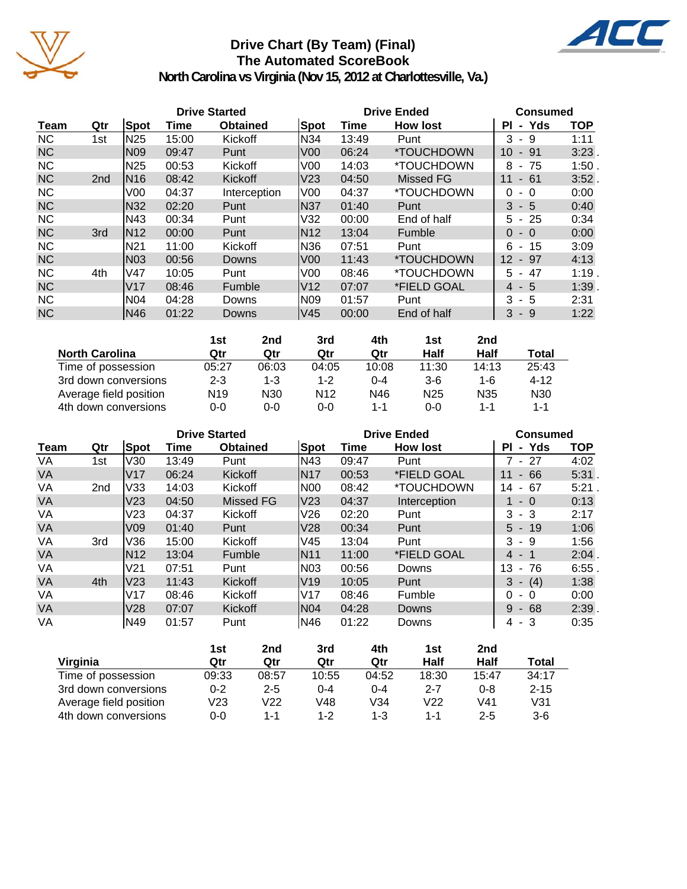# Drive Chart (By Team) (Final)
## The Automated ScoreBook
### North Carolina vs Virginia (Nov 15, 2012 at Charlottesville, Va.)

| | | Drive Started | | | Drive Ended | | | Consumed | |
|---|---|---|---|---|---|---|---|---|---|
| Team | Qtr | Spot | Time | Obtained | Spot | Time | How lost | Pl - Yds | TOP |
| NC | 1st | N25 | 15:00 | Kickoff | N34 | 13:49 | Punt | 3 - 9 | 1:11 |
| NC | | N09 | 09:47 | Punt | V00 | 06:24 | *TOUCHDOWN | 10 - 91 | 3:23 . |
| NC | | N25 | 00:53 | Kickoff | V00 | 14:03 | *TOUCHDOWN | 8 - 75 | 1:50 . |
| NC | 2nd | N16 | 08:42 | Kickoff | V23 | 04:50 | Missed FG | 11 - 61 | 3:52 . |
| NC | | V00 | 04:37 | Interception | V00 | 04:37 | *TOUCHDOWN | 0 - 0 | 0:00 |
| NC | | N32 | 02:20 | Punt | N37 | 01:40 | Punt | 3 - 5 | 0:40 |
| NC | | N43 | 00:34 | Punt | V32 | 00:00 | End of half | 5 - 25 | 0:34 |
| NC | 3rd | N12 | 00:00 | Punt | N12 | 13:04 | Fumble | 0 - 0 | 0:00 |
| NC | | N21 | 11:00 | Kickoff | N36 | 07:51 | Punt | 6 - 15 | 3:09 |
| NC | | N03 | 00:56 | Downs | V00 | 11:43 | *TOUCHDOWN | 12 - 97 | 4:13 |
| NC | 4th | V47 | 10:05 | Punt | V00 | 08:46 | *TOUCHDOWN | 5 - 47 | 1:19 . |
| NC | | V17 | 08:46 | Fumble | V12 | 07:07 | *FIELD GOAL | 4 - 5 | 1:39 . |
| NC | | N04 | 04:28 | Downs | N09 | 01:57 | Punt | 3 - 5 | 2:31 |
| NC | | N46 | 01:22 | Downs | V45 | 00:00 | End of half | 3 - 9 | 1:22 |

| North Carolina | 1st Qtr | 2nd Qtr | 3rd Qtr | 4th Qtr | 1st Half | 2nd Half | Total |
|---|---|---|---|---|---|---|---|
| Time of possession | 05:27 | 06:03 | 04:05 | 10:08 | 11:30 | 14:13 | 25:43 |
| 3rd down conversions | 2-3 | 1-3 | 1-2 | 0-4 | 3-6 | 1-6 | 4-12 |
| Average field position | N19 | N30 | N12 | N46 | N25 | N35 | N30 |
| 4th down conversions | 0-0 | 0-0 | 0-0 | 1-1 | 0-0 | 1-1 | 1-1 |

| | | Drive Started | | | Drive Ended | | | Consumed | |
|---|---|---|---|---|---|---|---|---|---|
| Team | Qtr | Spot | Time | Obtained | Spot | Time | How lost | Pl - Yds | TOP |
| VA | 1st | V30 | 13:49 | Punt | N43 | 09:47 | Punt | 7 - 27 | 4:02 |
| VA | | V17 | 06:24 | Kickoff | N17 | 00:53 | *FIELD GOAL | 11 - 66 | 5:31 . |
| VA | 2nd | V33 | 14:03 | Kickoff | N00 | 08:42 | *TOUCHDOWN | 14 - 67 | 5:21 . |
| VA | | V23 | 04:50 | Missed FG | V23 | 04:37 | Interception | 1 - 0 | 0:13 |
| VA | | V23 | 04:37 | Kickoff | V26 | 02:20 | Punt | 3 - 3 | 2:17 |
| VA | | V09 | 01:40 | Punt | V28 | 00:34 | Punt | 5 - 19 | 1:06 |
| VA | 3rd | V36 | 15:00 | Kickoff | V45 | 13:04 | Punt | 3 - 9 | 1:56 |
| VA | | N12 | 13:04 | Fumble | N11 | 11:00 | *FIELD GOAL | 4 - 1 | 2:04 . |
| VA | | V21 | 07:51 | Punt | N03 | 00:56 | Downs | 13 - 76 | 6:55 . |
| VA | 4th | V23 | 11:43 | Kickoff | V19 | 10:05 | Punt | 3 - (4) | 1:38 |
| VA | | V17 | 08:46 | Kickoff | V17 | 08:46 | Fumble | 0 - 0 | 0:00 |
| VA | | V28 | 07:07 | Kickoff | N04 | 04:28 | Downs | 9 - 68 | 2:39 . |
| VA | | N49 | 01:57 | Punt | N46 | 01:22 | Downs | 4 - 3 | 0:35 |

| Virginia | 1st Qtr | 2nd Qtr | 3rd Qtr | 4th Qtr | 1st Half | 2nd Half | Total |
|---|---|---|---|---|---|---|---|
| Time of possession | 09:33 | 08:57 | 10:55 | 04:52 | 18:30 | 15:47 | 34:17 |
| 3rd down conversions | 0-2 | 2-5 | 0-4 | 0-4 | 2-7 | 0-8 | 2-15 |
| Average field position | V23 | V22 | V48 | V34 | V22 | V41 | V31 |
| 4th down conversions | 0-0 | 1-1 | 1-2 | 1-3 | 1-1 | 2-5 | 3-6 |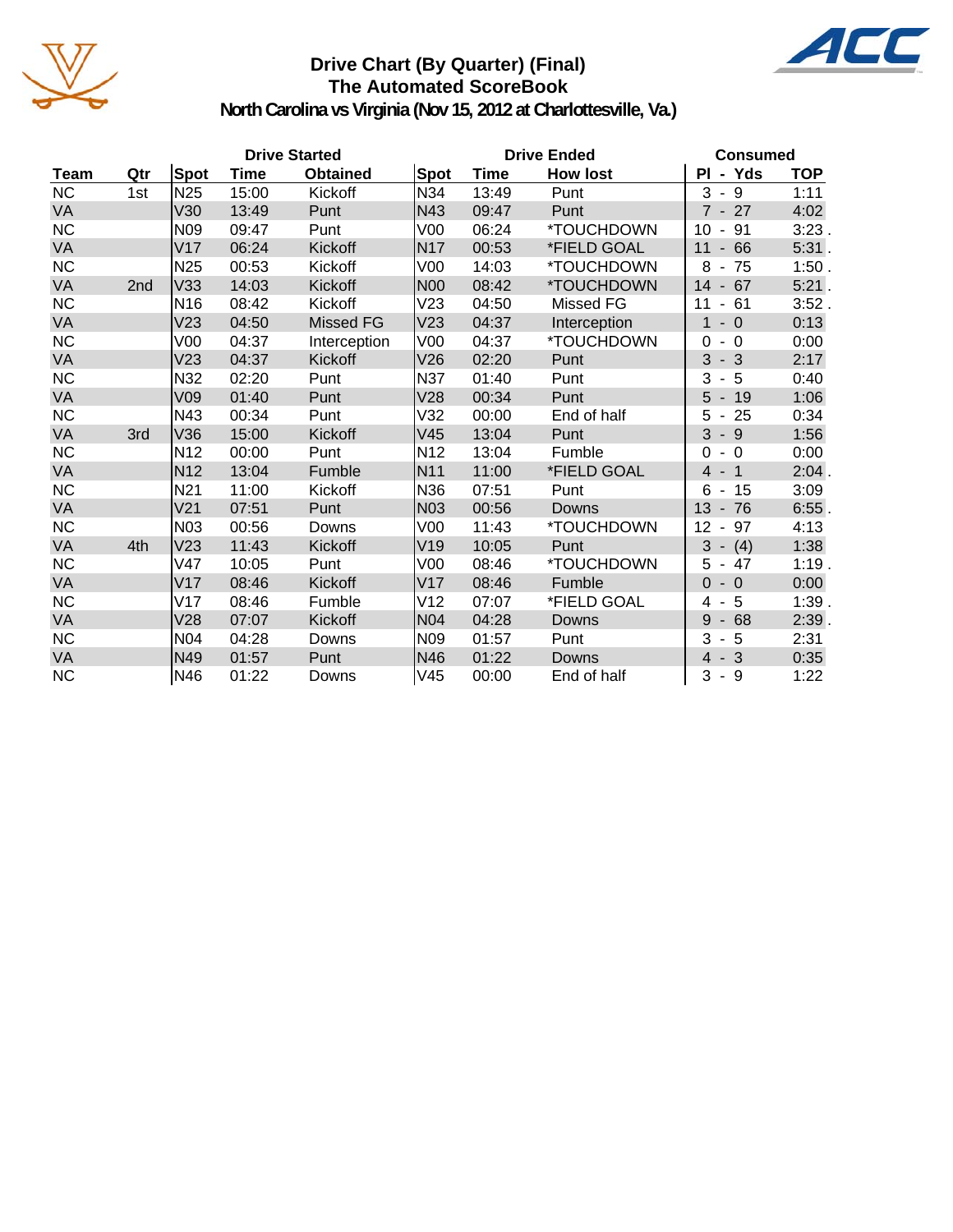# Drive Chart (By Quarter) (Final)
## The Automated ScoreBook
### North Carolina vs Virginia (Nov 15, 2012 at Charlottesville, Va.)

| | | Drive Started | | | Drive Ended | | | Consumed | |
|---|---|---|---|---|---|---|---|---|---|
| Team | Qtr | Spot | Time | Obtained | Spot | Time | How lost | Pl - Yds | TOP |
| NC | 1st | N25 | 15:00 | Kickoff | N34 | 13:49 | Punt | 3 - 9 | 1:11 |
| VA | | V30 | 13:49 | Punt | N43 | 09:47 | Punt | 7 - 27 | 4:02 |
| NC | | N09 | 09:47 | Punt | V00 | 06:24 | *TOUCHDOWN | 10 - 91 | 3:23 . |
| VA | | V17 | 06:24 | Kickoff | N17 | 00:53 | *FIELD GOAL | 11 - 66 | 5:31 . |
| NC | | N25 | 00:53 | Kickoff | V00 | 14:03 | *TOUCHDOWN | 8 - 75 | 1:50 . |
| VA | 2nd | V33 | 14:03 | Kickoff | N00 | 08:42 | *TOUCHDOWN | 14 - 67 | 5:21 . |
| NC | | N16 | 08:42 | Kickoff | V23 | 04:50 | Missed FG | 11 - 61 | 3:52 . |
| VA | | V23 | 04:50 | Missed FG | V23 | 04:37 | Interception | 1 - 0 | 0:13 |
| NC | | V00 | 04:37 | Interception | V00 | 04:37 | *TOUCHDOWN | 0 - 0 | 0:00 |
| VA | | V23 | 04:37 | Kickoff | V26 | 02:20 | Punt | 3 - 3 | 2:17 |
| NC | | N32 | 02:20 | Punt | N37 | 01:40 | Punt | 3 - 5 | 0:40 |
| VA | | V09 | 01:40 | Punt | V28 | 00:34 | Punt | 5 - 19 | 1:06 |
| NC | | N43 | 00:34 | Punt | V32 | 00:00 | End of half | 5 - 25 | 0:34 |
| VA | 3rd | V36 | 15:00 | Kickoff | V45 | 13:04 | Punt | 3 - 9 | 1:56 |
| NC | | N12 | 00:00 | Punt | N12 | 13:04 | Fumble | 0 - 0 | 0:00 |
| VA | | N12 | 13:04 | Fumble | N11 | 11:00 | *FIELD GOAL | 4 - 1 | 2:04 . |
| NC | | N21 | 11:00 | Kickoff | N36 | 07:51 | Punt | 6 - 15 | 3:09 |
| VA | | V21 | 07:51 | Punt | N03 | 00:56 | Downs | 13 - 76 | 6:55 . |
| NC | | N03 | 00:56 | Downs | V00 | 11:43 | *TOUCHDOWN | 12 - 97 | 4:13 |
| VA | 4th | V23 | 11:43 | Kickoff | V19 | 10:05 | Punt | 3 - (4) | 1:38 |
| NC | | V47 | 10:05 | Punt | V00 | 08:46 | *TOUCHDOWN | 5 - 47 | 1:19 . |
| VA | | V17 | 08:46 | Kickoff | V17 | 08:46 | Fumble | 0 - 0 | 0:00 |
| NC | | V17 | 08:46 | Fumble | V12 | 07:07 | *FIELD GOAL | 4 - 5 | 1:39 . |
| VA | | V28 | 07:07 | Kickoff | N04 | 04:28 | Downs | 9 - 68 | 2:39 . |
| NC | | N04 | 04:28 | Downs | N09 | 01:57 | Punt | 3 - 5 | 2:31 |
| VA | | N49 | 01:57 | Punt | N46 | 01:22 | Downs | 4 - 3 | 0:35 |
| NC | | N46 | 01:22 | Downs | V45 | 00:00 | End of half | 3 - 9 | 1:22 |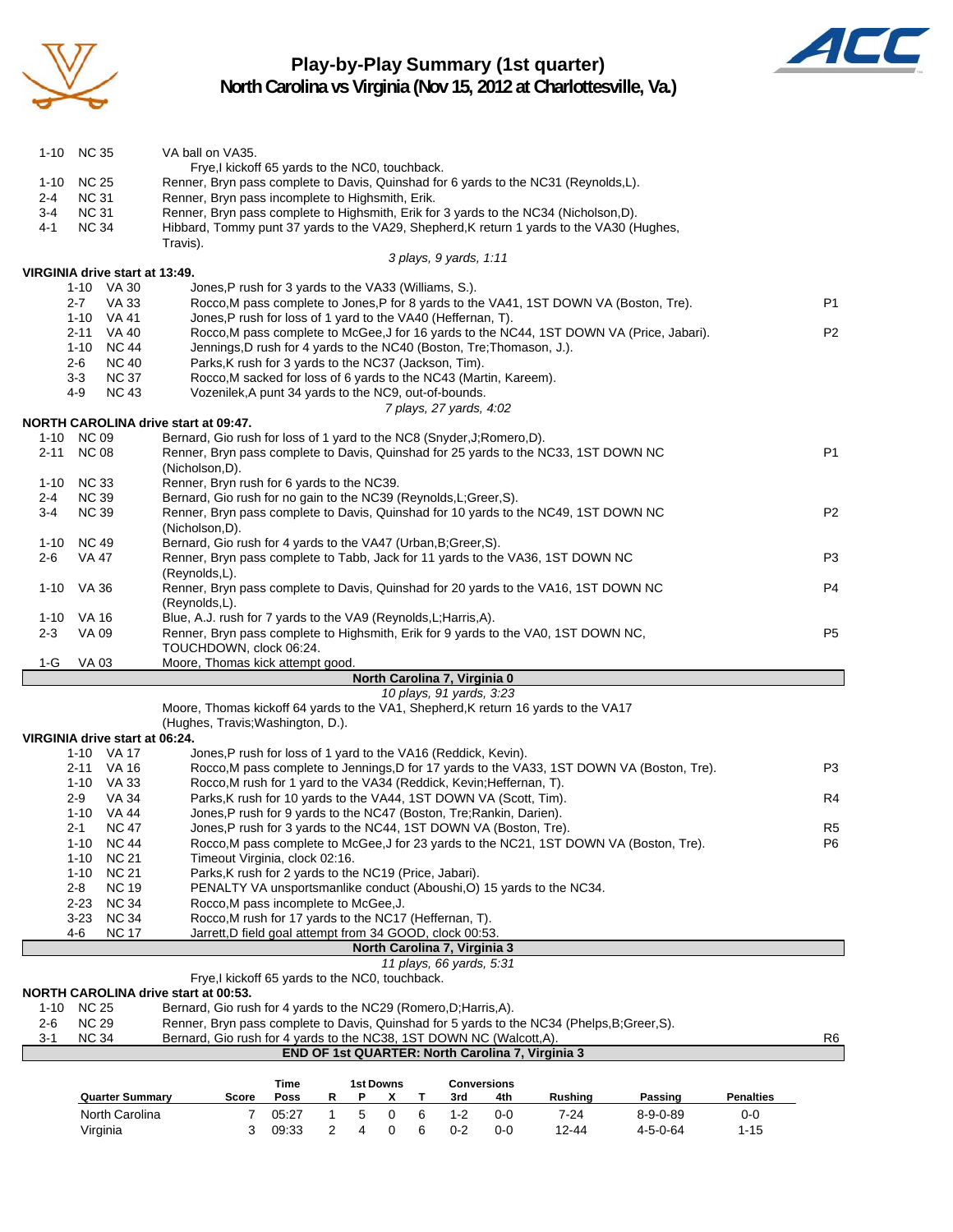# Play-by-Play Summary (1st quarter)
## North Carolina vs Virginia (Nov 15, 2012 at Charlottesville, Va.)

| Down | Spot | Play | |
|---|---|---|---|
| 1-10 | NC 35 | VA ball on VA35. | |
| | | Frye,I kickoff 65 yards to the NC0, touchback. | |
| 1-10 | NC 25 | Renner, Bryn pass complete to Davis, Quinshad for 6 yards to the NC31 (Reynolds,L). | |
| 2-4 | NC 31 | Renner, Bryn pass incomplete to Highsmith, Erik. | |
| 3-4 | NC 31 | Renner, Bryn pass complete to Highsmith, Erik for 3 yards to the NC34 (Nicholson,D). | |
| 4-1 | NC 34 | Hibbard, Tommy punt 37 yards to the VA29, Shepherd,K return 1 yards to the VA30 (Hughes, Travis). | |
| | | *3 plays, 9 yards, 1:11* | |

**VIRGINIA drive start at 13:49.**

| Down | Spot | Play | |
|---|---|---|---|
| 1-10 | VA 30 | Jones,P rush for 3 yards to the VA33 (Williams, S.). | |
| 2-7 | VA 33 | Rocco,M pass complete to Jones,P for 8 yards to the VA41, 1ST DOWN VA (Boston, Tre). | P1 |
| 1-10 | VA 41 | Jones,P rush for loss of 1 yard to the VA40 (Heffernan, T). | |
| 2-11 | VA 40 | Rocco,M pass complete to McGee,J for 16 yards to the NC44, 1ST DOWN VA (Price, Jabari). | P2 |
| 1-10 | NC 44 | Jennings,D rush for 4 yards to the NC40 (Boston, Tre;Thomason, J.). | |
| 2-6 | NC 40 | Parks,K rush for 3 yards to the NC37 (Jackson, Tim). | |
| 3-3 | NC 37 | Rocco,M sacked for loss of 6 yards to the NC43 (Martin, Kareem). | |
| 4-9 | NC 43 | Vozenilek,A punt 34 yards to the NC9, out-of-bounds. | |
| | | *7 plays, 27 yards, 4:02* | |

**NORTH CAROLINA drive start at 09:47.**

| Down | Spot | Play | |
|---|---|---|---|
| 1-10 | NC 09 | Bernard, Gio rush for loss of 1 yard to the NC8 (Snyder,J;Romero,D). | |
| 2-11 | NC 08 | Renner, Bryn pass complete to Davis, Quinshad for 25 yards to the NC33, 1ST DOWN NC (Nicholson,D). | P1 |
| 1-10 | NC 33 | Renner, Bryn rush for 6 yards to the NC39. | |
| 2-4 | NC 39 | Bernard, Gio rush for no gain to the NC39 (Reynolds,L;Greer,S). | |
| 3-4 | NC 39 | Renner, Bryn pass complete to Davis, Quinshad for 10 yards to the NC49, 1ST DOWN NC (Nicholson,D). | P2 |
| 1-10 | NC 49 | Bernard, Gio rush for 4 yards to the VA47 (Urban,B;Greer,S). | |
| 2-6 | VA 47 | Renner, Bryn pass complete to Tabb, Jack for 11 yards to the VA36, 1ST DOWN NC (Reynolds,L). | P3 |
| 1-10 | VA 36 | Renner, Bryn pass complete to Davis, Quinshad for 20 yards to the VA16, 1ST DOWN NC (Reynolds,L). | P4 |
| 1-10 | VA 16 | Blue, A.J. rush for 7 yards to the VA9 (Reynolds,L;Harris,A). | |
| 2-3 | VA 09 | Renner, Bryn pass complete to Highsmith, Erik for 9 yards to the VA0, 1ST DOWN NC, TOUCHDOWN, clock 06:24. | P5 |
| 1-G | VA 03 | Moore, Thomas kick attempt good. | |
| | | **North Carolina 7, Virginia 0** | |
| | | *10 plays, 91 yards, 3:23* | |
| | | Moore, Thomas kickoff 64 yards to the VA1, Shepherd,K return 16 yards to the VA17 (Hughes, Travis;Washington, D.). | |

**VIRGINIA drive start at 06:24.**

| Down | Spot | Play | |
|---|---|---|---|
| 1-10 | VA 17 | Jones,P rush for loss of 1 yard to the VA16 (Reddick, Kevin). | |
| 2-11 | VA 16 | Rocco,M pass complete to Jennings,D for 17 yards to the VA33, 1ST DOWN VA (Boston, Tre). | P3 |
| 1-10 | VA 33 | Rocco,M rush for 1 yard to the VA34 (Reddick, Kevin;Heffernan, T). | |
| 2-9 | VA 34 | Parks,K rush for 10 yards to the VA44, 1ST DOWN VA (Scott, Tim). | R4 |
| 1-10 | VA 44 | Jones,P rush for 9 yards to the NC47 (Boston, Tre;Rankin, Darien). | |
| 2-1 | NC 47 | Jones,P rush for 3 yards to the NC44, 1ST DOWN VA (Boston, Tre). | R5 |
| 1-10 | NC 44 | Rocco,M pass complete to McGee,J for 23 yards to the NC21, 1ST DOWN VA (Boston, Tre). | P6 |
| 1-10 | NC 21 | Timeout Virginia, clock 02:16. | |
| 1-10 | NC 21 | Parks,K rush for 2 yards to the NC19 (Price, Jabari). | |
| 2-8 | NC 19 | PENALTY VA unsportsmanlike conduct (Aboushi,O) 15 yards to the NC34. | |
| 2-23 | NC 34 | Rocco,M pass incomplete to McGee,J. | |
| 3-23 | NC 34 | Rocco,M rush for 17 yards to the NC17 (Heffernan, T). | |
| 4-6 | NC 17 | Jarrett,D field goal attempt from 34 GOOD, clock 00:53. | |
| | | **North Carolina 7, Virginia 3** | |
| | | *11 plays, 66 yards, 5:31* | |
| | | Frye,I kickoff 65 yards to the NC0, touchback. | |

**NORTH CAROLINA drive start at 00:53.**

| Down | Spot | Play | |
|---|---|---|---|
| 1-10 | NC 25 | Bernard, Gio rush for 4 yards to the NC29 (Romero,D;Harris,A). | |
| 2-6 | NC 29 | Renner, Bryn pass complete to Davis, Quinshad for 5 yards to the NC34 (Phelps,B;Greer,S). | |
| 3-1 | NC 34 | Bernard, Gio rush for 4 yards to the NC38, 1ST DOWN NC (Walcott,A). | R6 |
| | | **END OF 1st QUARTER: North Carolina 7, Virginia 3** | |

| Quarter Summary | Score | Time Poss | 1st Downs R | 1st Downs P | 1st Downs X | 1st Downs T | Conversions 3rd | Conversions 4th | Rushing | Passing | Penalties |
|---|---|---|---|---|---|---|---|---|---|---|---|
| North Carolina | 7 | 05:27 | 1 | 5 | 0 | 6 | 1-2 | 0-0 | 7-24 | 8-9-0-89 | 0-0 |
| Virginia | 3 | 09:33 | 2 | 4 | 0 | 6 | 0-2 | 0-0 | 12-44 | 4-5-0-64 | 1-15 |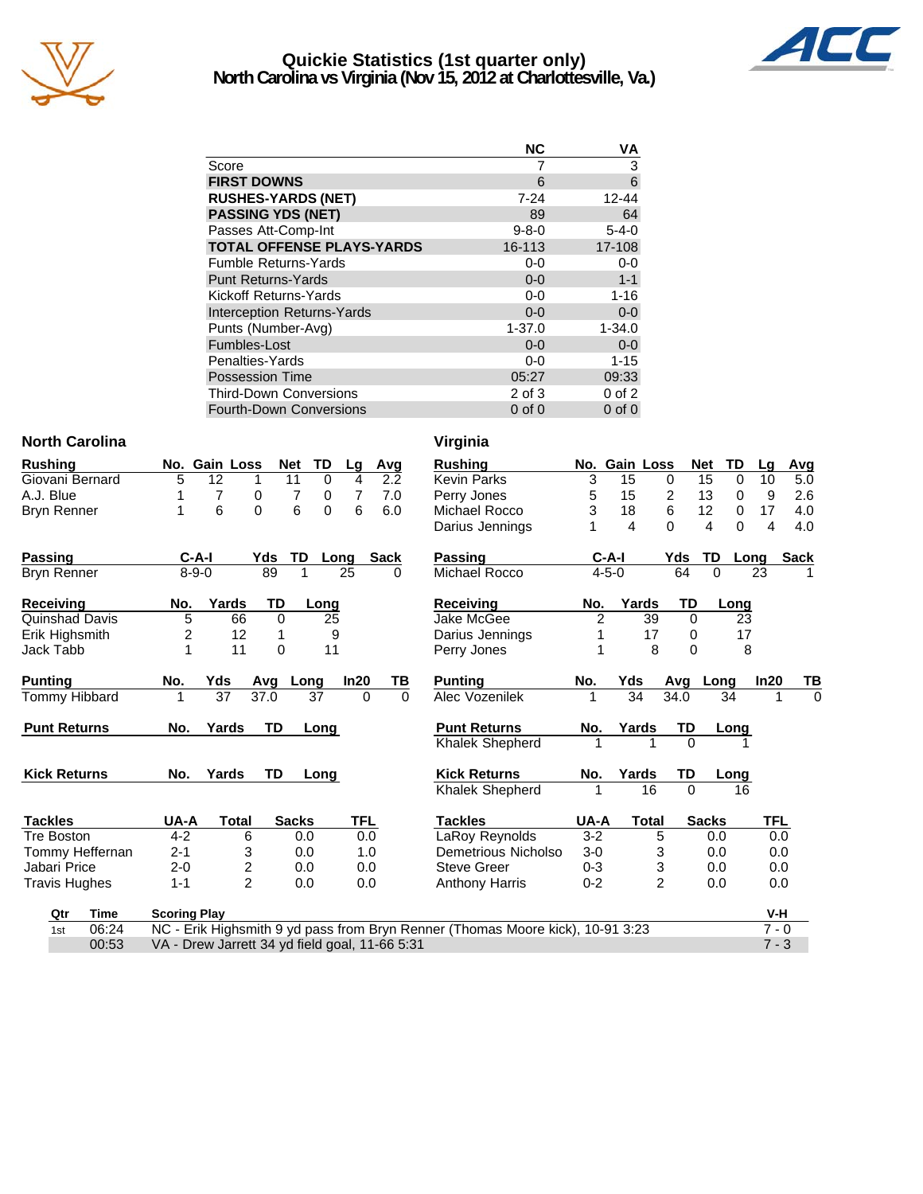# Quickie Statistics (1st quarter only)
## North Carolina vs Virginia (Nov 15, 2012 at Charlottesville, Va.)

| | NC | VA |
|---|---|---|
| Score | 7 | 3 |
| **FIRST DOWNS** | 6 | 6 |
| **RUSHES-YARDS (NET)** | 7-24 | 12-44 |
| **PASSING YDS (NET)** | 89 | 64 |
| Passes Att-Comp-Int | 9-8-0 | 5-4-0 |
| **TOTAL OFFENSE PLAYS-YARDS** | 16-113 | 17-108 |
| Fumble Returns-Yards | 0-0 | 0-0 |
| Punt Returns-Yards | 0-0 | 1-1 |
| Kickoff Returns-Yards | 0-0 | 1-16 |
| Interception Returns-Yards | 0-0 | 0-0 |
| Punts (Number-Avg) | 1-37.0 | 1-34.0 |
| Fumbles-Lost | 0-0 | 0-0 |
| Penalties-Yards | 0-0 | 1-15 |
| Possession Time | 05:27 | 09:33 |
| Third-Down Conversions | 2 of 3 | 0 of 2 |
| Fourth-Down Conversions | 0 of 0 | 0 of 0 |

## North Carolina

| Rushing | No. | Gain | Loss | Net | TD | Lg | Avg |
|---|---|---|---|---|---|---|---|
| Giovani Bernard | 5 | 12 | 1 | 11 | 0 | 4 | 2.2 |
| A.J. Blue | 1 | 7 | 0 | 7 | 0 | 7 | 7.0 |
| Bryn Renner | 1 | 6 | 0 | 6 | 0 | 6 | 6.0 |

| Passing | C-A-I | Yds | TD | Long | Sack |
|---|---|---|---|---|---|
| Bryn Renner | 8-9-0 | 89 | 1 | 25 | 0 |

| Receiving | No. | Yards | TD | Long |
|---|---|---|---|---|
| Quinshad Davis | 5 | 66 | 0 | 25 |
| Erik Highsmith | 2 | 12 | 1 | 9 |
| Jack Tabb | 1 | 11 | 0 | 11 |

| Punting | No. | Yds | Avg | Long | In20 | TB |
|---|---|---|---|---|---|---|
| Tommy Hibbard | 1 | 37 | 37.0 | 37 | 0 | 0 |

| Punt Returns | No. | Yards | TD | Long |
|---|---|---|---|---|

| Kick Returns | No. | Yards | TD | Long |
|---|---|---|---|---|

| Tackles | UA-A | Total | Sacks | TFL |
|---|---|---|---|---|
| Tre Boston | 4-2 | 6 | 0.0 | 0.0 |
| Tommy Heffernan | 2-1 | 3 | 0.0 | 1.0 |
| Jabari Price | 2-0 | 2 | 0.0 | 0.0 |
| Travis Hughes | 1-1 | 2 | 0.0 | 0.0 |

## Virginia

| Rushing | No. | Gain | Loss | Net | TD | Lg | Avg |
|---|---|---|---|---|---|---|---|
| Kevin Parks | 3 | 15 | 0 | 15 | 0 | 10 | 5.0 |
| Perry Jones | 5 | 15 | 2 | 13 | 0 | 9 | 2.6 |
| Michael Rocco | 3 | 18 | 6 | 12 | 0 | 17 | 4.0 |
| Darius Jennings | 1 | 4 | 0 | 4 | 0 | 4 | 4.0 |

| Passing | C-A-I | Yds | TD | Long | Sack |
|---|---|---|---|---|---|
| Michael Rocco | 4-5-0 | 64 | 0 | 23 | 1 |

| Receiving | No. | Yards | TD | Long |
|---|---|---|---|---|
| Jake McGee | 2 | 39 | 0 | 23 |
| Darius Jennings | 1 | 17 | 0 | 17 |
| Perry Jones | 1 | 8 | 0 | 8 |

| Punting | No. | Yds | Avg | Long | In20 | TB |
|---|---|---|---|---|---|---|
| Alec Vozenilek | 1 | 34 | 34.0 | 34 | 1 | 0 |

| Punt Returns | No. | Yards | TD | Long |
|---|---|---|---|---|
| Khalek Shepherd | 1 | 1 | 0 | 1 |

| Kick Returns | No. | Yards | TD | Long |
|---|---|---|---|---|
| Khalek Shepherd | 1 | 16 | 0 | 16 |

| Tackles | UA-A | Total | Sacks | TFL |
|---|---|---|---|---|
| LaRoy Reynolds | 3-2 | 5 | 0.0 | 0.0 |
| Demetrious Nicholso | 3-0 | 3 | 0.0 | 0.0 |
| Steve Greer | 0-3 | 3 | 0.0 | 0.0 |
| Anthony Harris | 0-2 | 2 | 0.0 | 0.0 |

| Qtr | Time | Scoring Play | V-H |
|---|---|---|---|
| 1st | 06:24 | NC - Erik Highsmith 9 yd pass from Bryn Renner (Thomas Moore kick), 10-91 3:23 | 7 - 0 |
| | 00:53 | VA - Drew Jarrett 34 yd field goal, 11-66 5:31 | 7 - 3 |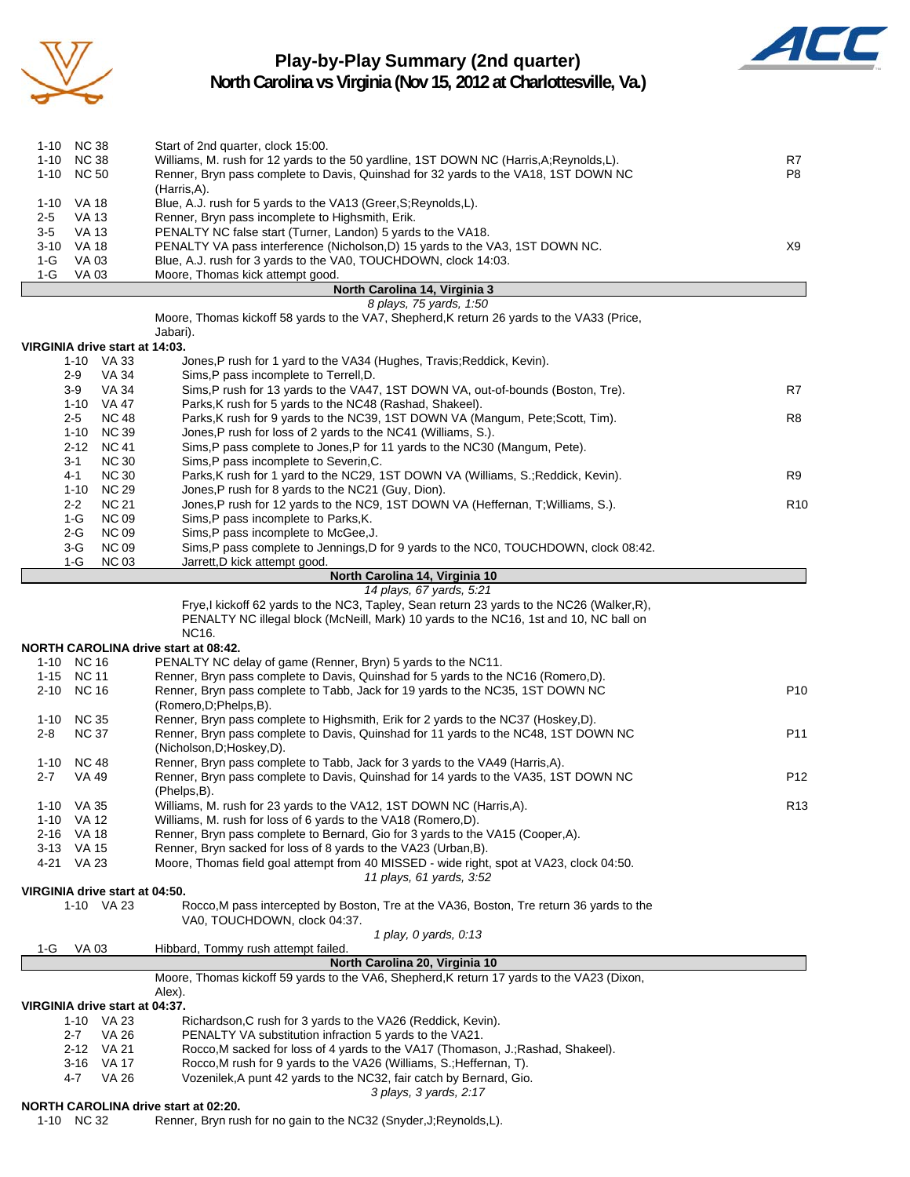# Play-by-Play Summary (2nd quarter)

## North Carolina vs Virginia (Nov 15, 2012 at Charlottesville, Va.)

| Down | Spot | Play | |
|---|---|---|---|
| 1-10 | NC 38 | Start of 2nd quarter, clock 15:00. | |
| 1-10 | NC 38 | Williams, M. rush for 12 yards to the 50 yardline, 1ST DOWN NC (Harris,A;Reynolds,L). | R7 |
| 1-10 | NC 50 | Renner, Bryn pass complete to Davis, Quinshad for 32 yards to the VA18, 1ST DOWN NC (Harris,A). | P8 |
| 1-10 | VA 18 | Blue, A.J. rush for 5 yards to the VA13 (Greer,S;Reynolds,L). | |
| 2-5 | VA 13 | Renner, Bryn pass incomplete to Highsmith, Erik. | |
| 3-5 | VA 13 | PENALTY NC false start (Turner, Landon) 5 yards to the VA18. | |
| 3-10 | VA 18 | PENALTY VA pass interference (Nicholson,D) 15 yards to the VA3, 1ST DOWN NC. | X9 |
| 1-G | VA 03 | Blue, A.J. rush for 3 yards to the VA0, TOUCHDOWN, clock 14:03. | |
| 1-G | VA 03 | Moore, Thomas kick attempt good. | |

**North Carolina 14, Virginia 3**

*8 plays, 75 yards, 1:50*

Moore, Thomas kickoff 58 yards to the VA7, Shepherd,K return 26 yards to the VA33 (Price, Jabari).

**VIRGINIA drive start at 14:03.**

| Down | Spot | Play | |
|---|---|---|---|
| 1-10 | VA 33 | Jones,P rush for 1 yard to the VA34 (Hughes, Travis;Reddick, Kevin). | |
| 2-9 | VA 34 | Sims,P pass incomplete to Terrell,D. | |
| 3-9 | VA 34 | Sims,P rush for 13 yards to the VA47, 1ST DOWN VA, out-of-bounds (Boston, Tre). | R7 |
| 1-10 | VA 47 | Parks,K rush for 5 yards to the NC48 (Rashad, Shakeel). | |
| 2-5 | NC 48 | Parks,K rush for 9 yards to the NC39, 1ST DOWN VA (Mangum, Pete;Scott, Tim). | R8 |
| 1-10 | NC 39 | Jones,P rush for loss of 2 yards to the NC41 (Williams, S.). | |
| 2-12 | NC 41 | Sims,P pass complete to Jones,P for 11 yards to the NC30 (Mangum, Pete). | |
| 3-1 | NC 30 | Sims,P pass incomplete to Severin,C. | |
| 4-1 | NC 30 | Parks,K rush for 1 yard to the NC29, 1ST DOWN VA (Williams, S.;Reddick, Kevin). | R9 |
| 1-10 | NC 29 | Jones,P rush for 8 yards to the NC21 (Guy, Dion). | |
| 2-2 | NC 21 | Jones,P rush for 12 yards to the NC9, 1ST DOWN VA (Heffernan, T;Williams, S.). | R10 |
| 1-G | NC 09 | Sims,P pass incomplete to Parks,K. | |
| 2-G | NC 09 | Sims,P pass incomplete to McGee,J. | |
| 3-G | NC 09 | Sims,P pass complete to Jennings,D for 9 yards to the NC0, TOUCHDOWN, clock 08:42. | |
| 1-G | NC 03 | Jarrett,D kick attempt good. | |

**North Carolina 14, Virginia 10**

*14 plays, 67 yards, 5:21*

Frye,I kickoff 62 yards to the NC3, Tapley, Sean return 23 yards to the NC26 (Walker,R), PENALTY NC illegal block (McNeill, Mark) 10 yards to the NC16, 1st and 10, NC ball on NC16.

**NORTH CAROLINA drive start at 08:42.**

| Down | Spot | Play | |
|---|---|---|---|
| 1-10 | NC 16 | PENALTY NC delay of game (Renner, Bryn) 5 yards to the NC11. | |
| 1-15 | NC 11 | Renner, Bryn pass complete to Davis, Quinshad for 5 yards to the NC16 (Romero,D). | |
| 2-10 | NC 16 | Renner, Bryn pass complete to Tabb, Jack for 19 yards to the NC35, 1ST DOWN NC (Romero,D;Phelps,B). | P10 |
| 1-10 | NC 35 | Renner, Bryn pass complete to Highsmith, Erik for 2 yards to the NC37 (Hoskey,D). | |
| 2-8 | NC 37 | Renner, Bryn pass complete to Davis, Quinshad for 11 yards to the NC48, 1ST DOWN NC (Nicholson,D;Hoskey,D). | P11 |
| 1-10 | NC 48 | Renner, Bryn pass complete to Tabb, Jack for 3 yards to the VA49 (Harris,A). | |
| 2-7 | VA 49 | Renner, Bryn pass complete to Davis, Quinshad for 14 yards to the VA35, 1ST DOWN NC (Phelps,B). | P12 |
| 1-10 | VA 35 | Williams, M. rush for 23 yards to the VA12, 1ST DOWN NC (Harris,A). | R13 |
| 1-10 | VA 12 | Williams, M. rush for loss of 6 yards to the VA18 (Romero,D). | |
| 2-16 | VA 18 | Renner, Bryn pass complete to Bernard, Gio for 3 yards to the VA15 (Cooper,A). | |
| 3-13 | VA 15 | Renner, Bryn sacked for loss of 8 yards to the VA23 (Urban,B). | |
| 4-21 | VA 23 | Moore, Thomas field goal attempt from 40 MISSED - wide right, spot at VA23, clock 04:50. | |

*11 plays, 61 yards, 3:52*

**VIRGINIA drive start at 04:50.**

| Down | Spot | Play |
|---|---|---|
| 1-10 | VA 23 | Rocco,M pass intercepted by Boston, Tre at the VA36, Boston, Tre return 36 yards to the VA0, TOUCHDOWN, clock 04:37. |

*1 play, 0 yards, 0:13*

| Down | Spot | Play |
|---|---|---|
| 1-G | VA 03 | Hibbard, Tommy rush attempt failed. |

**North Carolina 20, Virginia 10**

Moore, Thomas kickoff 59 yards to the VA6, Shepherd,K return 17 yards to the VA23 (Dixon, Alex).

**VIRGINIA drive start at 04:37.**

| Down | Spot | Play |
|---|---|---|
| 1-10 | VA 23 | Richardson,C rush for 3 yards to the VA26 (Reddick, Kevin). |
| 2-7 | VA 26 | PENALTY VA substitution infraction 5 yards to the VA21. |
| 2-12 | VA 21 | Rocco,M sacked for loss of 4 yards to the VA17 (Thomason, J.;Rashad, Shakeel). |
| 3-16 | VA 17 | Rocco,M rush for 9 yards to the VA26 (Williams, S.;Heffernan, T). |
| 4-7 | VA 26 | Vozenilek,A punt 42 yards to the NC32, fair catch by Bernard, Gio. |

*3 plays, 3 yards, 2:17*

**NORTH CAROLINA drive start at 02:20.**

| Down | Spot | Play |
|---|---|---|
| 1-10 | NC 32 | Renner, Bryn rush for no gain to the NC32 (Snyder,J;Reynolds,L). |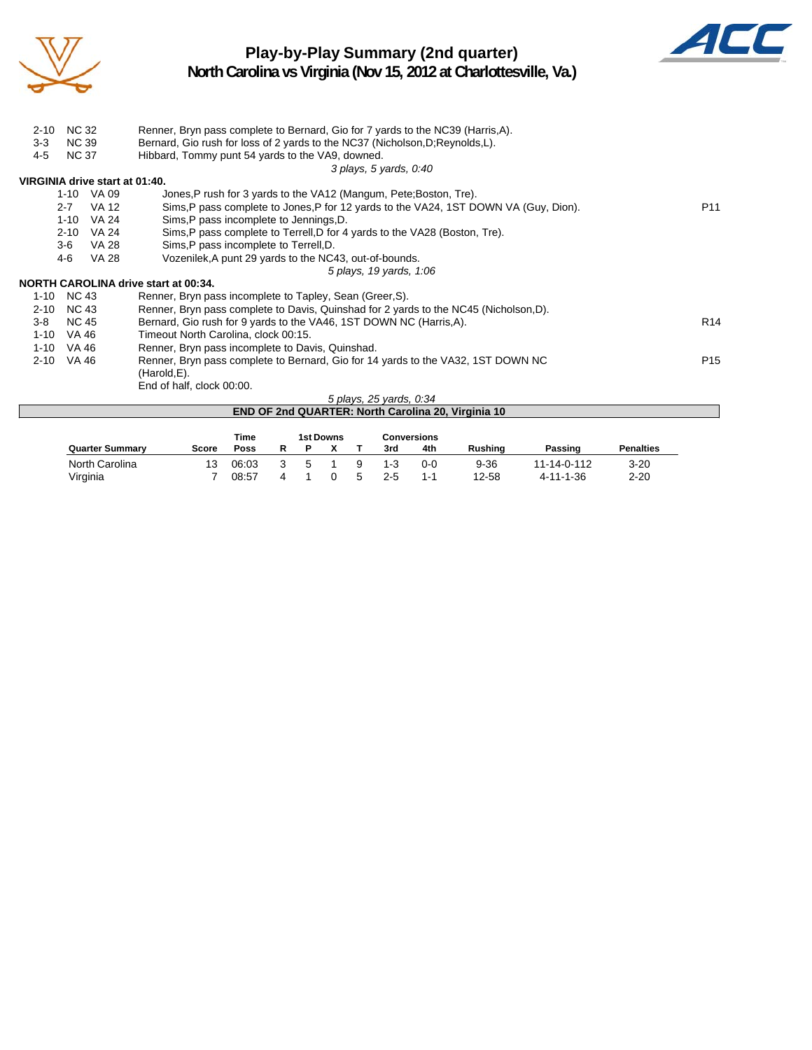# Play-by-Play Summary (2nd quarter)
## North Carolina vs Virginia (Nov 15, 2012 at Charlottesville, Va.)

| Down | Spot | Play | |
|---|---|---|---|
| 2-10 | NC 32 | Renner, Bryn pass complete to Bernard, Gio for 7 yards to the NC39 (Harris,A). | |
| 3-3 | NC 39 | Bernard, Gio rush for loss of 2 yards to the NC37 (Nicholson,D;Reynolds,L). | |
| 4-5 | NC 37 | Hibbard, Tommy punt 54 yards to the VA9, downed. | |
| | | *3 plays, 5 yards, 0:40* | |

**VIRGINIA drive start at 01:40.**

| Down | Spot | Play | |
|---|---|---|---|
| 1-10 | VA 09 | Jones,P rush for 3 yards to the VA12 (Mangum, Pete;Boston, Tre). | |
| 2-7 | VA 12 | Sims,P pass complete to Jones,P for 12 yards to the VA24, 1ST DOWN VA (Guy, Dion). | P11 |
| 1-10 | VA 24 | Sims,P pass incomplete to Jennings,D. | |
| 2-10 | VA 24 | Sims,P pass complete to Terrell,D for 4 yards to the VA28 (Boston, Tre). | |
| 3-6 | VA 28 | Sims,P pass incomplete to Terrell,D. | |
| 4-6 | VA 28 | Vozenilek,A punt 29 yards to the NC43, out-of-bounds. | |
| | | *5 plays, 19 yards, 1:06* | |

**NORTH CAROLINA drive start at 00:34.**

| Down | Spot | Play | |
|---|---|---|---|
| 1-10 | NC 43 | Renner, Bryn pass incomplete to Tapley, Sean (Greer,S). | |
| 2-10 | NC 43 | Renner, Bryn pass complete to Davis, Quinshad for 2 yards to the NC45 (Nicholson,D). | |
| 3-8 | NC 45 | Bernard, Gio rush for 9 yards to the VA46, 1ST DOWN NC (Harris,A). | R14 |
| 1-10 | VA 46 | Timeout North Carolina, clock 00:15. | |
| 1-10 | VA 46 | Renner, Bryn pass incomplete to Davis, Quinshad. | |
| 2-10 | VA 46 | Renner, Bryn pass complete to Bernard, Gio for 14 yards to the VA32, 1ST DOWN NC (Harold,E). | P15 |
| | | End of half, clock 00:00. | |
| | | *5 plays, 25 yards, 0:34* | |

**END OF 2nd QUARTER: North Carolina 20, Virginia 10**

| Quarter Summary | Score | Time Poss | 1st Downs R | P | X | T | Conversions 3rd | 4th | Rushing | Passing | Penalties |
|---|---|---|---|---|---|---|---|---|---|---|---|
| North Carolina | 13 | 06:03 | 3 | 5 | 1 | 9 | 1-3 | 0-0 | 9-36 | 11-14-0-112 | 3-20 |
| Virginia | 7 | 08:57 | 4 | 1 | 0 | 5 | 2-5 | 1-1 | 12-58 | 4-11-1-36 | 2-20 |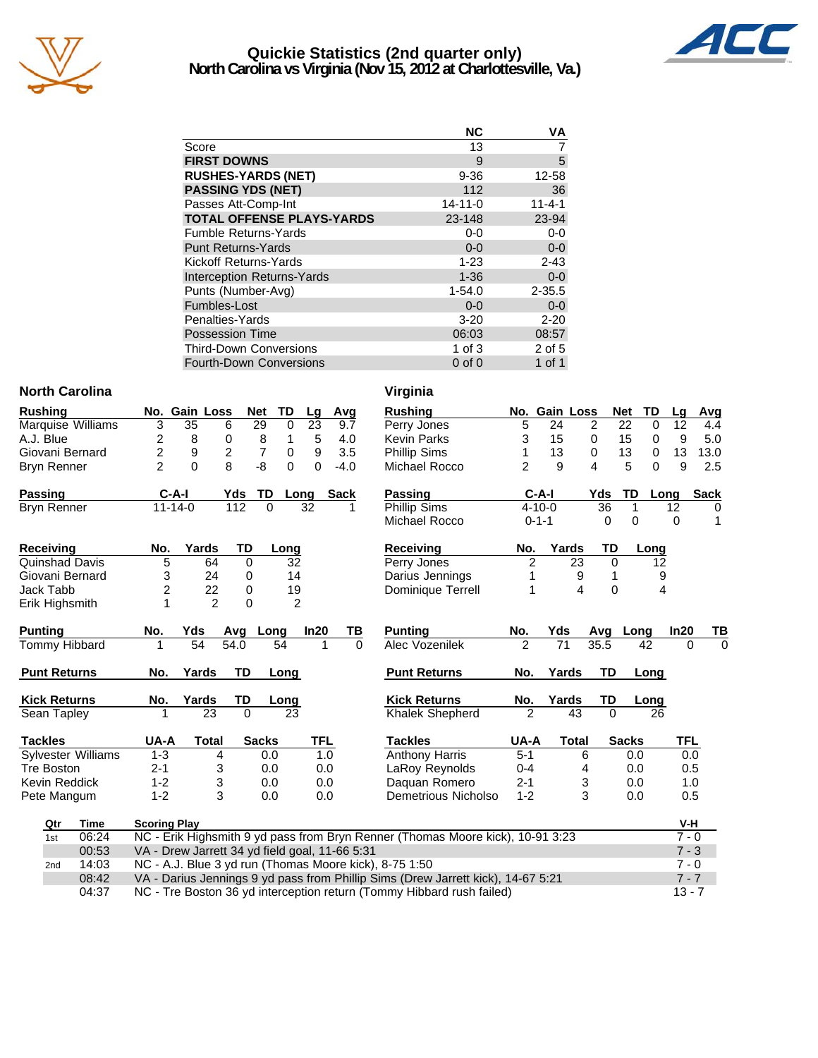# Quickie Statistics (2nd quarter only)
## North Carolina vs Virginia (Nov 15, 2012 at Charlottesville, Va.)

| | NC | VA |
|---|---|---|
| Score | 13 | 7 |
| **FIRST DOWNS** | 9 | 5 |
| **RUSHES-YARDS (NET)** | 9-36 | 12-58 |
| **PASSING YDS (NET)** | 112 | 36 |
| Passes Att-Comp-Int | 14-11-0 | 11-4-1 |
| **TOTAL OFFENSE PLAYS-YARDS** | 23-148 | 23-94 |
| Fumble Returns-Yards | 0-0 | 0-0 |
| Punt Returns-Yards | 0-0 | 0-0 |
| Kickoff Returns-Yards | 1-23 | 2-43 |
| Interception Returns-Yards | 1-36 | 0-0 |
| Punts (Number-Avg) | 1-54.0 | 2-35.5 |
| Fumbles-Lost | 0-0 | 0-0 |
| Penalties-Yards | 3-20 | 2-20 |
| Possession Time | 06:03 | 08:57 |
| Third-Down Conversions | 1 of 3 | 2 of 5 |
| Fourth-Down Conversions | 0 of 0 | 1 of 1 |

### North Carolina

| Rushing | No. | Gain | Loss | Net | TD | Lg | Avg |
|---|---|---|---|---|---|---|---|
| Marquise Williams | 3 | 35 | 6 | 29 | 0 | 23 | 9.7 |
| A.J. Blue | 2 | 8 | 0 | 8 | 1 | 5 | 4.0 |
| Giovani Bernard | 2 | 9 | 2 | 7 | 0 | 9 | 3.5 |
| Bryn Renner | 2 | 0 | 8 | -8 | 0 | 0 | -4.0 |

| Passing | C-A-I | Yds | TD | Long | Sack |
|---|---|---|---|---|---|
| Bryn Renner | 11-14-0 | 112 | 0 | 32 | 1 |

| Receiving | No. | Yards | TD | Long |
|---|---|---|---|---|
| Quinshad Davis | 5 | 64 | 0 | 32 |
| Giovani Bernard | 3 | 24 | 0 | 14 |
| Jack Tabb | 2 | 22 | 0 | 19 |
| Erik Highsmith | 1 | 2 | 0 | 2 |

| Punting | No. | Yds | Avg | Long | In20 | TB |
|---|---|---|---|---|---|---|
| Tommy Hibbard | 1 | 54 | 54.0 | 54 | 1 | 0 |

| Punt Returns | No. | Yards | TD | Long |
|---|---|---|---|---|

| Kick Returns | No. | Yards | TD | Long |
|---|---|---|---|---|
| Sean Tapley | 1 | 23 | 0 | 23 |

| Tackles | UA-A | Total | Sacks | TFL |
|---|---|---|---|---|
| Sylvester Williams | 1-3 | 4 | 0.0 | 1.0 |
| Tre Boston | 2-1 | 3 | 0.0 | 0.0 |
| Kevin Reddick | 1-2 | 3 | 0.0 | 0.0 |
| Pete Mangum | 1-2 | 3 | 0.0 | 0.0 |

### Virginia

| Rushing | No. | Gain | Loss | Net | TD | Lg | Avg |
|---|---|---|---|---|---|---|---|
| Perry Jones | 5 | 24 | 2 | 22 | 0 | 12 | 4.4 |
| Kevin Parks | 3 | 15 | 0 | 15 | 0 | 9 | 5.0 |
| Phillip Sims | 1 | 13 | 0 | 13 | 0 | 13 | 13.0 |
| Michael Rocco | 2 | 9 | 4 | 5 | 0 | 9 | 2.5 |

| Passing | C-A-I | Yds | TD | Long | Sack |
|---|---|---|---|---|---|
| Phillip Sims | 4-10-0 | 36 | 1 | 12 | 0 |
| Michael Rocco | 0-1-1 | 0 | 0 | 0 | 1 |

| Receiving | No. | Yards | TD | Long |
|---|---|---|---|---|
| Perry Jones | 2 | 23 | 0 | 12 |
| Darius Jennings | 1 | 9 | 1 | 9 |
| Dominique Terrell | 1 | 4 | 0 | 4 |

| Punting | No. | Yds | Avg | Long | In20 | TB |
|---|---|---|---|---|---|---|
| Alec Vozenilek | 2 | 71 | 35.5 | 42 | 0 | 0 |

| Punt Returns | No. | Yards | TD | Long |
|---|---|---|---|---|

| Kick Returns | No. | Yards | TD | Long |
|---|---|---|---|---|
| Khalek Shepherd | 2 | 43 | 0 | 26 |

| Tackles | UA-A | Total | Sacks | TFL |
|---|---|---|---|---|
| Anthony Harris | 5-1 | 6 | 0.0 | 0.0 |
| LaRoy Reynolds | 0-4 | 4 | 0.0 | 0.5 |
| Daquan Romero | 2-1 | 3 | 0.0 | 1.0 |
| Demetrious Nicholso | 1-2 | 3 | 0.0 | 0.5 |

### Scoring Plays

| Qtr | Time | Scoring Play | V-H |
|---|---|---|---|
| 1st | 06:24 | NC - Erik Highsmith 9 yd pass from Bryn Renner (Thomas Moore kick), 10-91 3:23 | 7 - 0 |
| | 00:53 | VA - Drew Jarrett 34 yd field goal, 11-66 5:31 | 7 - 3 |
| 2nd | 14:03 | NC - A.J. Blue 3 yd run (Thomas Moore kick), 8-75 1:50 | 7 - 0 |
| | 08:42 | VA - Darius Jennings 9 yd pass from Phillip Sims (Drew Jarrett kick), 14-67 5:21 | 7 - 7 |
| | 04:37 | NC - Tre Boston 36 yd interception return (Tommy Hibbard rush failed) | 13 - 7 |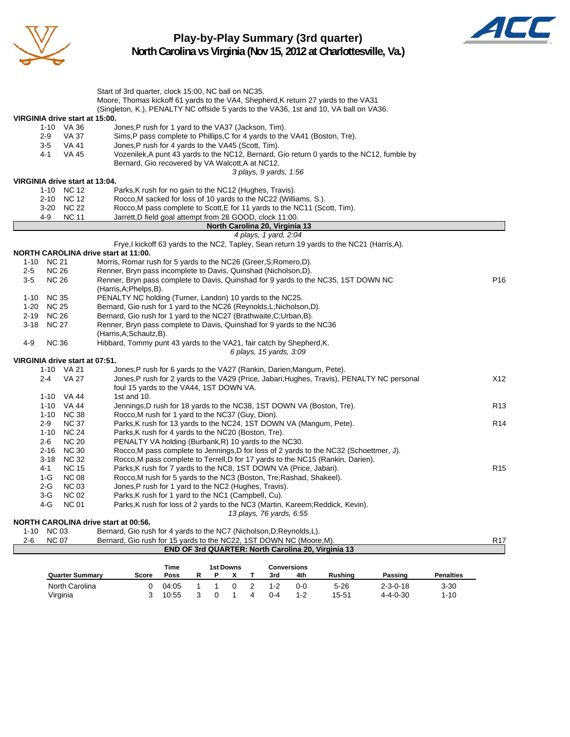# Play-by-Play Summary (3rd quarter)
## North Carolina vs Virginia (Nov 15, 2012 at Charlottesville, Va.)

Start of 3rd quarter, clock 15:00, NC ball on NC35.
Moore, Thomas kickoff 61 yards to the VA4, Shepherd,K return 27 yards to the VA31 (Singleton, K.), PENALTY NC offside 5 yards to the VA36, 1st and 10, VA ball on VA36.

**VIRGINIA drive start at 15:00.**

| Down | Spot | Play | |
|---|---|---|---|
| 1-10 | VA 36 | Jones,P rush for 1 yard to the VA37 (Jackson, Tim). | |
| 2-9 | VA 37 | Sims,P pass complete to Phillips,C for 4 yards to the VA41 (Boston, Tre). | |
| 3-5 | VA 41 | Jones,P rush for 4 yards to the VA45 (Scott, Tim). | |
| 4-1 | VA 45 | Vozenilek,A punt 43 yards to the NC12, Bernard, Gio return 0 yards to the NC12, fumble by Bernard, Gio recovered by VA Walcott,A at NC12. | |

*3 plays, 9 yards, 1:56*

**VIRGINIA drive start at 13:04.**

| Down | Spot | Play | |
|---|---|---|---|
| 1-10 | NC 12 | Parks,K rush for no gain to the NC12 (Hughes, Travis). | |
| 2-10 | NC 12 | Rocco,M sacked for loss of 10 yards to the NC22 (Williams, S.). | |
| 3-20 | NC 22 | Rocco,M pass complete to Scott,E for 11 yards to the NC11 (Scott, Tim). | |
| 4-9 | NC 11 | Jarrett,D field goal attempt from 28 GOOD, clock 11:00. | |

**North Carolina 20, Virginia 13**

*4 plays, 1 yard, 2:04*

Frye,I kickoff 63 yards to the NC2, Tapley, Sean return 19 yards to the NC21 (Harris,A).

**NORTH CAROLINA drive start at 11:00.**

| Down | Spot | Play | |
|---|---|---|---|
| 1-10 | NC 21 | Morris, Romar rush for 5 yards to the NC26 (Greer,S;Romero,D). | |
| 2-5 | NC 26 | Renner, Bryn pass incomplete to Davis, Quinshad (Nicholson,D). | |
| 3-5 | NC 26 | Renner, Bryn pass complete to Davis, Quinshad for 9 yards to the NC35, 1ST DOWN NC (Harris,A;Phelps,B). | P16 |
| 1-10 | NC 35 | PENALTY NC holding (Turner, Landon) 10 yards to the NC25. | |
| 1-20 | NC 25 | Bernard, Gio rush for 1 yard to the NC26 (Reynolds,L;Nicholson,D). | |
| 2-19 | NC 26 | Bernard, Gio rush for 1 yard to the NC27 (Brathwaite,C;Urban,B). | |
| 3-18 | NC 27 | Renner, Bryn pass complete to Davis, Quinshad for 9 yards to the NC36 (Harris,A;Schautz,B). | |
| 4-9 | NC 36 | Hibbard, Tommy punt 43 yards to the VA21, fair catch by Shepherd,K. | |

*6 plays, 15 yards, 3:09*

**VIRGINIA drive start at 07:51.**

| Down | Spot | Play | |
|---|---|---|---|
| 1-10 | VA 21 | Jones,P rush for 6 yards to the VA27 (Rankin, Darien;Mangum, Pete). | |
| 2-4 | VA 27 | Jones,P rush for 2 yards to the VA29 (Price, Jabari;Hughes, Travis), PENALTY NC personal foul 15 yards to the VA44, 1ST DOWN VA. | X12 |
| 1-10 | VA 44 | 1st and 10. | |
| 1-10 | VA 44 | Jennings,D rush for 18 yards to the NC38, 1ST DOWN VA (Boston, Tre). | R13 |
| 1-10 | NC 38 | Rocco,M rush for 1 yard to the NC37 (Guy, Dion). | |
| 2-9 | NC 37 | Parks,K rush for 13 yards to the NC24, 1ST DOWN VA (Mangum, Pete). | R14 |
| 1-10 | NC 24 | Parks,K rush for 4 yards to the NC20 (Boston, Tre). | |
| 2-6 | NC 20 | PENALTY VA holding (Burbank,R) 10 yards to the NC30. | |
| 2-16 | NC 30 | Rocco,M pass complete to Jennings,D for loss of 2 yards to the NC32 (Schoettmer, J). | |
| 3-18 | NC 32 | Rocco,M pass complete to Terrell,D for 17 yards to the NC15 (Rankin, Darien). | |
| 4-1 | NC 15 | Parks,K rush for 7 yards to the NC8, 1ST DOWN VA (Price, Jabari). | R15 |
| 1-G | NC 08 | Rocco,M rush for 5 yards to the NC3 (Boston, Tre;Rashad, Shakeel). | |
| 2-G | NC 03 | Jones,P rush for 1 yard to the NC2 (Hughes, Travis). | |
| 3-G | NC 02 | Parks,K rush for 1 yard to the NC1 (Campbell, Cu). | |
| 4-G | NC 01 | Parks,K rush for loss of 2 yards to the NC3 (Martin, Kareem;Reddick, Kevin). | |

*13 plays, 76 yards, 6:55*

**NORTH CAROLINA drive start at 00:56.**

| Down | Spot | Play | |
|---|---|---|---|
| 1-10 | NC 03 | Bernard, Gio rush for 4 yards to the NC7 (Nicholson,D;Reynolds,L). | |
| 2-6 | NC 07 | Bernard, Gio rush for 15 yards to the NC22, 1ST DOWN NC (Moore,M). | R17 |

**END OF 3rd QUARTER: North Carolina 20, Virginia 13**

| Quarter Summary | Score | Time Poss | 1st Downs R | P | X | T | Conversions 3rd | 4th | Rushing | Passing | Penalties |
|---|---|---|---|---|---|---|---|---|---|---|---|
| North Carolina | 0 | 04:05 | 1 | 1 | 0 | 2 | 1-2 | 0-0 | 5-26 | 2-3-0-18 | 3-30 |
| Virginia | 3 | 10:55 | 3 | 0 | 1 | 4 | 0-4 | 1-2 | 15-51 | 4-4-0-30 | 1-10 |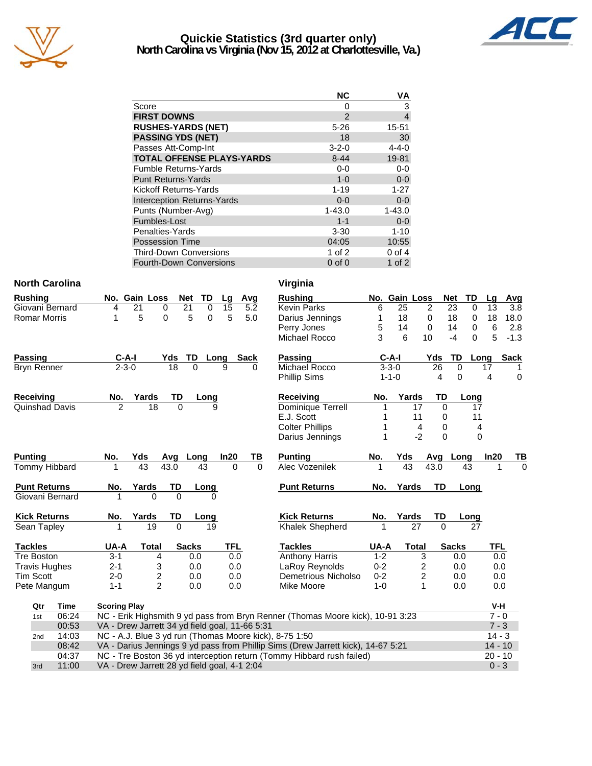# Quickie Statistics (3rd quarter only)
## North Carolina vs Virginia (Nov 15, 2012 at Charlottesville, Va.)

| | NC | VA |
|---|---|---|
| Score | 0 | 3 |
| **FIRST DOWNS** | 2 | 4 |
| **RUSHES-YARDS (NET)** | 5-26 | 15-51 |
| **PASSING YDS (NET)** | 18 | 30 |
| Passes Att-Comp-Int | 3-2-0 | 4-4-0 |
| **TOTAL OFFENSE PLAYS-YARDS** | 8-44 | 19-81 |
| Fumble Returns-Yards | 0-0 | 0-0 |
| Punt Returns-Yards | 1-0 | 0-0 |
| Kickoff Returns-Yards | 1-19 | 1-27 |
| Interception Returns-Yards | 0-0 | 0-0 |
| Punts (Number-Avg) | 1-43.0 | 1-43.0 |
| Fumbles-Lost | 1-1 | 0-0 |
| Penalties-Yards | 3-30 | 1-10 |
| Possession Time | 04:05 | 10:55 |
| Third-Down Conversions | 1 of 2 | 0 of 4 |
| Fourth-Down Conversions | 0 of 0 | 1 of 2 |

## North Carolina

| Rushing | No. | Gain | Loss | Net | TD | Lg | Avg |
|---|---|---|---|---|---|---|---|
| Giovani Bernard | 4 | 21 | 0 | 21 | 0 | 15 | 5.2 |
| Romar Morris | 1 | 5 | 0 | 5 | 0 | 5 | 5.0 |

| Passing | C-A-I | Yds | TD | Long | Sack |
|---|---|---|---|---|---|
| Bryn Renner | 2-3-0 | 18 | 0 | 9 | 0 |

| Receiving | No. | Yards | TD | Long |
|---|---|---|---|---|
| Quinshad Davis | 2 | 18 | 0 | 9 |

| Punting | No. | Yds | Avg | Long | In20 | TB |
|---|---|---|---|---|---|---|
| Tommy Hibbard | 1 | 43 | 43.0 | 43 | 0 | 0 |

| Punt Returns | No. | Yards | TD | Long |
|---|---|---|---|---|
| Giovani Bernard | 1 | 0 | 0 | 0 |

| Kick Returns | No. | Yards | TD | Long |
|---|---|---|---|---|
| Sean Tapley | 1 | 19 | 0 | 19 |

| Tackles | UA-A | Total | Sacks | TFL |
|---|---|---|---|---|
| Tre Boston | 3-1 | 4 | 0.0 | 0.0 |
| Travis Hughes | 2-1 | 3 | 0.0 | 0.0 |
| Tim Scott | 2-0 | 2 | 0.0 | 0.0 |
| Pete Mangum | 1-1 | 2 | 0.0 | 0.0 |

## Virginia

| Rushing | No. | Gain | Loss | Net | TD | Lg | Avg |
|---|---|---|---|---|---|---|---|
| Kevin Parks | 6 | 25 | 2 | 23 | 0 | 13 | 3.8 |
| Darius Jennings | 1 | 18 | 0 | 18 | 0 | 18 | 18.0 |
| Perry Jones | 5 | 14 | 0 | 14 | 0 | 6 | 2.8 |
| Michael Rocco | 3 | 6 | 10 | -4 | 0 | 5 | -1.3 |

| Passing | C-A-I | Yds | TD | Long | Sack |
|---|---|---|---|---|---|
| Michael Rocco | 3-3-0 | 26 | 0 | 17 | 1 |
| Phillip Sims | 1-1-0 | 4 | 0 | 4 | 0 |

| Receiving | No. | Yards | TD | Long |
|---|---|---|---|---|
| Dominique Terrell | 1 | 17 | 0 | 17 |
| E.J. Scott | 1 | 11 | 0 | 11 |
| Colter Phillips | 1 | 4 | 0 | 4 |
| Darius Jennings | 1 | -2 | 0 | 0 |

| Punting | No. | Yds | Avg | Long | In20 | TB |
|---|---|---|---|---|---|---|
| Alec Vozenilek | 1 | 43 | 43.0 | 43 | 1 | 0 |

| Punt Returns | No. | Yards | TD | Long |
|---|---|---|---|---|

| Kick Returns | No. | Yards | TD | Long |
|---|---|---|---|---|
| Khalek Shepherd | 1 | 27 | 0 | 27 |

| Tackles | UA-A | Total | Sacks | TFL |
|---|---|---|---|---|
| Anthony Harris | 1-2 | 3 | 0.0 | 0.0 |
| LaRoy Reynolds | 0-2 | 2 | 0.0 | 0.0 |
| Demetrious Nicholso | 0-2 | 2 | 0.0 | 0.0 |
| Mike Moore | 1-0 | 1 | 0.0 | 0.0 |

## Scoring Summary

| Qtr | Time | Scoring Play | V-H |
|---|---|---|---|
| 1st | 06:24 | NC - Erik Highsmith 9 yd pass from Bryn Renner (Thomas Moore kick), 10-91 3:23 | 7 - 0 |
| | 00:53 | VA - Drew Jarrett 34 yd field goal, 11-66 5:31 | 7 - 3 |
| 2nd | 14:03 | NC - A.J. Blue 3 yd run (Thomas Moore kick), 8-75 1:50 | 14 - 3 |
| | 08:42 | VA - Darius Jennings 9 yd pass from Phillip Sims (Drew Jarrett kick), 14-67 5:21 | 14 - 10 |
| | 04:37 | NC - Tre Boston 36 yd interception return (Tommy Hibbard rush failed) | 20 - 10 |
| 3rd | 11:00 | VA - Drew Jarrett 28 yd field goal, 4-1 2:04 | 0 - 3 |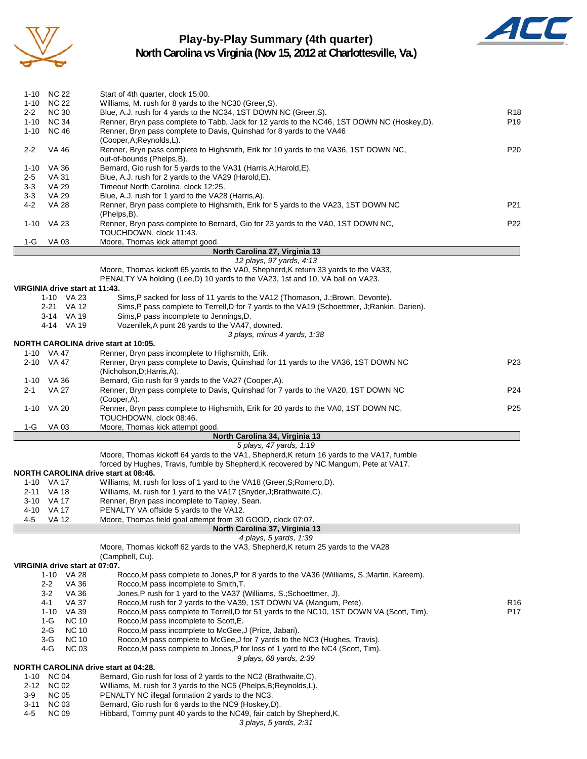# Play-by-Play Summary (4th quarter)

## North Carolina vs Virginia (Nov 15, 2012 at Charlottesville, Va.)

| Down | Spot | Play | |
|---|---|---|---|
| 1-10 | NC 22 | Start of 4th quarter, clock 15:00. | |
| 1-10 | NC 22 | Williams, M. rush for 8 yards to the NC30 (Greer,S). | |
| 2-2 | NC 30 | Blue, A.J. rush for 4 yards to the NC34, 1ST DOWN NC (Greer,S). | R18 |
| 1-10 | NC 34 | Renner, Bryn pass complete to Tabb, Jack for 12 yards to the NC46, 1ST DOWN NC (Hoskey,D). | P19 |
| 1-10 | NC 46 | Renner, Bryn pass complete to Davis, Quinshad for 8 yards to the VA46 (Cooper,A;Reynolds,L). | |
| 2-2 | VA 46 | Renner, Bryn pass complete to Highsmith, Erik for 10 yards to the VA36, 1ST DOWN NC, out-of-bounds (Phelps,B). | P20 |
| 1-10 | VA 36 | Bernard, Gio rush for 5 yards to the VA31 (Harris,A;Harold,E). | |
| 2-5 | VA 31 | Blue, A.J. rush for 2 yards to the VA29 (Harold,E). | |
| 3-3 | VA 29 | Timeout North Carolina, clock 12:25. | |
| 3-3 | VA 29 | Blue, A.J. rush for 1 yard to the VA28 (Harris,A). | |
| 4-2 | VA 28 | Renner, Bryn pass complete to Highsmith, Erik for 5 yards to the VA23, 1ST DOWN NC (Phelps,B). | P21 |
| 1-10 | VA 23 | Renner, Bryn pass complete to Bernard, Gio for 23 yards to the VA0, 1ST DOWN NC, TOUCHDOWN, clock 11:43. | P22 |
| 1-G | VA 03 | Moore, Thomas kick attempt good. | |

**North Carolina 27, Virginia 13**

*12 plays, 97 yards, 4:13*

Moore, Thomas kickoff 65 yards to the VA0, Shepherd,K return 33 yards to the VA33, PENALTY VA holding (Lee,D) 10 yards to the VA23, 1st and 10, VA ball on VA23.

**VIRGINIA drive start at 11:43.**

| Down | Spot | Play | |
|---|---|---|---|
| 1-10 | VA 23 | Sims,P sacked for loss of 11 yards to the VA12 (Thomason, J.;Brown, Devonte). | |
| 2-21 | VA 12 | Sims,P pass complete to Terrell,D for 7 yards to the VA19 (Schoettmer, J;Rankin, Darien). | |
| 3-14 | VA 19 | Sims,P pass incomplete to Jennings,D. | |
| 4-14 | VA 19 | Vozenilek,A punt 28 yards to the VA47, downed. | |

*3 plays, minus 4 yards, 1:38*

**NORTH CAROLINA drive start at 10:05.**

| Down | Spot | Play | |
|---|---|---|---|
| 1-10 | VA 47 | Renner, Bryn pass incomplete to Highsmith, Erik. | |
| 2-10 | VA 47 | Renner, Bryn pass complete to Davis, Quinshad for 11 yards to the VA36, 1ST DOWN NC (Nicholson,D;Harris,A). | P23 |
| 1-10 | VA 36 | Bernard, Gio rush for 9 yards to the VA27 (Cooper,A). | |
| 2-1 | VA 27 | Renner, Bryn pass complete to Davis, Quinshad for 7 yards to the VA20, 1ST DOWN NC (Cooper,A). | P24 |
| 1-10 | VA 20 | Renner, Bryn pass complete to Highsmith, Erik for 20 yards to the VA0, 1ST DOWN NC, TOUCHDOWN, clock 08:46. | P25 |
| 1-G | VA 03 | Moore, Thomas kick attempt good. | |

**North Carolina 34, Virginia 13**

*5 plays, 47 yards, 1:19*

Moore, Thomas kickoff 64 yards to the VA1, Shepherd,K return 16 yards to the VA17, fumble forced by Hughes, Travis, fumble by Shepherd,K recovered by NC Mangum, Pete at VA17.

**NORTH CAROLINA drive start at 08:46.**

| Down | Spot | Play | |
|---|---|---|---|
| 1-10 | VA 17 | Williams, M. rush for loss of 1 yard to the VA18 (Greer,S;Romero,D). | |
| 2-11 | VA 18 | Williams, M. rush for 1 yard to the VA17 (Snyder,J;Brathwaite,C). | |
| 3-10 | VA 17 | Renner, Bryn pass incomplete to Tapley, Sean. | |
| 4-10 | VA 17 | PENALTY VA offside 5 yards to the VA12. | |
| 4-5 | VA 12 | Moore, Thomas field goal attempt from 30 GOOD, clock 07:07. | |

**North Carolina 37, Virginia 13**

*4 plays, 5 yards, 1:39*

Moore, Thomas kickoff 62 yards to the VA3, Shepherd,K return 25 yards to the VA28 (Campbell, Cu).

**VIRGINIA drive start at 07:07.**

| Down | Spot | Play | |
|---|---|---|---|
| 1-10 | VA 28 | Rocco,M pass complete to Jones,P for 8 yards to the VA36 (Williams, S.;Martin, Kareem). | |
| 2-2 | VA 36 | Rocco,M pass incomplete to Smith,T. | |
| 3-2 | VA 36 | Jones,P rush for 1 yard to the VA37 (Williams, S.;Schoettmer, J). | |
| 4-1 | VA 37 | Rocco,M rush for 2 yards to the VA39, 1ST DOWN VA (Mangum, Pete). | R16 |
| 1-10 | VA 39 | Rocco,M pass complete to Terrell,D for 51 yards to the NC10, 1ST DOWN VA (Scott, Tim). | P17 |
| 1-G | NC 10 | Rocco,M pass incomplete to Scott,E. | |
| 2-G | NC 10 | Rocco,M pass incomplete to McGee,J (Price, Jabari). | |
| 3-G | NC 10 | Rocco,M pass complete to McGee,J for 7 yards to the NC3 (Hughes, Travis). | |
| 4-G | NC 03 | Rocco,M pass complete to Jones,P for loss of 1 yard to the NC4 (Scott, Tim). | |

*9 plays, 68 yards, 2:39*

**NORTH CAROLINA drive start at 04:28.**

| Down | Spot | Play | |
|---|---|---|---|
| 1-10 | NC 04 | Bernard, Gio rush for loss of 2 yards to the NC2 (Brathwaite,C). | |
| 2-12 | NC 02 | Williams, M. rush for 3 yards to the NC5 (Phelps,B;Reynolds,L). | |
| 3-9 | NC 05 | PENALTY NC illegal formation 2 yards to the NC3. | |
| 3-11 | NC 03 | Bernard, Gio rush for 6 yards to the NC9 (Hoskey,D). | |
| 4-5 | NC 09 | Hibbard, Tommy punt 40 yards to the NC49, fair catch by Shepherd,K. | |

*3 plays, 5 yards, 2:31*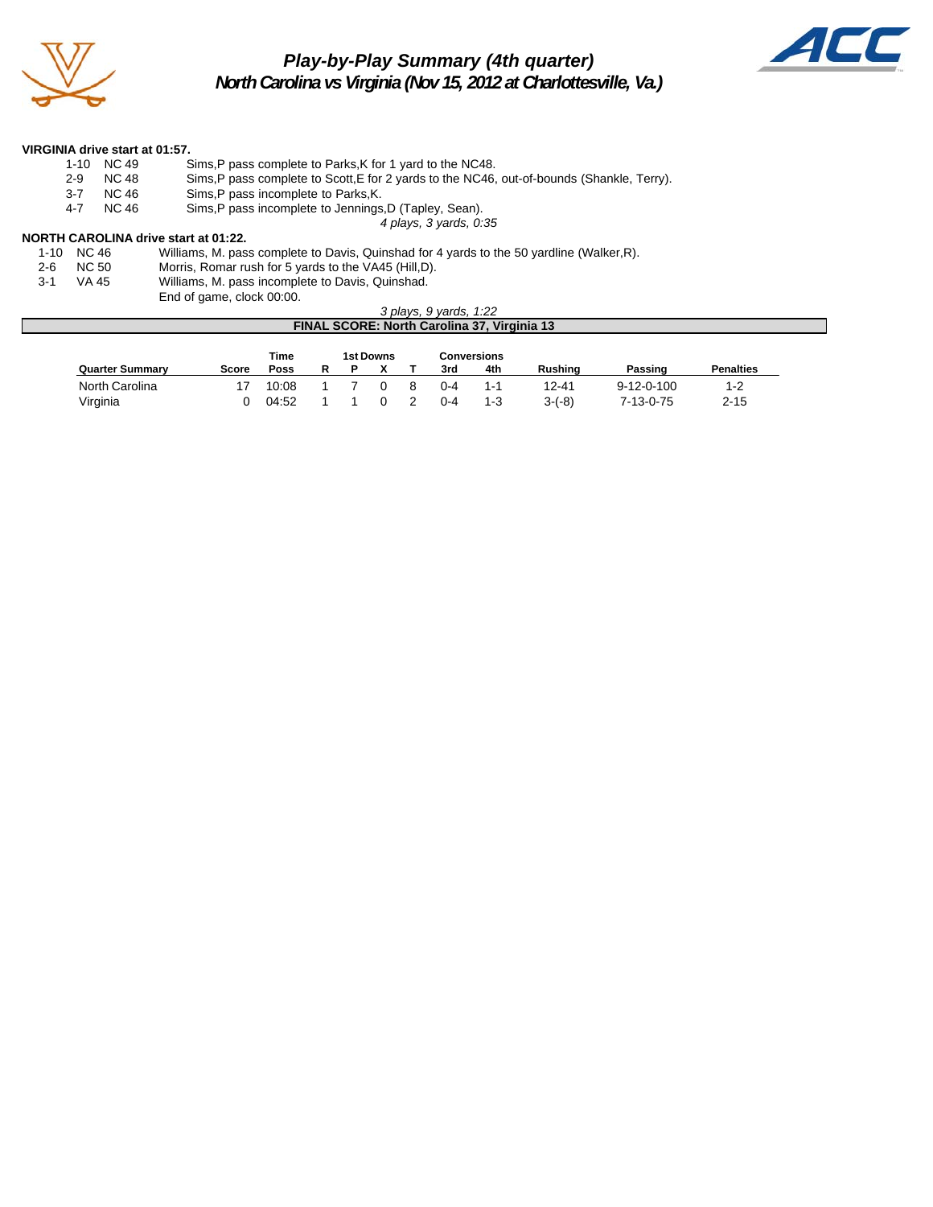# Play-by-Play Summary (4th quarter)
## North Carolina vs Virginia (Nov 15, 2012 at Charlottesville, Va.)

**VIRGINIA drive start at 01:57.**

| | | |
|---|---|---|
| 1-10 | NC 49 | Sims,P pass complete to Parks,K for 1 yard to the NC48. |
| 2-9 | NC 48 | Sims,P pass complete to Scott,E for 2 yards to the NC46, out-of-bounds (Shankle, Terry). |
| 3-7 | NC 46 | Sims,P pass incomplete to Parks,K. |
| 4-7 | NC 46 | Sims,P pass incomplete to Jennings,D (Tapley, Sean). |

*4 plays, 3 yards, 0:35*

**NORTH CAROLINA drive start at 01:22.**

| | | |
|---|---|---|
| 1-10 | NC 46 | Williams, M. pass complete to Davis, Quinshad for 4 yards to the 50 yardline (Walker,R). |
| 2-6 | NC 50 | Morris, Romar rush for 5 yards to the VA45 (Hill,D). |
| 3-1 | VA 45 | Williams, M. pass incomplete to Davis, Quinshad. |
| | | End of game, clock 00:00. |

*3 plays, 9 yards, 1:22*

**FINAL SCORE: North Carolina 37, Virginia 13**

| Quarter Summary | Score | Time Poss | 1st Downs R | P | X | T | Conversions 3rd | 4th | Rushing | Passing | Penalties |
|---|---|---|---|---|---|---|---|---|---|---|---|
| North Carolina | 17 | 10:08 | 1 | 7 | 0 | 8 | 0-4 | 1-1 | 12-41 | 9-12-0-100 | 1-2 |
| Virginia | 0 | 04:52 | 1 | 1 | 0 | 2 | 0-4 | 1-3 | 3-(-8) | 7-13-0-75 | 2-15 |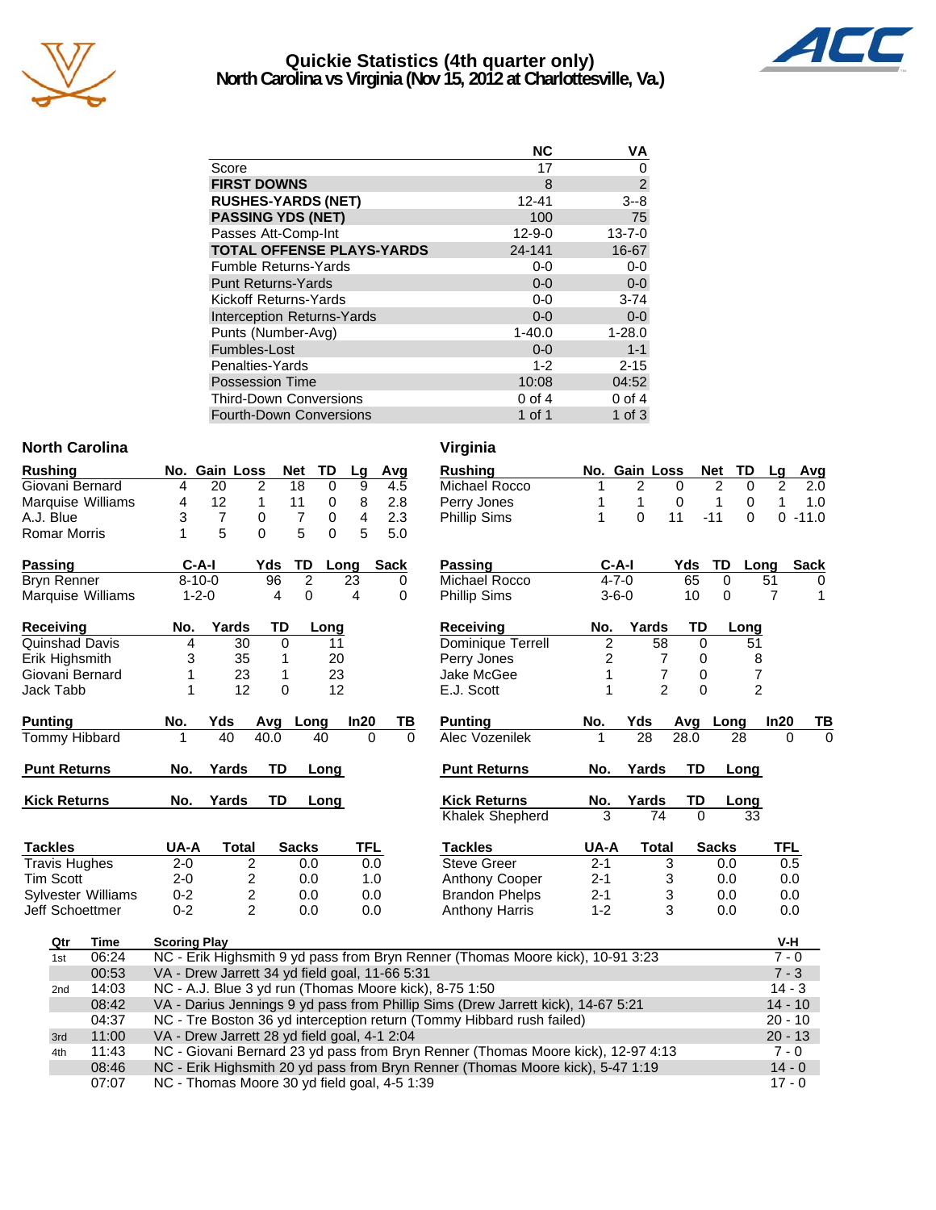# Quickie Statistics (4th quarter only)

## North Carolina vs Virginia (Nov 15, 2012 at Charlottesville, Va.)

| | NC | VA |
|---|---|---|
| Score | 17 | 0 |
| **FIRST DOWNS** | 8 | 2 |
| **RUSHES-YARDS (NET)** | 12-41 | 3--8 |
| **PASSING YDS (NET)** | 100 | 75 |
| Passes Att-Comp-Int | 12-9-0 | 13-7-0 |
| **TOTAL OFFENSE PLAYS-YARDS** | 24-141 | 16-67 |
| Fumble Returns-Yards | 0-0 | 0-0 |
| Punt Returns-Yards | 0-0 | 0-0 |
| Kickoff Returns-Yards | 0-0 | 3-74 |
| Interception Returns-Yards | 0-0 | 0-0 |
| Punts (Number-Avg) | 1-40.0 | 1-28.0 |
| Fumbles-Lost | 0-0 | 1-1 |
| Penalties-Yards | 1-2 | 2-15 |
| Possession Time | 10:08 | 04:52 |
| Third-Down Conversions | 0 of 4 | 0 of 4 |
| Fourth-Down Conversions | 1 of 1 | 1 of 3 |

### North Carolina

| Rushing | No. | Gain | Loss | Net | TD | Lg | Avg |
|---|---|---|---|---|---|---|---|
| Giovani Bernard | 4 | 20 | 2 | 18 | 0 | 9 | 4.5 |
| Marquise Williams | 4 | 12 | 1 | 11 | 0 | 8 | 2.8 |
| A.J. Blue | 3 | 7 | 0 | 7 | 0 | 4 | 2.3 |
| Romar Morris | 1 | 5 | 0 | 5 | 0 | 5 | 5.0 |

| Passing | C-A-I | Yds | TD | Long | Sack |
|---|---|---|---|---|---|
| Bryn Renner | 8-10-0 | 96 | 2 | 23 | 0 |
| Marquise Williams | 1-2-0 | 4 | 0 | 4 | 0 |

| Receiving | No. | Yards | TD | Long |
|---|---|---|---|---|
| Quinshad Davis | 4 | 30 | 0 | 11 |
| Erik Highsmith | 3 | 35 | 1 | 20 |
| Giovani Bernard | 1 | 23 | 1 | 23 |
| Jack Tabb | 1 | 12 | 0 | 12 |

| Punting | No. | Yds | Avg | Long | In20 | TB |
|---|---|---|---|---|---|---|
| Tommy Hibbard | 1 | 40 | 40.0 | 40 | 0 | 0 |

| Punt Returns | No. | Yards | TD | Long |
|---|---|---|---|---|

| Kick Returns | No. | Yards | TD | Long |
|---|---|---|---|---|

| Tackles | UA-A | Total | Sacks | TFL |
|---|---|---|---|---|
| Travis Hughes | 2-0 | 2 | 0.0 | 0.0 |
| Tim Scott | 2-0 | 2 | 0.0 | 1.0 |
| Sylvester Williams | 0-2 | 2 | 0.0 | 0.0 |
| Jeff Schoettmer | 0-2 | 2 | 0.0 | 0.0 |

### Virginia

| Rushing | No. | Gain | Loss | Net | TD | Lg | Avg |
|---|---|---|---|---|---|---|---|
| Michael Rocco | 1 | 2 | 0 | 2 | 0 | 2 | 2.0 |
| Perry Jones | 1 | 1 | 0 | 1 | 0 | 1 | 1.0 |
| Phillip Sims | 1 | 0 | 11 | -11 | 0 | 0 | -11.0 |

| Passing | C-A-I | Yds | TD | Long | Sack |
|---|---|---|---|---|---|
| Michael Rocco | 4-7-0 | 65 | 0 | 51 | 0 |
| Phillip Sims | 3-6-0 | 10 | 0 | 7 | 1 |

| Receiving | No. | Yards | TD | Long |
|---|---|---|---|---|
| Dominique Terrell | 2 | 58 | 0 | 51 |
| Perry Jones | 2 | 7 | 0 | 8 |
| Jake McGee | 1 | 7 | 0 | 7 |
| E.J. Scott | 1 | 2 | 0 | 2 |

| Punting | No. | Yds | Avg | Long | In20 | TB |
|---|---|---|---|---|---|---|
| Alec Vozenilek | 1 | 28 | 28.0 | 28 | 0 | 0 |

| Punt Returns | No. | Yards | TD | Long |
|---|---|---|---|---|

| Kick Returns | No. | Yards | TD | Long |
|---|---|---|---|---|
| Khalek Shepherd | 3 | 74 | 0 | 33 |

| Tackles | UA-A | Total | Sacks | TFL |
|---|---|---|---|---|
| Steve Greer | 2-1 | 3 | 0.0 | 0.5 |
| Anthony Cooper | 2-1 | 3 | 0.0 | 0.0 |
| Brandon Phelps | 2-1 | 3 | 0.0 | 0.0 |
| Anthony Harris | 1-2 | 3 | 0.0 | 0.0 |

### Scoring Summary

| Qtr | Time | Scoring Play | V-H |
|---|---|---|---|
| 1st | 06:24 | NC - Erik Highsmith 9 yd pass from Bryn Renner (Thomas Moore kick), 10-91 3:23 | 7 - 0 |
| | 00:53 | VA - Drew Jarrett 34 yd field goal, 11-66 5:31 | 7 - 3 |
| 2nd | 14:03 | NC - A.J. Blue 3 yd run (Thomas Moore kick), 8-75 1:50 | 14 - 3 |
| | 08:42 | VA - Darius Jennings 9 yd pass from Phillip Sims (Drew Jarrett kick), 14-67 5:21 | 14 - 10 |
| | 04:37 | NC - Tre Boston 36 yd interception return (Tommy Hibbard rush failed) | 20 - 10 |
| 3rd | 11:00 | VA - Drew Jarrett 28 yd field goal, 4-1 2:04 | 20 - 13 |
| 4th | 11:43 | NC - Giovani Bernard 23 yd pass from Bryn Renner (Thomas Moore kick), 12-97 4:13 | 7 - 0 |
| | 08:46 | NC - Erik Highsmith 20 yd pass from Bryn Renner (Thomas Moore kick), 5-47 1:19 | 14 - 0 |
| | 07:07 | NC - Thomas Moore 30 yd field goal, 4-5 1:39 | 17 - 0 |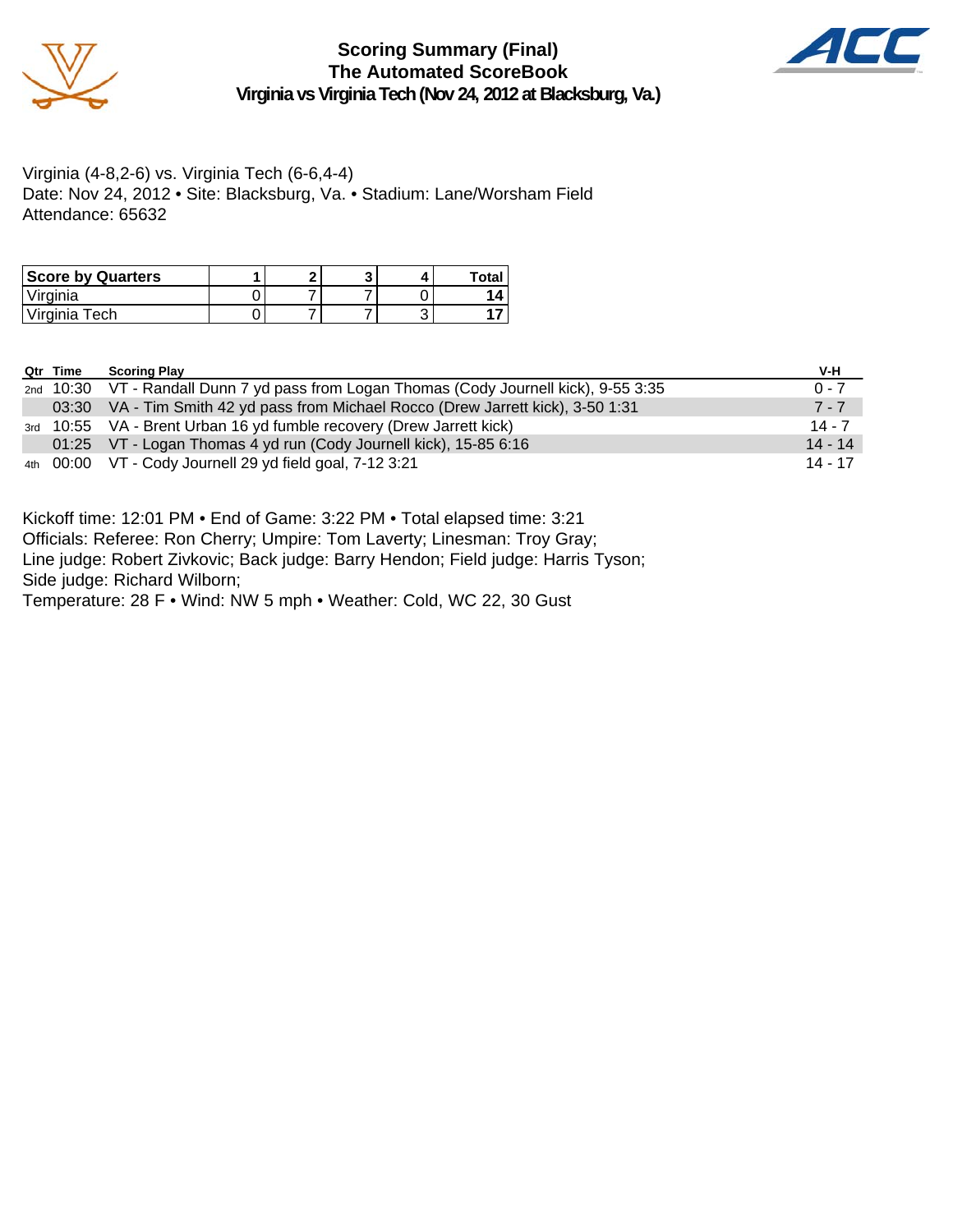# Scoring Summary (Final)
## The Automated ScoreBook
### Virginia vs Virginia Tech (Nov 24, 2012 at Blacksburg, Va.)

Virginia (4-8,2-6) vs. Virginia Tech (6-6,4-4)
Date: Nov 24, 2012 • Site: Blacksburg, Va. • Stadium: Lane/Worsham Field
Attendance: 65632

| Score by Quarters | 1 | 2 | 3 | 4 | Total |
|---|---|---|---|---|---|
| Virginia | 0 | 7 | 7 | 0 | **14** |
| Virginia Tech | 0 | 7 | 7 | 3 | **17** |

| Qtr | Time | Scoring Play | V-H |
|---|---|---|---|
| 2nd | 10:30 | VT - Randall Dunn 7 yd pass from Logan Thomas (Cody Journell kick), 9-55 3:35 | 0 - 7 |
| | 03:30 | VA - Tim Smith 42 yd pass from Michael Rocco (Drew Jarrett kick), 3-50 1:31 | 7 - 7 |
| 3rd | 10:55 | VA - Brent Urban 16 yd fumble recovery (Drew Jarrett kick) | 14 - 7 |
| | 01:25 | VT - Logan Thomas 4 yd run (Cody Journell kick), 15-85 6:16 | 14 - 14 |
| 4th | 00:00 | VT - Cody Journell 29 yd field goal, 7-12 3:21 | 14 - 17 |

Kickoff time: 12:01 PM • End of Game: 3:22 PM • Total elapsed time: 3:21
Officials: Referee: Ron Cherry; Umpire: Tom Laverty; Linesman: Troy Gray;
Line judge: Robert Zivkovic; Back judge: Barry Hendon; Field judge: Harris Tyson;
Side judge: Richard Wilborn;
Temperature: 28 F • Wind: NW 5 mph • Weather: Cold, WC 22, 30 Gust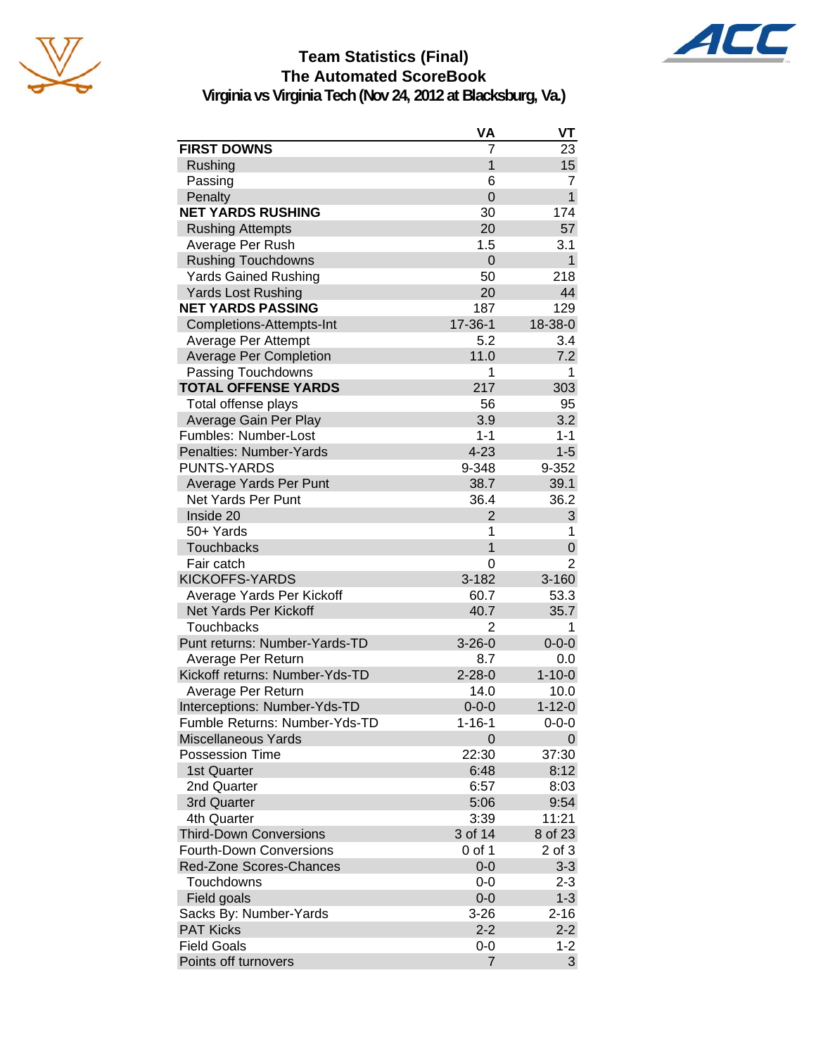# Team Statistics (Final)
## The Automated ScoreBook
### Virginia vs Virginia Tech (Nov 24, 2012 at Blacksburg, Va.)

| | VA | VT |
|---|---|---|
| **FIRST DOWNS** | 7 | 23 |
| Rushing | 1 | 15 |
| Passing | 6 | 7 |
| Penalty | 0 | 1 |
| **NET YARDS RUSHING** | 30 | 174 |
| Rushing Attempts | 20 | 57 |
| Average Per Rush | 1.5 | 3.1 |
| Rushing Touchdowns | 0 | 1 |
| Yards Gained Rushing | 50 | 218 |
| Yards Lost Rushing | 20 | 44 |
| **NET YARDS PASSING** | 187 | 129 |
| Completions-Attempts-Int | 17-36-1 | 18-38-0 |
| Average Per Attempt | 5.2 | 3.4 |
| Average Per Completion | 11.0 | 7.2 |
| Passing Touchdowns | 1 | 1 |
| **TOTAL OFFENSE YARDS** | 217 | 303 |
| Total offense plays | 56 | 95 |
| Average Gain Per Play | 3.9 | 3.2 |
| Fumbles: Number-Lost | 1-1 | 1-1 |
| Penalties: Number-Yards | 4-23 | 1-5 |
| PUNTS-YARDS | 9-348 | 9-352 |
| Average Yards Per Punt | 38.7 | 39.1 |
| Net Yards Per Punt | 36.4 | 36.2 |
| Inside 20 | 2 | 3 |
| 50+ Yards | 1 | 1 |
| Touchbacks | 1 | 0 |
| Fair catch | 0 | 2 |
| KICKOFFS-YARDS | 3-182 | 3-160 |
| Average Yards Per Kickoff | 60.7 | 53.3 |
| Net Yards Per Kickoff | 40.7 | 35.7 |
| Touchbacks | 2 | 1 |
| Punt returns: Number-Yards-TD | 3-26-0 | 0-0-0 |
| Average Per Return | 8.7 | 0.0 |
| Kickoff returns: Number-Yds-TD | 2-28-0 | 1-10-0 |
| Average Per Return | 14.0 | 10.0 |
| Interceptions: Number-Yds-TD | 0-0-0 | 1-12-0 |
| Fumble Returns: Number-Yds-TD | 1-16-1 | 0-0-0 |
| Miscellaneous Yards | 0 | 0 |
| Possession Time | 22:30 | 37:30 |
| 1st Quarter | 6:48 | 8:12 |
| 2nd Quarter | 6:57 | 8:03 |
| 3rd Quarter | 5:06 | 9:54 |
| 4th Quarter | 3:39 | 11:21 |
| Third-Down Conversions | 3 of 14 | 8 of 23 |
| Fourth-Down Conversions | 0 of 1 | 2 of 3 |
| Red-Zone Scores-Chances | 0-0 | 3-3 |
| Touchdowns | 0-0 | 2-3 |
| Field goals | 0-0 | 1-3 |
| Sacks By: Number-Yards | 3-26 | 2-16 |
| PAT Kicks | 2-2 | 2-2 |
| Field Goals | 0-0 | 1-2 |
| Points off turnovers | 7 | 3 |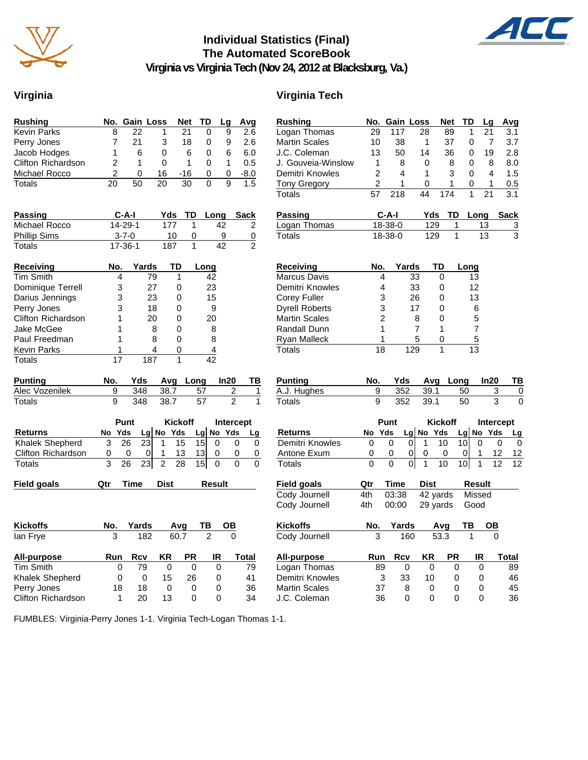# Individual Statistics (Final)
## The Automated ScoreBook
### Virginia vs Virginia Tech (Nov 24, 2012 at Blacksburg, Va.)

## Virginia

| Rushing | No. | Gain | Loss | Net | TD | Lg | Avg |
|---|---|---|---|---|---|---|---|
| Kevin Parks | 8 | 22 | 1 | 21 | 0 | 9 | 2.6 |
| Perry Jones | 7 | 21 | 3 | 18 | 0 | 9 | 2.6 |
| Jacob Hodges | 1 | 6 | 0 | 6 | 0 | 6 | 6.0 |
| Clifton Richardson | 2 | 1 | 0 | 1 | 0 | 1 | 0.5 |
| Michael Rocco | 2 | 0 | 16 | -16 | 0 | 0 | -8.0 |
| Totals | 20 | 50 | 20 | 30 | 0 | 9 | 1.5 |

| Passing | C-A-I | Yds | TD | Long | Sack |
|---|---|---|---|---|---|
| Michael Rocco | 14-29-1 | 177 | 1 | 42 | 2 |
| Phillip Sims | 3-7-0 | 10 | 0 | 9 | 0 |
| Totals | 17-36-1 | 187 | 1 | 42 | 2 |

| Receiving | No. | Yards | TD | Long |
|---|---|---|---|---|
| Tim Smith | 4 | 79 | 1 | 42 |
| Dominique Terrell | 3 | 27 | 0 | 23 |
| Darius Jennings | 3 | 23 | 0 | 15 |
| Perry Jones | 3 | 18 | 0 | 9 |
| Clifton Richardson | 1 | 20 | 0 | 20 |
| Jake McGee | 1 | 8 | 0 | 8 |
| Paul Freedman | 1 | 8 | 0 | 8 |
| Kevin Parks | 1 | 4 | 0 | 4 |
| Totals | 17 | 187 | 1 | 42 |

| Punting | No. | Yds | Avg | Long | In20 | TB |
|---|---|---|---|---|---|---|
| Alec Vozenilek | 9 | 348 | 38.7 | 57 | 2 | 1 |
| Totals | 9 | 348 | 38.7 | 57 | 2 | 1 |

| | Punt | | | Kickoff | | | Intercept | | |
|---|---|---|---|---|---|---|---|---|---|
| Returns | No | Yds | Lg | No | Yds | Lg | No | Yds | Lg |
| Khalek Shepherd | 3 | 26 | 23 | 1 | 15 | 15 | 0 | 0 | 0 |
| Clifton Richardson | 0 | 0 | 0 | 1 | 13 | 13 | 0 | 0 | 0 |
| Totals | 3 | 26 | 23 | 2 | 28 | 15 | 0 | 0 | 0 |

| Field goals | Qtr | Time | Dist | Result |
|---|---|---|---|---|

| Kickoffs | No. | Yards | Avg | TB | OB |
|---|---|---|---|---|---|
| Ian Frye | 3 | 182 | 60.7 | 2 | 0 |

| All-purpose | Run | Rcv | KR | PR | IR | Total |
|---|---|---|---|---|---|---|
| Tim Smith | 0 | 79 | 0 | 0 | 0 | 79 |
| Khalek Shepherd | 0 | 0 | 15 | 26 | 0 | 41 |
| Perry Jones | 18 | 18 | 0 | 0 | 0 | 36 |
| Clifton Richardson | 1 | 20 | 13 | 0 | 0 | 34 |

## Virginia Tech

| Rushing | No. | Gain | Loss | Net | TD | Lg | Avg |
|---|---|---|---|---|---|---|---|
| Logan Thomas | 29 | 117 | 28 | 89 | 1 | 21 | 3.1 |
| Martin Scales | 10 | 38 | 1 | 37 | 0 | 7 | 3.7 |
| J.C. Coleman | 13 | 50 | 14 | 36 | 0 | 19 | 2.8 |
| J. Gouveia-Winslow | 1 | 8 | 0 | 8 | 0 | 8 | 8.0 |
| Demitri Knowles | 2 | 4 | 1 | 3 | 0 | 4 | 1.5 |
| Tony Gregory | 2 | 1 | 0 | 1 | 0 | 1 | 0.5 |
| Totals | 57 | 218 | 44 | 174 | 1 | 21 | 3.1 |

| Passing | C-A-I | Yds | TD | Long | Sack |
|---|---|---|---|---|---|
| Logan Thomas | 18-38-0 | 129 | 1 | 13 | 3 |
| Totals | 18-38-0 | 129 | 1 | 13 | 3 |

| Receiving | No. | Yards | TD | Long |
|---|---|---|---|---|
| Marcus Davis | 4 | 33 | 0 | 13 |
| Demitri Knowles | 4 | 33 | 0 | 12 |
| Corey Fuller | 3 | 26 | 0 | 13 |
| Dyrell Roberts | 3 | 17 | 0 | 6 |
| Martin Scales | 2 | 8 | 0 | 5 |
| Randall Dunn | 1 | 7 | 1 | 7 |
| Ryan Malleck | 1 | 5 | 0 | 5 |
| Totals | 18 | 129 | 1 | 13 |

| Punting | No. | Yds | Avg | Long | In20 | TB |
|---|---|---|---|---|---|---|
| A.J. Hughes | 9 | 352 | 39.1 | 50 | 3 | 0 |
| Totals | 9 | 352 | 39.1 | 50 | 3 | 0 |

| | Punt | | | Kickoff | | | Intercept | | |
|---|---|---|---|---|---|---|---|---|---|
| Returns | No | Yds | Lg | No | Yds | Lg | No | Yds | Lg |
| Demitri Knowles | 0 | 0 | 0 | 1 | 10 | 10 | 0 | 0 | 0 |
| Antone Exum | 0 | 0 | 0 | 0 | 0 | 0 | 1 | 12 | 12 |
| Totals | 0 | 0 | 0 | 1 | 10 | 10 | 1 | 12 | 12 |

| Field goals | Qtr | Time | Dist | Result |
|---|---|---|---|---|
| Cody Journell | 4th | 03:38 | 42 yards | Missed |
| Cody Journell | 4th | 00:00 | 29 yards | Good |

| Kickoffs | No. | Yards | Avg | TB | OB |
|---|---|---|---|---|---|
| Cody Journell | 3 | 160 | 53.3 | 1 | 0 |

| All-purpose | Run | Rcv | KR | PR | IR | Total |
|---|---|---|---|---|---|---|
| Logan Thomas | 89 | 0 | 0 | 0 | 0 | 89 |
| Demitri Knowles | 3 | 33 | 10 | 0 | 0 | 46 |
| Martin Scales | 37 | 8 | 0 | 0 | 0 | 45 |
| J.C. Coleman | 36 | 0 | 0 | 0 | 0 | 36 |

FUMBLES: Virginia-Perry Jones 1-1. Virginia Tech-Logan Thomas 1-1.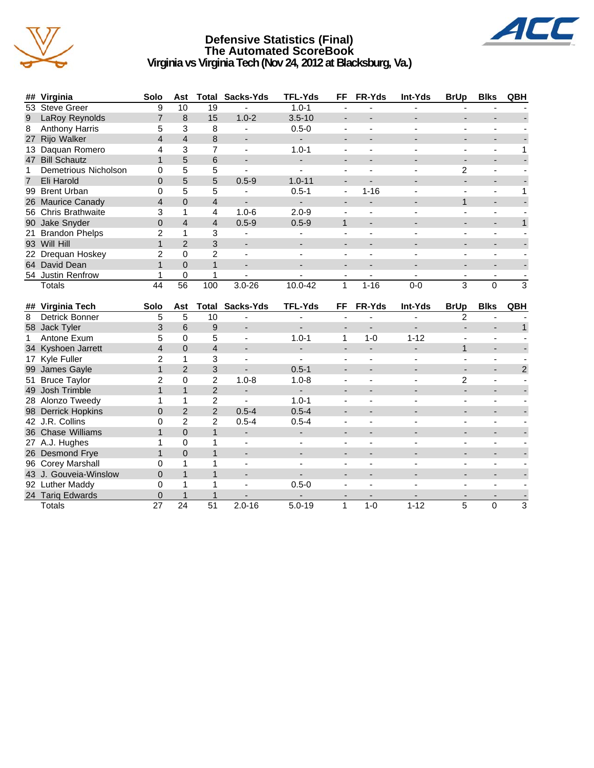# Defensive Statistics (Final)
## The Automated ScoreBook
### Virginia vs Virginia Tech (Nov 24, 2012 at Blacksburg, Va.)

| ## | Virginia | Solo | Ast | Total | Sacks-Yds | TFL-Yds | FF | FR-Yds | Int-Yds | BrUp | Blks | QBH |
|---|---|---|---|---|---|---|---|---|---|---|---|---|
| 53 | Steve Greer | 9 | 10 | 19 | - | 1.0-1 | - | - | - | - | - | - |
| 9 | LaRoy Reynolds | 7 | 8 | 15 | 1.0-2 | 3.5-10 | - | - | - | - | - | - |
| 8 | Anthony Harris | 5 | 3 | 8 | - | 0.5-0 | - | - | - | - | - | - |
| 27 | Rijo Walker | 4 | 4 | 8 | - | - | - | - | - | - | - | - |
| 13 | Daquan Romero | 4 | 3 | 7 | - | 1.0-1 | - | - | - | - | - | 1 |
| 47 | Bill Schautz | 1 | 5 | 6 | - | - | - | - | - | - | - | - |
| 1 | Demetrious Nicholson | 0 | 5 | 5 | - | - | - | - | - | 2 | - | - |
| 7 | Eli Harold | 0 | 5 | 5 | 0.5-9 | 1.0-11 | - | - | - | - | - | - |
| 99 | Brent Urban | 0 | 5 | 5 | - | 0.5-1 | - | 1-16 | - | - | - | 1 |
| 26 | Maurice Canady | 4 | 0 | 4 | - | - | - | - | - | 1 | - | - |
| 56 | Chris Brathwaite | 3 | 1 | 4 | 1.0-6 | 2.0-9 | - | - | - | - | - | - |
| 90 | Jake Snyder | 0 | 4 | 4 | 0.5-9 | 0.5-9 | 1 | - | - | - | - | 1 |
| 21 | Brandon Phelps | 2 | 1 | 3 | - | - | - | - | - | - | - | - |
| 93 | Will Hill | 1 | 2 | 3 | - | - | - | - | - | - | - | - |
| 22 | Drequan Hoskey | 2 | 0 | 2 | - | - | - | - | - | - | - | - |
| 64 | David Dean | 1 | 0 | 1 | - | - | - | - | - | - | - | - |
| 54 | Justin Renfrow | 1 | 0 | 1 | - | - | - | - | - | - | - | - |
| | Totals | 44 | 56 | 100 | 3.0-26 | 10.0-42 | 1 | 1-16 | 0-0 | 3 | 0 | 3 |

| ## | Virginia Tech | Solo | Ast | Total | Sacks-Yds | TFL-Yds | FF | FR-Yds | Int-Yds | BrUp | Blks | QBH |
|---|---|---|---|---|---|---|---|---|---|---|---|---|
| 8 | Detrick Bonner | 5 | 5 | 10 | - | - | - | - | - | 2 | - | - |
| 58 | Jack Tyler | 3 | 6 | 9 | - | - | - | - | - | - | - | 1 |
| 1 | Antone Exum | 5 | 0 | 5 | - | 1.0-1 | 1 | 1-0 | 1-12 | - | - | - |
| 34 | Kyshoen Jarrett | 4 | 0 | 4 | - | - | - | - | - | 1 | - | - |
| 17 | Kyle Fuller | 2 | 1 | 3 | - | - | - | - | - | - | - | - |
| 99 | James Gayle | 1 | 2 | 3 | - | 0.5-1 | - | - | - | - | - | 2 |
| 51 | Bruce Taylor | 2 | 0 | 2 | 1.0-8 | 1.0-8 | - | - | - | 2 | - | - |
| 49 | Josh Trimble | 1 | 1 | 2 | - | - | - | - | - | - | - | - |
| 28 | Alonzo Tweedy | 1 | 1 | 2 | - | 1.0-1 | - | - | - | - | - | - |
| 98 | Derrick Hopkins | 0 | 2 | 2 | 0.5-4 | 0.5-4 | - | - | - | - | - | - |
| 42 | J.R. Collins | 0 | 2 | 2 | 0.5-4 | 0.5-4 | - | - | - | - | - | - |
| 36 | Chase Williams | 1 | 0 | 1 | - | - | - | - | - | - | - | - |
| 27 | A.J. Hughes | 1 | 0 | 1 | - | - | - | - | - | - | - | - |
| 26 | Desmond Frye | 1 | 0 | 1 | - | - | - | - | - | - | - | - |
| 96 | Corey Marshall | 0 | 1 | 1 | - | - | - | - | - | - | - | - |
| 43 | J. Gouveia-Winslow | 0 | 1 | 1 | - | - | - | - | - | - | - | - |
| 92 | Luther Maddy | 0 | 1 | 1 | - | 0.5-0 | - | - | - | - | - | - |
| 24 | Tariq Edwards | 0 | 1 | 1 | - | - | - | - | - | - | - | - |
| | Totals | 27 | 24 | 51 | 2.0-16 | 5.0-19 | 1 | 1-0 | 1-12 | 5 | 0 | 3 |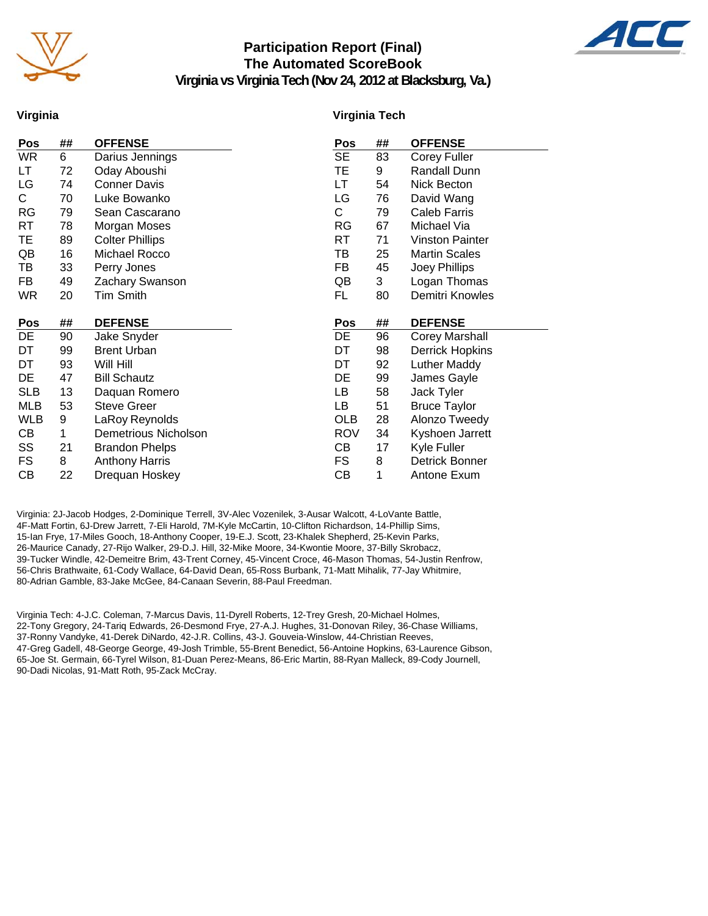# Participation Report (Final)
## The Automated ScoreBook
### Virginia vs Virginia Tech (Nov 24, 2012 at Blacksburg, Va.)

## Virginia

| Pos | ## | OFFENSE |
|---|---|---|
| WR | 6 | Darius Jennings |
| LT | 72 | Oday Aboushi |
| LG | 74 | Conner Davis |
| C | 70 | Luke Bowanko |
| RG | 79 | Sean Cascarano |
| RT | 78 | Morgan Moses |
| TE | 89 | Colter Phillips |
| QB | 16 | Michael Rocco |
| TB | 33 | Perry Jones |
| FB | 49 | Zachary Swanson |
| WR | 20 | Tim Smith |

| Pos | ## | DEFENSE |
|---|---|---|
| DE | 90 | Jake Snyder |
| DT | 99 | Brent Urban |
| DT | 93 | Will Hill |
| DE | 47 | Bill Schautz |
| SLB | 13 | Daquan Romero |
| MLB | 53 | Steve Greer |
| WLB | 9 | LaRoy Reynolds |
| CB | 1 | Demetrious Nicholson |
| SS | 21 | Brandon Phelps |
| FS | 8 | Anthony Harris |
| CB | 22 | Drequan Hoskey |

## Virginia Tech

| Pos | ## | OFFENSE |
|---|---|---|
| SE | 83 | Corey Fuller |
| TE | 9 | Randall Dunn |
| LT | 54 | Nick Becton |
| LG | 76 | David Wang |
| C | 79 | Caleb Farris |
| RG | 67 | Michael Via |
| RT | 71 | Vinston Painter |
| TB | 25 | Martin Scales |
| FB | 45 | Joey Phillips |
| QB | 3 | Logan Thomas |
| FL | 80 | Demitri Knowles |

| Pos | ## | DEFENSE |
|---|---|---|
| DE | 96 | Corey Marshall |
| DT | 98 | Derrick Hopkins |
| DT | 92 | Luther Maddy |
| DE | 99 | James Gayle |
| LB | 58 | Jack Tyler |
| LB | 51 | Bruce Taylor |
| OLB | 28 | Alonzo Tweedy |
| ROV | 34 | Kyshoen Jarrett |
| CB | 17 | Kyle Fuller |
| FS | 8 | Detrick Bonner |
| CB | 1 | Antone Exum |

Virginia: 2J-Jacob Hodges, 2-Dominique Terrell, 3V-Alec Vozenilek, 3-Ausar Walcott, 4-LoVante Battle, 4F-Matt Fortin, 6J-Drew Jarrett, 7-Eli Harold, 7M-Kyle McCartin, 10-Clifton Richardson, 14-Phillip Sims, 15-Ian Frye, 17-Miles Gooch, 18-Anthony Cooper, 19-E.J. Scott, 23-Khalek Shepherd, 25-Kevin Parks, 26-Maurice Canady, 27-Rijo Walker, 29-D.J. Hill, 32-Mike Moore, 34-Kwontie Moore, 37-Billy Skrobacz, 39-Tucker Windle, 42-Demeitre Brim, 43-Trent Corney, 45-Vincent Croce, 46-Mason Thomas, 54-Justin Renfrow, 56-Chris Brathwaite, 61-Cody Wallace, 64-David Dean, 65-Ross Burbank, 71-Matt Mihalik, 77-Jay Whitmire, 80-Adrian Gamble, 83-Jake McGee, 84-Canaan Severin, 88-Paul Freedman.

Virginia Tech: 4-J.C. Coleman, 7-Marcus Davis, 11-Dyrell Roberts, 12-Trey Gresh, 20-Michael Holmes, 22-Tony Gregory, 24-Tariq Edwards, 26-Desmond Frye, 27-A.J. Hughes, 31-Donovan Riley, 36-Chase Williams, 37-Ronny Vandyke, 41-Derek DiNardo, 42-J.R. Collins, 43-J. Gouveia-Winslow, 44-Christian Reeves, 47-Greg Gadell, 48-George George, 49-Josh Trimble, 55-Brent Benedict, 56-Antoine Hopkins, 63-Laurence Gibson, 65-Joe St. Germain, 66-Tyrel Wilson, 81-Duan Perez-Means, 86-Eric Martin, 88-Ryan Malleck, 89-Cody Journell, 90-Dadi Nicolas, 91-Matt Roth, 95-Zack McCray.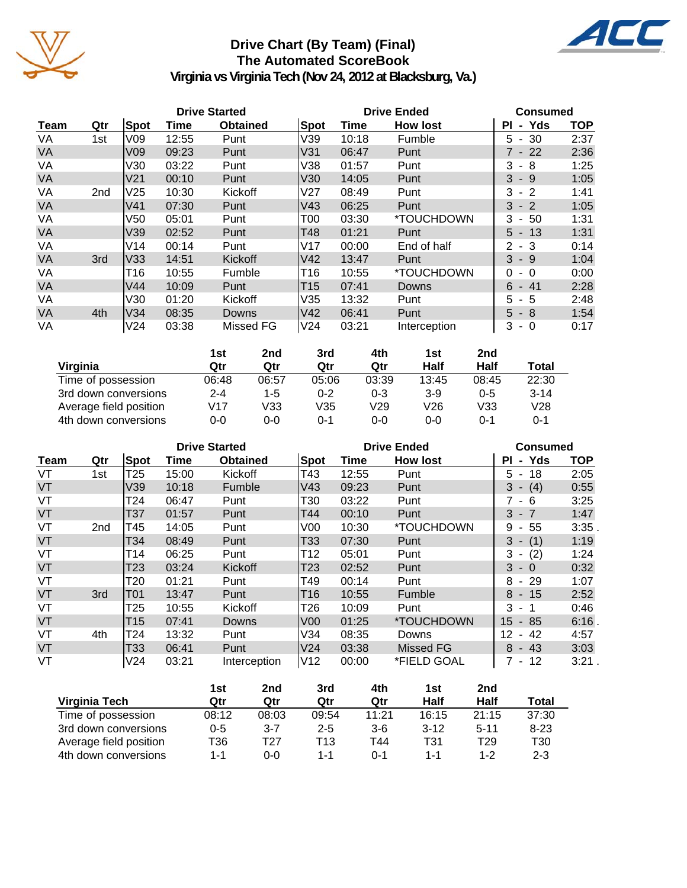# Drive Chart (By Team) (Final)
## The Automated ScoreBook
## Virginia vs Virginia Tech (Nov 24, 2012 at Blacksburg, Va.)

| | | Drive Started | | | Drive Ended | | | Consumed | |
|---|---|---|---|---|---|---|---|---|---|
| Team | Qtr | Spot | Time | Obtained | Spot | Time | How lost | Pl - Yds | TOP |
| VA | 1st | V09 | 12:55 | Punt | V39 | 10:18 | Fumble | 5 - 30 | 2:37 |
| VA | | V09 | 09:23 | Punt | V31 | 06:47 | Punt | 7 - 22 | 2:36 |
| VA | | V30 | 03:22 | Punt | V38 | 01:57 | Punt | 3 - 8 | 1:25 |
| VA | | V21 | 00:10 | Punt | V30 | 14:05 | Punt | 3 - 9 | 1:05 |
| VA | 2nd | V25 | 10:30 | Kickoff | V27 | 08:49 | Punt | 3 - 2 | 1:41 |
| VA | | V41 | 07:30 | Punt | V43 | 06:25 | Punt | 3 - 2 | 1:05 |
| VA | | V50 | 05:01 | Punt | T00 | 03:30 | *TOUCHDOWN | 3 - 50 | 1:31 |
| VA | | V39 | 02:52 | Punt | T48 | 01:21 | Punt | 5 - 13 | 1:31 |
| VA | | V14 | 00:14 | Punt | V17 | 00:00 | End of half | 2 - 3 | 0:14 |
| VA | 3rd | V33 | 14:51 | Kickoff | V42 | 13:47 | Punt | 3 - 9 | 1:04 |
| VA | | T16 | 10:55 | Fumble | T16 | 10:55 | *TOUCHDOWN | 0 - 0 | 0:00 |
| VA | | V44 | 10:09 | Punt | T15 | 07:41 | Downs | 6 - 41 | 2:28 |
| VA | | V30 | 01:20 | Kickoff | V35 | 13:32 | Punt | 5 - 5 | 2:48 |
| VA | 4th | V34 | 08:35 | Downs | V42 | 06:41 | Punt | 5 - 8 | 1:54 |
| VA | | V24 | 03:38 | Missed FG | V24 | 03:21 | Interception | 3 - 0 | 0:17 |

| Virginia | 1st Qtr | 2nd Qtr | 3rd Qtr | 4th Qtr | 1st Half | 2nd Half | Total |
|---|---|---|---|---|---|---|---|
| Time of possession | 06:48 | 06:57 | 05:06 | 03:39 | 13:45 | 08:45 | 22:30 |
| 3rd down conversions | 2-4 | 1-5 | 0-2 | 0-3 | 3-9 | 0-5 | 3-14 |
| Average field position | V17 | V33 | V35 | V29 | V26 | V33 | V28 |
| 4th down conversions | 0-0 | 0-0 | 0-1 | 0-0 | 0-0 | 0-1 | 0-1 |

| | | Drive Started | | | Drive Ended | | | Consumed | |
|---|---|---|---|---|---|---|---|---|---|
| Team | Qtr | Spot | Time | Obtained | Spot | Time | How lost | Pl - Yds | TOP |
| VT | 1st | T25 | 15:00 | Kickoff | T43 | 12:55 | Punt | 5 - 18 | 2:05 |
| VT | | V39 | 10:18 | Fumble | V43 | 09:23 | Punt | 3 - (4) | 0:55 |
| VT | | T24 | 06:47 | Punt | T30 | 03:22 | Punt | 7 - 6 | 3:25 |
| VT | | T37 | 01:57 | Punt | T44 | 00:10 | Punt | 3 - 7 | 1:47 |
| VT | 2nd | T45 | 14:05 | Punt | V00 | 10:30 | *TOUCHDOWN | 9 - 55 | 3:35 . |
| VT | | T34 | 08:49 | Punt | T33 | 07:30 | Punt | 3 - (1) | 1:19 |
| VT | | T14 | 06:25 | Punt | T12 | 05:01 | Punt | 3 - (2) | 1:24 |
| VT | | T23 | 03:24 | Kickoff | T23 | 02:52 | Punt | 3 - 0 | 0:32 |
| VT | | T20 | 01:21 | Punt | T49 | 00:14 | Punt | 8 - 29 | 1:07 |
| VT | 3rd | T01 | 13:47 | Punt | T16 | 10:55 | Fumble | 8 - 15 | 2:52 |
| VT | | T25 | 10:55 | Kickoff | T26 | 10:09 | Punt | 3 - 1 | 0:46 |
| VT | | T15 | 07:41 | Downs | V00 | 01:25 | *TOUCHDOWN | 15 - 85 | 6:16 . |
| VT | 4th | T24 | 13:32 | Punt | V34 | 08:35 | Downs | 12 - 42 | 4:57 |
| VT | | T33 | 06:41 | Punt | V24 | 03:38 | Missed FG | 8 - 43 | 3:03 |
| VT | | V24 | 03:21 | Interception | V12 | 00:00 | *FIELD GOAL | 7 - 12 | 3:21 . |

| Virginia Tech | 1st Qtr | 2nd Qtr | 3rd Qtr | 4th Qtr | 1st Half | 2nd Half | Total |
|---|---|---|---|---|---|---|---|
| Time of possession | 08:12 | 08:03 | 09:54 | 11:21 | 16:15 | 21:15 | 37:30 |
| 3rd down conversions | 0-5 | 3-7 | 2-5 | 3-6 | 3-12 | 5-11 | 8-23 |
| Average field position | T36 | T27 | T13 | T44 | T31 | T29 | T30 |
| 4th down conversions | 1-1 | 0-0 | 1-1 | 0-1 | 1-1 | 1-2 | 2-3 |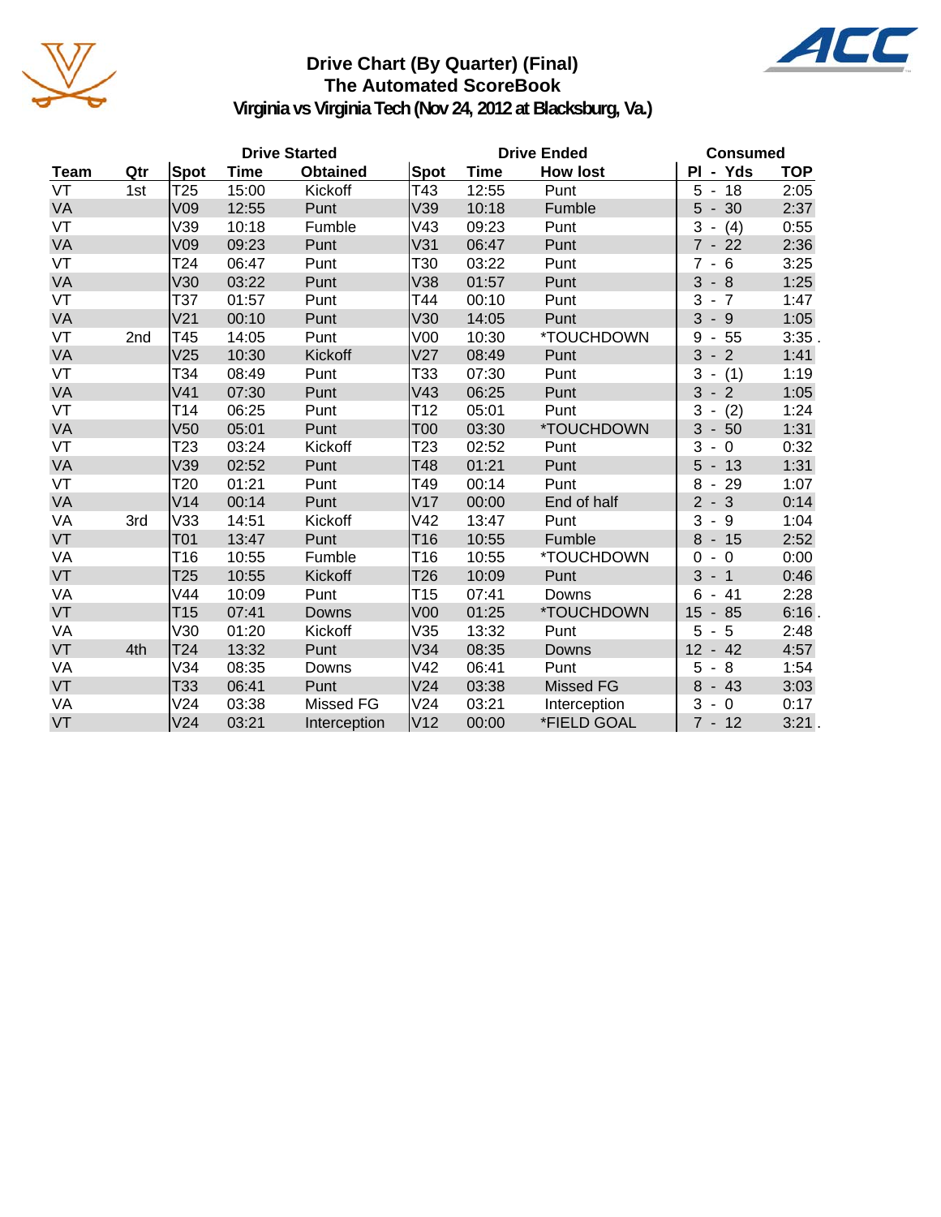# Drive Chart (By Quarter) (Final)
## The Automated ScoreBook
### Virginia vs Virginia Tech (Nov 24, 2012 at Blacksburg, Va.)

| | | Drive Started | | | Drive Ended | | | Consumed | |
|---|---|---|---|---|---|---|---|---|---|
| **Team** | **Qtr** | **Spot** | **Time** | **Obtained** | **Spot** | **Time** | **How lost** | **Pl - Yds** | **TOP** |
| VT | 1st | T25 | 15:00 | Kickoff | T43 | 12:55 | Punt | 5 - 18 | 2:05 |
| VA | | V09 | 12:55 | Punt | V39 | 10:18 | Fumble | 5 - 30 | 2:37 |
| VT | | V39 | 10:18 | Fumble | V43 | 09:23 | Punt | 3 - (4) | 0:55 |
| VA | | V09 | 09:23 | Punt | V31 | 06:47 | Punt | 7 - 22 | 2:36 |
| VT | | T24 | 06:47 | Punt | T30 | 03:22 | Punt | 7 - 6 | 3:25 |
| VA | | V30 | 03:22 | Punt | V38 | 01:57 | Punt | 3 - 8 | 1:25 |
| VT | | T37 | 01:57 | Punt | T44 | 00:10 | Punt | 3 - 7 | 1:47 |
| VA | | V21 | 00:10 | Punt | V30 | 14:05 | Punt | 3 - 9 | 1:05 |
| VT | 2nd | T45 | 14:05 | Punt | V00 | 10:30 | *TOUCHDOWN | 9 - 55 | 3:35 . |
| VA | | V25 | 10:30 | Kickoff | V27 | 08:49 | Punt | 3 - 2 | 1:41 |
| VT | | T34 | 08:49 | Punt | T33 | 07:30 | Punt | 3 - (1) | 1:19 |
| VA | | V41 | 07:30 | Punt | V43 | 06:25 | Punt | 3 - 2 | 1:05 |
| VT | | T14 | 06:25 | Punt | T12 | 05:01 | Punt | 3 - (2) | 1:24 |
| VA | | V50 | 05:01 | Punt | T00 | 03:30 | *TOUCHDOWN | 3 - 50 | 1:31 |
| VT | | T23 | 03:24 | Kickoff | T23 | 02:52 | Punt | 3 - 0 | 0:32 |
| VA | | V39 | 02:52 | Punt | T48 | 01:21 | Punt | 5 - 13 | 1:31 |
| VT | | T20 | 01:21 | Punt | T49 | 00:14 | Punt | 8 - 29 | 1:07 |
| VA | | V14 | 00:14 | Punt | V17 | 00:00 | End of half | 2 - 3 | 0:14 |
| VA | 3rd | V33 | 14:51 | Kickoff | V42 | 13:47 | Punt | 3 - 9 | 1:04 |
| VT | | T01 | 13:47 | Punt | T16 | 10:55 | Fumble | 8 - 15 | 2:52 |
| VA | | T16 | 10:55 | Fumble | T16 | 10:55 | *TOUCHDOWN | 0 - 0 | 0:00 |
| VT | | T25 | 10:55 | Kickoff | T26 | 10:09 | Punt | 3 - 1 | 0:46 |
| VA | | V44 | 10:09 | Punt | T15 | 07:41 | Downs | 6 - 41 | 2:28 |
| VT | | T15 | 07:41 | Downs | V00 | 01:25 | *TOUCHDOWN | 15 - 85 | 6:16 . |
| VA | | V30 | 01:20 | Kickoff | V35 | 13:32 | Punt | 5 - 5 | 2:48 |
| VT | 4th | T24 | 13:32 | Punt | V34 | 08:35 | Downs | 12 - 42 | 4:57 |
| VA | | V34 | 08:35 | Downs | V42 | 06:41 | Punt | 5 - 8 | 1:54 |
| VT | | T33 | 06:41 | Punt | V24 | 03:38 | Missed FG | 8 - 43 | 3:03 |
| VA | | V24 | 03:38 | Missed FG | V24 | 03:21 | Interception | 3 - 0 | 0:17 |
| VT | | V24 | 03:21 | Interception | V12 | 00:00 | *FIELD GOAL | 7 - 12 | 3:21 . |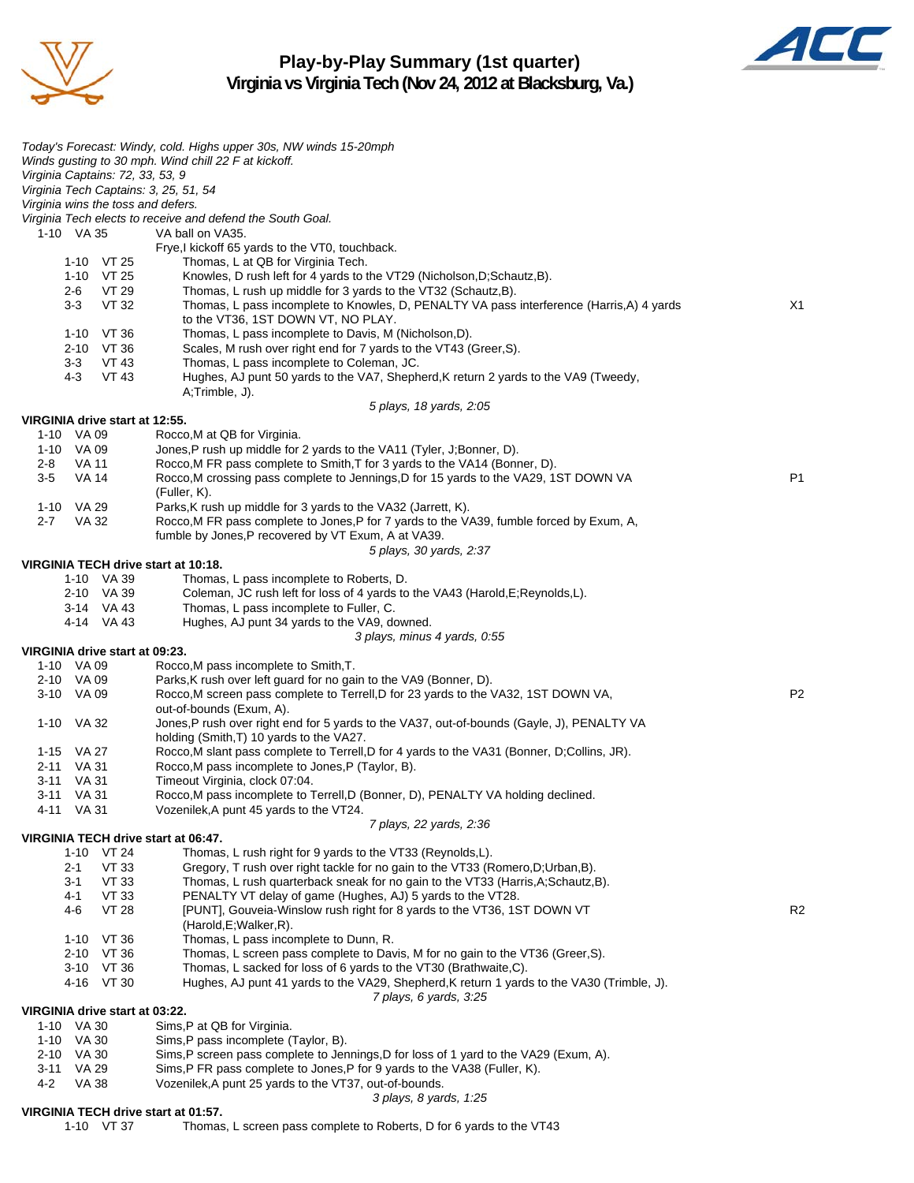# Play-by-Play Summary (1st quarter)
## Virginia vs Virginia Tech (Nov 24, 2012 at Blacksburg, Va.)

*Today's Forecast: Windy, cold. Highs upper 30s, NW winds 15-20mph*
*Winds gusting to 30 mph. Wind chill 22 F at kickoff.*
*Virginia Captains: 72, 33, 53, 9*
*Virginia Tech Captains: 3, 25, 51, 54*
*Virginia wins the toss and defers.*
*Virginia Tech elects to receive and defend the South Goal.*

| Down | Spot | Play | |
|---|---|---|---|
| 1-10 | VA 35 | VA ball on VA35. | |
| | | Frye,I kickoff 65 yards to the VT0, touchback. | |
| 1-10 | VT 25 | Thomas, L at QB for Virginia Tech. | |
| 1-10 | VT 25 | Knowles, D rush left for 4 yards to the VT29 (Nicholson,D;Schautz,B). | |
| 2-6 | VT 29 | Thomas, L rush up middle for 3 yards to the VT32 (Schautz,B). | |
| 3-3 | VT 32 | Thomas, L pass incomplete to Knowles, D, PENALTY VA pass interference (Harris,A) 4 yards to the VT36, 1ST DOWN VT, NO PLAY. | X1 |
| 1-10 | VT 36 | Thomas, L pass incomplete to Davis, M (Nicholson,D). | |
| 2-10 | VT 36 | Scales, M rush over right end for 7 yards to the VT43 (Greer,S). | |
| 3-3 | VT 43 | Thomas, L pass incomplete to Coleman, JC. | |
| 4-3 | VT 43 | Hughes, AJ punt 50 yards to the VA7, Shepherd,K return 2 yards to the VA9 (Tweedy, A;Trimble, J). | |
| | | *5 plays, 18 yards, 2:05* | |

**VIRGINIA drive start at 12:55.**

| Down | Spot | Play | |
|---|---|---|---|
| 1-10 | VA 09 | Rocco,M at QB for Virginia. | |
| 1-10 | VA 09 | Jones,P rush up middle for 2 yards to the VA11 (Tyler, J;Bonner, D). | |
| 2-8 | VA 11 | Rocco,M FR pass complete to Smith,T for 3 yards to the VA14 (Bonner, D). | |
| 3-5 | VA 14 | Rocco,M crossing pass complete to Jennings,D for 15 yards to the VA29, 1ST DOWN VA (Fuller, K). | P1 |
| 1-10 | VA 29 | Parks,K rush up middle for 3 yards to the VA32 (Jarrett, K). | |
| 2-7 | VA 32 | Rocco,M FR pass complete to Jones,P for 7 yards to the VA39, fumble forced by Exum, A, fumble by Jones,P recovered by VT Exum, A at VA39. | |
| | | *5 plays, 30 yards, 2:37* | |

**VIRGINIA TECH drive start at 10:18.**

| Down | Spot | Play | |
|---|---|---|---|
| 1-10 | VA 39 | Thomas, L pass incomplete to Roberts, D. | |
| 2-10 | VA 39 | Coleman, JC rush left for loss of 4 yards to the VA43 (Harold,E;Reynolds,L). | |
| 3-14 | VA 43 | Thomas, L pass incomplete to Fuller, C. | |
| 4-14 | VA 43 | Hughes, AJ punt 34 yards to the VA9, downed. | |
| | | *3 plays, minus 4 yards, 0:55* | |

**VIRGINIA drive start at 09:23.**

| Down | Spot | Play | |
|---|---|---|---|
| 1-10 | VA 09 | Rocco,M pass incomplete to Smith,T. | |
| 2-10 | VA 09 | Parks,K rush over left guard for no gain to the VA9 (Bonner, D). | |
| 3-10 | VA 09 | Rocco,M screen pass complete to Terrell,D for 23 yards to the VA32, 1ST DOWN VA, out-of-bounds (Exum, A). | P2 |
| 1-10 | VA 32 | Jones,P rush over right end for 5 yards to the VA37, out-of-bounds (Gayle, J), PENALTY VA holding (Smith,T) 10 yards to the VA27. | |
| 1-15 | VA 27 | Rocco,M slant pass complete to Terrell,D for 4 yards to the VA31 (Bonner, D;Collins, JR). | |
| 2-11 | VA 31 | Rocco,M pass incomplete to Jones,P (Taylor, B). | |
| 3-11 | VA 31 | Timeout Virginia, clock 07:04. | |
| 3-11 | VA 31 | Rocco,M pass incomplete to Terrell,D (Bonner, D), PENALTY VA holding declined. | |
| 4-11 | VA 31 | Vozenilek,A punt 45 yards to the VT24. | |
| | | *7 plays, 22 yards, 2:36* | |

**VIRGINIA TECH drive start at 06:47.**

| Down | Spot | Play | |
|---|---|---|---|
| 1-10 | VT 24 | Thomas, L rush right for 9 yards to the VT33 (Reynolds,L). | |
| 2-1 | VT 33 | Gregory, T rush over right tackle for no gain to the VT33 (Romero,D;Urban,B). | |
| 3-1 | VT 33 | Thomas, L rush quarterback sneak for no gain to the VT33 (Harris,A;Schautz,B). | |
| 4-1 | VT 33 | PENALTY VT delay of game (Hughes, AJ) 5 yards to the VT28. | |
| 4-6 | VT 28 | [PUNT], Gouveia-Winslow rush right for 8 yards to the VT36, 1ST DOWN VT (Harold,E;Walker,R). | R2 |
| 1-10 | VT 36 | Thomas, L pass incomplete to Dunn, R. | |
| 2-10 | VT 36 | Thomas, L screen pass complete to Davis, M for no gain to the VT36 (Greer,S). | |
| 3-10 | VT 36 | Thomas, L sacked for loss of 6 yards to the VT30 (Brathwaite,C). | |
| 4-16 | VT 30 | Hughes, AJ punt 41 yards to the VA29, Shepherd,K return 1 yards to the VA30 (Trimble, J). | |
| | | *7 plays, 6 yards, 3:25* | |

**VIRGINIA drive start at 03:22.**

| Down | Spot | Play | |
|---|---|---|---|
| 1-10 | VA 30 | Sims,P at QB for Virginia. | |
| 1-10 | VA 30 | Sims,P pass incomplete (Taylor, B). | |
| 2-10 | VA 30 | Sims,P screen pass complete to Jennings,D for loss of 1 yard to the VA29 (Exum, A). | |
| 3-11 | VA 29 | Sims,P FR pass complete to Jones,P for 9 yards to the VA38 (Fuller, K). | |
| 4-2 | VA 38 | Vozenilek,A punt 25 yards to the VT37, out-of-bounds. | |
| | | *3 plays, 8 yards, 1:25* | |

**VIRGINIA TECH drive start at 01:57.**

| Down | Spot | Play | |
|---|---|---|---|
| 1-10 | VT 37 | Thomas, L screen pass complete to Roberts, D for 6 yards to the VT43 | |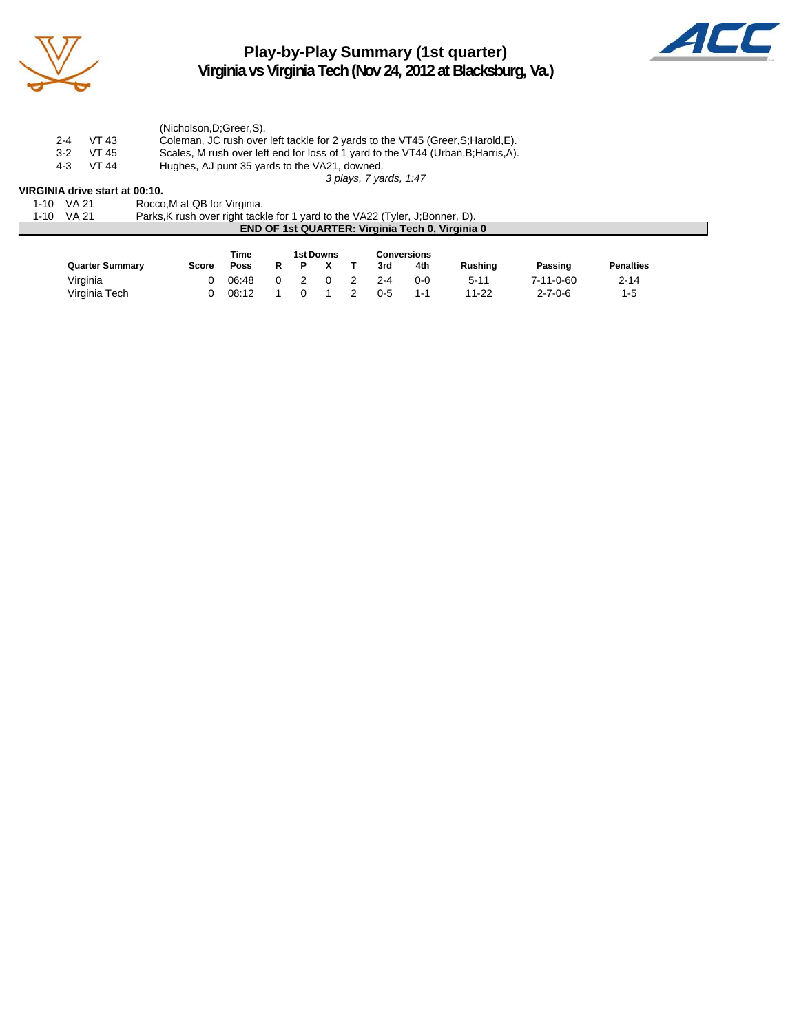# Play-by-Play Summary (1st quarter)
## Virginia vs Virginia Tech (Nov 24, 2012 at Blacksburg, Va.)

| | | |
|---|---|---|
| | | (Nicholson,D;Greer,S). |
| 2-4 | VT 43 | Coleman, JC rush over left tackle for 2 yards to the VT45 (Greer,S;Harold,E). |
| 3-2 | VT 45 | Scales, M rush over left end for loss of 1 yard to the VT44 (Urban,B;Harris,A). |
| 4-3 | VT 44 | Hughes, AJ punt 35 yards to the VA21, downed. |
| | | *3 plays, 7 yards, 1:47* |

**VIRGINIA drive start at 00:10.**

| | | |
|---|---|---|
| 1-10 | VA 21 | Rocco,M at QB for Virginia. |
| 1-10 | VA 21 | Parks,K rush over right tackle for 1 yard to the VA22 (Tyler, J;Bonner, D). |

**END OF 1st QUARTER: Virginia Tech 0, Virginia 0**

| Quarter Summary | Score | Time Poss | 1st Downs R | P | X | T | Conversions 3rd | 4th | Rushing | Passing | Penalties |
|---|---|---|---|---|---|---|---|---|---|---|---|
| Virginia | 0 | 06:48 | 0 | 2 | 0 | 2 | 2-4 | 0-0 | 5-11 | 7-11-0-60 | 2-14 |
| Virginia Tech | 0 | 08:12 | 1 | 0 | 1 | 2 | 0-5 | 1-1 | 11-22 | 2-7-0-6 | 1-5 |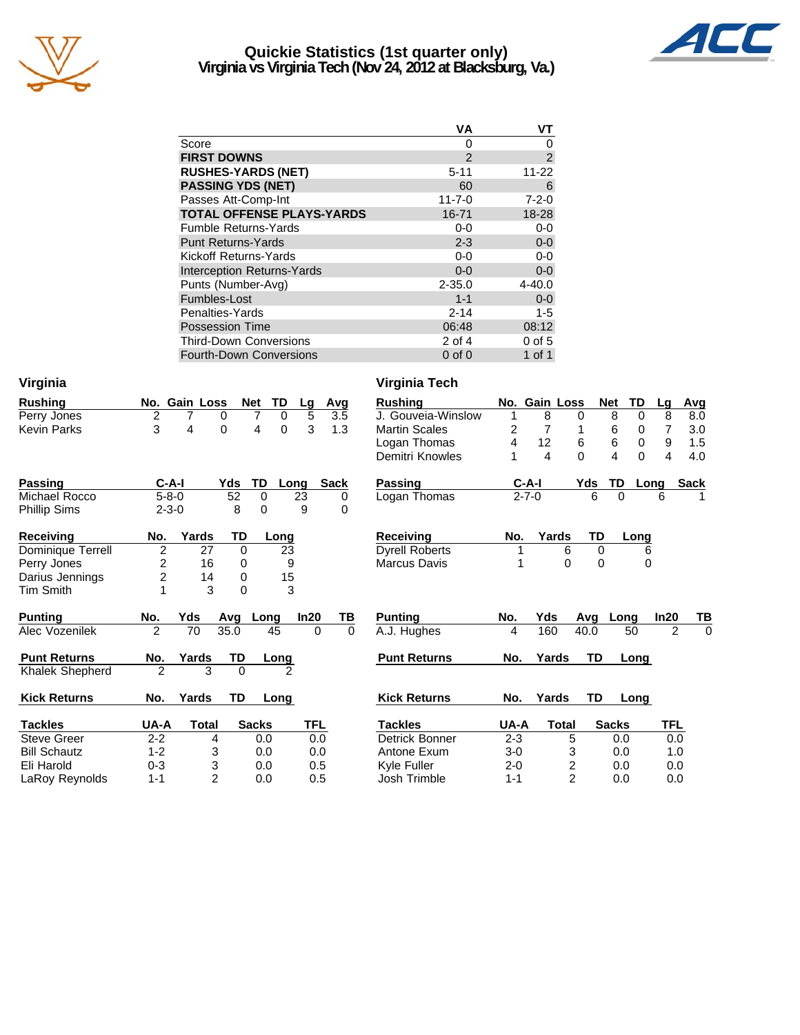# Quickie Statistics (1st quarter only)
## Virginia vs Virginia Tech (Nov 24, 2012 at Blacksburg, Va.)

| | VA | VT |
|---|---|---|
| Score | 0 | 0 |
| **FIRST DOWNS** | 2 | 2 |
| **RUSHES-YARDS (NET)** | 5-11 | 11-22 |
| **PASSING YDS (NET)** | 60 | 6 |
| Passes Att-Comp-Int | 11-7-0 | 7-2-0 |
| **TOTAL OFFENSE PLAYS-YARDS** | 16-71 | 18-28 |
| Fumble Returns-Yards | 0-0 | 0-0 |
| Punt Returns-Yards | 2-3 | 0-0 |
| Kickoff Returns-Yards | 0-0 | 0-0 |
| Interception Returns-Yards | 0-0 | 0-0 |
| Punts (Number-Avg) | 2-35.0 | 4-40.0 |
| Fumbles-Lost | 1-1 | 0-0 |
| Penalties-Yards | 2-14 | 1-5 |
| Possession Time | 06:48 | 08:12 |
| Third-Down Conversions | 2 of 4 | 0 of 5 |
| Fourth-Down Conversions | 0 of 0 | 1 of 1 |

## Virginia

| Rushing | No. | Gain | Loss | Net | TD | Lg | Avg |
|---|---|---|---|---|---|---|---|
| Perry Jones | 2 | 7 | 0 | 7 | 0 | 5 | 3.5 |
| Kevin Parks | 3 | 4 | 0 | 4 | 0 | 3 | 1.3 |

| Passing | C-A-I | Yds | TD | Long | Sack |
|---|---|---|---|---|---|
| Michael Rocco | 5-8-0 | 52 | 0 | 23 | 0 |
| Phillip Sims | 2-3-0 | 8 | 0 | 9 | 0 |

| Receiving | No. | Yards | TD | Long |
|---|---|---|---|---|
| Dominique Terrell | 2 | 27 | 0 | 23 |
| Perry Jones | 2 | 16 | 0 | 9 |
| Darius Jennings | 2 | 14 | 0 | 15 |
| Tim Smith | 1 | 3 | 0 | 3 |

| Punting | No. | Yds | Avg | Long | In20 | TB |
|---|---|---|---|---|---|---|
| Alec Vozenilek | 2 | 70 | 35.0 | 45 | 0 | 0 |

| Punt Returns | No. | Yards | TD | Long |
|---|---|---|---|---|
| Khalek Shepherd | 2 | 3 | 0 | 2 |

| Kick Returns | No. | Yards | TD | Long |
|---|---|---|---|---|

| Tackles | UA-A | Total | Sacks | TFL |
|---|---|---|---|---|
| Steve Greer | 2-2 | 4 | 0.0 | 0.0 |
| Bill Schautz | 1-2 | 3 | 0.0 | 0.0 |
| Eli Harold | 0-3 | 3 | 0.0 | 0.5 |
| LaRoy Reynolds | 1-1 | 2 | 0.0 | 0.5 |

## Virginia Tech

| Rushing | No. | Gain | Loss | Net | TD | Lg | Avg |
|---|---|---|---|---|---|---|---|
| J. Gouveia-Winslow | 1 | 8 | 0 | 8 | 0 | 8 | 8.0 |
| Martin Scales | 2 | 7 | 1 | 6 | 0 | 7 | 3.0 |
| Logan Thomas | 4 | 12 | 6 | 6 | 0 | 9 | 1.5 |
| Demitri Knowles | 1 | 4 | 0 | 4 | 0 | 4 | 4.0 |

| Passing | C-A-I | Yds | TD | Long | Sack |
|---|---|---|---|---|---|
| Logan Thomas | 2-7-0 | 6 | 0 | 6 | 1 |

| Receiving | No. | Yards | TD | Long |
|---|---|---|---|---|
| Dyrell Roberts | 1 | 6 | 0 | 6 |
| Marcus Davis | 1 | 0 | 0 | 0 |

| Punting | No. | Yds | Avg | Long | In20 | TB |
|---|---|---|---|---|---|---|
| A.J. Hughes | 4 | 160 | 40.0 | 50 | 2 | 0 |

| Punt Returns | No. | Yards | TD | Long |
|---|---|---|---|---|

| Kick Returns | No. | Yards | TD | Long |
|---|---|---|---|---|

| Tackles | UA-A | Total | Sacks | TFL |
|---|---|---|---|---|
| Detrick Bonner | 2-3 | 5 | 0.0 | 0.0 |
| Antone Exum | 3-0 | 3 | 0.0 | 1.0 |
| Kyle Fuller | 2-0 | 2 | 0.0 | 0.0 |
| Josh Trimble | 1-1 | 2 | 0.0 | 0.0 |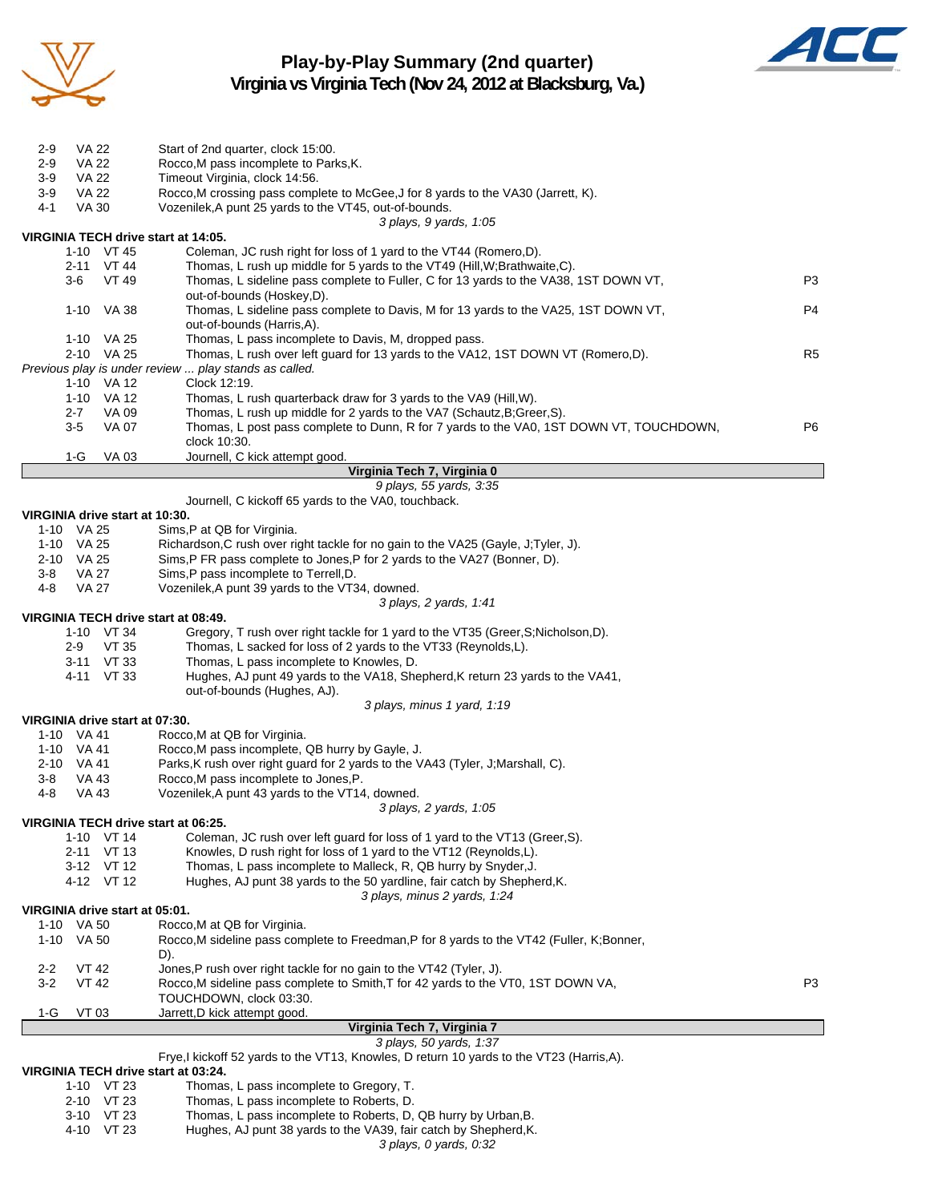# Play-by-Play Summary (2nd quarter)

## Virginia vs Virginia Tech (Nov 24, 2012 at Blacksburg, Va.)

| Down | Spot | Play | |
|---|---|---|---|
| 2-9 | VA 22 | Start of 2nd quarter, clock 15:00. | |
| 2-9 | VA 22 | Rocco,M pass incomplete to Parks,K. | |
| 3-9 | VA 22 | Timeout Virginia, clock 14:56. | |
| 3-9 | VA 22 | Rocco,M crossing pass complete to McGee,J for 8 yards to the VA30 (Jarrett, K). | |
| 4-1 | VA 30 | Vozenilek,A punt 25 yards to the VT45, out-of-bounds. | |
| | | *3 plays, 9 yards, 1:05* | |

**VIRGINIA TECH drive start at 14:05.**

| Down | Spot | Play | |
|---|---|---|---|
| 1-10 | VT 45 | Coleman, JC rush right for loss of 1 yard to the VT44 (Romero,D). | |
| 2-11 | VT 44 | Thomas, L rush up middle for 5 yards to the VT49 (Hill,W;Brathwaite,C). | |
| 3-6 | VT 49 | Thomas, L sideline pass complete to Fuller, C for 13 yards to the VA38, 1ST DOWN VT, out-of-bounds (Hoskey,D). | P3 |
| 1-10 | VA 38 | Thomas, L sideline pass complete to Davis, M for 13 yards to the VA25, 1ST DOWN VT, out-of-bounds (Harris,A). | P4 |
| 1-10 | VA 25 | Thomas, L pass incomplete to Davis, M, dropped pass. | |
| 2-10 | VA 25 | Thomas, L rush over left guard for 13 yards to the VA12, 1ST DOWN VT (Romero,D). | R5 |
| | | *Previous play is under review ... play stands as called.* | |
| 1-10 | VA 12 | Clock 12:19. | |
| 1-10 | VA 12 | Thomas, L rush quarterback draw for 3 yards to the VA9 (Hill,W). | |
| 2-7 | VA 09 | Thomas, L rush up middle for 2 yards to the VA7 (Schautz,B;Greer,S). | |
| 3-5 | VA 07 | Thomas, L post pass complete to Dunn, R for 7 yards to the VA0, 1ST DOWN VT, TOUCHDOWN, clock 10:30. | P6 |
| 1-G | VA 03 | Journell, C kick attempt good. | |

**Virginia Tech 7, Virginia 0**

*9 plays, 55 yards, 3:35*

Journell, C kickoff 65 yards to the VA0, touchback.

**VIRGINIA drive start at 10:30.**

| Down | Spot | Play |
|---|---|---|
| 1-10 | VA 25 | Sims,P at QB for Virginia. |
| 1-10 | VA 25 | Richardson,C rush over right tackle for no gain to the VA25 (Gayle, J;Tyler, J). |
| 2-10 | VA 25 | Sims,P FR pass complete to Jones,P for 2 yards to the VA27 (Bonner, D). |
| 3-8 | VA 27 | Sims,P pass incomplete to Terrell,D. |
| 4-8 | VA 27 | Vozenilek,A punt 39 yards to the VT34, downed. |
| | | *3 plays, 2 yards, 1:41* |

**VIRGINIA TECH drive start at 08:49.**

| Down | Spot | Play |
|---|---|---|
| 1-10 | VT 34 | Gregory, T rush over right tackle for 1 yard to the VT35 (Greer,S;Nicholson,D). |
| 2-9 | VT 35 | Thomas, L sacked for loss of 2 yards to the VT33 (Reynolds,L). |
| 3-11 | VT 33 | Thomas, L pass incomplete to Knowles, D. |
| 4-11 | VT 33 | Hughes, AJ punt 49 yards to the VA18, Shepherd,K return 23 yards to the VA41, out-of-bounds (Hughes, AJ). |
| | | *3 plays, minus 1 yard, 1:19* |

**VIRGINIA drive start at 07:30.**

| Down | Spot | Play |
|---|---|---|
| 1-10 | VA 41 | Rocco,M at QB for Virginia. |
| 1-10 | VA 41 | Rocco,M pass incomplete, QB hurry by Gayle, J. |
| 2-10 | VA 41 | Parks,K rush over right guard for 2 yards to the VA43 (Tyler, J;Marshall, C). |
| 3-8 | VA 43 | Rocco,M pass incomplete to Jones,P. |
| 4-8 | VA 43 | Vozenilek,A punt 43 yards to the VT14, downed. |
| | | *3 plays, 2 yards, 1:05* |

**VIRGINIA TECH drive start at 06:25.**

| Down | Spot | Play |
|---|---|---|
| 1-10 | VT 14 | Coleman, JC rush over left guard for loss of 1 yard to the VT13 (Greer,S). |
| 2-11 | VT 13 | Knowles, D rush right for loss of 1 yard to the VT12 (Reynolds,L). |
| 3-12 | VT 12 | Thomas, L pass incomplete to Malleck, R, QB hurry by Snyder,J. |
| 4-12 | VT 12 | Hughes, AJ punt 38 yards to the 50 yardline, fair catch by Shepherd,K. |
| | | *3 plays, minus 2 yards, 1:24* |

**VIRGINIA drive start at 05:01.**

| Down | Spot | Play | |
|---|---|---|---|
| 1-10 | VA 50 | Rocco,M at QB for Virginia. | |
| 1-10 | VA 50 | Rocco,M sideline pass complete to Freedman,P for 8 yards to the VT42 (Fuller, K;Bonner, D). | |
| 2-2 | VT 42 | Jones,P rush over right tackle for no gain to the VT42 (Tyler, J). | |
| 3-2 | VT 42 | Rocco,M sideline pass complete to Smith,T for 42 yards to the VT0, 1ST DOWN VA, TOUCHDOWN, clock 03:30. | P3 |
| 1-G | VT 03 | Jarrett,D kick attempt good. | |

**Virginia Tech 7, Virginia 7**

*3 plays, 50 yards, 1:37*

Frye,I kickoff 52 yards to the VT13, Knowles, D return 10 yards to the VT23 (Harris,A).

**VIRGINIA TECH drive start at 03:24.**

| Down | Spot | Play |
|---|---|---|
| 1-10 | VT 23 | Thomas, L pass incomplete to Gregory, T. |
| 2-10 | VT 23 | Thomas, L pass incomplete to Roberts, D. |
| 3-10 | VT 23 | Thomas, L pass incomplete to Roberts, D, QB hurry by Urban,B. |
| 4-10 | VT 23 | Hughes, AJ punt 38 yards to the VA39, fair catch by Shepherd,K. |
| | | *3 plays, 0 yards, 0:32* |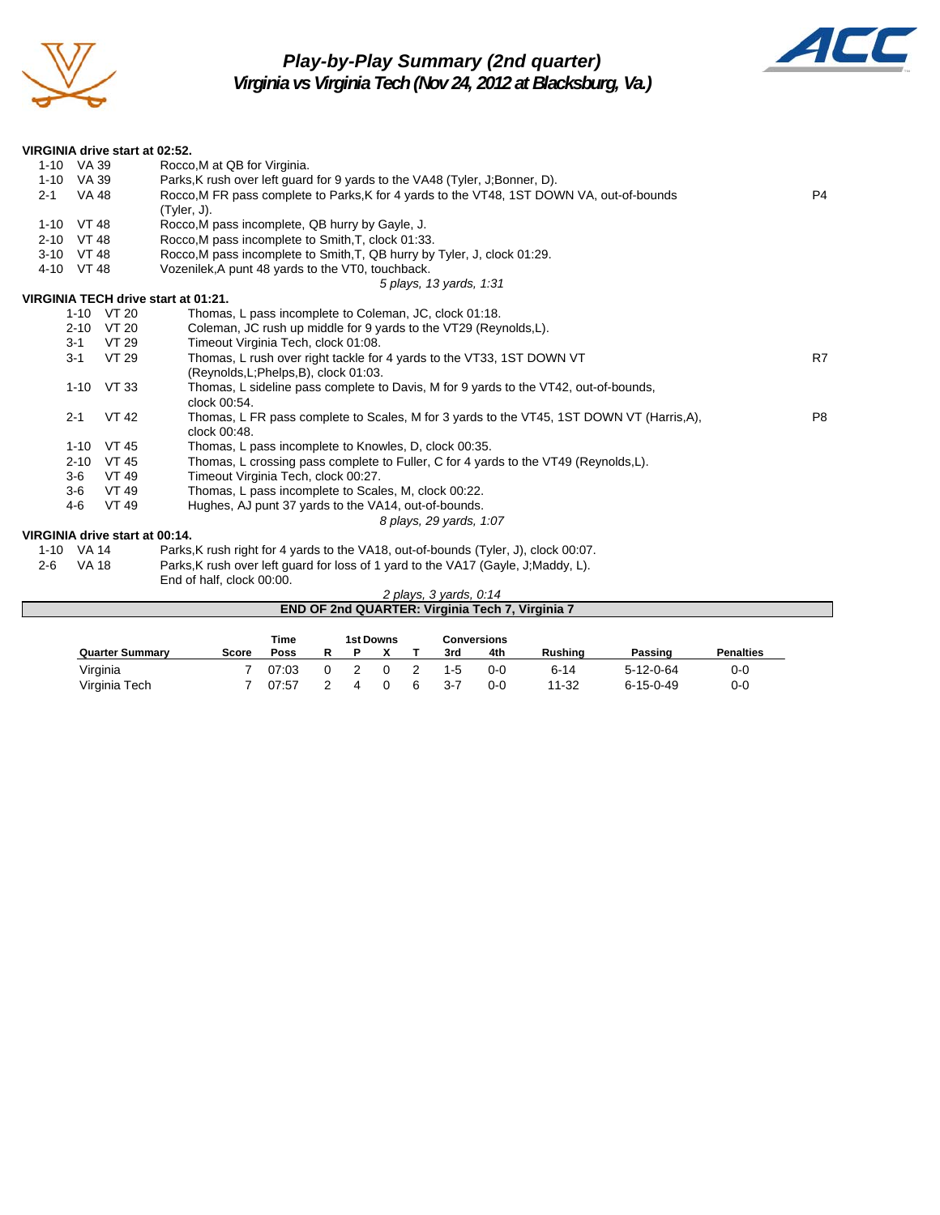# Play-by-Play Summary (2nd quarter)
## Virginia vs Virginia Tech (Nov 24, 2012 at Blacksburg, Va.)

**VIRGINIA drive start at 02:52.**

| Down | Spot | Play | |
|---|---|---|---|
| 1-10 | VA 39 | Rocco,M at QB for Virginia. | |
| 1-10 | VA 39 | Parks,K rush over left guard for 9 yards to the VA48 (Tyler, J;Bonner, D). | |
| 2-1 | VA 48 | Rocco,M FR pass complete to Parks,K for 4 yards to the VT48, 1ST DOWN VA, out-of-bounds (Tyler, J). | P4 |
| 1-10 | VT 48 | Rocco,M pass incomplete, QB hurry by Gayle, J. | |
| 2-10 | VT 48 | Rocco,M pass incomplete to Smith,T, clock 01:33. | |
| 3-10 | VT 48 | Rocco,M pass incomplete to Smith,T, QB hurry by Tyler, J, clock 01:29. | |
| 4-10 | VT 48 | Vozenilek,A punt 48 yards to the VT0, touchback. | |

*5 plays, 13 yards, 1:31*

**VIRGINIA TECH drive start at 01:21.**

| Down | Spot | Play | |
|---|---|---|---|
| 1-10 | VT 20 | Thomas, L pass incomplete to Coleman, JC, clock 01:18. | |
| 2-10 | VT 20 | Coleman, JC rush up middle for 9 yards to the VT29 (Reynolds,L). | |
| 3-1 | VT 29 | Timeout Virginia Tech, clock 01:08. | |
| 3-1 | VT 29 | Thomas, L rush over right tackle for 4 yards to the VT33, 1ST DOWN VT (Reynolds,L;Phelps,B), clock 01:03. | R7 |
| 1-10 | VT 33 | Thomas, L sideline pass complete to Davis, M for 9 yards to the VT42, out-of-bounds, clock 00:54. | |
| 2-1 | VT 42 | Thomas, L FR pass complete to Scales, M for 3 yards to the VT45, 1ST DOWN VT (Harris,A), clock 00:48. | P8 |
| 1-10 | VT 45 | Thomas, L pass incomplete to Knowles, D, clock 00:35. | |
| 2-10 | VT 45 | Thomas, L crossing pass complete to Fuller, C for 4 yards to the VT49 (Reynolds,L). | |
| 3-6 | VT 49 | Timeout Virginia Tech, clock 00:27. | |
| 3-6 | VT 49 | Thomas, L pass incomplete to Scales, M, clock 00:22. | |
| 4-6 | VT 49 | Hughes, AJ punt 37 yards to the VA14, out-of-bounds. | |

*8 plays, 29 yards, 1:07*

**VIRGINIA drive start at 00:14.**

| Down | Spot | Play |
|---|---|---|
| 1-10 | VA 14 | Parks,K rush right for 4 yards to the VA18, out-of-bounds (Tyler, J), clock 00:07. |
| 2-6 | VA 18 | Parks,K rush over left guard for loss of 1 yard to the VA17 (Gayle, J;Maddy, L). End of half, clock 00:00. |

*2 plays, 3 yards, 0:14*

**END OF 2nd QUARTER: Virginia Tech 7, Virginia 7**

| Quarter Summary | Score | Time Poss | 1st Downs R | P | X | T | Conversions 3rd | 4th | Rushing | Passing | Penalties |
|---|---|---|---|---|---|---|---|---|---|---|---|
| Virginia | 7 | 07:03 | 0 | 2 | 0 | 2 | 1-5 | 0-0 | 6-14 | 5-12-0-64 | 0-0 |
| Virginia Tech | 7 | 07:57 | 2 | 4 | 0 | 6 | 3-7 | 0-0 | 11-32 | 6-15-0-49 | 0-0 |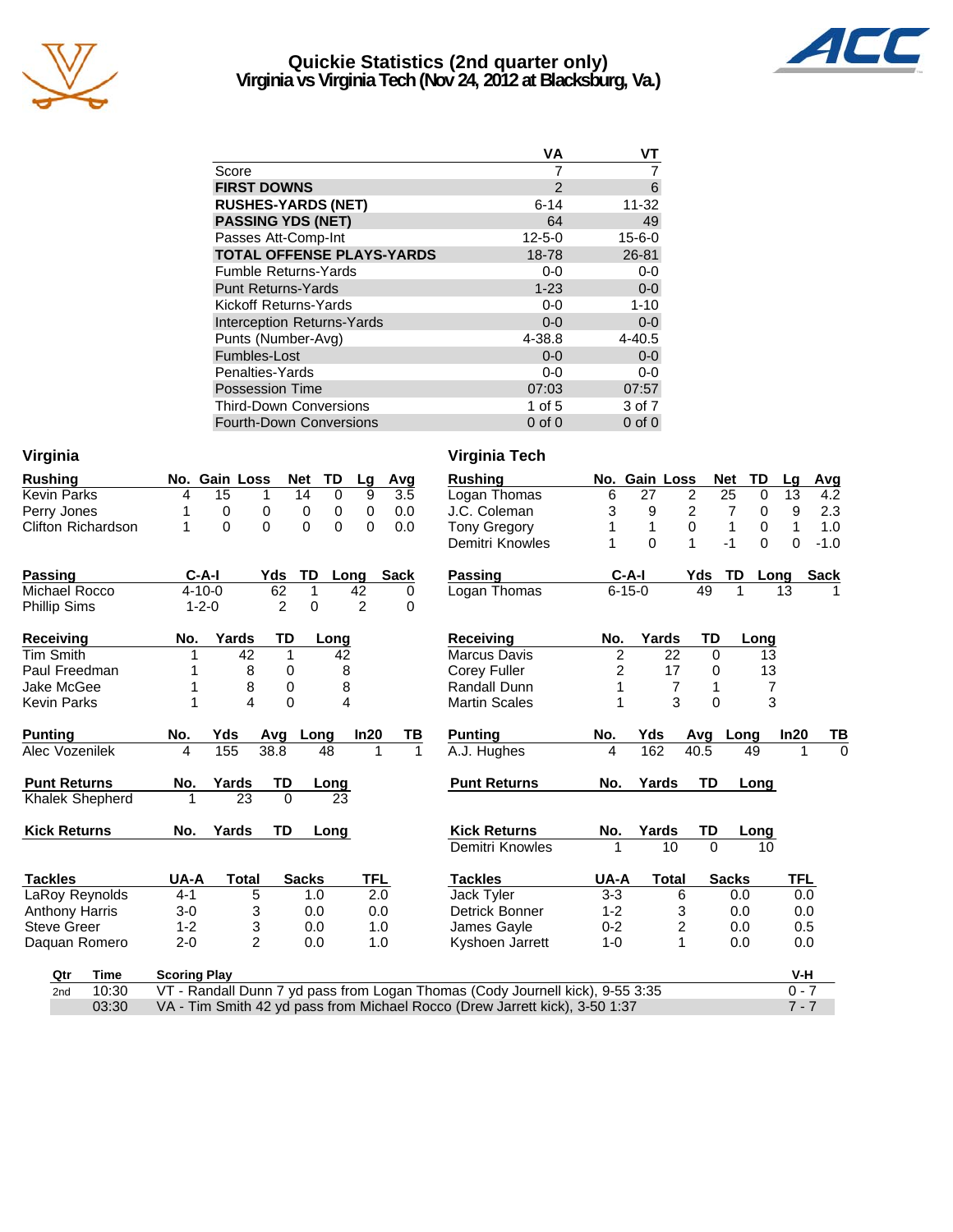# Quickie Statistics (2nd quarter only)
## Virginia vs Virginia Tech (Nov 24, 2012 at Blacksburg, Va.)

| | VA | VT |
|---|---|---|
| Score | 7 | 7 |
| **FIRST DOWNS** | 2 | 6 |
| **RUSHES-YARDS (NET)** | 6-14 | 11-32 |
| **PASSING YDS (NET)** | 64 | 49 |
| Passes Att-Comp-Int | 12-5-0 | 15-6-0 |
| **TOTAL OFFENSE PLAYS-YARDS** | 18-78 | 26-81 |
| Fumble Returns-Yards | 0-0 | 0-0 |
| Punt Returns-Yards | 1-23 | 0-0 |
| Kickoff Returns-Yards | 0-0 | 1-10 |
| Interception Returns-Yards | 0-0 | 0-0 |
| Punts (Number-Avg) | 4-38.8 | 4-40.5 |
| Fumbles-Lost | 0-0 | 0-0 |
| Penalties-Yards | 0-0 | 0-0 |
| Possession Time | 07:03 | 07:57 |
| Third-Down Conversions | 1 of 5 | 3 of 7 |
| Fourth-Down Conversions | 0 of 0 | 0 of 0 |

## Virginia

| Rushing | No. | Gain | Loss | Net | TD | Lg | Avg |
|---|---|---|---|---|---|---|---|
| Kevin Parks | 4 | 15 | 1 | 14 | 0 | 9 | 3.5 |
| Perry Jones | 1 | 0 | 0 | 0 | 0 | 0 | 0.0 |
| Clifton Richardson | 1 | 0 | 0 | 0 | 0 | 0 | 0.0 |

| Passing | C-A-I | Yds | TD | Long | Sack |
|---|---|---|---|---|---|
| Michael Rocco | 4-10-0 | 62 | 1 | 42 | 0 |
| Phillip Sims | 1-2-0 | 2 | 0 | 2 | 0 |

| Receiving | No. | Yards | TD | Long |
|---|---|---|---|---|
| Tim Smith | 1 | 42 | 1 | 42 |
| Paul Freedman | 1 | 8 | 0 | 8 |
| Jake McGee | 1 | 8 | 0 | 8 |
| Kevin Parks | 1 | 4 | 0 | 4 |

| Punting | No. | Yds | Avg | Long | In20 | TB |
|---|---|---|---|---|---|---|
| Alec Vozenilek | 4 | 155 | 38.8 | 48 | 1 | 1 |

| Punt Returns | No. | Yards | TD | Long |
|---|---|---|---|---|
| Khalek Shepherd | 1 | 23 | 0 | 23 |

| Kick Returns | No. | Yards | TD | Long |
|---|---|---|---|---|

| Tackles | UA-A | Total | Sacks | TFL |
|---|---|---|---|---|
| LaRoy Reynolds | 4-1 | 5 | 1.0 | 2.0 |
| Anthony Harris | 3-0 | 3 | 0.0 | 0.0 |
| Steve Greer | 1-2 | 3 | 0.0 | 1.0 |
| Daquan Romero | 2-0 | 2 | 0.0 | 1.0 |

## Virginia Tech

| Rushing | No. | Gain | Loss | Net | TD | Lg | Avg |
|---|---|---|---|---|---|---|---|
| Logan Thomas | 6 | 27 | 2 | 25 | 0 | 13 | 4.2 |
| J.C. Coleman | 3 | 9 | 2 | 7 | 0 | 9 | 2.3 |
| Tony Gregory | 1 | 1 | 0 | 1 | 0 | 1 | 1.0 |
| Demitri Knowles | 1 | 0 | 1 | -1 | 0 | 0 | -1.0 |

| Passing | C-A-I | Yds | TD | Long | Sack |
|---|---|---|---|---|---|
| Logan Thomas | 6-15-0 | 49 | 1 | 13 | 1 |

| Receiving | No. | Yards | TD | Long |
|---|---|---|---|---|
| Marcus Davis | 2 | 22 | 0 | 13 |
| Corey Fuller | 2 | 17 | 0 | 13 |
| Randall Dunn | 1 | 7 | 1 | 7 |
| Martin Scales | 1 | 3 | 0 | 3 |

| Punting | No. | Yds | Avg | Long | In20 | TB |
|---|---|---|---|---|---|---|
| A.J. Hughes | 4 | 162 | 40.5 | 49 | 1 | 0 |

| Punt Returns | No. | Yards | TD | Long |
|---|---|---|---|---|

| Kick Returns | No. | Yards | TD | Long |
|---|---|---|---|---|
| Demitri Knowles | 1 | 10 | 0 | 10 |

| Tackles | UA-A | Total | Sacks | TFL |
|---|---|---|---|---|
| Jack Tyler | 3-3 | 6 | 0.0 | 0.0 |
| Detrick Bonner | 1-2 | 3 | 0.0 | 0.0 |
| James Gayle | 0-2 | 2 | 0.0 | 0.5 |
| Kyshoen Jarrett | 1-0 | 1 | 0.0 | 0.0 |

| Qtr | Time | Scoring Play | V-H |
|---|---|---|---|
| 2nd | 10:30 | VT - Randall Dunn 7 yd pass from Logan Thomas (Cody Journell kick), 9-55 3:35 | 0 - 7 |
| | 03:30 | VA - Tim Smith 42 yd pass from Michael Rocco (Drew Jarrett kick), 3-50 1:37 | 7 - 7 |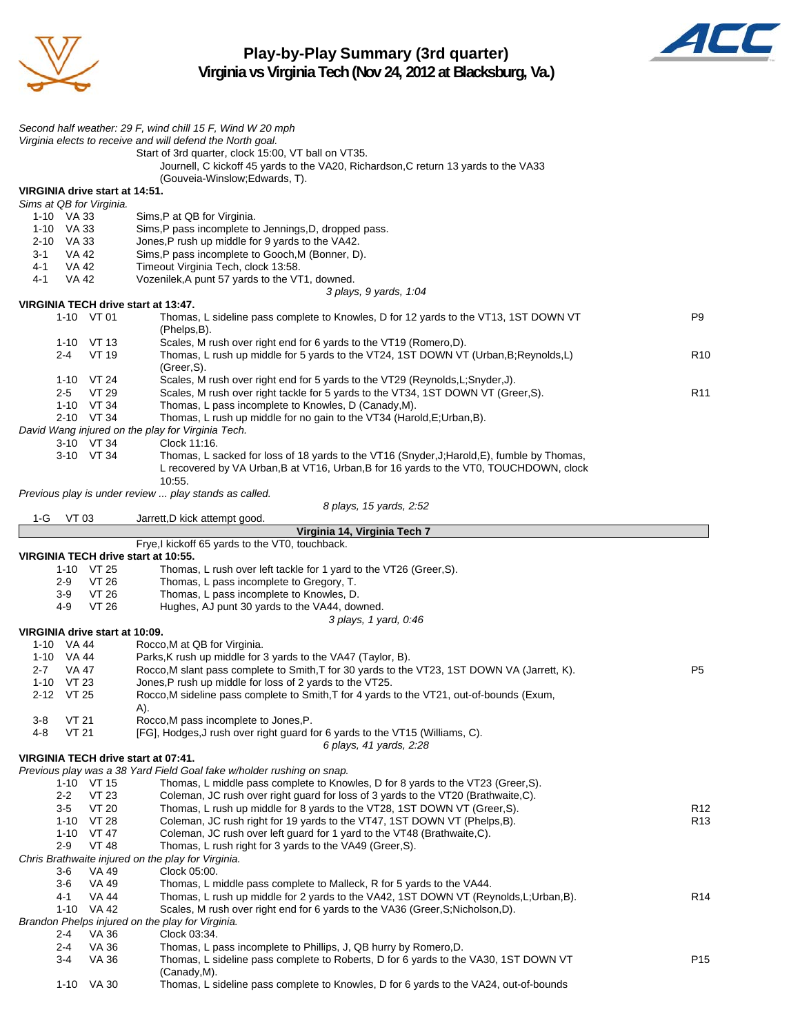# Play-by-Play Summary (3rd quarter)

## Virginia vs Virginia Tech (Nov 24, 2012 at Blacksburg, Va.)

*Second half weather: 29 F, wind chill 15 F, Wind W 20 mph*
*Virginia elects to receive and will defend the North goal.*

Start of 3rd quarter, clock 15:00, VT ball on VT35.
Journell, C kickoff 45 yards to the VA20, Richardson,C return 13 yards to the VA33 (Gouveia-Winslow;Edwards, T).

**VIRGINIA drive start at 14:51.**

*Sims at QB for Virginia.*

| Down | Spot | Play | |
|---|---|---|---|
| 1-10 | VA 33 | Sims,P at QB for Virginia. | |
| 1-10 | VA 33 | Sims,P pass incomplete to Jennings,D, dropped pass. | |
| 2-10 | VA 33 | Jones,P rush up middle for 9 yards to the VA42. | |
| 3-1 | VA 42 | Sims,P pass incomplete to Gooch,M (Bonner, D). | |
| 4-1 | VA 42 | Timeout Virginia Tech, clock 13:58. | |
| 4-1 | VA 42 | Vozenilek,A punt 57 yards to the VT1, downed. | |

*3 plays, 9 yards, 1:04*

**VIRGINIA TECH drive start at 13:47.**

| Down | Spot | Play | |
|---|---|---|---|
| 1-10 | VT 01 | Thomas, L sideline pass complete to Knowles, D for 12 yards to the VT13, 1ST DOWN VT (Phelps,B). | P9 |
| 1-10 | VT 13 | Scales, M rush over right end for 6 yards to the VT19 (Romero,D). | |
| 2-4 | VT 19 | Thomas, L rush up middle for 5 yards to the VT24, 1ST DOWN VT (Urban,B;Reynolds,L) (Greer,S). | R10 |
| 1-10 | VT 24 | Scales, M rush over right end for 5 yards to the VT29 (Reynolds,L;Snyder,J). | |
| 2-5 | VT 29 | Scales, M rush over right tackle for 5 yards to the VT34, 1ST DOWN VT (Greer,S). | R11 |
| 1-10 | VT 34 | Thomas, L pass incomplete to Knowles, D (Canady,M). | |
| 2-10 | VT 34 | Thomas, L rush up middle for no gain to the VT34 (Harold,E;Urban,B). | |

*David Wang injured on the play for Virginia Tech.*

| Down | Spot | Play | |
|---|---|---|---|
| 3-10 | VT 34 | Clock 11:16. | |
| 3-10 | VT 34 | Thomas, L sacked for loss of 18 yards to the VT16 (Snyder,J;Harold,E), fumble by Thomas, L recovered by VA Urban,B at VT16, Urban,B for 16 yards to the VT0, TOUCHDOWN, clock 10:55. | |

*Previous play is under review ... play stands as called.*

*8 plays, 15 yards, 2:52*

| Down | Spot | Play |
|---|---|---|
| 1-G | VT 03 | Jarrett,D kick attempt good. |

**Virginia 14, Virginia Tech 7**

Frye,I kickoff 65 yards to the VT0, touchback.

**VIRGINIA TECH drive start at 10:55.**

| Down | Spot | Play |
|---|---|---|
| 1-10 | VT 25 | Thomas, L rush over left tackle for 1 yard to the VT26 (Greer,S). |
| 2-9 | VT 26 | Thomas, L pass incomplete to Gregory, T. |
| 3-9 | VT 26 | Thomas, L pass incomplete to Knowles, D. |
| 4-9 | VT 26 | Hughes, AJ punt 30 yards to the VA44, downed. |

*3 plays, 1 yard, 0:46*

**VIRGINIA drive start at 10:09.**

| Down | Spot | Play | |
|---|---|---|---|
| 1-10 | VA 44 | Rocco,M at QB for Virginia. | |
| 1-10 | VA 44 | Parks,K rush up middle for 3 yards to the VA47 (Taylor, B). | |
| 2-7 | VA 47 | Rocco,M slant pass complete to Smith,T for 30 yards to the VT23, 1ST DOWN VA (Jarrett, K). | P5 |
| 1-10 | VT 23 | Jones,P rush up middle for loss of 2 yards to the VT25. | |
| 2-12 | VT 25 | Rocco,M sideline pass complete to Smith,T for 4 yards to the VT21, out-of-bounds (Exum, A). | |
| 3-8 | VT 21 | Rocco,M pass incomplete to Jones,P. | |
| 4-8 | VT 21 | [FG], Hodges,J rush over right guard for 6 yards to the VT15 (Williams, C). | |

*6 plays, 41 yards, 2:28*

**VIRGINIA TECH drive start at 07:41.**

*Previous play was a 38 Yard Field Goal fake w/holder rushing on snap.*

| Down | Spot | Play | |
|---|---|---|---|
| 1-10 | VT 15 | Thomas, L middle pass complete to Knowles, D for 8 yards to the VT23 (Greer,S). | |
| 2-2 | VT 23 | Coleman, JC rush over right guard for loss of 3 yards to the VT20 (Brathwaite,C). | |
| 3-5 | VT 20 | Thomas, L rush up middle for 8 yards to the VT28, 1ST DOWN VT (Greer,S). | R12 |
| 1-10 | VT 28 | Coleman, JC rush right for 19 yards to the VT47, 1ST DOWN VT (Phelps,B). | R13 |
| 1-10 | VT 47 | Coleman, JC rush over left guard for 1 yard to the VT48 (Brathwaite,C). | |
| 2-9 | VT 48 | Thomas, L rush right for 3 yards to the VA49 (Greer,S). | |

*Chris Brathwaite injured on the play for Virginia.*

| Down | Spot | Play | |
|---|---|---|---|
| 3-6 | VA 49 | Clock 05:00. | |
| 3-6 | VA 49 | Thomas, L middle pass complete to Malleck, R for 5 yards to the VA44. | |
| 4-1 | VA 44 | Thomas, L rush up middle for 2 yards to the VA42, 1ST DOWN VT (Reynolds,L;Urban,B). | R14 |
| 1-10 | VA 42 | Scales, M rush over right end for 6 yards to the VA36 (Greer,S;Nicholson,D). | |

*Brandon Phelps injured on the play for Virginia.*

| Down | Spot | Play | |
|---|---|---|---|
| 2-4 | VA 36 | Clock 03:34. | |
| 2-4 | VA 36 | Thomas, L pass incomplete to Phillips, J, QB hurry by Romero,D. | |
| 3-4 | VA 36 | Thomas, L sideline pass complete to Roberts, D for 6 yards to the VA30, 1ST DOWN VT (Canady,M). | P15 |
| 1-10 | VA 30 | Thomas, L sideline pass complete to Knowles, D for 6 yards to the VA24, out-of-bounds | |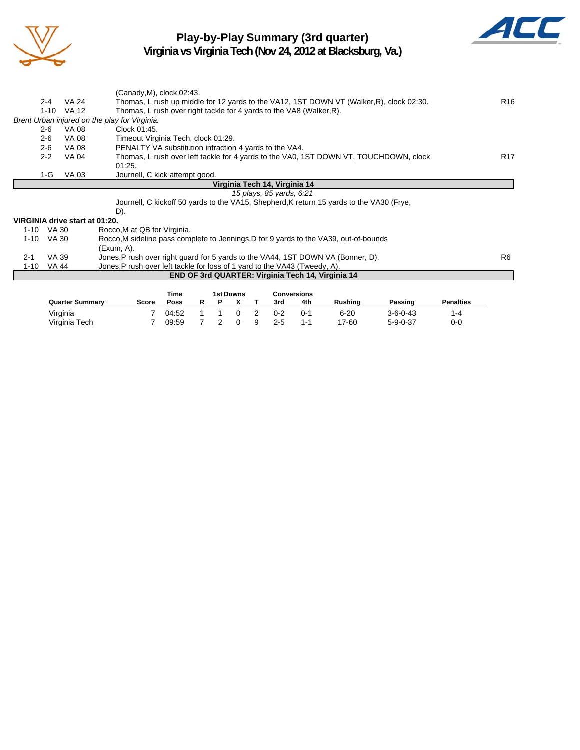# Play-by-Play Summary (3rd quarter)

## Virginia vs Virginia Tech (Nov 24, 2012 at Blacksburg, Va.)

| Down | Spot | Play | |
|---|---|---|---|
| | | (Canady,M), clock 02:43. | |
| 2-4 | VA 24 | Thomas, L rush up middle for 12 yards to the VA12, 1ST DOWN VT (Walker,R), clock 02:30. | R16 |
| 1-10 | VA 12 | Thomas, L rush over right tackle for 4 yards to the VA8 (Walker,R). | |

*Brent Urban injured on the play for Virginia.*

| Down | Spot | Play | |
|---|---|---|---|
| 2-6 | VA 08 | Clock 01:45. | |
| 2-6 | VA 08 | Timeout Virginia Tech, clock 01:29. | |
| 2-6 | VA 08 | PENALTY VA substitution infraction 4 yards to the VA4. | |
| 2-2 | VA 04 | Thomas, L rush over left tackle for 4 yards to the VA0, 1ST DOWN VT, TOUCHDOWN, clock 01:25. | R17 |
| 1-G | VA 03 | Journell, C kick attempt good. | |

**Virginia Tech 14, Virginia 14**

*15 plays, 85 yards, 6:21*

Journell, C kickoff 50 yards to the VA15, Shepherd,K return 15 yards to the VA30 (Frye, D).

**VIRGINIA drive start at 01:20.**

| Down | Spot | Play | |
|---|---|---|---|
| 1-10 | VA 30 | Rocco,M at QB for Virginia. | |
| 1-10 | VA 30 | Rocco,M sideline pass complete to Jennings,D for 9 yards to the VA39, out-of-bounds (Exum, A). | |
| 2-1 | VA 39 | Jones,P rush over right guard for 5 yards to the VA44, 1ST DOWN VA (Bonner, D). | R6 |
| 1-10 | VA 44 | Jones,P rush over left tackle for loss of 1 yard to the VA43 (Tweedy, A). | |

**END OF 3rd QUARTER: Virginia Tech 14, Virginia 14**

| Quarter Summary | Score | Time Poss | 1st Downs R | 1st Downs P | 1st Downs X | 1st Downs T | Conversions 3rd | Conversions 4th | Rushing | Passing | Penalties |
|---|---|---|---|---|---|---|---|---|---|---|---|
| Virginia | 7 | 04:52 | 1 | 1 | 0 | 2 | 0-2 | 0-1 | 6-20 | 3-6-0-43 | 1-4 |
| Virginia Tech | 7 | 09:59 | 7 | 2 | 0 | 9 | 2-5 | 1-1 | 17-60 | 5-9-0-37 | 0-0 |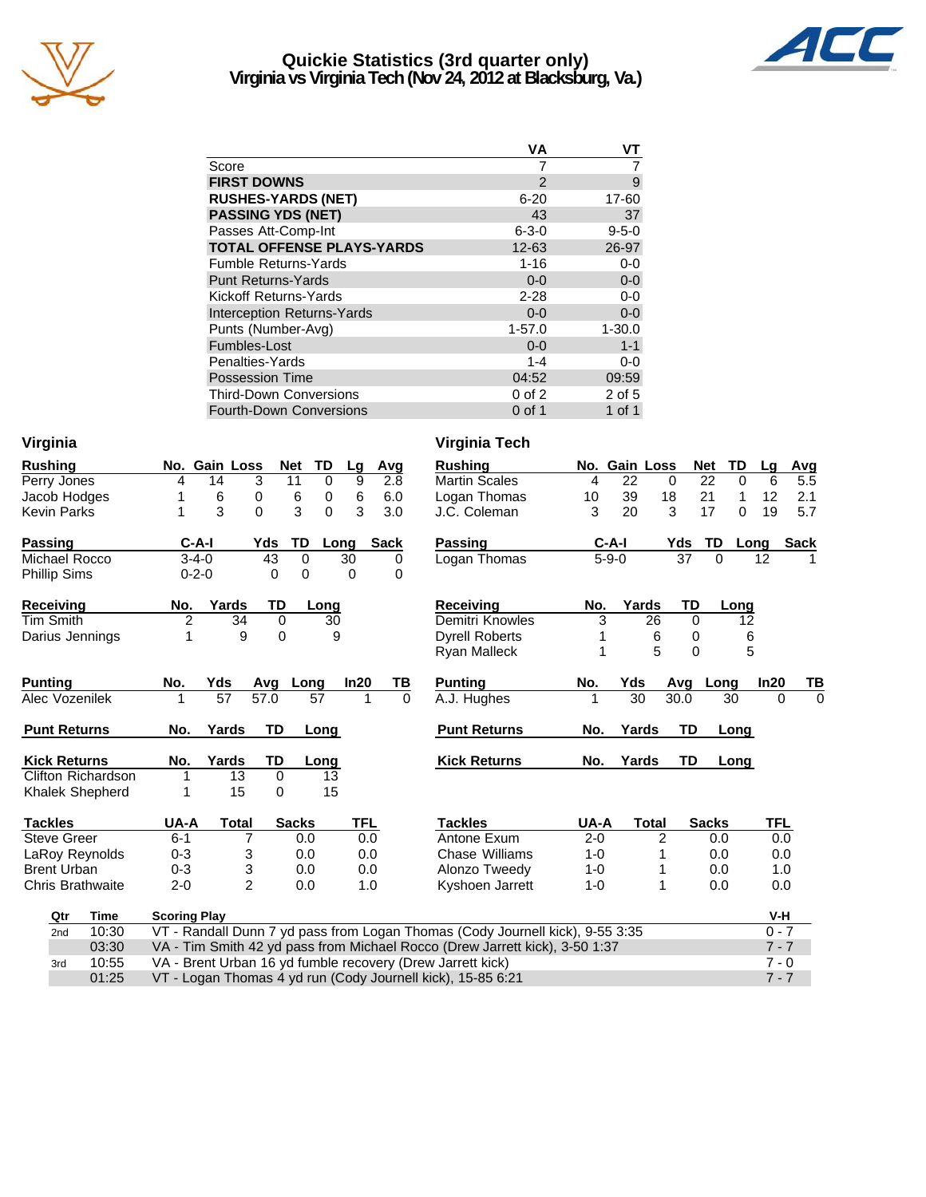# Quickie Statistics (3rd quarter only)
## Virginia vs Virginia Tech (Nov 24, 2012 at Blacksburg, Va.)

| | VA | VT |
|---|---|---|
| Score | 7 | 7 |
| **FIRST DOWNS** | 2 | 9 |
| **RUSHES-YARDS (NET)** | 6-20 | 17-60 |
| **PASSING YDS (NET)** | 43 | 37 |
| Passes Att-Comp-Int | 6-3-0 | 9-5-0 |
| **TOTAL OFFENSE PLAYS-YARDS** | 12-63 | 26-97 |
| Fumble Returns-Yards | 1-16 | 0-0 |
| Punt Returns-Yards | 0-0 | 0-0 |
| Kickoff Returns-Yards | 2-28 | 0-0 |
| Interception Returns-Yards | 0-0 | 0-0 |
| Punts (Number-Avg) | 1-57.0 | 1-30.0 |
| Fumbles-Lost | 0-0 | 1-1 |
| Penalties-Yards | 1-4 | 0-0 |
| Possession Time | 04:52 | 09:59 |
| Third-Down Conversions | 0 of 2 | 2 of 5 |
| Fourth-Down Conversions | 0 of 1 | 1 of 1 |

## Virginia

| Rushing | No. | Gain | Loss | Net | TD | Lg | Avg |
|---|---|---|---|---|---|---|---|
| Perry Jones | 4 | 14 | 3 | 11 | 0 | 9 | 2.8 |
| Jacob Hodges | 1 | 6 | 0 | 6 | 0 | 6 | 6.0 |
| Kevin Parks | 1 | 3 | 0 | 3 | 0 | 3 | 3.0 |

| Passing | C-A-I | Yds | TD | Long | Sack |
|---|---|---|---|---|---|
| Michael Rocco | 3-4-0 | 43 | 0 | 30 | 0 |
| Phillip Sims | 0-2-0 | 0 | 0 | 0 | 0 |

| Receiving | No. | Yards | TD | Long |
|---|---|---|---|---|
| Tim Smith | 2 | 34 | 0 | 30 |
| Darius Jennings | 1 | 9 | 0 | 9 |

| Punting | No. | Yds | Avg | Long | In20 | TB |
|---|---|---|---|---|---|---|
| Alec Vozenilek | 1 | 57 | 57.0 | 57 | 1 | 0 |

| Punt Returns | No. | Yards | TD | Long |
|---|---|---|---|---|

| Kick Returns | No. | Yards | TD | Long |
|---|---|---|---|---|
| Clifton Richardson | 1 | 13 | 0 | 13 |
| Khalek Shepherd | 1 | 15 | 0 | 15 |

| Tackles | UA-A | Total | Sacks | TFL |
|---|---|---|---|---|
| Steve Greer | 6-1 | 7 | 0.0 | 0.0 |
| LaRoy Reynolds | 0-3 | 3 | 0.0 | 0.0 |
| Brent Urban | 0-3 | 3 | 0.0 | 0.0 |
| Chris Brathwaite | 2-0 | 2 | 0.0 | 1.0 |

## Virginia Tech

| Rushing | No. | Gain | Loss | Net | TD | Lg | Avg |
|---|---|---|---|---|---|---|---|
| Martin Scales | 4 | 22 | 0 | 22 | 0 | 6 | 5.5 |
| Logan Thomas | 10 | 39 | 18 | 21 | 1 | 12 | 2.1 |
| J.C. Coleman | 3 | 20 | 3 | 17 | 0 | 19 | 5.7 |

| Passing | C-A-I | Yds | TD | Long | Sack |
|---|---|---|---|---|---|
| Logan Thomas | 5-9-0 | 37 | 0 | 12 | 1 |

| Receiving | No. | Yards | TD | Long |
|---|---|---|---|---|
| Demitri Knowles | 3 | 26 | 0 | 12 |
| Dyrell Roberts | 1 | 6 | 0 | 6 |
| Ryan Malleck | 1 | 5 | 0 | 5 |

| Punting | No. | Yds | Avg | Long | In20 | TB |
|---|---|---|---|---|---|---|
| A.J. Hughes | 1 | 30 | 30.0 | 30 | 0 | 0 |

| Punt Returns | No. | Yards | TD | Long |
|---|---|---|---|---|

| Kick Returns | No. | Yards | TD | Long |
|---|---|---|---|---|

| Tackles | UA-A | Total | Sacks | TFL |
|---|---|---|---|---|
| Antone Exum | 2-0 | 2 | 0.0 | 0.0 |
| Chase Williams | 1-0 | 1 | 0.0 | 0.0 |
| Alonzo Tweedy | 1-0 | 1 | 0.0 | 1.0 |
| Kyshoen Jarrett | 1-0 | 1 | 0.0 | 0.0 |

| Qtr | Time | Scoring Play | V-H |
|---|---|---|---|
| 2nd | 10:30 | VT - Randall Dunn 7 yd pass from Logan Thomas (Cody Journell kick), 9-55 3:35 | 0 - 7 |
| | 03:30 | VA - Tim Smith 42 yd pass from Michael Rocco (Drew Jarrett kick), 3-50 1:37 | 7 - 7 |
| 3rd | 10:55 | VA - Brent Urban 16 yd fumble recovery (Drew Jarrett kick) | 7 - 0 |
| | 01:25 | VT - Logan Thomas 4 yd run (Cody Journell kick), 15-85 6:21 | 7 - 7 |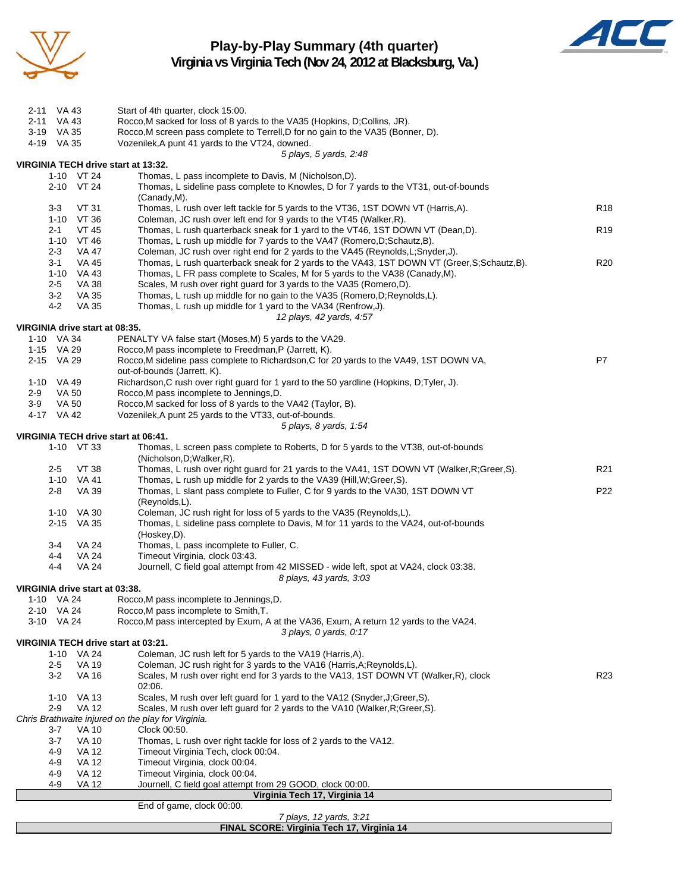# Play-by-Play Summary (4th quarter)
## Virginia vs Virginia Tech (Nov 24, 2012 at Blacksburg, Va.)

| | | |
|---|---|---|
| 2-11 VA 43 | Start of 4th quarter, clock 15:00. | |
| 2-11 VA 43 | Rocco,M sacked for loss of 8 yards to the VA35 (Hopkins, D;Collins, JR). | |
| 3-19 VA 35 | Rocco,M screen pass complete to Terrell,D for no gain to the VA35 (Bonner, D). | |
| 4-19 VA 35 | Vozenilek,A punt 41 yards to the VT24, downed. | |
| | *5 plays, 5 yards, 2:48* | |

**VIRGINIA TECH drive start at 13:32.**

| | | |
|---|---|---|
| 1-10 VT 24 | Thomas, L pass incomplete to Davis, M (Nicholson,D). | |
| 2-10 VT 24 | Thomas, L sideline pass complete to Knowles, D for 7 yards to the VT31, out-of-bounds (Canady,M). | |
| 3-3 VT 31 | Thomas, L rush over left tackle for 5 yards to the VT36, 1ST DOWN VT (Harris,A). | R18 |
| 1-10 VT 36 | Coleman, JC rush over left end for 9 yards to the VT45 (Walker,R). | |
| 2-1 VT 45 | Thomas, L rush quarterback sneak for 1 yard to the VT46, 1ST DOWN VT (Dean,D). | R19 |
| 1-10 VT 46 | Thomas, L rush up middle for 7 yards to the VA47 (Romero,D;Schautz,B). | |
| 2-3 VA 47 | Coleman, JC rush over right end for 2 yards to the VA45 (Reynolds,L;Snyder,J). | |
| 3-1 VA 45 | Thomas, L rush quarterback sneak for 2 yards to the VA43, 1ST DOWN VT (Greer,S;Schautz,B). | R20 |
| 1-10 VA 43 | Thomas, L FR pass complete to Scales, M for 5 yards to the VA38 (Canady,M). | |
| 2-5 VA 38 | Scales, M rush over right guard for 3 yards to the VA35 (Romero,D). | |
| 3-2 VA 35 | Thomas, L rush up middle for no gain to the VA35 (Romero,D;Reynolds,L). | |
| 4-2 VA 35 | Thomas, L rush up middle for 1 yard to the VA34 (Renfrow,J). | |
| | *12 plays, 42 yards, 4:57* | |

**VIRGINIA drive start at 08:35.**

| | | |
|---|---|---|
| 1-10 VA 34 | PENALTY VA false start (Moses,M) 5 yards to the VA29. | |
| 1-15 VA 29 | Rocco,M pass incomplete to Freedman,P (Jarrett, K). | |
| 2-15 VA 29 | Rocco,M sideline pass complete to Richardson,C for 20 yards to the VA49, 1ST DOWN VA, out-of-bounds (Jarrett, K). | P7 |
| 1-10 VA 49 | Richardson,C rush over right guard for 1 yard to the 50 yardline (Hopkins, D;Tyler, J). | |
| 2-9 VA 50 | Rocco,M pass incomplete to Jennings,D. | |
| 3-9 VA 50 | Rocco,M sacked for loss of 8 yards to the VA42 (Taylor, B). | |
| 4-17 VA 42 | Vozenilek,A punt 25 yards to the VT33, out-of-bounds. | |
| | *5 plays, 8 yards, 1:54* | |

**VIRGINIA TECH drive start at 06:41.**

| | | |
|---|---|---|
| 1-10 VT 33 | Thomas, L screen pass complete to Roberts, D for 5 yards to the VT38, out-of-bounds (Nicholson,D;Walker,R). | |
| 2-5 VT 38 | Thomas, L rush over right guard for 21 yards to the VA41, 1ST DOWN VT (Walker,R;Greer,S). | R21 |
| 1-10 VA 41 | Thomas, L rush up middle for 2 yards to the VA39 (Hill,W;Greer,S). | |
| 2-8 VA 39 | Thomas, L slant pass complete to Fuller, C for 9 yards to the VA30, 1ST DOWN VT (Reynolds,L). | P22 |
| 1-10 VA 30 | Coleman, JC rush right for loss of 5 yards to the VA35 (Reynolds,L). | |
| 2-15 VA 35 | Thomas, L sideline pass complete to Davis, M for 11 yards to the VA24, out-of-bounds (Hoskey,D). | |
| 3-4 VA 24 | Thomas, L pass incomplete to Fuller, C. | |
| 4-4 VA 24 | Timeout Virginia, clock 03:43. | |
| 4-4 VA 24 | Journell, C field goal attempt from 42 MISSED - wide left, spot at VA24, clock 03:38. | |
| | *8 plays, 43 yards, 3:03* | |

**VIRGINIA drive start at 03:38.**

| | | |
|---|---|---|
| 1-10 VA 24 | Rocco,M pass incomplete to Jennings,D. | |
| 2-10 VA 24 | Rocco,M pass incomplete to Smith,T. | |
| 3-10 VA 24 | Rocco,M pass intercepted by Exum, A at the VA36, Exum, A return 12 yards to the VA24. | |
| | *3 plays, 0 yards, 0:17* | |

**VIRGINIA TECH drive start at 03:21.**

| | | |
|---|---|---|
| 1-10 VA 24 | Coleman, JC rush left for 5 yards to the VA19 (Harris,A). | |
| 2-5 VA 19 | Coleman, JC rush right for 3 yards to the VA16 (Harris,A;Reynolds,L). | |
| 3-2 VA 16 | Scales, M rush over right end for 3 yards to the VA13, 1ST DOWN VT (Walker,R), clock 02:06. | R23 |
| 1-10 VA 13 | Scales, M rush over left guard for 1 yard to the VA12 (Snyder,J;Greer,S). | |
| 2-9 VA 12 | Scales, M rush over left guard for 2 yards to the VA10 (Walker,R;Greer,S). | |
| | *Chris Brathwaite injured on the play for Virginia.* | |
| 3-7 VA 10 | Clock 00:50. | |
| 3-7 VA 10 | Thomas, L rush over right tackle for loss of 2 yards to the VA12. | |
| 4-9 VA 12 | Timeout Virginia Tech, clock 00:04. | |
| 4-9 VA 12 | Timeout Virginia, clock 00:04. | |
| 4-9 VA 12 | Timeout Virginia, clock 00:04. | |
| 4-9 VA 12 | Journell, C field goal attempt from 29 GOOD, clock 00:00. | |
| | **Virginia Tech 17, Virginia 14** | |
| | End of game, clock 00:00. | |
| | *7 plays, 12 yards, 3:21* | |

**FINAL SCORE: Virginia Tech 17, Virginia 14**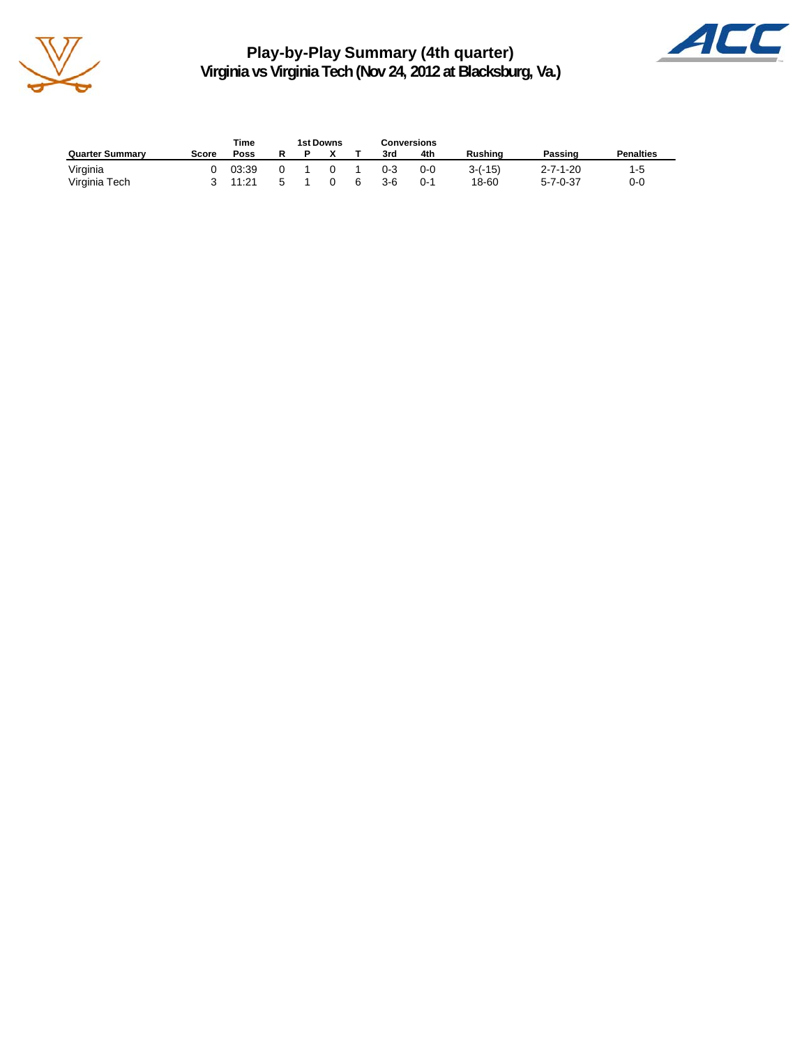# Play-by-Play Summary (4th quarter)

## Virginia vs Virginia Tech (Nov 24, 2012 at Blacksburg, Va.)

| Quarter Summary | Score | Time Poss | 1st Downs R | 1st Downs P | 1st Downs X | 1st Downs T | Conversions 3rd | Conversions 4th | Rushing | Passing | Penalties |
|---|---|---|---|---|---|---|---|---|---|---|---|
| Virginia | 0 | 03:39 | 0 | 1 | 0 | 1 | 0-3 | 0-0 | 3-(-15) | 2-7-1-20 | 1-5 |
| Virginia Tech | 3 | 11:21 | 5 | 1 | 0 | 6 | 3-6 | 0-1 | 18-60 | 5-7-0-37 | 0-0 |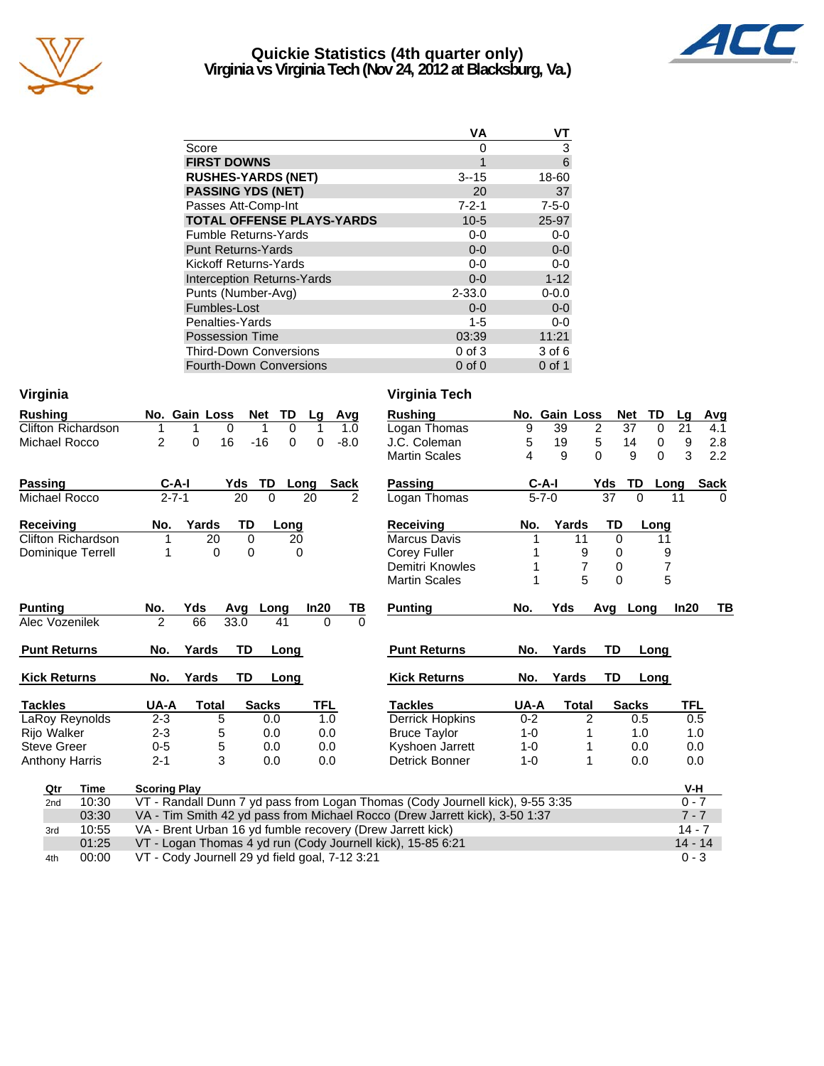# Quickie Statistics (4th quarter only)
## Virginia vs Virginia Tech (Nov 24, 2012 at Blacksburg, Va.)

| | VA | VT |
|---|---|---|
| Score | 0 | 3 |
| **FIRST DOWNS** | 1 | 6 |
| **RUSHES-YARDS (NET)** | 3--15 | 18-60 |
| **PASSING YDS (NET)** | 20 | 37 |
| Passes Att-Comp-Int | 7-2-1 | 7-5-0 |
| **TOTAL OFFENSE PLAYS-YARDS** | 10-5 | 25-97 |
| Fumble Returns-Yards | 0-0 | 0-0 |
| Punt Returns-Yards | 0-0 | 0-0 |
| Kickoff Returns-Yards | 0-0 | 0-0 |
| Interception Returns-Yards | 0-0 | 1-12 |
| Punts (Number-Avg) | 2-33.0 | 0-0.0 |
| Fumbles-Lost | 0-0 | 0-0 |
| Penalties-Yards | 1-5 | 0-0 |
| Possession Time | 03:39 | 11:21 |
| Third-Down Conversions | 0 of 3 | 3 of 6 |
| Fourth-Down Conversions | 0 of 0 | 0 of 1 |

### Virginia

| Rushing | No. | Gain | Loss | Net | TD | Lg | Avg |
|---|---|---|---|---|---|---|---|
| Clifton Richardson | 1 | 1 | 0 | 1 | 0 | 1 | 1.0 |
| Michael Rocco | 2 | 0 | 16 | -16 | 0 | 0 | -8.0 |

| Passing | C-A-I | Yds | TD | Long | Sack |
|---|---|---|---|---|---|
| Michael Rocco | 2-7-1 | 20 | 0 | 20 | 2 |

| Receiving | No. | Yards | TD | Long |
|---|---|---|---|---|
| Clifton Richardson | 1 | 20 | 0 | 20 |
| Dominique Terrell | 1 | 0 | 0 | 0 |

| Punting | No. | Yds | Avg | Long | In20 | TB |
|---|---|---|---|---|---|---|
| Alec Vozenilek | 2 | 66 | 33.0 | 41 | 0 | 0 |

| Punt Returns | No. | Yards | TD | Long |
|---|---|---|---|---|

| Kick Returns | No. | Yards | TD | Long |
|---|---|---|---|---|

| Tackles | UA-A | Total | Sacks | TFL |
|---|---|---|---|---|
| LaRoy Reynolds | 2-3 | 5 | 0.0 | 1.0 |
| Rijo Walker | 2-3 | 5 | 0.0 | 0.0 |
| Steve Greer | 0-5 | 5 | 0.0 | 0.0 |
| Anthony Harris | 2-1 | 3 | 0.0 | 0.0 |

### Virginia Tech

| Rushing | No. | Gain | Loss | Net | TD | Lg | Avg |
|---|---|---|---|---|---|---|---|
| Logan Thomas | 9 | 39 | 2 | 37 | 0 | 21 | 4.1 |
| J.C. Coleman | 5 | 19 | 5 | 14 | 0 | 9 | 2.8 |
| Martin Scales | 4 | 9 | 0 | 9 | 0 | 3 | 2.2 |

| Passing | C-A-I | Yds | TD | Long | Sack |
|---|---|---|---|---|---|
| Logan Thomas | 5-7-0 | 37 | 0 | 11 | 0 |

| Receiving | No. | Yards | TD | Long |
|---|---|---|---|---|
| Marcus Davis | 1 | 11 | 0 | 11 |
| Corey Fuller | 1 | 9 | 0 | 9 |
| Demitri Knowles | 1 | 7 | 0 | 7 |
| Martin Scales | 1 | 5 | 0 | 5 |

| Punting | No. | Yds | Avg | Long | In20 | TB |
|---|---|---|---|---|---|---|

| Punt Returns | No. | Yards | TD | Long |
|---|---|---|---|---|

| Kick Returns | No. | Yards | TD | Long |
|---|---|---|---|---|

| Tackles | UA-A | Total | Sacks | TFL |
|---|---|---|---|---|
| Derrick Hopkins | 0-2 | 2 | 0.5 | 0.5 |
| Bruce Taylor | 1-0 | 1 | 1.0 | 1.0 |
| Kyshoen Jarrett | 1-0 | 1 | 0.0 | 0.0 |
| Detrick Bonner | 1-0 | 1 | 0.0 | 0.0 |

| Qtr | Time | Scoring Play | V-H |
|---|---|---|---|
| 2nd | 10:30 | VT - Randall Dunn 7 yd pass from Logan Thomas (Cody Journell kick), 9-55 3:35 | 0 - 7 |
| | 03:30 | VA - Tim Smith 42 yd pass from Michael Rocco (Drew Jarrett kick), 3-50 1:37 | 7 - 7 |
| 3rd | 10:55 | VA - Brent Urban 16 yd fumble recovery (Drew Jarrett kick) | 14 - 7 |
| | 01:25 | VT - Logan Thomas 4 yd run (Cody Journell kick), 15-85 6:21 | 14 - 14 |
| 4th | 00:00 | VT - Cody Journell 29 yd field goal, 7-12 3:21 | 0 - 3 |